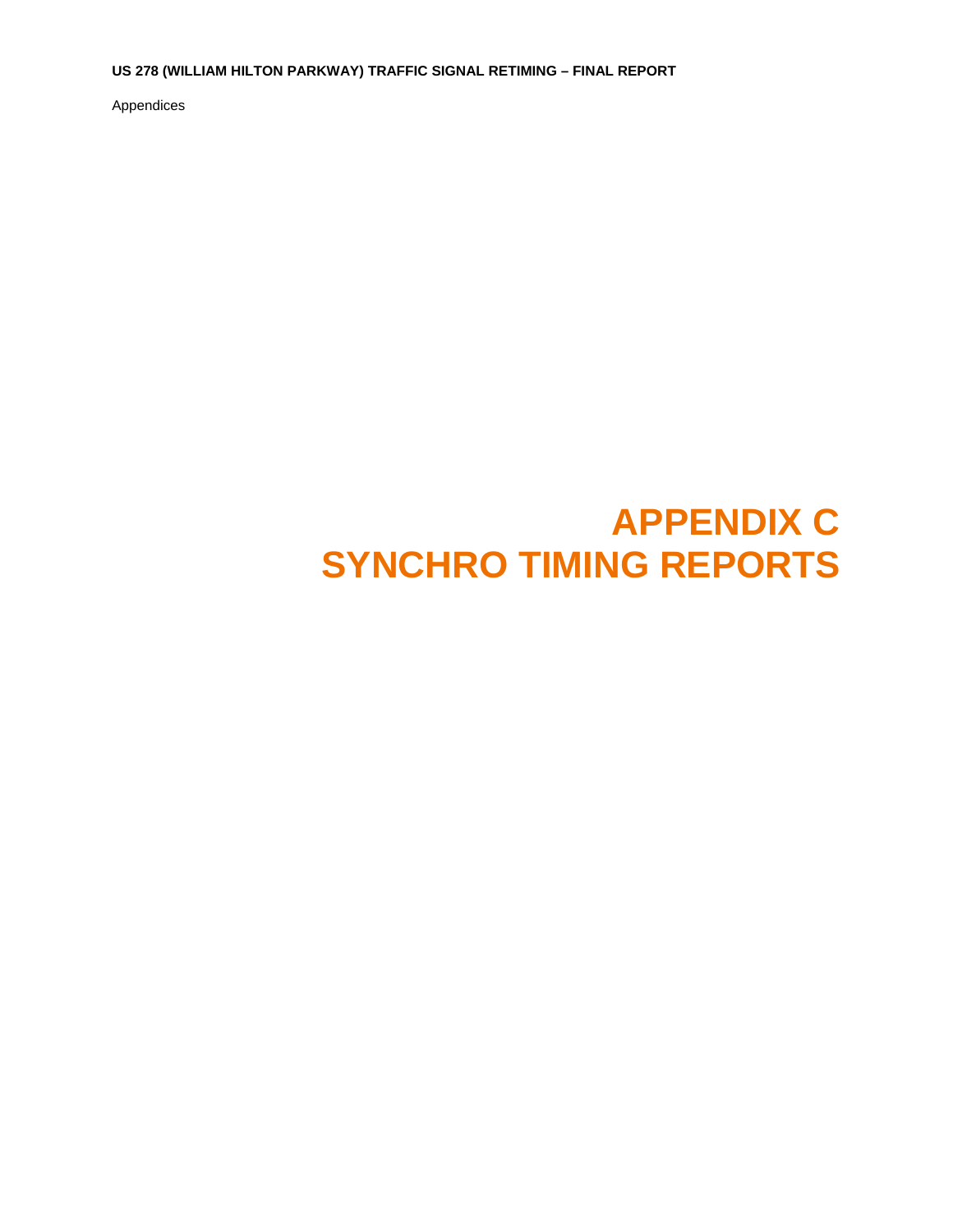# APPENDIX C
# SYNCHRO TIMING REPORTS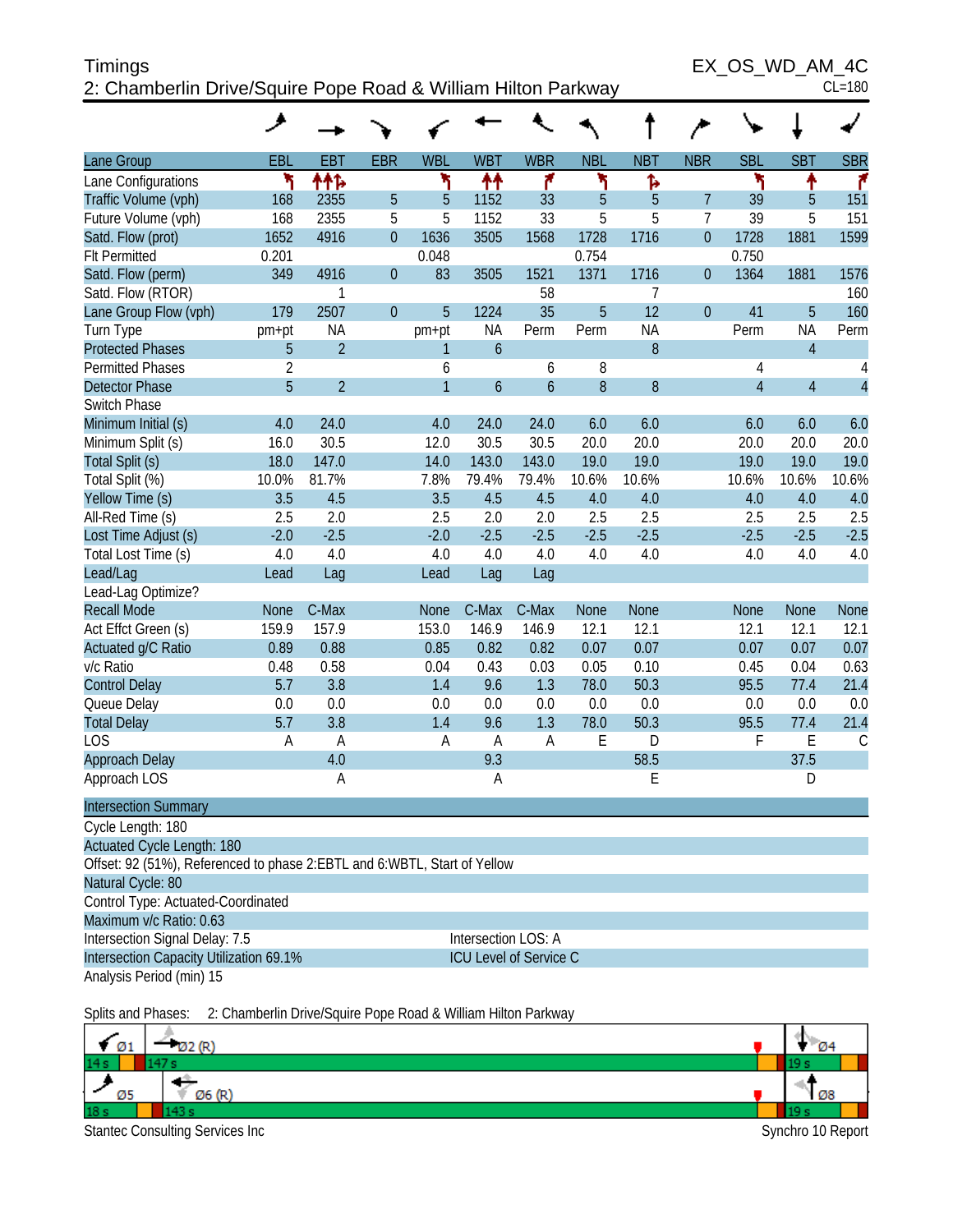Timings

2: Chamberlin Drive/Squire Pope Road & William Hilton Parkway

EX_OS_WD_AM_4C

CL=180

| Lane Group | EBL | EBT | EBR | WBL | WBT | WBR | NBL | NBT | NBR | SBL | SBT | SBR |
|---|---|---|---|---|---|---|---|---|---|---|---|---|
| Lane Configurations | | | | | | | | | | | | |
| Traffic Volume (vph) | 168 | 2355 | 5 | 5 | 1152 | 33 | 5 | 5 | 7 | 39 | 5 | 151 |
| Future Volume (vph) | 168 | 2355 | 5 | 5 | 1152 | 33 | 5 | 5 | 7 | 39 | 5 | 151 |
| Satd. Flow (prot) | 1652 | 4916 | 0 | 1636 | 3505 | 1568 | 1728 | 1716 | 0 | 1728 | 1881 | 1599 |
| Flt Permitted | 0.201 | | | 0.048 | | | 0.754 | | | 0.750 | | |
| Satd. Flow (perm) | 349 | 4916 | 0 | 83 | 3505 | 1521 | 1371 | 1716 | 0 | 1364 | 1881 | 1576 |
| Satd. Flow (RTOR) | | 1 | | | | 58 | | 7 | | | | 160 |
| Lane Group Flow (vph) | 179 | 2507 | 0 | 5 | 1224 | 35 | 5 | 12 | 0 | 41 | 5 | 160 |
| Turn Type | pm+pt | NA | | pm+pt | NA | Perm | Perm | NA | | Perm | NA | Perm |
| Protected Phases | 5 | 2 | | 1 | 6 | | | 8 | | | 4 | |
| Permitted Phases | 2 | | | 6 | | 6 | 8 | | | 4 | | 4 |
| Detector Phase | 5 | 2 | | 1 | 6 | 6 | 8 | 8 | | 4 | 4 | 4 |
| Switch Phase | | | | | | | | | | | | |
| Minimum Initial (s) | 4.0 | 24.0 | | 4.0 | 24.0 | 24.0 | 6.0 | 6.0 | | 6.0 | 6.0 | 6.0 |
| Minimum Split (s) | 16.0 | 30.5 | | 12.0 | 30.5 | 30.5 | 20.0 | 20.0 | | 20.0 | 20.0 | 20.0 |
| Total Split (s) | 18.0 | 147.0 | | 14.0 | 143.0 | 143.0 | 19.0 | 19.0 | | 19.0 | 19.0 | 19.0 |
| Total Split (%) | 10.0% | 81.7% | | 7.8% | 79.4% | 79.4% | 10.6% | 10.6% | | 10.6% | 10.6% | 10.6% |
| Yellow Time (s) | 3.5 | 4.5 | | 3.5 | 4.5 | 4.5 | 4.0 | 4.0 | | 4.0 | 4.0 | 4.0 |
| All-Red Time (s) | 2.5 | 2.0 | | 2.5 | 2.0 | 2.0 | 2.5 | 2.5 | | 2.5 | 2.5 | 2.5 |
| Lost Time Adjust (s) | -2.0 | -2.5 | | -2.0 | -2.5 | -2.5 | -2.5 | -2.5 | | -2.5 | -2.5 | -2.5 |
| Total Lost Time (s) | 4.0 | 4.0 | | 4.0 | 4.0 | 4.0 | 4.0 | 4.0 | | 4.0 | 4.0 | 4.0 |
| Lead/Lag | Lead | Lag | | Lead | Lag | Lag | | | | | | |
| Lead-Lag Optimize? | | | | | | | | | | | | |
| Recall Mode | None | C-Max | | None | C-Max | C-Max | None | None | | None | None | None |
| Act Effct Green (s) | 159.9 | 157.9 | | 153.0 | 146.9 | 146.9 | 12.1 | 12.1 | | 12.1 | 12.1 | 12.1 |
| Actuated g/C Ratio | 0.89 | 0.88 | | 0.85 | 0.82 | 0.82 | 0.07 | 0.07 | | 0.07 | 0.07 | 0.07 |
| v/c Ratio | 0.48 | 0.58 | | 0.04 | 0.43 | 0.03 | 0.05 | 0.10 | | 0.45 | 0.04 | 0.63 |
| Control Delay | 5.7 | 3.8 | | 1.4 | 9.6 | 1.3 | 78.0 | 50.3 | | 95.5 | 77.4 | 21.4 |
| Queue Delay | 0.0 | 0.0 | | 0.0 | 0.0 | 0.0 | 0.0 | 0.0 | | 0.0 | 0.0 | 0.0 |
| Total Delay | 5.7 | 3.8 | | 1.4 | 9.6 | 1.3 | 78.0 | 50.3 | | 95.5 | 77.4 | 21.4 |
| LOS | A | A | | A | A | A | E | D | | F | E | C |
| Approach Delay | | 4.0 | | | 9.3 | | | 58.5 | | | 37.5 | |
| Approach LOS | | A | | | A | | | E | | | D | |

**Intersection Summary**

Cycle Length: 180

Actuated Cycle Length: 180

Offset: 92 (51%), Referenced to phase 2:EBTL and 6:WBTL, Start of Yellow

Natural Cycle: 80

Control Type: Actuated-Coordinated

Maximum v/c Ratio: 0.63

Intersection Signal Delay: 7.5 — Intersection LOS: A

Intersection Capacity Utilization 69.1% — ICU Level of Service C

Analysis Period (min) 15

Splits and Phases: 2: Chamberlin Drive/Squire Pope Road & William Hilton Parkway

| Ø1 | Ø2 (R) | Ø4 |
|---|---|---|
| 14 s | 147 s | 19 s |
| **Ø5** | **Ø6 (R)** | **Ø8** |
| 18 s | 143 s | 19 s |

Stantec Consulting Services Inc — Synchro 10 Report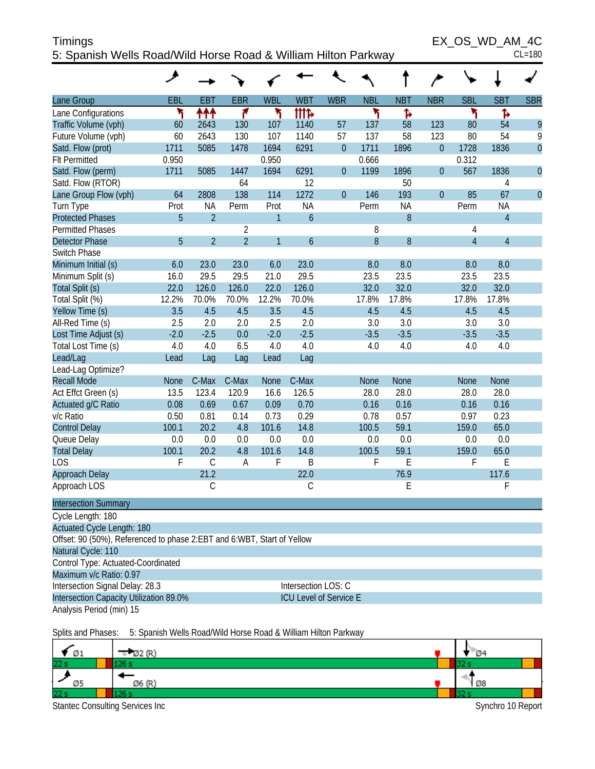# Timings

## 5: Spanish Wells Road/Wild Horse Road & William Hilton Parkway

EX_OS_WD_AM_4C
CL=180

| Lane Group | EBL | EBT | EBR | WBL | WBT | WBR | NBL | NBT | NBR | SBL | SBT | SBR |
|---|---|---|---|---|---|---|---|---|---|---|---|---|
| Lane Configurations | ↰ | ↑↑↑ | ↱ | ↰ | ↑↑↑↱ | | ↰ | ↱ | | ↰ | ↱ | |
| Traffic Volume (vph) | 60 | 2643 | 130 | 107 | 1140 | 57 | 137 | 58 | 123 | 80 | 54 | 9 |
| Future Volume (vph) | 60 | 2643 | 130 | 107 | 1140 | 57 | 137 | 58 | 123 | 80 | 54 | 9 |
| Satd. Flow (prot) | 1711 | 5085 | 1478 | 1694 | 6291 | 0 | 1711 | 1896 | 0 | 1728 | 1836 | 0 |
| Flt Permitted | 0.950 | | | 0.950 | | | 0.666 | | | 0.312 | | |
| Satd. Flow (perm) | 1711 | 5085 | 1447 | 1694 | 6291 | 0 | 1199 | 1896 | 0 | 567 | 1836 | 0 |
| Satd. Flow (RTOR) | | | 64 | | 12 | | | 50 | | | 4 | |
| Lane Group Flow (vph) | 64 | 2808 | 138 | 114 | 1272 | 0 | 146 | 193 | 0 | 85 | 67 | 0 |
| Turn Type | Prot | NA | Perm | Prot | NA | | Perm | NA | | Perm | NA | |
| Protected Phases | 5 | 2 | | 1 | 6 | | | 8 | | | 4 | |
| Permitted Phases | | | 2 | | | | 8 | | | 4 | | |
| Detector Phase | 5 | 2 | 2 | 1 | 6 | | 8 | 8 | | 4 | 4 | |
| Switch Phase | | | | | | | | | | | | |
| Minimum Initial (s) | 6.0 | 23.0 | 23.0 | 6.0 | 23.0 | | 8.0 | 8.0 | | 8.0 | 8.0 | |
| Minimum Split (s) | 16.0 | 29.5 | 29.5 | 21.0 | 29.5 | | 23.5 | 23.5 | | 23.5 | 23.5 | |
| Total Split (s) | 22.0 | 126.0 | 126.0 | 22.0 | 126.0 | | 32.0 | 32.0 | | 32.0 | 32.0 | |
| Total Split (%) | 12.2% | 70.0% | 70.0% | 12.2% | 70.0% | | 17.8% | 17.8% | | 17.8% | 17.8% | |
| Yellow Time (s) | 3.5 | 4.5 | 4.5 | 3.5 | 4.5 | | 4.5 | 4.5 | | 4.5 | 4.5 | |
| All-Red Time (s) | 2.5 | 2.0 | 2.0 | 2.5 | 2.0 | | 3.0 | 3.0 | | 3.0 | 3.0 | |
| Lost Time Adjust (s) | -2.0 | -2.5 | 0.0 | -2.0 | -2.5 | | -3.5 | -3.5 | | -3.5 | -3.5 | |
| Total Lost Time (s) | 4.0 | 4.0 | 6.5 | 4.0 | 4.0 | | 4.0 | 4.0 | | 4.0 | 4.0 | |
| Lead/Lag | Lead | Lag | Lag | Lead | Lag | | | | | | | |
| Lead-Lag Optimize? | | | | | | | | | | | | |
| Recall Mode | None | C-Max | C-Max | None | C-Max | | None | None | | None | None | |
| Act Effct Green (s) | 13.5 | 123.4 | 120.9 | 16.6 | 126.5 | | 28.0 | 28.0 | | 28.0 | 28.0 | |
| Actuated g/C Ratio | 0.08 | 0.69 | 0.67 | 0.09 | 0.70 | | 0.16 | 0.16 | | 0.16 | 0.16 | |
| v/c Ratio | 0.50 | 0.81 | 0.14 | 0.73 | 0.29 | | 0.78 | 0.57 | | 0.97 | 0.23 | |
| Control Delay | 100.1 | 20.2 | 4.8 | 101.6 | 14.8 | | 100.5 | 59.1 | | 159.0 | 65.0 | |
| Queue Delay | 0.0 | 0.0 | 0.0 | 0.0 | 0.0 | | 0.0 | 0.0 | | 0.0 | 0.0 | |
| Total Delay | 100.1 | 20.2 | 4.8 | 101.6 | 14.8 | | 100.5 | 59.1 | | 159.0 | 65.0 | |
| LOS | F | C | A | F | B | | F | E | | F | E | |
| Approach Delay | | 21.2 | | | 22.0 | | | 76.9 | | | 117.6 | |
| Approach LOS | | C | | | C | | | E | | | F | |

**Intersection Summary**

Cycle Length: 180
Actuated Cycle Length: 180
Offset: 90 (50%), Referenced to phase 2:EBT and 6:WBT, Start of Yellow
Natural Cycle: 110
Control Type: Actuated-Coordinated
Maximum v/c Ratio: 0.97
Intersection Signal Delay: 28.3 — Intersection LOS: C
Intersection Capacity Utilization 89.0% — ICU Level of Service E
Analysis Period (min) 15

Splits and Phases: 5: Spanish Wells Road/Wild Horse Road & William Hilton Parkway

| Ø1 | Ø2 (R) | Ø4 |
|---|---|---|
| 22 s | 126 s | 32 s |
| **Ø5** | **Ø6 (R)** | **Ø8** |
| 22 s | 126 s | 32 s |

Stantec Consulting Services Inc — Synchro 10 Report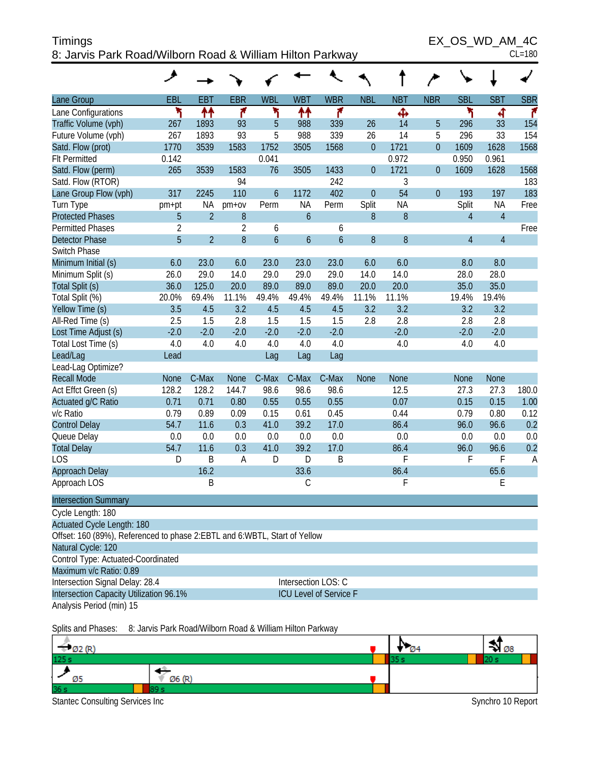Timings

8: Jarvis Park Road/Wilborn Road & William Hilton Parkway

EX_OS_WD_AM_4C

CL=180

| Lane Group | EBL | EBT | EBR | WBL | WBT | WBR | NBL | NBT | NBR | SBL | SBT | SBR |
|---|---|---|---|---|---|---|---|---|---|---|---|---|
| Lane Configurations | | | | | | | | | | | | |
| Traffic Volume (vph) | 267 | 1893 | 93 | 5 | 988 | 339 | 26 | 14 | 5 | 296 | 33 | 154 |
| Future Volume (vph) | 267 | 1893 | 93 | 5 | 988 | 339 | 26 | 14 | 5 | 296 | 33 | 154 |
| Satd. Flow (prot) | 1770 | 3539 | 1583 | 1752 | 3505 | 1568 | 0 | 1721 | 0 | 1609 | 1628 | 1568 |
| Flt Permitted | 0.142 | | | 0.041 | | | | 0.972 | | 0.950 | 0.961 | |
| Satd. Flow (perm) | 265 | 3539 | 1583 | 76 | 3505 | 1433 | 0 | 1721 | 0 | 1609 | 1628 | 1568 |
| Satd. Flow (RTOR) | | | 94 | | | 242 | | 3 | | | | 183 |
| Lane Group Flow (vph) | 317 | 2245 | 110 | 6 | 1172 | 402 | 0 | 54 | 0 | 193 | 197 | 183 |
| Turn Type | pm+pt | NA | pm+ov | Perm | NA | Perm | Split | NA | | Split | NA | Free |
| Protected Phases | 5 | 2 | 8 | | 6 | | 8 | 8 | | 4 | 4 | |
| Permitted Phases | 2 | | 2 | 6 | | 6 | | | | | | Free |
| Detector Phase | 5 | 2 | 8 | 6 | 6 | 6 | 8 | 8 | | 4 | 4 | |
| Switch Phase | | | | | | | | | | | | |
| Minimum Initial (s) | 6.0 | 23.0 | 6.0 | 23.0 | 23.0 | 23.0 | 6.0 | 6.0 | | 8.0 | 8.0 | |
| Minimum Split (s) | 26.0 | 29.0 | 14.0 | 29.0 | 29.0 | 29.0 | 14.0 | 14.0 | | 28.0 | 28.0 | |
| Total Split (s) | 36.0 | 125.0 | 20.0 | 89.0 | 89.0 | 89.0 | 20.0 | 20.0 | | 35.0 | 35.0 | |
| Total Split (%) | 20.0% | 69.4% | 11.1% | 49.4% | 49.4% | 49.4% | 11.1% | 11.1% | | 19.4% | 19.4% | |
| Yellow Time (s) | 3.5 | 4.5 | 3.2 | 4.5 | 4.5 | 4.5 | 3.2 | 3.2 | | 3.2 | 3.2 | |
| All-Red Time (s) | 2.5 | 1.5 | 2.8 | 1.5 | 1.5 | 1.5 | 2.8 | 2.8 | | 2.8 | 2.8 | |
| Lost Time Adjust (s) | -2.0 | -2.0 | -2.0 | -2.0 | -2.0 | -2.0 | | -2.0 | | -2.0 | -2.0 | |
| Total Lost Time (s) | 4.0 | 4.0 | 4.0 | 4.0 | 4.0 | 4.0 | | 4.0 | | 4.0 | 4.0 | |
| Lead/Lag | Lead | | | Lag | Lag | Lag | | | | | | |
| Lead-Lag Optimize? | | | | | | | | | | | | |
| Recall Mode | None | C-Max | None | C-Max | C-Max | C-Max | None | None | | None | None | |
| Act Effct Green (s) | 128.2 | 128.2 | 144.7 | 98.6 | 98.6 | 98.6 | | 12.5 | | 27.3 | 27.3 | 180.0 |
| Actuated g/C Ratio | 0.71 | 0.71 | 0.80 | 0.55 | 0.55 | 0.55 | | 0.07 | | 0.15 | 0.15 | 1.00 |
| v/c Ratio | 0.79 | 0.89 | 0.09 | 0.15 | 0.61 | 0.45 | | 0.44 | | 0.79 | 0.80 | 0.12 |
| Control Delay | 54.7 | 11.6 | 0.3 | 41.0 | 39.2 | 17.0 | | 86.4 | | 96.0 | 96.6 | 0.2 |
| Queue Delay | 0.0 | 0.0 | 0.0 | 0.0 | 0.0 | 0.0 | | 0.0 | | 0.0 | 0.0 | 0.0 |
| Total Delay | 54.7 | 11.6 | 0.3 | 41.0 | 39.2 | 17.0 | | 86.4 | | 96.0 | 96.6 | 0.2 |
| LOS | D | B | A | D | D | B | | F | | F | F | A |
| Approach Delay | | 16.2 | | | 33.6 | | | 86.4 | | | 65.6 | |
| Approach LOS | | B | | | C | | | F | | | E | |

**Intersection Summary**

Cycle Length: 180

Actuated Cycle Length: 180

Offset: 160 (89%), Referenced to phase 2:EBTL and 6:WBTL, Start of Yellow

Natural Cycle: 120

Control Type: Actuated-Coordinated

Maximum v/c Ratio: 0.89

Intersection Signal Delay: 28.4 — Intersection LOS: C

Intersection Capacity Utilization 96.1% — ICU Level of Service F

Analysis Period (min) 15

Splits and Phases: 8: Jarvis Park Road/Wilborn Road & William Hilton Parkway

| Ø2 (R) | Ø4 | Ø8 |
|---|---|---|
| 125 s | 35 s | 20 s |

| Ø5 | Ø6 (R) |
|---|---|
| 36 s | 89 s |

Stantec Consulting Services Inc — Synchro 10 Report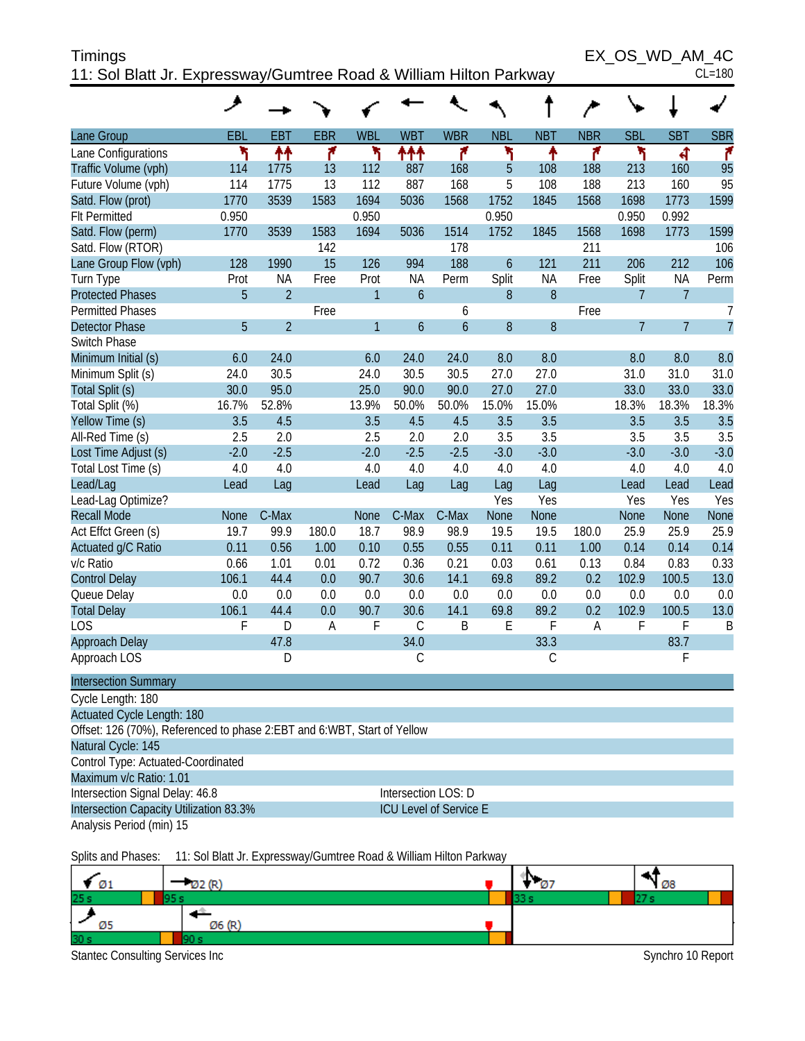# Timings

## 11: Sol Blatt Jr. Expressway/Gumtree Road & William Hilton Parkway

EX_OS_WD_AM_4C

CL=180

| Lane Group | EBL | EBT | EBR | WBL | WBT | WBR | NBL | NBT | NBR | SBL | SBT | SBR |
|---|---|---|---|---|---|---|---|---|---|---|---|---|
| Lane Configurations | | | | | | | | | | | | |
| Traffic Volume (vph) | 114 | 1775 | 13 | 112 | 887 | 168 | 5 | 108 | 188 | 213 | 160 | 95 |
| Future Volume (vph) | 114 | 1775 | 13 | 112 | 887 | 168 | 5 | 108 | 188 | 213 | 160 | 95 |
| Satd. Flow (prot) | 1770 | 3539 | 1583 | 1694 | 5036 | 1568 | 1752 | 1845 | 1568 | 1698 | 1773 | 1599 |
| Flt Permitted | 0.950 | | | 0.950 | | | 0.950 | | | 0.950 | 0.992 | |
| Satd. Flow (perm) | 1770 | 3539 | 1583 | 1694 | 5036 | 1514 | 1752 | 1845 | 1568 | 1698 | 1773 | 1599 |
| Satd. Flow (RTOR) | | | 142 | | | 178 | | | 211 | | | 106 |
| Lane Group Flow (vph) | 128 | 1990 | 15 | 126 | 994 | 188 | 6 | 121 | 211 | 206 | 212 | 106 |
| Turn Type | Prot | NA | Free | Prot | NA | Perm | Split | NA | Free | Split | NA | Perm |
| Protected Phases | 5 | 2 | | 1 | 6 | | 8 | 8 | | 7 | 7 | |
| Permitted Phases | | | Free | | | 6 | | | Free | | | 7 |
| Detector Phase | 5 | 2 | | 1 | 6 | 6 | 8 | 8 | | 7 | 7 | 7 |
| Switch Phase | | | | | | | | | | | | |
| Minimum Initial (s) | 6.0 | 24.0 | | 6.0 | 24.0 | 24.0 | 8.0 | 8.0 | | 8.0 | 8.0 | 8.0 |
| Minimum Split (s) | 24.0 | 30.5 | | 24.0 | 30.5 | 30.5 | 27.0 | 27.0 | | 31.0 | 31.0 | 31.0 |
| Total Split (s) | 30.0 | 95.0 | | 25.0 | 90.0 | 90.0 | 27.0 | 27.0 | | 33.0 | 33.0 | 33.0 |
| Total Split (%) | 16.7% | 52.8% | | 13.9% | 50.0% | 50.0% | 15.0% | 15.0% | | 18.3% | 18.3% | 18.3% |
| Yellow Time (s) | 3.5 | 4.5 | | 3.5 | 4.5 | 4.5 | 3.5 | 3.5 | | 3.5 | 3.5 | 3.5 |
| All-Red Time (s) | 2.5 | 2.0 | | 2.5 | 2.0 | 2.0 | 3.5 | 3.5 | | 3.5 | 3.5 | 3.5 |
| Lost Time Adjust (s) | -2.0 | -2.5 | | -2.0 | -2.5 | -2.5 | -3.0 | -3.0 | | -3.0 | -3.0 | -3.0 |
| Total Lost Time (s) | 4.0 | 4.0 | | 4.0 | 4.0 | 4.0 | 4.0 | 4.0 | | 4.0 | 4.0 | 4.0 |
| Lead/Lag | Lead | Lag | | Lead | Lag | Lag | Lag | Lag | | Lead | Lead | Lead |
| Lead-Lag Optimize? | | | | | | | Yes | Yes | | Yes | Yes | Yes |
| Recall Mode | None | C-Max | | None | C-Max | C-Max | None | None | | None | None | None |
| Act Effct Green (s) | 19.7 | 99.9 | 180.0 | 18.7 | 98.9 | 98.9 | 19.5 | 19.5 | 180.0 | 25.9 | 25.9 | 25.9 |
| Actuated g/C Ratio | 0.11 | 0.56 | 1.00 | 0.10 | 0.55 | 0.55 | 0.11 | 0.11 | 1.00 | 0.14 | 0.14 | 0.14 |
| v/c Ratio | 0.66 | 1.01 | 0.01 | 0.72 | 0.36 | 0.21 | 0.03 | 0.61 | 0.13 | 0.84 | 0.83 | 0.33 |
| Control Delay | 106.1 | 44.4 | 0.0 | 90.7 | 30.6 | 14.1 | 69.8 | 89.2 | 0.2 | 102.9 | 100.5 | 13.0 |
| Queue Delay | 0.0 | 0.0 | 0.0 | 0.0 | 0.0 | 0.0 | 0.0 | 0.0 | 0.0 | 0.0 | 0.0 | 0.0 |
| Total Delay | 106.1 | 44.4 | 0.0 | 90.7 | 30.6 | 14.1 | 69.8 | 89.2 | 0.2 | 102.9 | 100.5 | 13.0 |
| LOS | F | D | A | F | C | B | E | F | A | F | F | B |
| Approach Delay | | 47.8 | | | 34.0 | | | 33.3 | | | 83.7 | |
| Approach LOS | | D | | | C | | | C | | | F | |

### Intersection Summary

Cycle Length: 180

Actuated Cycle Length: 180

Offset: 126 (70%), Referenced to phase 2:EBT and 6:WBT, Start of Yellow

Natural Cycle: 145

Control Type: Actuated-Coordinated

Maximum v/c Ratio: 1.01

Intersection Signal Delay: 46.8 — Intersection LOS: D

Intersection Capacity Utilization 83.3% — ICU Level of Service E

Analysis Period (min) 15

Splits and Phases: 11: Sol Blatt Jr. Expressway/Gumtree Road & William Hilton Parkway

| Ø1 | Ø2 (R) | Ø7 | Ø8 |
|---|---|---|---|
| 25 s | 95 s | 33 s | 27 s |

| Ø5 | Ø6 (R) |
|---|---|
| 30 s | 90 s |

Stantec Consulting Services Inc — Synchro 10 Report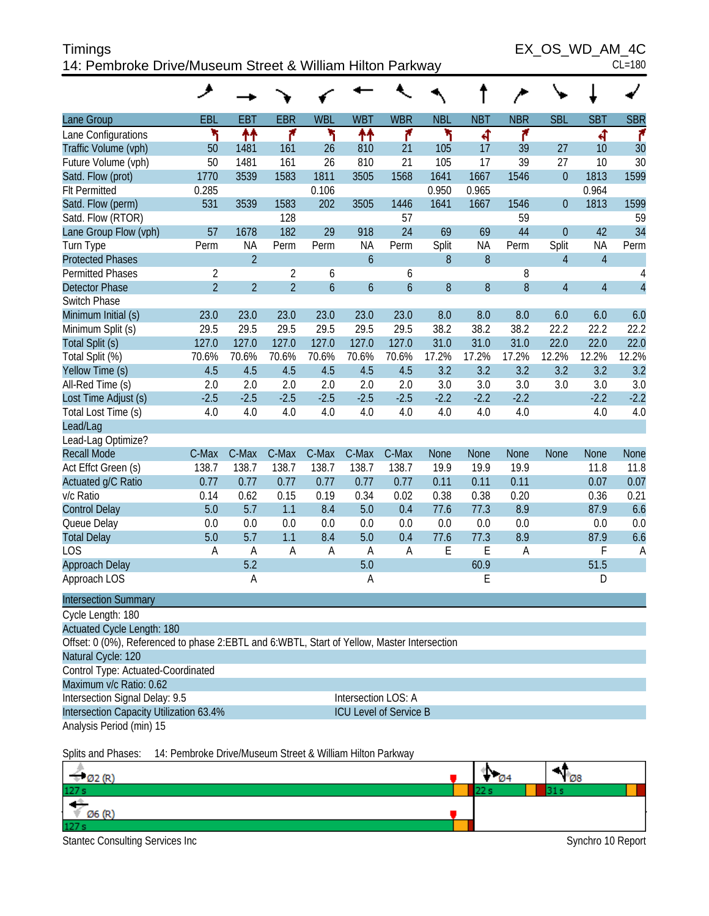Timings
14: Pembroke Drive/Museum Street & William Hilton Parkway

EX_OS_WD_AM_4C
CL=180

| Lane Group | EBL | EBT | EBR | WBL | WBT | WBR | NBL | NBT | NBR | SBL | SBT | SBR |
|---|---|---|---|---|---|---|---|---|---|---|---|---|
| Lane Configurations | | | | | | | | | | | | |
| Traffic Volume (vph) | 50 | 1481 | 161 | 26 | 810 | 21 | 105 | 17 | 39 | 27 | 10 | 30 |
| Future Volume (vph) | 50 | 1481 | 161 | 26 | 810 | 21 | 105 | 17 | 39 | 27 | 10 | 30 |
| Satd. Flow (prot) | 1770 | 3539 | 1583 | 1811 | 3505 | 1568 | 1641 | 1667 | 1546 | 0 | 1813 | 1599 |
| Flt Permitted | 0.285 | | | 0.106 | | | 0.950 | 0.965 | | | 0.964 | |
| Satd. Flow (perm) | 531 | 3539 | 1583 | 202 | 3505 | 1446 | 1641 | 1667 | 1546 | 0 | 1813 | 1599 |
| Satd. Flow (RTOR) | | | 128 | | | 57 | | | 59 | | | 59 |
| Lane Group Flow (vph) | 57 | 1678 | 182 | 29 | 918 | 24 | 69 | 69 | 44 | 0 | 42 | 34 |
| Turn Type | Perm | NA | Perm | Perm | NA | Perm | Split | NA | Perm | Split | NA | Perm |
| Protected Phases | | 2 | | | 6 | | 8 | 8 | | 4 | 4 | |
| Permitted Phases | 2 | | 2 | 6 | | 6 | | | 8 | | | 4 |
| Detector Phase | 2 | 2 | 2 | 6 | 6 | 6 | 8 | 8 | 8 | 4 | 4 | 4 |
| Switch Phase | | | | | | | | | | | | |
| Minimum Initial (s) | 23.0 | 23.0 | 23.0 | 23.0 | 23.0 | 23.0 | 8.0 | 8.0 | 8.0 | 6.0 | 6.0 | 6.0 |
| Minimum Split (s) | 29.5 | 29.5 | 29.5 | 29.5 | 29.5 | 29.5 | 38.2 | 38.2 | 38.2 | 22.2 | 22.2 | 22.2 |
| Total Split (s) | 127.0 | 127.0 | 127.0 | 127.0 | 127.0 | 127.0 | 31.0 | 31.0 | 31.0 | 22.0 | 22.0 | 22.0 |
| Total Split (%) | 70.6% | 70.6% | 70.6% | 70.6% | 70.6% | 70.6% | 17.2% | 17.2% | 17.2% | 12.2% | 12.2% | 12.2% |
| Yellow Time (s) | 4.5 | 4.5 | 4.5 | 4.5 | 4.5 | 4.5 | 3.2 | 3.2 | 3.2 | 3.2 | 3.2 | 3.2 |
| All-Red Time (s) | 2.0 | 2.0 | 2.0 | 2.0 | 2.0 | 2.0 | 3.0 | 3.0 | 3.0 | 3.0 | 3.0 | 3.0 |
| Lost Time Adjust (s) | -2.5 | -2.5 | -2.5 | -2.5 | -2.5 | -2.5 | -2.2 | -2.2 | -2.2 | | -2.2 | -2.2 |
| Total Lost Time (s) | 4.0 | 4.0 | 4.0 | 4.0 | 4.0 | 4.0 | 4.0 | 4.0 | 4.0 | | 4.0 | 4.0 |
| Lead/Lag | | | | | | | | | | | | |
| Lead-Lag Optimize? | | | | | | | | | | | | |
| Recall Mode | C-Max | C-Max | C-Max | C-Max | C-Max | C-Max | None | None | None | None | None | None |
| Act Effct Green (s) | 138.7 | 138.7 | 138.7 | 138.7 | 138.7 | 138.7 | 19.9 | 19.9 | 19.9 | | 11.8 | 11.8 |
| Actuated g/C Ratio | 0.77 | 0.77 | 0.77 | 0.77 | 0.77 | 0.77 | 0.11 | 0.11 | 0.11 | | 0.07 | 0.07 |
| v/c Ratio | 0.14 | 0.62 | 0.15 | 0.19 | 0.34 | 0.02 | 0.38 | 0.38 | 0.20 | | 0.36 | 0.21 |
| Control Delay | 5.0 | 5.7 | 1.1 | 8.4 | 5.0 | 0.4 | 77.6 | 77.3 | 8.9 | | 87.9 | 6.6 |
| Queue Delay | 0.0 | 0.0 | 0.0 | 0.0 | 0.0 | 0.0 | 0.0 | 0.0 | 0.0 | | 0.0 | 0.0 |
| Total Delay | 5.0 | 5.7 | 1.1 | 8.4 | 5.0 | 0.4 | 77.6 | 77.3 | 8.9 | | 87.9 | 6.6 |
| LOS | A | A | A | A | A | A | E | E | A | | F | A |
| Approach Delay | | 5.2 | | | 5.0 | | | 60.9 | | | 51.5 | |
| Approach LOS | | A | | | A | | | E | | | D | |

**Intersection Summary**

Cycle Length: 180
Actuated Cycle Length: 180
Offset: 0 (0%), Referenced to phase 2:EBTL and 6:WBTL, Start of Yellow, Master Intersection
Natural Cycle: 120
Control Type: Actuated-Coordinated
Maximum v/c Ratio: 0.62
Intersection Signal Delay: 9.5 — Intersection LOS: A
Intersection Capacity Utilization 63.4% — ICU Level of Service B
Analysis Period (min) 15

Splits and Phases: 14: Pembroke Drive/Museum Street & William Hilton Parkway

| Ø2 (R) 127 s | Ø4 22 s | Ø8 31 s |
|---|---|---|
| Ø6 (R) 127 s | | |

Stantec Consulting Services Inc — Synchro 10 Report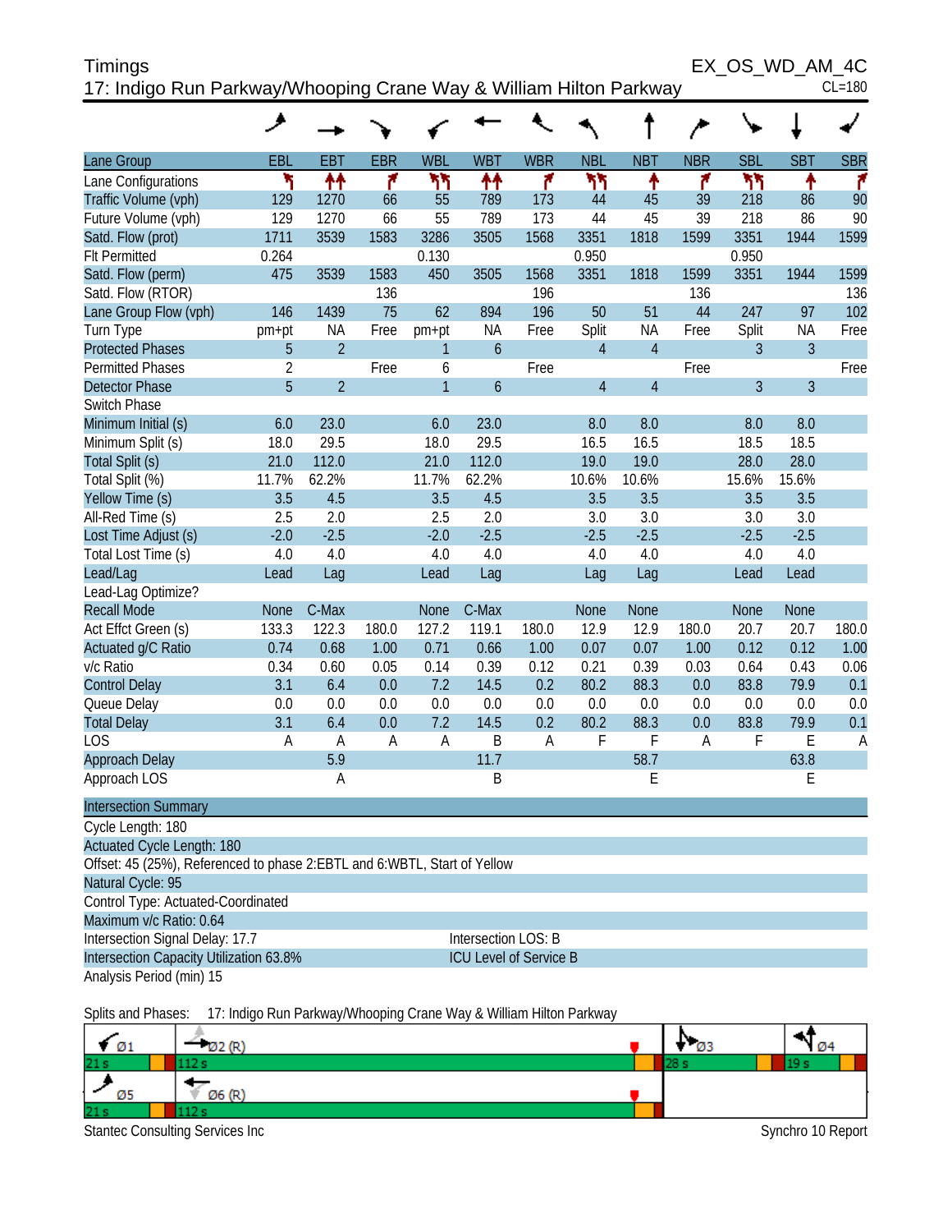# Timings

## 17: Indigo Run Parkway/Whooping Crane Way & William Hilton Parkway

EX_OS_WD_AM_4C

CL=180

| Lane Group | EBL | EBT | EBR | WBL | WBT | WBR | NBL | NBT | NBR | SBL | SBT | SBR |
|---|---|---|---|---|---|---|---|---|---|---|---|---|
| Lane Configurations | | | | | | | | | | | | |
| Traffic Volume (vph) | 129 | 1270 | 66 | 55 | 789 | 173 | 44 | 45 | 39 | 218 | 86 | 90 |
| Future Volume (vph) | 129 | 1270 | 66 | 55 | 789 | 173 | 44 | 45 | 39 | 218 | 86 | 90 |
| Satd. Flow (prot) | 1711 | 3539 | 1583 | 3286 | 3505 | 1568 | 3351 | 1818 | 1599 | 3351 | 1944 | 1599 |
| Flt Permitted | 0.264 | | | 0.130 | | | 0.950 | | | 0.950 | | |
| Satd. Flow (perm) | 475 | 3539 | 1583 | 450 | 3505 | 1568 | 3351 | 1818 | 1599 | 3351 | 1944 | 1599 |
| Satd. Flow (RTOR) | | | 136 | | | 196 | | | 136 | | | 136 |
| Lane Group Flow (vph) | 146 | 1439 | 75 | 62 | 894 | 196 | 50 | 51 | 44 | 247 | 97 | 102 |
| Turn Type | pm+pt | NA | Free | pm+pt | NA | Free | Split | NA | Free | Split | NA | Free |
| Protected Phases | 5 | 2 | | 1 | 6 | | 4 | 4 | | 3 | 3 | |
| Permitted Phases | 2 | | Free | 6 | | Free | | | Free | | | Free |
| Detector Phase | 5 | 2 | | 1 | 6 | | 4 | 4 | | 3 | 3 | |
| Switch Phase | | | | | | | | | | | | |
| Minimum Initial (s) | 6.0 | 23.0 | | 6.0 | 23.0 | | 8.0 | 8.0 | | 8.0 | 8.0 | |
| Minimum Split (s) | 18.0 | 29.5 | | 18.0 | 29.5 | | 16.5 | 16.5 | | 18.5 | 18.5 | |
| Total Split (s) | 21.0 | 112.0 | | 21.0 | 112.0 | | 19.0 | 19.0 | | 28.0 | 28.0 | |
| Total Split (%) | 11.7% | 62.2% | | 11.7% | 62.2% | | 10.6% | 10.6% | | 15.6% | 15.6% | |
| Yellow Time (s) | 3.5 | 4.5 | | 3.5 | 4.5 | | 3.5 | 3.5 | | 3.5 | 3.5 | |
| All-Red Time (s) | 2.5 | 2.0 | | 2.5 | 2.0 | | 3.0 | 3.0 | | 3.0 | 3.0 | |
| Lost Time Adjust (s) | -2.0 | -2.5 | | -2.0 | -2.5 | | -2.5 | -2.5 | | -2.5 | -2.5 | |
| Total Lost Time (s) | 4.0 | 4.0 | | 4.0 | 4.0 | | 4.0 | 4.0 | | 4.0 | 4.0 | |
| Lead/Lag | Lead | Lag | | Lead | Lag | | Lag | Lag | | Lead | Lead | |
| Lead-Lag Optimize? | | | | | | | | | | | | |
| Recall Mode | None | C-Max | | None | C-Max | | None | None | | None | None | |
| Act Effct Green (s) | 133.3 | 122.3 | 180.0 | 127.2 | 119.1 | 180.0 | 12.9 | 12.9 | 180.0 | 20.7 | 20.7 | 180.0 |
| Actuated g/C Ratio | 0.74 | 0.68 | 1.00 | 0.71 | 0.66 | 1.00 | 0.07 | 0.07 | 1.00 | 0.12 | 0.12 | 1.00 |
| v/c Ratio | 0.34 | 0.60 | 0.05 | 0.14 | 0.39 | 0.12 | 0.21 | 0.39 | 0.03 | 0.64 | 0.43 | 0.06 |
| Control Delay | 3.1 | 6.4 | 0.0 | 7.2 | 14.5 | 0.2 | 80.2 | 88.3 | 0.0 | 83.8 | 79.9 | 0.1 |
| Queue Delay | 0.0 | 0.0 | 0.0 | 0.0 | 0.0 | 0.0 | 0.0 | 0.0 | 0.0 | 0.0 | 0.0 | 0.0 |
| Total Delay | 3.1 | 6.4 | 0.0 | 7.2 | 14.5 | 0.2 | 80.2 | 88.3 | 0.0 | 83.8 | 79.9 | 0.1 |
| LOS | A | A | A | A | B | A | F | F | A | F | E | A |
| Approach Delay | | 5.9 | | | 11.7 | | | 58.7 | | | 63.8 | |
| Approach LOS | | A | | | B | | | E | | | E | |

**Intersection Summary**

Cycle Length: 180
Actuated Cycle Length: 180
Offset: 45 (25%), Referenced to phase 2:EBTL and 6:WBTL, Start of Yellow
Natural Cycle: 95
Control Type: Actuated-Coordinated
Maximum v/c Ratio: 0.64
Intersection Signal Delay: 17.7 — Intersection LOS: B
Intersection Capacity Utilization 63.8% — ICU Level of Service B
Analysis Period (min) 15

Splits and Phases: 17: Indigo Run Parkway/Whooping Crane Way & William Hilton Parkway

| Ø1 | Ø2 (R) | Ø3 | Ø4 |
|---|---|---|---|
| 21 s | 112 s | 28 s | 19 s |

| Ø5 | Ø6 (R) |
|---|---|
| 21 s | 112 s |

Stantec Consulting Services Inc — Synchro 10 Report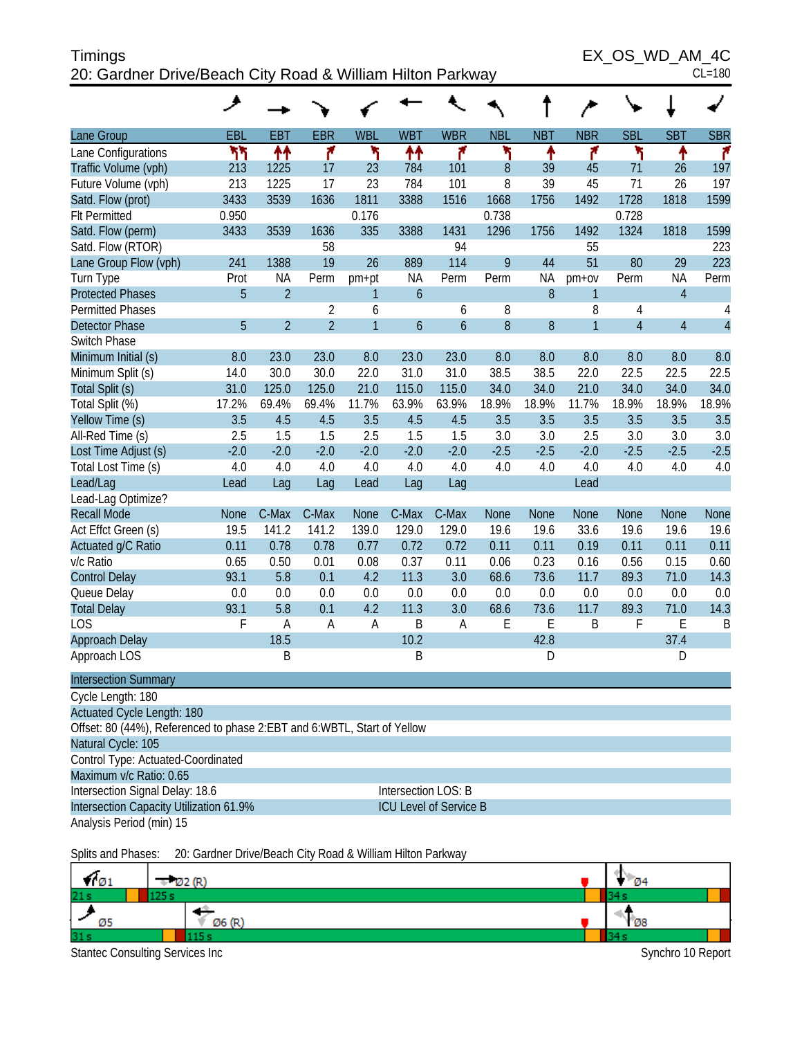Timings
20: Gardner Drive/Beach City Road & William Hilton Parkway

EX_OS_WD_AM_4C
CL=180

| Lane Group | EBL | EBT | EBR | WBL | WBT | WBR | NBL | NBT | NBR | SBL | SBT | SBR |
|---|---|---|---|---|---|---|---|---|---|---|---|---|
| Lane Configurations | ↰↰ | ↑↑ | ↱ | ↰ | ↑↑ | ↱ | ↰ | ↑ | ↱ | ↰ | ↑ | ↱ |
| Traffic Volume (vph) | 213 | 1225 | 17 | 23 | 784 | 101 | 8 | 39 | 45 | 71 | 26 | 197 |
| Future Volume (vph) | 213 | 1225 | 17 | 23 | 784 | 101 | 8 | 39 | 45 | 71 | 26 | 197 |
| Satd. Flow (prot) | 3433 | 3539 | 1636 | 1811 | 3388 | 1516 | 1668 | 1756 | 1492 | 1728 | 1818 | 1599 |
| Flt Permitted | 0.950 | | | 0.176 | | | 0.738 | | | 0.728 | | |
| Satd. Flow (perm) | 3433 | 3539 | 1636 | 335 | 3388 | 1431 | 1296 | 1756 | 1492 | 1324 | 1818 | 1599 |
| Satd. Flow (RTOR) | | | 58 | | | 94 | | | 55 | | | 223 |
| Lane Group Flow (vph) | 241 | 1388 | 19 | 26 | 889 | 114 | 9 | 44 | 51 | 80 | 29 | 223 |
| Turn Type | Prot | NA | Perm | pm+pt | NA | Perm | Perm | NA | pm+ov | Perm | NA | Perm |
| Protected Phases | 5 | 2 | | 1 | 6 | | | 8 | 1 | | 4 | |
| Permitted Phases | | | 2 | 6 | | 6 | 8 | | 8 | 4 | | 4 |
| Detector Phase | 5 | 2 | 2 | 1 | 6 | 6 | 8 | 8 | 1 | 4 | 4 | 4 |
| Switch Phase | | | | | | | | | | | | |
| Minimum Initial (s) | 8.0 | 23.0 | 23.0 | 8.0 | 23.0 | 23.0 | 8.0 | 8.0 | 8.0 | 8.0 | 8.0 | 8.0 |
| Minimum Split (s) | 14.0 | 30.0 | 30.0 | 22.0 | 31.0 | 31.0 | 38.5 | 38.5 | 22.0 | 22.5 | 22.5 | 22.5 |
| Total Split (s) | 31.0 | 125.0 | 125.0 | 21.0 | 115.0 | 115.0 | 34.0 | 34.0 | 21.0 | 34.0 | 34.0 | 34.0 |
| Total Split (%) | 17.2% | 69.4% | 69.4% | 11.7% | 63.9% | 63.9% | 18.9% | 18.9% | 11.7% | 18.9% | 18.9% | 18.9% |
| Yellow Time (s) | 3.5 | 4.5 | 4.5 | 3.5 | 4.5 | 4.5 | 3.5 | 3.5 | 3.5 | 3.5 | 3.5 | 3.5 |
| All-Red Time (s) | 2.5 | 1.5 | 1.5 | 2.5 | 1.5 | 1.5 | 3.0 | 3.0 | 2.5 | 3.0 | 3.0 | 3.0 |
| Lost Time Adjust (s) | -2.0 | -2.0 | -2.0 | -2.0 | -2.0 | -2.0 | -2.5 | -2.5 | -2.0 | -2.5 | -2.5 | -2.5 |
| Total Lost Time (s) | 4.0 | 4.0 | 4.0 | 4.0 | 4.0 | 4.0 | 4.0 | 4.0 | 4.0 | 4.0 | 4.0 | 4.0 |
| Lead/Lag | Lead | Lag | Lag | Lead | Lag | Lag | | | Lead | | | |
| Lead-Lag Optimize? | | | | | | | | | | | | |
| Recall Mode | None | C-Max | C-Max | None | C-Max | C-Max | None | None | None | None | None | None |
| Act Effct Green (s) | 19.5 | 141.2 | 141.2 | 139.0 | 129.0 | 129.0 | 19.6 | 19.6 | 33.6 | 19.6 | 19.6 | 19.6 |
| Actuated g/C Ratio | 0.11 | 0.78 | 0.78 | 0.77 | 0.72 | 0.72 | 0.11 | 0.11 | 0.19 | 0.11 | 0.11 | 0.11 |
| v/c Ratio | 0.65 | 0.50 | 0.01 | 0.08 | 0.37 | 0.11 | 0.06 | 0.23 | 0.16 | 0.56 | 0.15 | 0.60 |
| Control Delay | 93.1 | 5.8 | 0.1 | 4.2 | 11.3 | 3.0 | 68.6 | 73.6 | 11.7 | 89.3 | 71.0 | 14.3 |
| Queue Delay | 0.0 | 0.0 | 0.0 | 0.0 | 0.0 | 0.0 | 0.0 | 0.0 | 0.0 | 0.0 | 0.0 | 0.0 |
| Total Delay | 93.1 | 5.8 | 0.1 | 4.2 | 11.3 | 3.0 | 68.6 | 73.6 | 11.7 | 89.3 | 71.0 | 14.3 |
| LOS | F | A | A | A | B | A | E | E | B | F | E | B |
| Approach Delay | | 18.5 | | | 10.2 | | | 42.8 | | | 37.4 | |
| Approach LOS | | B | | | B | | | D | | | D | |

**Intersection Summary**

Cycle Length: 180
Actuated Cycle Length: 180
Offset: 80 (44%), Referenced to phase 2:EBT and 6:WBTL, Start of Yellow
Natural Cycle: 105
Control Type: Actuated-Coordinated
Maximum v/c Ratio: 0.65
Intersection Signal Delay: 18.6 — Intersection LOS: B
Intersection Capacity Utilization 61.9% — ICU Level of Service B
Analysis Period (min) 15

Splits and Phases: 20: Gardner Drive/Beach City Road & William Hilton Parkway

| Ø1 | Ø2 (R) | Ø4 |
|---|---|---|
| 21 s | 125 s | 34 s |

| Ø5 | Ø6 (R) | Ø8 |
|---|---|---|
| 31 s | 115 s | 34 s |

Stantec Consulting Services Inc — Synchro 10 Report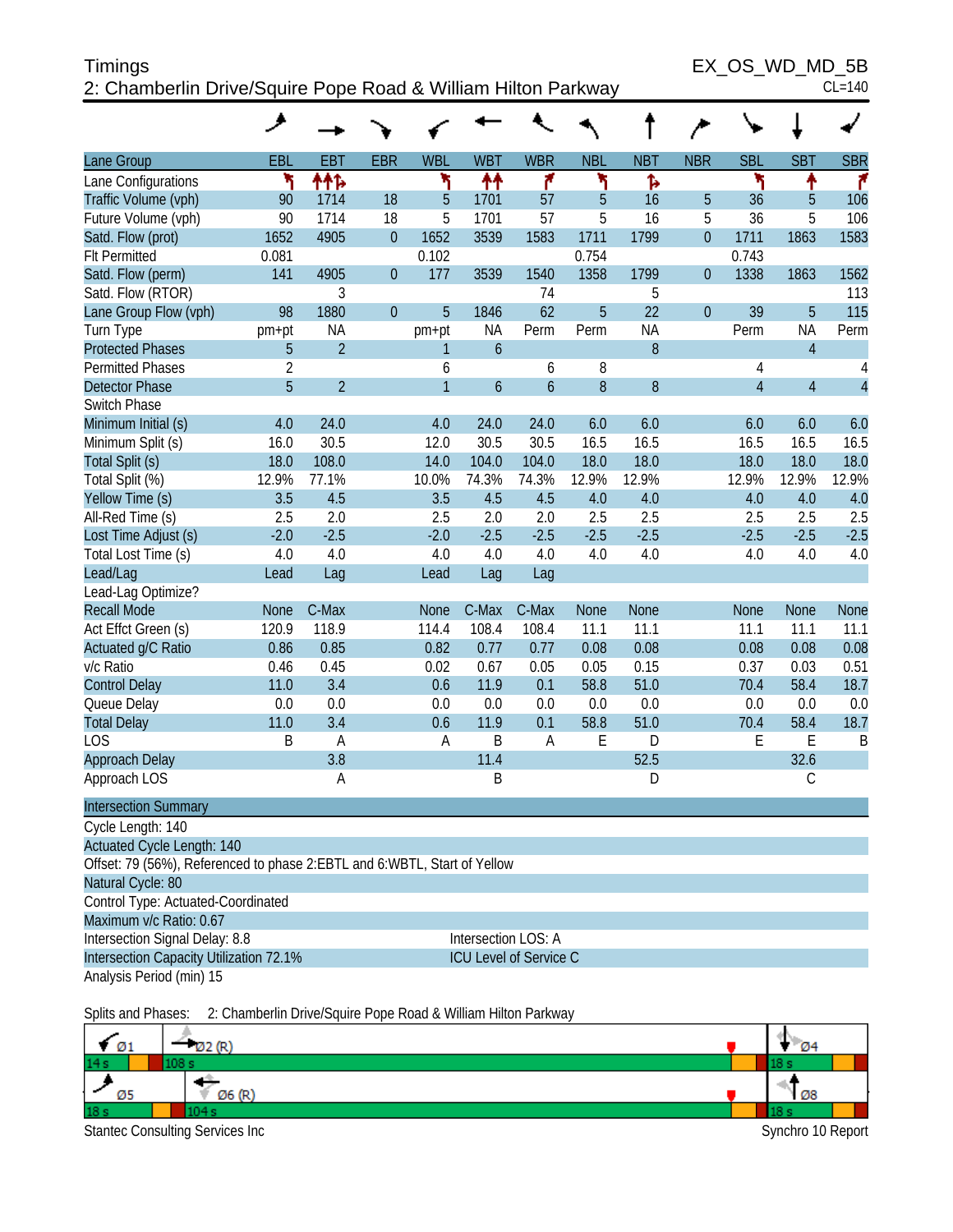Timings
2: Chamberlin Drive/Squire Pope Road & William Hilton Parkway

EX_OS_WD_MD_5B
CL=140

| Lane Group | EBL | EBT | EBR | WBL | WBT | WBR | NBL | NBT | NBR | SBL | SBT | SBR |
|---|---|---|---|---|---|---|---|---|---|---|---|---|
| Lane Configurations | | | | | | | | | | | | |
| Traffic Volume (vph) | 90 | 1714 | 18 | 5 | 1701 | 57 | 5 | 16 | 5 | 36 | 5 | 106 |
| Future Volume (vph) | 90 | 1714 | 18 | 5 | 1701 | 57 | 5 | 16 | 5 | 36 | 5 | 106 |
| Satd. Flow (prot) | 1652 | 4905 | 0 | 1652 | 3539 | 1583 | 1711 | 1799 | 0 | 1711 | 1863 | 1583 |
| Flt Permitted | 0.081 | | | 0.102 | | | 0.754 | | | 0.743 | | |
| Satd. Flow (perm) | 141 | 4905 | 0 | 177 | 3539 | 1540 | 1358 | 1799 | 0 | 1338 | 1863 | 1562 |
| Satd. Flow (RTOR) | | 3 | | | | 74 | | 5 | | | | 113 |
| Lane Group Flow (vph) | 98 | 1880 | 0 | 5 | 1846 | 62 | 5 | 22 | 0 | 39 | 5 | 115 |
| Turn Type | pm+pt | NA | | pm+pt | NA | Perm | Perm | NA | | Perm | NA | Perm |
| Protected Phases | 5 | 2 | | 1 | 6 | | | 8 | | | 4 | |
| Permitted Phases | 2 | | | 6 | | 6 | 8 | | | 4 | | 4 |
| Detector Phase | 5 | 2 | | 1 | 6 | 6 | 8 | 8 | | 4 | 4 | 4 |
| Switch Phase | | | | | | | | | | | | |
| Minimum Initial (s) | 4.0 | 24.0 | | 4.0 | 24.0 | 24.0 | 6.0 | 6.0 | | 6.0 | 6.0 | 6.0 |
| Minimum Split (s) | 16.0 | 30.5 | | 12.0 | 30.5 | 30.5 | 16.5 | 16.5 | | 16.5 | 16.5 | 16.5 |
| Total Split (s) | 18.0 | 108.0 | | 14.0 | 104.0 | 104.0 | 18.0 | 18.0 | | 18.0 | 18.0 | 18.0 |
| Total Split (%) | 12.9% | 77.1% | | 10.0% | 74.3% | 74.3% | 12.9% | 12.9% | | 12.9% | 12.9% | 12.9% |
| Yellow Time (s) | 3.5 | 4.5 | | 3.5 | 4.5 | 4.5 | 4.0 | 4.0 | | 4.0 | 4.0 | 4.0 |
| All-Red Time (s) | 2.5 | 2.0 | | 2.5 | 2.0 | 2.0 | 2.5 | 2.5 | | 2.5 | 2.5 | 2.5 |
| Lost Time Adjust (s) | -2.0 | -2.5 | | -2.0 | -2.5 | -2.5 | -2.5 | -2.5 | | -2.5 | -2.5 | -2.5 |
| Total Lost Time (s) | 4.0 | 4.0 | | 4.0 | 4.0 | 4.0 | 4.0 | 4.0 | | 4.0 | 4.0 | 4.0 |
| Lead/Lag | Lead | Lag | | Lead | Lag | Lag | | | | | | |
| Lead-Lag Optimize? | | | | | | | | | | | | |
| Recall Mode | None | C-Max | | None | C-Max | C-Max | None | None | | None | None | None |
| Act Effct Green (s) | 120.9 | 118.9 | | 114.4 | 108.4 | 108.4 | 11.1 | 11.1 | | 11.1 | 11.1 | 11.1 |
| Actuated g/C Ratio | 0.86 | 0.85 | | 0.82 | 0.77 | 0.77 | 0.08 | 0.08 | | 0.08 | 0.08 | 0.08 |
| v/c Ratio | 0.46 | 0.45 | | 0.02 | 0.67 | 0.05 | 0.05 | 0.15 | | 0.37 | 0.03 | 0.51 |
| Control Delay | 11.0 | 3.4 | | 0.6 | 11.9 | 0.1 | 58.8 | 51.0 | | 70.4 | 58.4 | 18.7 |
| Queue Delay | 0.0 | 0.0 | | 0.0 | 0.0 | 0.0 | 0.0 | 0.0 | | 0.0 | 0.0 | 0.0 |
| Total Delay | 11.0 | 3.4 | | 0.6 | 11.9 | 0.1 | 58.8 | 51.0 | | 70.4 | 58.4 | 18.7 |
| LOS | B | A | | A | B | A | E | D | | E | E | B |
| Approach Delay | | 3.8 | | | 11.4 | | | 52.5 | | | 32.6 | |
| Approach LOS | | A | | | B | | | D | | | C | |

**Intersection Summary**

Cycle Length: 140
Actuated Cycle Length: 140
Offset: 79 (56%), Referenced to phase 2:EBTL and 6:WBTL, Start of Yellow
Natural Cycle: 80
Control Type: Actuated-Coordinated
Maximum v/c Ratio: 0.67
Intersection Signal Delay: 8.8 — Intersection LOS: A
Intersection Capacity Utilization 72.1% — ICU Level of Service C
Analysis Period (min) 15

Splits and Phases: 2: Chamberlin Drive/Squire Pope Road & William Hilton Parkway

| Ø1 | Ø2 (R) | Ø4 |
|---|---|---|
| 14 s | 108 s | 18 s |

| Ø5 | Ø6 (R) | Ø8 |
|---|---|---|
| 18 s | 104 s | 18 s |

Stantec Consulting Services Inc — Synchro 10 Report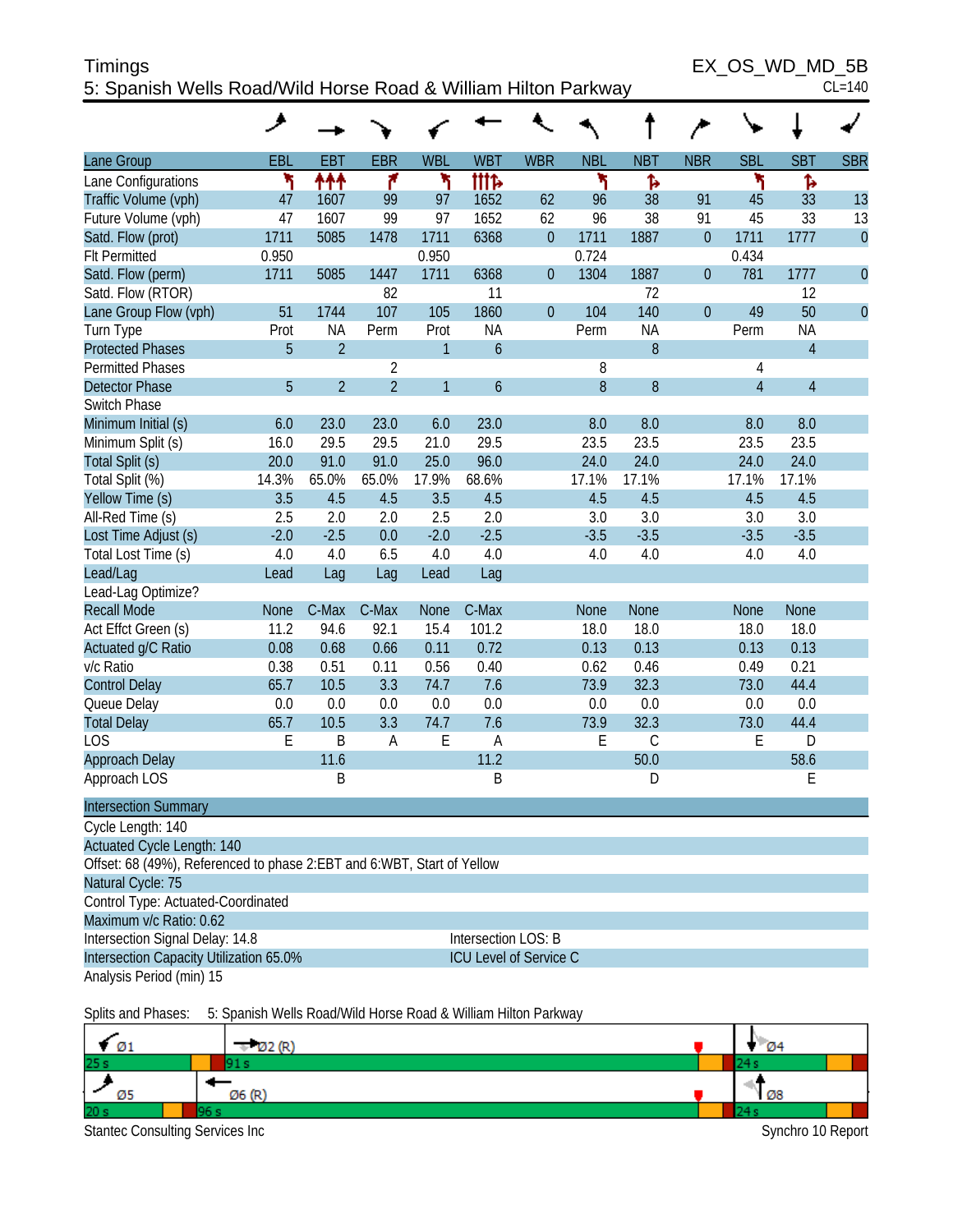Timings
5: Spanish Wells Road/Wild Horse Road & William Hilton Parkway

EX_OS_WD_MD_5B
CL=140

| Lane Group | EBL | EBT | EBR | WBL | WBT | WBR | NBL | NBT | NBR | SBL | SBT | SBR |
|---|---|---|---|---|---|---|---|---|---|---|---|---|
| Lane Configurations | ↰ | ↑↑↑ | ↱ | ↰ | ↑↑↑↱ | | ↰ | ↱ | | ↰ | ↱ | |
| Traffic Volume (vph) | 47 | 1607 | 99 | 97 | 1652 | 62 | 96 | 38 | 91 | 45 | 33 | 13 |
| Future Volume (vph) | 47 | 1607 | 99 | 97 | 1652 | 62 | 96 | 38 | 91 | 45 | 33 | 13 |
| Satd. Flow (prot) | 1711 | 5085 | 1478 | 1711 | 6368 | 0 | 1711 | 1887 | 0 | 1711 | 1777 | 0 |
| Flt Permitted | 0.950 | | | 0.950 | | | 0.724 | | | 0.434 | | |
| Satd. Flow (perm) | 1711 | 5085 | 1447 | 1711 | 6368 | 0 | 1304 | 1887 | 0 | 781 | 1777 | 0 |
| Satd. Flow (RTOR) | | | 82 | | 11 | | | 72 | | | 12 | |
| Lane Group Flow (vph) | 51 | 1744 | 107 | 105 | 1860 | 0 | 104 | 140 | 0 | 49 | 50 | 0 |
| Turn Type | Prot | NA | Perm | Prot | NA | | Perm | NA | | Perm | NA | |
| Protected Phases | 5 | 2 | | 1 | 6 | | | 8 | | | 4 | |
| Permitted Phases | | | 2 | | | | 8 | | | 4 | | |
| Detector Phase | 5 | 2 | 2 | 1 | 6 | | 8 | 8 | | 4 | 4 | |
| Switch Phase | | | | | | | | | | | | |
| Minimum Initial (s) | 6.0 | 23.0 | 23.0 | 6.0 | 23.0 | | 8.0 | 8.0 | | 8.0 | 8.0 | |
| Minimum Split (s) | 16.0 | 29.5 | 29.5 | 21.0 | 29.5 | | 23.5 | 23.5 | | 23.5 | 23.5 | |
| Total Split (s) | 20.0 | 91.0 | 91.0 | 25.0 | 96.0 | | 24.0 | 24.0 | | 24.0 | 24.0 | |
| Total Split (%) | 14.3% | 65.0% | 65.0% | 17.9% | 68.6% | | 17.1% | 17.1% | | 17.1% | 17.1% | |
| Yellow Time (s) | 3.5 | 4.5 | 4.5 | 3.5 | 4.5 | | 4.5 | 4.5 | | 4.5 | 4.5 | |
| All-Red Time (s) | 2.5 | 2.0 | 2.0 | 2.5 | 2.0 | | 3.0 | 3.0 | | 3.0 | 3.0 | |
| Lost Time Adjust (s) | -2.0 | -2.5 | 0.0 | -2.0 | -2.5 | | -3.5 | -3.5 | | -3.5 | -3.5 | |
| Total Lost Time (s) | 4.0 | 4.0 | 6.5 | 4.0 | 4.0 | | 4.0 | 4.0 | | 4.0 | 4.0 | |
| Lead/Lag | Lead | Lag | Lag | Lead | Lag | | | | | | | |
| Lead-Lag Optimize? | | | | | | | | | | | | |
| Recall Mode | None | C-Max | C-Max | None | C-Max | | None | None | | None | None | |
| Act Effct Green (s) | 11.2 | 94.6 | 92.1 | 15.4 | 101.2 | | 18.0 | 18.0 | | 18.0 | 18.0 | |
| Actuated g/C Ratio | 0.08 | 0.68 | 0.66 | 0.11 | 0.72 | | 0.13 | 0.13 | | 0.13 | 0.13 | |
| v/c Ratio | 0.38 | 0.51 | 0.11 | 0.56 | 0.40 | | 0.62 | 0.46 | | 0.49 | 0.21 | |
| Control Delay | 65.7 | 10.5 | 3.3 | 74.7 | 7.6 | | 73.9 | 32.3 | | 73.0 | 44.4 | |
| Queue Delay | 0.0 | 0.0 | 0.0 | 0.0 | 0.0 | | 0.0 | 0.0 | | 0.0 | 0.0 | |
| Total Delay | 65.7 | 10.5 | 3.3 | 74.7 | 7.6 | | 73.9 | 32.3 | | 73.0 | 44.4 | |
| LOS | E | B | A | E | A | | E | C | | E | D | |
| Approach Delay | | 11.6 | | | 11.2 | | | 50.0 | | | 58.6 | |
| Approach LOS | | B | | | B | | | D | | | E | |

**Intersection Summary**

Cycle Length: 140
Actuated Cycle Length: 140
Offset: 68 (49%), Referenced to phase 2:EBT and 6:WBT, Start of Yellow
Natural Cycle: 75
Control Type: Actuated-Coordinated
Maximum v/c Ratio: 0.62
Intersection Signal Delay: 14.8 — Intersection LOS: B
Intersection Capacity Utilization 65.0% — ICU Level of Service C
Analysis Period (min) 15

Splits and Phases: 5: Spanish Wells Road/Wild Horse Road & William Hilton Parkway

| Ø1 | Ø2 (R) | Ø4 |
|---|---|---|
| 25 s | 91 s | 24 s |

| Ø5 | Ø6 (R) | Ø8 |
|---|---|---|
| 20 s | 96 s | 24 s |

Stantec Consulting Services Inc — Synchro 10 Report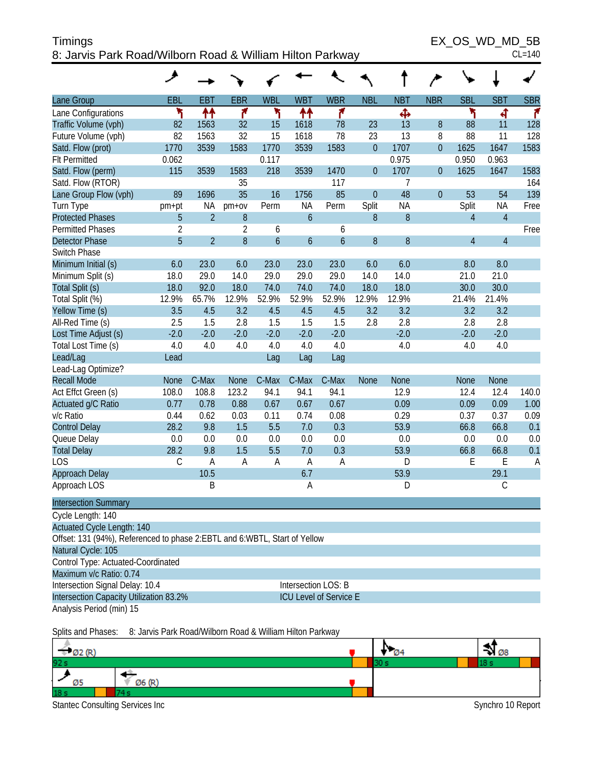Timings
EX_OS_WD_MD_5B
8: Jarvis Park Road/Wilborn Road & William Hilton Parkway
CL=140

| Lane Group | EBL | EBT | EBR | WBL | WBT | WBR | NBL | NBT | NBR | SBL | SBT | SBR |
|---|---|---|---|---|---|---|---|---|---|---|---|---|
| Lane Configurations | | | | | | | | | | | | |
| Traffic Volume (vph) | 82 | 1563 | 32 | 15 | 1618 | 78 | 23 | 13 | 8 | 88 | 11 | 128 |
| Future Volume (vph) | 82 | 1563 | 32 | 15 | 1618 | 78 | 23 | 13 | 8 | 88 | 11 | 128 |
| Satd. Flow (prot) | 1770 | 3539 | 1583 | 1770 | 3539 | 1583 | 0 | 1707 | 0 | 1625 | 1647 | 1583 |
| Flt Permitted | 0.062 | | | 0.117 | | | | 0.975 | | 0.950 | 0.963 | |
| Satd. Flow (perm) | 115 | 3539 | 1583 | 218 | 3539 | 1470 | 0 | 1707 | 0 | 1625 | 1647 | 1583 |
| Satd. Flow (RTOR) | | | 35 | | | 117 | | 7 | | | | 164 |
| Lane Group Flow (vph) | 89 | 1696 | 35 | 16 | 1756 | 85 | 0 | 48 | 0 | 53 | 54 | 139 |
| Turn Type | pm+pt | NA | pm+ov | Perm | NA | Perm | Split | NA | | Split | NA | Free |
| Protected Phases | 5 | 2 | 8 | | 6 | | 8 | 8 | | 4 | 4 | |
| Permitted Phases | 2 | | 2 | 6 | | 6 | | | | | | Free |
| Detector Phase | 5 | 2 | 8 | 6 | 6 | 6 | 8 | 8 | | 4 | 4 | |
| Switch Phase | | | | | | | | | | | | |
| Minimum Initial (s) | 6.0 | 23.0 | 6.0 | 23.0 | 23.0 | 23.0 | 6.0 | 6.0 | | 8.0 | 8.0 | |
| Minimum Split (s) | 18.0 | 29.0 | 14.0 | 29.0 | 29.0 | 29.0 | 14.0 | 14.0 | | 21.0 | 21.0 | |
| Total Split (s) | 18.0 | 92.0 | 18.0 | 74.0 | 74.0 | 74.0 | 18.0 | 18.0 | | 30.0 | 30.0 | |
| Total Split (%) | 12.9% | 65.7% | 12.9% | 52.9% | 52.9% | 52.9% | 12.9% | 12.9% | | 21.4% | 21.4% | |
| Yellow Time (s) | 3.5 | 4.5 | 3.2 | 4.5 | 4.5 | 4.5 | 3.2 | 3.2 | | 3.2 | 3.2 | |
| All-Red Time (s) | 2.5 | 1.5 | 2.8 | 1.5 | 1.5 | 1.5 | 2.8 | 2.8 | | 2.8 | 2.8 | |
| Lost Time Adjust (s) | -2.0 | -2.0 | -2.0 | -2.0 | -2.0 | -2.0 | | -2.0 | | -2.0 | -2.0 | |
| Total Lost Time (s) | 4.0 | 4.0 | 4.0 | 4.0 | 4.0 | 4.0 | | 4.0 | | 4.0 | 4.0 | |
| Lead/Lag | Lead | | | Lag | Lag | Lag | | | | | | |
| Lead-Lag Optimize? | | | | | | | | | | | | |
| Recall Mode | None | C-Max | None | C-Max | C-Max | C-Max | None | None | | None | None | |
| Act Effct Green (s) | 108.0 | 108.8 | 123.2 | 94.1 | 94.1 | 94.1 | | 12.9 | | 12.4 | 12.4 | 140.0 |
| Actuated g/C Ratio | 0.77 | 0.78 | 0.88 | 0.67 | 0.67 | 0.67 | | 0.09 | | 0.09 | 0.09 | 1.00 |
| v/c Ratio | 0.44 | 0.62 | 0.03 | 0.11 | 0.74 | 0.08 | | 0.29 | | 0.37 | 0.37 | 0.09 |
| Control Delay | 28.2 | 9.8 | 1.5 | 5.5 | 7.0 | 0.3 | | 53.9 | | 66.8 | 66.8 | 0.1 |
| Queue Delay | 0.0 | 0.0 | 0.0 | 0.0 | 0.0 | 0.0 | | 0.0 | | 0.0 | 0.0 | 0.0 |
| Total Delay | 28.2 | 9.8 | 1.5 | 5.5 | 7.0 | 0.3 | | 53.9 | | 66.8 | 66.8 | 0.1 |
| LOS | C | A | A | A | A | A | | D | | E | E | A |
| Approach Delay | | 10.5 | | | 6.7 | | | 53.9 | | | 29.1 | |
| Approach LOS | | B | | | A | | | D | | | C | |

**Intersection Summary**

Cycle Length: 140
Actuated Cycle Length: 140
Offset: 131 (94%), Referenced to phase 2:EBTL and 6:WBTL, Start of Yellow
Natural Cycle: 105
Control Type: Actuated-Coordinated
Maximum v/c Ratio: 0.74
Intersection Signal Delay: 10.4 — Intersection LOS: B
Intersection Capacity Utilization 83.2% — ICU Level of Service E
Analysis Period (min) 15

Splits and Phases: 8: Jarvis Park Road/Wilborn Road & William Hilton Parkway

| Ø2 (R) | Ø4 | Ø8 |
|---|---|---|
| 92 s | 30 s | 18 s |

| Ø5 | Ø6 (R) |
|---|---|
| 18 s | 74 s |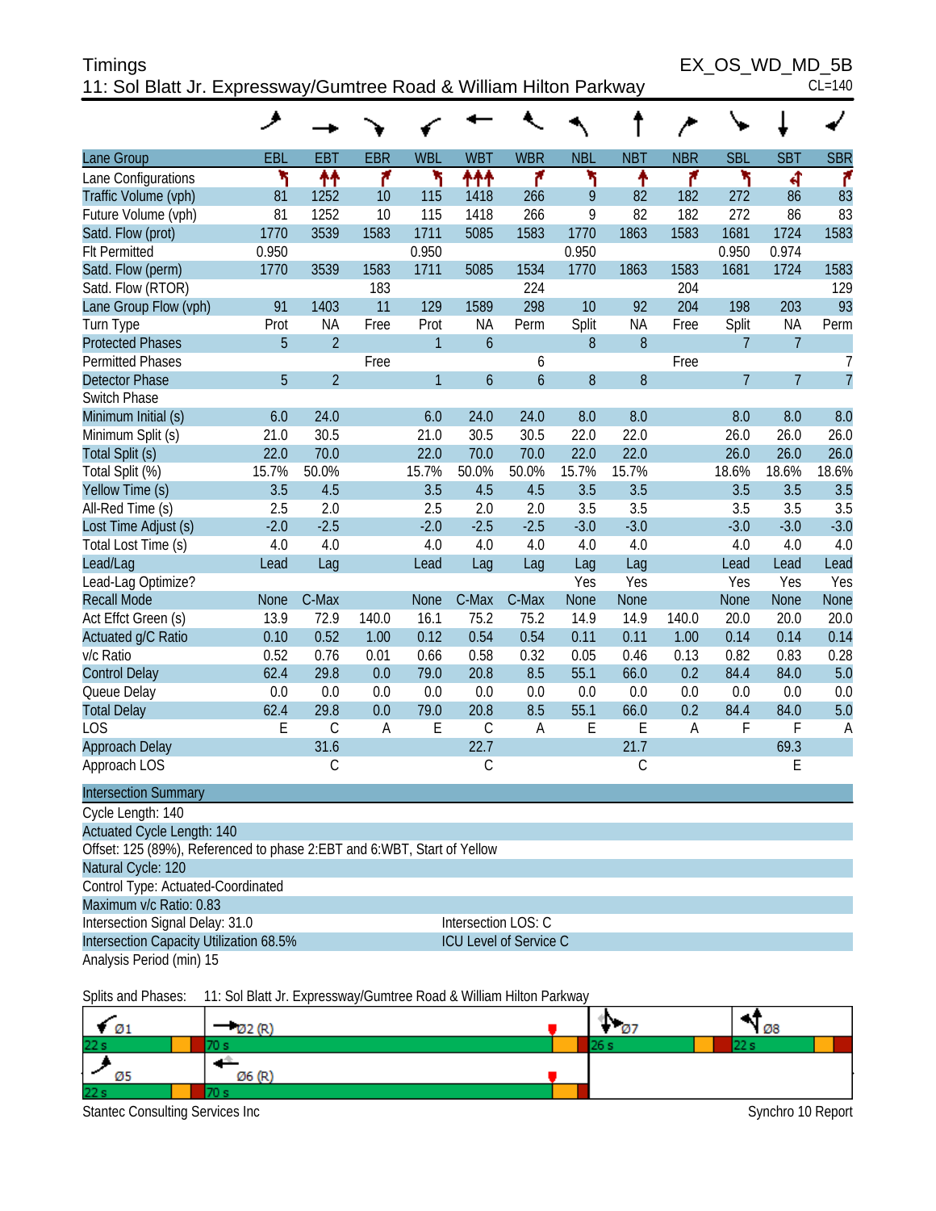# Timings

## 11: Sol Blatt Jr. Expressway/Gumtree Road & William Hilton Parkway

EX_OS_WD_MD_5B

CL=140

| Lane Group | EBL | EBT | EBR | WBL | WBT | WBR | NBL | NBT | NBR | SBL | SBT | SBR |
|---|---|---|---|---|---|---|---|---|---|---|---|---|
| Lane Configurations | | | | | | | | | | | | |
| Traffic Volume (vph) | 81 | 1252 | 10 | 115 | 1418 | 266 | 9 | 82 | 182 | 272 | 86 | 83 |
| Future Volume (vph) | 81 | 1252 | 10 | 115 | 1418 | 266 | 9 | 82 | 182 | 272 | 86 | 83 |
| Satd. Flow (prot) | 1770 | 3539 | 1583 | 1711 | 5085 | 1583 | 1770 | 1863 | 1583 | 1681 | 1724 | 1583 |
| Flt Permitted | 0.950 | | | 0.950 | | | 0.950 | | | 0.950 | 0.974 | |
| Satd. Flow (perm) | 1770 | 3539 | 1583 | 1711 | 5085 | 1534 | 1770 | 1863 | 1583 | 1681 | 1724 | 1583 |
| Satd. Flow (RTOR) | | | 183 | | | 224 | | | 204 | | | 129 |
| Lane Group Flow (vph) | 91 | 1403 | 11 | 129 | 1589 | 298 | 10 | 92 | 204 | 198 | 203 | 93 |
| Turn Type | Prot | NA | Free | Prot | NA | Perm | Split | NA | Free | Split | NA | Perm |
| Protected Phases | 5 | 2 | | 1 | 6 | | 8 | 8 | | 7 | 7 | |
| Permitted Phases | | | Free | | | 6 | | | Free | | | 7 |
| Detector Phase | 5 | 2 | | 1 | 6 | 6 | 8 | 8 | | 7 | 7 | 7 |
| Switch Phase | | | | | | | | | | | | |
| Minimum Initial (s) | 6.0 | 24.0 | | 6.0 | 24.0 | 24.0 | 8.0 | 8.0 | | 8.0 | 8.0 | 8.0 |
| Minimum Split (s) | 21.0 | 30.5 | | 21.0 | 30.5 | 30.5 | 22.0 | 22.0 | | 26.0 | 26.0 | 26.0 |
| Total Split (s) | 22.0 | 70.0 | | 22.0 | 70.0 | 70.0 | 22.0 | 22.0 | | 26.0 | 26.0 | 26.0 |
| Total Split (%) | 15.7% | 50.0% | | 15.7% | 50.0% | 50.0% | 15.7% | 15.7% | | 18.6% | 18.6% | 18.6% |
| Yellow Time (s) | 3.5 | 4.5 | | 3.5 | 4.5 | 4.5 | 3.5 | 3.5 | | 3.5 | 3.5 | 3.5 |
| All-Red Time (s) | 2.5 | 2.0 | | 2.5 | 2.0 | 2.0 | 3.5 | 3.5 | | 3.5 | 3.5 | 3.5 |
| Lost Time Adjust (s) | -2.0 | -2.5 | | -2.0 | -2.5 | -2.5 | -3.0 | -3.0 | | -3.0 | -3.0 | -3.0 |
| Total Lost Time (s) | 4.0 | 4.0 | | 4.0 | 4.0 | 4.0 | 4.0 | 4.0 | | 4.0 | 4.0 | 4.0 |
| Lead/Lag | Lead | Lag | | Lead | Lag | Lag | Lag | Lag | | Lead | Lead | Lead |
| Lead-Lag Optimize? | | | | | | | Yes | Yes | | Yes | Yes | Yes |
| Recall Mode | None | C-Max | | None | C-Max | C-Max | None | None | | None | None | None |
| Act Effct Green (s) | 13.9 | 72.9 | 140.0 | 16.1 | 75.2 | 75.2 | 14.9 | 14.9 | 140.0 | 20.0 | 20.0 | 20.0 |
| Actuated g/C Ratio | 0.10 | 0.52 | 1.00 | 0.12 | 0.54 | 0.54 | 0.11 | 0.11 | 1.00 | 0.14 | 0.14 | 0.14 |
| v/c Ratio | 0.52 | 0.76 | 0.01 | 0.66 | 0.58 | 0.32 | 0.05 | 0.46 | 0.13 | 0.82 | 0.83 | 0.28 |
| Control Delay | 62.4 | 29.8 | 0.0 | 79.0 | 20.8 | 8.5 | 55.1 | 66.0 | 0.2 | 84.4 | 84.0 | 5.0 |
| Queue Delay | 0.0 | 0.0 | 0.0 | 0.0 | 0.0 | 0.0 | 0.0 | 0.0 | 0.0 | 0.0 | 0.0 | 0.0 |
| Total Delay | 62.4 | 29.8 | 0.0 | 79.0 | 20.8 | 8.5 | 55.1 | 66.0 | 0.2 | 84.4 | 84.0 | 5.0 |
| LOS | E | C | A | E | C | A | E | E | A | F | F | A |
| Approach Delay | | 31.6 | | | 22.7 | | | 21.7 | | | 69.3 | |
| Approach LOS | | C | | | C | | | C | | | E | |

**Intersection Summary**

Cycle Length: 140

Actuated Cycle Length: 140

Offset: 125 (89%), Referenced to phase 2:EBT and 6:WBT, Start of Yellow

Natural Cycle: 120

Control Type: Actuated-Coordinated

Maximum v/c Ratio: 0.83

Intersection Signal Delay: 31.0 — Intersection LOS: C

Intersection Capacity Utilization 68.5% — ICU Level of Service C

Analysis Period (min) 15

Splits and Phases: 11: Sol Blatt Jr. Expressway/Gumtree Road & William Hilton Parkway

| Ø1 | Ø2 (R) | Ø7 | Ø8 |
|---|---|---|---|
| 22 s | 70 s | 26 s | 22 s |
| **Ø5** | **Ø6 (R)** | | |
| 22 s | 70 s | | |

Stantec Consulting Services Inc — Synchro 10 Report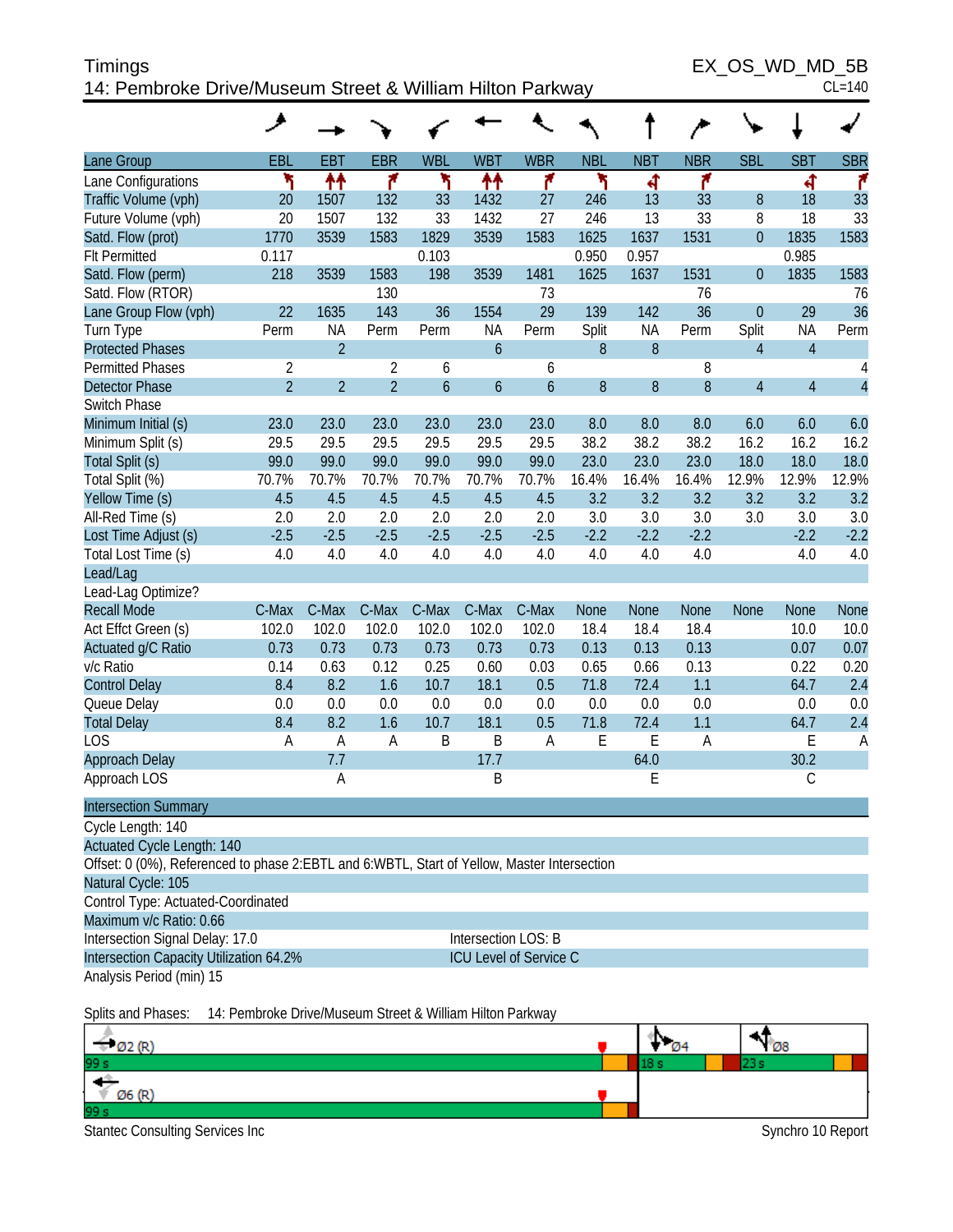# Timings

## 14: Pembroke Drive/Museum Street & William Hilton Parkway

EX_OS_WD_MD_5B

CL=140

| Lane Group | EBL | EBT | EBR | WBL | WBT | WBR | NBL | NBT | NBR | SBL | SBT | SBR |
|---|---|---|---|---|---|---|---|---|---|---|---|---|
| Lane Configurations | | | | | | | | | | | | |
| Traffic Volume (vph) | 20 | 1507 | 132 | 33 | 1432 | 27 | 246 | 13 | 33 | 8 | 18 | 33 |
| Future Volume (vph) | 20 | 1507 | 132 | 33 | 1432 | 27 | 246 | 13 | 33 | 8 | 18 | 33 |
| Satd. Flow (prot) | 1770 | 3539 | 1583 | 1829 | 3539 | 1583 | 1625 | 1637 | 1531 | 0 | 1835 | 1583 |
| Flt Permitted | 0.117 | | | 0.103 | | | 0.950 | 0.957 | | | 0.985 | |
| Satd. Flow (perm) | 218 | 3539 | 1583 | 198 | 3539 | 1481 | 1625 | 1637 | 1531 | 0 | 1835 | 1583 |
| Satd. Flow (RTOR) | | | 130 | | | 73 | | | 76 | | | 76 |
| Lane Group Flow (vph) | 22 | 1635 | 143 | 36 | 1554 | 29 | 139 | 142 | 36 | 0 | 29 | 36 |
| Turn Type | Perm | NA | Perm | Perm | NA | Perm | Split | NA | Perm | Split | NA | Perm |
| Protected Phases | | 2 | | | 6 | | 8 | 8 | | 4 | 4 | |
| Permitted Phases | 2 | | 2 | 6 | | 6 | | | 8 | | | 4 |
| Detector Phase | 2 | 2 | 2 | 6 | 6 | 6 | 8 | 8 | 8 | 4 | 4 | 4 |
| Switch Phase | | | | | | | | | | | | |
| Minimum Initial (s) | 23.0 | 23.0 | 23.0 | 23.0 | 23.0 | 23.0 | 8.0 | 8.0 | 8.0 | 6.0 | 6.0 | 6.0 |
| Minimum Split (s) | 29.5 | 29.5 | 29.5 | 29.5 | 29.5 | 29.5 | 38.2 | 38.2 | 38.2 | 16.2 | 16.2 | 16.2 |
| Total Split (s) | 99.0 | 99.0 | 99.0 | 99.0 | 99.0 | 99.0 | 23.0 | 23.0 | 23.0 | 18.0 | 18.0 | 18.0 |
| Total Split (%) | 70.7% | 70.7% | 70.7% | 70.7% | 70.7% | 70.7% | 16.4% | 16.4% | 16.4% | 12.9% | 12.9% | 12.9% |
| Yellow Time (s) | 4.5 | 4.5 | 4.5 | 4.5 | 4.5 | 4.5 | 3.2 | 3.2 | 3.2 | 3.2 | 3.2 | 3.2 |
| All-Red Time (s) | 2.0 | 2.0 | 2.0 | 2.0 | 2.0 | 2.0 | 3.0 | 3.0 | 3.0 | 3.0 | 3.0 | 3.0 |
| Lost Time Adjust (s) | -2.5 | -2.5 | -2.5 | -2.5 | -2.5 | -2.5 | -2.2 | -2.2 | -2.2 | | -2.2 | -2.2 |
| Total Lost Time (s) | 4.0 | 4.0 | 4.0 | 4.0 | 4.0 | 4.0 | 4.0 | 4.0 | 4.0 | | 4.0 | 4.0 |
| Lead/Lag | | | | | | | | | | | | |
| Lead-Lag Optimize? | | | | | | | | | | | | |
| Recall Mode | C-Max | C-Max | C-Max | C-Max | C-Max | C-Max | None | None | None | None | None | None |
| Act Effct Green (s) | 102.0 | 102.0 | 102.0 | 102.0 | 102.0 | 102.0 | 18.4 | 18.4 | 18.4 | | 10.0 | 10.0 |
| Actuated g/C Ratio | 0.73 | 0.73 | 0.73 | 0.73 | 0.73 | 0.73 | 0.13 | 0.13 | 0.13 | | 0.07 | 0.07 |
| v/c Ratio | 0.14 | 0.63 | 0.12 | 0.25 | 0.60 | 0.03 | 0.65 | 0.66 | 0.13 | | 0.22 | 0.20 |
| Control Delay | 8.4 | 8.2 | 1.6 | 10.7 | 18.1 | 0.5 | 71.8 | 72.4 | 1.1 | | 64.7 | 2.4 |
| Queue Delay | 0.0 | 0.0 | 0.0 | 0.0 | 0.0 | 0.0 | 0.0 | 0.0 | 0.0 | | 0.0 | 0.0 |
| Total Delay | 8.4 | 8.2 | 1.6 | 10.7 | 18.1 | 0.5 | 71.8 | 72.4 | 1.1 | | 64.7 | 2.4 |
| LOS | A | A | A | B | B | A | E | E | A | | E | A |
| Approach Delay | | 7.7 | | | 17.7 | | | 64.0 | | | 30.2 | |
| Approach LOS | | A | | | B | | | E | | | C | |

### Intersection Summary

Cycle Length: 140

Actuated Cycle Length: 140

Offset: 0 (0%), Referenced to phase 2:EBTL and 6:WBTL, Start of Yellow, Master Intersection

Natural Cycle: 105

Control Type: Actuated-Coordinated

Maximum v/c Ratio: 0.66

Intersection Signal Delay: 17.0 — Intersection LOS: B

Intersection Capacity Utilization 64.2% — ICU Level of Service C

Analysis Period (min) 15

Splits and Phases: 14: Pembroke Drive/Museum Street & William Hilton Parkway

| Ø2 (R) 99 s | Ø4 18 s | Ø8 23 s |
|---|---|---|
| Ø6 (R) 99 s | | |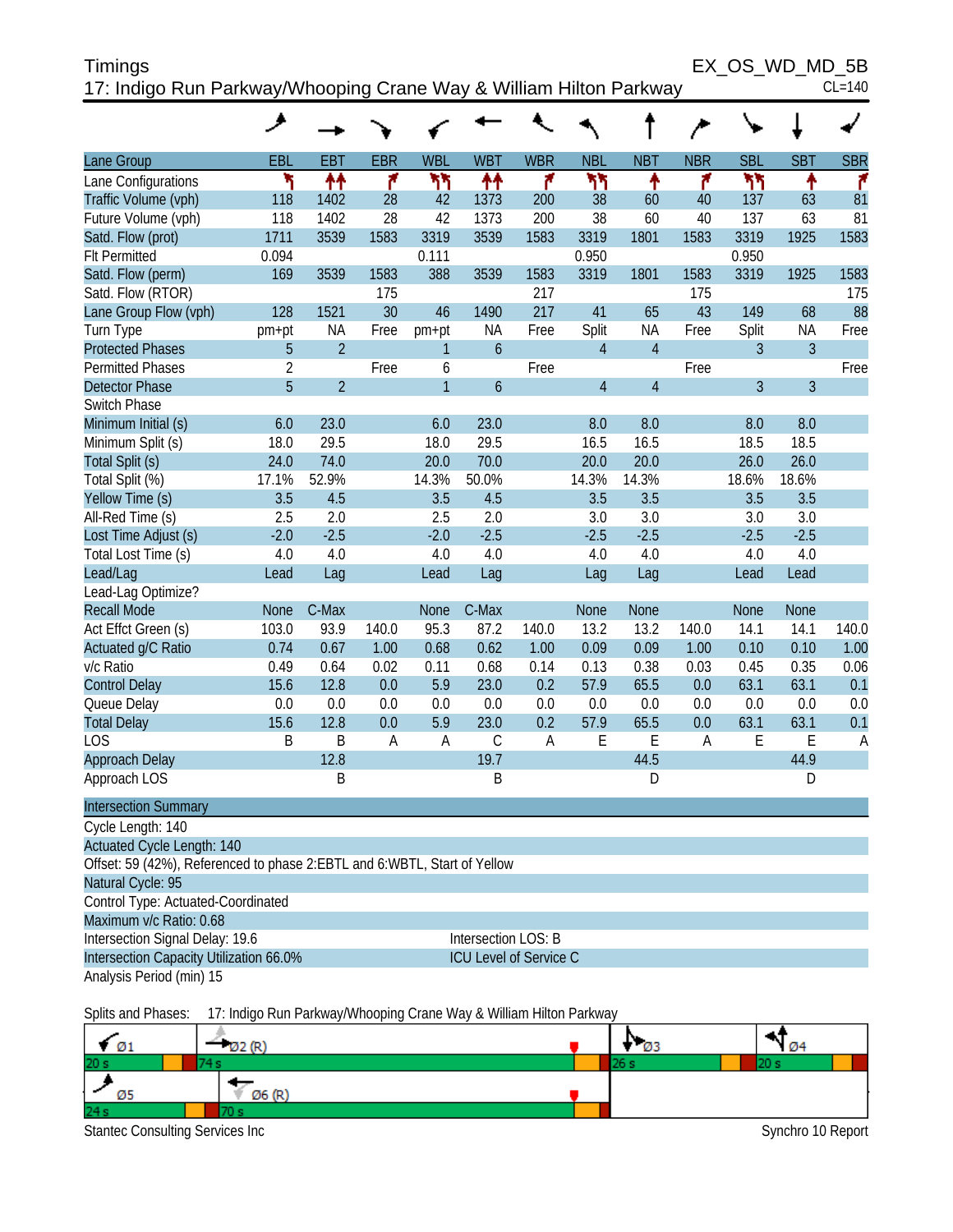# Timings

## 17: Indigo Run Parkway/Whooping Crane Way & William Hilton Parkway

EX_OS_WD_MD_5B

CL=140

| Lane Group | EBL | EBT | EBR | WBL | WBT | WBR | NBL | NBT | NBR | SBL | SBT | SBR |
|---|---|---|---|---|---|---|---|---|---|---|---|---|
| Lane Configurations | | | | | | | | | | | | |
| Traffic Volume (vph) | 118 | 1402 | 28 | 42 | 1373 | 200 | 38 | 60 | 40 | 137 | 63 | 81 |
| Future Volume (vph) | 118 | 1402 | 28 | 42 | 1373 | 200 | 38 | 60 | 40 | 137 | 63 | 81 |
| Satd. Flow (prot) | 1711 | 3539 | 1583 | 3319 | 3539 | 1583 | 3319 | 1801 | 1583 | 3319 | 1925 | 1583 |
| Flt Permitted | 0.094 | | | 0.111 | | | 0.950 | | | 0.950 | | |
| Satd. Flow (perm) | 169 | 3539 | 1583 | 388 | 3539 | 1583 | 3319 | 1801 | 1583 | 3319 | 1925 | 1583 |
| Satd. Flow (RTOR) | | | 175 | | | 217 | | | 175 | | | 175 |
| Lane Group Flow (vph) | 128 | 1521 | 30 | 46 | 1490 | 217 | 41 | 65 | 43 | 149 | 68 | 88 |
| Turn Type | pm+pt | NA | Free | pm+pt | NA | Free | Split | NA | Free | Split | NA | Free |
| Protected Phases | 5 | 2 | | 1 | 6 | | 4 | 4 | | 3 | 3 | |
| Permitted Phases | 2 | | Free | 6 | | Free | | | Free | | | Free |
| Detector Phase | 5 | 2 | | 1 | 6 | | 4 | 4 | | 3 | 3 | |
| Switch Phase | | | | | | | | | | | | |
| Minimum Initial (s) | 6.0 | 23.0 | | 6.0 | 23.0 | | 8.0 | 8.0 | | 8.0 | 8.0 | |
| Minimum Split (s) | 18.0 | 29.5 | | 18.0 | 29.5 | | 16.5 | 16.5 | | 18.5 | 18.5 | |
| Total Split (s) | 24.0 | 74.0 | | 20.0 | 70.0 | | 20.0 | 20.0 | | 26.0 | 26.0 | |
| Total Split (%) | 17.1% | 52.9% | | 14.3% | 50.0% | | 14.3% | 14.3% | | 18.6% | 18.6% | |
| Yellow Time (s) | 3.5 | 4.5 | | 3.5 | 4.5 | | 3.5 | 3.5 | | 3.5 | 3.5 | |
| All-Red Time (s) | 2.5 | 2.0 | | 2.5 | 2.0 | | 3.0 | 3.0 | | 3.0 | 3.0 | |
| Lost Time Adjust (s) | -2.0 | -2.5 | | -2.0 | -2.5 | | -2.5 | -2.5 | | -2.5 | -2.5 | |
| Total Lost Time (s) | 4.0 | 4.0 | | 4.0 | 4.0 | | 4.0 | 4.0 | | 4.0 | 4.0 | |
| Lead/Lag | Lead | Lag | | Lead | Lag | | Lag | Lag | | Lead | Lead | |
| Lead-Lag Optimize? | | | | | | | | | | | | |
| Recall Mode | None | C-Max | | None | C-Max | | None | None | | None | None | |
| Act Effct Green (s) | 103.0 | 93.9 | 140.0 | 95.3 | 87.2 | 140.0 | 13.2 | 13.2 | 140.0 | 14.1 | 14.1 | 140.0 |
| Actuated g/C Ratio | 0.74 | 0.67 | 1.00 | 0.68 | 0.62 | 1.00 | 0.09 | 0.09 | 1.00 | 0.10 | 0.10 | 1.00 |
| v/c Ratio | 0.49 | 0.64 | 0.02 | 0.11 | 0.68 | 0.14 | 0.13 | 0.38 | 0.03 | 0.45 | 0.35 | 0.06 |
| Control Delay | 15.6 | 12.8 | 0.0 | 5.9 | 23.0 | 0.2 | 57.9 | 65.5 | 0.0 | 63.1 | 63.1 | 0.1 |
| Queue Delay | 0.0 | 0.0 | 0.0 | 0.0 | 0.0 | 0.0 | 0.0 | 0.0 | 0.0 | 0.0 | 0.0 | 0.0 |
| Total Delay | 15.6 | 12.8 | 0.0 | 5.9 | 23.0 | 0.2 | 57.9 | 65.5 | 0.0 | 63.1 | 63.1 | 0.1 |
| LOS | B | B | A | A | C | A | E | E | A | E | E | A |
| Approach Delay | | 12.8 | | | 19.7 | | | 44.5 | | | 44.9 | |
| Approach LOS | | B | | | B | | | D | | | D | |

**Intersection Summary**

Cycle Length: 140

Actuated Cycle Length: 140

Offset: 59 (42%), Referenced to phase 2:EBTL and 6:WBTL, Start of Yellow

Natural Cycle: 95

Control Type: Actuated-Coordinated

Maximum v/c Ratio: 0.68

Intersection Signal Delay: 19.6 — Intersection LOS: B

Intersection Capacity Utilization 66.0% — ICU Level of Service C

Analysis Period (min) 15

Splits and Phases: 17: Indigo Run Parkway/Whooping Crane Way & William Hilton Parkway

| Ø1 | Ø2 (R) | Ø3 | Ø4 |
|---|---|---|---|
| 20 s | 74 s | 26 s | 20 s |

| Ø5 | Ø6 (R) |
|---|---|
| 24 s | 70 s |

Stantec Consulting Services Inc — Synchro 10 Report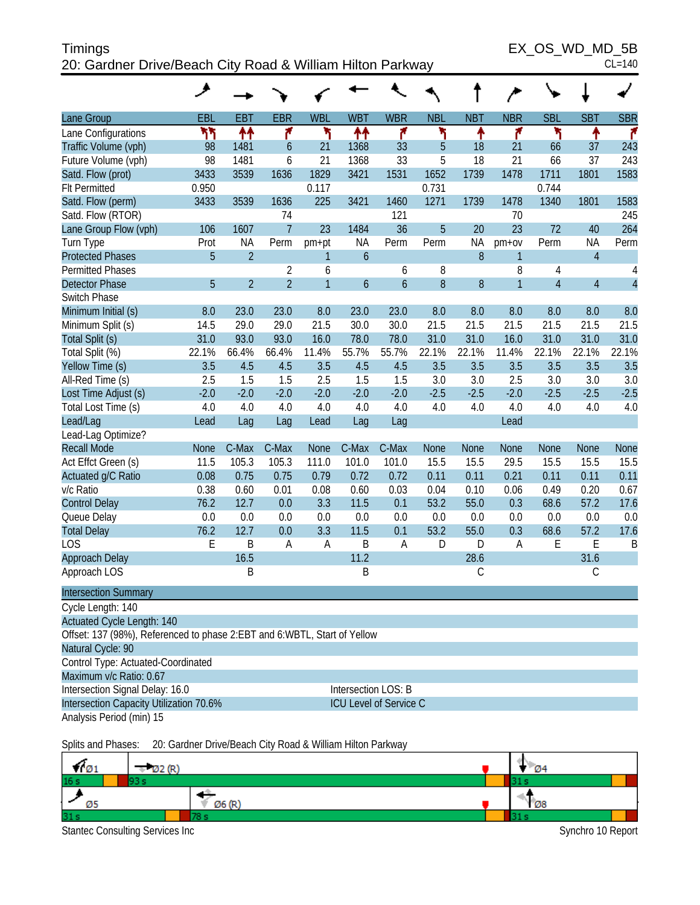# Timings

## 20: Gardner Drive/Beach City Road & William Hilton Parkway

EX_OS_WD_MD_5B
CL=140

| Lane Group | EBL | EBT | EBR | WBL | WBT | WBR | NBL | NBT | NBR | SBL | SBT | SBR |
|---|---|---|---|---|---|---|---|---|---|---|---|---|
| Lane Configurations | | | | | | | | | | | | |
| Traffic Volume (vph) | 98 | 1481 | 6 | 21 | 1368 | 33 | 5 | 18 | 21 | 66 | 37 | 243 |
| Future Volume (vph) | 98 | 1481 | 6 | 21 | 1368 | 33 | 5 | 18 | 21 | 66 | 37 | 243 |
| Satd. Flow (prot) | 3433 | 3539 | 1636 | 1829 | 3421 | 1531 | 1652 | 1739 | 1478 | 1711 | 1801 | 1583 |
| Flt Permitted | 0.950 | | | 0.117 | | | 0.731 | | | 0.744 | | |
| Satd. Flow (perm) | 3433 | 3539 | 1636 | 225 | 3421 | 1460 | 1271 | 1739 | 1478 | 1340 | 1801 | 1583 |
| Satd. Flow (RTOR) | | | 74 | | | 121 | | | 70 | | | 245 |
| Lane Group Flow (vph) | 106 | 1607 | 7 | 23 | 1484 | 36 | 5 | 20 | 23 | 72 | 40 | 264 |
| Turn Type | Prot | NA | Perm | pm+pt | NA | Perm | Perm | NA | pm+ov | Perm | NA | Perm |
| Protected Phases | 5 | 2 | | 1 | 6 | | | 8 | 1 | | 4 | |
| Permitted Phases | | | 2 | 6 | | 6 | 8 | | 8 | 4 | | 4 |
| Detector Phase | 5 | 2 | 2 | 1 | 6 | 6 | 8 | 8 | 1 | 4 | 4 | 4 |
| Switch Phase | | | | | | | | | | | | |
| Minimum Initial (s) | 8.0 | 23.0 | 23.0 | 8.0 | 23.0 | 23.0 | 8.0 | 8.0 | 8.0 | 8.0 | 8.0 | 8.0 |
| Minimum Split (s) | 14.5 | 29.0 | 29.0 | 21.5 | 30.0 | 30.0 | 21.5 | 21.5 | 21.5 | 21.5 | 21.5 | 21.5 |
| Total Split (s) | 31.0 | 93.0 | 93.0 | 16.0 | 78.0 | 78.0 | 31.0 | 31.0 | 16.0 | 31.0 | 31.0 | 31.0 |
| Total Split (%) | 22.1% | 66.4% | 66.4% | 11.4% | 55.7% | 55.7% | 22.1% | 22.1% | 11.4% | 22.1% | 22.1% | 22.1% |
| Yellow Time (s) | 3.5 | 4.5 | 4.5 | 3.5 | 4.5 | 4.5 | 3.5 | 3.5 | 3.5 | 3.5 | 3.5 | 3.5 |
| All-Red Time (s) | 2.5 | 1.5 | 1.5 | 2.5 | 1.5 | 1.5 | 3.0 | 3.0 | 2.5 | 3.0 | 3.0 | 3.0 |
| Lost Time Adjust (s) | -2.0 | -2.0 | -2.0 | -2.0 | -2.0 | -2.0 | -2.5 | -2.5 | -2.0 | -2.5 | -2.5 | -2.5 |
| Total Lost Time (s) | 4.0 | 4.0 | 4.0 | 4.0 | 4.0 | 4.0 | 4.0 | 4.0 | 4.0 | 4.0 | 4.0 | 4.0 |
| Lead/Lag | Lead | Lag | Lag | Lead | Lag | Lag | | | Lead | | | |
| Lead-Lag Optimize? | | | | | | | | | | | | |
| Recall Mode | None | C-Max | C-Max | None | C-Max | C-Max | None | None | None | None | None | None |
| Act Effct Green (s) | 11.5 | 105.3 | 105.3 | 111.0 | 101.0 | 101.0 | 15.5 | 15.5 | 29.5 | 15.5 | 15.5 | 15.5 |
| Actuated g/C Ratio | 0.08 | 0.75 | 0.75 | 0.79 | 0.72 | 0.72 | 0.11 | 0.11 | 0.21 | 0.11 | 0.11 | 0.11 |
| v/c Ratio | 0.38 | 0.60 | 0.01 | 0.08 | 0.60 | 0.03 | 0.04 | 0.10 | 0.06 | 0.49 | 0.20 | 0.67 |
| Control Delay | 76.2 | 12.7 | 0.0 | 3.3 | 11.5 | 0.1 | 53.2 | 55.0 | 0.3 | 68.6 | 57.2 | 17.6 |
| Queue Delay | 0.0 | 0.0 | 0.0 | 0.0 | 0.0 | 0.0 | 0.0 | 0.0 | 0.0 | 0.0 | 0.0 | 0.0 |
| Total Delay | 76.2 | 12.7 | 0.0 | 3.3 | 11.5 | 0.1 | 53.2 | 55.0 | 0.3 | 68.6 | 57.2 | 17.6 |
| LOS | E | B | A | A | B | A | D | D | A | E | E | B |
| Approach Delay | | 16.5 | | | 11.2 | | | 28.6 | | | 31.6 | |
| Approach LOS | | B | | | B | | | C | | | C | |

**Intersection Summary**

Cycle Length: 140
Actuated Cycle Length: 140
Offset: 137 (98%), Referenced to phase 2:EBT and 6:WBTL, Start of Yellow
Natural Cycle: 90
Control Type: Actuated-Coordinated
Maximum v/c Ratio: 0.67
Intersection Signal Delay: 16.0 — Intersection LOS: B
Intersection Capacity Utilization 70.6% — ICU Level of Service C
Analysis Period (min) 15

Splits and Phases: 20: Gardner Drive/Beach City Road & William Hilton Parkway

| Ø1 | Ø2 (R) | Ø4 |
|---|---|---|
| 16 s | 93 s | 31 s |

| Ø5 | Ø6 (R) | Ø8 |
|---|---|---|
| 31 s | 78 s | 31 s |

Stantec Consulting Services Inc — Synchro 10 Report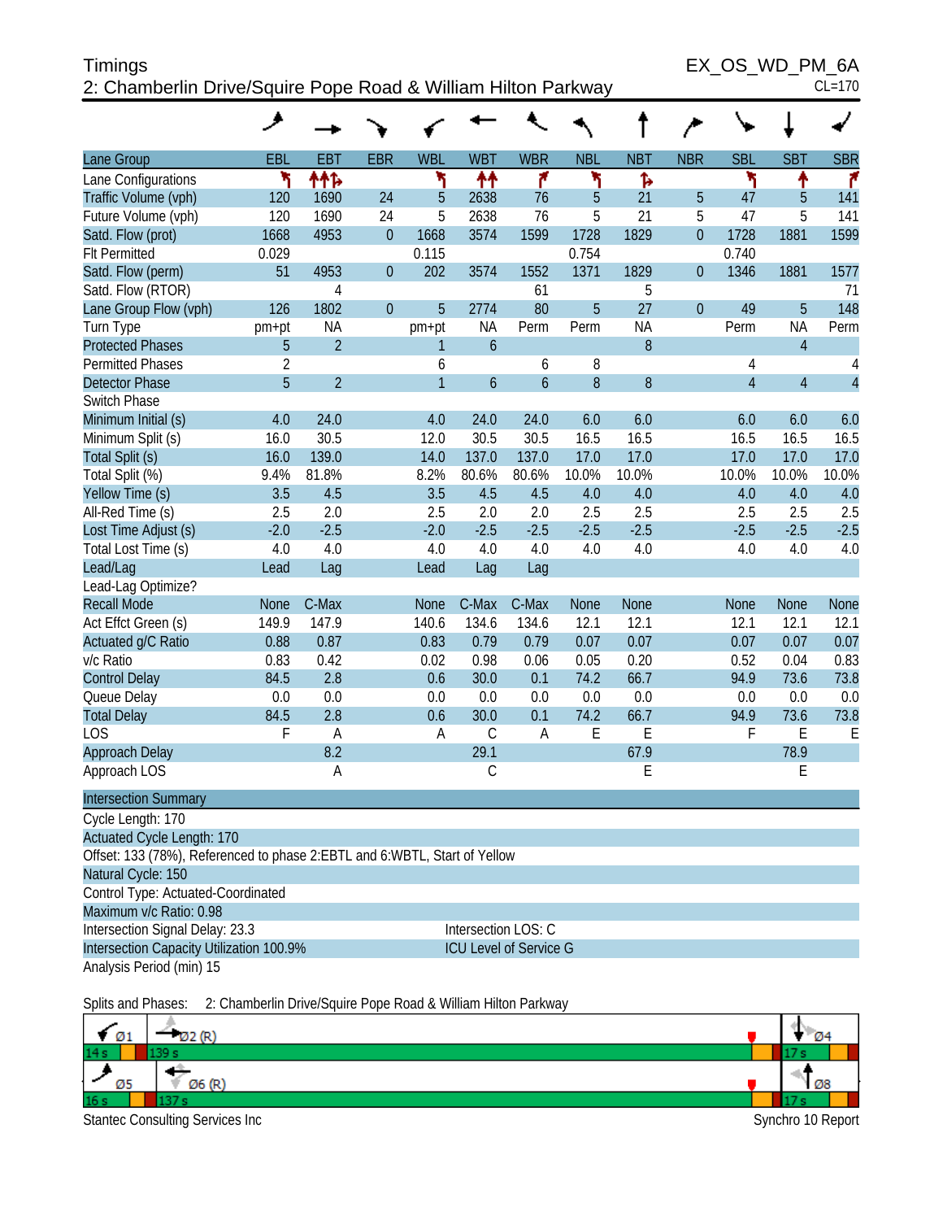Timings
2: Chamberlin Drive/Squire Pope Road & William Hilton Parkway

EX_OS_WD_PM_6A
CL=170

| Lane Group | EBL | EBT | EBR | WBL | WBT | WBR | NBL | NBT | NBR | SBL | SBT | SBR |
|---|---|---|---|---|---|---|---|---|---|---|---|---|
| Lane Configurations | | | | | | | | | | | | |
| Traffic Volume (vph) | 120 | 1690 | 24 | 5 | 2638 | 76 | 5 | 21 | 5 | 47 | 5 | 141 |
| Future Volume (vph) | 120 | 1690 | 24 | 5 | 2638 | 76 | 5 | 21 | 5 | 47 | 5 | 141 |
| Satd. Flow (prot) | 1668 | 4953 | 0 | 1668 | 3574 | 1599 | 1728 | 1829 | 0 | 1728 | 1881 | 1599 |
| Flt Permitted | 0.029 | | | 0.115 | | | 0.754 | | | 0.740 | | |
| Satd. Flow (perm) | 51 | 4953 | 0 | 202 | 3574 | 1552 | 1371 | 1829 | 0 | 1346 | 1881 | 1577 |
| Satd. Flow (RTOR) | | 4 | | | | 61 | | 5 | | | | 71 |
| Lane Group Flow (vph) | 126 | 1802 | 0 | 5 | 2774 | 80 | 5 | 27 | 0 | 49 | 5 | 148 |
| Turn Type | pm+pt | NA | | pm+pt | NA | Perm | Perm | NA | | Perm | NA | Perm |
| Protected Phases | 5 | 2 | | 1 | 6 | | | 8 | | | 4 | |
| Permitted Phases | 2 | | | 6 | | 6 | 8 | | | 4 | | 4 |
| Detector Phase | 5 | 2 | | 1 | 6 | 6 | 8 | 8 | | 4 | 4 | 4 |
| Switch Phase | | | | | | | | | | | | |
| Minimum Initial (s) | 4.0 | 24.0 | | 4.0 | 24.0 | 24.0 | 6.0 | 6.0 | | 6.0 | 6.0 | 6.0 |
| Minimum Split (s) | 16.0 | 30.5 | | 12.0 | 30.5 | 30.5 | 16.5 | 16.5 | | 16.5 | 16.5 | 16.5 |
| Total Split (s) | 16.0 | 139.0 | | 14.0 | 137.0 | 137.0 | 17.0 | 17.0 | | 17.0 | 17.0 | 17.0 |
| Total Split (%) | 9.4% | 81.8% | | 8.2% | 80.6% | 80.6% | 10.0% | 10.0% | | 10.0% | 10.0% | 10.0% |
| Yellow Time (s) | 3.5 | 4.5 | | 3.5 | 4.5 | 4.5 | 4.0 | 4.0 | | 4.0 | 4.0 | 4.0 |
| All-Red Time (s) | 2.5 | 2.0 | | 2.5 | 2.0 | 2.0 | 2.5 | 2.5 | | 2.5 | 2.5 | 2.5 |
| Lost Time Adjust (s) | -2.0 | -2.5 | | -2.0 | -2.5 | -2.5 | -2.5 | -2.5 | | -2.5 | -2.5 | -2.5 |
| Total Lost Time (s) | 4.0 | 4.0 | | 4.0 | 4.0 | 4.0 | 4.0 | 4.0 | | 4.0 | 4.0 | 4.0 |
| Lead/Lag | Lead | Lag | | Lead | Lag | Lag | | | | | | |
| Lead-Lag Optimize? | | | | | | | | | | | | |
| Recall Mode | None | C-Max | | None | C-Max | C-Max | None | None | | None | None | None |
| Act Effct Green (s) | 149.9 | 147.9 | | 140.6 | 134.6 | 134.6 | 12.1 | 12.1 | | 12.1 | 12.1 | 12.1 |
| Actuated g/C Ratio | 0.88 | 0.87 | | 0.83 | 0.79 | 0.79 | 0.07 | 0.07 | | 0.07 | 0.07 | 0.07 |
| v/c Ratio | 0.83 | 0.42 | | 0.02 | 0.98 | 0.06 | 0.05 | 0.20 | | 0.52 | 0.04 | 0.83 |
| Control Delay | 84.5 | 2.8 | | 0.6 | 30.0 | 0.1 | 74.2 | 66.7 | | 94.9 | 73.6 | 73.8 |
| Queue Delay | 0.0 | 0.0 | | 0.0 | 0.0 | 0.0 | 0.0 | 0.0 | | 0.0 | 0.0 | 0.0 |
| Total Delay | 84.5 | 2.8 | | 0.6 | 30.0 | 0.1 | 74.2 | 66.7 | | 94.9 | 73.6 | 73.8 |
| LOS | F | A | | A | C | A | E | E | | F | E | E |
| Approach Delay | | 8.2 | | | 29.1 | | | 67.9 | | | 78.9 | |
| Approach LOS | | A | | | C | | | E | | | E | |

**Intersection Summary**

Cycle Length: 170
Actuated Cycle Length: 170
Offset: 133 (78%), Referenced to phase 2:EBTL and 6:WBTL, Start of Yellow
Natural Cycle: 150
Control Type: Actuated-Coordinated
Maximum v/c Ratio: 0.98
Intersection Signal Delay: 23.3 — Intersection LOS: C
Intersection Capacity Utilization 100.9% — ICU Level of Service G
Analysis Period (min) 15

Splits and Phases: 2: Chamberlin Drive/Squire Pope Road & William Hilton Parkway

| Ø1 | Ø2 (R) | Ø4 |
|---|---|---|
| 14 s | 139 s | 17 s |

| Ø5 | Ø6 (R) | Ø8 |
|---|---|---|
| 16 s | 137 s | 17 s |

Stantec Consulting Services Inc — Synchro 10 Report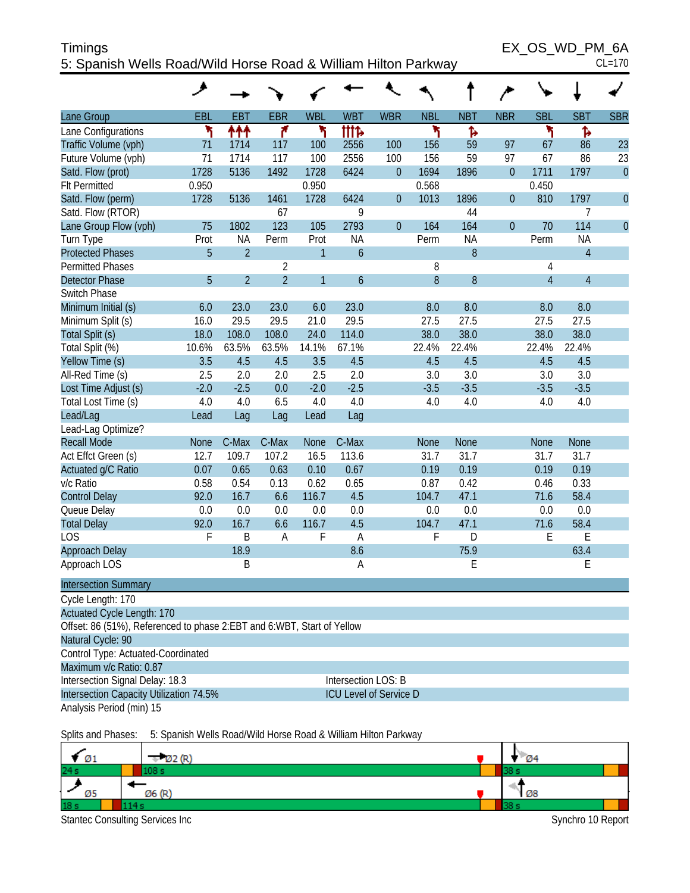Timings
EX_OS_WD_PM_6A
5: Spanish Wells Road/Wild Horse Road & William Hilton Parkway
CL=170

| Lane Group | EBL | EBT | EBR | WBL | WBT | WBR | NBL | NBT | NBR | SBL | SBT | SBR |
|---|---|---|---|---|---|---|---|---|---|---|---|---|
| Lane Configurations | ↰ | ↑↑↑ | ↱ | ↰ | ↑↑↑↱ | | ↰ | ↱ | | ↰ | ↱ | |
| Traffic Volume (vph) | 71 | 1714 | 117 | 100 | 2556 | 100 | 156 | 59 | 97 | 67 | 86 | 23 |
| Future Volume (vph) | 71 | 1714 | 117 | 100 | 2556 | 100 | 156 | 59 | 97 | 67 | 86 | 23 |
| Satd. Flow (prot) | 1728 | 5136 | 1492 | 1728 | 6424 | 0 | 1694 | 1896 | 0 | 1711 | 1797 | 0 |
| Flt Permitted | 0.950 | | | 0.950 | | | 0.568 | | | 0.450 | | |
| Satd. Flow (perm) | 1728 | 5136 | 1461 | 1728 | 6424 | 0 | 1013 | 1896 | 0 | 810 | 1797 | 0 |
| Satd. Flow (RTOR) | | | 67 | | 9 | | | 44 | | | 7 | |
| Lane Group Flow (vph) | 75 | 1802 | 123 | 105 | 2793 | 0 | 164 | 164 | 0 | 70 | 114 | 0 |
| Turn Type | Prot | NA | Perm | Prot | NA | | Perm | NA | | Perm | NA | |
| Protected Phases | 5 | 2 | | 1 | 6 | | | 8 | | | 4 | |
| Permitted Phases | | | 2 | | | | 8 | | | 4 | | |
| Detector Phase | 5 | 2 | 2 | 1 | 6 | | 8 | 8 | | 4 | 4 | |
| Switch Phase | | | | | | | | | | | | |
| Minimum Initial (s) | 6.0 | 23.0 | 23.0 | 6.0 | 23.0 | | 8.0 | 8.0 | | 8.0 | 8.0 | |
| Minimum Split (s) | 16.0 | 29.5 | 29.5 | 21.0 | 29.5 | | 27.5 | 27.5 | | 27.5 | 27.5 | |
| Total Split (s) | 18.0 | 108.0 | 108.0 | 24.0 | 114.0 | | 38.0 | 38.0 | | 38.0 | 38.0 | |
| Total Split (%) | 10.6% | 63.5% | 63.5% | 14.1% | 67.1% | | 22.4% | 22.4% | | 22.4% | 22.4% | |
| Yellow Time (s) | 3.5 | 4.5 | 4.5 | 3.5 | 4.5 | | 4.5 | 4.5 | | 4.5 | 4.5 | |
| All-Red Time (s) | 2.5 | 2.0 | 2.0 | 2.5 | 2.0 | | 3.0 | 3.0 | | 3.0 | 3.0 | |
| Lost Time Adjust (s) | -2.0 | -2.5 | 0.0 | -2.0 | -2.5 | | -3.5 | -3.5 | | -3.5 | -3.5 | |
| Total Lost Time (s) | 4.0 | 4.0 | 6.5 | 4.0 | 4.0 | | 4.0 | 4.0 | | 4.0 | 4.0 | |
| Lead/Lag | Lead | Lag | Lag | Lead | Lag | | | | | | | |
| Lead-Lag Optimize? | | | | | | | | | | | | |
| Recall Mode | None | C-Max | C-Max | None | C-Max | | None | None | | None | None | |
| Act Effct Green (s) | 12.7 | 109.7 | 107.2 | 16.5 | 113.6 | | 31.7 | 31.7 | | 31.7 | 31.7 | |
| Actuated g/C Ratio | 0.07 | 0.65 | 0.63 | 0.10 | 0.67 | | 0.19 | 0.19 | | 0.19 | 0.19 | |
| v/c Ratio | 0.58 | 0.54 | 0.13 | 0.62 | 0.65 | | 0.87 | 0.42 | | 0.46 | 0.33 | |
| Control Delay | 92.0 | 16.7 | 6.6 | 116.7 | 4.5 | | 104.7 | 47.1 | | 71.6 | 58.4 | |
| Queue Delay | 0.0 | 0.0 | 0.0 | 0.0 | 0.0 | | 0.0 | 0.0 | | 0.0 | 0.0 | |
| Total Delay | 92.0 | 16.7 | 6.6 | 116.7 | 4.5 | | 104.7 | 47.1 | | 71.6 | 58.4 | |
| LOS | F | B | A | F | A | | F | D | | E | E | |
| Approach Delay | | 18.9 | | | 8.6 | | | 75.9 | | | 63.4 | |
| Approach LOS | | B | | | A | | | E | | | E | |

**Intersection Summary**

Cycle Length: 170
Actuated Cycle Length: 170
Offset: 86 (51%), Referenced to phase 2:EBT and 6:WBT, Start of Yellow
Natural Cycle: 90
Control Type: Actuated-Coordinated
Maximum v/c Ratio: 0.87
Intersection Signal Delay: 18.3 — Intersection LOS: B
Intersection Capacity Utilization 74.5% — ICU Level of Service D
Analysis Period (min) 15

Splits and Phases: 5: Spanish Wells Road/Wild Horse Road & William Hilton Parkway

| Ø1 | Ø2 (R) | Ø4 |
|---|---|---|
| 24 s | 108 s | 38 s |
| **Ø5** | **Ø6 (R)** | **Ø8** |
| 18 s | 114 s | 38 s |

Stantec Consulting Services Inc — Synchro 10 Report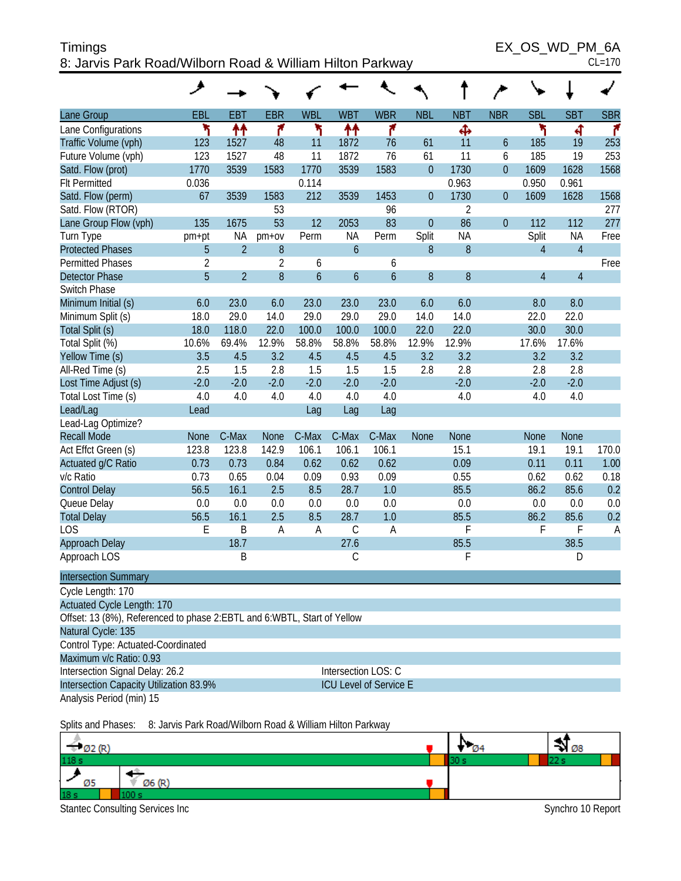Timings
8: Jarvis Park Road/Wilborn Road & William Hilton Parkway

EX_OS_WD_PM_6A
CL=170

| Lane Group | EBL | EBT | EBR | WBL | WBT | WBR | NBL | NBT | NBR | SBL | SBT | SBR |
|---|---|---|---|---|---|---|---|---|---|---|---|---|
| Lane Configurations | | | | | | | | | | | | |
| Traffic Volume (vph) | 123 | 1527 | 48 | 11 | 1872 | 76 | 61 | 11 | 6 | 185 | 19 | 253 |
| Future Volume (vph) | 123 | 1527 | 48 | 11 | 1872 | 76 | 61 | 11 | 6 | 185 | 19 | 253 |
| Satd. Flow (prot) | 1770 | 3539 | 1583 | 1770 | 3539 | 1583 | 0 | 1730 | 0 | 1609 | 1628 | 1568 |
| Flt Permitted | 0.036 | | | 0.114 | | | | 0.963 | | 0.950 | 0.961 | |
| Satd. Flow (perm) | 67 | 3539 | 1583 | 212 | 3539 | 1453 | 0 | 1730 | 0 | 1609 | 1628 | 1568 |
| Satd. Flow (RTOR) | | | 53 | | | 96 | | 2 | | | | 277 |
| Lane Group Flow (vph) | 135 | 1675 | 53 | 12 | 2053 | 83 | 0 | 86 | 0 | 112 | 112 | 277 |
| Turn Type | pm+pt | NA | pm+ov | Perm | NA | Perm | Split | NA | | Split | NA | Free |
| Protected Phases | 5 | 2 | 8 | | 6 | | 8 | 8 | | 4 | 4 | |
| Permitted Phases | 2 | | 2 | 6 | | 6 | | | | | | Free |
| Detector Phase | 5 | 2 | 8 | 6 | 6 | 6 | 8 | 8 | | 4 | 4 | |
| Switch Phase | | | | | | | | | | | | |
| Minimum Initial (s) | 6.0 | 23.0 | 6.0 | 23.0 | 23.0 | 23.0 | 6.0 | 6.0 | | 8.0 | 8.0 | |
| Minimum Split (s) | 18.0 | 29.0 | 14.0 | 29.0 | 29.0 | 29.0 | 14.0 | 14.0 | | 22.0 | 22.0 | |
| Total Split (s) | 18.0 | 118.0 | 22.0 | 100.0 | 100.0 | 100.0 | 22.0 | 22.0 | | 30.0 | 30.0 | |
| Total Split (%) | 10.6% | 69.4% | 12.9% | 58.8% | 58.8% | 58.8% | 12.9% | 12.9% | | 17.6% | 17.6% | |
| Yellow Time (s) | 3.5 | 4.5 | 3.2 | 4.5 | 4.5 | 4.5 | 3.2 | 3.2 | | 3.2 | 3.2 | |
| All-Red Time (s) | 2.5 | 1.5 | 2.8 | 1.5 | 1.5 | 1.5 | 2.8 | 2.8 | | 2.8 | 2.8 | |
| Lost Time Adjust (s) | -2.0 | -2.0 | -2.0 | -2.0 | -2.0 | -2.0 | | -2.0 | | -2.0 | -2.0 | |
| Total Lost Time (s) | 4.0 | 4.0 | 4.0 | 4.0 | 4.0 | 4.0 | | 4.0 | | 4.0 | 4.0 | |
| Lead/Lag | Lead | | | Lag | Lag | Lag | | | | | | |
| Lead-Lag Optimize? | | | | | | | | | | | | |
| Recall Mode | None | C-Max | None | C-Max | C-Max | C-Max | None | None | | None | None | |
| Act Effct Green (s) | 123.8 | 123.8 | 142.9 | 106.1 | 106.1 | 106.1 | | 15.1 | | 19.1 | 19.1 | 170.0 |
| Actuated g/C Ratio | 0.73 | 0.73 | 0.84 | 0.62 | 0.62 | 0.62 | | 0.09 | | 0.11 | 0.11 | 1.00 |
| v/c Ratio | 0.73 | 0.65 | 0.04 | 0.09 | 0.93 | 0.09 | | 0.55 | | 0.62 | 0.62 | 0.18 |
| Control Delay | 56.5 | 16.1 | 2.5 | 8.5 | 28.7 | 1.0 | | 85.5 | | 86.2 | 85.6 | 0.2 |
| Queue Delay | 0.0 | 0.0 | 0.0 | 0.0 | 0.0 | 0.0 | | 0.0 | | 0.0 | 0.0 | 0.0 |
| Total Delay | 56.5 | 16.1 | 2.5 | 8.5 | 28.7 | 1.0 | | 85.5 | | 86.2 | 85.6 | 0.2 |
| LOS | E | B | A | A | C | A | | F | | F | F | A |
| Approach Delay | | 18.7 | | | 27.6 | | | 85.5 | | | 38.5 | |
| Approach LOS | | B | | | C | | | F | | | D | |

**Intersection Summary**

Cycle Length: 170
Actuated Cycle Length: 170
Offset: 13 (8%), Referenced to phase 2:EBTL and 6:WBTL, Start of Yellow
Natural Cycle: 135
Control Type: Actuated-Coordinated
Maximum v/c Ratio: 0.93
Intersection Signal Delay: 26.2 — Intersection LOS: C
Intersection Capacity Utilization 83.9% — ICU Level of Service E
Analysis Period (min) 15

Splits and Phases: 8: Jarvis Park Road/Wilborn Road & William Hilton Parkway

| Ø2 (R) 118 s | Ø4 30 s | Ø8 22 s |
|---|---|---|
| Ø5 18 s / Ø6 (R) 100 s | | |

Stantec Consulting Services Inc — Synchro 10 Report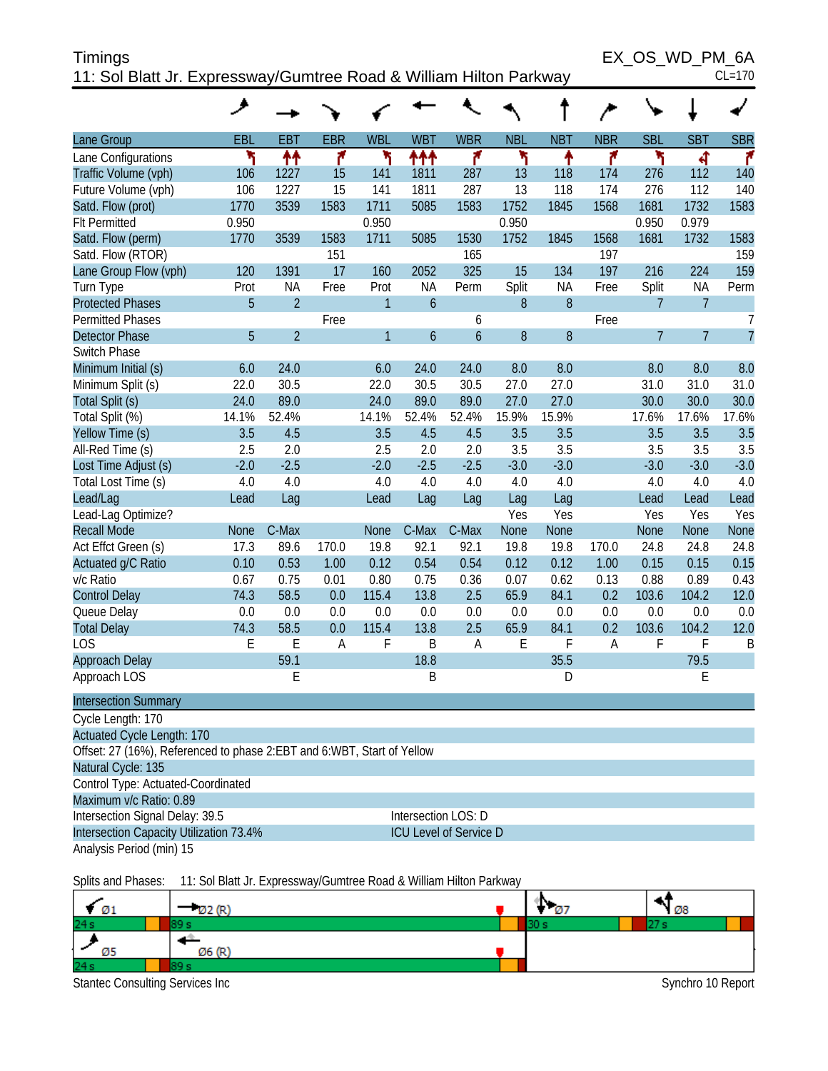Timings
11: Sol Blatt Jr. Expressway/Gumtree Road & William Hilton Parkway

EX_OS_WD_PM_6A
CL=170

| Lane Group | EBL | EBT | EBR | WBL | WBT | WBR | NBL | NBT | NBR | SBL | SBT | SBR |
|---|---|---|---|---|---|---|---|---|---|---|---|---|
| Lane Configurations | | | | | | | | | | | | |
| Traffic Volume (vph) | 106 | 1227 | 15 | 141 | 1811 | 287 | 13 | 118 | 174 | 276 | 112 | 140 |
| Future Volume (vph) | 106 | 1227 | 15 | 141 | 1811 | 287 | 13 | 118 | 174 | 276 | 112 | 140 |
| Satd. Flow (prot) | 1770 | 3539 | 1583 | 1711 | 5085 | 1583 | 1752 | 1845 | 1568 | 1681 | 1732 | 1583 |
| Flt Permitted | 0.950 | | | 0.950 | | | 0.950 | | | 0.950 | 0.979 | |
| Satd. Flow (perm) | 1770 | 3539 | 1583 | 1711 | 5085 | 1530 | 1752 | 1845 | 1568 | 1681 | 1732 | 1583 |
| Satd. Flow (RTOR) | | | 151 | | | 165 | | | 197 | | | 159 |
| Lane Group Flow (vph) | 120 | 1391 | 17 | 160 | 2052 | 325 | 15 | 134 | 197 | 216 | 224 | 159 |
| Turn Type | Prot | NA | Free | Prot | NA | Perm | Split | NA | Free | Split | NA | Perm |
| Protected Phases | 5 | 2 | | 1 | 6 | | 8 | 8 | | 7 | 7 | |
| Permitted Phases | | | Free | | | 6 | | | Free | | | 7 |
| Detector Phase | 5 | 2 | | 1 | 6 | 6 | 8 | 8 | | 7 | 7 | 7 |
| Switch Phase | | | | | | | | | | | | |
| Minimum Initial (s) | 6.0 | 24.0 | | 6.0 | 24.0 | 24.0 | 8.0 | 8.0 | | 8.0 | 8.0 | 8.0 |
| Minimum Split (s) | 22.0 | 30.5 | | 22.0 | 30.5 | 30.5 | 27.0 | 27.0 | | 31.0 | 31.0 | 31.0 |
| Total Split (s) | 24.0 | 89.0 | | 24.0 | 89.0 | 89.0 | 27.0 | 27.0 | | 30.0 | 30.0 | 30.0 |
| Total Split (%) | 14.1% | 52.4% | | 14.1% | 52.4% | 52.4% | 15.9% | 15.9% | | 17.6% | 17.6% | 17.6% |
| Yellow Time (s) | 3.5 | 4.5 | | 3.5 | 4.5 | 4.5 | 3.5 | 3.5 | | 3.5 | 3.5 | 3.5 |
| All-Red Time (s) | 2.5 | 2.0 | | 2.5 | 2.0 | 2.0 | 3.5 | 3.5 | | 3.5 | 3.5 | 3.5 |
| Lost Time Adjust (s) | -2.0 | -2.5 | | -2.0 | -2.5 | -2.5 | -3.0 | -3.0 | | -3.0 | -3.0 | -3.0 |
| Total Lost Time (s) | 4.0 | 4.0 | | 4.0 | 4.0 | 4.0 | 4.0 | 4.0 | | 4.0 | 4.0 | 4.0 |
| Lead/Lag | Lead | Lag | | Lead | Lag | Lag | Lag | Lag | | Lead | Lead | Lead |
| Lead-Lag Optimize? | | | | | | | Yes | Yes | | Yes | Yes | Yes |
| Recall Mode | None | C-Max | | None | C-Max | C-Max | None | None | | None | None | None |
| Act Effct Green (s) | 17.3 | 89.6 | 170.0 | 19.8 | 92.1 | 92.1 | 19.8 | 19.8 | 170.0 | 24.8 | 24.8 | 24.8 |
| Actuated g/C Ratio | 0.10 | 0.53 | 1.00 | 0.12 | 0.54 | 0.54 | 0.12 | 0.12 | 1.00 | 0.15 | 0.15 | 0.15 |
| v/c Ratio | 0.67 | 0.75 | 0.01 | 0.80 | 0.75 | 0.36 | 0.07 | 0.62 | 0.13 | 0.88 | 0.89 | 0.43 |
| Control Delay | 74.3 | 58.5 | 0.0 | 115.4 | 13.8 | 2.5 | 65.9 | 84.1 | 0.2 | 103.6 | 104.2 | 12.0 |
| Queue Delay | 0.0 | 0.0 | 0.0 | 0.0 | 0.0 | 0.0 | 0.0 | 0.0 | 0.0 | 0.0 | 0.0 | 0.0 |
| Total Delay | 74.3 | 58.5 | 0.0 | 115.4 | 13.8 | 2.5 | 65.9 | 84.1 | 0.2 | 103.6 | 104.2 | 12.0 |
| LOS | E | E | A | F | B | A | E | F | A | F | F | B |
| Approach Delay | | 59.1 | | | 18.8 | | | 35.5 | | | 79.5 | |
| Approach LOS | | E | | | B | | | D | | | E | |

**Intersection Summary**

Cycle Length: 170
Actuated Cycle Length: 170
Offset: 27 (16%), Referenced to phase 2:EBT and 6:WBT, Start of Yellow
Natural Cycle: 135
Control Type: Actuated-Coordinated
Maximum v/c Ratio: 0.89
Intersection Signal Delay: 39.5 — Intersection LOS: D
Intersection Capacity Utilization 73.4% — ICU Level of Service D
Analysis Period (min) 15

Splits and Phases: 11: Sol Blatt Jr. Expressway/Gumtree Road & William Hilton Parkway

| Ø1 24 s | Ø2 (R) 89 s | Ø7 30 s | Ø8 27 s |
|---|---|---|---|
| Ø5 24 s | Ø6 (R) 89 s | | |

Stantec Consulting Services Inc — Synchro 10 Report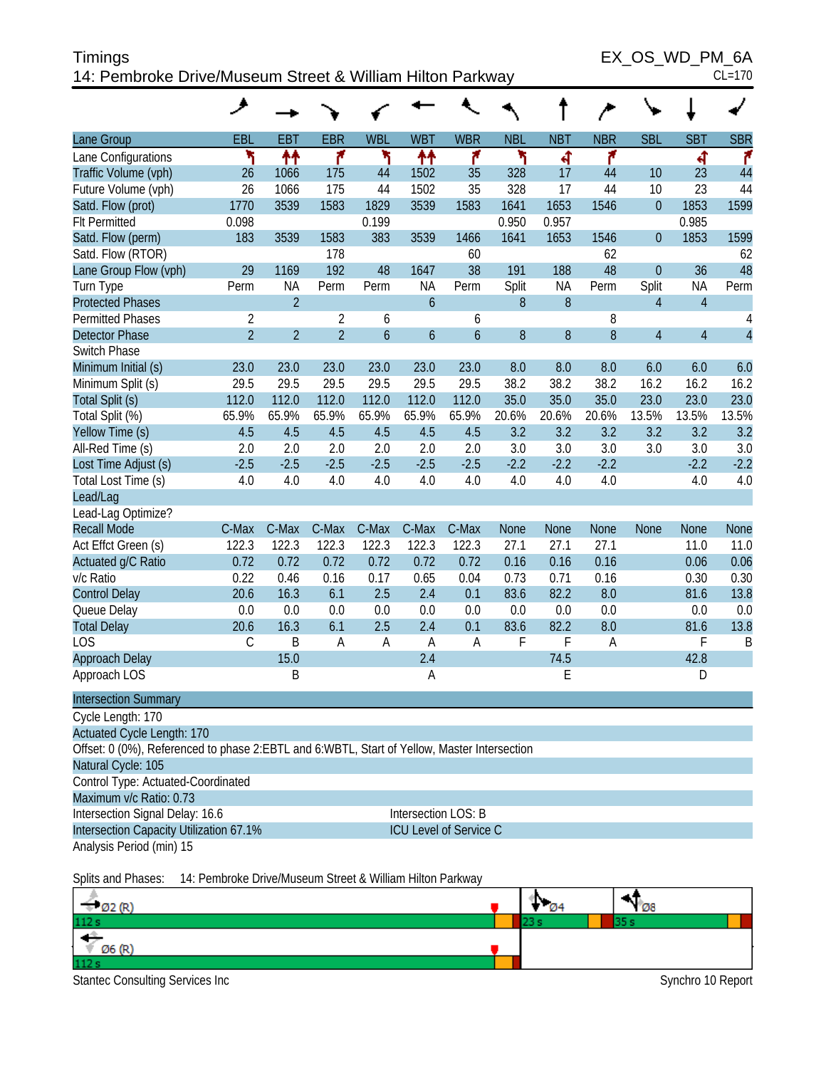# Timings

## 14: Pembroke Drive/Museum Street & William Hilton Parkway

EX_OS_WD_PM_6A
CL=170

| Lane Group | EBL | EBT | EBR | WBL | WBT | WBR | NBL | NBT | NBR | SBL | SBT | SBR |
|---|---|---|---|---|---|---|---|---|---|---|---|---|
| Lane Configurations | | | | | | | | | | | | |
| Traffic Volume (vph) | 26 | 1066 | 175 | 44 | 1502 | 35 | 328 | 17 | 44 | 10 | 23 | 44 |
| Future Volume (vph) | 26 | 1066 | 175 | 44 | 1502 | 35 | 328 | 17 | 44 | 10 | 23 | 44 |
| Satd. Flow (prot) | 1770 | 3539 | 1583 | 1829 | 3539 | 1583 | 1641 | 1653 | 1546 | 0 | 1853 | 1599 |
| Flt Permitted | 0.098 | | | 0.199 | | | 0.950 | 0.957 | | | 0.985 | |
| Satd. Flow (perm) | 183 | 3539 | 1583 | 383 | 3539 | 1466 | 1641 | 1653 | 1546 | 0 | 1853 | 1599 |
| Satd. Flow (RTOR) | | | 178 | | | 60 | | | 62 | | | 62 |
| Lane Group Flow (vph) | 29 | 1169 | 192 | 48 | 1647 | 38 | 191 | 188 | 48 | 0 | 36 | 48 |
| Turn Type | Perm | NA | Perm | Perm | NA | Perm | Split | NA | Perm | Split | NA | Perm |
| Protected Phases | | 2 | | | 6 | | 8 | 8 | | 4 | 4 | |
| Permitted Phases | 2 | | 2 | 6 | | 6 | | | 8 | | | 4 |
| Detector Phase | 2 | 2 | 2 | 6 | 6 | 6 | 8 | 8 | 8 | 4 | 4 | 4 |
| Switch Phase | | | | | | | | | | | | |
| Minimum Initial (s) | 23.0 | 23.0 | 23.0 | 23.0 | 23.0 | 23.0 | 8.0 | 8.0 | 8.0 | 6.0 | 6.0 | 6.0 |
| Minimum Split (s) | 29.5 | 29.5 | 29.5 | 29.5 | 29.5 | 29.5 | 38.2 | 38.2 | 38.2 | 16.2 | 16.2 | 16.2 |
| Total Split (s) | 112.0 | 112.0 | 112.0 | 112.0 | 112.0 | 112.0 | 35.0 | 35.0 | 35.0 | 23.0 | 23.0 | 23.0 |
| Total Split (%) | 65.9% | 65.9% | 65.9% | 65.9% | 65.9% | 65.9% | 20.6% | 20.6% | 20.6% | 13.5% | 13.5% | 13.5% |
| Yellow Time (s) | 4.5 | 4.5 | 4.5 | 4.5 | 4.5 | 4.5 | 3.2 | 3.2 | 3.2 | 3.2 | 3.2 | 3.2 |
| All-Red Time (s) | 2.0 | 2.0 | 2.0 | 2.0 | 2.0 | 2.0 | 3.0 | 3.0 | 3.0 | 3.0 | 3.0 | 3.0 |
| Lost Time Adjust (s) | -2.5 | -2.5 | -2.5 | -2.5 | -2.5 | -2.5 | -2.2 | -2.2 | -2.2 | | -2.2 | -2.2 |
| Total Lost Time (s) | 4.0 | 4.0 | 4.0 | 4.0 | 4.0 | 4.0 | 4.0 | 4.0 | 4.0 | | 4.0 | 4.0 |
| Lead/Lag | | | | | | | | | | | | |
| Lead-Lag Optimize? | | | | | | | | | | | | |
| Recall Mode | C-Max | C-Max | C-Max | C-Max | C-Max | C-Max | None | None | None | None | None | None |
| Act Effct Green (s) | 122.3 | 122.3 | 122.3 | 122.3 | 122.3 | 122.3 | 27.1 | 27.1 | 27.1 | | 11.0 | 11.0 |
| Actuated g/C Ratio | 0.72 | 0.72 | 0.72 | 0.72 | 0.72 | 0.72 | 0.16 | 0.16 | 0.16 | | 0.06 | 0.06 |
| v/c Ratio | 0.22 | 0.46 | 0.16 | 0.17 | 0.65 | 0.04 | 0.73 | 0.71 | 0.16 | | 0.30 | 0.30 |
| Control Delay | 20.6 | 16.3 | 6.1 | 2.5 | 2.4 | 0.1 | 83.6 | 82.2 | 8.0 | | 81.6 | 13.8 |
| Queue Delay | 0.0 | 0.0 | 0.0 | 0.0 | 0.0 | 0.0 | 0.0 | 0.0 | 0.0 | | 0.0 | 0.0 |
| Total Delay | 20.6 | 16.3 | 6.1 | 2.5 | 2.4 | 0.1 | 83.6 | 82.2 | 8.0 | | 81.6 | 13.8 |
| LOS | C | B | A | A | A | A | F | F | A | | F | B |
| Approach Delay | | 15.0 | | | 2.4 | | | 74.5 | | | 42.8 | |
| Approach LOS | | B | | | A | | | E | | | D | |

### Intersection Summary

Cycle Length: 170
Actuated Cycle Length: 170
Offset: 0 (0%), Referenced to phase 2:EBTL and 6:WBTL, Start of Yellow, Master Intersection
Natural Cycle: 105
Control Type: Actuated-Coordinated
Maximum v/c Ratio: 0.73
Intersection Signal Delay: 16.6 — Intersection LOS: B
Intersection Capacity Utilization 67.1% — ICU Level of Service C
Analysis Period (min) 15

Splits and Phases: 14: Pembroke Drive/Museum Street & William Hilton Parkway

Ø2 (R): 112 s | Ø4: 23 s | Ø8: 35 s
Ø6 (R): 112 s

Stantec Consulting Services Inc — Synchro 10 Report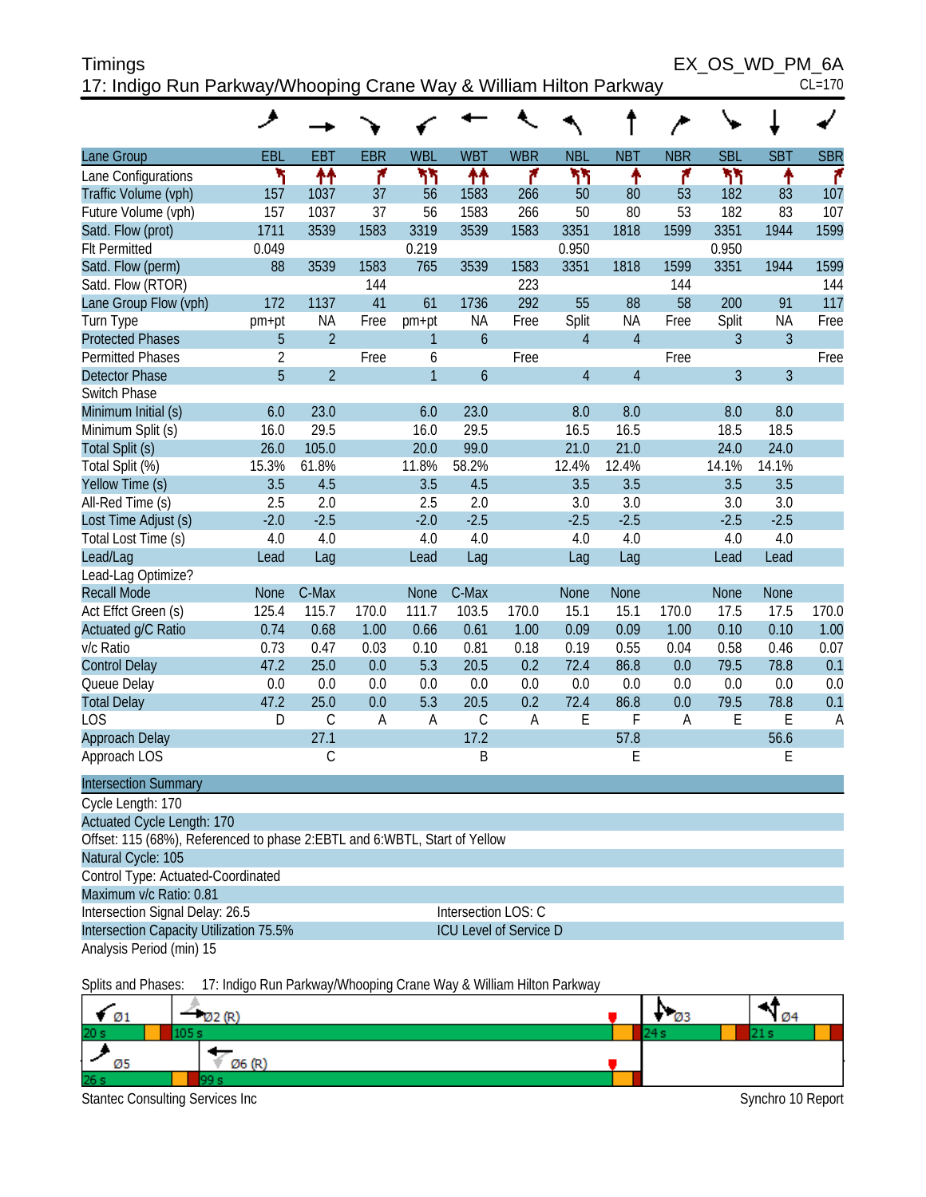Timings
EX_OS_WD_PM_6A

17: Indigo Run Parkway/Whooping Crane Way & William Hilton Parkway
CL=170

| Lane Group | EBL | EBT | EBR | WBL | WBT | WBR | NBL | NBT | NBR | SBL | SBT | SBR |
|---|---|---|---|---|---|---|---|---|---|---|---|---|
| Lane Configurations | | | | | | | | | | | | |
| Traffic Volume (vph) | 157 | 1037 | 37 | 56 | 1583 | 266 | 50 | 80 | 53 | 182 | 83 | 107 |
| Future Volume (vph) | 157 | 1037 | 37 | 56 | 1583 | 266 | 50 | 80 | 53 | 182 | 83 | 107 |
| Satd. Flow (prot) | 1711 | 3539 | 1583 | 3319 | 3539 | 1583 | 3351 | 1818 | 1599 | 3351 | 1944 | 1599 |
| Flt Permitted | 0.049 | | | 0.219 | | | 0.950 | | | 0.950 | | |
| Satd. Flow (perm) | 88 | 3539 | 1583 | 765 | 3539 | 1583 | 3351 | 1818 | 1599 | 3351 | 1944 | 1599 |
| Satd. Flow (RTOR) | | | 144 | | | 223 | | | 144 | | | 144 |
| Lane Group Flow (vph) | 172 | 1137 | 41 | 61 | 1736 | 292 | 55 | 88 | 58 | 200 | 91 | 117 |
| Turn Type | pm+pt | NA | Free | pm+pt | NA | Free | Split | NA | Free | Split | NA | Free |
| Protected Phases | 5 | 2 | | 1 | 6 | | 4 | 4 | | 3 | 3 | |
| Permitted Phases | 2 | | Free | 6 | | Free | | | Free | | | Free |
| Detector Phase | 5 | 2 | | 1 | 6 | | 4 | 4 | | 3 | 3 | |
| Switch Phase | | | | | | | | | | | | |
| Minimum Initial (s) | 6.0 | 23.0 | | 6.0 | 23.0 | | 8.0 | 8.0 | | 8.0 | 8.0 | |
| Minimum Split (s) | 16.0 | 29.5 | | 16.0 | 29.5 | | 16.5 | 16.5 | | 18.5 | 18.5 | |
| Total Split (s) | 26.0 | 105.0 | | 20.0 | 99.0 | | 21.0 | 21.0 | | 24.0 | 24.0 | |
| Total Split (%) | 15.3% | 61.8% | | 11.8% | 58.2% | | 12.4% | 12.4% | | 14.1% | 14.1% | |
| Yellow Time (s) | 3.5 | 4.5 | | 3.5 | 4.5 | | 3.5 | 3.5 | | 3.5 | 3.5 | |
| All-Red Time (s) | 2.5 | 2.0 | | 2.5 | 2.0 | | 3.0 | 3.0 | | 3.0 | 3.0 | |
| Lost Time Adjust (s) | -2.0 | -2.5 | | -2.0 | -2.5 | | -2.5 | -2.5 | | -2.5 | -2.5 | |
| Total Lost Time (s) | 4.0 | 4.0 | | 4.0 | 4.0 | | 4.0 | 4.0 | | 4.0 | 4.0 | |
| Lead/Lag | Lead | Lag | | Lead | Lag | | Lag | Lag | | Lead | Lead | |
| Lead-Lag Optimize? | | | | | | | | | | | | |
| Recall Mode | None | C-Max | | None | C-Max | | None | None | | None | None | |
| Act Effct Green (s) | 125.4 | 115.7 | 170.0 | 111.7 | 103.5 | 170.0 | 15.1 | 15.1 | 170.0 | 17.5 | 17.5 | 170.0 |
| Actuated g/C Ratio | 0.74 | 0.68 | 1.00 | 0.66 | 0.61 | 1.00 | 0.09 | 0.09 | 1.00 | 0.10 | 0.10 | 1.00 |
| v/c Ratio | 0.73 | 0.47 | 0.03 | 0.10 | 0.81 | 0.18 | 0.19 | 0.55 | 0.04 | 0.58 | 0.46 | 0.07 |
| Control Delay | 47.2 | 25.0 | 0.0 | 5.3 | 20.5 | 0.2 | 72.4 | 86.8 | 0.0 | 79.5 | 78.8 | 0.1 |
| Queue Delay | 0.0 | 0.0 | 0.0 | 0.0 | 0.0 | 0.0 | 0.0 | 0.0 | 0.0 | 0.0 | 0.0 | 0.0 |
| Total Delay | 47.2 | 25.0 | 0.0 | 5.3 | 20.5 | 0.2 | 72.4 | 86.8 | 0.0 | 79.5 | 78.8 | 0.1 |
| LOS | D | C | A | A | C | A | E | F | A | E | E | A |
| Approach Delay | | 27.1 | | | 17.2 | | | 57.8 | | | 56.6 | |
| Approach LOS | | C | | | B | | | E | | | E | |

**Intersection Summary**

Cycle Length: 170
Actuated Cycle Length: 170
Offset: 115 (68%), Referenced to phase 2:EBTL and 6:WBTL, Start of Yellow
Natural Cycle: 105
Control Type: Actuated-Coordinated
Maximum v/c Ratio: 0.81
Intersection Signal Delay: 26.5 — Intersection LOS: C
Intersection Capacity Utilization 75.5% — ICU Level of Service D
Analysis Period (min) 15

Splits and Phases: 17: Indigo Run Parkway/Whooping Crane Way & William Hilton Parkway

| Ø1 | Ø2 (R) | Ø3 | Ø4 |
|---|---|---|---|
| 20 s | 105 s | 24 s | 21 s |

| Ø5 | Ø6 (R) |
|---|---|
| 26 s | 99 s |

Stantec Consulting Services Inc — Synchro 10 Report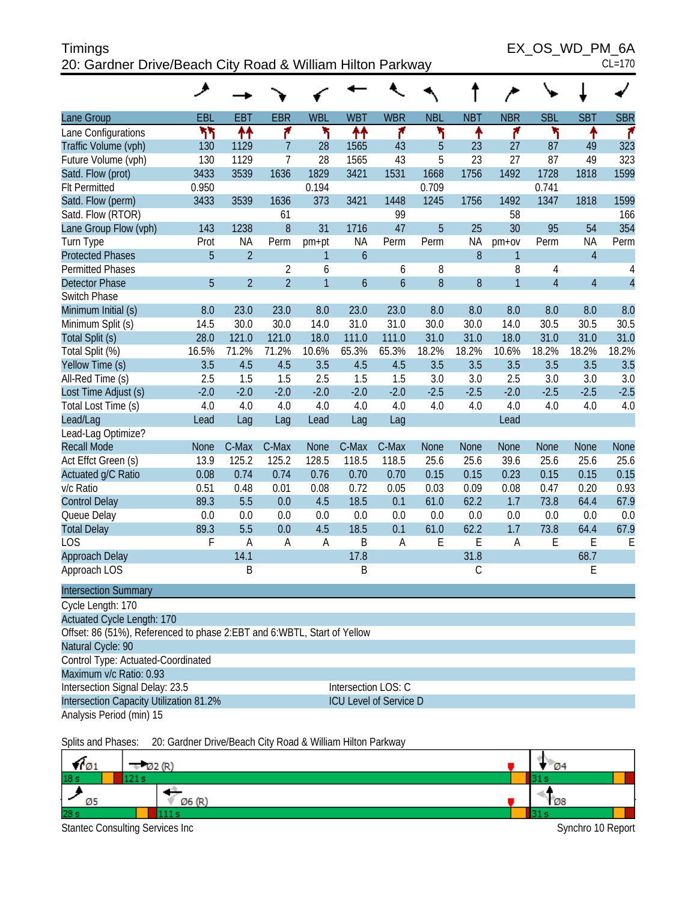Timings
20: Gardner Drive/Beach City Road & William Hilton Parkway

EX_OS_WD_PM_6A
CL=170

| Lane Group | EBL | EBT | EBR | WBL | WBT | WBR | NBL | NBT | NBR | SBL | SBT | SBR |
|---|---|---|---|---|---|---|---|---|---|---|---|---|
| Lane Configurations | ↰↰ | ↑↑ | ↱ | ↰ | ↑↑ | ↱ | ↰ | ↑ | ↱ | ↰ | ↑ | ↱ |
| Traffic Volume (vph) | 130 | 1129 | 7 | 28 | 1565 | 43 | 5 | 23 | 27 | 87 | 49 | 323 |
| Future Volume (vph) | 130 | 1129 | 7 | 28 | 1565 | 43 | 5 | 23 | 27 | 87 | 49 | 323 |
| Satd. Flow (prot) | 3433 | 3539 | 1636 | 1829 | 3421 | 1531 | 1668 | 1756 | 1492 | 1728 | 1818 | 1599 |
| Flt Permitted | 0.950 | | | 0.194 | | | 0.709 | | | 0.741 | | |
| Satd. Flow (perm) | 3433 | 3539 | 1636 | 373 | 3421 | 1448 | 1245 | 1756 | 1492 | 1347 | 1818 | 1599 |
| Satd. Flow (RTOR) | | | 61 | | | 99 | | | 58 | | | 166 |
| Lane Group Flow (vph) | 143 | 1238 | 8 | 31 | 1716 | 47 | 5 | 25 | 30 | 95 | 54 | 354 |
| Turn Type | Prot | NA | Perm | pm+pt | NA | Perm | Perm | NA | pm+ov | Perm | NA | Perm |
| Protected Phases | 5 | 2 | | 1 | 6 | | | 8 | 1 | | 4 | |
| Permitted Phases | | | 2 | 6 | | 6 | 8 | | 8 | 4 | | 4 |
| Detector Phase | 5 | 2 | 2 | 1 | 6 | 6 | 8 | 8 | 1 | 4 | 4 | 4 |
| Switch Phase | | | | | | | | | | | | |
| Minimum Initial (s) | 8.0 | 23.0 | 23.0 | 8.0 | 23.0 | 23.0 | 8.0 | 8.0 | 8.0 | 8.0 | 8.0 | 8.0 |
| Minimum Split (s) | 14.5 | 30.0 | 30.0 | 14.0 | 31.0 | 31.0 | 30.0 | 30.0 | 14.0 | 30.5 | 30.5 | 30.5 |
| Total Split (s) | 28.0 | 121.0 | 121.0 | 18.0 | 111.0 | 111.0 | 31.0 | 31.0 | 18.0 | 31.0 | 31.0 | 31.0 |
| Total Split (%) | 16.5% | 71.2% | 71.2% | 10.6% | 65.3% | 65.3% | 18.2% | 18.2% | 10.6% | 18.2% | 18.2% | 18.2% |
| Yellow Time (s) | 3.5 | 4.5 | 4.5 | 3.5 | 4.5 | 4.5 | 3.5 | 3.5 | 3.5 | 3.5 | 3.5 | 3.5 |
| All-Red Time (s) | 2.5 | 1.5 | 1.5 | 2.5 | 1.5 | 1.5 | 3.0 | 3.0 | 2.5 | 3.0 | 3.0 | 3.0 |
| Lost Time Adjust (s) | -2.0 | -2.0 | -2.0 | -2.0 | -2.0 | -2.0 | -2.5 | -2.5 | -2.0 | -2.5 | -2.5 | -2.5 |
| Total Lost Time (s) | 4.0 | 4.0 | 4.0 | 4.0 | 4.0 | 4.0 | 4.0 | 4.0 | 4.0 | 4.0 | 4.0 | 4.0 |
| Lead/Lag | Lead | Lag | Lag | Lead | Lag | Lag | | | Lead | | | |
| Lead-Lag Optimize? | | | | | | | | | | | | |
| Recall Mode | None | C-Max | C-Max | None | C-Max | C-Max | None | None | None | None | None | None |
| Act Effct Green (s) | 13.9 | 125.2 | 125.2 | 128.5 | 118.5 | 118.5 | 25.6 | 25.6 | 39.6 | 25.6 | 25.6 | 25.6 |
| Actuated g/C Ratio | 0.08 | 0.74 | 0.74 | 0.76 | 0.70 | 0.70 | 0.15 | 0.15 | 0.23 | 0.15 | 0.15 | 0.15 |
| v/c Ratio | 0.51 | 0.48 | 0.01 | 0.08 | 0.72 | 0.05 | 0.03 | 0.09 | 0.08 | 0.47 | 0.20 | 0.93 |
| Control Delay | 89.3 | 5.5 | 0.0 | 4.5 | 18.5 | 0.1 | 61.0 | 62.2 | 1.7 | 73.8 | 64.4 | 67.9 |
| Queue Delay | 0.0 | 0.0 | 0.0 | 0.0 | 0.0 | 0.0 | 0.0 | 0.0 | 0.0 | 0.0 | 0.0 | 0.0 |
| Total Delay | 89.3 | 5.5 | 0.0 | 4.5 | 18.5 | 0.1 | 61.0 | 62.2 | 1.7 | 73.8 | 64.4 | 67.9 |
| LOS | F | A | A | A | B | A | E | E | A | E | E | E |
| Approach Delay | | 14.1 | | | 17.8 | | | 31.8 | | | 68.7 | |
| Approach LOS | | B | | | B | | | C | | | E | |

**Intersection Summary**

Cycle Length: 170
Actuated Cycle Length: 170
Offset: 86 (51%), Referenced to phase 2:EBT and 6:WBTL, Start of Yellow
Natural Cycle: 90
Control Type: Actuated-Coordinated
Maximum v/c Ratio: 0.93
Intersection Signal Delay: 23.5 — Intersection LOS: C
Intersection Capacity Utilization 81.2% — ICU Level of Service D
Analysis Period (min) 15

Splits and Phases: 20: Gardner Drive/Beach City Road & William Hilton Parkway

| Ø1 | Ø2 (R) | Ø4 |
|---|---|---|
| 18 s | 121 s | 31 s |

| Ø5 | Ø6 (R) | Ø8 |
|---|---|---|
| 28 s | 111 s | 31 s |

Stantec Consulting Services Inc — Synchro 10 Report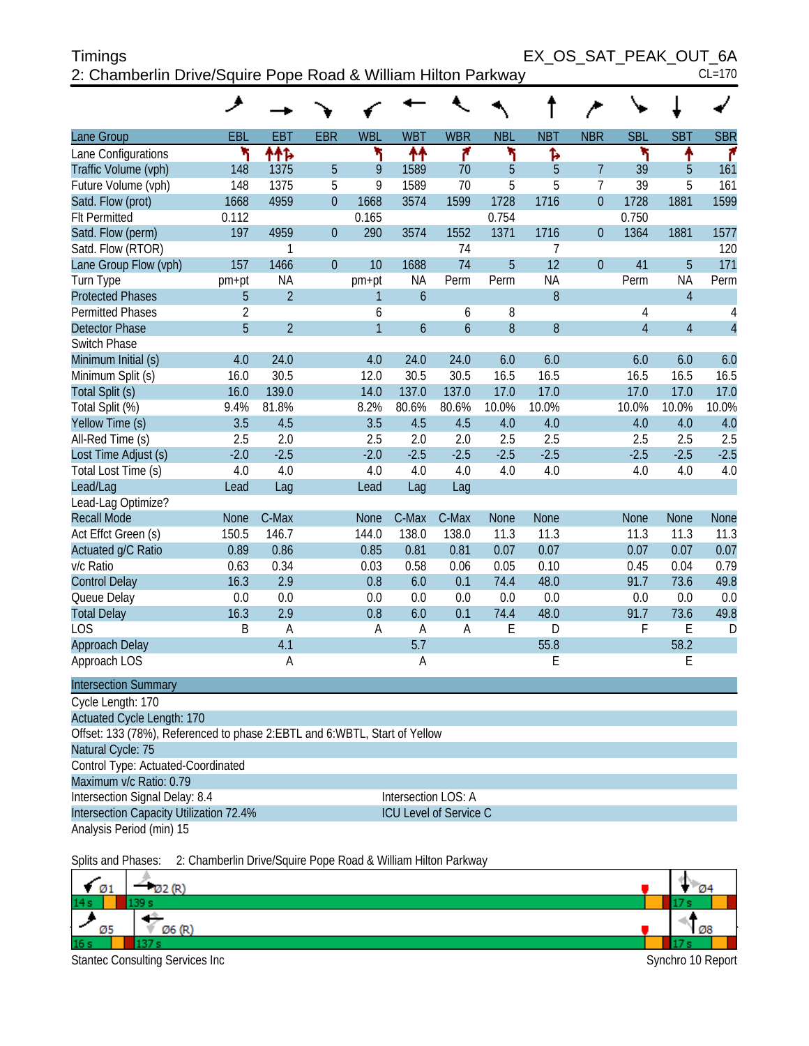Timings
2: Chamberlin Drive/Squire Pope Road & William Hilton Parkway

EX_OS_SAT_PEAK_OUT_6A
CL=170

| Lane Group | EBL | EBT | EBR | WBL | WBT | WBR | NBL | NBT | NBR | SBL | SBT | SBR |
|---|---|---|---|---|---|---|---|---|---|---|---|---|
| Lane Configurations | | | | | | | | | | | | |
| Traffic Volume (vph) | 148 | 1375 | 5 | 9 | 1589 | 70 | 5 | 5 | 7 | 39 | 5 | 161 |
| Future Volume (vph) | 148 | 1375 | 5 | 9 | 1589 | 70 | 5 | 5 | 7 | 39 | 5 | 161 |
| Satd. Flow (prot) | 1668 | 4959 | 0 | 1668 | 3574 | 1599 | 1728 | 1716 | 0 | 1728 | 1881 | 1599 |
| Flt Permitted | 0.112 | | | 0.165 | | | 0.754 | | | 0.750 | | |
| Satd. Flow (perm) | 197 | 4959 | 0 | 290 | 3574 | 1552 | 1371 | 1716 | 0 | 1364 | 1881 | 1577 |
| Satd. Flow (RTOR) | | 1 | | | | 74 | | 7 | | | | 120 |
| Lane Group Flow (vph) | 157 | 1466 | 0 | 10 | 1688 | 74 | 5 | 12 | 0 | 41 | 5 | 171 |
| Turn Type | pm+pt | NA | | pm+pt | NA | Perm | Perm | NA | | Perm | NA | Perm |
| Protected Phases | 5 | 2 | | 1 | 6 | | | 8 | | | 4 | |
| Permitted Phases | 2 | | | 6 | | 6 | 8 | | | 4 | | 4 |
| Detector Phase | 5 | 2 | | 1 | 6 | 6 | 8 | 8 | | 4 | 4 | 4 |
| Switch Phase | | | | | | | | | | | | |
| Minimum Initial (s) | 4.0 | 24.0 | | 4.0 | 24.0 | 24.0 | 6.0 | 6.0 | | 6.0 | 6.0 | 6.0 |
| Minimum Split (s) | 16.0 | 30.5 | | 12.0 | 30.5 | 30.5 | 16.5 | 16.5 | | 16.5 | 16.5 | 16.5 |
| Total Split (s) | 16.0 | 139.0 | | 14.0 | 137.0 | 137.0 | 17.0 | 17.0 | | 17.0 | 17.0 | 17.0 |
| Total Split (%) | 9.4% | 81.8% | | 8.2% | 80.6% | 80.6% | 10.0% | 10.0% | | 10.0% | 10.0% | 10.0% |
| Yellow Time (s) | 3.5 | 4.5 | | 3.5 | 4.5 | 4.5 | 4.0 | 4.0 | | 4.0 | 4.0 | 4.0 |
| All-Red Time (s) | 2.5 | 2.0 | | 2.5 | 2.0 | 2.0 | 2.5 | 2.5 | | 2.5 | 2.5 | 2.5 |
| Lost Time Adjust (s) | -2.0 | -2.5 | | -2.0 | -2.5 | -2.5 | -2.5 | -2.5 | | -2.5 | -2.5 | -2.5 |
| Total Lost Time (s) | 4.0 | 4.0 | | 4.0 | 4.0 | 4.0 | 4.0 | 4.0 | | 4.0 | 4.0 | 4.0 |
| Lead/Lag | Lead | Lag | | Lead | Lag | Lag | | | | | | |
| Lead-Lag Optimize? | | | | | | | | | | | | |
| Recall Mode | None | C-Max | | None | C-Max | C-Max | None | None | | None | None | None |
| Act Effct Green (s) | 150.5 | 146.7 | | 144.0 | 138.0 | 138.0 | 11.3 | 11.3 | | 11.3 | 11.3 | 11.3 |
| Actuated g/C Ratio | 0.89 | 0.86 | | 0.85 | 0.81 | 0.81 | 0.07 | 0.07 | | 0.07 | 0.07 | 0.07 |
| v/c Ratio | 0.63 | 0.34 | | 0.03 | 0.58 | 0.06 | 0.05 | 0.10 | | 0.45 | 0.04 | 0.79 |
| Control Delay | 16.3 | 2.9 | | 0.8 | 6.0 | 0.1 | 74.4 | 48.0 | | 91.7 | 73.6 | 49.8 |
| Queue Delay | 0.0 | 0.0 | | 0.0 | 0.0 | 0.0 | 0.0 | 0.0 | | 0.0 | 0.0 | 0.0 |
| Total Delay | 16.3 | 2.9 | | 0.8 | 6.0 | 0.1 | 74.4 | 48.0 | | 91.7 | 73.6 | 49.8 |
| LOS | B | A | | A | A | A | E | D | | F | E | D |
| Approach Delay | | 4.1 | | | 5.7 | | | 55.8 | | | 58.2 | |
| Approach LOS | | A | | | A | | | E | | | E | |

**Intersection Summary**

Cycle Length: 170
Actuated Cycle Length: 170
Offset: 133 (78%), Referenced to phase 2:EBTL and 6:WBTL, Start of Yellow
Natural Cycle: 75
Control Type: Actuated-Coordinated
Maximum v/c Ratio: 0.79
Intersection Signal Delay: 8.4 — Intersection LOS: A
Intersection Capacity Utilization 72.4% — ICU Level of Service C
Analysis Period (min) 15

Splits and Phases: 2: Chamberlin Drive/Squire Pope Road & William Hilton Parkway

| Ø1 | Ø2 (R) | Ø4 |
|---|---|---|
| 14 s | 139 s | 17 s |

| Ø5 | Ø6 (R) | Ø8 |
|---|---|---|
| 16 s | 137 s | 17 s |

Stantec Consulting Services Inc — Synchro 10 Report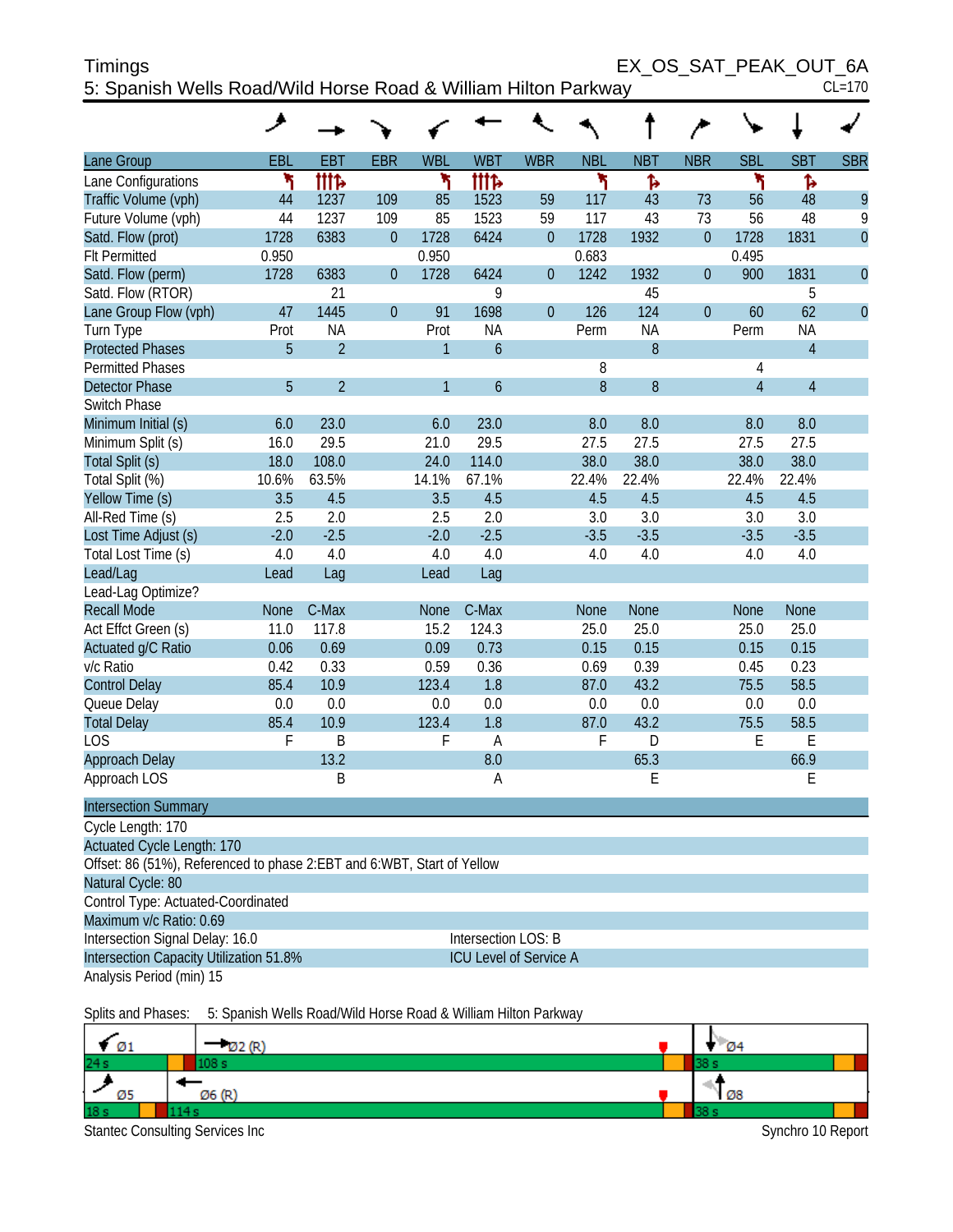# Timings

## 5: Spanish Wells Road/Wild Horse Road & William Hilton Parkway

EX_OS_SAT_PEAK_OUT_6A

CL=170

| Lane Group | EBL | EBT | EBR | WBL | WBT | WBR | NBL | NBT | NBR | SBL | SBT | SBR |
|---|---|---|---|---|---|---|---|---|---|---|---|---|
| Lane Configurations | ↰ | ↑↑↑↱ | | ↰ | ↑↑↑↱ | | ↰ | ↱ | | ↰ | ↱ | |
| Traffic Volume (vph) | 44 | 1237 | 109 | 85 | 1523 | 59 | 117 | 43 | 73 | 56 | 48 | 9 |
| Future Volume (vph) | 44 | 1237 | 109 | 85 | 1523 | 59 | 117 | 43 | 73 | 56 | 48 | 9 |
| Satd. Flow (prot) | 1728 | 6383 | 0 | 1728 | 6424 | 0 | 1728 | 1932 | 0 | 1728 | 1831 | 0 |
| Flt Permitted | 0.950 | | | 0.950 | | | 0.683 | | | 0.495 | | |
| Satd. Flow (perm) | 1728 | 6383 | 0 | 1728 | 6424 | 0 | 1242 | 1932 | 0 | 900 | 1831 | 0 |
| Satd. Flow (RTOR) | | 21 | | | 9 | | | 45 | | | 5 | |
| Lane Group Flow (vph) | 47 | 1445 | 0 | 91 | 1698 | 0 | 126 | 124 | 0 | 60 | 62 | 0 |
| Turn Type | Prot | NA | | Prot | NA | | Perm | NA | | Perm | NA | |
| Protected Phases | 5 | 2 | | 1 | 6 | | | 8 | | | 4 | |
| Permitted Phases | | | | | | | 8 | | | 4 | | |
| Detector Phase | 5 | 2 | | 1 | 6 | | 8 | 8 | | 4 | 4 | |
| Switch Phase | | | | | | | | | | | | |
| Minimum Initial (s) | 6.0 | 23.0 | | 6.0 | 23.0 | | 8.0 | 8.0 | | 8.0 | 8.0 | |
| Minimum Split (s) | 16.0 | 29.5 | | 21.0 | 29.5 | | 27.5 | 27.5 | | 27.5 | 27.5 | |
| Total Split (s) | 18.0 | 108.0 | | 24.0 | 114.0 | | 38.0 | 38.0 | | 38.0 | 38.0 | |
| Total Split (%) | 10.6% | 63.5% | | 14.1% | 67.1% | | 22.4% | 22.4% | | 22.4% | 22.4% | |
| Yellow Time (s) | 3.5 | 4.5 | | 3.5 | 4.5 | | 4.5 | 4.5 | | 4.5 | 4.5 | |
| All-Red Time (s) | 2.5 | 2.0 | | 2.5 | 2.0 | | 3.0 | 3.0 | | 3.0 | 3.0 | |
| Lost Time Adjust (s) | -2.0 | -2.5 | | -2.0 | -2.5 | | -3.5 | -3.5 | | -3.5 | -3.5 | |
| Total Lost Time (s) | 4.0 | 4.0 | | 4.0 | 4.0 | | 4.0 | 4.0 | | 4.0 | 4.0 | |
| Lead/Lag | Lead | Lag | | Lead | Lag | | | | | | | |
| Lead-Lag Optimize? | | | | | | | | | | | | |
| Recall Mode | None | C-Max | | None | C-Max | | None | None | | None | None | |
| Act Effct Green (s) | 11.0 | 117.8 | | 15.2 | 124.3 | | 25.0 | 25.0 | | 25.0 | 25.0 | |
| Actuated g/C Ratio | 0.06 | 0.69 | | 0.09 | 0.73 | | 0.15 | 0.15 | | 0.15 | 0.15 | |
| v/c Ratio | 0.42 | 0.33 | | 0.59 | 0.36 | | 0.69 | 0.39 | | 0.45 | 0.23 | |
| Control Delay | 85.4 | 10.9 | | 123.4 | 1.8 | | 87.0 | 43.2 | | 75.5 | 58.5 | |
| Queue Delay | 0.0 | 0.0 | | 0.0 | 0.0 | | 0.0 | 0.0 | | 0.0 | 0.0 | |
| Total Delay | 85.4 | 10.9 | | 123.4 | 1.8 | | 87.0 | 43.2 | | 75.5 | 58.5 | |
| LOS | F | B | | F | A | | F | D | | E | E | |
| Approach Delay | | 13.2 | | | 8.0 | | | 65.3 | | | 66.9 | |
| Approach LOS | | B | | | A | | | E | | | E | |

### Intersection Summary

Cycle Length: 170

Actuated Cycle Length: 170

Offset: 86 (51%), Referenced to phase 2:EBT and 6:WBT, Start of Yellow

Natural Cycle: 80

Control Type: Actuated-Coordinated

Maximum v/c Ratio: 0.69

Intersection Signal Delay: 16.0 — Intersection LOS: B

Intersection Capacity Utilization 51.8% — ICU Level of Service A

Analysis Period (min) 15

Splits and Phases: 5: Spanish Wells Road/Wild Horse Road & William Hilton Parkway

| Ø1 | Ø2 (R) | Ø4 |
|---|---|---|
| 24 s | 108 s | 38 s |

| Ø5 | Ø6 (R) | Ø8 |
|---|---|---|
| 18 s | 114 s | 38 s |

Stantec Consulting Services Inc — Synchro 10 Report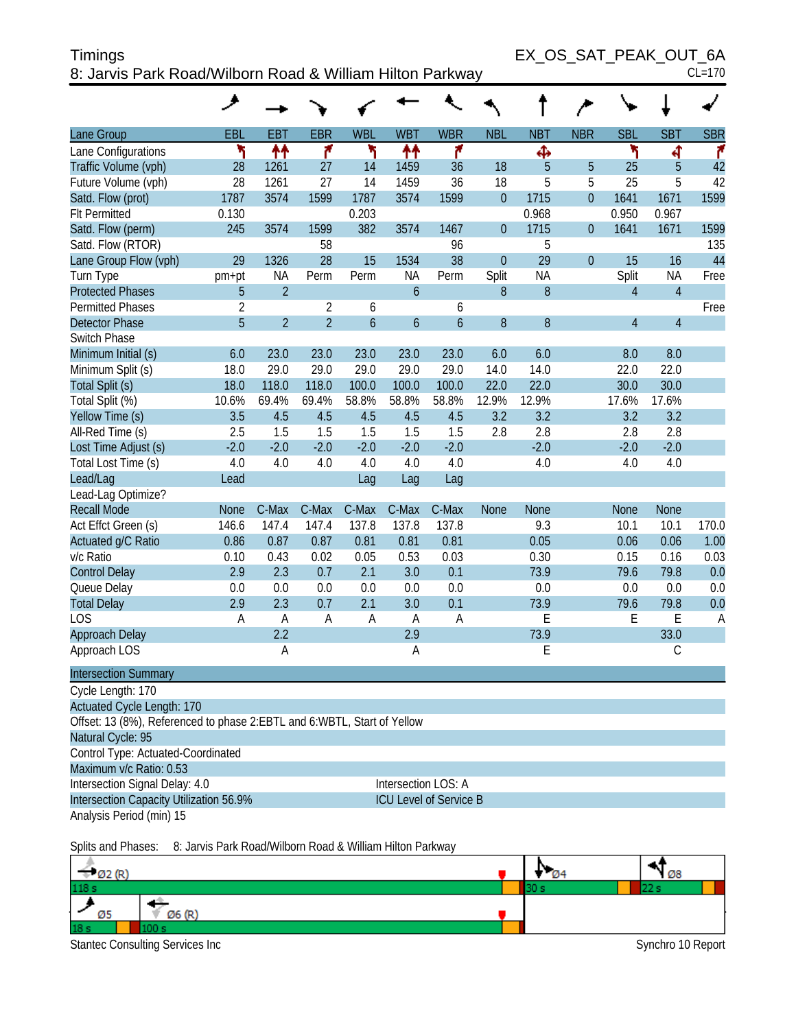Timings
8: Jarvis Park Road/Wilborn Road & William Hilton Parkway

EX_OS_SAT_PEAK_OUT_6A
CL=170

| Lane Group | EBL | EBT | EBR | WBL | WBT | WBR | NBL | NBT | NBR | SBL | SBT | SBR |
|---|---|---|---|---|---|---|---|---|---|---|---|---|
| Lane Configurations | | | | | | | | | | | | |
| Traffic Volume (vph) | 28 | 1261 | 27 | 14 | 1459 | 36 | 18 | 5 | 5 | 25 | 5 | 42 |
| Future Volume (vph) | 28 | 1261 | 27 | 14 | 1459 | 36 | 18 | 5 | 5 | 25 | 5 | 42 |
| Satd. Flow (prot) | 1787 | 3574 | 1599 | 1787 | 3574 | 1599 | 0 | 1715 | 0 | 1641 | 1671 | 1599 |
| Flt Permitted | 0.130 | | | 0.203 | | | | 0.968 | | 0.950 | 0.967 | |
| Satd. Flow (perm) | 245 | 3574 | 1599 | 382 | 3574 | 1467 | 0 | 1715 | 0 | 1641 | 1671 | 1599 |
| Satd. Flow (RTOR) | | | 58 | | | 96 | | 5 | | | | 135 |
| Lane Group Flow (vph) | 29 | 1326 | 28 | 15 | 1534 | 38 | 0 | 29 | 0 | 15 | 16 | 44 |
| Turn Type | pm+pt | NA | Perm | Perm | NA | Perm | Split | NA | | Split | NA | Free |
| Protected Phases | 5 | 2 | | | 6 | | 8 | 8 | | 4 | 4 | |
| Permitted Phases | 2 | | 2 | 6 | | 6 | | | | | | Free |
| Detector Phase | 5 | 2 | 2 | 6 | 6 | 6 | 8 | 8 | | 4 | 4 | |
| Switch Phase | | | | | | | | | | | | |
| Minimum Initial (s) | 6.0 | 23.0 | 23.0 | 23.0 | 23.0 | 23.0 | 6.0 | 6.0 | | 8.0 | 8.0 | |
| Minimum Split (s) | 18.0 | 29.0 | 29.0 | 29.0 | 29.0 | 29.0 | 14.0 | 14.0 | | 22.0 | 22.0 | |
| Total Split (s) | 18.0 | 118.0 | 118.0 | 100.0 | 100.0 | 100.0 | 22.0 | 22.0 | | 30.0 | 30.0 | |
| Total Split (%) | 10.6% | 69.4% | 69.4% | 58.8% | 58.8% | 58.8% | 12.9% | 12.9% | | 17.6% | 17.6% | |
| Yellow Time (s) | 3.5 | 4.5 | 4.5 | 4.5 | 4.5 | 4.5 | 3.2 | 3.2 | | 3.2 | 3.2 | |
| All-Red Time (s) | 2.5 | 1.5 | 1.5 | 1.5 | 1.5 | 1.5 | 2.8 | 2.8 | | 2.8 | 2.8 | |
| Lost Time Adjust (s) | -2.0 | -2.0 | -2.0 | -2.0 | -2.0 | -2.0 | | -2.0 | | -2.0 | -2.0 | |
| Total Lost Time (s) | 4.0 | 4.0 | 4.0 | 4.0 | 4.0 | 4.0 | | 4.0 | | 4.0 | 4.0 | |
| Lead/Lag | Lead | | | Lag | Lag | Lag | | | | | | |
| Lead-Lag Optimize? | | | | | | | | | | | | |
| Recall Mode | None | C-Max | C-Max | C-Max | C-Max | C-Max | None | None | | None | None | |
| Act Effct Green (s) | 146.6 | 147.4 | 147.4 | 137.8 | 137.8 | 137.8 | | 9.3 | | 10.1 | 10.1 | 170.0 |
| Actuated g/C Ratio | 0.86 | 0.87 | 0.87 | 0.81 | 0.81 | 0.81 | | 0.05 | | 0.06 | 0.06 | 1.00 |
| v/c Ratio | 0.10 | 0.43 | 0.02 | 0.05 | 0.53 | 0.03 | | 0.30 | | 0.15 | 0.16 | 0.03 |
| Control Delay | 2.9 | 2.3 | 0.7 | 2.1 | 3.0 | 0.1 | | 73.9 | | 79.6 | 79.8 | 0.0 |
| Queue Delay | 0.0 | 0.0 | 0.0 | 0.0 | 0.0 | 0.0 | | 0.0 | | 0.0 | 0.0 | 0.0 |
| Total Delay | 2.9 | 2.3 | 0.7 | 2.1 | 3.0 | 0.1 | | 73.9 | | 79.6 | 79.8 | 0.0 |
| LOS | A | A | A | A | A | A | | E | | E | E | A |
| Approach Delay | | 2.2 | | | 2.9 | | | 73.9 | | | 33.0 | |
| Approach LOS | | A | | | A | | | E | | | C | |

**Intersection Summary**

Cycle Length: 170
Actuated Cycle Length: 170
Offset: 13 (8%), Referenced to phase 2:EBTL and 6:WBTL, Start of Yellow
Natural Cycle: 95
Control Type: Actuated-Coordinated
Maximum v/c Ratio: 0.53
Intersection Signal Delay: 4.0 — Intersection LOS: A
Intersection Capacity Utilization 56.9% — ICU Level of Service B
Analysis Period (min) 15

Splits and Phases: 8: Jarvis Park Road/Wilborn Road & William Hilton Parkway

| Ø2 (R) | Ø4 | Ø8 |
|---|---|---|
| 118 s | 30 s | 22 s |

| Ø5 | Ø6 (R) |
|---|---|
| 18 s | 100 s |

Stantec Consulting Services Inc — Synchro 10 Report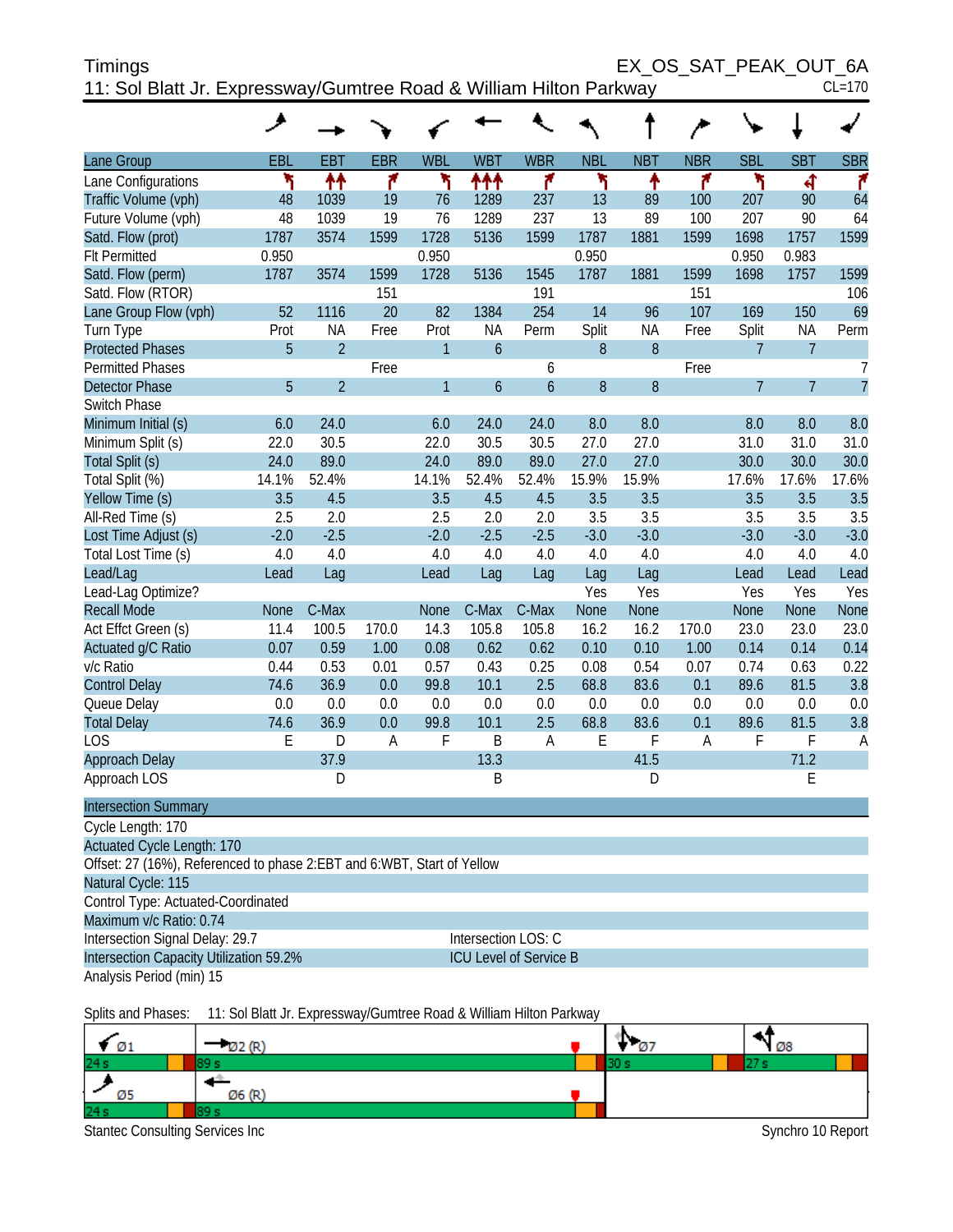Timings
EX_OS_SAT_PEAK_OUT_6A

11: Sol Blatt Jr. Expressway/Gumtree Road & William Hilton Parkway
CL=170

| Lane Group | EBL | EBT | EBR | WBL | WBT | WBR | NBL | NBT | NBR | SBL | SBT | SBR |
|---|---|---|---|---|---|---|---|---|---|---|---|---|
| Lane Configurations | | | | | | | | | | | | |
| Traffic Volume (vph) | 48 | 1039 | 19 | 76 | 1289 | 237 | 13 | 89 | 100 | 207 | 90 | 64 |
| Future Volume (vph) | 48 | 1039 | 19 | 76 | 1289 | 237 | 13 | 89 | 100 | 207 | 90 | 64 |
| Satd. Flow (prot) | 1787 | 3574 | 1599 | 1728 | 5136 | 1599 | 1787 | 1881 | 1599 | 1698 | 1757 | 1599 |
| Flt Permitted | 0.950 | | | 0.950 | | | 0.950 | | | 0.950 | 0.983 | |
| Satd. Flow (perm) | 1787 | 3574 | 1599 | 1728 | 5136 | 1545 | 1787 | 1881 | 1599 | 1698 | 1757 | 1599 |
| Satd. Flow (RTOR) | | | 151 | | | 191 | | | 151 | | | 106 |
| Lane Group Flow (vph) | 52 | 1116 | 20 | 82 | 1384 | 254 | 14 | 96 | 107 | 169 | 150 | 69 |
| Turn Type | Prot | NA | Free | Prot | NA | Perm | Split | NA | Free | Split | NA | Perm |
| Protected Phases | 5 | 2 | | 1 | 6 | | 8 | 8 | | 7 | 7 | |
| Permitted Phases | | | Free | | | 6 | | | Free | | | 7 |
| Detector Phase | 5 | 2 | | 1 | 6 | 6 | 8 | 8 | | 7 | 7 | 7 |
| Switch Phase | | | | | | | | | | | | |
| Minimum Initial (s) | 6.0 | 24.0 | | 6.0 | 24.0 | 24.0 | 8.0 | 8.0 | | 8.0 | 8.0 | 8.0 |
| Minimum Split (s) | 22.0 | 30.5 | | 22.0 | 30.5 | 30.5 | 27.0 | 27.0 | | 31.0 | 31.0 | 31.0 |
| Total Split (s) | 24.0 | 89.0 | | 24.0 | 89.0 | 89.0 | 27.0 | 27.0 | | 30.0 | 30.0 | 30.0 |
| Total Split (%) | 14.1% | 52.4% | | 14.1% | 52.4% | 52.4% | 15.9% | 15.9% | | 17.6% | 17.6% | 17.6% |
| Yellow Time (s) | 3.5 | 4.5 | | 3.5 | 4.5 | 4.5 | 3.5 | 3.5 | | 3.5 | 3.5 | 3.5 |
| All-Red Time (s) | 2.5 | 2.0 | | 2.5 | 2.0 | 2.0 | 3.5 | 3.5 | | 3.5 | 3.5 | 3.5 |
| Lost Time Adjust (s) | -2.0 | -2.5 | | -2.0 | -2.5 | -2.5 | -3.0 | -3.0 | | -3.0 | -3.0 | -3.0 |
| Total Lost Time (s) | 4.0 | 4.0 | | 4.0 | 4.0 | 4.0 | 4.0 | 4.0 | | 4.0 | 4.0 | 4.0 |
| Lead/Lag | Lead | Lag | | Lead | Lag | Lag | Lag | Lag | | Lead | Lead | Lead |
| Lead-Lag Optimize? | | | | | | | Yes | Yes | | Yes | Yes | Yes |
| Recall Mode | None | C-Max | | None | C-Max | C-Max | None | None | | None | None | None |
| Act Effct Green (s) | 11.4 | 100.5 | 170.0 | 14.3 | 105.8 | 105.8 | 16.2 | 16.2 | 170.0 | 23.0 | 23.0 | 23.0 |
| Actuated g/C Ratio | 0.07 | 0.59 | 1.00 | 0.08 | 0.62 | 0.62 | 0.10 | 0.10 | 1.00 | 0.14 | 0.14 | 0.14 |
| v/c Ratio | 0.44 | 0.53 | 0.01 | 0.57 | 0.43 | 0.25 | 0.08 | 0.54 | 0.07 | 0.74 | 0.63 | 0.22 |
| Control Delay | 74.6 | 36.9 | 0.0 | 99.8 | 10.1 | 2.5 | 68.8 | 83.6 | 0.1 | 89.6 | 81.5 | 3.8 |
| Queue Delay | 0.0 | 0.0 | 0.0 | 0.0 | 0.0 | 0.0 | 0.0 | 0.0 | 0.0 | 0.0 | 0.0 | 0.0 |
| Total Delay | 74.6 | 36.9 | 0.0 | 99.8 | 10.1 | 2.5 | 68.8 | 83.6 | 0.1 | 89.6 | 81.5 | 3.8 |
| LOS | E | D | A | F | B | A | E | F | A | F | F | A |
| Approach Delay | | 37.9 | | | 13.3 | | | 41.5 | | | 71.2 | |
| Approach LOS | | D | | | B | | | D | | | E | |

**Intersection Summary**

Cycle Length: 170
Actuated Cycle Length: 170
Offset: 27 (16%), Referenced to phase 2:EBT and 6:WBT, Start of Yellow
Natural Cycle: 115
Control Type: Actuated-Coordinated
Maximum v/c Ratio: 0.74
Intersection Signal Delay: 29.7 — Intersection LOS: C
Intersection Capacity Utilization 59.2% — ICU Level of Service B
Analysis Period (min) 15

Splits and Phases: 11: Sol Blatt Jr. Expressway/Gumtree Road & William Hilton Parkway

| Ø1 | Ø2 (R) | Ø7 | Ø8 |
|---|---|---|---|
| 24 s | 89 s | 30 s | 27 s |

| Ø5 | Ø6 (R) |
|---|---|
| 24 s | 89 s |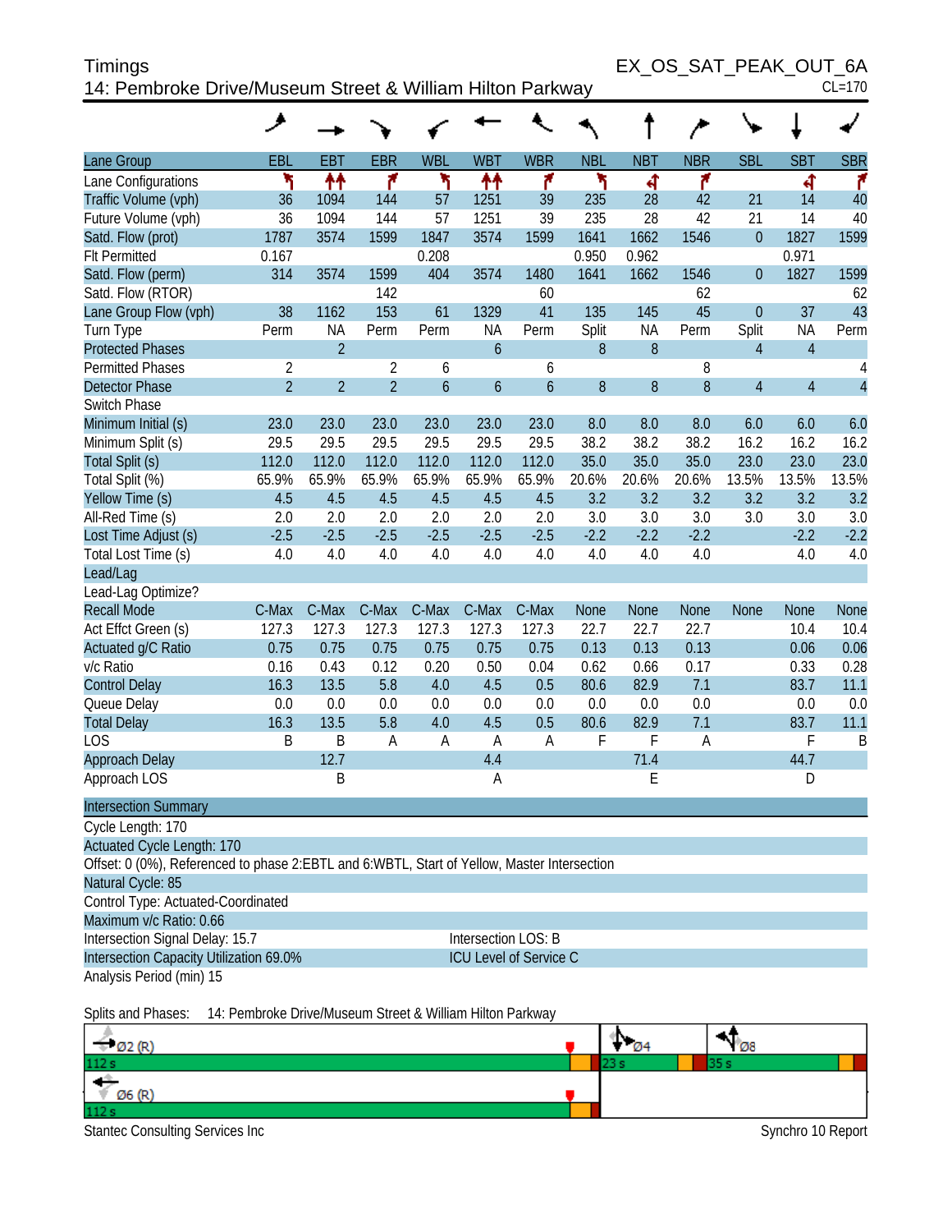Timings
14: Pembroke Drive/Museum Street & William Hilton Parkway

EX_OS_SAT_PEAK_OUT_6A
CL=170

| Lane Group | EBL | EBT | EBR | WBL | WBT | WBR | NBL | NBT | NBR | SBL | SBT | SBR |
|---|---|---|---|---|---|---|---|---|---|---|---|---|
| Lane Configurations | | | | | | | | | | | | |
| Traffic Volume (vph) | 36 | 1094 | 144 | 57 | 1251 | 39 | 235 | 28 | 42 | 21 | 14 | 40 |
| Future Volume (vph) | 36 | 1094 | 144 | 57 | 1251 | 39 | 235 | 28 | 42 | 21 | 14 | 40 |
| Satd. Flow (prot) | 1787 | 3574 | 1599 | 1847 | 3574 | 1599 | 1641 | 1662 | 1546 | 0 | 1827 | 1599 |
| Flt Permitted | 0.167 | | | 0.208 | | | 0.950 | 0.962 | | | 0.971 | |
| Satd. Flow (perm) | 314 | 3574 | 1599 | 404 | 3574 | 1480 | 1641 | 1662 | 1546 | 0 | 1827 | 1599 |
| Satd. Flow (RTOR) | | | 142 | | | 60 | | | 62 | | | 62 |
| Lane Group Flow (vph) | 38 | 1162 | 153 | 61 | 1329 | 41 | 135 | 145 | 45 | 0 | 37 | 43 |
| Turn Type | Perm | NA | Perm | Perm | NA | Perm | Split | NA | Perm | Split | NA | Perm |
| Protected Phases | | 2 | | | 6 | | 8 | 8 | | 4 | 4 | |
| Permitted Phases | 2 | | 2 | 6 | | 6 | | | 8 | | | 4 |
| Detector Phase | 2 | 2 | 2 | 6 | 6 | 6 | 8 | 8 | 8 | 4 | 4 | 4 |
| Switch Phase | | | | | | | | | | | | |
| Minimum Initial (s) | 23.0 | 23.0 | 23.0 | 23.0 | 23.0 | 23.0 | 8.0 | 8.0 | 8.0 | 6.0 | 6.0 | 6.0 |
| Minimum Split (s) | 29.5 | 29.5 | 29.5 | 29.5 | 29.5 | 29.5 | 38.2 | 38.2 | 38.2 | 16.2 | 16.2 | 16.2 |
| Total Split (s) | 112.0 | 112.0 | 112.0 | 112.0 | 112.0 | 112.0 | 35.0 | 35.0 | 35.0 | 23.0 | 23.0 | 23.0 |
| Total Split (%) | 65.9% | 65.9% | 65.9% | 65.9% | 65.9% | 65.9% | 20.6% | 20.6% | 20.6% | 13.5% | 13.5% | 13.5% |
| Yellow Time (s) | 4.5 | 4.5 | 4.5 | 4.5 | 4.5 | 4.5 | 3.2 | 3.2 | 3.2 | 3.2 | 3.2 | 3.2 |
| All-Red Time (s) | 2.0 | 2.0 | 2.0 | 2.0 | 2.0 | 2.0 | 3.0 | 3.0 | 3.0 | 3.0 | 3.0 | 3.0 |
| Lost Time Adjust (s) | -2.5 | -2.5 | -2.5 | -2.5 | -2.5 | -2.5 | -2.2 | -2.2 | -2.2 | | -2.2 | -2.2 |
| Total Lost Time (s) | 4.0 | 4.0 | 4.0 | 4.0 | 4.0 | 4.0 | 4.0 | 4.0 | 4.0 | | 4.0 | 4.0 |
| Lead/Lag | | | | | | | | | | | | |
| Lead-Lag Optimize? | | | | | | | | | | | | |
| Recall Mode | C-Max | C-Max | C-Max | C-Max | C-Max | C-Max | None | None | None | None | None | None |
| Act Effct Green (s) | 127.3 | 127.3 | 127.3 | 127.3 | 127.3 | 127.3 | 22.7 | 22.7 | 22.7 | | 10.4 | 10.4 |
| Actuated g/C Ratio | 0.75 | 0.75 | 0.75 | 0.75 | 0.75 | 0.75 | 0.13 | 0.13 | 0.13 | | 0.06 | 0.06 |
| v/c Ratio | 0.16 | 0.43 | 0.12 | 0.20 | 0.50 | 0.04 | 0.62 | 0.66 | 0.17 | | 0.33 | 0.28 |
| Control Delay | 16.3 | 13.5 | 5.8 | 4.0 | 4.5 | 0.5 | 80.6 | 82.9 | 7.1 | | 83.7 | 11.1 |
| Queue Delay | 0.0 | 0.0 | 0.0 | 0.0 | 0.0 | 0.0 | 0.0 | 0.0 | 0.0 | | 0.0 | 0.0 |
| Total Delay | 16.3 | 13.5 | 5.8 | 4.0 | 4.5 | 0.5 | 80.6 | 82.9 | 7.1 | | 83.7 | 11.1 |
| LOS | B | B | A | A | A | A | F | F | A | | F | B |
| Approach Delay | | 12.7 | | | 4.4 | | | 71.4 | | | 44.7 | |
| Approach LOS | | B | | | A | | | E | | | D | |

**Intersection Summary**

Cycle Length: 170
Actuated Cycle Length: 170
Offset: 0 (0%), Referenced to phase 2:EBTL and 6:WBTL, Start of Yellow, Master Intersection
Natural Cycle: 85
Control Type: Actuated-Coordinated
Maximum v/c Ratio: 0.66
Intersection Signal Delay: 15.7 — Intersection LOS: B
Intersection Capacity Utilization 69.0% — ICU Level of Service C
Analysis Period (min) 15

Splits and Phases: 14: Pembroke Drive/Museum Street & William Hilton Parkway

| Ø2 (R) 112 s | Ø4 23 s | Ø8 35 s |
|---|---|---|
| Ø6 (R) 112 s | | |

Stantec Consulting Services Inc — Synchro 10 Report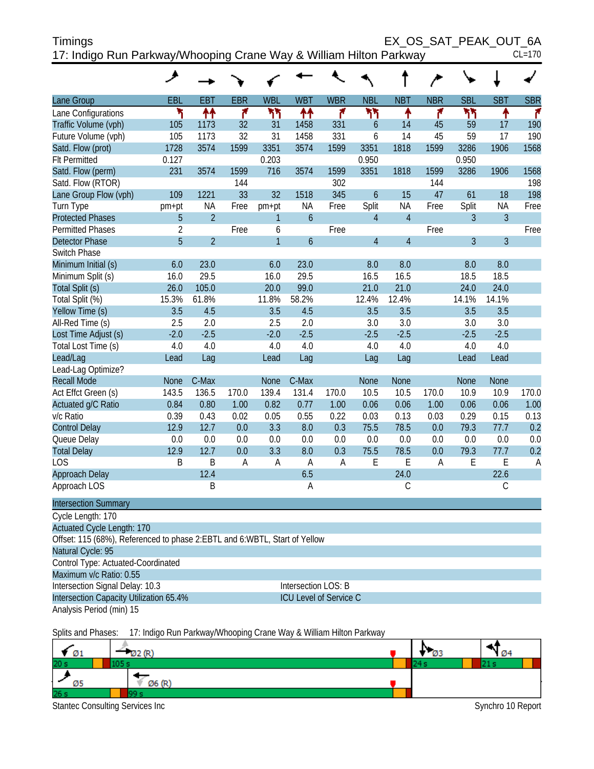# Timings

## 17: Indigo Run Parkway/Whooping Crane Way & William Hilton Parkway

EX_OS_SAT_PEAK_OUT_6A
CL=170

| Lane Group | EBL | EBT | EBR | WBL | WBT | WBR | NBL | NBT | NBR | SBL | SBT | SBR |
|---|---|---|---|---|---|---|---|---|---|---|---|---|
| Lane Configurations | | | | | | | | | | | | |
| Traffic Volume (vph) | 105 | 1173 | 32 | 31 | 1458 | 331 | 6 | 14 | 45 | 59 | 17 | 190 |
| Future Volume (vph) | 105 | 1173 | 32 | 31 | 1458 | 331 | 6 | 14 | 45 | 59 | 17 | 190 |
| Satd. Flow (prot) | 1728 | 3574 | 1599 | 3351 | 3574 | 1599 | 3351 | 1818 | 1599 | 3286 | 1906 | 1568 |
| Flt Permitted | 0.127 | | | 0.203 | | | 0.950 | | | 0.950 | | |
| Satd. Flow (perm) | 231 | 3574 | 1599 | 716 | 3574 | 1599 | 3351 | 1818 | 1599 | 3286 | 1906 | 1568 |
| Satd. Flow (RTOR) | | | 144 | | | 302 | | | 144 | | | 198 |
| Lane Group Flow (vph) | 109 | 1221 | 33 | 32 | 1518 | 345 | 6 | 15 | 47 | 61 | 18 | 198 |
| Turn Type | pm+pt | NA | Free | pm+pt | NA | Free | Split | NA | Free | Split | NA | Free |
| Protected Phases | 5 | 2 | | 1 | 6 | | 4 | 4 | | 3 | 3 | |
| Permitted Phases | 2 | | Free | 6 | | Free | | | Free | | | Free |
| Detector Phase | 5 | 2 | | 1 | 6 | | 4 | 4 | | 3 | 3 | |
| Switch Phase | | | | | | | | | | | | |
| Minimum Initial (s) | 6.0 | 23.0 | | 6.0 | 23.0 | | 8.0 | 8.0 | | 8.0 | 8.0 | |
| Minimum Split (s) | 16.0 | 29.5 | | 16.0 | 29.5 | | 16.5 | 16.5 | | 18.5 | 18.5 | |
| Total Split (s) | 26.0 | 105.0 | | 20.0 | 99.0 | | 21.0 | 21.0 | | 24.0 | 24.0 | |
| Total Split (%) | 15.3% | 61.8% | | 11.8% | 58.2% | | 12.4% | 12.4% | | 14.1% | 14.1% | |
| Yellow Time (s) | 3.5 | 4.5 | | 3.5 | 4.5 | | 3.5 | 3.5 | | 3.5 | 3.5 | |
| All-Red Time (s) | 2.5 | 2.0 | | 2.5 | 2.0 | | 3.0 | 3.0 | | 3.0 | 3.0 | |
| Lost Time Adjust (s) | -2.0 | -2.5 | | -2.0 | -2.5 | | -2.5 | -2.5 | | -2.5 | -2.5 | |
| Total Lost Time (s) | 4.0 | 4.0 | | 4.0 | 4.0 | | 4.0 | 4.0 | | 4.0 | 4.0 | |
| Lead/Lag | Lead | Lag | | Lead | Lag | | Lag | Lag | | Lead | Lead | |
| Lead-Lag Optimize? | | | | | | | | | | | | |
| Recall Mode | None | C-Max | | None | C-Max | | None | None | | None | None | |
| Act Effct Green (s) | 143.5 | 136.5 | 170.0 | 139.4 | 131.4 | 170.0 | 10.5 | 10.5 | 170.0 | 10.9 | 10.9 | 170.0 |
| Actuated g/C Ratio | 0.84 | 0.80 | 1.00 | 0.82 | 0.77 | 1.00 | 0.06 | 0.06 | 1.00 | 0.06 | 0.06 | 1.00 |
| v/c Ratio | 0.39 | 0.43 | 0.02 | 0.05 | 0.55 | 0.22 | 0.03 | 0.13 | 0.03 | 0.29 | 0.15 | 0.13 |
| Control Delay | 12.9 | 12.7 | 0.0 | 3.3 | 8.0 | 0.3 | 75.5 | 78.5 | 0.0 | 79.3 | 77.7 | 0.2 |
| Queue Delay | 0.0 | 0.0 | 0.0 | 0.0 | 0.0 | 0.0 | 0.0 | 0.0 | 0.0 | 0.0 | 0.0 | 0.0 |
| Total Delay | 12.9 | 12.7 | 0.0 | 3.3 | 8.0 | 0.3 | 75.5 | 78.5 | 0.0 | 79.3 | 77.7 | 0.2 |
| LOS | B | B | A | A | A | A | E | E | A | E | E | A |
| Approach Delay | | 12.4 | | | 6.5 | | | 24.0 | | | 22.6 | |
| Approach LOS | | B | | | A | | | C | | | C | |

**Intersection Summary**

Cycle Length: 170
Actuated Cycle Length: 170
Offset: 115 (68%), Referenced to phase 2:EBTL and 6:WBTL, Start of Yellow
Natural Cycle: 95
Control Type: Actuated-Coordinated
Maximum v/c Ratio: 0.55
Intersection Signal Delay: 10.3 — Intersection LOS: B
Intersection Capacity Utilization 65.4% — ICU Level of Service C
Analysis Period (min) 15

Splits and Phases: 17: Indigo Run Parkway/Whooping Crane Way & William Hilton Parkway

| Ø1 20 s | Ø2 (R) 105 s | Ø3 24 s | Ø4 21 s |
|---|---|---|---|
| Ø5 26 s | Ø6 (R) 99 s | | |

Stantec Consulting Services Inc — Synchro 10 Report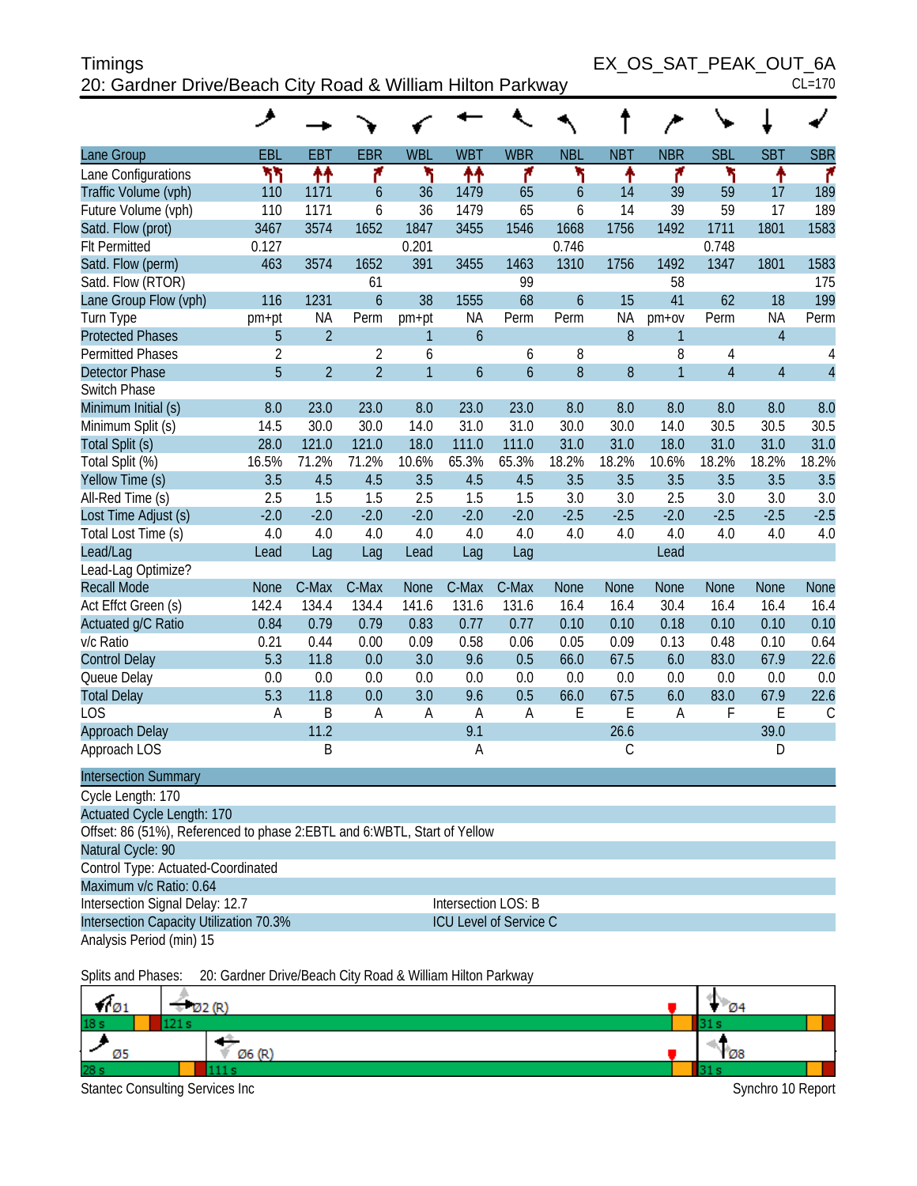Timings
20: Gardner Drive/Beach City Road & William Hilton Parkway

EX_OS_SAT_PEAK_OUT_6A
CL=170

| Lane Group | EBL | EBT | EBR | WBL | WBT | WBR | NBL | NBT | NBR | SBL | SBT | SBR |
|---|---|---|---|---|---|---|---|---|---|---|---|---|
| Lane Configurations | | | | | | | | | | | | |
| Traffic Volume (vph) | 110 | 1171 | 6 | 36 | 1479 | 65 | 6 | 14 | 39 | 59 | 17 | 189 |
| Future Volume (vph) | 110 | 1171 | 6 | 36 | 1479 | 65 | 6 | 14 | 39 | 59 | 17 | 189 |
| Satd. Flow (prot) | 3467 | 3574 | 1652 | 1847 | 3455 | 1546 | 1668 | 1756 | 1492 | 1711 | 1801 | 1583 |
| Flt Permitted | 0.127 | | | 0.201 | | | 0.746 | | | 0.748 | | |
| Satd. Flow (perm) | 463 | 3574 | 1652 | 391 | 3455 | 1463 | 1310 | 1756 | 1492 | 1347 | 1801 | 1583 |
| Satd. Flow (RTOR) | | | 61 | | | 99 | | | 58 | | | 175 |
| Lane Group Flow (vph) | 116 | 1231 | 6 | 38 | 1555 | 68 | 6 | 15 | 41 | 62 | 18 | 199 |
| Turn Type | pm+pt | NA | Perm | pm+pt | NA | Perm | Perm | NA | pm+ov | Perm | NA | Perm |
| Protected Phases | 5 | 2 | | 1 | 6 | | | 8 | 1 | | 4 | |
| Permitted Phases | 2 | | 2 | 6 | | 6 | 8 | | 8 | 4 | | 4 |
| Detector Phase | 5 | 2 | 2 | 1 | 6 | 6 | 8 | 8 | 1 | 4 | 4 | 4 |
| Switch Phase | | | | | | | | | | | | |
| Minimum Initial (s) | 8.0 | 23.0 | 23.0 | 8.0 | 23.0 | 23.0 | 8.0 | 8.0 | 8.0 | 8.0 | 8.0 | 8.0 |
| Minimum Split (s) | 14.5 | 30.0 | 30.0 | 14.0 | 31.0 | 31.0 | 30.0 | 30.0 | 14.0 | 30.5 | 30.5 | 30.5 |
| Total Split (s) | 28.0 | 121.0 | 121.0 | 18.0 | 111.0 | 111.0 | 31.0 | 31.0 | 18.0 | 31.0 | 31.0 | 31.0 |
| Total Split (%) | 16.5% | 71.2% | 71.2% | 10.6% | 65.3% | 65.3% | 18.2% | 18.2% | 10.6% | 18.2% | 18.2% | 18.2% |
| Yellow Time (s) | 3.5 | 4.5 | 4.5 | 3.5 | 4.5 | 4.5 | 3.5 | 3.5 | 3.5 | 3.5 | 3.5 | 3.5 |
| All-Red Time (s) | 2.5 | 1.5 | 1.5 | 2.5 | 1.5 | 1.5 | 3.0 | 3.0 | 2.5 | 3.0 | 3.0 | 3.0 |
| Lost Time Adjust (s) | -2.0 | -2.0 | -2.0 | -2.0 | -2.0 | -2.0 | -2.5 | -2.5 | -2.0 | -2.5 | -2.5 | -2.5 |
| Total Lost Time (s) | 4.0 | 4.0 | 4.0 | 4.0 | 4.0 | 4.0 | 4.0 | 4.0 | 4.0 | 4.0 | 4.0 | 4.0 |
| Lead/Lag | Lead | Lag | Lag | Lead | Lag | Lag | | | Lead | | | |
| Lead-Lag Optimize? | | | | | | | | | | | | |
| Recall Mode | None | C-Max | C-Max | None | C-Max | C-Max | None | None | None | None | None | None |
| Act Effct Green (s) | 142.4 | 134.4 | 134.4 | 141.6 | 131.6 | 131.6 | 16.4 | 16.4 | 30.4 | 16.4 | 16.4 | 16.4 |
| Actuated g/C Ratio | 0.84 | 0.79 | 0.79 | 0.83 | 0.77 | 0.77 | 0.10 | 0.10 | 0.18 | 0.10 | 0.10 | 0.10 |
| v/c Ratio | 0.21 | 0.44 | 0.00 | 0.09 | 0.58 | 0.06 | 0.05 | 0.09 | 0.13 | 0.48 | 0.10 | 0.64 |
| Control Delay | 5.3 | 11.8 | 0.0 | 3.0 | 9.6 | 0.5 | 66.0 | 67.5 | 6.0 | 83.0 | 67.9 | 22.6 |
| Queue Delay | 0.0 | 0.0 | 0.0 | 0.0 | 0.0 | 0.0 | 0.0 | 0.0 | 0.0 | 0.0 | 0.0 | 0.0 |
| Total Delay | 5.3 | 11.8 | 0.0 | 3.0 | 9.6 | 0.5 | 66.0 | 67.5 | 6.0 | 83.0 | 67.9 | 22.6 |
| LOS | A | B | A | A | A | A | E | E | A | F | E | C |
| Approach Delay | | 11.2 | | | 9.1 | | | 26.6 | | | 39.0 | |
| Approach LOS | | B | | | A | | | C | | | D | |

**Intersection Summary**

Cycle Length: 170
Actuated Cycle Length: 170
Offset: 86 (51%), Referenced to phase 2:EBTL and 6:WBTL, Start of Yellow
Natural Cycle: 90
Control Type: Actuated-Coordinated
Maximum v/c Ratio: 0.64
Intersection Signal Delay: 12.7 — Intersection LOS: B
Intersection Capacity Utilization 70.3% — ICU Level of Service C
Analysis Period (min) 15

Splits and Phases: 20: Gardner Drive/Beach City Road & William Hilton Parkway

| Ø1 | Ø2 (R) | Ø4 |
|---|---|---|
| 18 s | 121 s | 31 s |

| Ø5 | Ø6 (R) | Ø8 |
|---|---|---|
| 28 s | 111 s | 31 s |

Stantec Consulting Services Inc — Synchro 10 Report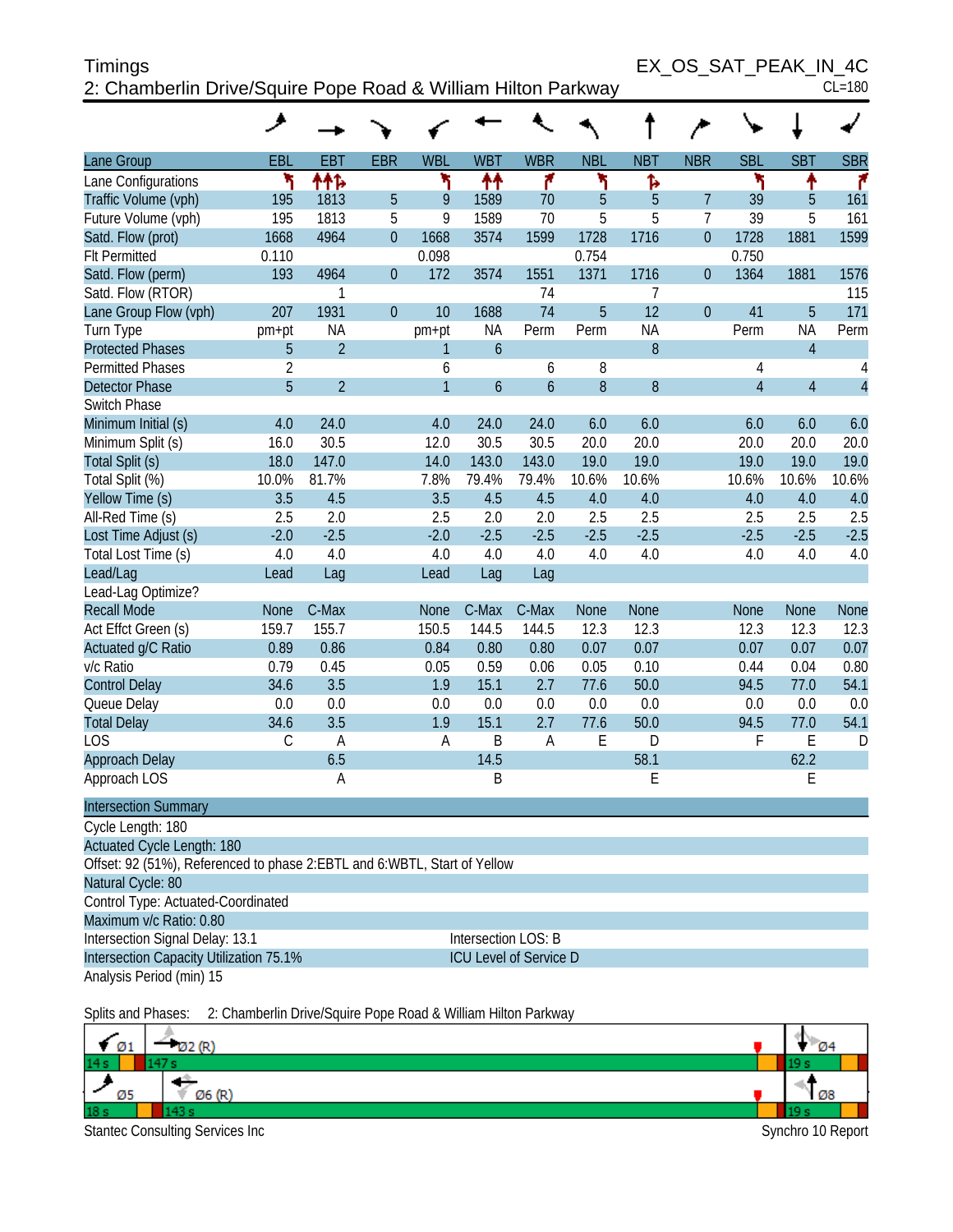Timings
2: Chamberlin Drive/Squire Pope Road & William Hilton Parkway

EX_OS_SAT_PEAK_IN_4C
CL=180

| Lane Group | EBL | EBT | EBR | WBL | WBT | WBR | NBL | NBT | NBR | SBL | SBT | SBR |
|---|---|---|---|---|---|---|---|---|---|---|---|---|
| Lane Configurations | | | | | | | | | | | | |
| Traffic Volume (vph) | 195 | 1813 | 5 | 9 | 1589 | 70 | 5 | 5 | 7 | 39 | 5 | 161 |
| Future Volume (vph) | 195 | 1813 | 5 | 9 | 1589 | 70 | 5 | 5 | 7 | 39 | 5 | 161 |
| Satd. Flow (prot) | 1668 | 4964 | 0 | 1668 | 3574 | 1599 | 1728 | 1716 | 0 | 1728 | 1881 | 1599 |
| Flt Permitted | 0.110 | | | 0.098 | | | 0.754 | | | 0.750 | | |
| Satd. Flow (perm) | 193 | 4964 | 0 | 172 | 3574 | 1551 | 1371 | 1716 | 0 | 1364 | 1881 | 1576 |
| Satd. Flow (RTOR) | | 1 | | | | 74 | | 7 | | | | 115 |
| Lane Group Flow (vph) | 207 | 1931 | 0 | 10 | 1688 | 74 | 5 | 12 | 0 | 41 | 5 | 171 |
| Turn Type | pm+pt | NA | | pm+pt | NA | Perm | Perm | NA | | Perm | NA | Perm |
| Protected Phases | 5 | 2 | | 1 | 6 | | | 8 | | | 4 | |
| Permitted Phases | 2 | | | 6 | | 6 | 8 | | | 4 | | 4 |
| Detector Phase | 5 | 2 | | 1 | 6 | 6 | 8 | 8 | | 4 | 4 | 4 |
| Switch Phase | | | | | | | | | | | | |
| Minimum Initial (s) | 4.0 | 24.0 | | 4.0 | 24.0 | 24.0 | 6.0 | 6.0 | | 6.0 | 6.0 | 6.0 |
| Minimum Split (s) | 16.0 | 30.5 | | 12.0 | 30.5 | 30.5 | 20.0 | 20.0 | | 20.0 | 20.0 | 20.0 |
| Total Split (s) | 18.0 | 147.0 | | 14.0 | 143.0 | 143.0 | 19.0 | 19.0 | | 19.0 | 19.0 | 19.0 |
| Total Split (%) | 10.0% | 81.7% | | 7.8% | 79.4% | 79.4% | 10.6% | 10.6% | | 10.6% | 10.6% | 10.6% |
| Yellow Time (s) | 3.5 | 4.5 | | 3.5 | 4.5 | 4.5 | 4.0 | 4.0 | | 4.0 | 4.0 | 4.0 |
| All-Red Time (s) | 2.5 | 2.0 | | 2.5 | 2.0 | 2.0 | 2.5 | 2.5 | | 2.5 | 2.5 | 2.5 |
| Lost Time Adjust (s) | -2.0 | -2.5 | | -2.0 | -2.5 | -2.5 | -2.5 | -2.5 | | -2.5 | -2.5 | -2.5 |
| Total Lost Time (s) | 4.0 | 4.0 | | 4.0 | 4.0 | 4.0 | 4.0 | 4.0 | | 4.0 | 4.0 | 4.0 |
| Lead/Lag | Lead | Lag | | Lead | Lag | Lag | | | | | | |
| Lead-Lag Optimize? | | | | | | | | | | | | |
| Recall Mode | None | C-Max | | None | C-Max | C-Max | None | None | | None | None | None |
| Act Effct Green (s) | 159.7 | 155.7 | | 150.5 | 144.5 | 144.5 | 12.3 | 12.3 | | 12.3 | 12.3 | 12.3 |
| Actuated g/C Ratio | 0.89 | 0.86 | | 0.84 | 0.80 | 0.80 | 0.07 | 0.07 | | 0.07 | 0.07 | 0.07 |
| v/c Ratio | 0.79 | 0.45 | | 0.05 | 0.59 | 0.06 | 0.05 | 0.10 | | 0.44 | 0.04 | 0.80 |
| Control Delay | 34.6 | 3.5 | | 1.9 | 15.1 | 2.7 | 77.6 | 50.0 | | 94.5 | 77.0 | 54.1 |
| Queue Delay | 0.0 | 0.0 | | 0.0 | 0.0 | 0.0 | 0.0 | 0.0 | | 0.0 | 0.0 | 0.0 |
| Total Delay | 34.6 | 3.5 | | 1.9 | 15.1 | 2.7 | 77.6 | 50.0 | | 94.5 | 77.0 | 54.1 |
| LOS | C | A | | A | B | A | E | D | | F | E | D |
| Approach Delay | | 6.5 | | | 14.5 | | | 58.1 | | | 62.2 | |
| Approach LOS | | A | | | B | | | E | | | E | |

**Intersection Summary**

Cycle Length: 180
Actuated Cycle Length: 180
Offset: 92 (51%), Referenced to phase 2:EBTL and 6:WBTL, Start of Yellow
Natural Cycle: 80
Control Type: Actuated-Coordinated
Maximum v/c Ratio: 0.80
Intersection Signal Delay: 13.1 &nbsp;&nbsp;&nbsp;&nbsp; Intersection LOS: B
Intersection Capacity Utilization 75.1% &nbsp;&nbsp;&nbsp;&nbsp; ICU Level of Service D
Analysis Period (min) 15

Splits and Phases: 2: Chamberlin Drive/Squire Pope Road & William Hilton Parkway

| Ø1 14 s | Ø2 (R) 147 s | Ø4 19 s |
|---|---|---|
| **Ø5 18 s** | **Ø6 (R) 143 s** | **Ø8 19 s** |

Stantec Consulting Services Inc — Synchro 10 Report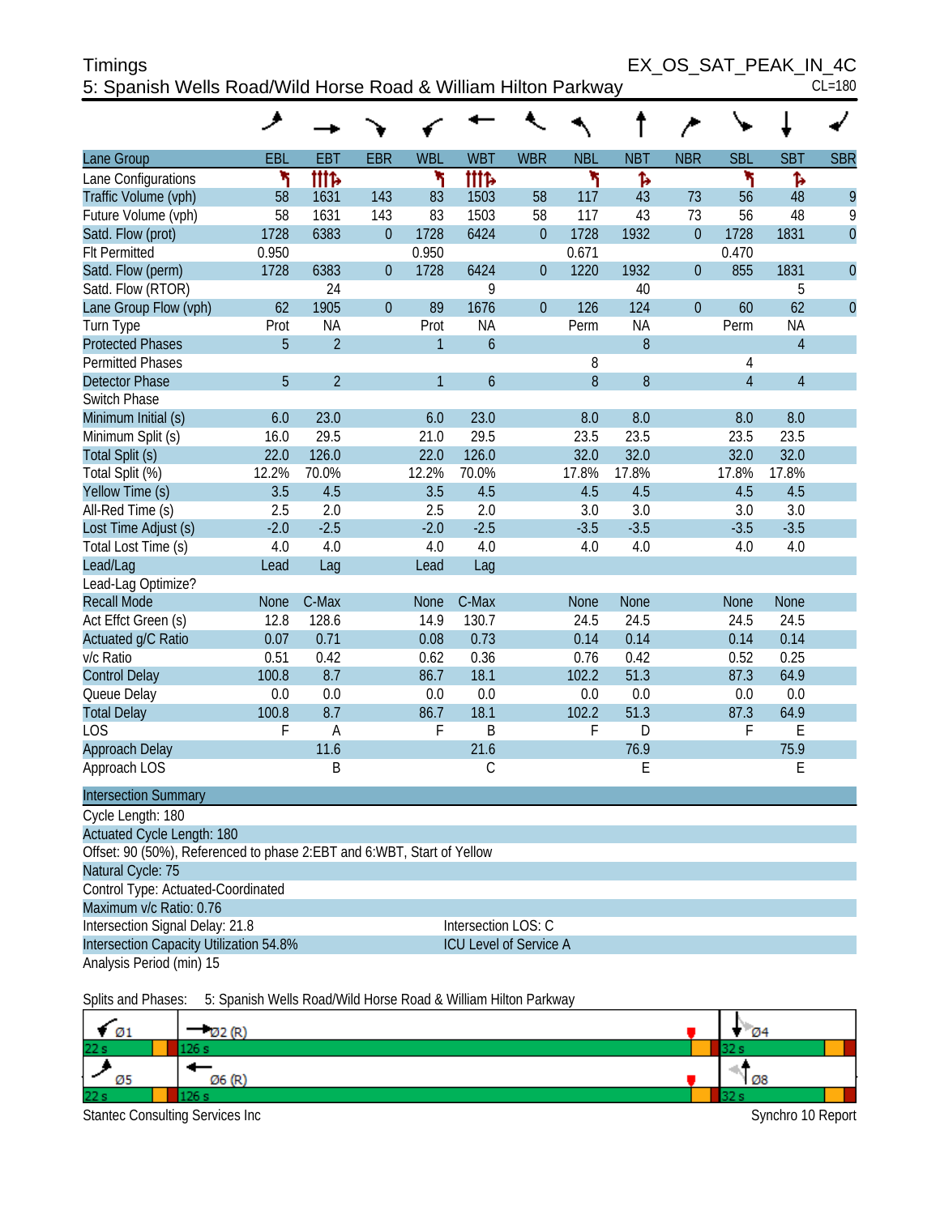Timings
EX_OS_SAT_PEAK_IN_4C

## 5: Spanish Wells Road/Wild Horse Road & William Hilton Parkway

CL=180

| Lane Group | EBL | EBT | EBR | WBL | WBT | WBR | NBL | NBT | NBR | SBL | SBT | SBR |
|---|---|---|---|---|---|---|---|---|---|---|---|---|
| Lane Configurations | ↰ | ↑↑↑↱ | | ↰ | ↑↑↑↱ | | ↰ | ↱ | | ↰ | ↱ | |
| Traffic Volume (vph) | 58 | 1631 | 143 | 83 | 1503 | 58 | 117 | 43 | 73 | 56 | 48 | 9 |
| Future Volume (vph) | 58 | 1631 | 143 | 83 | 1503 | 58 | 117 | 43 | 73 | 56 | 48 | 9 |
| Satd. Flow (prot) | 1728 | 6383 | 0 | 1728 | 6424 | 0 | 1728 | 1932 | 0 | 1728 | 1831 | 0 |
| Flt Permitted | 0.950 | | | 0.950 | | | 0.671 | | | 0.470 | | |
| Satd. Flow (perm) | 1728 | 6383 | 0 | 1728 | 6424 | 0 | 1220 | 1932 | 0 | 855 | 1831 | 0 |
| Satd. Flow (RTOR) | | 24 | | | 9 | | | 40 | | | 5 | |
| Lane Group Flow (vph) | 62 | 1905 | 0 | 89 | 1676 | 0 | 126 | 124 | 0 | 60 | 62 | 0 |
| Turn Type | Prot | NA | | Prot | NA | | Perm | NA | | Perm | NA | |
| Protected Phases | 5 | 2 | | 1 | 6 | | | 8 | | | 4 | |
| Permitted Phases | | | | | | | 8 | | | 4 | | |
| Detector Phase | 5 | 2 | | 1 | 6 | | 8 | 8 | | 4 | 4 | |
| Switch Phase | | | | | | | | | | | | |
| Minimum Initial (s) | 6.0 | 23.0 | | 6.0 | 23.0 | | 8.0 | 8.0 | | 8.0 | 8.0 | |
| Minimum Split (s) | 16.0 | 29.5 | | 21.0 | 29.5 | | 23.5 | 23.5 | | 23.5 | 23.5 | |
| Total Split (s) | 22.0 | 126.0 | | 22.0 | 126.0 | | 32.0 | 32.0 | | 32.0 | 32.0 | |
| Total Split (%) | 12.2% | 70.0% | | 12.2% | 70.0% | | 17.8% | 17.8% | | 17.8% | 17.8% | |
| Yellow Time (s) | 3.5 | 4.5 | | 3.5 | 4.5 | | 4.5 | 4.5 | | 4.5 | 4.5 | |
| All-Red Time (s) | 2.5 | 2.0 | | 2.5 | 2.0 | | 3.0 | 3.0 | | 3.0 | 3.0 | |
| Lost Time Adjust (s) | -2.0 | -2.5 | | -2.0 | -2.5 | | -3.5 | -3.5 | | -3.5 | -3.5 | |
| Total Lost Time (s) | 4.0 | 4.0 | | 4.0 | 4.0 | | 4.0 | 4.0 | | 4.0 | 4.0 | |
| Lead/Lag | Lead | Lag | | Lead | Lag | | | | | | | |
| Lead-Lag Optimize? | | | | | | | | | | | | |
| Recall Mode | None | C-Max | | None | C-Max | | None | None | | None | None | |
| Act Effct Green (s) | 12.8 | 128.6 | | 14.9 | 130.7 | | 24.5 | 24.5 | | 24.5 | 24.5 | |
| Actuated g/C Ratio | 0.07 | 0.71 | | 0.08 | 0.73 | | 0.14 | 0.14 | | 0.14 | 0.14 | |
| v/c Ratio | 0.51 | 0.42 | | 0.62 | 0.36 | | 0.76 | 0.42 | | 0.52 | 0.25 | |
| Control Delay | 100.8 | 8.7 | | 86.7 | 18.1 | | 102.2 | 51.3 | | 87.3 | 64.9 | |
| Queue Delay | 0.0 | 0.0 | | 0.0 | 0.0 | | 0.0 | 0.0 | | 0.0 | 0.0 | |
| Total Delay | 100.8 | 8.7 | | 86.7 | 18.1 | | 102.2 | 51.3 | | 87.3 | 64.9 | |
| LOS | F | A | | F | B | | F | D | | F | E | |
| Approach Delay | | 11.6 | | | 21.6 | | | 76.9 | | | 75.9 | |
| Approach LOS | | B | | | C | | | E | | | E | |

### Intersection Summary

Cycle Length: 180
Actuated Cycle Length: 180
Offset: 90 (50%), Referenced to phase 2:EBT and 6:WBT, Start of Yellow
Natural Cycle: 75
Control Type: Actuated-Coordinated
Maximum v/c Ratio: 0.76
Intersection Signal Delay: 21.8 — Intersection LOS: C
Intersection Capacity Utilization 54.8% — ICU Level of Service A
Analysis Period (min) 15

Splits and Phases: 5: Spanish Wells Road/Wild Horse Road & William Hilton Parkway

| Ø1 | Ø2 (R) | Ø4 |
|---|---|---|
| 22 s | 126 s | 32 s |
| **Ø5** | **Ø6 (R)** | **Ø8** |
| 22 s | 126 s | 32 s |

Stantec Consulting Services Inc — Synchro 10 Report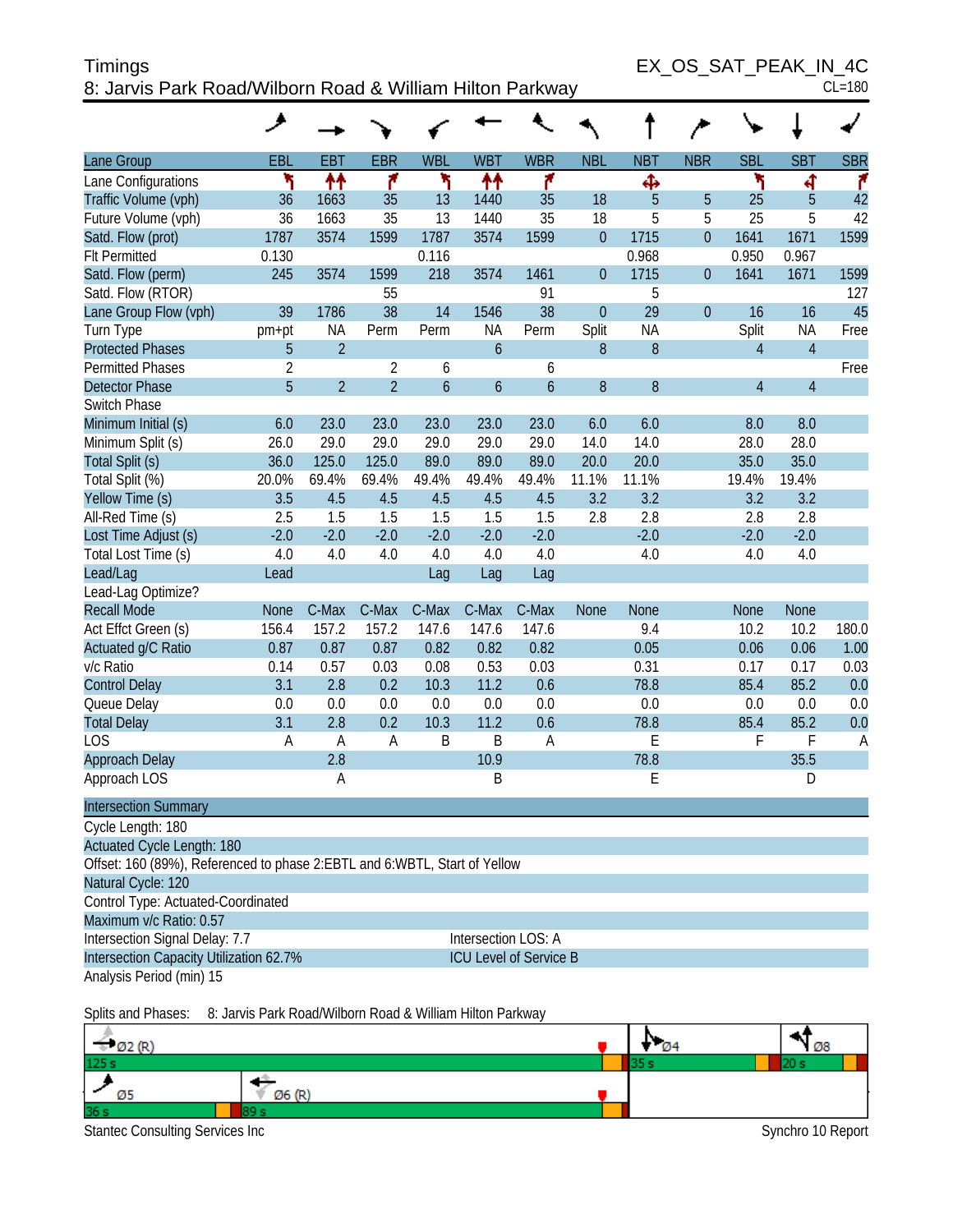# Timings

## 8: Jarvis Park Road/Wilborn Road & William Hilton Parkway

EX_OS_SAT_PEAK_IN_4C
CL=180

| Lane Group | EBL | EBT | EBR | WBL | WBT | WBR | NBL | NBT | NBR | SBL | SBT | SBR |
|---|---|---|---|---|---|---|---|---|---|---|---|---|
| Lane Configurations | | | | | | | | | | | | |
| Traffic Volume (vph) | 36 | 1663 | 35 | 13 | 1440 | 35 | 18 | 5 | 5 | 25 | 5 | 42 |
| Future Volume (vph) | 36 | 1663 | 35 | 13 | 1440 | 35 | 18 | 5 | 5 | 25 | 5 | 42 |
| Satd. Flow (prot) | 1787 | 3574 | 1599 | 1787 | 3574 | 1599 | 0 | 1715 | 0 | 1641 | 1671 | 1599 |
| Flt Permitted | 0.130 | | | 0.116 | | | | 0.968 | | 0.950 | 0.967 | |
| Satd. Flow (perm) | 245 | 3574 | 1599 | 218 | 3574 | 1461 | 0 | 1715 | 0 | 1641 | 1671 | 1599 |
| Satd. Flow (RTOR) | | | 55 | | | 91 | | 5 | | | | 127 |
| Lane Group Flow (vph) | 39 | 1786 | 38 | 14 | 1546 | 38 | 0 | 29 | 0 | 16 | 16 | 45 |
| Turn Type | pm+pt | NA | Perm | Perm | NA | Perm | Split | NA | | Split | NA | Free |
| Protected Phases | 5 | 2 | | | 6 | | 8 | 8 | | 4 | 4 | |
| Permitted Phases | 2 | | 2 | 6 | | 6 | | | | | | Free |
| Detector Phase | 5 | 2 | 2 | 6 | 6 | 6 | 8 | 8 | | 4 | 4 | |
| Switch Phase | | | | | | | | | | | | |
| Minimum Initial (s) | 6.0 | 23.0 | 23.0 | 23.0 | 23.0 | 23.0 | 6.0 | 6.0 | | 8.0 | 8.0 | |
| Minimum Split (s) | 26.0 | 29.0 | 29.0 | 29.0 | 29.0 | 29.0 | 14.0 | 14.0 | | 28.0 | 28.0 | |
| Total Split (s) | 36.0 | 125.0 | 125.0 | 89.0 | 89.0 | 89.0 | 20.0 | 20.0 | | 35.0 | 35.0 | |
| Total Split (%) | 20.0% | 69.4% | 69.4% | 49.4% | 49.4% | 49.4% | 11.1% | 11.1% | | 19.4% | 19.4% | |
| Yellow Time (s) | 3.5 | 4.5 | 4.5 | 4.5 | 4.5 | 4.5 | 3.2 | 3.2 | | 3.2 | 3.2 | |
| All-Red Time (s) | 2.5 | 1.5 | 1.5 | 1.5 | 1.5 | 1.5 | 2.8 | 2.8 | | 2.8 | 2.8 | |
| Lost Time Adjust (s) | -2.0 | -2.0 | -2.0 | -2.0 | -2.0 | -2.0 | | -2.0 | | -2.0 | -2.0 | |
| Total Lost Time (s) | 4.0 | 4.0 | 4.0 | 4.0 | 4.0 | 4.0 | | 4.0 | | 4.0 | 4.0 | |
| Lead/Lag | Lead | | | Lag | Lag | Lag | | | | | | |
| Lead-Lag Optimize? | | | | | | | | | | | | |
| Recall Mode | None | C-Max | C-Max | C-Max | C-Max | C-Max | None | None | | None | None | |
| Act Effct Green (s) | 156.4 | 157.2 | 157.2 | 147.6 | 147.6 | 147.6 | | 9.4 | | 10.2 | 10.2 | 180.0 |
| Actuated g/C Ratio | 0.87 | 0.87 | 0.87 | 0.82 | 0.82 | 0.82 | | 0.05 | | 0.06 | 0.06 | 1.00 |
| v/c Ratio | 0.14 | 0.57 | 0.03 | 0.08 | 0.53 | 0.03 | | 0.31 | | 0.17 | 0.17 | 0.03 |
| Control Delay | 3.1 | 2.8 | 0.2 | 10.3 | 11.2 | 0.6 | | 78.8 | | 85.4 | 85.2 | 0.0 |
| Queue Delay | 0.0 | 0.0 | 0.0 | 0.0 | 0.0 | 0.0 | | 0.0 | | 0.0 | 0.0 | 0.0 |
| Total Delay | 3.1 | 2.8 | 0.2 | 10.3 | 11.2 | 0.6 | | 78.8 | | 85.4 | 85.2 | 0.0 |
| LOS | A | A | A | B | B | A | | E | | F | F | A |
| Approach Delay | | 2.8 | | | 10.9 | | | 78.8 | | | 35.5 | |
| Approach LOS | | A | | | B | | | E | | | D | |

**Intersection Summary**

Cycle Length: 180
Actuated Cycle Length: 180
Offset: 160 (89%), Referenced to phase 2:EBTL and 6:WBTL, Start of Yellow
Natural Cycle: 120
Control Type: Actuated-Coordinated
Maximum v/c Ratio: 0.57
Intersection Signal Delay: 7.7 — Intersection LOS: A
Intersection Capacity Utilization 62.7% — ICU Level of Service B
Analysis Period (min) 15

Splits and Phases: 8: Jarvis Park Road/Wilborn Road & William Hilton Parkway

Ø2 (R) 125 s | Ø4 35 s | Ø8 20 s
Ø5 36 s | Ø6 (R) 89 s

Stantec Consulting Services Inc — Synchro 10 Report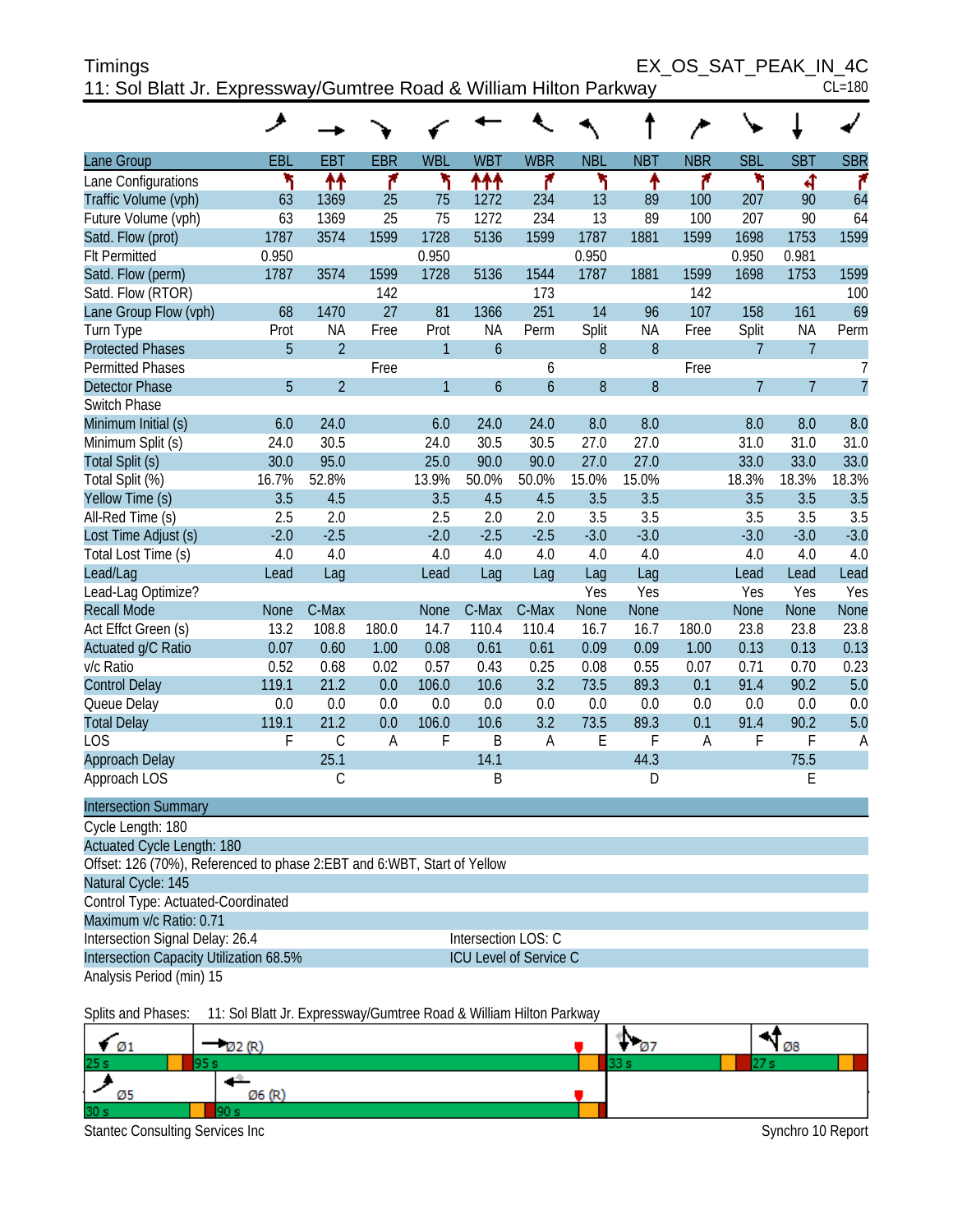# Timings

## 11: Sol Blatt Jr. Expressway/Gumtree Road & William Hilton Parkway

EX_OS_SAT_PEAK_IN_4C

CL=180

| Lane Group | EBL | EBT | EBR | WBL | WBT | WBR | NBL | NBT | NBR | SBL | SBT | SBR |
|---|---|---|---|---|---|---|---|---|---|---|---|---|
| Lane Configurations | | | | | | | | | | | | |
| Traffic Volume (vph) | 63 | 1369 | 25 | 75 | 1272 | 234 | 13 | 89 | 100 | 207 | 90 | 64 |
| Future Volume (vph) | 63 | 1369 | 25 | 75 | 1272 | 234 | 13 | 89 | 100 | 207 | 90 | 64 |
| Satd. Flow (prot) | 1787 | 3574 | 1599 | 1728 | 5136 | 1599 | 1787 | 1881 | 1599 | 1698 | 1753 | 1599 |
| Flt Permitted | 0.950 | | | 0.950 | | | 0.950 | | | 0.950 | 0.981 | |
| Satd. Flow (perm) | 1787 | 3574 | 1599 | 1728 | 5136 | 1544 | 1787 | 1881 | 1599 | 1698 | 1753 | 1599 |
| Satd. Flow (RTOR) | | | 142 | | | 173 | | | 142 | | | 100 |
| Lane Group Flow (vph) | 68 | 1470 | 27 | 81 | 1366 | 251 | 14 | 96 | 107 | 158 | 161 | 69 |
| Turn Type | Prot | NA | Free | Prot | NA | Perm | Split | NA | Free | Split | NA | Perm |
| Protected Phases | 5 | 2 | | 1 | 6 | | 8 | 8 | | 7 | 7 | |
| Permitted Phases | | | Free | | | 6 | | | Free | | | 7 |
| Detector Phase | 5 | 2 | | 1 | 6 | 6 | 8 | 8 | | 7 | 7 | 7 |
| Switch Phase | | | | | | | | | | | | |
| Minimum Initial (s) | 6.0 | 24.0 | | 6.0 | 24.0 | 24.0 | 8.0 | 8.0 | | 8.0 | 8.0 | 8.0 |
| Minimum Split (s) | 24.0 | 30.5 | | 24.0 | 30.5 | 30.5 | 27.0 | 27.0 | | 31.0 | 31.0 | 31.0 |
| Total Split (s) | 30.0 | 95.0 | | 25.0 | 90.0 | 90.0 | 27.0 | 27.0 | | 33.0 | 33.0 | 33.0 |
| Total Split (%) | 16.7% | 52.8% | | 13.9% | 50.0% | 50.0% | 15.0% | 15.0% | | 18.3% | 18.3% | 18.3% |
| Yellow Time (s) | 3.5 | 4.5 | | 3.5 | 4.5 | 4.5 | 3.5 | 3.5 | | 3.5 | 3.5 | 3.5 |
| All-Red Time (s) | 2.5 | 2.0 | | 2.5 | 2.0 | 2.0 | 3.5 | 3.5 | | 3.5 | 3.5 | 3.5 |
| Lost Time Adjust (s) | -2.0 | -2.5 | | -2.0 | -2.5 | -2.5 | -3.0 | -3.0 | | -3.0 | -3.0 | -3.0 |
| Total Lost Time (s) | 4.0 | 4.0 | | 4.0 | 4.0 | 4.0 | 4.0 | 4.0 | | 4.0 | 4.0 | 4.0 |
| Lead/Lag | Lead | Lag | | Lead | Lag | Lag | Lag | Lag | | Lead | Lead | Lead |
| Lead-Lag Optimize? | | | | | | | Yes | Yes | | Yes | Yes | Yes |
| Recall Mode | None | C-Max | | None | C-Max | C-Max | None | None | | None | None | None |
| Act Effct Green (s) | 13.2 | 108.8 | 180.0 | 14.7 | 110.4 | 110.4 | 16.7 | 16.7 | 180.0 | 23.8 | 23.8 | 23.8 |
| Actuated g/C Ratio | 0.07 | 0.60 | 1.00 | 0.08 | 0.61 | 0.61 | 0.09 | 0.09 | 1.00 | 0.13 | 0.13 | 0.13 |
| v/c Ratio | 0.52 | 0.68 | 0.02 | 0.57 | 0.43 | 0.25 | 0.08 | 0.55 | 0.07 | 0.71 | 0.70 | 0.23 |
| Control Delay | 119.1 | 21.2 | 0.0 | 106.0 | 10.6 | 3.2 | 73.5 | 89.3 | 0.1 | 91.4 | 90.2 | 5.0 |
| Queue Delay | 0.0 | 0.0 | 0.0 | 0.0 | 0.0 | 0.0 | 0.0 | 0.0 | 0.0 | 0.0 | 0.0 | 0.0 |
| Total Delay | 119.1 | 21.2 | 0.0 | 106.0 | 10.6 | 3.2 | 73.5 | 89.3 | 0.1 | 91.4 | 90.2 | 5.0 |
| LOS | F | C | A | F | B | A | E | F | A | F | F | A |
| Approach Delay | | 25.1 | | | 14.1 | | | 44.3 | | | 75.5 | |
| Approach LOS | | C | | | B | | | D | | | E | |

### Intersection Summary

Cycle Length: 180

Actuated Cycle Length: 180

Offset: 126 (70%), Referenced to phase 2:EBT and 6:WBT, Start of Yellow

Natural Cycle: 145

Control Type: Actuated-Coordinated

Maximum v/c Ratio: 0.71

Intersection Signal Delay: 26.4 — Intersection LOS: C

Intersection Capacity Utilization 68.5% — ICU Level of Service C

Analysis Period (min) 15

Splits and Phases: 11: Sol Blatt Jr. Expressway/Gumtree Road & William Hilton Parkway

| Ø1 | Ø2 (R) | Ø7 | Ø8 |
|---|---|---|---|
| 25 s | 95 s | 33 s | 27 s |

| Ø5 | Ø6 (R) |
|---|---|
| 30 s | 90 s |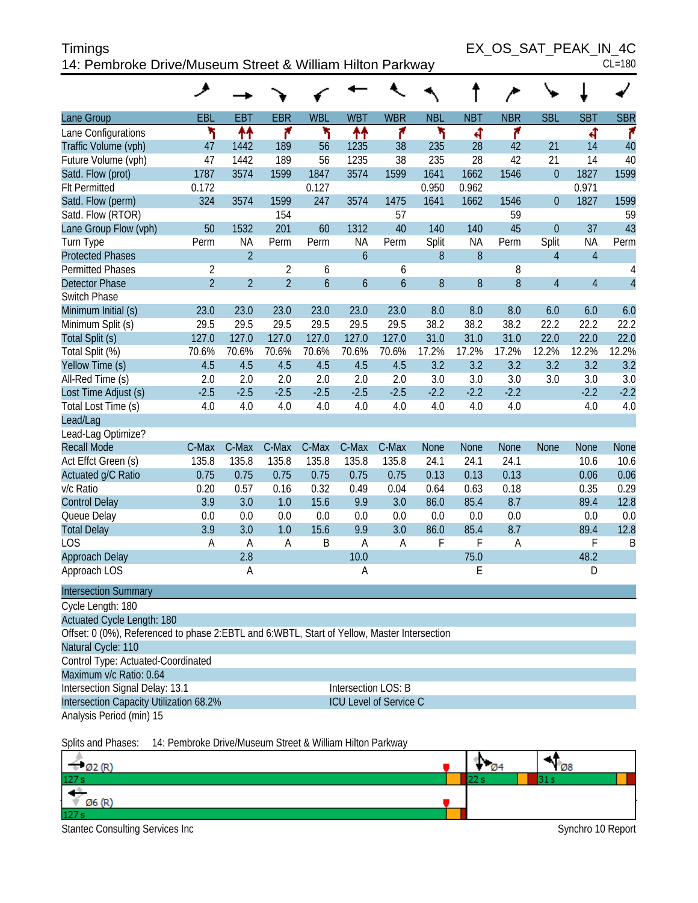Timings
14: Pembroke Drive/Museum Street & William Hilton Parkway

EX_OS_SAT_PEAK_IN_4C
CL=180

| Lane Group | EBL | EBT | EBR | WBL | WBT | WBR | NBL | NBT | NBR | SBL | SBT | SBR |
|---|---|---|---|---|---|---|---|---|---|---|---|---|
| Lane Configurations | | | | | | | | | | | | |
| Traffic Volume (vph) | 47 | 1442 | 189 | 56 | 1235 | 38 | 235 | 28 | 42 | 21 | 14 | 40 |
| Future Volume (vph) | 47 | 1442 | 189 | 56 | 1235 | 38 | 235 | 28 | 42 | 21 | 14 | 40 |
| Satd. Flow (prot) | 1787 | 3574 | 1599 | 1847 | 3574 | 1599 | 1641 | 1662 | 1546 | 0 | 1827 | 1599 |
| Flt Permitted | 0.172 | | | 0.127 | | | 0.950 | 0.962 | | | 0.971 | |
| Satd. Flow (perm) | 324 | 3574 | 1599 | 247 | 3574 | 1475 | 1641 | 1662 | 1546 | 0 | 1827 | 1599 |
| Satd. Flow (RTOR) | | | 154 | | | 57 | | | 59 | | | 59 |
| Lane Group Flow (vph) | 50 | 1532 | 201 | 60 | 1312 | 40 | 140 | 140 | 45 | 0 | 37 | 43 |
| Turn Type | Perm | NA | Perm | Perm | NA | Perm | Split | NA | Perm | Split | NA | Perm |
| Protected Phases | | 2 | | | 6 | | 8 | 8 | | 4 | 4 | |
| Permitted Phases | 2 | | 2 | 6 | | 6 | | | 8 | | | 4 |
| Detector Phase | 2 | 2 | 2 | 6 | 6 | 6 | 8 | 8 | 8 | 4 | 4 | 4 |
| Switch Phase | | | | | | | | | | | | |
| Minimum Initial (s) | 23.0 | 23.0 | 23.0 | 23.0 | 23.0 | 23.0 | 8.0 | 8.0 | 8.0 | 6.0 | 6.0 | 6.0 |
| Minimum Split (s) | 29.5 | 29.5 | 29.5 | 29.5 | 29.5 | 29.5 | 38.2 | 38.2 | 38.2 | 22.2 | 22.2 | 22.2 |
| Total Split (s) | 127.0 | 127.0 | 127.0 | 127.0 | 127.0 | 127.0 | 31.0 | 31.0 | 31.0 | 22.0 | 22.0 | 22.0 |
| Total Split (%) | 70.6% | 70.6% | 70.6% | 70.6% | 70.6% | 70.6% | 17.2% | 17.2% | 17.2% | 12.2% | 12.2% | 12.2% |
| Yellow Time (s) | 4.5 | 4.5 | 4.5 | 4.5 | 4.5 | 4.5 | 3.2 | 3.2 | 3.2 | 3.2 | 3.2 | 3.2 |
| All-Red Time (s) | 2.0 | 2.0 | 2.0 | 2.0 | 2.0 | 2.0 | 3.0 | 3.0 | 3.0 | 3.0 | 3.0 | 3.0 |
| Lost Time Adjust (s) | -2.5 | -2.5 | -2.5 | -2.5 | -2.5 | -2.5 | -2.2 | -2.2 | -2.2 | | -2.2 | -2.2 |
| Total Lost Time (s) | 4.0 | 4.0 | 4.0 | 4.0 | 4.0 | 4.0 | 4.0 | 4.0 | 4.0 | | 4.0 | 4.0 |
| Lead/Lag | | | | | | | | | | | | |
| Lead-Lag Optimize? | | | | | | | | | | | | |
| Recall Mode | C-Max | C-Max | C-Max | C-Max | C-Max | C-Max | None | None | None | None | None | None |
| Act Effct Green (s) | 135.8 | 135.8 | 135.8 | 135.8 | 135.8 | 135.8 | 24.1 | 24.1 | 24.1 | | 10.6 | 10.6 |
| Actuated g/C Ratio | 0.75 | 0.75 | 0.75 | 0.75 | 0.75 | 0.75 | 0.13 | 0.13 | 0.13 | | 0.06 | 0.06 |
| v/c Ratio | 0.20 | 0.57 | 0.16 | 0.32 | 0.49 | 0.04 | 0.64 | 0.63 | 0.18 | | 0.35 | 0.29 |
| Control Delay | 3.9 | 3.0 | 1.0 | 15.6 | 9.9 | 3.0 | 86.0 | 85.4 | 8.7 | | 89.4 | 12.8 |
| Queue Delay | 0.0 | 0.0 | 0.0 | 0.0 | 0.0 | 0.0 | 0.0 | 0.0 | 0.0 | | 0.0 | 0.0 |
| Total Delay | 3.9 | 3.0 | 1.0 | 15.6 | 9.9 | 3.0 | 86.0 | 85.4 | 8.7 | | 89.4 | 12.8 |
| LOS | A | A | A | B | A | A | F | F | A | | F | B |
| Approach Delay | | 2.8 | | | 10.0 | | | 75.0 | | | 48.2 | |
| Approach LOS | | A | | | A | | | E | | | D | |

**Intersection Summary**

Cycle Length: 180
Actuated Cycle Length: 180
Offset: 0 (0%), Referenced to phase 2:EBTL and 6:WBTL, Start of Yellow, Master Intersection
Natural Cycle: 110
Control Type: Actuated-Coordinated
Maximum v/c Ratio: 0.64
Intersection Signal Delay: 13.1 — Intersection LOS: B
Intersection Capacity Utilization 68.2% — ICU Level of Service C
Analysis Period (min) 15

Splits and Phases: 14: Pembroke Drive/Museum Street & William Hilton Parkway

| Ø2 (R) 127 s | Ø4 22 s | Ø8 31 s |
|---|---|---|
| Ø6 (R) 127 s | | |

Stantec Consulting Services Inc — Synchro 10 Report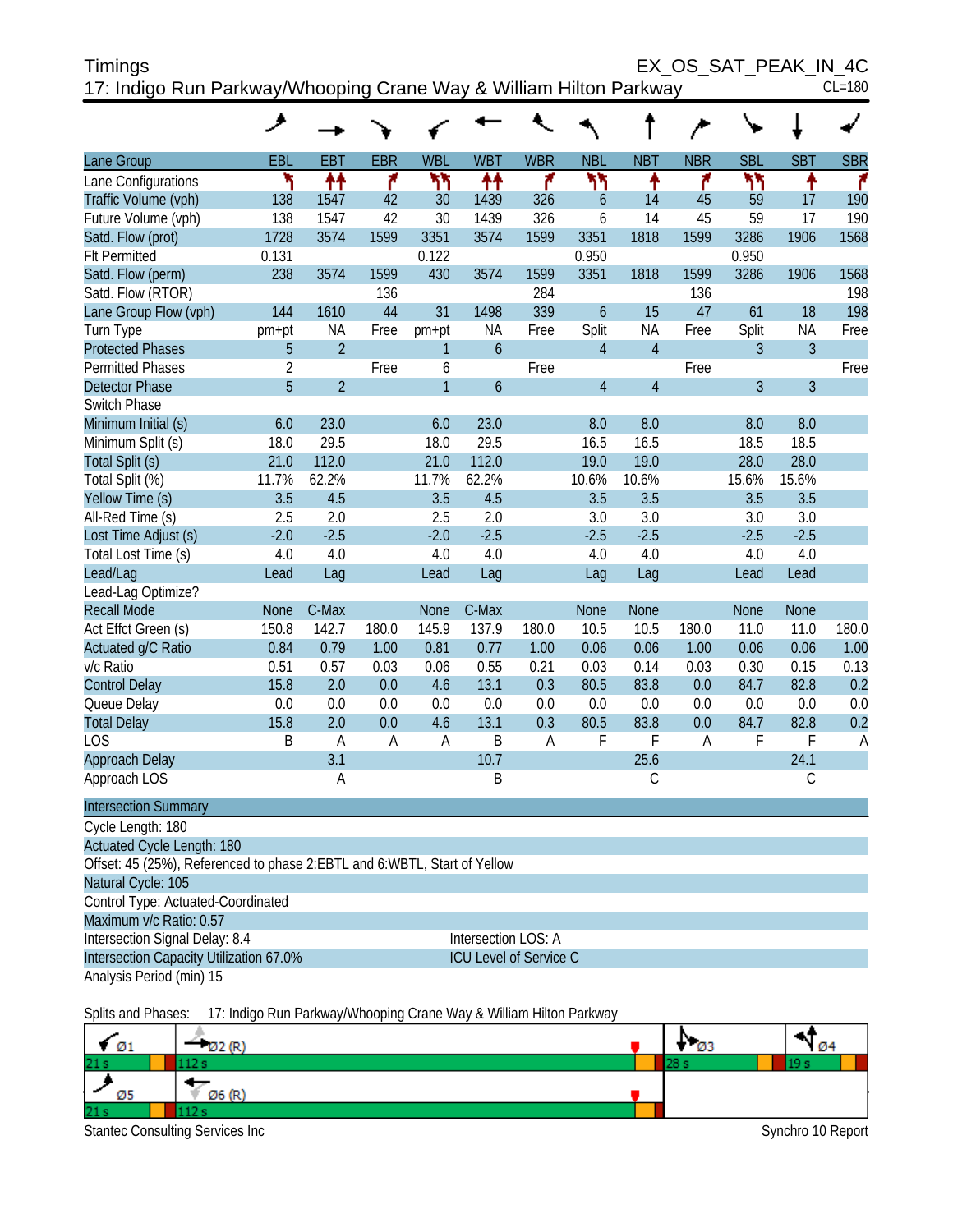# Timings

**17: Indigo Run Parkway/Whooping Crane Way & William Hilton Parkway**

EX_OS_SAT_PEAK_IN_4C

CL=180

| Lane Group | EBL | EBT | EBR | WBL | WBT | WBR | NBL | NBT | NBR | SBL | SBT | SBR |
|---|---|---|---|---|---|---|---|---|---|---|---|---|
| Lane Configurations | | | | | | | | | | | | |
| Traffic Volume (vph) | 138 | 1547 | 42 | 30 | 1439 | 326 | 6 | 14 | 45 | 59 | 17 | 190 |
| Future Volume (vph) | 138 | 1547 | 42 | 30 | 1439 | 326 | 6 | 14 | 45 | 59 | 17 | 190 |
| Satd. Flow (prot) | 1728 | 3574 | 1599 | 3351 | 3574 | 1599 | 3351 | 1818 | 1599 | 3286 | 1906 | 1568 |
| Flt Permitted | 0.131 | | | 0.122 | | | 0.950 | | | 0.950 | | |
| Satd. Flow (perm) | 238 | 3574 | 1599 | 430 | 3574 | 1599 | 3351 | 1818 | 1599 | 3286 | 1906 | 1568 |
| Satd. Flow (RTOR) | | | 136 | | | 284 | | | 136 | | | 198 |
| Lane Group Flow (vph) | 144 | 1610 | 44 | 31 | 1498 | 339 | 6 | 15 | 47 | 61 | 18 | 198 |
| Turn Type | pm+pt | NA | Free | pm+pt | NA | Free | Split | NA | Free | Split | NA | Free |
| Protected Phases | 5 | 2 | | 1 | 6 | | 4 | 4 | | 3 | 3 | |
| Permitted Phases | 2 | | Free | 6 | | Free | | | Free | | | Free |
| Detector Phase | 5 | 2 | | 1 | 6 | | 4 | 4 | | 3 | 3 | |
| Switch Phase | | | | | | | | | | | | |
| Minimum Initial (s) | 6.0 | 23.0 | | 6.0 | 23.0 | | 8.0 | 8.0 | | 8.0 | 8.0 | |
| Minimum Split (s) | 18.0 | 29.5 | | 18.0 | 29.5 | | 16.5 | 16.5 | | 18.5 | 18.5 | |
| Total Split (s) | 21.0 | 112.0 | | 21.0 | 112.0 | | 19.0 | 19.0 | | 28.0 | 28.0 | |
| Total Split (%) | 11.7% | 62.2% | | 11.7% | 62.2% | | 10.6% | 10.6% | | 15.6% | 15.6% | |
| Yellow Time (s) | 3.5 | 4.5 | | 3.5 | 4.5 | | 3.5 | 3.5 | | 3.5 | 3.5 | |
| All-Red Time (s) | 2.5 | 2.0 | | 2.5 | 2.0 | | 3.0 | 3.0 | | 3.0 | 3.0 | |
| Lost Time Adjust (s) | -2.0 | -2.5 | | -2.0 | -2.5 | | -2.5 | -2.5 | | -2.5 | -2.5 | |
| Total Lost Time (s) | 4.0 | 4.0 | | 4.0 | 4.0 | | 4.0 | 4.0 | | 4.0 | 4.0 | |
| Lead/Lag | Lead | Lag | | Lead | Lag | | Lag | Lag | | Lead | Lead | |
| Lead-Lag Optimize? | | | | | | | | | | | | |
| Recall Mode | None | C-Max | | None | C-Max | | None | None | | None | None | |
| Act Effct Green (s) | 150.8 | 142.7 | 180.0 | 145.9 | 137.9 | 180.0 | 10.5 | 10.5 | 180.0 | 11.0 | 11.0 | 180.0 |
| Actuated g/C Ratio | 0.84 | 0.79 | 1.00 | 0.81 | 0.77 | 1.00 | 0.06 | 0.06 | 1.00 | 0.06 | 0.06 | 1.00 |
| v/c Ratio | 0.51 | 0.57 | 0.03 | 0.06 | 0.55 | 0.21 | 0.03 | 0.14 | 0.03 | 0.30 | 0.15 | 0.13 |
| Control Delay | 15.8 | 2.0 | 0.0 | 4.6 | 13.1 | 0.3 | 80.5 | 83.8 | 0.0 | 84.7 | 82.8 | 0.2 |
| Queue Delay | 0.0 | 0.0 | 0.0 | 0.0 | 0.0 | 0.0 | 0.0 | 0.0 | 0.0 | 0.0 | 0.0 | 0.0 |
| Total Delay | 15.8 | 2.0 | 0.0 | 4.6 | 13.1 | 0.3 | 80.5 | 83.8 | 0.0 | 84.7 | 82.8 | 0.2 |
| LOS | B | A | A | A | B | A | F | F | A | F | F | A |
| Approach Delay | | 3.1 | | | 10.7 | | | 25.6 | | | 24.1 | |
| Approach LOS | | A | | | B | | | C | | | C | |

**Intersection Summary**

Cycle Length: 180
Actuated Cycle Length: 180
Offset: 45 (25%), Referenced to phase 2:EBTL and 6:WBTL, Start of Yellow
Natural Cycle: 105
Control Type: Actuated-Coordinated
Maximum v/c Ratio: 0.57
Intersection Signal Delay: 8.4 — Intersection LOS: A
Intersection Capacity Utilization 67.0% — ICU Level of Service C
Analysis Period (min) 15

Splits and Phases: 17: Indigo Run Parkway/Whooping Crane Way & William Hilton Parkway

| Ø1 | Ø2 (R) | Ø3 | Ø4 |
|---|---|---|---|
| 21 s | 112 s | 28 s | 19 s |
| **Ø5** | **Ø6 (R)** | | |
| 21 s | 112 s | | |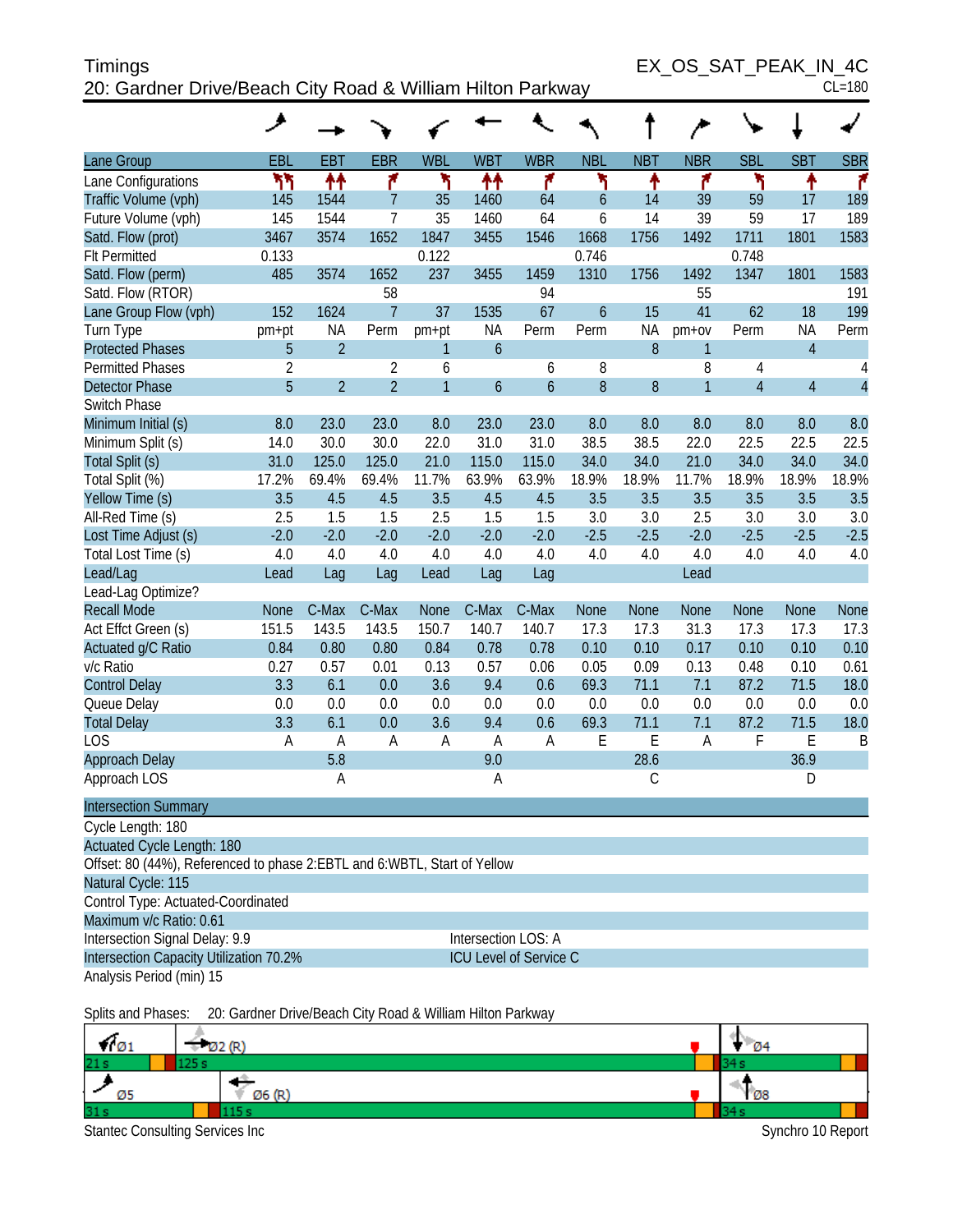# Timings

## 20: Gardner Drive/Beach City Road & William Hilton Parkway

EX_OS_SAT_PEAK_IN_4C

CL=180

| Lane Group | EBL | EBT | EBR | WBL | WBT | WBR | NBL | NBT | NBR | SBL | SBT | SBR |
|---|---|---|---|---|---|---|---|---|---|---|---|---|
| Lane Configurations | | | | | | | | | | | | |
| Traffic Volume (vph) | 145 | 1544 | 7 | 35 | 1460 | 64 | 6 | 14 | 39 | 59 | 17 | 189 |
| Future Volume (vph) | 145 | 1544 | 7 | 35 | 1460 | 64 | 6 | 14 | 39 | 59 | 17 | 189 |
| Satd. Flow (prot) | 3467 | 3574 | 1652 | 1847 | 3455 | 1546 | 1668 | 1756 | 1492 | 1711 | 1801 | 1583 |
| Flt Permitted | 0.133 | | | 0.122 | | | 0.746 | | | 0.748 | | |
| Satd. Flow (perm) | 485 | 3574 | 1652 | 237 | 3455 | 1459 | 1310 | 1756 | 1492 | 1347 | 1801 | 1583 |
| Satd. Flow (RTOR) | | | 58 | | | 94 | | | 55 | | | 191 |
| Lane Group Flow (vph) | 152 | 1624 | 7 | 37 | 1535 | 67 | 6 | 15 | 41 | 62 | 18 | 199 |
| Turn Type | pm+pt | NA | Perm | pm+pt | NA | Perm | Perm | NA | pm+ov | Perm | NA | Perm |
| Protected Phases | 5 | 2 | | 1 | 6 | | | 8 | 1 | | 4 | |
| Permitted Phases | 2 | | 2 | 6 | | 6 | 8 | | 8 | 4 | | 4 |
| Detector Phase | 5 | 2 | 2 | 1 | 6 | 6 | 8 | 8 | 1 | 4 | 4 | 4 |
| Switch Phase | | | | | | | | | | | | |
| Minimum Initial (s) | 8.0 | 23.0 | 23.0 | 8.0 | 23.0 | 23.0 | 8.0 | 8.0 | 8.0 | 8.0 | 8.0 | 8.0 |
| Minimum Split (s) | 14.0 | 30.0 | 30.0 | 22.0 | 31.0 | 31.0 | 38.5 | 38.5 | 22.0 | 22.5 | 22.5 | 22.5 |
| Total Split (s) | 31.0 | 125.0 | 125.0 | 21.0 | 115.0 | 115.0 | 34.0 | 34.0 | 21.0 | 34.0 | 34.0 | 34.0 |
| Total Split (%) | 17.2% | 69.4% | 69.4% | 11.7% | 63.9% | 63.9% | 18.9% | 18.9% | 11.7% | 18.9% | 18.9% | 18.9% |
| Yellow Time (s) | 3.5 | 4.5 | 4.5 | 3.5 | 4.5 | 4.5 | 3.5 | 3.5 | 3.5 | 3.5 | 3.5 | 3.5 |
| All-Red Time (s) | 2.5 | 1.5 | 1.5 | 2.5 | 1.5 | 1.5 | 3.0 | 3.0 | 2.5 | 3.0 | 3.0 | 3.0 |
| Lost Time Adjust (s) | -2.0 | -2.0 | -2.0 | -2.0 | -2.0 | -2.0 | -2.5 | -2.5 | -2.0 | -2.5 | -2.5 | -2.5 |
| Total Lost Time (s) | 4.0 | 4.0 | 4.0 | 4.0 | 4.0 | 4.0 | 4.0 | 4.0 | 4.0 | 4.0 | 4.0 | 4.0 |
| Lead/Lag | Lead | Lag | Lag | Lead | Lag | Lag | | | Lead | | | |
| Lead-Lag Optimize? | | | | | | | | | | | | |
| Recall Mode | None | C-Max | C-Max | None | C-Max | C-Max | None | None | None | None | None | None |
| Act Effct Green (s) | 151.5 | 143.5 | 143.5 | 150.7 | 140.7 | 140.7 | 17.3 | 17.3 | 31.3 | 17.3 | 17.3 | 17.3 |
| Actuated g/C Ratio | 0.84 | 0.80 | 0.80 | 0.84 | 0.78 | 0.78 | 0.10 | 0.10 | 0.17 | 0.10 | 0.10 | 0.10 |
| v/c Ratio | 0.27 | 0.57 | 0.01 | 0.13 | 0.57 | 0.06 | 0.05 | 0.09 | 0.13 | 0.48 | 0.10 | 0.61 |
| Control Delay | 3.3 | 6.1 | 0.0 | 3.6 | 9.4 | 0.6 | 69.3 | 71.1 | 7.1 | 87.2 | 71.5 | 18.0 |
| Queue Delay | 0.0 | 0.0 | 0.0 | 0.0 | 0.0 | 0.0 | 0.0 | 0.0 | 0.0 | 0.0 | 0.0 | 0.0 |
| Total Delay | 3.3 | 6.1 | 0.0 | 3.6 | 9.4 | 0.6 | 69.3 | 71.1 | 7.1 | 87.2 | 71.5 | 18.0 |
| LOS | A | A | A | A | A | A | E | E | A | F | E | B |
| Approach Delay | | 5.8 | | | 9.0 | | | 28.6 | | | 36.9 | |
| Approach LOS | | A | | | A | | | C | | | D | |

## Intersection Summary

Cycle Length: 180

Actuated Cycle Length: 180

Offset: 80 (44%), Referenced to phase 2:EBTL and 6:WBTL, Start of Yellow

Natural Cycle: 115

Control Type: Actuated-Coordinated

Maximum v/c Ratio: 0.61

Intersection Signal Delay: 9.9 — Intersection LOS: A

Intersection Capacity Utilization 70.2% — ICU Level of Service C

Analysis Period (min) 15

Splits and Phases: 20: Gardner Drive/Beach City Road & William Hilton Parkway

| Ø1 | Ø2 (R) | Ø4 |
|---|---|---|
| 21 s | 125 s | 34 s |

| Ø5 | Ø6 (R) | Ø8 |
|---|---|---|
| 31 s | 115 s | 34 s |

Stantec Consulting Services Inc — Synchro 10 Report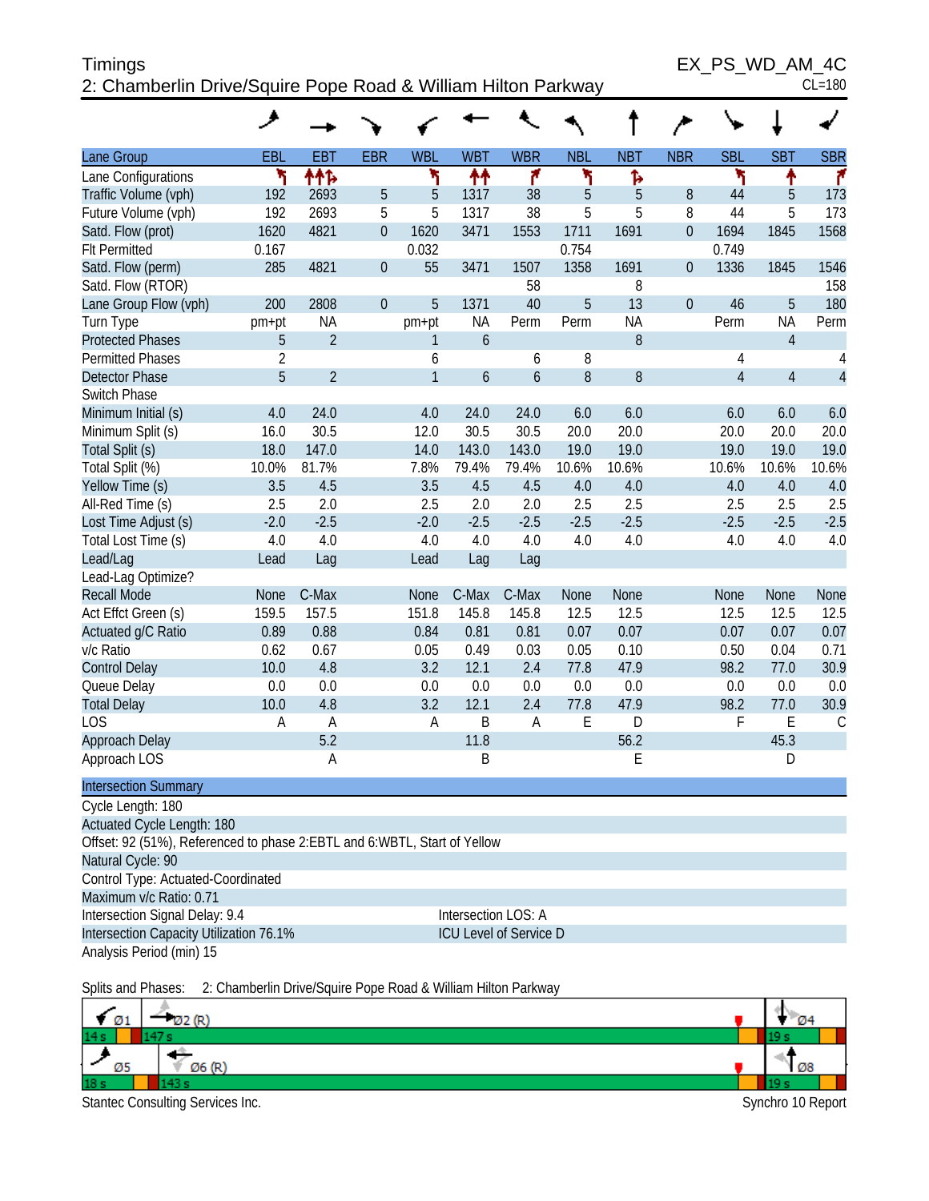Timings
2: Chamberlin Drive/Squire Pope Road & William Hilton Parkway

EX_PS_WD_AM_4C
CL=180

| Lane Group | EBL | EBT | EBR | WBL | WBT | WBR | NBL | NBT | NBR | SBL | SBT | SBR |
|---|---|---|---|---|---|---|---|---|---|---|---|---|
| Lane Configurations | | | | | | | | | | | | |
| Traffic Volume (vph) | 192 | 2693 | 5 | 5 | 1317 | 38 | 5 | 5 | 8 | 44 | 5 | 173 |
| Future Volume (vph) | 192 | 2693 | 5 | 5 | 1317 | 38 | 5 | 5 | 8 | 44 | 5 | 173 |
| Satd. Flow (prot) | 1620 | 4821 | 0 | 1620 | 3471 | 1553 | 1711 | 1691 | 0 | 1694 | 1845 | 1568 |
| Flt Permitted | 0.167 | | | 0.032 | | | 0.754 | | | 0.749 | | |
| Satd. Flow (perm) | 285 | 4821 | 0 | 55 | 3471 | 1507 | 1358 | 1691 | 0 | 1336 | 1845 | 1546 |
| Satd. Flow (RTOR) | | | | | | 58 | | 8 | | | | 158 |
| Lane Group Flow (vph) | 200 | 2808 | 0 | 5 | 1371 | 40 | 5 | 13 | 0 | 46 | 5 | 180 |
| Turn Type | pm+pt | NA | | pm+pt | NA | Perm | Perm | NA | | Perm | NA | Perm |
| Protected Phases | 5 | 2 | | 1 | 6 | | | 8 | | | 4 | |
| Permitted Phases | 2 | | | 6 | | 6 | 8 | | | 4 | | 4 |
| Detector Phase | 5 | 2 | | 1 | 6 | 6 | 8 | 8 | | 4 | 4 | 4 |
| Switch Phase | | | | | | | | | | | | |
| Minimum Initial (s) | 4.0 | 24.0 | | 4.0 | 24.0 | 24.0 | 6.0 | 6.0 | | 6.0 | 6.0 | 6.0 |
| Minimum Split (s) | 16.0 | 30.5 | | 12.0 | 30.5 | 30.5 | 20.0 | 20.0 | | 20.0 | 20.0 | 20.0 |
| Total Split (s) | 18.0 | 147.0 | | 14.0 | 143.0 | 143.0 | 19.0 | 19.0 | | 19.0 | 19.0 | 19.0 |
| Total Split (%) | 10.0% | 81.7% | | 7.8% | 79.4% | 79.4% | 10.6% | 10.6% | | 10.6% | 10.6% | 10.6% |
| Yellow Time (s) | 3.5 | 4.5 | | 3.5 | 4.5 | 4.5 | 4.0 | 4.0 | | 4.0 | 4.0 | 4.0 |
| All-Red Time (s) | 2.5 | 2.0 | | 2.5 | 2.0 | 2.0 | 2.5 | 2.5 | | 2.5 | 2.5 | 2.5 |
| Lost Time Adjust (s) | -2.0 | -2.5 | | -2.0 | -2.5 | -2.5 | -2.5 | -2.5 | | -2.5 | -2.5 | -2.5 |
| Total Lost Time (s) | 4.0 | 4.0 | | 4.0 | 4.0 | 4.0 | 4.0 | 4.0 | | 4.0 | 4.0 | 4.0 |
| Lead/Lag | Lead | Lag | | Lead | Lag | Lag | | | | | | |
| Lead-Lag Optimize? | | | | | | | | | | | | |
| Recall Mode | None | C-Max | | None | C-Max | C-Max | None | None | | None | None | None |
| Act Effct Green (s) | 159.5 | 157.5 | | 151.8 | 145.8 | 145.8 | 12.5 | 12.5 | | 12.5 | 12.5 | 12.5 |
| Actuated g/C Ratio | 0.89 | 0.88 | | 0.84 | 0.81 | 0.81 | 0.07 | 0.07 | | 0.07 | 0.07 | 0.07 |
| v/c Ratio | 0.62 | 0.67 | | 0.05 | 0.49 | 0.03 | 0.05 | 0.10 | | 0.50 | 0.04 | 0.71 |
| Control Delay | 10.0 | 4.8 | | 3.2 | 12.1 | 2.4 | 77.8 | 47.9 | | 98.2 | 77.0 | 30.9 |
| Queue Delay | 0.0 | 0.0 | | 0.0 | 0.0 | 0.0 | 0.0 | 0.0 | | 0.0 | 0.0 | 0.0 |
| Total Delay | 10.0 | 4.8 | | 3.2 | 12.1 | 2.4 | 77.8 | 47.9 | | 98.2 | 77.0 | 30.9 |
| LOS | A | A | | A | B | A | E | D | | F | E | C |
| Approach Delay | | 5.2 | | | 11.8 | | | 56.2 | | | 45.3 | |
| Approach LOS | | A | | | B | | | E | | | D | |

**Intersection Summary**

Cycle Length: 180
Actuated Cycle Length: 180
Offset: 92 (51%), Referenced to phase 2:EBTL and 6:WBTL, Start of Yellow
Natural Cycle: 90
Control Type: Actuated-Coordinated
Maximum v/c Ratio: 0.71
Intersection Signal Delay: 9.4 — Intersection LOS: A
Intersection Capacity Utilization 76.1% — ICU Level of Service D
Analysis Period (min) 15

Splits and Phases: 2: Chamberlin Drive/Squire Pope Road & William Hilton Parkway

| Ø1 | Ø2 (R) | Ø4 |
|---|---|---|
| 14 s | 147 s | 19 s |

| Ø5 | Ø6 (R) | Ø8 |
|---|---|---|
| 18 s | 143 s | 19 s |

Stantec Consulting Services Inc. — Synchro 10 Report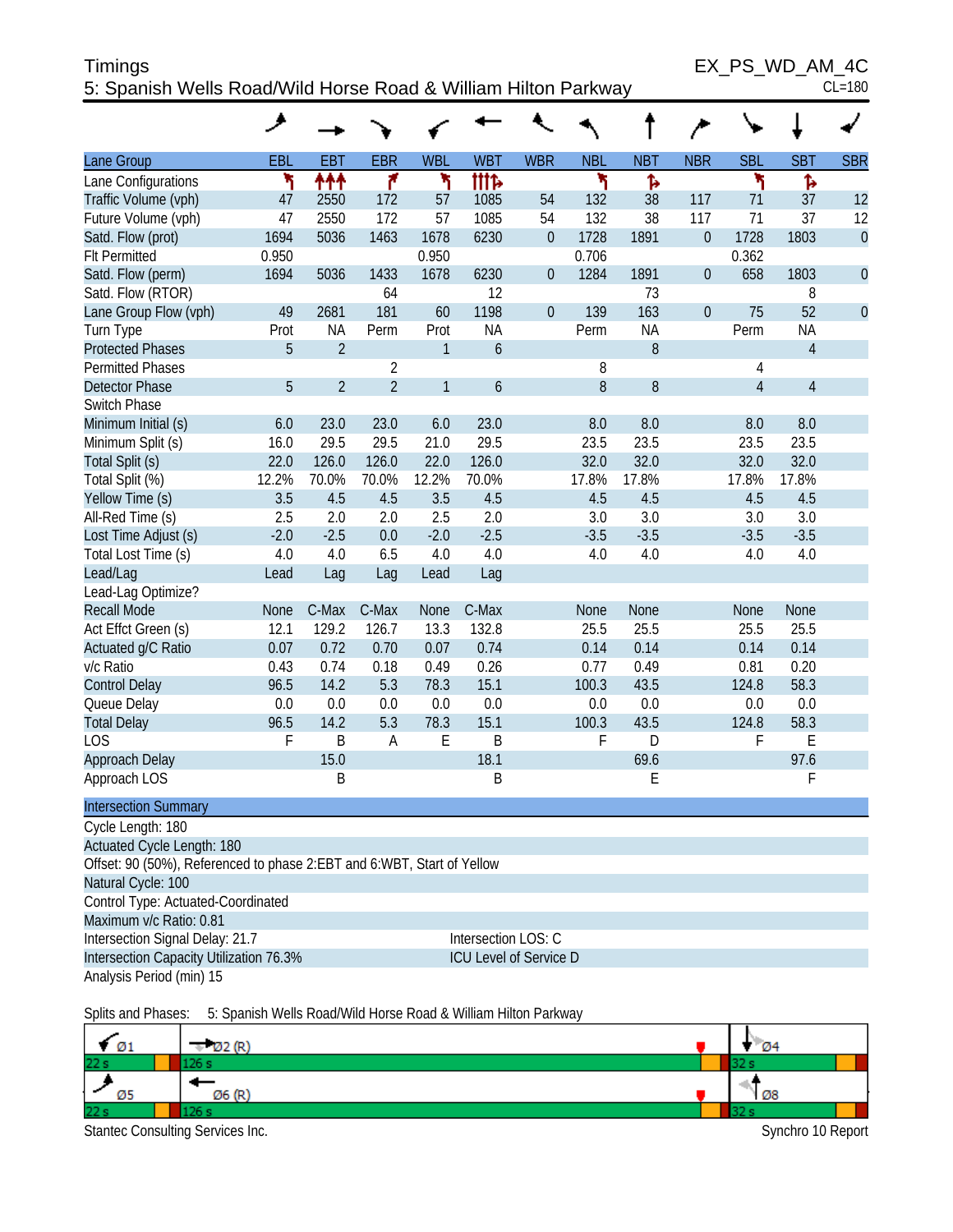# Timings

## 5: Spanish Wells Road/Wild Horse Road & William Hilton Parkway

EX_PS_WD_AM_4C
CL=180

| Lane Group | EBL | EBT | EBR | WBL | WBT | WBR | NBL | NBT | NBR | SBL | SBT | SBR |
|---|---|---|---|---|---|---|---|---|---|---|---|---|
| Lane Configurations | | | | | | | | | | | | |
| Traffic Volume (vph) | 47 | 2550 | 172 | 57 | 1085 | 54 | 132 | 38 | 117 | 71 | 37 | 12 |
| Future Volume (vph) | 47 | 2550 | 172 | 57 | 1085 | 54 | 132 | 38 | 117 | 71 | 37 | 12 |
| Satd. Flow (prot) | 1694 | 5036 | 1463 | 1678 | 6230 | 0 | 1728 | 1891 | 0 | 1728 | 1803 | 0 |
| Flt Permitted | 0.950 | | | 0.950 | | | 0.706 | | | 0.362 | | |
| Satd. Flow (perm) | 1694 | 5036 | 1433 | 1678 | 6230 | 0 | 1284 | 1891 | 0 | 658 | 1803 | 0 |
| Satd. Flow (RTOR) | | | 64 | | 12 | | | 73 | | | 8 | |
| Lane Group Flow (vph) | 49 | 2681 | 181 | 60 | 1198 | 0 | 139 | 163 | 0 | 75 | 52 | 0 |
| Turn Type | Prot | NA | Perm | Prot | NA | | Perm | NA | | Perm | NA | |
| Protected Phases | 5 | 2 | | 1 | 6 | | | 8 | | | 4 | |
| Permitted Phases | | | 2 | | | | 8 | | | 4 | | |
| Detector Phase | 5 | 2 | 2 | 1 | 6 | | 8 | 8 | | 4 | 4 | |
| Switch Phase | | | | | | | | | | | | |
| Minimum Initial (s) | 6.0 | 23.0 | 23.0 | 6.0 | 23.0 | | 8.0 | 8.0 | | 8.0 | 8.0 | |
| Minimum Split (s) | 16.0 | 29.5 | 29.5 | 21.0 | 29.5 | | 23.5 | 23.5 | | 23.5 | 23.5 | |
| Total Split (s) | 22.0 | 126.0 | 126.0 | 22.0 | 126.0 | | 32.0 | 32.0 | | 32.0 | 32.0 | |
| Total Split (%) | 12.2% | 70.0% | 70.0% | 12.2% | 70.0% | | 17.8% | 17.8% | | 17.8% | 17.8% | |
| Yellow Time (s) | 3.5 | 4.5 | 4.5 | 3.5 | 4.5 | | 4.5 | 4.5 | | 4.5 | 4.5 | |
| All-Red Time (s) | 2.5 | 2.0 | 2.0 | 2.5 | 2.0 | | 3.0 | 3.0 | | 3.0 | 3.0 | |
| Lost Time Adjust (s) | -2.0 | -2.5 | 0.0 | -2.0 | -2.5 | | -3.5 | -3.5 | | -3.5 | -3.5 | |
| Total Lost Time (s) | 4.0 | 4.0 | 6.5 | 4.0 | 4.0 | | 4.0 | 4.0 | | 4.0 | 4.0 | |
| Lead/Lag | Lead | Lag | Lag | Lead | Lag | | | | | | | |
| Lead-Lag Optimize? | | | | | | | | | | | | |
| Recall Mode | None | C-Max | C-Max | None | C-Max | | None | None | | None | None | |
| Act Effct Green (s) | 12.1 | 129.2 | 126.7 | 13.3 | 132.8 | | 25.5 | 25.5 | | 25.5 | 25.5 | |
| Actuated g/C Ratio | 0.07 | 0.72 | 0.70 | 0.07 | 0.74 | | 0.14 | 0.14 | | 0.14 | 0.14 | |
| v/c Ratio | 0.43 | 0.74 | 0.18 | 0.49 | 0.26 | | 0.77 | 0.49 | | 0.81 | 0.20 | |
| Control Delay | 96.5 | 14.2 | 5.3 | 78.3 | 15.1 | | 100.3 | 43.5 | | 124.8 | 58.3 | |
| Queue Delay | 0.0 | 0.0 | 0.0 | 0.0 | 0.0 | | 0.0 | 0.0 | | 0.0 | 0.0 | |
| Total Delay | 96.5 | 14.2 | 5.3 | 78.3 | 15.1 | | 100.3 | 43.5 | | 124.8 | 58.3 | |
| LOS | F | B | A | E | B | | F | D | | F | E | |
| Approach Delay | | 15.0 | | | 18.1 | | | 69.6 | | | 97.6 | |
| Approach LOS | | B | | | B | | | E | | | F | |

### Intersection Summary

Cycle Length: 180
Actuated Cycle Length: 180
Offset: 90 (50%), Referenced to phase 2:EBT and 6:WBT, Start of Yellow
Natural Cycle: 100
Control Type: Actuated-Coordinated
Maximum v/c Ratio: 0.81
Intersection Signal Delay: 21.7 — Intersection LOS: C
Intersection Capacity Utilization 76.3% — ICU Level of Service D
Analysis Period (min) 15

Splits and Phases: 5: Spanish Wells Road/Wild Horse Road & William Hilton Parkway

| Ø1 | Ø2 (R) | Ø4 |
|---|---|---|
| 22 s | 126 s | 32 s |
| **Ø5** | **Ø6 (R)** | **Ø8** |
| 22 s | 126 s | 32 s |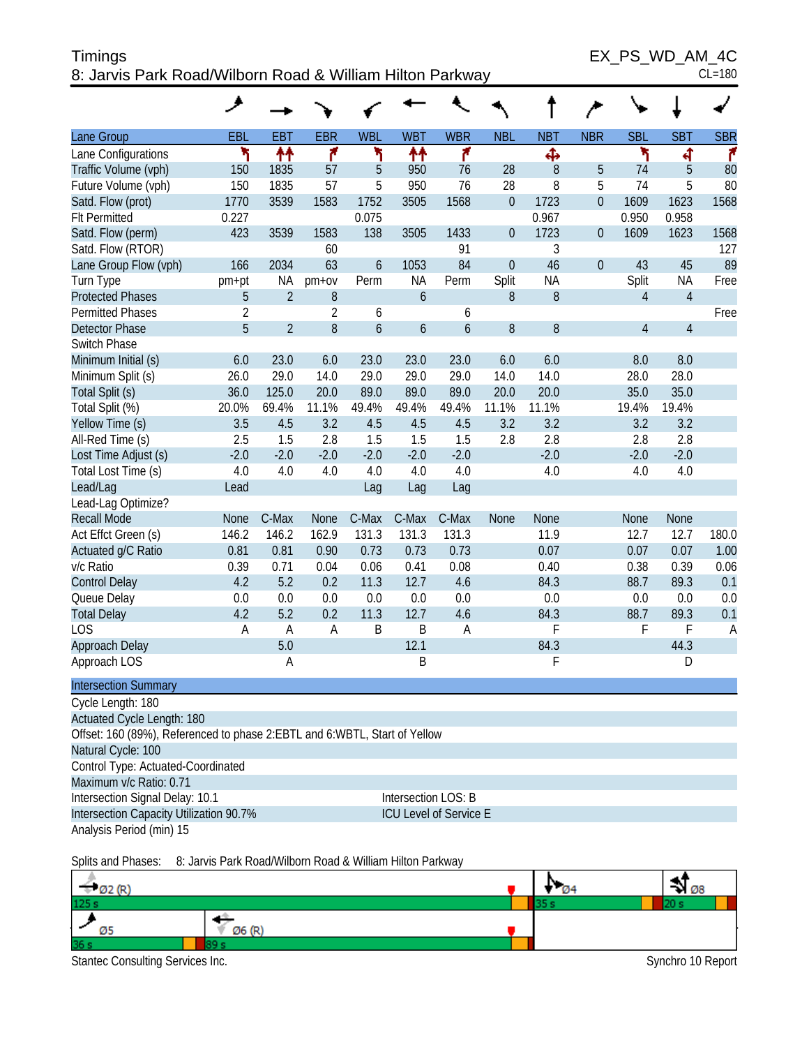Timings
8: Jarvis Park Road/Wilborn Road & William Hilton Parkway

EX_PS_WD_AM_4C
CL=180

| Lane Group | EBL | EBT | EBR | WBL | WBT | WBR | NBL | NBT | NBR | SBL | SBT | SBR |
|---|---|---|---|---|---|---|---|---|---|---|---|---|
| Lane Configurations | | | | | | | | | | | | |
| Traffic Volume (vph) | 150 | 1835 | 57 | 5 | 950 | 76 | 28 | 8 | 5 | 74 | 5 | 80 |
| Future Volume (vph) | 150 | 1835 | 57 | 5 | 950 | 76 | 28 | 8 | 5 | 74 | 5 | 80 |
| Satd. Flow (prot) | 1770 | 3539 | 1583 | 1752 | 3505 | 1568 | 0 | 1723 | 0 | 1609 | 1623 | 1568 |
| Flt Permitted | 0.227 | | | 0.075 | | | | 0.967 | | 0.950 | 0.958 | |
| Satd. Flow (perm) | 423 | 3539 | 1583 | 138 | 3505 | 1433 | 0 | 1723 | 0 | 1609 | 1623 | 1568 |
| Satd. Flow (RTOR) | | | 60 | | | 91 | | 3 | | | | 127 |
| Lane Group Flow (vph) | 166 | 2034 | 63 | 6 | 1053 | 84 | 0 | 46 | 0 | 43 | 45 | 89 |
| Turn Type | pm+pt | NA | pm+ov | Perm | NA | Perm | Split | NA | | Split | NA | Free |
| Protected Phases | 5 | 2 | 8 | | 6 | | 8 | 8 | | 4 | 4 | |
| Permitted Phases | 2 | | 2 | 6 | | 6 | | | | | | Free |
| Detector Phase | 5 | 2 | 8 | 6 | 6 | 6 | 8 | 8 | | 4 | 4 | |
| Switch Phase | | | | | | | | | | | | |
| Minimum Initial (s) | 6.0 | 23.0 | 6.0 | 23.0 | 23.0 | 23.0 | 6.0 | 6.0 | | 8.0 | 8.0 | |
| Minimum Split (s) | 26.0 | 29.0 | 14.0 | 29.0 | 29.0 | 29.0 | 14.0 | 14.0 | | 28.0 | 28.0 | |
| Total Split (s) | 36.0 | 125.0 | 20.0 | 89.0 | 89.0 | 89.0 | 20.0 | 20.0 | | 35.0 | 35.0 | |
| Total Split (%) | 20.0% | 69.4% | 11.1% | 49.4% | 49.4% | 49.4% | 11.1% | 11.1% | | 19.4% | 19.4% | |
| Yellow Time (s) | 3.5 | 4.5 | 3.2 | 4.5 | 4.5 | 4.5 | 3.2 | 3.2 | | 3.2 | 3.2 | |
| All-Red Time (s) | 2.5 | 1.5 | 2.8 | 1.5 | 1.5 | 1.5 | 2.8 | 2.8 | | 2.8 | 2.8 | |
| Lost Time Adjust (s) | -2.0 | -2.0 | -2.0 | -2.0 | -2.0 | -2.0 | | -2.0 | | -2.0 | -2.0 | |
| Total Lost Time (s) | 4.0 | 4.0 | 4.0 | 4.0 | 4.0 | 4.0 | | 4.0 | | 4.0 | 4.0 | |
| Lead/Lag | Lead | | | Lag | Lag | Lag | | | | | | |
| Lead-Lag Optimize? | | | | | | | | | | | | |
| Recall Mode | None | C-Max | None | C-Max | C-Max | C-Max | None | None | | None | None | |
| Act Effct Green (s) | 146.2 | 146.2 | 162.9 | 131.3 | 131.3 | 131.3 | | 11.9 | | 12.7 | 12.7 | 180.0 |
| Actuated g/C Ratio | 0.81 | 0.81 | 0.90 | 0.73 | 0.73 | 0.73 | | 0.07 | | 0.07 | 0.07 | 1.00 |
| v/c Ratio | 0.39 | 0.71 | 0.04 | 0.06 | 0.41 | 0.08 | | 0.40 | | 0.38 | 0.39 | 0.06 |
| Control Delay | 4.2 | 5.2 | 0.2 | 11.3 | 12.7 | 4.6 | | 84.3 | | 88.7 | 89.3 | 0.1 |
| Queue Delay | 0.0 | 0.0 | 0.0 | 0.0 | 0.0 | 0.0 | | 0.0 | | 0.0 | 0.0 | 0.0 |
| Total Delay | 4.2 | 5.2 | 0.2 | 11.3 | 12.7 | 4.6 | | 84.3 | | 88.7 | 89.3 | 0.1 |
| LOS | A | A | A | B | B | A | | F | | F | F | A |
| Approach Delay | | 5.0 | | | 12.1 | | | 84.3 | | | 44.3 | |
| Approach LOS | | A | | | B | | | F | | | D | |

**Intersection Summary**

Cycle Length: 180
Actuated Cycle Length: 180
Offset: 160 (89%), Referenced to phase 2:EBTL and 6:WBTL, Start of Yellow
Natural Cycle: 100
Control Type: Actuated-Coordinated
Maximum v/c Ratio: 0.71
Intersection Signal Delay: 10.1 — Intersection LOS: B
Intersection Capacity Utilization 90.7% — ICU Level of Service E
Analysis Period (min) 15

Splits and Phases: 8: Jarvis Park Road/Wilborn Road & William Hilton Parkway

Ø2 (R) 125 s | Ø4 35 s | Ø8 20 s
Ø5 36 s | Ø6 (R) 89 s

Stantec Consulting Services Inc. — Synchro 10 Report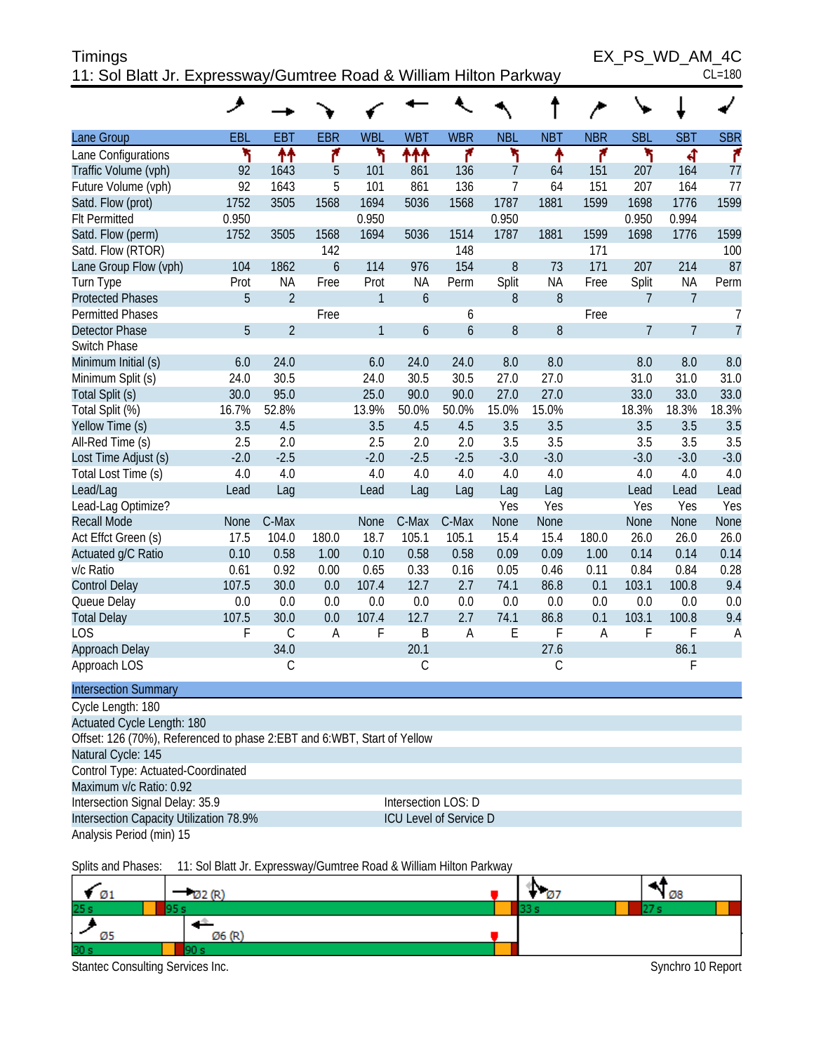# Timings

## 11: Sol Blatt Jr. Expressway/Gumtree Road & William Hilton Parkway

EX_PS_WD_AM_4C
CL=180

| Lane Group | EBL | EBT | EBR | WBL | WBT | WBR | NBL | NBT | NBR | SBL | SBT | SBR |
|---|---|---|---|---|---|---|---|---|---|---|---|---|
| Lane Configurations | | | | | | | | | | | | |
| Traffic Volume (vph) | 92 | 1643 | 5 | 101 | 861 | 136 | 7 | 64 | 151 | 207 | 164 | 77 |
| Future Volume (vph) | 92 | 1643 | 5 | 101 | 861 | 136 | 7 | 64 | 151 | 207 | 164 | 77 |
| Satd. Flow (prot) | 1752 | 3505 | 1568 | 1694 | 5036 | 1568 | 1787 | 1881 | 1599 | 1698 | 1776 | 1599 |
| Flt Permitted | 0.950 | | | 0.950 | | | 0.950 | | | 0.950 | 0.994 | |
| Satd. Flow (perm) | 1752 | 3505 | 1568 | 1694 | 5036 | 1514 | 1787 | 1881 | 1599 | 1698 | 1776 | 1599 |
| Satd. Flow (RTOR) | | | 142 | | | 148 | | | 171 | | | 100 |
| Lane Group Flow (vph) | 104 | 1862 | 6 | 114 | 976 | 154 | 8 | 73 | 171 | 207 | 214 | 87 |
| Turn Type | Prot | NA | Free | Prot | NA | Perm | Split | NA | Free | Split | NA | Perm |
| Protected Phases | 5 | 2 | | 1 | 6 | | 8 | 8 | | 7 | 7 | |
| Permitted Phases | | | Free | | | 6 | | | Free | | | 7 |
| Detector Phase | 5 | 2 | | 1 | 6 | 6 | 8 | 8 | | 7 | 7 | 7 |
| Switch Phase | | | | | | | | | | | | |
| Minimum Initial (s) | 6.0 | 24.0 | | 6.0 | 24.0 | 24.0 | 8.0 | 8.0 | | 8.0 | 8.0 | 8.0 |
| Minimum Split (s) | 24.0 | 30.5 | | 24.0 | 30.5 | 30.5 | 27.0 | 27.0 | | 31.0 | 31.0 | 31.0 |
| Total Split (s) | 30.0 | 95.0 | | 25.0 | 90.0 | 90.0 | 27.0 | 27.0 | | 33.0 | 33.0 | 33.0 |
| Total Split (%) | 16.7% | 52.8% | | 13.9% | 50.0% | 50.0% | 15.0% | 15.0% | | 18.3% | 18.3% | 18.3% |
| Yellow Time (s) | 3.5 | 4.5 | | 3.5 | 4.5 | 4.5 | 3.5 | 3.5 | | 3.5 | 3.5 | 3.5 |
| All-Red Time (s) | 2.5 | 2.0 | | 2.5 | 2.0 | 2.0 | 3.5 | 3.5 | | 3.5 | 3.5 | 3.5 |
| Lost Time Adjust (s) | -2.0 | -2.5 | | -2.0 | -2.5 | -2.5 | -3.0 | -3.0 | | -3.0 | -3.0 | -3.0 |
| Total Lost Time (s) | 4.0 | 4.0 | | 4.0 | 4.0 | 4.0 | 4.0 | 4.0 | | 4.0 | 4.0 | 4.0 |
| Lead/Lag | Lead | Lag | | Lead | Lag | Lag | Lag | Lag | | Lead | Lead | Lead |
| Lead-Lag Optimize? | | | | | | | Yes | Yes | | Yes | Yes | Yes |
| Recall Mode | None | C-Max | | None | C-Max | C-Max | None | None | | None | None | None |
| Act Effct Green (s) | 17.5 | 104.0 | 180.0 | 18.7 | 105.1 | 105.1 | 15.4 | 15.4 | 180.0 | 26.0 | 26.0 | 26.0 |
| Actuated g/C Ratio | 0.10 | 0.58 | 1.00 | 0.10 | 0.58 | 0.58 | 0.09 | 0.09 | 1.00 | 0.14 | 0.14 | 0.14 |
| v/c Ratio | 0.61 | 0.92 | 0.00 | 0.65 | 0.33 | 0.16 | 0.05 | 0.46 | 0.11 | 0.84 | 0.84 | 0.28 |
| Control Delay | 107.5 | 30.0 | 0.0 | 107.4 | 12.7 | 2.7 | 74.1 | 86.8 | 0.1 | 103.1 | 100.8 | 9.4 |
| Queue Delay | 0.0 | 0.0 | 0.0 | 0.0 | 0.0 | 0.0 | 0.0 | 0.0 | 0.0 | 0.0 | 0.0 | 0.0 |
| Total Delay | 107.5 | 30.0 | 0.0 | 107.4 | 12.7 | 2.7 | 74.1 | 86.8 | 0.1 | 103.1 | 100.8 | 9.4 |
| LOS | F | C | A | F | B | A | E | F | A | F | F | A |
| Approach Delay | | 34.0 | | | 20.1 | | | 27.6 | | | 86.1 | |
| Approach LOS | | C | | | C | | | C | | | F | |

### Intersection Summary

Cycle Length: 180
Actuated Cycle Length: 180
Offset: 126 (70%), Referenced to phase 2:EBT and 6:WBT, Start of Yellow
Natural Cycle: 145
Control Type: Actuated-Coordinated
Maximum v/c Ratio: 0.92
Intersection Signal Delay: 35.9 — Intersection LOS: D
Intersection Capacity Utilization 78.9% — ICU Level of Service D
Analysis Period (min) 15

Splits and Phases: 11: Sol Blatt Jr. Expressway/Gumtree Road & William Hilton Parkway

| Phase | Split |
|---|---|
| Ø1 | 25 s |
| Ø2 (R) | 95 s |
| Ø7 | 33 s |
| Ø8 | 27 s |
| Ø5 | 30 s |
| Ø6 (R) | 90 s |

Stantec Consulting Services Inc. — Synchro 10 Report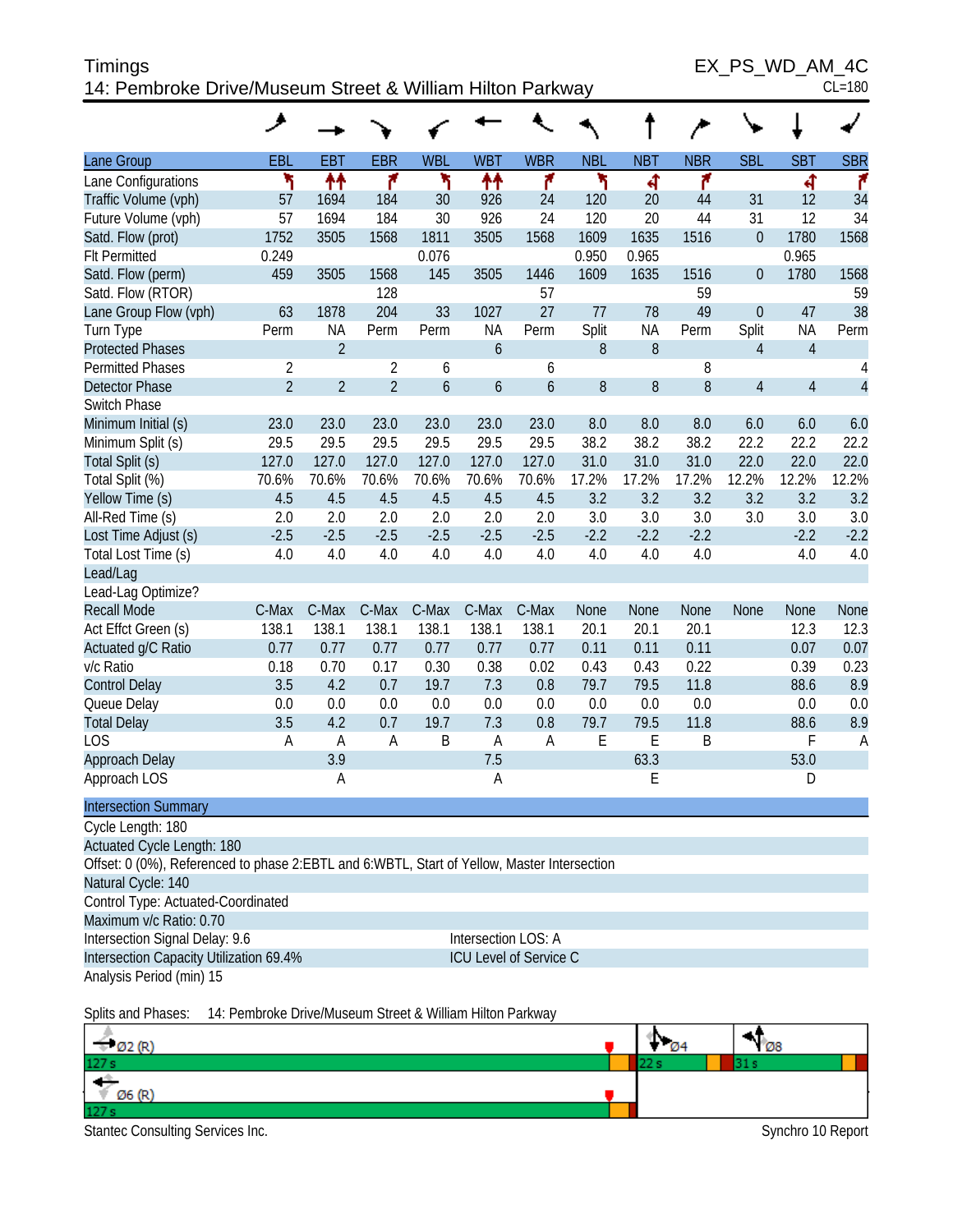Timings
EX_PS_WD_AM_4C
14: Pembroke Drive/Museum Street & William Hilton Parkway
CL=180

| Lane Group | EBL | EBT | EBR | WBL | WBT | WBR | NBL | NBT | NBR | SBL | SBT | SBR |
|---|---|---|---|---|---|---|---|---|---|---|---|---|
| Lane Configurations | | | | | | | | | | | | |
| Traffic Volume (vph) | 57 | 1694 | 184 | 30 | 926 | 24 | 120 | 20 | 44 | 31 | 12 | 34 |
| Future Volume (vph) | 57 | 1694 | 184 | 30 | 926 | 24 | 120 | 20 | 44 | 31 | 12 | 34 |
| Satd. Flow (prot) | 1752 | 3505 | 1568 | 1811 | 3505 | 1568 | 1609 | 1635 | 1516 | 0 | 1780 | 1568 |
| Flt Permitted | 0.249 | | | 0.076 | | | 0.950 | 0.965 | | | 0.965 | |
| Satd. Flow (perm) | 459 | 3505 | 1568 | 145 | 3505 | 1446 | 1609 | 1635 | 1516 | 0 | 1780 | 1568 |
| Satd. Flow (RTOR) | | | 128 | | | 57 | | | 59 | | | 59 |
| Lane Group Flow (vph) | 63 | 1878 | 204 | 33 | 1027 | 27 | 77 | 78 | 49 | 0 | 47 | 38 |
| Turn Type | Perm | NA | Perm | Perm | NA | Perm | Split | NA | Perm | Split | NA | Perm |
| Protected Phases | | 2 | | | 6 | | 8 | 8 | | 4 | 4 | |
| Permitted Phases | 2 | | 2 | 6 | | 6 | | | 8 | | | 4 |
| Detector Phase | 2 | 2 | 2 | 6 | 6 | 6 | 8 | 8 | 8 | 4 | 4 | 4 |
| Switch Phase | | | | | | | | | | | | |
| Minimum Initial (s) | 23.0 | 23.0 | 23.0 | 23.0 | 23.0 | 23.0 | 8.0 | 8.0 | 8.0 | 6.0 | 6.0 | 6.0 |
| Minimum Split (s) | 29.5 | 29.5 | 29.5 | 29.5 | 29.5 | 29.5 | 38.2 | 38.2 | 38.2 | 22.2 | 22.2 | 22.2 |
| Total Split (s) | 127.0 | 127.0 | 127.0 | 127.0 | 127.0 | 127.0 | 31.0 | 31.0 | 31.0 | 22.0 | 22.0 | 22.0 |
| Total Split (%) | 70.6% | 70.6% | 70.6% | 70.6% | 70.6% | 70.6% | 17.2% | 17.2% | 17.2% | 12.2% | 12.2% | 12.2% |
| Yellow Time (s) | 4.5 | 4.5 | 4.5 | 4.5 | 4.5 | 4.5 | 3.2 | 3.2 | 3.2 | 3.2 | 3.2 | 3.2 |
| All-Red Time (s) | 2.0 | 2.0 | 2.0 | 2.0 | 2.0 | 2.0 | 3.0 | 3.0 | 3.0 | 3.0 | 3.0 | 3.0 |
| Lost Time Adjust (s) | -2.5 | -2.5 | -2.5 | -2.5 | -2.5 | -2.5 | -2.2 | -2.2 | -2.2 | | -2.2 | -2.2 |
| Total Lost Time (s) | 4.0 | 4.0 | 4.0 | 4.0 | 4.0 | 4.0 | 4.0 | 4.0 | 4.0 | | 4.0 | 4.0 |
| Lead/Lag | | | | | | | | | | | | |
| Lead-Lag Optimize? | | | | | | | | | | | | |
| Recall Mode | C-Max | C-Max | C-Max | C-Max | C-Max | C-Max | None | None | None | None | None | None |
| Act Effct Green (s) | 138.1 | 138.1 | 138.1 | 138.1 | 138.1 | 138.1 | 20.1 | 20.1 | 20.1 | | 12.3 | 12.3 |
| Actuated g/C Ratio | 0.77 | 0.77 | 0.77 | 0.77 | 0.77 | 0.77 | 0.11 | 0.11 | 0.11 | | 0.07 | 0.07 |
| v/c Ratio | 0.18 | 0.70 | 0.17 | 0.30 | 0.38 | 0.02 | 0.43 | 0.43 | 0.22 | | 0.39 | 0.23 |
| Control Delay | 3.5 | 4.2 | 0.7 | 19.7 | 7.3 | 0.8 | 79.7 | 79.5 | 11.8 | | 88.6 | 8.9 |
| Queue Delay | 0.0 | 0.0 | 0.0 | 0.0 | 0.0 | 0.0 | 0.0 | 0.0 | 0.0 | | 0.0 | 0.0 |
| Total Delay | 3.5 | 4.2 | 0.7 | 19.7 | 7.3 | 0.8 | 79.7 | 79.5 | 11.8 | | 88.6 | 8.9 |
| LOS | A | A | A | B | A | A | E | E | B | | F | A |
| Approach Delay | | 3.9 | | | 7.5 | | | 63.3 | | | 53.0 | |
| Approach LOS | | A | | | A | | | E | | | D | |

**Intersection Summary**

Cycle Length: 180
Actuated Cycle Length: 180
Offset: 0 (0%), Referenced to phase 2:EBTL and 6:WBTL, Start of Yellow, Master Intersection
Natural Cycle: 140
Control Type: Actuated-Coordinated
Maximum v/c Ratio: 0.70
Intersection Signal Delay: 9.6 — Intersection LOS: A
Intersection Capacity Utilization 69.4% — ICU Level of Service C
Analysis Period (min) 15

Splits and Phases: 14: Pembroke Drive/Museum Street & William Hilton Parkway

| Ø2 (R) 127 s | Ø4 22 s | Ø8 31 s |
|---|---|---|
| Ø6 (R) 127 s | | |

Stantec Consulting Services Inc.
Synchro 10 Report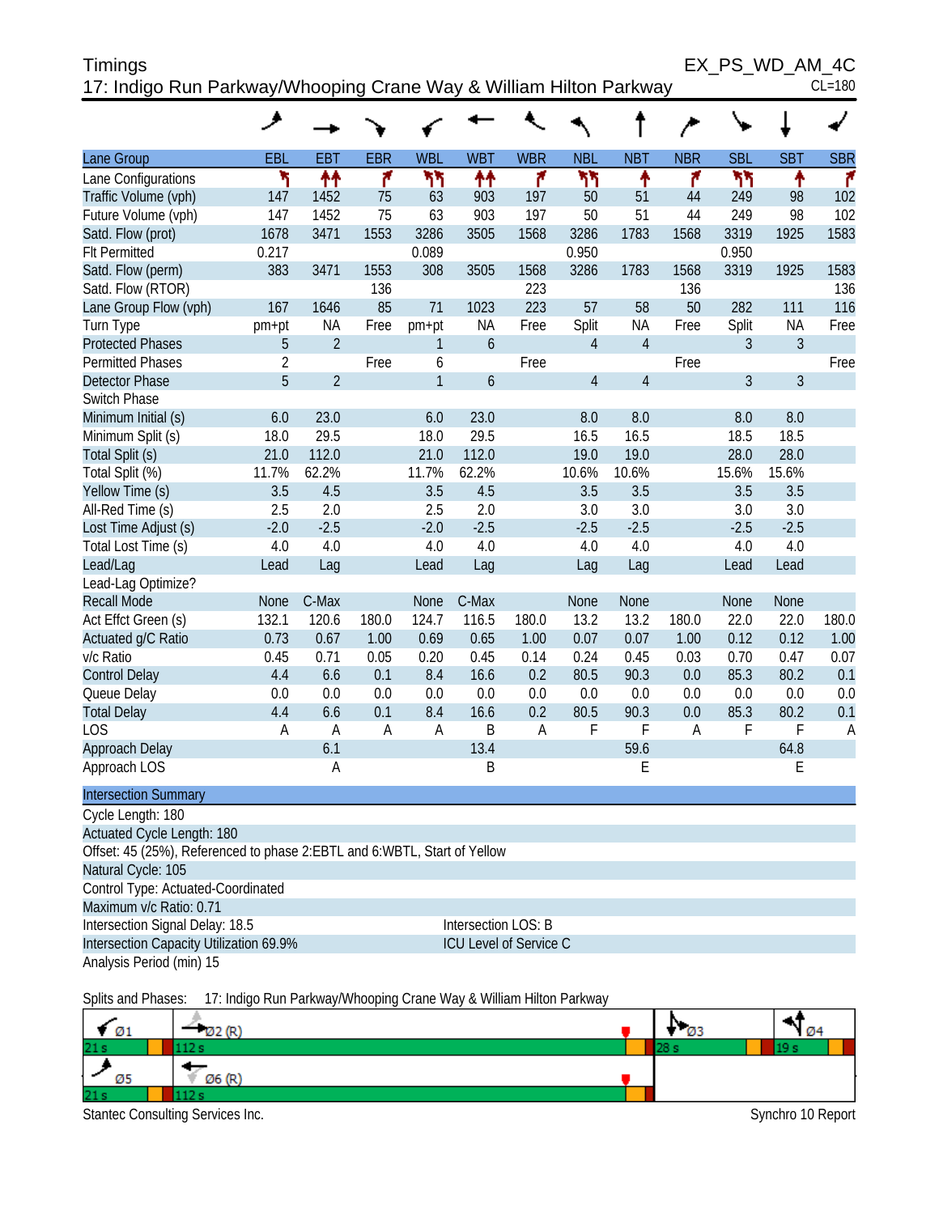# Timings

## 17: Indigo Run Parkway/Whooping Crane Way & William Hilton Parkway

EX_PS_WD_AM_4C

CL=180

| Lane Group | EBL | EBT | EBR | WBL | WBT | WBR | NBL | NBT | NBR | SBL | SBT | SBR |
|---|---|---|---|---|---|---|---|---|---|---|---|---|
| Lane Configurations | | | | | | | | | | | | |
| Traffic Volume (vph) | 147 | 1452 | 75 | 63 | 903 | 197 | 50 | 51 | 44 | 249 | 98 | 102 |
| Future Volume (vph) | 147 | 1452 | 75 | 63 | 903 | 197 | 50 | 51 | 44 | 249 | 98 | 102 |
| Satd. Flow (prot) | 1678 | 3471 | 1553 | 3286 | 3505 | 1568 | 3286 | 1783 | 1568 | 3319 | 1925 | 1583 |
| Flt Permitted | 0.217 | | | 0.089 | | | 0.950 | | | 0.950 | | |
| Satd. Flow (perm) | 383 | 3471 | 1553 | 308 | 3505 | 1568 | 3286 | 1783 | 1568 | 3319 | 1925 | 1583 |
| Satd. Flow (RTOR) | | | 136 | | | 223 | | | 136 | | | 136 |
| Lane Group Flow (vph) | 167 | 1646 | 85 | 71 | 1023 | 223 | 57 | 58 | 50 | 282 | 111 | 116 |
| Turn Type | pm+pt | NA | Free | pm+pt | NA | Free | Split | NA | Free | Split | NA | Free |
| Protected Phases | 5 | 2 | | 1 | 6 | | 4 | 4 | | 3 | 3 | |
| Permitted Phases | 2 | | Free | 6 | | Free | | | Free | | | Free |
| Detector Phase | 5 | 2 | | 1 | 6 | | 4 | 4 | | 3 | 3 | |
| Switch Phase | | | | | | | | | | | | |
| Minimum Initial (s) | 6.0 | 23.0 | | 6.0 | 23.0 | | 8.0 | 8.0 | | 8.0 | 8.0 | |
| Minimum Split (s) | 18.0 | 29.5 | | 18.0 | 29.5 | | 16.5 | 16.5 | | 18.5 | 18.5 | |
| Total Split (s) | 21.0 | 112.0 | | 21.0 | 112.0 | | 19.0 | 19.0 | | 28.0 | 28.0 | |
| Total Split (%) | 11.7% | 62.2% | | 11.7% | 62.2% | | 10.6% | 10.6% | | 15.6% | 15.6% | |
| Yellow Time (s) | 3.5 | 4.5 | | 3.5 | 4.5 | | 3.5 | 3.5 | | 3.5 | 3.5 | |
| All-Red Time (s) | 2.5 | 2.0 | | 2.5 | 2.0 | | 3.0 | 3.0 | | 3.0 | 3.0 | |
| Lost Time Adjust (s) | -2.0 | -2.5 | | -2.0 | -2.5 | | -2.5 | -2.5 | | -2.5 | -2.5 | |
| Total Lost Time (s) | 4.0 | 4.0 | | 4.0 | 4.0 | | 4.0 | 4.0 | | 4.0 | 4.0 | |
| Lead/Lag | Lead | Lag | | Lead | Lag | | Lag | Lag | | Lead | Lead | |
| Lead-Lag Optimize? | | | | | | | | | | | | |
| Recall Mode | None | C-Max | | None | C-Max | | None | None | | None | None | |
| Act Effct Green (s) | 132.1 | 120.6 | 180.0 | 124.7 | 116.5 | 180.0 | 13.2 | 13.2 | 180.0 | 22.0 | 22.0 | 180.0 |
| Actuated g/C Ratio | 0.73 | 0.67 | 1.00 | 0.69 | 0.65 | 1.00 | 0.07 | 0.07 | 1.00 | 0.12 | 0.12 | 1.00 |
| v/c Ratio | 0.45 | 0.71 | 0.05 | 0.20 | 0.45 | 0.14 | 0.24 | 0.45 | 0.03 | 0.70 | 0.47 | 0.07 |
| Control Delay | 4.4 | 6.6 | 0.1 | 8.4 | 16.6 | 0.2 | 80.5 | 90.3 | 0.0 | 85.3 | 80.2 | 0.1 |
| Queue Delay | 0.0 | 0.0 | 0.0 | 0.0 | 0.0 | 0.0 | 0.0 | 0.0 | 0.0 | 0.0 | 0.0 | 0.0 |
| Total Delay | 4.4 | 6.6 | 0.1 | 8.4 | 16.6 | 0.2 | 80.5 | 90.3 | 0.0 | 85.3 | 80.2 | 0.1 |
| LOS | A | A | A | A | B | A | F | F | A | F | F | A |
| Approach Delay | | 6.1 | | | 13.4 | | | 59.6 | | | 64.8 | |
| Approach LOS | | A | | | B | | | E | | | E | |

### Intersection Summary

Cycle Length: 180

Actuated Cycle Length: 180

Offset: 45 (25%), Referenced to phase 2:EBTL and 6:WBTL, Start of Yellow

Natural Cycle: 105

Control Type: Actuated-Coordinated

Maximum v/c Ratio: 0.71

Intersection Signal Delay: 18.5 — Intersection LOS: B

Intersection Capacity Utilization 69.9% — ICU Level of Service C

Analysis Period (min) 15

Splits and Phases: 17: Indigo Run Parkway/Whooping Crane Way & William Hilton Parkway

| Ø1 | Ø2 (R) | Ø3 | Ø4 |
|---|---|---|---|
| 21 s | 112 s | 28 s | 19 s |

| Ø5 | Ø6 (R) |
|---|---|
| 21 s | 112 s |

Stantec Consulting Services Inc. — Synchro 10 Report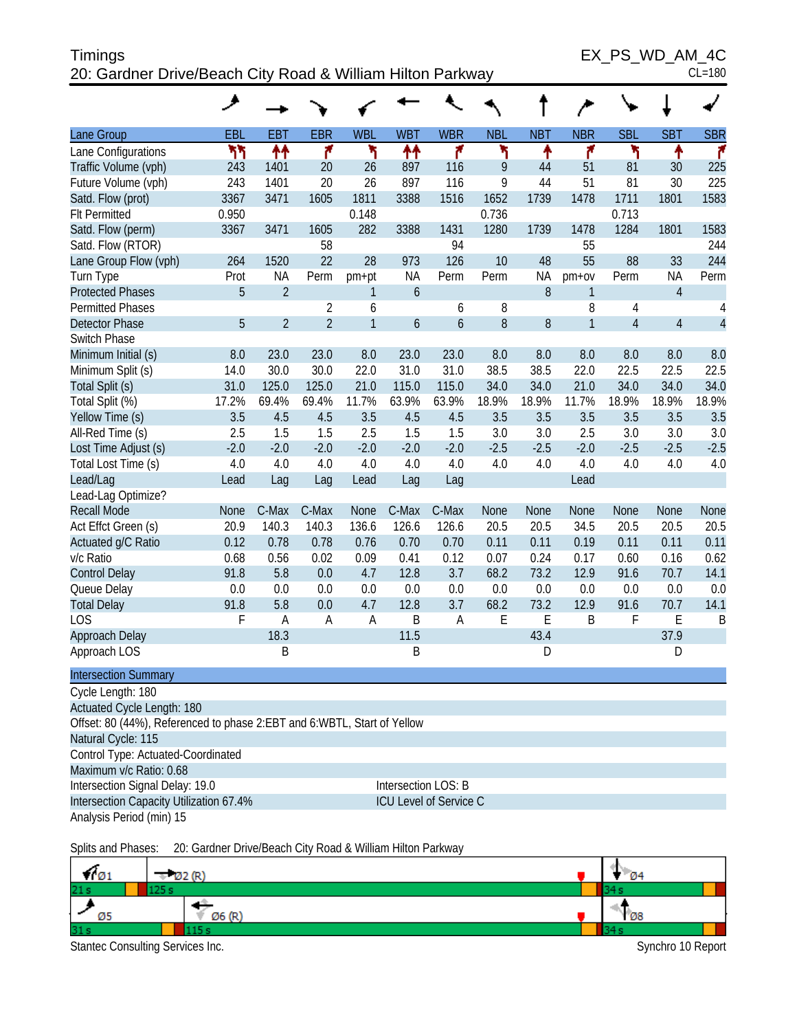Timings
EX_PS_WD_AM_4C
20: Gardner Drive/Beach City Road & William Hilton Parkway
CL=180

| Lane Group | EBL | EBT | EBR | WBL | WBT | WBR | NBL | NBT | NBR | SBL | SBT | SBR |
|---|---|---|---|---|---|---|---|---|---|---|---|---|
| Lane Configurations | | | | | | | | | | | | |
| Traffic Volume (vph) | 243 | 1401 | 20 | 26 | 897 | 116 | 9 | 44 | 51 | 81 | 30 | 225 |
| Future Volume (vph) | 243 | 1401 | 20 | 26 | 897 | 116 | 9 | 44 | 51 | 81 | 30 | 225 |
| Satd. Flow (prot) | 3367 | 3471 | 1605 | 1811 | 3388 | 1516 | 1652 | 1739 | 1478 | 1711 | 1801 | 1583 |
| Flt Permitted | 0.950 | | | 0.148 | | | 0.736 | | | 0.713 | | |
| Satd. Flow (perm) | 3367 | 3471 | 1605 | 282 | 3388 | 1431 | 1280 | 1739 | 1478 | 1284 | 1801 | 1583 |
| Satd. Flow (RTOR) | | | 58 | | | 94 | | | 55 | | | 244 |
| Lane Group Flow (vph) | 264 | 1520 | 22 | 28 | 973 | 126 | 10 | 48 | 55 | 88 | 33 | 244 |
| Turn Type | Prot | NA | Perm | pm+pt | NA | Perm | Perm | NA | pm+ov | Perm | NA | Perm |
| Protected Phases | 5 | 2 | | 1 | 6 | | | 8 | 1 | | 4 | |
| Permitted Phases | | | 2 | 6 | | 6 | 8 | | 8 | 4 | | 4 |
| Detector Phase | 5 | 2 | 2 | 1 | 6 | 6 | 8 | 8 | 1 | 4 | 4 | 4 |
| Switch Phase | | | | | | | | | | | | |
| Minimum Initial (s) | 8.0 | 23.0 | 23.0 | 8.0 | 23.0 | 23.0 | 8.0 | 8.0 | 8.0 | 8.0 | 8.0 | 8.0 |
| Minimum Split (s) | 14.0 | 30.0 | 30.0 | 22.0 | 31.0 | 31.0 | 38.5 | 38.5 | 22.0 | 22.5 | 22.5 | 22.5 |
| Total Split (s) | 31.0 | 125.0 | 125.0 | 21.0 | 115.0 | 115.0 | 34.0 | 34.0 | 21.0 | 34.0 | 34.0 | 34.0 |
| Total Split (%) | 17.2% | 69.4% | 69.4% | 11.7% | 63.9% | 63.9% | 18.9% | 18.9% | 11.7% | 18.9% | 18.9% | 18.9% |
| Yellow Time (s) | 3.5 | 4.5 | 4.5 | 3.5 | 4.5 | 4.5 | 3.5 | 3.5 | 3.5 | 3.5 | 3.5 | 3.5 |
| All-Red Time (s) | 2.5 | 1.5 | 1.5 | 2.5 | 1.5 | 1.5 | 3.0 | 3.0 | 2.5 | 3.0 | 3.0 | 3.0 |
| Lost Time Adjust (s) | -2.0 | -2.0 | -2.0 | -2.0 | -2.0 | -2.0 | -2.5 | -2.5 | -2.0 | -2.5 | -2.5 | -2.5 |
| Total Lost Time (s) | 4.0 | 4.0 | 4.0 | 4.0 | 4.0 | 4.0 | 4.0 | 4.0 | 4.0 | 4.0 | 4.0 | 4.0 |
| Lead/Lag | Lead | Lag | Lag | Lead | Lag | Lag | | | Lead | | | |
| Lead-Lag Optimize? | | | | | | | | | | | | |
| Recall Mode | None | C-Max | C-Max | None | C-Max | C-Max | None | None | None | None | None | None |
| Act Effct Green (s) | 20.9 | 140.3 | 140.3 | 136.6 | 126.6 | 126.6 | 20.5 | 20.5 | 34.5 | 20.5 | 20.5 | 20.5 |
| Actuated g/C Ratio | 0.12 | 0.78 | 0.78 | 0.76 | 0.70 | 0.70 | 0.11 | 0.11 | 0.19 | 0.11 | 0.11 | 0.11 |
| v/c Ratio | 0.68 | 0.56 | 0.02 | 0.09 | 0.41 | 0.12 | 0.07 | 0.24 | 0.17 | 0.60 | 0.16 | 0.62 |
| Control Delay | 91.8 | 5.8 | 0.0 | 4.7 | 12.8 | 3.7 | 68.2 | 73.2 | 12.9 | 91.6 | 70.7 | 14.1 |
| Queue Delay | 0.0 | 0.0 | 0.0 | 0.0 | 0.0 | 0.0 | 0.0 | 0.0 | 0.0 | 0.0 | 0.0 | 0.0 |
| Total Delay | 91.8 | 5.8 | 0.0 | 4.7 | 12.8 | 3.7 | 68.2 | 73.2 | 12.9 | 91.6 | 70.7 | 14.1 |
| LOS | F | A | A | A | B | A | E | E | B | F | E | B |
| Approach Delay | | 18.3 | | | 11.5 | | | 43.4 | | | 37.9 | |
| Approach LOS | | B | | | B | | | D | | | D | |

**Intersection Summary**

Cycle Length: 180
Actuated Cycle Length: 180
Offset: 80 (44%), Referenced to phase 2:EBT and 6:WBTL, Start of Yellow
Natural Cycle: 115
Control Type: Actuated-Coordinated
Maximum v/c Ratio: 0.68
Intersection Signal Delay: 19.0 — Intersection LOS: B
Intersection Capacity Utilization 67.4% — ICU Level of Service C
Analysis Period (min) 15

Splits and Phases: 20: Gardner Drive/Beach City Road & William Hilton Parkway

| Ø1 | Ø2 (R) | Ø4 |
|---|---|---|
| 21 s | 125 s | 34 s |

| Ø5 | Ø6 (R) | Ø8 |
|---|---|---|
| 31 s | 115 s | 34 s |

Stantec Consulting Services Inc. — Synchro 10 Report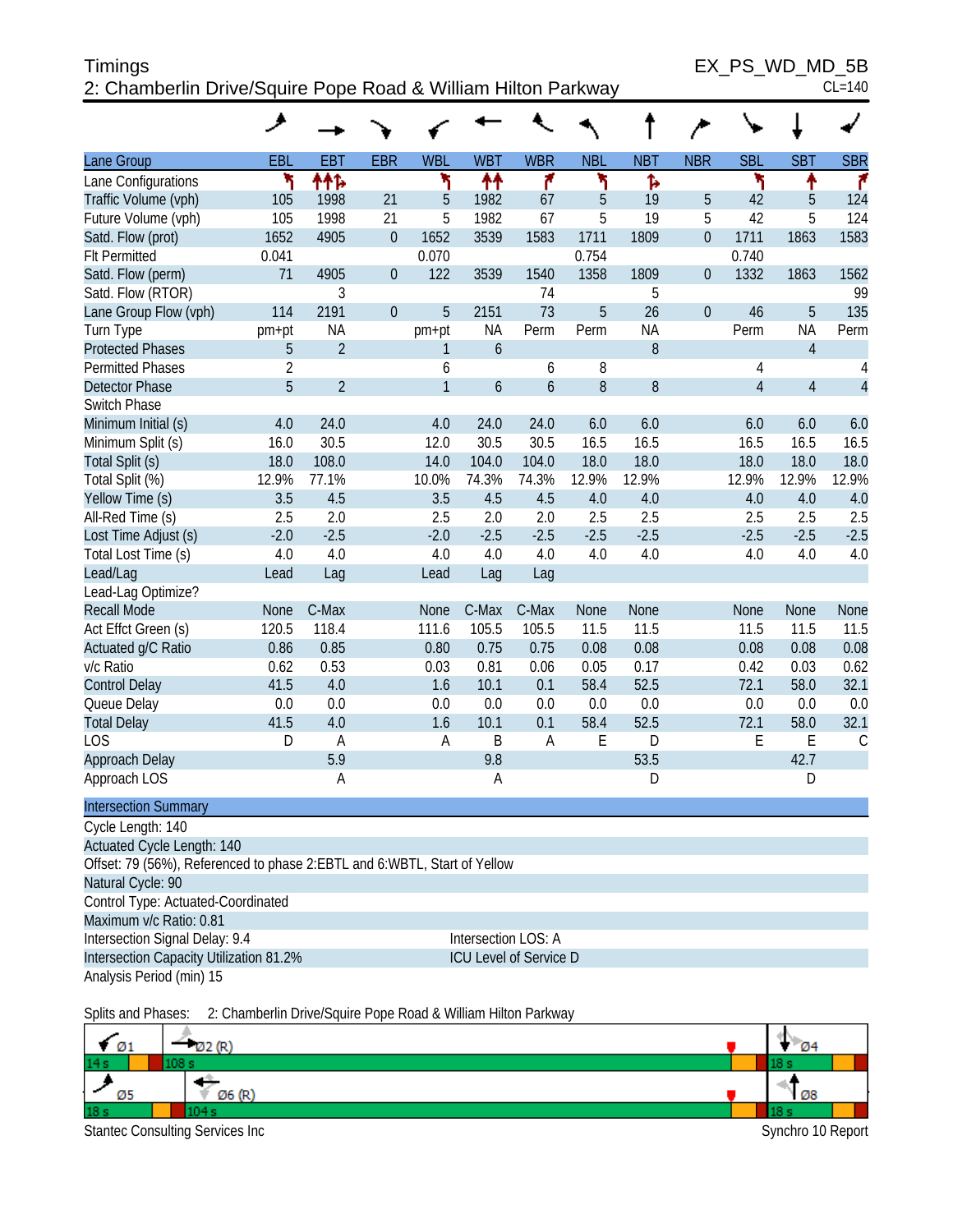Timings
2: Chamberlin Drive/Squire Pope Road & William Hilton Parkway

EX_PS_WD_MD_5B
CL=140

| Lane Group | EBL | EBT | EBR | WBL | WBT | WBR | NBL | NBT | NBR | SBL | SBT | SBR |
|---|---|---|---|---|---|---|---|---|---|---|---|---|
| Lane Configurations | | | | | | | | | | | | |
| Traffic Volume (vph) | 105 | 1998 | 21 | 5 | 1982 | 67 | 5 | 19 | 5 | 42 | 5 | 124 |
| Future Volume (vph) | 105 | 1998 | 21 | 5 | 1982 | 67 | 5 | 19 | 5 | 42 | 5 | 124 |
| Satd. Flow (prot) | 1652 | 4905 | 0 | 1652 | 3539 | 1583 | 1711 | 1809 | 0 | 1711 | 1863 | 1583 |
| Flt Permitted | 0.041 | | | 0.070 | | | 0.754 | | | 0.740 | | |
| Satd. Flow (perm) | 71 | 4905 | 0 | 122 | 3539 | 1540 | 1358 | 1809 | 0 | 1332 | 1863 | 1562 |
| Satd. Flow (RTOR) | | 3 | | | | 74 | | 5 | | | | 99 |
| Lane Group Flow (vph) | 114 | 2191 | 0 | 5 | 2151 | 73 | 5 | 26 | 0 | 46 | 5 | 135 |
| Turn Type | pm+pt | NA | | pm+pt | NA | Perm | Perm | NA | | Perm | NA | Perm |
| Protected Phases | 5 | 2 | | 1 | 6 | | | 8 | | | 4 | |
| Permitted Phases | 2 | | | 6 | | 6 | 8 | | | 4 | | 4 |
| Detector Phase | 5 | 2 | | 1 | 6 | 6 | 8 | 8 | | 4 | 4 | 4 |
| Switch Phase | | | | | | | | | | | | |
| Minimum Initial (s) | 4.0 | 24.0 | | 4.0 | 24.0 | 24.0 | 6.0 | 6.0 | | 6.0 | 6.0 | 6.0 |
| Minimum Split (s) | 16.0 | 30.5 | | 12.0 | 30.5 | 30.5 | 16.5 | 16.5 | | 16.5 | 16.5 | 16.5 |
| Total Split (s) | 18.0 | 108.0 | | 14.0 | 104.0 | 104.0 | 18.0 | 18.0 | | 18.0 | 18.0 | 18.0 |
| Total Split (%) | 12.9% | 77.1% | | 10.0% | 74.3% | 74.3% | 12.9% | 12.9% | | 12.9% | 12.9% | 12.9% |
| Yellow Time (s) | 3.5 | 4.5 | | 3.5 | 4.5 | 4.5 | 4.0 | 4.0 | | 4.0 | 4.0 | 4.0 |
| All-Red Time (s) | 2.5 | 2.0 | | 2.5 | 2.0 | 2.0 | 2.5 | 2.5 | | 2.5 | 2.5 | 2.5 |
| Lost Time Adjust (s) | -2.0 | -2.5 | | -2.0 | -2.5 | -2.5 | -2.5 | -2.5 | | -2.5 | -2.5 | -2.5 |
| Total Lost Time (s) | 4.0 | 4.0 | | 4.0 | 4.0 | 4.0 | 4.0 | 4.0 | | 4.0 | 4.0 | 4.0 |
| Lead/Lag | Lead | Lag | | Lead | Lag | Lag | | | | | | |
| Lead-Lag Optimize? | | | | | | | | | | | | |
| Recall Mode | None | C-Max | | None | C-Max | C-Max | None | None | | None | None | None |
| Act Effct Green (s) | 120.5 | 118.4 | | 111.6 | 105.5 | 105.5 | 11.5 | 11.5 | | 11.5 | 11.5 | 11.5 |
| Actuated g/C Ratio | 0.86 | 0.85 | | 0.80 | 0.75 | 0.75 | 0.08 | 0.08 | | 0.08 | 0.08 | 0.08 |
| v/c Ratio | 0.62 | 0.53 | | 0.03 | 0.81 | 0.06 | 0.05 | 0.17 | | 0.42 | 0.03 | 0.62 |
| Control Delay | 41.5 | 4.0 | | 1.6 | 10.1 | 0.1 | 58.4 | 52.5 | | 72.1 | 58.0 | 32.1 |
| Queue Delay | 0.0 | 0.0 | | 0.0 | 0.0 | 0.0 | 0.0 | 0.0 | | 0.0 | 0.0 | 0.0 |
| Total Delay | 41.5 | 4.0 | | 1.6 | 10.1 | 0.1 | 58.4 | 52.5 | | 72.1 | 58.0 | 32.1 |
| LOS | D | A | | A | B | A | E | D | | E | E | C |
| Approach Delay | | 5.9 | | | 9.8 | | | 53.5 | | | 42.7 | |
| Approach LOS | | A | | | A | | | D | | | D | |

**Intersection Summary**

Cycle Length: 140
Actuated Cycle Length: 140
Offset: 79 (56%), Referenced to phase 2:EBTL and 6:WBTL, Start of Yellow
Natural Cycle: 90
Control Type: Actuated-Coordinated
Maximum v/c Ratio: 0.81
Intersection Signal Delay: 9.4 — Intersection LOS: A
Intersection Capacity Utilization 81.2% — ICU Level of Service D
Analysis Period (min) 15

Splits and Phases: 2: Chamberlin Drive/Squire Pope Road & William Hilton Parkway

| Ø1 | Ø2 (R) | Ø4 |
|---|---|---|
| 14 s | 108 s | 18 s |

| Ø5 | Ø6 (R) | Ø8 |
|---|---|---|
| 18 s | 104 s | 18 s |

Stantec Consulting Services Inc — Synchro 10 Report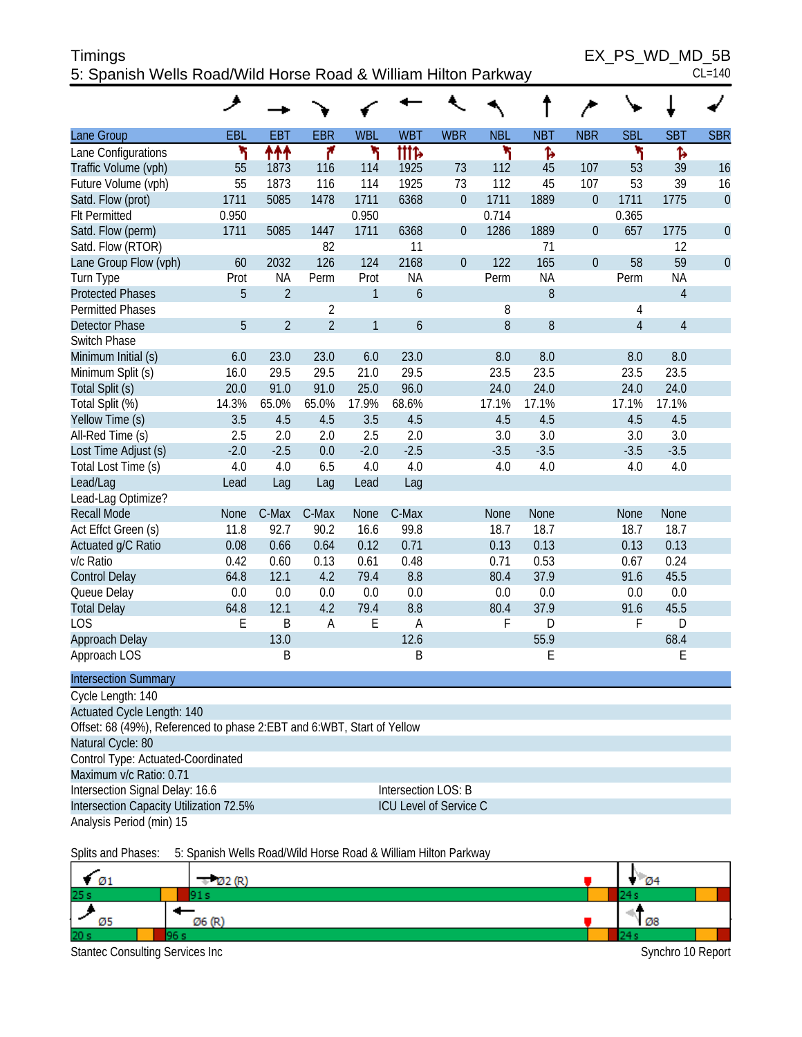Timings
5: Spanish Wells Road/Wild Horse Road & William Hilton Parkway

EX_PS_WD_MD_5B
CL=140

| Lane Group | EBL | EBT | EBR | WBL | WBT | WBR | NBL | NBT | NBR | SBL | SBT | SBR |
|---|---|---|---|---|---|---|---|---|---|---|---|---|
| Lane Configurations | | | | | | | | | | | | |
| Traffic Volume (vph) | 55 | 1873 | 116 | 114 | 1925 | 73 | 112 | 45 | 107 | 53 | 39 | 16 |
| Future Volume (vph) | 55 | 1873 | 116 | 114 | 1925 | 73 | 112 | 45 | 107 | 53 | 39 | 16 |
| Satd. Flow (prot) | 1711 | 5085 | 1478 | 1711 | 6368 | 0 | 1711 | 1889 | 0 | 1711 | 1775 | 0 |
| Flt Permitted | 0.950 | | | 0.950 | | | 0.714 | | | 0.365 | | |
| Satd. Flow (perm) | 1711 | 5085 | 1447 | 1711 | 6368 | 0 | 1286 | 1889 | 0 | 657 | 1775 | 0 |
| Satd. Flow (RTOR) | | | 82 | | 11 | | | 71 | | | 12 | |
| Lane Group Flow (vph) | 60 | 2032 | 126 | 124 | 2168 | 0 | 122 | 165 | 0 | 58 | 59 | 0 |
| Turn Type | Prot | NA | Perm | Prot | NA | | Perm | NA | | Perm | NA | |
| Protected Phases | 5 | 2 | | 1 | 6 | | | 8 | | | 4 | |
| Permitted Phases | | | 2 | | | | 8 | | | 4 | | |
| Detector Phase | 5 | 2 | 2 | 1 | 6 | | 8 | 8 | | 4 | 4 | |
| Switch Phase | | | | | | | | | | | | |
| Minimum Initial (s) | 6.0 | 23.0 | 23.0 | 6.0 | 23.0 | | 8.0 | 8.0 | | 8.0 | 8.0 | |
| Minimum Split (s) | 16.0 | 29.5 | 29.5 | 21.0 | 29.5 | | 23.5 | 23.5 | | 23.5 | 23.5 | |
| Total Split (s) | 20.0 | 91.0 | 91.0 | 25.0 | 96.0 | | 24.0 | 24.0 | | 24.0 | 24.0 | |
| Total Split (%) | 14.3% | 65.0% | 65.0% | 17.9% | 68.6% | | 17.1% | 17.1% | | 17.1% | 17.1% | |
| Yellow Time (s) | 3.5 | 4.5 | 4.5 | 3.5 | 4.5 | | 4.5 | 4.5 | | 4.5 | 4.5 | |
| All-Red Time (s) | 2.5 | 2.0 | 2.0 | 2.5 | 2.0 | | 3.0 | 3.0 | | 3.0 | 3.0 | |
| Lost Time Adjust (s) | -2.0 | -2.5 | 0.0 | -2.0 | -2.5 | | -3.5 | -3.5 | | -3.5 | -3.5 | |
| Total Lost Time (s) | 4.0 | 4.0 | 6.5 | 4.0 | 4.0 | | 4.0 | 4.0 | | 4.0 | 4.0 | |
| Lead/Lag | Lead | Lag | Lag | Lead | Lag | | | | | | | |
| Lead-Lag Optimize? | | | | | | | | | | | | |
| Recall Mode | None | C-Max | C-Max | None | C-Max | | None | None | | None | None | |
| Act Effct Green (s) | 11.8 | 92.7 | 90.2 | 16.6 | 99.8 | | 18.7 | 18.7 | | 18.7 | 18.7 | |
| Actuated g/C Ratio | 0.08 | 0.66 | 0.64 | 0.12 | 0.71 | | 0.13 | 0.13 | | 0.13 | 0.13 | |
| v/c Ratio | 0.42 | 0.60 | 0.13 | 0.61 | 0.48 | | 0.71 | 0.53 | | 0.67 | 0.24 | |
| Control Delay | 64.8 | 12.1 | 4.2 | 79.4 | 8.8 | | 80.4 | 37.9 | | 91.6 | 45.5 | |
| Queue Delay | 0.0 | 0.0 | 0.0 | 0.0 | 0.0 | | 0.0 | 0.0 | | 0.0 | 0.0 | |
| Total Delay | 64.8 | 12.1 | 4.2 | 79.4 | 8.8 | | 80.4 | 37.9 | | 91.6 | 45.5 | |
| LOS | E | B | A | E | A | | F | D | | F | D | |
| Approach Delay | | 13.0 | | | 12.6 | | | 55.9 | | | 68.4 | |
| Approach LOS | | B | | | B | | | E | | | E | |

**Intersection Summary**

Cycle Length: 140
Actuated Cycle Length: 140
Offset: 68 (49%), Referenced to phase 2:EBT and 6:WBT, Start of Yellow
Natural Cycle: 80
Control Type: Actuated-Coordinated
Maximum v/c Ratio: 0.71
Intersection Signal Delay: 16.6 — Intersection LOS: B
Intersection Capacity Utilization 72.5% — ICU Level of Service C
Analysis Period (min) 15

Splits and Phases: 5: Spanish Wells Road/Wild Horse Road & William Hilton Parkway

| Ø1 25 s | Ø2 (R) 91 s | Ø4 24 s |
|---|---|---|
| **Ø5 20 s** | **Ø6 (R) 96 s** | **Ø8 24 s** |

Stantec Consulting Services Inc — Synchro 10 Report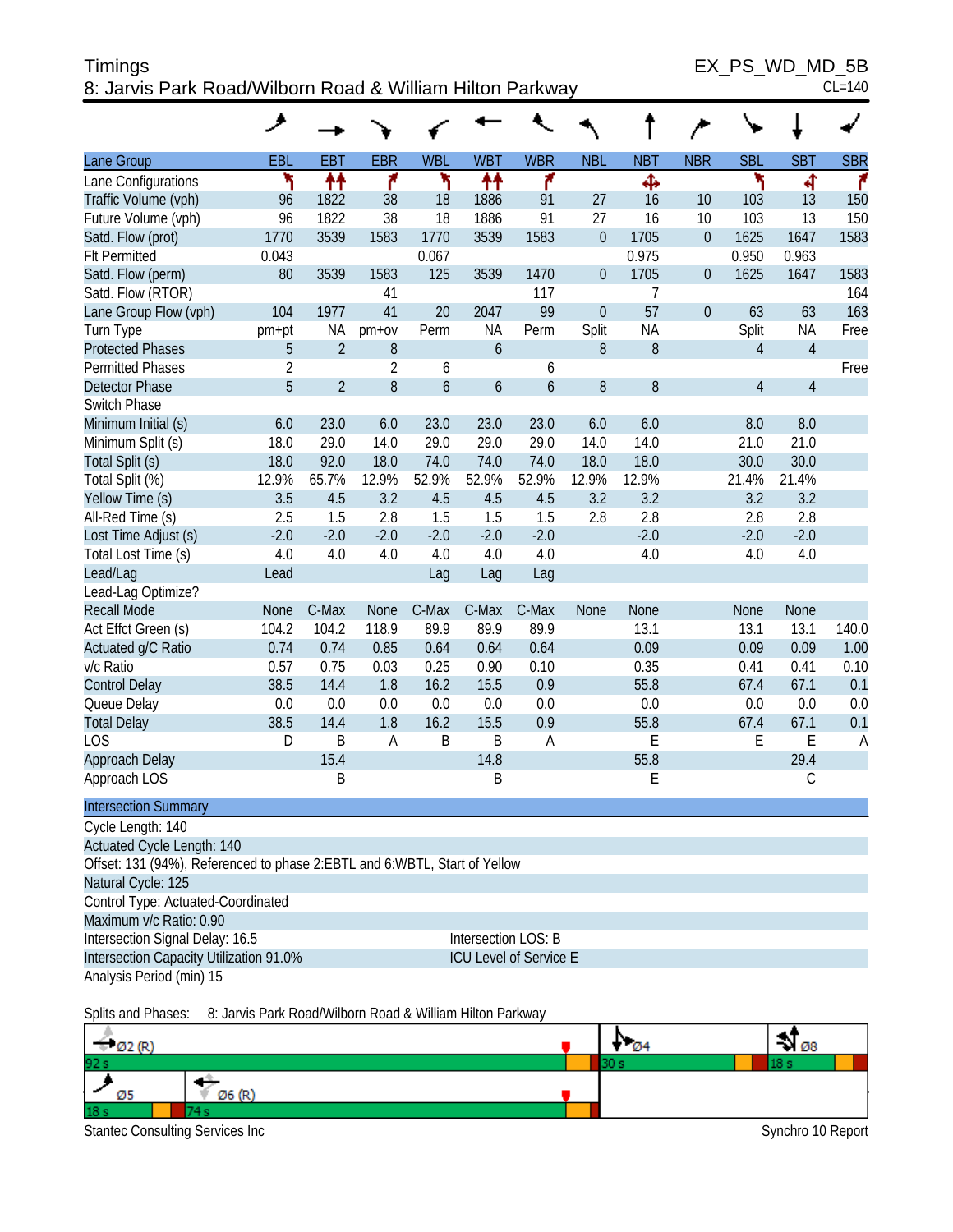# Timings

## 8: Jarvis Park Road/Wilborn Road & William Hilton Parkway

EX_PS_WD_MD_5B

CL=140

| Lane Group | EBL | EBT | EBR | WBL | WBT | WBR | NBL | NBT | NBR | SBL | SBT | SBR |
|---|---|---|---|---|---|---|---|---|---|---|---|---|
| Lane Configurations | | | | | | | | | | | | |
| Traffic Volume (vph) | 96 | 1822 | 38 | 18 | 1886 | 91 | 27 | 16 | 10 | 103 | 13 | 150 |
| Future Volume (vph) | 96 | 1822 | 38 | 18 | 1886 | 91 | 27 | 16 | 10 | 103 | 13 | 150 |
| Satd. Flow (prot) | 1770 | 3539 | 1583 | 1770 | 3539 | 1583 | 0 | 1705 | 0 | 1625 | 1647 | 1583 |
| Flt Permitted | 0.043 | | | 0.067 | | | | 0.975 | | 0.950 | 0.963 | |
| Satd. Flow (perm) | 80 | 3539 | 1583 | 125 | 3539 | 1470 | 0 | 1705 | 0 | 1625 | 1647 | 1583 |
| Satd. Flow (RTOR) | | | 41 | | | 117 | | 7 | | | | 164 |
| Lane Group Flow (vph) | 104 | 1977 | 41 | 20 | 2047 | 99 | 0 | 57 | 0 | 63 | 63 | 163 |
| Turn Type | pm+pt | NA | pm+ov | Perm | NA | Perm | Split | NA | | Split | NA | Free |
| Protected Phases | 5 | 2 | 8 | | 6 | | 8 | 8 | | 4 | 4 | |
| Permitted Phases | 2 | | 2 | 6 | | 6 | | | | | | Free |
| Detector Phase | 5 | 2 | 8 | 6 | 6 | 6 | 8 | 8 | | 4 | 4 | |
| Switch Phase | | | | | | | | | | | | |
| Minimum Initial (s) | 6.0 | 23.0 | 6.0 | 23.0 | 23.0 | 23.0 | 6.0 | 6.0 | | 8.0 | 8.0 | |
| Minimum Split (s) | 18.0 | 29.0 | 14.0 | 29.0 | 29.0 | 29.0 | 14.0 | 14.0 | | 21.0 | 21.0 | |
| Total Split (s) | 18.0 | 92.0 | 18.0 | 74.0 | 74.0 | 74.0 | 18.0 | 18.0 | | 30.0 | 30.0 | |
| Total Split (%) | 12.9% | 65.7% | 12.9% | 52.9% | 52.9% | 52.9% | 12.9% | 12.9% | | 21.4% | 21.4% | |
| Yellow Time (s) | 3.5 | 4.5 | 3.2 | 4.5 | 4.5 | 4.5 | 3.2 | 3.2 | | 3.2 | 3.2 | |
| All-Red Time (s) | 2.5 | 1.5 | 2.8 | 1.5 | 1.5 | 1.5 | 2.8 | 2.8 | | 2.8 | 2.8 | |
| Lost Time Adjust (s) | -2.0 | -2.0 | -2.0 | -2.0 | -2.0 | -2.0 | | -2.0 | | -2.0 | -2.0 | |
| Total Lost Time (s) | 4.0 | 4.0 | 4.0 | 4.0 | 4.0 | 4.0 | | 4.0 | | 4.0 | 4.0 | |
| Lead/Lag | Lead | | | Lag | Lag | Lag | | | | | | |
| Lead-Lag Optimize? | | | | | | | | | | | | |
| Recall Mode | None | C-Max | None | C-Max | C-Max | C-Max | None | None | | None | None | |
| Act Effct Green (s) | 104.2 | 104.2 | 118.9 | 89.9 | 89.9 | 89.9 | | 13.1 | | 13.1 | 13.1 | 140.0 |
| Actuated g/C Ratio | 0.74 | 0.74 | 0.85 | 0.64 | 0.64 | 0.64 | | 0.09 | | 0.09 | 0.09 | 1.00 |
| v/c Ratio | 0.57 | 0.75 | 0.03 | 0.25 | 0.90 | 0.10 | | 0.35 | | 0.41 | 0.41 | 0.10 |
| Control Delay | 38.5 | 14.4 | 1.8 | 16.2 | 15.5 | 0.9 | | 55.8 | | 67.4 | 67.1 | 0.1 |
| Queue Delay | 0.0 | 0.0 | 0.0 | 0.0 | 0.0 | 0.0 | | 0.0 | | 0.0 | 0.0 | 0.0 |
| Total Delay | 38.5 | 14.4 | 1.8 | 16.2 | 15.5 | 0.9 | | 55.8 | | 67.4 | 67.1 | 0.1 |
| LOS | D | B | A | B | B | A | | E | | E | E | A |
| Approach Delay | | 15.4 | | | 14.8 | | | 55.8 | | | 29.4 | |
| Approach LOS | | B | | | B | | | E | | | C | |

| Intersection Summary | |
|---|---|
| Cycle Length: 140 | |
| Actuated Cycle Length: 140 | |
| Offset: 131 (94%), Referenced to phase 2:EBTL and 6:WBTL, Start of Yellow | |
| Natural Cycle: 125 | |
| Control Type: Actuated-Coordinated | |
| Maximum v/c Ratio: 0.90 | |
| Intersection Signal Delay: 16.5 | Intersection LOS: B |
| Intersection Capacity Utilization 91.0% | ICU Level of Service E |
| Analysis Period (min) 15 | |

Splits and Phases: 8: Jarvis Park Road/Wilborn Road & William Hilton Parkway

Ø2 (R) 92 s | Ø4 30 s | Ø8 18 s

Ø5 18 s | Ø6 (R) 74 s

Stantec Consulting Services Inc

Synchro 10 Report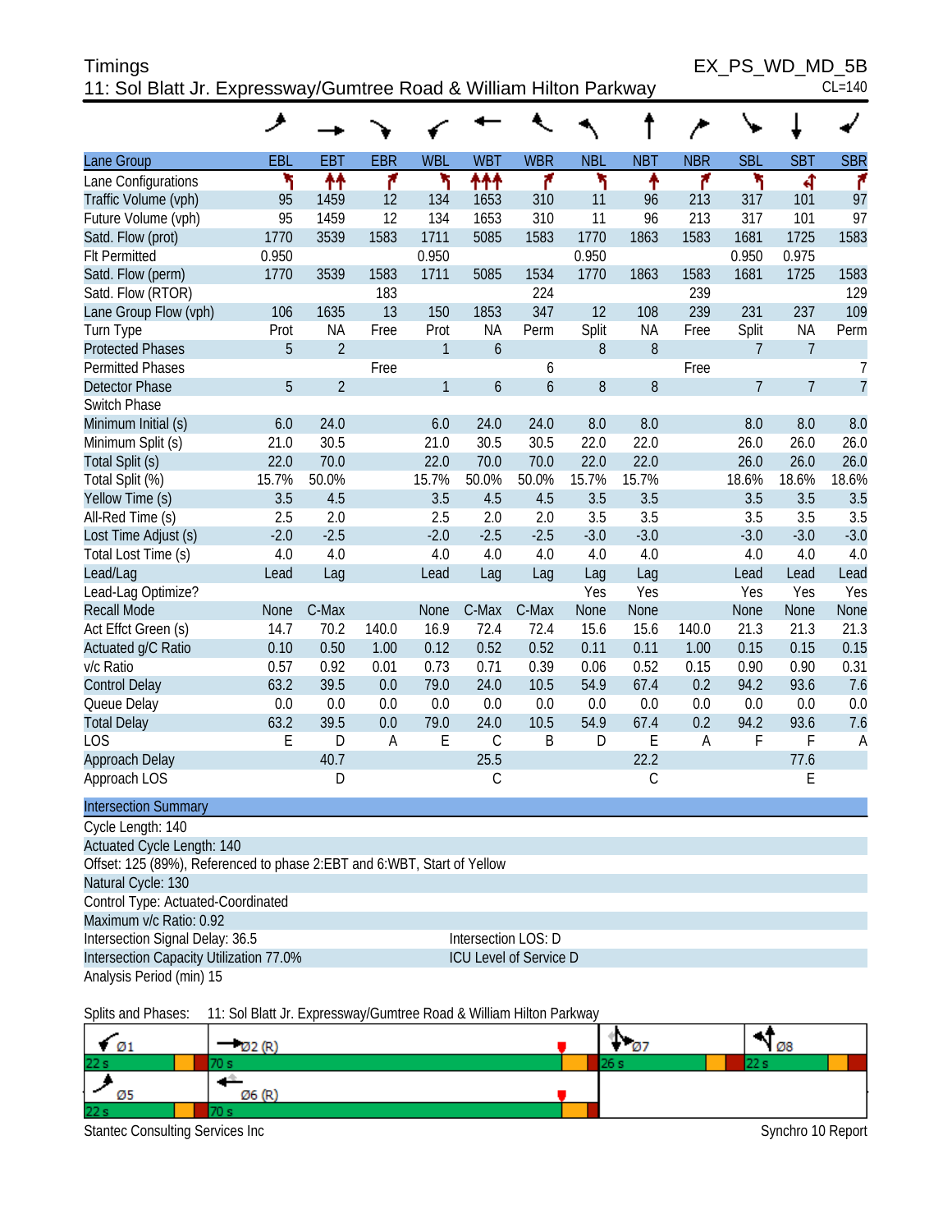Timings
11: Sol Blatt Jr. Expressway/Gumtree Road & William Hilton Parkway

EX_PS_WD_MD_5B
CL=140

| Lane Group | EBL | EBT | EBR | WBL | WBT | WBR | NBL | NBT | NBR | SBL | SBT | SBR |
|---|---|---|---|---|---|---|---|---|---|---|---|---|
| Lane Configurations | | | | | | | | | | | | |
| Traffic Volume (vph) | 95 | 1459 | 12 | 134 | 1653 | 310 | 11 | 96 | 213 | 317 | 101 | 97 |
| Future Volume (vph) | 95 | 1459 | 12 | 134 | 1653 | 310 | 11 | 96 | 213 | 317 | 101 | 97 |
| Satd. Flow (prot) | 1770 | 3539 | 1583 | 1711 | 5085 | 1583 | 1770 | 1863 | 1583 | 1681 | 1725 | 1583 |
| Flt Permitted | 0.950 | | | 0.950 | | | 0.950 | | | 0.950 | 0.975 | |
| Satd. Flow (perm) | 1770 | 3539 | 1583 | 1711 | 5085 | 1534 | 1770 | 1863 | 1583 | 1681 | 1725 | 1583 |
| Satd. Flow (RTOR) | | | 183 | | | 224 | | | 239 | | | 129 |
| Lane Group Flow (vph) | 106 | 1635 | 13 | 150 | 1853 | 347 | 12 | 108 | 239 | 231 | 237 | 109 |
| Turn Type | Prot | NA | Free | Prot | NA | Perm | Split | NA | Free | Split | NA | Perm |
| Protected Phases | 5 | 2 | | 1 | 6 | | 8 | 8 | | 7 | 7 | |
| Permitted Phases | | | Free | | | 6 | | | Free | | | 7 |
| Detector Phase | 5 | 2 | | 1 | 6 | 6 | 8 | 8 | | 7 | 7 | 7 |
| Switch Phase | | | | | | | | | | | | |
| Minimum Initial (s) | 6.0 | 24.0 | | 6.0 | 24.0 | 24.0 | 8.0 | 8.0 | | 8.0 | 8.0 | 8.0 |
| Minimum Split (s) | 21.0 | 30.5 | | 21.0 | 30.5 | 30.5 | 22.0 | 22.0 | | 26.0 | 26.0 | 26.0 |
| Total Split (s) | 22.0 | 70.0 | | 22.0 | 70.0 | 70.0 | 22.0 | 22.0 | | 26.0 | 26.0 | 26.0 |
| Total Split (%) | 15.7% | 50.0% | | 15.7% | 50.0% | 50.0% | 15.7% | 15.7% | | 18.6% | 18.6% | 18.6% |
| Yellow Time (s) | 3.5 | 4.5 | | 3.5 | 4.5 | 4.5 | 3.5 | 3.5 | | 3.5 | 3.5 | 3.5 |
| All-Red Time (s) | 2.5 | 2.0 | | 2.5 | 2.0 | 2.0 | 3.5 | 3.5 | | 3.5 | 3.5 | 3.5 |
| Lost Time Adjust (s) | -2.0 | -2.5 | | -2.0 | -2.5 | -2.5 | -3.0 | -3.0 | | -3.0 | -3.0 | -3.0 |
| Total Lost Time (s) | 4.0 | 4.0 | | 4.0 | 4.0 | 4.0 | 4.0 | 4.0 | | 4.0 | 4.0 | 4.0 |
| Lead/Lag | Lead | Lag | | Lead | Lag | Lag | Lag | Lag | | Lead | Lead | Lead |
| Lead-Lag Optimize? | | | | | | | Yes | Yes | | Yes | Yes | Yes |
| Recall Mode | None | C-Max | | None | C-Max | C-Max | None | None | | None | None | None |
| Act Effct Green (s) | 14.7 | 70.2 | 140.0 | 16.9 | 72.4 | 72.4 | 15.6 | 15.6 | 140.0 | 21.3 | 21.3 | 21.3 |
| Actuated g/C Ratio | 0.10 | 0.50 | 1.00 | 0.12 | 0.52 | 0.52 | 0.11 | 0.11 | 1.00 | 0.15 | 0.15 | 0.15 |
| v/c Ratio | 0.57 | 0.92 | 0.01 | 0.73 | 0.71 | 0.39 | 0.06 | 0.52 | 0.15 | 0.90 | 0.90 | 0.31 |
| Control Delay | 63.2 | 39.5 | 0.0 | 79.0 | 24.0 | 10.5 | 54.9 | 67.4 | 0.2 | 94.2 | 93.6 | 7.6 |
| Queue Delay | 0.0 | 0.0 | 0.0 | 0.0 | 0.0 | 0.0 | 0.0 | 0.0 | 0.0 | 0.0 | 0.0 | 0.0 |
| Total Delay | 63.2 | 39.5 | 0.0 | 79.0 | 24.0 | 10.5 | 54.9 | 67.4 | 0.2 | 94.2 | 93.6 | 7.6 |
| LOS | E | D | A | E | C | B | D | E | A | F | F | A |
| Approach Delay | | 40.7 | | | 25.5 | | | 22.2 | | | 77.6 | |
| Approach LOS | | D | | | C | | | C | | | E | |

**Intersection Summary**

Cycle Length: 140
Actuated Cycle Length: 140
Offset: 125 (89%), Referenced to phase 2:EBT and 6:WBT, Start of Yellow
Natural Cycle: 130
Control Type: Actuated-Coordinated
Maximum v/c Ratio: 0.92
Intersection Signal Delay: 36.5 — Intersection LOS: D
Intersection Capacity Utilization 77.0% — ICU Level of Service D
Analysis Period (min) 15

Splits and Phases: 11: Sol Blatt Jr. Expressway/Gumtree Road & William Hilton Parkway

| Ø1 | Ø2 (R) | Ø7 | Ø8 |
|---|---|---|---|
| 22 s | 70 s | 26 s | 22 s |
| Ø5 | Ø6 (R) | | |
| 22 s | 70 s | | |

Stantec Consulting Services Inc — Synchro 10 Report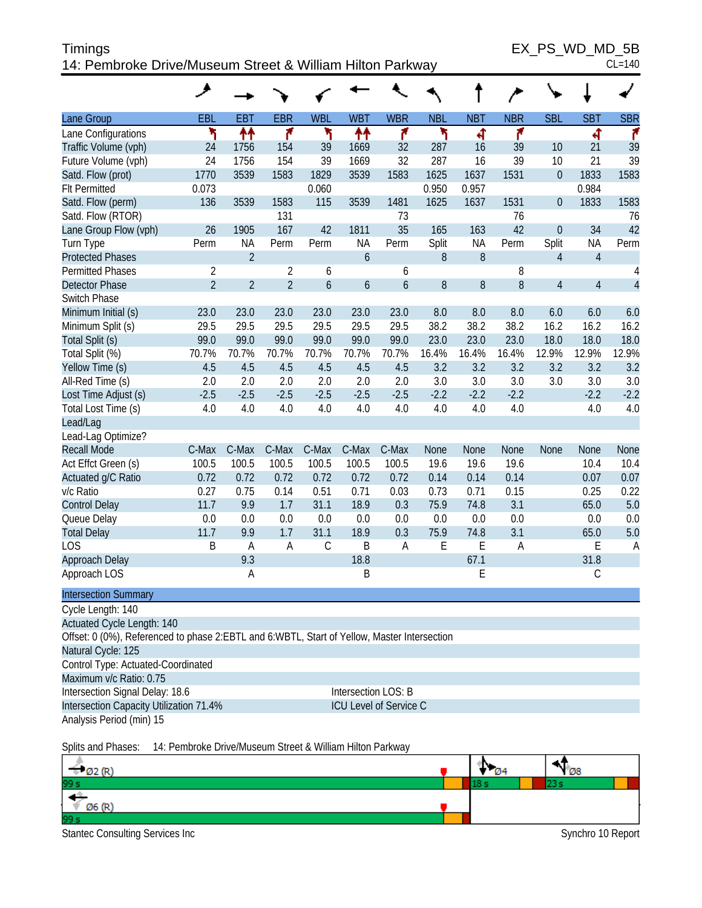# Timings

## 14: Pembroke Drive/Museum Street & William Hilton Parkway

EX_PS_WD_MD_5B
CL=140

| Lane Group | EBL | EBT | EBR | WBL | WBT | WBR | NBL | NBT | NBR | SBL | SBT | SBR |
|---|---|---|---|---|---|---|---|---|---|---|---|---|
| Lane Configurations | | | | | | | | | | | | |
| Traffic Volume (vph) | 24 | 1756 | 154 | 39 | 1669 | 32 | 287 | 16 | 39 | 10 | 21 | 39 |
| Future Volume (vph) | 24 | 1756 | 154 | 39 | 1669 | 32 | 287 | 16 | 39 | 10 | 21 | 39 |
| Satd. Flow (prot) | 1770 | 3539 | 1583 | 1829 | 3539 | 1583 | 1625 | 1637 | 1531 | 0 | 1833 | 1583 |
| Flt Permitted | 0.073 | | | 0.060 | | | 0.950 | 0.957 | | | 0.984 | |
| Satd. Flow (perm) | 136 | 3539 | 1583 | 115 | 3539 | 1481 | 1625 | 1637 | 1531 | 0 | 1833 | 1583 |
| Satd. Flow (RTOR) | | | 131 | | | 73 | | | 76 | | | 76 |
| Lane Group Flow (vph) | 26 | 1905 | 167 | 42 | 1811 | 35 | 165 | 163 | 42 | 0 | 34 | 42 |
| Turn Type | Perm | NA | Perm | Perm | NA | Perm | Split | NA | Perm | Split | NA | Perm |
| Protected Phases | | 2 | | | 6 | | 8 | 8 | | 4 | 4 | |
| Permitted Phases | 2 | | 2 | 6 | | 6 | | | 8 | | | 4 |
| Detector Phase | 2 | 2 | 2 | 6 | 6 | 6 | 8 | 8 | 8 | 4 | 4 | 4 |
| Switch Phase | | | | | | | | | | | | |
| Minimum Initial (s) | 23.0 | 23.0 | 23.0 | 23.0 | 23.0 | 23.0 | 8.0 | 8.0 | 8.0 | 6.0 | 6.0 | 6.0 |
| Minimum Split (s) | 29.5 | 29.5 | 29.5 | 29.5 | 29.5 | 29.5 | 38.2 | 38.2 | 38.2 | 16.2 | 16.2 | 16.2 |
| Total Split (s) | 99.0 | 99.0 | 99.0 | 99.0 | 99.0 | 99.0 | 23.0 | 23.0 | 23.0 | 18.0 | 18.0 | 18.0 |
| Total Split (%) | 70.7% | 70.7% | 70.7% | 70.7% | 70.7% | 70.7% | 16.4% | 16.4% | 16.4% | 12.9% | 12.9% | 12.9% |
| Yellow Time (s) | 4.5 | 4.5 | 4.5 | 4.5 | 4.5 | 4.5 | 3.2 | 3.2 | 3.2 | 3.2 | 3.2 | 3.2 |
| All-Red Time (s) | 2.0 | 2.0 | 2.0 | 2.0 | 2.0 | 2.0 | 3.0 | 3.0 | 3.0 | 3.0 | 3.0 | 3.0 |
| Lost Time Adjust (s) | -2.5 | -2.5 | -2.5 | -2.5 | -2.5 | -2.5 | -2.2 | -2.2 | -2.2 | | -2.2 | -2.2 |
| Total Lost Time (s) | 4.0 | 4.0 | 4.0 | 4.0 | 4.0 | 4.0 | 4.0 | 4.0 | 4.0 | | 4.0 | 4.0 |
| Lead/Lag | | | | | | | | | | | | |
| Lead-Lag Optimize? | | | | | | | | | | | | |
| Recall Mode | C-Max | C-Max | C-Max | C-Max | C-Max | C-Max | None | None | None | None | None | None |
| Act Effct Green (s) | 100.5 | 100.5 | 100.5 | 100.5 | 100.5 | 100.5 | 19.6 | 19.6 | 19.6 | | 10.4 | 10.4 |
| Actuated g/C Ratio | 0.72 | 0.72 | 0.72 | 0.72 | 0.72 | 0.72 | 0.14 | 0.14 | 0.14 | | 0.07 | 0.07 |
| v/c Ratio | 0.27 | 0.75 | 0.14 | 0.51 | 0.71 | 0.03 | 0.73 | 0.71 | 0.15 | | 0.25 | 0.22 |
| Control Delay | 11.7 | 9.9 | 1.7 | 31.1 | 18.9 | 0.3 | 75.9 | 74.8 | 3.1 | | 65.0 | 5.0 |
| Queue Delay | 0.0 | 0.0 | 0.0 | 0.0 | 0.0 | 0.0 | 0.0 | 0.0 | 0.0 | | 0.0 | 0.0 |
| Total Delay | 11.7 | 9.9 | 1.7 | 31.1 | 18.9 | 0.3 | 75.9 | 74.8 | 3.1 | | 65.0 | 5.0 |
| LOS | B | A | A | C | B | A | E | E | A | | E | A |
| Approach Delay | | 9.3 | | | 18.8 | | | 67.1 | | | 31.8 | |
| Approach LOS | | A | | | B | | | E | | | C | |

### Intersection Summary

Cycle Length: 140
Actuated Cycle Length: 140
Offset: 0 (0%), Referenced to phase 2:EBTL and 6:WBTL, Start of Yellow, Master Intersection
Natural Cycle: 125
Control Type: Actuated-Coordinated
Maximum v/c Ratio: 0.75
Intersection Signal Delay: 18.6 — Intersection LOS: B
Intersection Capacity Utilization 71.4% — ICU Level of Service C
Analysis Period (min) 15

Splits and Phases: 14: Pembroke Drive/Museum Street & William Hilton Parkway

Ø2 (R) 99 s | Ø4 18 s | Ø8 23 s
Ø6 (R) 99 s

Stantec Consulting Services Inc — Synchro 10 Report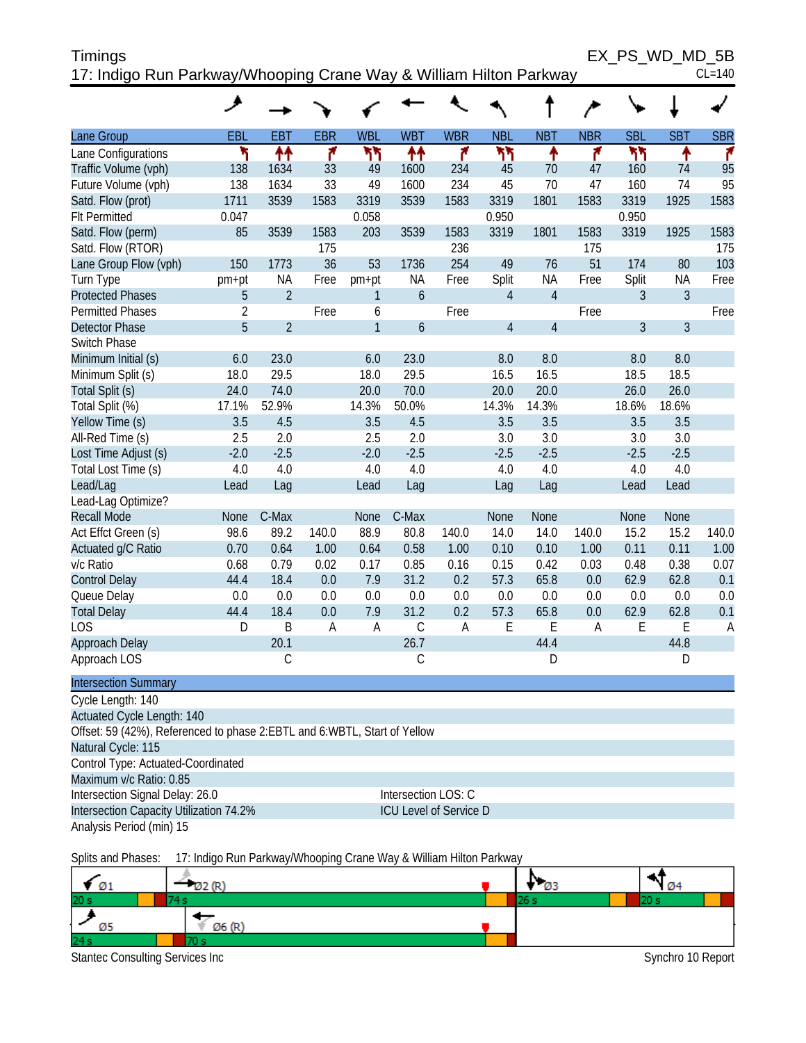Timings
17: Indigo Run Parkway/Whooping Crane Way & William Hilton Parkway

EX_PS_WD_MD_5B
CL=140

| Lane Group | EBL | EBT | EBR | WBL | WBT | WBR | NBL | NBT | NBR | SBL | SBT | SBR |
|---|---|---|---|---|---|---|---|---|---|---|---|---|
| Lane Configurations | | | | | | | | | | | | |
| Traffic Volume (vph) | 138 | 1634 | 33 | 49 | 1600 | 234 | 45 | 70 | 47 | 160 | 74 | 95 |
| Future Volume (vph) | 138 | 1634 | 33 | 49 | 1600 | 234 | 45 | 70 | 47 | 160 | 74 | 95 |
| Satd. Flow (prot) | 1711 | 3539 | 1583 | 3319 | 3539 | 1583 | 3319 | 1801 | 1583 | 3319 | 1925 | 1583 |
| Flt Permitted | 0.047 | | | 0.058 | | | 0.950 | | | 0.950 | | |
| Satd. Flow (perm) | 85 | 3539 | 1583 | 203 | 3539 | 1583 | 3319 | 1801 | 1583 | 3319 | 1925 | 1583 |
| Satd. Flow (RTOR) | | | 175 | | | 236 | | | 175 | | | 175 |
| Lane Group Flow (vph) | 150 | 1773 | 36 | 53 | 1736 | 254 | 49 | 76 | 51 | 174 | 80 | 103 |
| Turn Type | pm+pt | NA | Free | pm+pt | NA | Free | Split | NA | Free | Split | NA | Free |
| Protected Phases | 5 | 2 | | 1 | 6 | | 4 | 4 | | 3 | 3 | |
| Permitted Phases | 2 | | Free | 6 | | Free | | | Free | | | Free |
| Detector Phase | 5 | 2 | | 1 | 6 | | 4 | 4 | | 3 | 3 | |
| Switch Phase | | | | | | | | | | | | |
| Minimum Initial (s) | 6.0 | 23.0 | | 6.0 | 23.0 | | 8.0 | 8.0 | | 8.0 | 8.0 | |
| Minimum Split (s) | 18.0 | 29.5 | | 18.0 | 29.5 | | 16.5 | 16.5 | | 18.5 | 18.5 | |
| Total Split (s) | 24.0 | 74.0 | | 20.0 | 70.0 | | 20.0 | 20.0 | | 26.0 | 26.0 | |
| Total Split (%) | 17.1% | 52.9% | | 14.3% | 50.0% | | 14.3% | 14.3% | | 18.6% | 18.6% | |
| Yellow Time (s) | 3.5 | 4.5 | | 3.5 | 4.5 | | 3.5 | 3.5 | | 3.5 | 3.5 | |
| All-Red Time (s) | 2.5 | 2.0 | | 2.5 | 2.0 | | 3.0 | 3.0 | | 3.0 | 3.0 | |
| Lost Time Adjust (s) | -2.0 | -2.5 | | -2.0 | -2.5 | | -2.5 | -2.5 | | -2.5 | -2.5 | |
| Total Lost Time (s) | 4.0 | 4.0 | | 4.0 | 4.0 | | 4.0 | 4.0 | | 4.0 | 4.0 | |
| Lead/Lag | Lead | Lag | | Lead | Lag | | Lag | Lag | | Lead | Lead | |
| Lead-Lag Optimize? | | | | | | | | | | | | |
| Recall Mode | None | C-Max | | None | C-Max | | None | None | | None | None | |
| Act Effct Green (s) | 98.6 | 89.2 | 140.0 | 88.9 | 80.8 | 140.0 | 14.0 | 14.0 | 140.0 | 15.2 | 15.2 | 140.0 |
| Actuated g/C Ratio | 0.70 | 0.64 | 1.00 | 0.64 | 0.58 | 1.00 | 0.10 | 0.10 | 1.00 | 0.11 | 0.11 | 1.00 |
| v/c Ratio | 0.68 | 0.79 | 0.02 | 0.17 | 0.85 | 0.16 | 0.15 | 0.42 | 0.03 | 0.48 | 0.38 | 0.07 |
| Control Delay | 44.4 | 18.4 | 0.0 | 7.9 | 31.2 | 0.2 | 57.3 | 65.8 | 0.0 | 62.9 | 62.8 | 0.1 |
| Queue Delay | 0.0 | 0.0 | 0.0 | 0.0 | 0.0 | 0.0 | 0.0 | 0.0 | 0.0 | 0.0 | 0.0 | 0.0 |
| Total Delay | 44.4 | 18.4 | 0.0 | 7.9 | 31.2 | 0.2 | 57.3 | 65.8 | 0.0 | 62.9 | 62.8 | 0.1 |
| LOS | D | B | A | A | C | A | E | E | A | E | E | A |
| Approach Delay | | 20.1 | | | 26.7 | | | 44.4 | | | 44.8 | |
| Approach LOS | | C | | | C | | | D | | | D | |

**Intersection Summary**

Cycle Length: 140
Actuated Cycle Length: 140
Offset: 59 (42%), Referenced to phase 2:EBTL and 6:WBTL, Start of Yellow
Natural Cycle: 115
Control Type: Actuated-Coordinated
Maximum v/c Ratio: 0.85
Intersection Signal Delay: 26.0 — Intersection LOS: C
Intersection Capacity Utilization 74.2% — ICU Level of Service D
Analysis Period (min) 15

Splits and Phases: 17: Indigo Run Parkway/Whooping Crane Way & William Hilton Parkway

Ø1 20 s | Ø2 (R) 74 s | Ø3 26 s | Ø4 20 s
Ø5 24 s | Ø6 (R) 70 s

Stantec Consulting Services Inc — Synchro 10 Report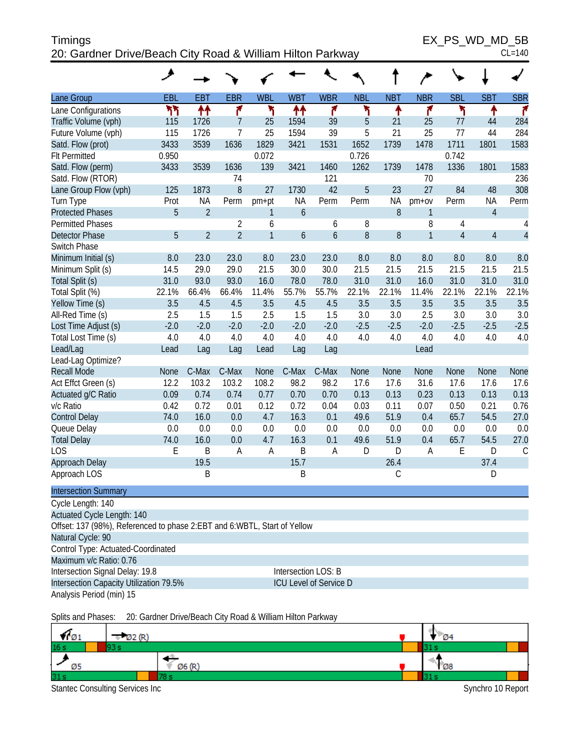# Timings

## 20: Gardner Drive/Beach City Road & William Hilton Parkway

EX_PS_WD_MD_5B

CL=140

| Lane Group | EBL | EBT | EBR | WBL | WBT | WBR | NBL | NBT | NBR | SBL | SBT | SBR |
|---|---|---|---|---|---|---|---|---|---|---|---|---|
| Lane Configurations | | | | | | | | | | | | |
| Traffic Volume (vph) | 115 | 1726 | 7 | 25 | 1594 | 39 | 5 | 21 | 25 | 77 | 44 | 284 |
| Future Volume (vph) | 115 | 1726 | 7 | 25 | 1594 | 39 | 5 | 21 | 25 | 77 | 44 | 284 |
| Satd. Flow (prot) | 3433 | 3539 | 1636 | 1829 | 3421 | 1531 | 1652 | 1739 | 1478 | 1711 | 1801 | 1583 |
| Flt Permitted | 0.950 | | | 0.072 | | | 0.726 | | | 0.742 | | |
| Satd. Flow (perm) | 3433 | 3539 | 1636 | 139 | 3421 | 1460 | 1262 | 1739 | 1478 | 1336 | 1801 | 1583 |
| Satd. Flow (RTOR) | | | 74 | | | 121 | | | 70 | | | 236 |
| Lane Group Flow (vph) | 125 | 1873 | 8 | 27 | 1730 | 42 | 5 | 23 | 27 | 84 | 48 | 308 |
| Turn Type | Prot | NA | Perm | pm+pt | NA | Perm | Perm | NA | pm+ov | Perm | NA | Perm |
| Protected Phases | 5 | 2 | | 1 | 6 | | | 8 | 1 | | 4 | |
| Permitted Phases | | | 2 | 6 | | 6 | 8 | | 8 | 4 | | 4 |
| Detector Phase | 5 | 2 | 2 | 1 | 6 | 6 | 8 | 8 | 1 | 4 | 4 | 4 |
| Switch Phase | | | | | | | | | | | | |
| Minimum Initial (s) | 8.0 | 23.0 | 23.0 | 8.0 | 23.0 | 23.0 | 8.0 | 8.0 | 8.0 | 8.0 | 8.0 | 8.0 |
| Minimum Split (s) | 14.5 | 29.0 | 29.0 | 21.5 | 30.0 | 30.0 | 21.5 | 21.5 | 21.5 | 21.5 | 21.5 | 21.5 |
| Total Split (s) | 31.0 | 93.0 | 93.0 | 16.0 | 78.0 | 78.0 | 31.0 | 31.0 | 16.0 | 31.0 | 31.0 | 31.0 |
| Total Split (%) | 22.1% | 66.4% | 66.4% | 11.4% | 55.7% | 55.7% | 22.1% | 22.1% | 11.4% | 22.1% | 22.1% | 22.1% |
| Yellow Time (s) | 3.5 | 4.5 | 4.5 | 3.5 | 4.5 | 4.5 | 3.5 | 3.5 | 3.5 | 3.5 | 3.5 | 3.5 |
| All-Red Time (s) | 2.5 | 1.5 | 1.5 | 2.5 | 1.5 | 1.5 | 3.0 | 3.0 | 2.5 | 3.0 | 3.0 | 3.0 |
| Lost Time Adjust (s) | -2.0 | -2.0 | -2.0 | -2.0 | -2.0 | -2.0 | -2.5 | -2.5 | -2.0 | -2.5 | -2.5 | -2.5 |
| Total Lost Time (s) | 4.0 | 4.0 | 4.0 | 4.0 | 4.0 | 4.0 | 4.0 | 4.0 | 4.0 | 4.0 | 4.0 | 4.0 |
| Lead/Lag | Lead | Lag | Lag | Lead | Lag | Lag | | | Lead | | | |
| Lead-Lag Optimize? | | | | | | | | | | | | |
| Recall Mode | None | C-Max | C-Max | None | C-Max | C-Max | None | None | None | None | None | None |
| Act Effct Green (s) | 12.2 | 103.2 | 103.2 | 108.2 | 98.2 | 98.2 | 17.6 | 17.6 | 31.6 | 17.6 | 17.6 | 17.6 |
| Actuated g/C Ratio | 0.09 | 0.74 | 0.74 | 0.77 | 0.70 | 0.70 | 0.13 | 0.13 | 0.23 | 0.13 | 0.13 | 0.13 |
| v/c Ratio | 0.42 | 0.72 | 0.01 | 0.12 | 0.72 | 0.04 | 0.03 | 0.11 | 0.07 | 0.50 | 0.21 | 0.76 |
| Control Delay | 74.0 | 16.0 | 0.0 | 4.7 | 16.3 | 0.1 | 49.6 | 51.9 | 0.4 | 65.7 | 54.5 | 27.0 |
| Queue Delay | 0.0 | 0.0 | 0.0 | 0.0 | 0.0 | 0.0 | 0.0 | 0.0 | 0.0 | 0.0 | 0.0 | 0.0 |
| Total Delay | 74.0 | 16.0 | 0.0 | 4.7 | 16.3 | 0.1 | 49.6 | 51.9 | 0.4 | 65.7 | 54.5 | 27.0 |
| LOS | E | B | A | A | B | A | D | D | A | E | D | C |
| Approach Delay | | 19.5 | | | 15.7 | | | 26.4 | | | 37.4 | |
| Approach LOS | | B | | | B | | | C | | | D | |

**Intersection Summary**

Cycle Length: 140

Actuated Cycle Length: 140

Offset: 137 (98%), Referenced to phase 2:EBT and 6:WBTL, Start of Yellow

Natural Cycle: 90

Control Type: Actuated-Coordinated

Maximum v/c Ratio: 0.76

Intersection Signal Delay: 19.8 Intersection LOS: B

Intersection Capacity Utilization 79.5% ICU Level of Service D

Analysis Period (min) 15

Splits and Phases: 20: Gardner Drive/Beach City Road & William Hilton Parkway

| Ø1 | Ø2 (R) | Ø4 |
|---|---|---|
| 16 s | 93 s | 31 s |

| Ø5 | Ø6 (R) | Ø8 |
|---|---|---|
| 31 s | 78 s | 31 s |

Stantec Consulting Services Inc

Synchro 10 Report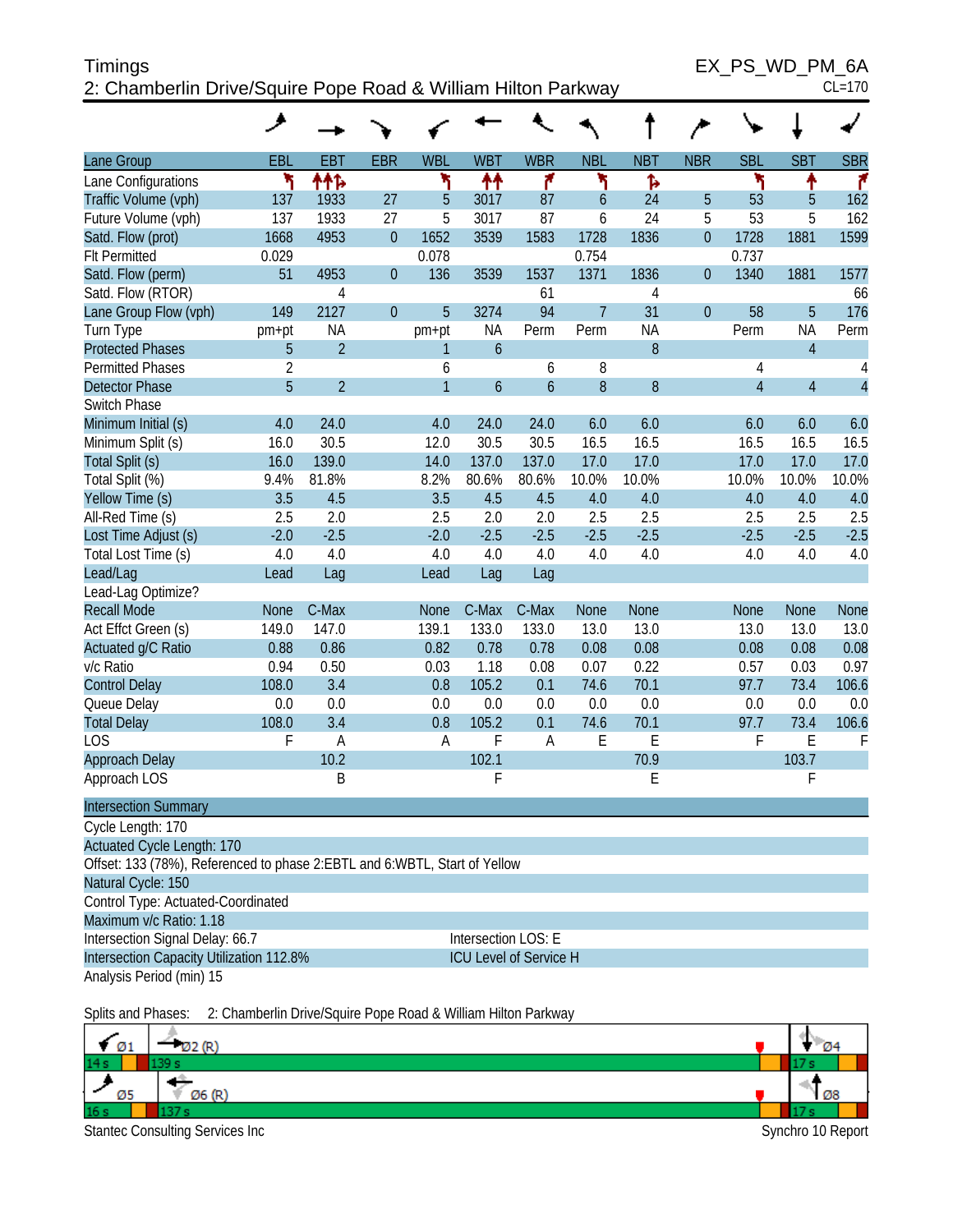# Timings

## 2: Chamberlin Drive/Squire Pope Road & William Hilton Parkway

EX_PS_WD_PM_6A

CL=170

| Lane Group | EBL | EBT | EBR | WBL | WBT | WBR | NBL | NBT | NBR | SBL | SBT | SBR |
|---|---|---|---|---|---|---|---|---|---|---|---|---|
| Lane Configurations | ↰ | ↑↑↱ | | ↰ | ↑↑ | ↱ | ↰ | ↱ | | ↰ | ↑ | ↱ |
| Traffic Volume (vph) | 137 | 1933 | 27 | 5 | 3017 | 87 | 6 | 24 | 5 | 53 | 5 | 162 |
| Future Volume (vph) | 137 | 1933 | 27 | 5 | 3017 | 87 | 6 | 24 | 5 | 53 | 5 | 162 |
| Satd. Flow (prot) | 1668 | 4953 | 0 | 1652 | 3539 | 1583 | 1728 | 1836 | 0 | 1728 | 1881 | 1599 |
| Flt Permitted | 0.029 | | | 0.078 | | | 0.754 | | | 0.737 | | |
| Satd. Flow (perm) | 51 | 4953 | 0 | 136 | 3539 | 1537 | 1371 | 1836 | 0 | 1340 | 1881 | 1577 |
| Satd. Flow (RTOR) | | 4 | | | | 61 | | 4 | | | | 66 |
| Lane Group Flow (vph) | 149 | 2127 | 0 | 5 | 3274 | 94 | 7 | 31 | 0 | 58 | 5 | 176 |
| Turn Type | pm+pt | NA | | pm+pt | NA | Perm | Perm | NA | | Perm | NA | Perm |
| Protected Phases | 5 | 2 | | 1 | 6 | | | 8 | | | 4 | |
| Permitted Phases | 2 | | | 6 | | 6 | 8 | | | 4 | | 4 |
| Detector Phase | 5 | 2 | | 1 | 6 | 6 | 8 | 8 | | 4 | 4 | 4 |
| Switch Phase | | | | | | | | | | | | |
| Minimum Initial (s) | 4.0 | 24.0 | | 4.0 | 24.0 | 24.0 | 6.0 | 6.0 | | 6.0 | 6.0 | 6.0 |
| Minimum Split (s) | 16.0 | 30.5 | | 12.0 | 30.5 | 30.5 | 16.5 | 16.5 | | 16.5 | 16.5 | 16.5 |
| Total Split (s) | 16.0 | 139.0 | | 14.0 | 137.0 | 137.0 | 17.0 | 17.0 | | 17.0 | 17.0 | 17.0 |
| Total Split (%) | 9.4% | 81.8% | | 8.2% | 80.6% | 80.6% | 10.0% | 10.0% | | 10.0% | 10.0% | 10.0% |
| Yellow Time (s) | 3.5 | 4.5 | | 3.5 | 4.5 | 4.5 | 4.0 | 4.0 | | 4.0 | 4.0 | 4.0 |
| All-Red Time (s) | 2.5 | 2.0 | | 2.5 | 2.0 | 2.0 | 2.5 | 2.5 | | 2.5 | 2.5 | 2.5 |
| Lost Time Adjust (s) | -2.0 | -2.5 | | -2.0 | -2.5 | -2.5 | -2.5 | -2.5 | | -2.5 | -2.5 | -2.5 |
| Total Lost Time (s) | 4.0 | 4.0 | | 4.0 | 4.0 | 4.0 | 4.0 | 4.0 | | 4.0 | 4.0 | 4.0 |
| Lead/Lag | Lead | Lag | | Lead | Lag | Lag | | | | | | |
| Lead-Lag Optimize? | | | | | | | | | | | | |
| Recall Mode | None | C-Max | | None | C-Max | C-Max | None | None | | None | None | None |
| Act Effct Green (s) | 149.0 | 147.0 | | 139.1 | 133.0 | 133.0 | 13.0 | 13.0 | | 13.0 | 13.0 | 13.0 |
| Actuated g/C Ratio | 0.88 | 0.86 | | 0.82 | 0.78 | 0.78 | 0.08 | 0.08 | | 0.08 | 0.08 | 0.08 |
| v/c Ratio | 0.94 | 0.50 | | 0.03 | 1.18 | 0.08 | 0.07 | 0.22 | | 0.57 | 0.03 | 0.97 |
| Control Delay | 108.0 | 3.4 | | 0.8 | 105.2 | 0.1 | 74.6 | 70.1 | | 97.7 | 73.4 | 106.6 |
| Queue Delay | 0.0 | 0.0 | | 0.0 | 0.0 | 0.0 | 0.0 | 0.0 | | 0.0 | 0.0 | 0.0 |
| Total Delay | 108.0 | 3.4 | | 0.8 | 105.2 | 0.1 | 74.6 | 70.1 | | 97.7 | 73.4 | 106.6 |
| LOS | F | A | | A | F | A | E | E | | F | E | F |
| Approach Delay | | 10.2 | | | 102.1 | | | 70.9 | | | 103.7 | |
| Approach LOS | | B | | | F | | | E | | | F | |

**Intersection Summary**

Cycle Length: 170

Actuated Cycle Length: 170

Offset: 133 (78%), Referenced to phase 2:EBTL and 6:WBTL, Start of Yellow

Natural Cycle: 150

Control Type: Actuated-Coordinated

Maximum v/c Ratio: 1.18

Intersection Signal Delay: 66.7 | Intersection LOS: E

Intersection Capacity Utilization 112.8% | ICU Level of Service H

Analysis Period (min) 15

Splits and Phases: 2: Chamberlin Drive/Squire Pope Road & William Hilton Parkway

| Ø1 14 s | Ø2 (R) 139 s | Ø4 17 s |
|---|---|---|
| **Ø5 16 s** | **Ø6 (R) 137 s** | **Ø8 17 s** |

Stantec Consulting Services Inc

Synchro 10 Report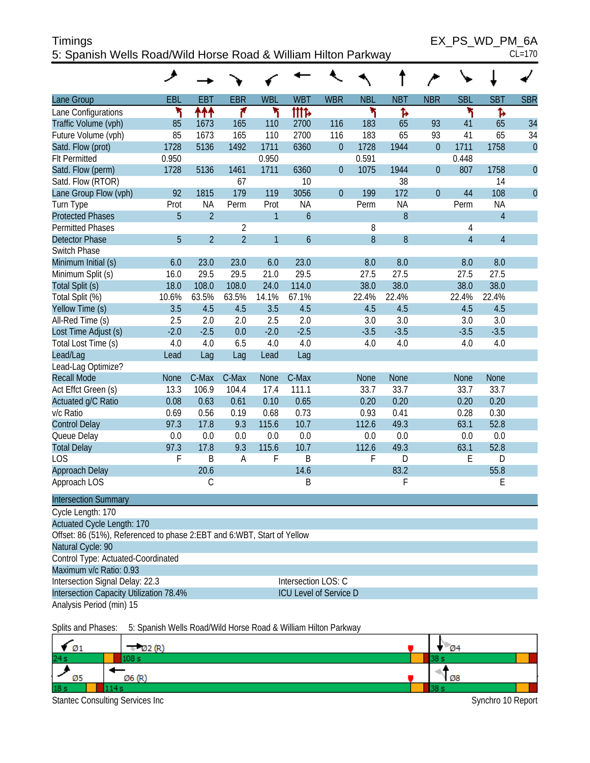Timings
5: Spanish Wells Road/Wild Horse Road & William Hilton Parkway

EX_PS_WD_PM_6A
CL=170

| Lane Group | EBL | EBT | EBR | WBL | WBT | WBR | NBL | NBT | NBR | SBL | SBT | SBR |
|---|---|---|---|---|---|---|---|---|---|---|---|---|
| Lane Configurations | ↰ | ↑↑↑ | ↱ | ↰ | ↑↑↑↱ | | ↰ | ↱ | | ↰ | ↱ | |
| Traffic Volume (vph) | 85 | 1673 | 165 | 110 | 2700 | 116 | 183 | 65 | 93 | 41 | 65 | 34 |
| Future Volume (vph) | 85 | 1673 | 165 | 110 | 2700 | 116 | 183 | 65 | 93 | 41 | 65 | 34 |
| Satd. Flow (prot) | 1728 | 5136 | 1492 | 1711 | 6360 | 0 | 1728 | 1944 | 0 | 1711 | 1758 | 0 |
| Flt Permitted | 0.950 | | | 0.950 | | | 0.591 | | | 0.448 | | |
| Satd. Flow (perm) | 1728 | 5136 | 1461 | 1711 | 6360 | 0 | 1075 | 1944 | 0 | 807 | 1758 | 0 |
| Satd. Flow (RTOR) | | | 67 | | 10 | | | 38 | | | 14 | |
| Lane Group Flow (vph) | 92 | 1815 | 179 | 119 | 3056 | 0 | 199 | 172 | 0 | 44 | 108 | 0 |
| Turn Type | Prot | NA | Perm | Prot | NA | | Perm | NA | | Perm | NA | |
| Protected Phases | 5 | 2 | | 1 | 6 | | | 8 | | | 4 | |
| Permitted Phases | | | 2 | | | | 8 | | | 4 | | |
| Detector Phase | 5 | 2 | 2 | 1 | 6 | | 8 | 8 | | 4 | 4 | |
| Switch Phase | | | | | | | | | | | | |
| Minimum Initial (s) | 6.0 | 23.0 | 23.0 | 6.0 | 23.0 | | 8.0 | 8.0 | | 8.0 | 8.0 | |
| Minimum Split (s) | 16.0 | 29.5 | 29.5 | 21.0 | 29.5 | | 27.5 | 27.5 | | 27.5 | 27.5 | |
| Total Split (s) | 18.0 | 108.0 | 108.0 | 24.0 | 114.0 | | 38.0 | 38.0 | | 38.0 | 38.0 | |
| Total Split (%) | 10.6% | 63.5% | 63.5% | 14.1% | 67.1% | | 22.4% | 22.4% | | 22.4% | 22.4% | |
| Yellow Time (s) | 3.5 | 4.5 | 4.5 | 3.5 | 4.5 | | 4.5 | 4.5 | | 4.5 | 4.5 | |
| All-Red Time (s) | 2.5 | 2.0 | 2.0 | 2.5 | 2.0 | | 3.0 | 3.0 | | 3.0 | 3.0 | |
| Lost Time Adjust (s) | -2.0 | -2.5 | 0.0 | -2.0 | -2.5 | | -3.5 | -3.5 | | -3.5 | -3.5 | |
| Total Lost Time (s) | 4.0 | 4.0 | 6.5 | 4.0 | 4.0 | | 4.0 | 4.0 | | 4.0 | 4.0 | |
| Lead/Lag | Lead | Lag | Lag | Lead | Lag | | | | | | | |
| Lead-Lag Optimize? | | | | | | | | | | | | |
| Recall Mode | None | C-Max | C-Max | None | C-Max | | None | None | | None | None | |
| Act Effct Green (s) | 13.3 | 106.9 | 104.4 | 17.4 | 111.1 | | 33.7 | 33.7 | | 33.7 | 33.7 | |
| Actuated g/C Ratio | 0.08 | 0.63 | 0.61 | 0.10 | 0.65 | | 0.20 | 0.20 | | 0.20 | 0.20 | |
| v/c Ratio | 0.69 | 0.56 | 0.19 | 0.68 | 0.73 | | 0.93 | 0.41 | | 0.28 | 0.30 | |
| Control Delay | 97.3 | 17.8 | 9.3 | 115.6 | 10.7 | | 112.6 | 49.3 | | 63.1 | 52.8 | |
| Queue Delay | 0.0 | 0.0 | 0.0 | 0.0 | 0.0 | | 0.0 | 0.0 | | 0.0 | 0.0 | |
| Total Delay | 97.3 | 17.8 | 9.3 | 115.6 | 10.7 | | 112.6 | 49.3 | | 63.1 | 52.8 | |
| LOS | F | B | A | F | B | | F | D | | E | D | |
| Approach Delay | | 20.6 | | | 14.6 | | | 83.2 | | | 55.8 | |
| Approach LOS | | C | | | B | | | F | | | E | |

**Intersection Summary**

Cycle Length: 170
Actuated Cycle Length: 170
Offset: 86 (51%), Referenced to phase 2:EBT and 6:WBT, Start of Yellow
Natural Cycle: 90
Control Type: Actuated-Coordinated
Maximum v/c Ratio: 0.93
Intersection Signal Delay: 22.3 — Intersection LOS: C
Intersection Capacity Utilization 78.4% — ICU Level of Service D
Analysis Period (min) 15

Splits and Phases: 5: Spanish Wells Road/Wild Horse Road & William Hilton Parkway

| Ø1 | Ø2 (R) | Ø4 |
|---|---|---|
| 24 s | 108 s | 38 s |

| Ø5 | Ø6 (R) | Ø8 |
|---|---|---|
| 18 s | 114 s | 38 s |

Stantec Consulting Services Inc — Synchro 10 Report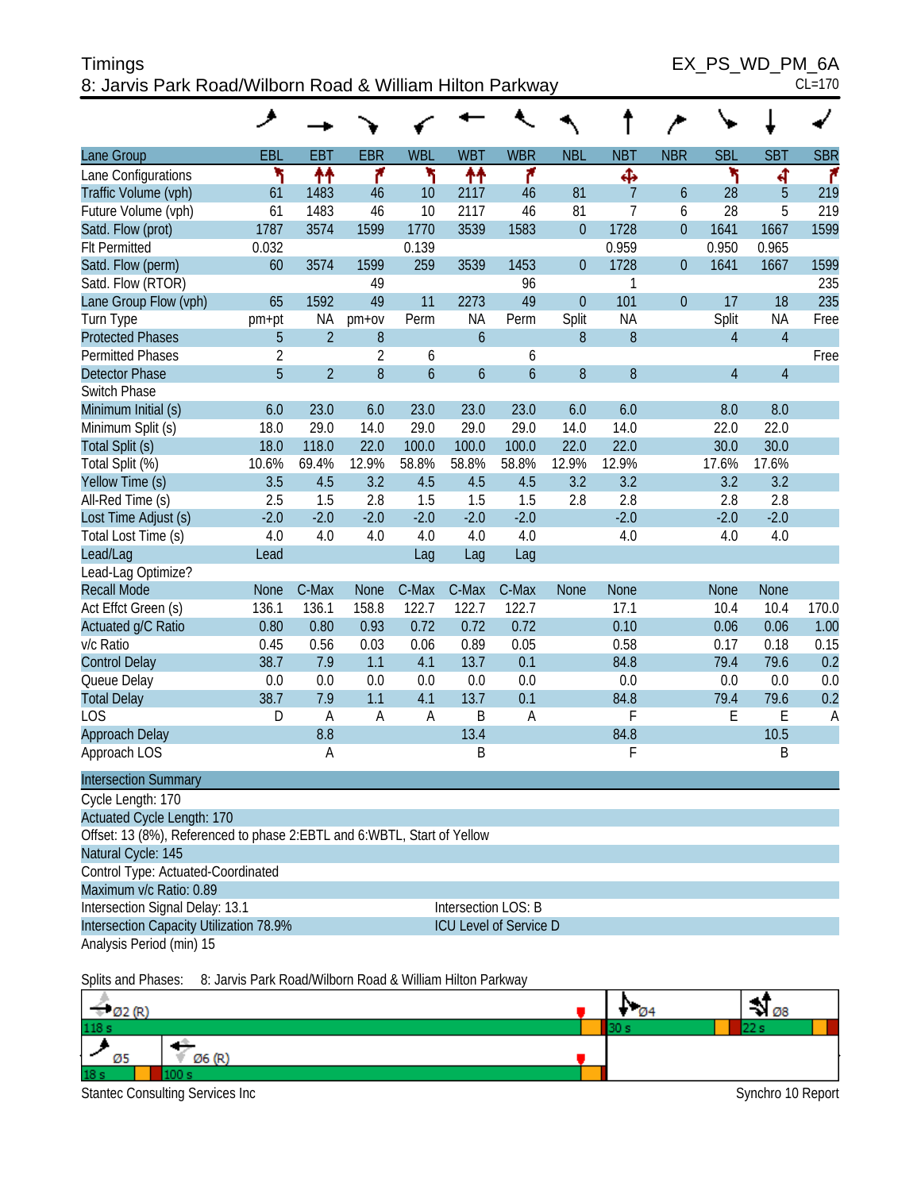# Timings

## 8: Jarvis Park Road/Wilborn Road & William Hilton Parkway

EX_PS_WD_PM_6A
CL=170

| Lane Group | EBL | EBT | EBR | WBL | WBT | WBR | NBL | NBT | NBR | SBL | SBT | SBR |
|---|---|---|---|---|---|---|---|---|---|---|---|---|
| Lane Configurations | | | | | | | | | | | | |
| Traffic Volume (vph) | 61 | 1483 | 46 | 10 | 2117 | 46 | 81 | 7 | 6 | 28 | 5 | 219 |
| Future Volume (vph) | 61 | 1483 | 46 | 10 | 2117 | 46 | 81 | 7 | 6 | 28 | 5 | 219 |
| Satd. Flow (prot) | 1787 | 3574 | 1599 | 1770 | 3539 | 1583 | 0 | 1728 | 0 | 1641 | 1667 | 1599 |
| Flt Permitted | 0.032 | | | 0.139 | | | | 0.959 | | 0.950 | 0.965 | |
| Satd. Flow (perm) | 60 | 3574 | 1599 | 259 | 3539 | 1453 | 0 | 1728 | 0 | 1641 | 1667 | 1599 |
| Satd. Flow (RTOR) | | | 49 | | | 96 | | 1 | | | | 235 |
| Lane Group Flow (vph) | 65 | 1592 | 49 | 11 | 2273 | 49 | 0 | 101 | 0 | 17 | 18 | 235 |
| Turn Type | pm+pt | NA | pm+ov | Perm | NA | Perm | Split | NA | | Split | NA | Free |
| Protected Phases | 5 | 2 | 8 | | 6 | | 8 | 8 | | 4 | 4 | |
| Permitted Phases | 2 | | 2 | 6 | | 6 | | | | | | Free |
| Detector Phase | 5 | 2 | 8 | 6 | 6 | 6 | 8 | 8 | | 4 | 4 | |
| Switch Phase | | | | | | | | | | | | |
| Minimum Initial (s) | 6.0 | 23.0 | 6.0 | 23.0 | 23.0 | 23.0 | 6.0 | 6.0 | | 8.0 | 8.0 | |
| Minimum Split (s) | 18.0 | 29.0 | 14.0 | 29.0 | 29.0 | 29.0 | 14.0 | 14.0 | | 22.0 | 22.0 | |
| Total Split (s) | 18.0 | 118.0 | 22.0 | 100.0 | 100.0 | 100.0 | 22.0 | 22.0 | | 30.0 | 30.0 | |
| Total Split (%) | 10.6% | 69.4% | 12.9% | 58.8% | 58.8% | 58.8% | 12.9% | 12.9% | | 17.6% | 17.6% | |
| Yellow Time (s) | 3.5 | 4.5 | 3.2 | 4.5 | 4.5 | 4.5 | 3.2 | 3.2 | | 3.2 | 3.2 | |
| All-Red Time (s) | 2.5 | 1.5 | 2.8 | 1.5 | 1.5 | 1.5 | 2.8 | 2.8 | | 2.8 | 2.8 | |
| Lost Time Adjust (s) | -2.0 | -2.0 | -2.0 | -2.0 | -2.0 | -2.0 | | -2.0 | | -2.0 | -2.0 | |
| Total Lost Time (s) | 4.0 | 4.0 | 4.0 | 4.0 | 4.0 | 4.0 | | 4.0 | | 4.0 | 4.0 | |
| Lead/Lag | Lead | | | Lag | Lag | Lag | | | | | | |
| Lead-Lag Optimize? | | | | | | | | | | | | |
| Recall Mode | None | C-Max | None | C-Max | C-Max | C-Max | None | None | | None | None | |
| Act Effct Green (s) | 136.1 | 136.1 | 158.8 | 122.7 | 122.7 | 122.7 | | 17.1 | | 10.4 | 10.4 | 170.0 |
| Actuated g/C Ratio | 0.80 | 0.80 | 0.93 | 0.72 | 0.72 | 0.72 | | 0.10 | | 0.06 | 0.06 | 1.00 |
| v/c Ratio | 0.45 | 0.56 | 0.03 | 0.06 | 0.89 | 0.05 | | 0.58 | | 0.17 | 0.18 | 0.15 |
| Control Delay | 38.7 | 7.9 | 1.1 | 4.1 | 13.7 | 0.1 | | 84.8 | | 79.4 | 79.6 | 0.2 |
| Queue Delay | 0.0 | 0.0 | 0.0 | 0.0 | 0.0 | 0.0 | | 0.0 | | 0.0 | 0.0 | 0.0 |
| Total Delay | 38.7 | 7.9 | 1.1 | 4.1 | 13.7 | 0.1 | | 84.8 | | 79.4 | 79.6 | 0.2 |
| LOS | D | A | A | A | B | A | | F | | E | E | A |
| Approach Delay | | 8.8 | | | 13.4 | | | 84.8 | | | 10.5 | |
| Approach LOS | | A | | | B | | | F | | | B | |

**Intersection Summary**

Cycle Length: 170
Actuated Cycle Length: 170
Offset: 13 (8%), Referenced to phase 2:EBTL and 6:WBTL, Start of Yellow
Natural Cycle: 145
Control Type: Actuated-Coordinated
Maximum v/c Ratio: 0.89
Intersection Signal Delay: 13.1 — Intersection LOS: B
Intersection Capacity Utilization 78.9% — ICU Level of Service D
Analysis Period (min) 15

Splits and Phases: 8: Jarvis Park Road/Wilborn Road & William Hilton Parkway

| | | | |
|---|---|---|---|
| Ø2 (R) 118 s | | Ø4 30 s | Ø8 22 s |
| Ø5 18 s | Ø6 (R) 100 s | | |

Stantec Consulting Services Inc — Synchro 10 Report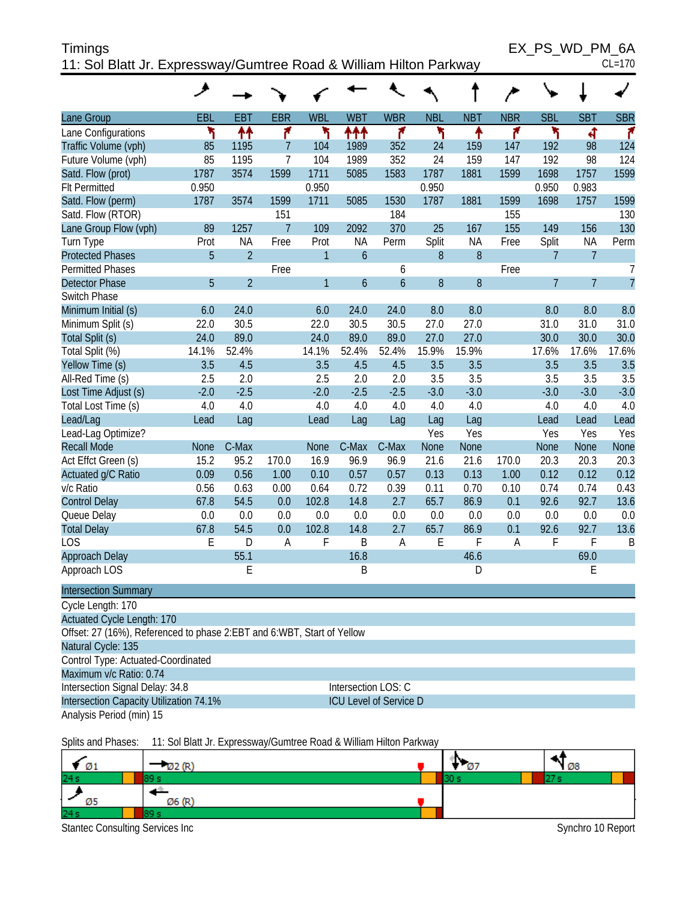Timings
11: Sol Blatt Jr. Expressway/Gumtree Road & William Hilton Parkway

EX_PS_WD_PM_6A
CL=170

| Lane Group | EBL | EBT | EBR | WBL | WBT | WBR | NBL | NBT | NBR | SBL | SBT | SBR |
|---|---|---|---|---|---|---|---|---|---|---|---|---|
| Lane Configurations | | | | | | | | | | | | |
| Traffic Volume (vph) | 85 | 1195 | 7 | 104 | 1989 | 352 | 24 | 159 | 147 | 192 | 98 | 124 |
| Future Volume (vph) | 85 | 1195 | 7 | 104 | 1989 | 352 | 24 | 159 | 147 | 192 | 98 | 124 |
| Satd. Flow (prot) | 1787 | 3574 | 1599 | 1711 | 5085 | 1583 | 1787 | 1881 | 1599 | 1698 | 1757 | 1599 |
| Flt Permitted | 0.950 | | | 0.950 | | | 0.950 | | | 0.950 | 0.983 | |
| Satd. Flow (perm) | 1787 | 3574 | 1599 | 1711 | 5085 | 1530 | 1787 | 1881 | 1599 | 1698 | 1757 | 1599 |
| Satd. Flow (RTOR) | | | 151 | | | 184 | | | 155 | | | 130 |
| Lane Group Flow (vph) | 89 | 1257 | 7 | 109 | 2092 | 370 | 25 | 167 | 155 | 149 | 156 | 130 |
| Turn Type | Prot | NA | Free | Prot | NA | Perm | Split | NA | Free | Split | NA | Perm |
| Protected Phases | 5 | 2 | | 1 | 6 | | 8 | 8 | | 7 | 7 | |
| Permitted Phases | | | Free | | | 6 | | | Free | | | 7 |
| Detector Phase | 5 | 2 | | 1 | 6 | 6 | 8 | 8 | | 7 | 7 | 7 |
| Switch Phase | | | | | | | | | | | | |
| Minimum Initial (s) | 6.0 | 24.0 | | 6.0 | 24.0 | 24.0 | 8.0 | 8.0 | | 8.0 | 8.0 | 8.0 |
| Minimum Split (s) | 22.0 | 30.5 | | 22.0 | 30.5 | 30.5 | 27.0 | 27.0 | | 31.0 | 31.0 | 31.0 |
| Total Split (s) | 24.0 | 89.0 | | 24.0 | 89.0 | 89.0 | 27.0 | 27.0 | | 30.0 | 30.0 | 30.0 |
| Total Split (%) | 14.1% | 52.4% | | 14.1% | 52.4% | 52.4% | 15.9% | 15.9% | | 17.6% | 17.6% | 17.6% |
| Yellow Time (s) | 3.5 | 4.5 | | 3.5 | 4.5 | 4.5 | 3.5 | 3.5 | | 3.5 | 3.5 | 3.5 |
| All-Red Time (s) | 2.5 | 2.0 | | 2.5 | 2.0 | 2.0 | 3.5 | 3.5 | | 3.5 | 3.5 | 3.5 |
| Lost Time Adjust (s) | -2.0 | -2.5 | | -2.0 | -2.5 | -2.5 | -3.0 | -3.0 | | -3.0 | -3.0 | -3.0 |
| Total Lost Time (s) | 4.0 | 4.0 | | 4.0 | 4.0 | 4.0 | 4.0 | 4.0 | | 4.0 | 4.0 | 4.0 |
| Lead/Lag | Lead | Lag | | Lead | Lag | Lag | Lag | Lag | | Lead | Lead | Lead |
| Lead-Lag Optimize? | | | | | | | Yes | Yes | | Yes | Yes | Yes |
| Recall Mode | None | C-Max | | None | C-Max | C-Max | None | None | | None | None | None |
| Act Effct Green (s) | 15.2 | 95.2 | 170.0 | 16.9 | 96.9 | 96.9 | 21.6 | 21.6 | 170.0 | 20.3 | 20.3 | 20.3 |
| Actuated g/C Ratio | 0.09 | 0.56 | 1.00 | 0.10 | 0.57 | 0.57 | 0.13 | 0.13 | 1.00 | 0.12 | 0.12 | 0.12 |
| v/c Ratio | 0.56 | 0.63 | 0.00 | 0.64 | 0.72 | 0.39 | 0.11 | 0.70 | 0.10 | 0.74 | 0.74 | 0.43 |
| Control Delay | 67.8 | 54.5 | 0.0 | 102.8 | 14.8 | 2.7 | 65.7 | 86.9 | 0.1 | 92.6 | 92.7 | 13.6 |
| Queue Delay | 0.0 | 0.0 | 0.0 | 0.0 | 0.0 | 0.0 | 0.0 | 0.0 | 0.0 | 0.0 | 0.0 | 0.0 |
| Total Delay | 67.8 | 54.5 | 0.0 | 102.8 | 14.8 | 2.7 | 65.7 | 86.9 | 0.1 | 92.6 | 92.7 | 13.6 |
| LOS | E | D | A | F | B | A | E | F | A | F | F | B |
| Approach Delay | | 55.1 | | | 16.8 | | | 46.6 | | | 69.0 | |
| Approach LOS | | E | | | B | | | D | | | E | |

**Intersection Summary**

Cycle Length: 170
Actuated Cycle Length: 170
Offset: 27 (16%), Referenced to phase 2:EBT and 6:WBT, Start of Yellow
Natural Cycle: 135
Control Type: Actuated-Coordinated
Maximum v/c Ratio: 0.74
Intersection Signal Delay: 34.8 — Intersection LOS: C
Intersection Capacity Utilization 74.1% — ICU Level of Service D
Analysis Period (min) 15

Splits and Phases: 11: Sol Blatt Jr. Expressway/Gumtree Road & William Hilton Parkway

| Ø1 | Ø2 (R) | Ø7 | Ø8 |
|---|---|---|---|
| 24 s | 89 s | 30 s | 27 s |
| Ø5 | Ø6 (R) | | |
| 24 s | 89 s | | |

Stantec Consulting Services Inc — Synchro 10 Report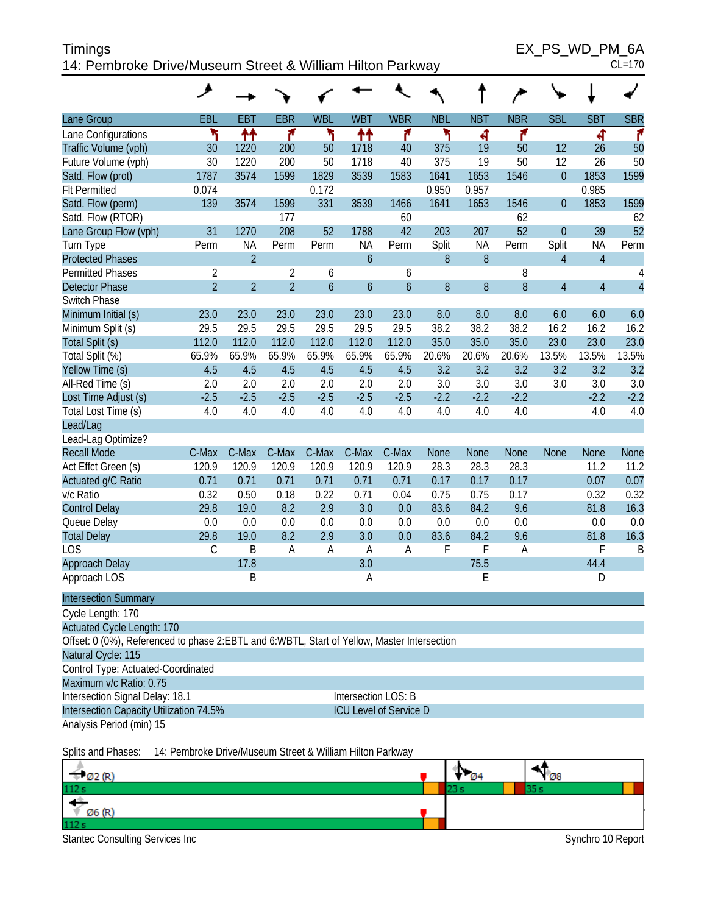Timings
14: Pembroke Drive/Museum Street & William Hilton Parkway

EX_PS_WD_PM_6A
CL=170

| Lane Group | EBL | EBT | EBR | WBL | WBT | WBR | NBL | NBT | NBR | SBL | SBT | SBR |
|---|---|---|---|---|---|---|---|---|---|---|---|---|
| Lane Configurations | | | | | | | | | | | | |
| Traffic Volume (vph) | 30 | 1220 | 200 | 50 | 1718 | 40 | 375 | 19 | 50 | 12 | 26 | 50 |
| Future Volume (vph) | 30 | 1220 | 200 | 50 | 1718 | 40 | 375 | 19 | 50 | 12 | 26 | 50 |
| Satd. Flow (prot) | 1787 | 3574 | 1599 | 1829 | 3539 | 1583 | 1641 | 1653 | 1546 | 0 | 1853 | 1599 |
| Flt Permitted | 0.074 | | | 0.172 | | | 0.950 | 0.957 | | | 0.985 | |
| Satd. Flow (perm) | 139 | 3574 | 1599 | 331 | 3539 | 1466 | 1641 | 1653 | 1546 | 0 | 1853 | 1599 |
| Satd. Flow (RTOR) | | | 177 | | | 60 | | | 62 | | | 62 |
| Lane Group Flow (vph) | 31 | 1270 | 208 | 52 | 1788 | 42 | 203 | 207 | 52 | 0 | 39 | 52 |
| Turn Type | Perm | NA | Perm | Perm | NA | Perm | Split | NA | Perm | Split | NA | Perm |
| Protected Phases | | 2 | | | 6 | | 8 | 8 | | 4 | 4 | |
| Permitted Phases | 2 | | 2 | 6 | | 6 | | | 8 | | | 4 |
| Detector Phase | 2 | 2 | 2 | 6 | 6 | 6 | 8 | 8 | 8 | 4 | 4 | 4 |
| Switch Phase | | | | | | | | | | | | |
| Minimum Initial (s) | 23.0 | 23.0 | 23.0 | 23.0 | 23.0 | 23.0 | 8.0 | 8.0 | 8.0 | 6.0 | 6.0 | 6.0 |
| Minimum Split (s) | 29.5 | 29.5 | 29.5 | 29.5 | 29.5 | 29.5 | 38.2 | 38.2 | 38.2 | 16.2 | 16.2 | 16.2 |
| Total Split (s) | 112.0 | 112.0 | 112.0 | 112.0 | 112.0 | 112.0 | 35.0 | 35.0 | 35.0 | 23.0 | 23.0 | 23.0 |
| Total Split (%) | 65.9% | 65.9% | 65.9% | 65.9% | 65.9% | 65.9% | 20.6% | 20.6% | 20.6% | 13.5% | 13.5% | 13.5% |
| Yellow Time (s) | 4.5 | 4.5 | 4.5 | 4.5 | 4.5 | 4.5 | 3.2 | 3.2 | 3.2 | 3.2 | 3.2 | 3.2 |
| All-Red Time (s) | 2.0 | 2.0 | 2.0 | 2.0 | 2.0 | 2.0 | 3.0 | 3.0 | 3.0 | 3.0 | 3.0 | 3.0 |
| Lost Time Adjust (s) | -2.5 | -2.5 | -2.5 | -2.5 | -2.5 | -2.5 | -2.2 | -2.2 | -2.2 | | -2.2 | -2.2 |
| Total Lost Time (s) | 4.0 | 4.0 | 4.0 | 4.0 | 4.0 | 4.0 | 4.0 | 4.0 | 4.0 | | 4.0 | 4.0 |
| Lead/Lag | | | | | | | | | | | | |
| Lead-Lag Optimize? | | | | | | | | | | | | |
| Recall Mode | C-Max | C-Max | C-Max | C-Max | C-Max | C-Max | None | None | None | None | None | None |
| Act Effct Green (s) | 120.9 | 120.9 | 120.9 | 120.9 | 120.9 | 120.9 | 28.3 | 28.3 | 28.3 | | 11.2 | 11.2 |
| Actuated g/C Ratio | 0.71 | 0.71 | 0.71 | 0.71 | 0.71 | 0.71 | 0.17 | 0.17 | 0.17 | | 0.07 | 0.07 |
| v/c Ratio | 0.32 | 0.50 | 0.18 | 0.22 | 0.71 | 0.04 | 0.75 | 0.75 | 0.17 | | 0.32 | 0.32 |
| Control Delay | 29.8 | 19.0 | 8.2 | 2.9 | 3.0 | 0.0 | 83.6 | 84.2 | 9.6 | | 81.8 | 16.3 |
| Queue Delay | 0.0 | 0.0 | 0.0 | 0.0 | 0.0 | 0.0 | 0.0 | 0.0 | 0.0 | | 0.0 | 0.0 |
| Total Delay | 29.8 | 19.0 | 8.2 | 2.9 | 3.0 | 0.0 | 83.6 | 84.2 | 9.6 | | 81.8 | 16.3 |
| LOS | C | B | A | A | A | A | F | F | A | | F | B |
| Approach Delay | | 17.8 | | | 3.0 | | | 75.5 | | | 44.4 | |
| Approach LOS | | B | | | A | | | E | | | D | |

**Intersection Summary**

Cycle Length: 170
Actuated Cycle Length: 170
Offset: 0 (0%), Referenced to phase 2:EBTL and 6:WBTL, Start of Yellow, Master Intersection
Natural Cycle: 115
Control Type: Actuated-Coordinated
Maximum v/c Ratio: 0.75
Intersection Signal Delay: 18.1 — Intersection LOS: B
Intersection Capacity Utilization 74.5% — ICU Level of Service D
Analysis Period (min) 15

Splits and Phases: 14: Pembroke Drive/Museum Street & William Hilton Parkway

| Ø2 (R) 112 s | Ø4 23 s | Ø8 35 s |
|---|---|---|
| Ø6 (R) 112 s | | |

Stantec Consulting Services Inc — Synchro 10 Report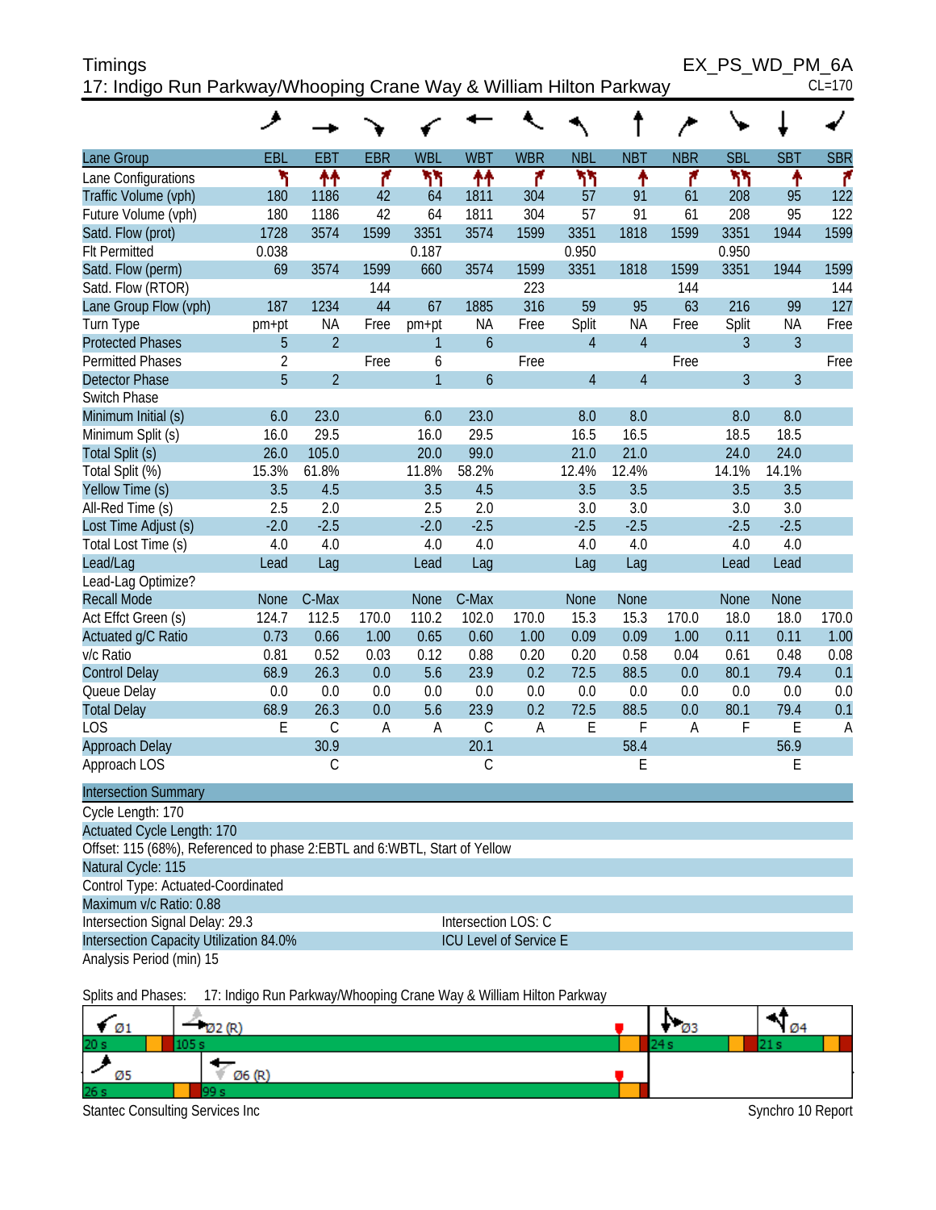# Timings

EX_PS_WD_PM_6A

## 17: Indigo Run Parkway/Whooping Crane Way & William Hilton Parkway

CL=170

| Lane Group | EBL | EBT | EBR | WBL | WBT | WBR | NBL | NBT | NBR | SBL | SBT | SBR |
|---|---|---|---|---|---|---|---|---|---|---|---|---|
| Lane Configurations | | | | | | | | | | | | |
| Traffic Volume (vph) | 180 | 1186 | 42 | 64 | 1811 | 304 | 57 | 91 | 61 | 208 | 95 | 122 |
| Future Volume (vph) | 180 | 1186 | 42 | 64 | 1811 | 304 | 57 | 91 | 61 | 208 | 95 | 122 |
| Satd. Flow (prot) | 1728 | 3574 | 1599 | 3351 | 3574 | 1599 | 3351 | 1818 | 1599 | 3351 | 1944 | 1599 |
| Flt Permitted | 0.038 | | | 0.187 | | | 0.950 | | | 0.950 | | |
| Satd. Flow (perm) | 69 | 3574 | 1599 | 660 | 3574 | 1599 | 3351 | 1818 | 1599 | 3351 | 1944 | 1599 |
| Satd. Flow (RTOR) | | | 144 | | | 223 | | | 144 | | | 144 |
| Lane Group Flow (vph) | 187 | 1234 | 44 | 67 | 1885 | 316 | 59 | 95 | 63 | 216 | 99 | 127 |
| Turn Type | pm+pt | NA | Free | pm+pt | NA | Free | Split | NA | Free | Split | NA | Free |
| Protected Phases | 5 | 2 | | 1 | 6 | | 4 | 4 | | 3 | 3 | |
| Permitted Phases | 2 | | Free | 6 | | Free | | | Free | | | Free |
| Detector Phase | 5 | 2 | | 1 | 6 | | 4 | 4 | | 3 | 3 | |
| Switch Phase | | | | | | | | | | | | |
| Minimum Initial (s) | 6.0 | 23.0 | | 6.0 | 23.0 | | 8.0 | 8.0 | | 8.0 | 8.0 | |
| Minimum Split (s) | 16.0 | 29.5 | | 16.0 | 29.5 | | 16.5 | 16.5 | | 18.5 | 18.5 | |
| Total Split (s) | 26.0 | 105.0 | | 20.0 | 99.0 | | 21.0 | 21.0 | | 24.0 | 24.0 | |
| Total Split (%) | 15.3% | 61.8% | | 11.8% | 58.2% | | 12.4% | 12.4% | | 14.1% | 14.1% | |
| Yellow Time (s) | 3.5 | 4.5 | | 3.5 | 4.5 | | 3.5 | 3.5 | | 3.5 | 3.5 | |
| All-Red Time (s) | 2.5 | 2.0 | | 2.5 | 2.0 | | 3.0 | 3.0 | | 3.0 | 3.0 | |
| Lost Time Adjust (s) | -2.0 | -2.5 | | -2.0 | -2.5 | | -2.5 | -2.5 | | -2.5 | -2.5 | |
| Total Lost Time (s) | 4.0 | 4.0 | | 4.0 | 4.0 | | 4.0 | 4.0 | | 4.0 | 4.0 | |
| Lead/Lag | Lead | Lag | | Lead | Lag | | Lag | Lag | | Lead | Lead | |
| Lead-Lag Optimize? | | | | | | | | | | | | |
| Recall Mode | None | C-Max | | None | C-Max | | None | None | | None | None | |
| Act Effct Green (s) | 124.7 | 112.5 | 170.0 | 110.2 | 102.0 | 170.0 | 15.3 | 15.3 | 170.0 | 18.0 | 18.0 | 170.0 |
| Actuated g/C Ratio | 0.73 | 0.66 | 1.00 | 0.65 | 0.60 | 1.00 | 0.09 | 0.09 | 1.00 | 0.11 | 0.11 | 1.00 |
| v/c Ratio | 0.81 | 0.52 | 0.03 | 0.12 | 0.88 | 0.20 | 0.20 | 0.58 | 0.04 | 0.61 | 0.48 | 0.08 |
| Control Delay | 68.9 | 26.3 | 0.0 | 5.6 | 23.9 | 0.2 | 72.5 | 88.5 | 0.0 | 80.1 | 79.4 | 0.1 |
| Queue Delay | 0.0 | 0.0 | 0.0 | 0.0 | 0.0 | 0.0 | 0.0 | 0.0 | 0.0 | 0.0 | 0.0 | 0.0 |
| Total Delay | 68.9 | 26.3 | 0.0 | 5.6 | 23.9 | 0.2 | 72.5 | 88.5 | 0.0 | 80.1 | 79.4 | 0.1 |
| LOS | E | C | A | A | C | A | E | F | A | F | E | A |
| Approach Delay | | 30.9 | | | 20.1 | | | 58.4 | | | 56.9 | |
| Approach LOS | | C | | | C | | | E | | | E | |

**Intersection Summary**

Cycle Length: 170

Actuated Cycle Length: 170

Offset: 115 (68%), Referenced to phase 2:EBTL and 6:WBTL, Start of Yellow

Natural Cycle: 115

Control Type: Actuated-Coordinated

Maximum v/c Ratio: 0.88

Intersection Signal Delay: 29.3 — Intersection LOS: C

Intersection Capacity Utilization 84.0% — ICU Level of Service E

Analysis Period (min) 15

Splits and Phases: 17: Indigo Run Parkway/Whooping Crane Way & William Hilton Parkway

| Ø1 | Ø2 (R) | Ø3 | Ø4 |
|---|---|---|---|
| 20 s | 105 s | 24 s | 21 s |

| Ø5 | Ø6 (R) |
|---|---|
| 26 s | 99 s |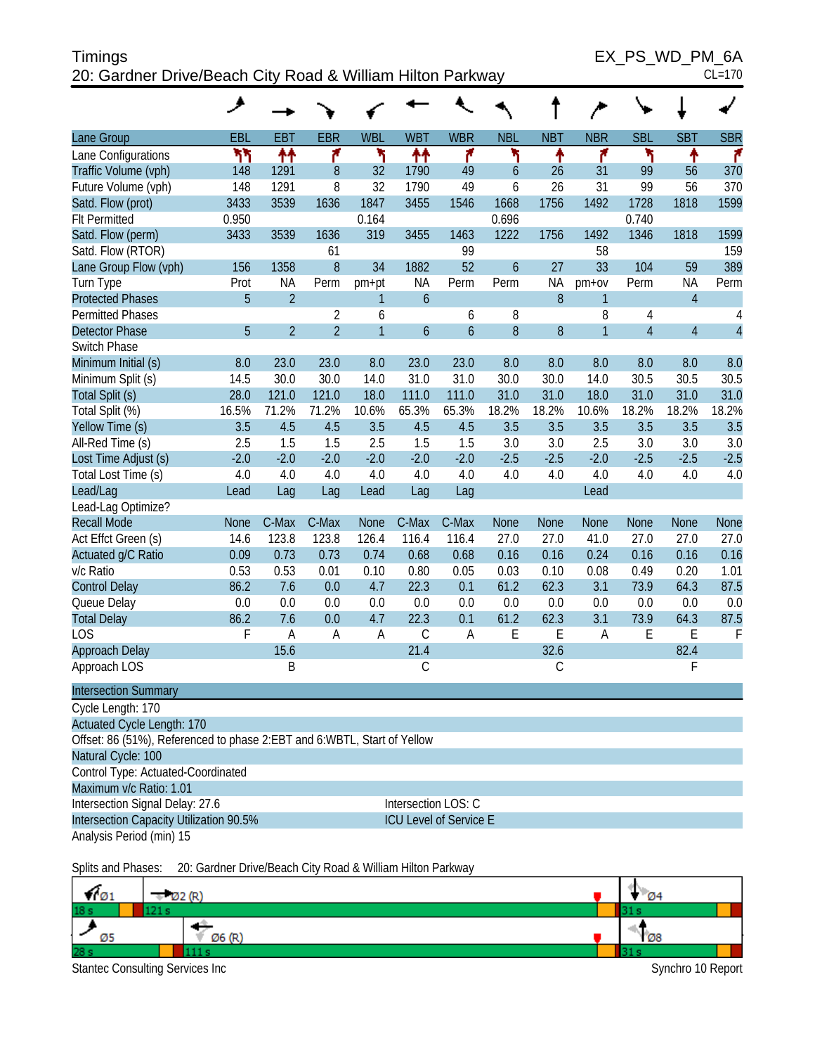Timings

20: Gardner Drive/Beach City Road & William Hilton Parkway

EX_PS_WD_PM_6A

CL=170

| Lane Group | EBL | EBT | EBR | WBL | WBT | WBR | NBL | NBT | NBR | SBL | SBT | SBR |
|---|---|---|---|---|---|---|---|---|---|---|---|---|
| Lane Configurations | | | | | | | | | | | | |
| Traffic Volume (vph) | 148 | 1291 | 8 | 32 | 1790 | 49 | 6 | 26 | 31 | 99 | 56 | 370 |
| Future Volume (vph) | 148 | 1291 | 8 | 32 | 1790 | 49 | 6 | 26 | 31 | 99 | 56 | 370 |
| Satd. Flow (prot) | 3433 | 3539 | 1636 | 1847 | 3455 | 1546 | 1668 | 1756 | 1492 | 1728 | 1818 | 1599 |
| Flt Permitted | 0.950 | | | 0.164 | | | 0.696 | | | 0.740 | | |
| Satd. Flow (perm) | 3433 | 3539 | 1636 | 319 | 3455 | 1463 | 1222 | 1756 | 1492 | 1346 | 1818 | 1599 |
| Satd. Flow (RTOR) | | | 61 | | | 99 | | | 58 | | | 159 |
| Lane Group Flow (vph) | 156 | 1358 | 8 | 34 | 1882 | 52 | 6 | 27 | 33 | 104 | 59 | 389 |
| Turn Type | Prot | NA | Perm | pm+pt | NA | Perm | Perm | NA | pm+ov | Perm | NA | Perm |
| Protected Phases | 5 | 2 | | 1 | 6 | | | 8 | 1 | | 4 | |
| Permitted Phases | | | 2 | 6 | | 6 | 8 | | 8 | 4 | | 4 |
| Detector Phase | 5 | 2 | 2 | 1 | 6 | 6 | 8 | 8 | 1 | 4 | 4 | 4 |
| Switch Phase | | | | | | | | | | | | |
| Minimum Initial (s) | 8.0 | 23.0 | 23.0 | 8.0 | 23.0 | 23.0 | 8.0 | 8.0 | 8.0 | 8.0 | 8.0 | 8.0 |
| Minimum Split (s) | 14.5 | 30.0 | 30.0 | 14.0 | 31.0 | 31.0 | 30.0 | 30.0 | 14.0 | 30.5 | 30.5 | 30.5 |
| Total Split (s) | 28.0 | 121.0 | 121.0 | 18.0 | 111.0 | 111.0 | 31.0 | 31.0 | 18.0 | 31.0 | 31.0 | 31.0 |
| Total Split (%) | 16.5% | 71.2% | 71.2% | 10.6% | 65.3% | 65.3% | 18.2% | 18.2% | 10.6% | 18.2% | 18.2% | 18.2% |
| Yellow Time (s) | 3.5 | 4.5 | 4.5 | 3.5 | 4.5 | 4.5 | 3.5 | 3.5 | 3.5 | 3.5 | 3.5 | 3.5 |
| All-Red Time (s) | 2.5 | 1.5 | 1.5 | 2.5 | 1.5 | 1.5 | 3.0 | 3.0 | 2.5 | 3.0 | 3.0 | 3.0 |
| Lost Time Adjust (s) | -2.0 | -2.0 | -2.0 | -2.0 | -2.0 | -2.0 | -2.5 | -2.5 | -2.0 | -2.5 | -2.5 | -2.5 |
| Total Lost Time (s) | 4.0 | 4.0 | 4.0 | 4.0 | 4.0 | 4.0 | 4.0 | 4.0 | 4.0 | 4.0 | 4.0 | 4.0 |
| Lead/Lag | Lead | Lag | Lag | Lead | Lag | Lag | | | Lead | | | |
| Lead-Lag Optimize? | | | | | | | | | | | | |
| Recall Mode | None | C-Max | C-Max | None | C-Max | C-Max | None | None | None | None | None | None |
| Act Effct Green (s) | 14.6 | 123.8 | 123.8 | 126.4 | 116.4 | 116.4 | 27.0 | 27.0 | 41.0 | 27.0 | 27.0 | 27.0 |
| Actuated g/C Ratio | 0.09 | 0.73 | 0.73 | 0.74 | 0.68 | 0.68 | 0.16 | 0.16 | 0.24 | 0.16 | 0.16 | 0.16 |
| v/c Ratio | 0.53 | 0.53 | 0.01 | 0.10 | 0.80 | 0.05 | 0.03 | 0.10 | 0.08 | 0.49 | 0.20 | 1.01 |
| Control Delay | 86.2 | 7.6 | 0.0 | 4.7 | 22.3 | 0.1 | 61.2 | 62.3 | 3.1 | 73.9 | 64.3 | 87.5 |
| Queue Delay | 0.0 | 0.0 | 0.0 | 0.0 | 0.0 | 0.0 | 0.0 | 0.0 | 0.0 | 0.0 | 0.0 | 0.0 |
| Total Delay | 86.2 | 7.6 | 0.0 | 4.7 | 22.3 | 0.1 | 61.2 | 62.3 | 3.1 | 73.9 | 64.3 | 87.5 |
| LOS | F | A | A | A | C | A | E | E | A | E | E | F |
| Approach Delay | | 15.6 | | | 21.4 | | | 32.6 | | | 82.4 | |
| Approach LOS | | B | | | C | | | C | | | F | |

**Intersection Summary**

Cycle Length: 170
Actuated Cycle Length: 170
Offset: 86 (51%), Referenced to phase 2:EBT and 6:WBTL, Start of Yellow
Natural Cycle: 100
Control Type: Actuated-Coordinated
Maximum v/c Ratio: 1.01
Intersection Signal Delay: 27.6 — Intersection LOS: C
Intersection Capacity Utilization 90.5% — ICU Level of Service E
Analysis Period (min) 15

Splits and Phases: 20: Gardner Drive/Beach City Road & William Hilton Parkway

| Phase | Split |
|---|---|
| Ø1 | 18 s |
| Ø2 (R) | 121 s |
| Ø4 | 31 s |
| Ø5 | 28 s |
| Ø6 (R) | 111 s |
| Ø8 | 31 s |

Stantec Consulting Services Inc — Synchro 10 Report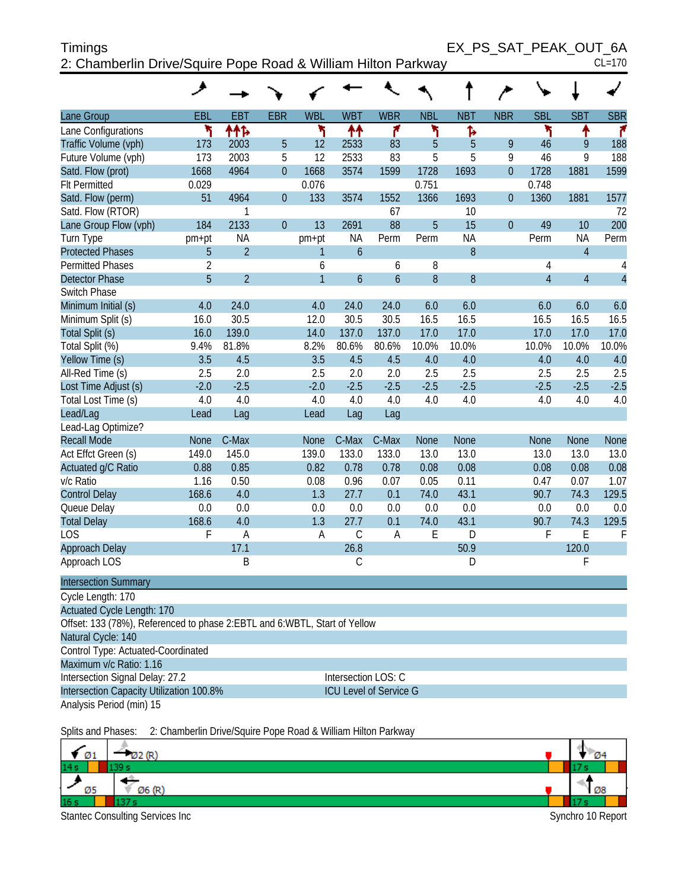# Timings

## 2: Chamberlin Drive/Squire Pope Road & William Hilton Parkway

EX_PS_SAT_PEAK_OUT_6A

CL=170

| Lane Group | EBL | EBT | EBR | WBL | WBT | WBR | NBL | NBT | NBR | SBL | SBT | SBR |
|---|---|---|---|---|---|---|---|---|---|---|---|---|
| Lane Configurations | | | | | | | | | | | | |
| Traffic Volume (vph) | 173 | 2003 | 5 | 12 | 2533 | 83 | 5 | 5 | 9 | 46 | 9 | 188 |
| Future Volume (vph) | 173 | 2003 | 5 | 12 | 2533 | 83 | 5 | 5 | 9 | 46 | 9 | 188 |
| Satd. Flow (prot) | 1668 | 4964 | 0 | 1668 | 3574 | 1599 | 1728 | 1693 | 0 | 1728 | 1881 | 1599 |
| Flt Permitted | 0.029 | | | 0.076 | | | 0.751 | | | 0.748 | | |
| Satd. Flow (perm) | 51 | 4964 | 0 | 133 | 3574 | 1552 | 1366 | 1693 | 0 | 1360 | 1881 | 1577 |
| Satd. Flow (RTOR) | | 1 | | | | 67 | | 10 | | | | 72 |
| Lane Group Flow (vph) | 184 | 2133 | 0 | 13 | 2691 | 88 | 5 | 15 | 0 | 49 | 10 | 200 |
| Turn Type | pm+pt | NA | | pm+pt | NA | Perm | Perm | NA | | Perm | NA | Perm |
| Protected Phases | 5 | 2 | | 1 | 6 | | | 8 | | | 4 | |
| Permitted Phases | 2 | | | 6 | | 6 | 8 | | | 4 | | 4 |
| Detector Phase | 5 | 2 | | 1 | 6 | 6 | 8 | 8 | | 4 | 4 | 4 |
| Switch Phase | | | | | | | | | | | | |
| Minimum Initial (s) | 4.0 | 24.0 | | 4.0 | 24.0 | 24.0 | 6.0 | 6.0 | | 6.0 | 6.0 | 6.0 |
| Minimum Split (s) | 16.0 | 30.5 | | 12.0 | 30.5 | 30.5 | 16.5 | 16.5 | | 16.5 | 16.5 | 16.5 |
| Total Split (s) | 16.0 | 139.0 | | 14.0 | 137.0 | 137.0 | 17.0 | 17.0 | | 17.0 | 17.0 | 17.0 |
| Total Split (%) | 9.4% | 81.8% | | 8.2% | 80.6% | 80.6% | 10.0% | 10.0% | | 10.0% | 10.0% | 10.0% |
| Yellow Time (s) | 3.5 | 4.5 | | 3.5 | 4.5 | 4.5 | 4.0 | 4.0 | | 4.0 | 4.0 | 4.0 |
| All-Red Time (s) | 2.5 | 2.0 | | 2.5 | 2.0 | 2.0 | 2.5 | 2.5 | | 2.5 | 2.5 | 2.5 |
| Lost Time Adjust (s) | -2.0 | -2.5 | | -2.0 | -2.5 | -2.5 | -2.5 | -2.5 | | -2.5 | -2.5 | -2.5 |
| Total Lost Time (s) | 4.0 | 4.0 | | 4.0 | 4.0 | 4.0 | 4.0 | 4.0 | | 4.0 | 4.0 | 4.0 |
| Lead/Lag | Lead | Lag | | Lead | Lag | Lag | | | | | | |
| Lead-Lag Optimize? | | | | | | | | | | | | |
| Recall Mode | None | C-Max | | None | C-Max | C-Max | None | None | | None | None | None |
| Act Effct Green (s) | 149.0 | 145.0 | | 139.0 | 133.0 | 133.0 | 13.0 | 13.0 | | 13.0 | 13.0 | 13.0 |
| Actuated g/C Ratio | 0.88 | 0.85 | | 0.82 | 0.78 | 0.78 | 0.08 | 0.08 | | 0.08 | 0.08 | 0.08 |
| v/c Ratio | 1.16 | 0.50 | | 0.08 | 0.96 | 0.07 | 0.05 | 0.11 | | 0.47 | 0.07 | 1.07 |
| Control Delay | 168.6 | 4.0 | | 1.3 | 27.7 | 0.1 | 74.0 | 43.1 | | 90.7 | 74.3 | 129.5 |
| Queue Delay | 0.0 | 0.0 | | 0.0 | 0.0 | 0.0 | 0.0 | 0.0 | | 0.0 | 0.0 | 0.0 |
| Total Delay | 168.6 | 4.0 | | 1.3 | 27.7 | 0.1 | 74.0 | 43.1 | | 90.7 | 74.3 | 129.5 |
| LOS | F | A | | A | C | A | E | D | | F | E | F |
| Approach Delay | | 17.1 | | | 26.8 | | | 50.9 | | | 120.0 | |
| Approach LOS | | B | | | C | | | D | | | F | |

**Intersection Summary**

Cycle Length: 170

Actuated Cycle Length: 170

Offset: 133 (78%), Referenced to phase 2:EBTL and 6:WBTL, Start of Yellow

Natural Cycle: 140

Control Type: Actuated-Coordinated

Maximum v/c Ratio: 1.16

Intersection Signal Delay: 27.2 — Intersection LOS: C

Intersection Capacity Utilization 100.8% — ICU Level of Service G

Analysis Period (min) 15

Splits and Phases: 2: Chamberlin Drive/Squire Pope Road & William Hilton Parkway

| Ø1 | Ø2 (R) | Ø4 |
|---|---|---|
| 14 s | 139 s | 17 s |

| Ø5 | Ø6 (R) | Ø8 |
|---|---|---|
| 16 s | 137 s | 17 s |

Stantec Consulting Services Inc — Synchro 10 Report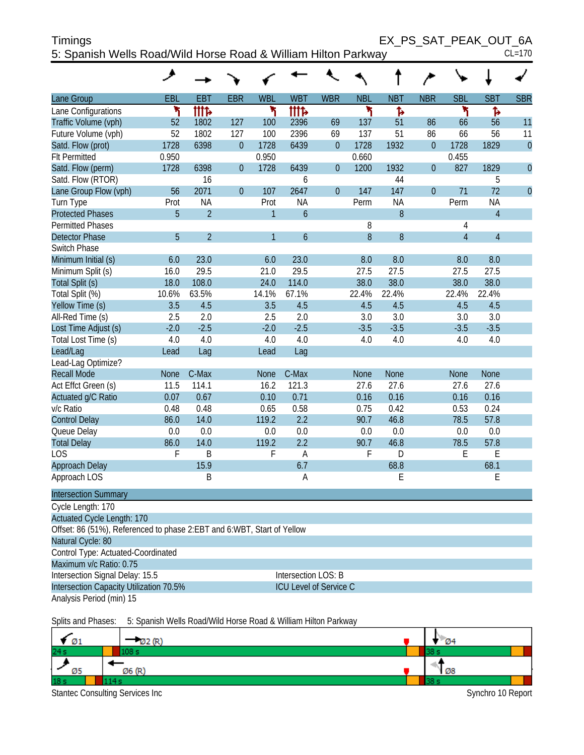Timings
5: Spanish Wells Road/Wild Horse Road & William Hilton Parkway

EX_PS_SAT_PEAK_OUT_6A
CL=170

| Lane Group | EBL | EBT | EBR | WBL | WBT | WBR | NBL | NBT | NBR | SBL | SBT | SBR |
|---|---|---|---|---|---|---|---|---|---|---|---|---|
| Lane Configurations | ↰ | ↑↑↑↱ | | ↰ | ↑↑↑↱ | | ↰ | ↱ | | ↰ | ↱ | |
| Traffic Volume (vph) | 52 | 1802 | 127 | 100 | 2396 | 69 | 137 | 51 | 86 | 66 | 56 | 11 |
| Future Volume (vph) | 52 | 1802 | 127 | 100 | 2396 | 69 | 137 | 51 | 86 | 66 | 56 | 11 |
| Satd. Flow (prot) | 1728 | 6398 | 0 | 1728 | 6439 | 0 | 1728 | 1932 | 0 | 1728 | 1829 | 0 |
| Flt Permitted | 0.950 | | | 0.950 | | | 0.660 | | | 0.455 | | |
| Satd. Flow (perm) | 1728 | 6398 | 0 | 1728 | 6439 | 0 | 1200 | 1932 | 0 | 827 | 1829 | 0 |
| Satd. Flow (RTOR) | | 16 | | | 6 | | | 44 | | | 5 | |
| Lane Group Flow (vph) | 56 | 2071 | 0 | 107 | 2647 | 0 | 147 | 147 | 0 | 71 | 72 | 0 |
| Turn Type | Prot | NA | | Prot | NA | | Perm | NA | | Perm | NA | |
| Protected Phases | 5 | 2 | | 1 | 6 | | | 8 | | | 4 | |
| Permitted Phases | | | | | | | 8 | | | 4 | | |
| Detector Phase | 5 | 2 | | 1 | 6 | | 8 | 8 | | 4 | 4 | |
| Switch Phase | | | | | | | | | | | | |
| Minimum Initial (s) | 6.0 | 23.0 | | 6.0 | 23.0 | | 8.0 | 8.0 | | 8.0 | 8.0 | |
| Minimum Split (s) | 16.0 | 29.5 | | 21.0 | 29.5 | | 27.5 | 27.5 | | 27.5 | 27.5 | |
| Total Split (s) | 18.0 | 108.0 | | 24.0 | 114.0 | | 38.0 | 38.0 | | 38.0 | 38.0 | |
| Total Split (%) | 10.6% | 63.5% | | 14.1% | 67.1% | | 22.4% | 22.4% | | 22.4% | 22.4% | |
| Yellow Time (s) | 3.5 | 4.5 | | 3.5 | 4.5 | | 4.5 | 4.5 | | 4.5 | 4.5 | |
| All-Red Time (s) | 2.5 | 2.0 | | 2.5 | 2.0 | | 3.0 | 3.0 | | 3.0 | 3.0 | |
| Lost Time Adjust (s) | -2.0 | -2.5 | | -2.0 | -2.5 | | -3.5 | -3.5 | | -3.5 | -3.5 | |
| Total Lost Time (s) | 4.0 | 4.0 | | 4.0 | 4.0 | | 4.0 | 4.0 | | 4.0 | 4.0 | |
| Lead/Lag | Lead | Lag | | Lead | Lag | | | | | | | |
| Lead-Lag Optimize? | | | | | | | | | | | | |
| Recall Mode | None | C-Max | | None | C-Max | | None | None | | None | None | |
| Act Effct Green (s) | 11.5 | 114.1 | | 16.2 | 121.3 | | 27.6 | 27.6 | | 27.6 | 27.6 | |
| Actuated g/C Ratio | 0.07 | 0.67 | | 0.10 | 0.71 | | 0.16 | 0.16 | | 0.16 | 0.16 | |
| v/c Ratio | 0.48 | 0.48 | | 0.65 | 0.58 | | 0.75 | 0.42 | | 0.53 | 0.24 | |
| Control Delay | 86.0 | 14.0 | | 119.2 | 2.2 | | 90.7 | 46.8 | | 78.5 | 57.8 | |
| Queue Delay | 0.0 | 0.0 | | 0.0 | 0.0 | | 0.0 | 0.0 | | 0.0 | 0.0 | |
| Total Delay | 86.0 | 14.0 | | 119.2 | 2.2 | | 90.7 | 46.8 | | 78.5 | 57.8 | |
| LOS | F | B | | F | A | | F | D | | E | E | |
| Approach Delay | | 15.9 | | | 6.7 | | | 68.8 | | | 68.1 | |
| Approach LOS | | B | | | A | | | E | | | E | |

**Intersection Summary**

Cycle Length: 170
Actuated Cycle Length: 170
Offset: 86 (51%), Referenced to phase 2:EBT and 6:WBT, Start of Yellow
Natural Cycle: 80
Control Type: Actuated-Coordinated
Maximum v/c Ratio: 0.75
Intersection Signal Delay: 15.5 — Intersection LOS: B
Intersection Capacity Utilization 70.5% — ICU Level of Service C
Analysis Period (min) 15

Splits and Phases: 5: Spanish Wells Road/Wild Horse Road & William Hilton Parkway

| Ø1 | Ø2 (R) | Ø4 |
|---|---|---|
| 24 s | 108 s | 38 s |

| Ø5 | Ø6 (R) | Ø8 |
|---|---|---|
| 18 s | 114 s | 38 s |

Stantec Consulting Services Inc — Synchro 10 Report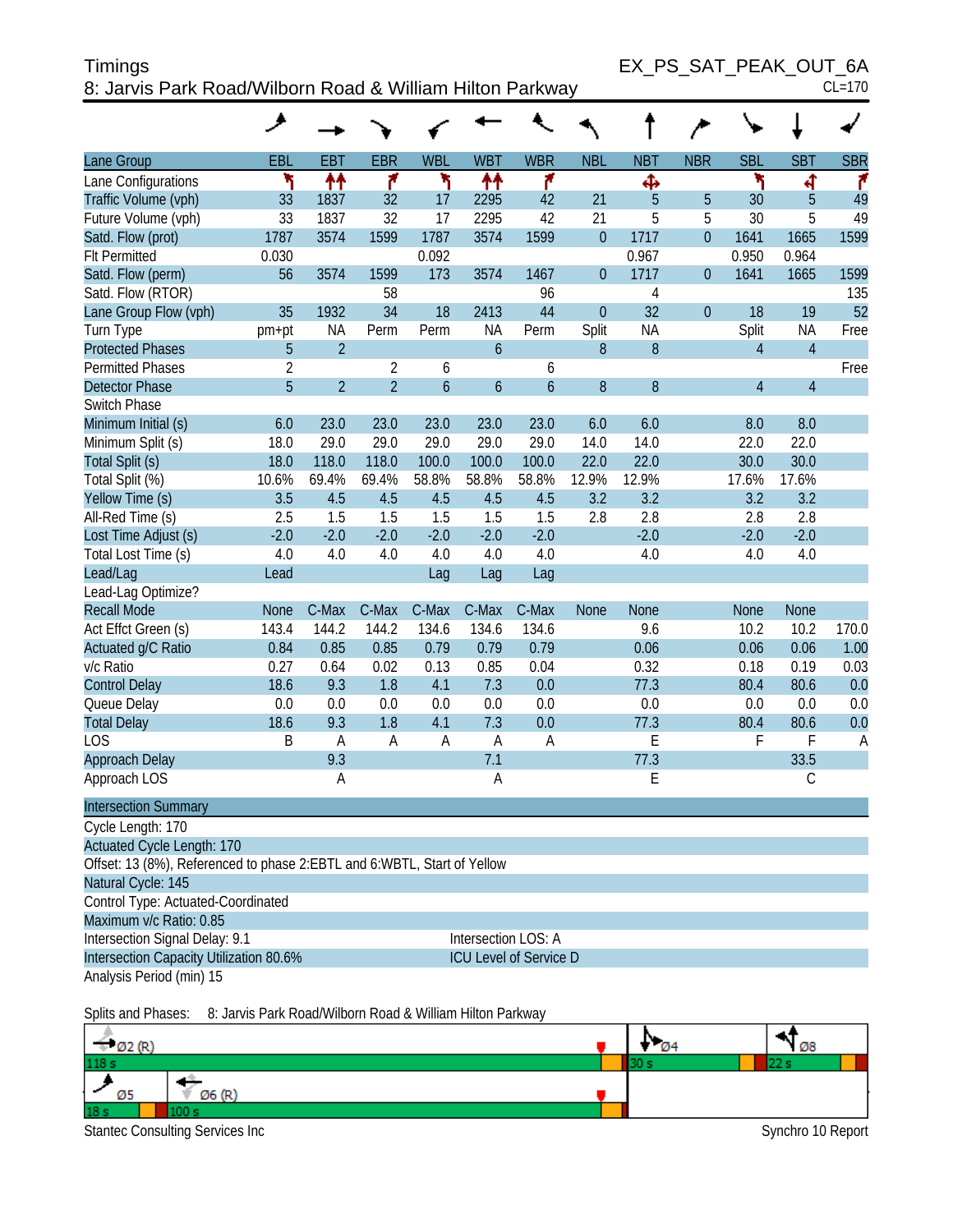Timings
8: Jarvis Park Road/Wilborn Road & William Hilton Parkway

EX_PS_SAT_PEAK_OUT_6A
CL=170

| Lane Group | EBL | EBT | EBR | WBL | WBT | WBR | NBL | NBT | NBR | SBL | SBT | SBR |
|---|---|---|---|---|---|---|---|---|---|---|---|---|
| Lane Configurations | | | | | | | | | | | | |
| Traffic Volume (vph) | 33 | 1837 | 32 | 17 | 2295 | 42 | 21 | 5 | 5 | 30 | 5 | 49 |
| Future Volume (vph) | 33 | 1837 | 32 | 17 | 2295 | 42 | 21 | 5 | 5 | 30 | 5 | 49 |
| Satd. Flow (prot) | 1787 | 3574 | 1599 | 1787 | 3574 | 1599 | 0 | 1717 | 0 | 1641 | 1665 | 1599 |
| Flt Permitted | 0.030 | | | 0.092 | | | | 0.967 | | 0.950 | 0.964 | |
| Satd. Flow (perm) | 56 | 3574 | 1599 | 173 | 3574 | 1467 | 0 | 1717 | 0 | 1641 | 1665 | 1599 |
| Satd. Flow (RTOR) | | | 58 | | | 96 | | 4 | | | | 135 |
| Lane Group Flow (vph) | 35 | 1932 | 34 | 18 | 2413 | 44 | 0 | 32 | 0 | 18 | 19 | 52 |
| Turn Type | pm+pt | NA | Perm | Perm | NA | Perm | Split | NA | | Split | NA | Free |
| Protected Phases | 5 | 2 | | | 6 | | 8 | 8 | | 4 | 4 | |
| Permitted Phases | 2 | | 2 | 6 | | 6 | | | | | | Free |
| Detector Phase | 5 | 2 | 2 | 6 | 6 | 6 | 8 | 8 | | 4 | 4 | |
| Switch Phase | | | | | | | | | | | | |
| Minimum Initial (s) | 6.0 | 23.0 | 23.0 | 23.0 | 23.0 | 23.0 | 6.0 | 6.0 | | 8.0 | 8.0 | |
| Minimum Split (s) | 18.0 | 29.0 | 29.0 | 29.0 | 29.0 | 29.0 | 14.0 | 14.0 | | 22.0 | 22.0 | |
| Total Split (s) | 18.0 | 118.0 | 118.0 | 100.0 | 100.0 | 100.0 | 22.0 | 22.0 | | 30.0 | 30.0 | |
| Total Split (%) | 10.6% | 69.4% | 69.4% | 58.8% | 58.8% | 58.8% | 12.9% | 12.9% | | 17.6% | 17.6% | |
| Yellow Time (s) | 3.5 | 4.5 | 4.5 | 4.5 | 4.5 | 4.5 | 3.2 | 3.2 | | 3.2 | 3.2 | |
| All-Red Time (s) | 2.5 | 1.5 | 1.5 | 1.5 | 1.5 | 1.5 | 2.8 | 2.8 | | 2.8 | 2.8 | |
| Lost Time Adjust (s) | -2.0 | -2.0 | -2.0 | -2.0 | -2.0 | -2.0 | | -2.0 | | -2.0 | -2.0 | |
| Total Lost Time (s) | 4.0 | 4.0 | 4.0 | 4.0 | 4.0 | 4.0 | | 4.0 | | 4.0 | 4.0 | |
| Lead/Lag | Lead | | | Lag | Lag | Lag | | | | | | |
| Lead-Lag Optimize? | | | | | | | | | | | | |
| Recall Mode | None | C-Max | C-Max | C-Max | C-Max | C-Max | None | None | | None | None | |
| Act Effct Green (s) | 143.4 | 144.2 | 144.2 | 134.6 | 134.6 | 134.6 | | 9.6 | | 10.2 | 10.2 | 170.0 |
| Actuated g/C Ratio | 0.84 | 0.85 | 0.85 | 0.79 | 0.79 | 0.79 | | 0.06 | | 0.06 | 0.06 | 1.00 |
| v/c Ratio | 0.27 | 0.64 | 0.02 | 0.13 | 0.85 | 0.04 | | 0.32 | | 0.18 | 0.19 | 0.03 |
| Control Delay | 18.6 | 9.3 | 1.8 | 4.1 | 7.3 | 0.0 | | 77.3 | | 80.4 | 80.6 | 0.0 |
| Queue Delay | 0.0 | 0.0 | 0.0 | 0.0 | 0.0 | 0.0 | | 0.0 | | 0.0 | 0.0 | 0.0 |
| Total Delay | 18.6 | 9.3 | 1.8 | 4.1 | 7.3 | 0.0 | | 77.3 | | 80.4 | 80.6 | 0.0 |
| LOS | B | A | A | A | A | A | | E | | F | F | A |
| Approach Delay | | 9.3 | | | 7.1 | | | 77.3 | | | 33.5 | |
| Approach LOS | | A | | | A | | | E | | | C | |

**Intersection Summary**

Cycle Length: 170
Actuated Cycle Length: 170
Offset: 13 (8%), Referenced to phase 2:EBTL and 6:WBTL, Start of Yellow
Natural Cycle: 145
Control Type: Actuated-Coordinated
Maximum v/c Ratio: 0.85
Intersection Signal Delay: 9.1 — Intersection LOS: A
Intersection Capacity Utilization 80.6% — ICU Level of Service D
Analysis Period (min) 15

Splits and Phases: 8: Jarvis Park Road/Wilborn Road & William Hilton Parkway

| Ø2 (R) 118 s | Ø4 30 s | Ø8 22 s |
|---|---|---|
| Ø5 18 s / Ø6 (R) 100 s | | |

Stantec Consulting Services Inc — Synchro 10 Report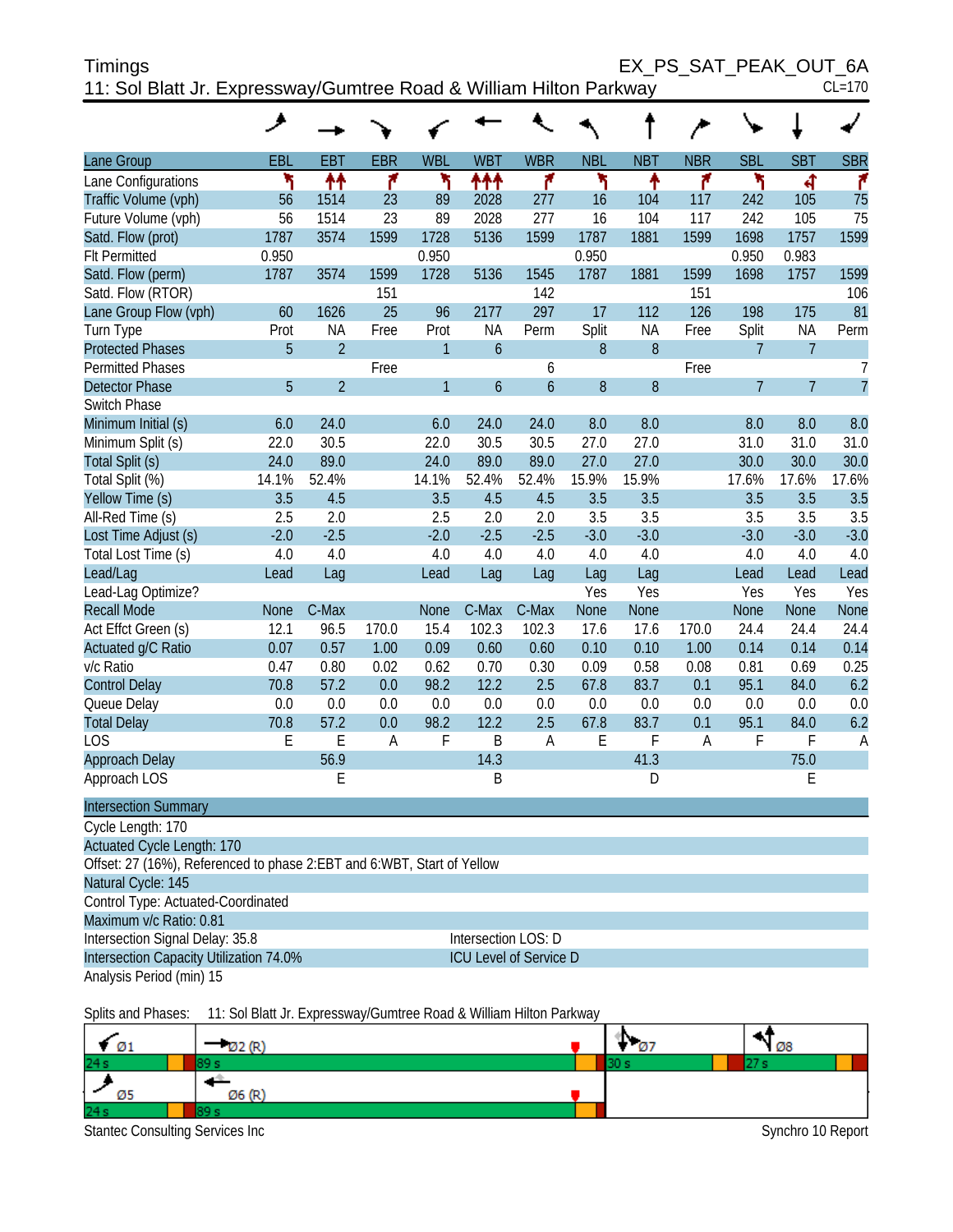# Timings

## 11: Sol Blatt Jr. Expressway/Gumtree Road & William Hilton Parkway

EX_PS_SAT_PEAK_OUT_6A

CL=170

| Lane Group | EBL | EBT | EBR | WBL | WBT | WBR | NBL | NBT | NBR | SBL | SBT | SBR |
|---|---|---|---|---|---|---|---|---|---|---|---|---|
| Lane Configurations | | | | | | | | | | | | |
| Traffic Volume (vph) | 56 | 1514 | 23 | 89 | 2028 | 277 | 16 | 104 | 117 | 242 | 105 | 75 |
| Future Volume (vph) | 56 | 1514 | 23 | 89 | 2028 | 277 | 16 | 104 | 117 | 242 | 105 | 75 |
| Satd. Flow (prot) | 1787 | 3574 | 1599 | 1728 | 5136 | 1599 | 1787 | 1881 | 1599 | 1698 | 1757 | 1599 |
| Flt Permitted | 0.950 | | | 0.950 | | | 0.950 | | | 0.950 | 0.983 | |
| Satd. Flow (perm) | 1787 | 3574 | 1599 | 1728 | 5136 | 1545 | 1787 | 1881 | 1599 | 1698 | 1757 | 1599 |
| Satd. Flow (RTOR) | | | 151 | | | 142 | | | 151 | | | 106 |
| Lane Group Flow (vph) | 60 | 1626 | 25 | 96 | 2177 | 297 | 17 | 112 | 126 | 198 | 175 | 81 |
| Turn Type | Prot | NA | Free | Prot | NA | Perm | Split | NA | Free | Split | NA | Perm |
| Protected Phases | 5 | 2 | | 1 | 6 | | 8 | 8 | | 7 | 7 | |
| Permitted Phases | | | Free | | | 6 | | | Free | | | 7 |
| Detector Phase | 5 | 2 | | 1 | 6 | 6 | 8 | 8 | | 7 | 7 | 7 |
| Switch Phase | | | | | | | | | | | | |
| Minimum Initial (s) | 6.0 | 24.0 | | 6.0 | 24.0 | 24.0 | 8.0 | 8.0 | | 8.0 | 8.0 | 8.0 |
| Minimum Split (s) | 22.0 | 30.5 | | 22.0 | 30.5 | 30.5 | 27.0 | 27.0 | | 31.0 | 31.0 | 31.0 |
| Total Split (s) | 24.0 | 89.0 | | 24.0 | 89.0 | 89.0 | 27.0 | 27.0 | | 30.0 | 30.0 | 30.0 |
| Total Split (%) | 14.1% | 52.4% | | 14.1% | 52.4% | 52.4% | 15.9% | 15.9% | | 17.6% | 17.6% | 17.6% |
| Yellow Time (s) | 3.5 | 4.5 | | 3.5 | 4.5 | 4.5 | 3.5 | 3.5 | | 3.5 | 3.5 | 3.5 |
| All-Red Time (s) | 2.5 | 2.0 | | 2.5 | 2.0 | 2.0 | 3.5 | 3.5 | | 3.5 | 3.5 | 3.5 |
| Lost Time Adjust (s) | -2.0 | -2.5 | | -2.0 | -2.5 | -2.5 | -3.0 | -3.0 | | -3.0 | -3.0 | -3.0 |
| Total Lost Time (s) | 4.0 | 4.0 | | 4.0 | 4.0 | 4.0 | 4.0 | 4.0 | | 4.0 | 4.0 | 4.0 |
| Lead/Lag | Lead | Lag | | Lead | Lag | Lag | Lag | Lag | | Lead | Lead | Lead |
| Lead-Lag Optimize? | | | | | | | Yes | Yes | | Yes | Yes | Yes |
| Recall Mode | None | C-Max | | None | C-Max | C-Max | None | None | | None | None | None |
| Act Effct Green (s) | 12.1 | 96.5 | 170.0 | 15.4 | 102.3 | 102.3 | 17.6 | 17.6 | 170.0 | 24.4 | 24.4 | 24.4 |
| Actuated g/C Ratio | 0.07 | 0.57 | 1.00 | 0.09 | 0.60 | 0.60 | 0.10 | 0.10 | 1.00 | 0.14 | 0.14 | 0.14 |
| v/c Ratio | 0.47 | 0.80 | 0.02 | 0.62 | 0.70 | 0.30 | 0.09 | 0.58 | 0.08 | 0.81 | 0.69 | 0.25 |
| Control Delay | 70.8 | 57.2 | 0.0 | 98.2 | 12.2 | 2.5 | 67.8 | 83.7 | 0.1 | 95.1 | 84.0 | 6.2 |
| Queue Delay | 0.0 | 0.0 | 0.0 | 0.0 | 0.0 | 0.0 | 0.0 | 0.0 | 0.0 | 0.0 | 0.0 | 0.0 |
| Total Delay | 70.8 | 57.2 | 0.0 | 98.2 | 12.2 | 2.5 | 67.8 | 83.7 | 0.1 | 95.1 | 84.0 | 6.2 |
| LOS | E | E | A | F | B | A | E | F | A | F | F | A |
| Approach Delay | | 56.9 | | | 14.3 | | | 41.3 | | | 75.0 | |
| Approach LOS | | E | | | B | | | D | | | E | |

**Intersection Summary**

Cycle Length: 170
Actuated Cycle Length: 170
Offset: 27 (16%), Referenced to phase 2:EBT and 6:WBT, Start of Yellow
Natural Cycle: 145
Control Type: Actuated-Coordinated
Maximum v/c Ratio: 0.81
Intersection Signal Delay: 35.8 — Intersection LOS: D
Intersection Capacity Utilization 74.0% — ICU Level of Service D
Analysis Period (min) 15

Splits and Phases: 11: Sol Blatt Jr. Expressway/Gumtree Road & William Hilton Parkway

| Ø1 | Ø2 (R) | Ø7 | Ø8 |
|---|---|---|---|
| 24 s | 89 s | 30 s | 27 s |
| **Ø5** | **Ø6 (R)** | | |
| 24 s | 89 s | | |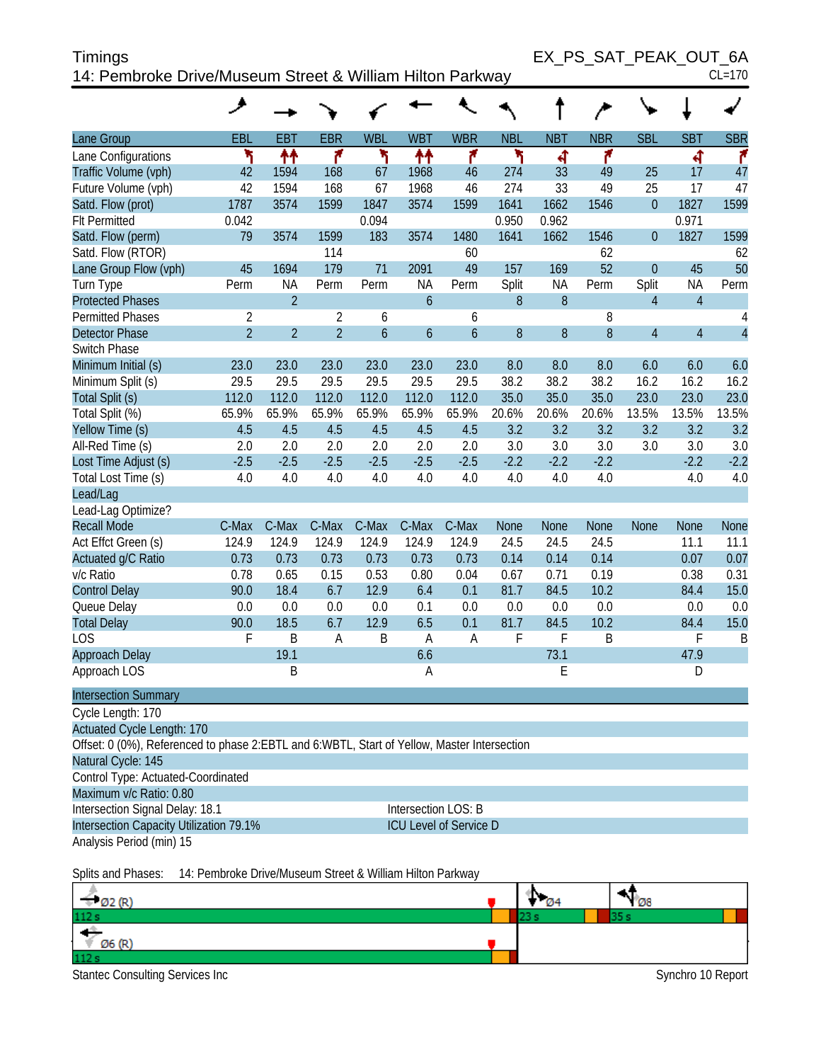# Timings

## 14: Pembroke Drive/Museum Street & William Hilton Parkway

EX_PS_SAT_PEAK_OUT_6A
CL=170

| Lane Group | EBL | EBT | EBR | WBL | WBT | WBR | NBL | NBT | NBR | SBL | SBT | SBR |
|---|---|---|---|---|---|---|---|---|---|---|---|---|
| Lane Configurations | | | | | | | | | | | | |
| Traffic Volume (vph) | 42 | 1594 | 168 | 67 | 1968 | 46 | 274 | 33 | 49 | 25 | 17 | 47 |
| Future Volume (vph) | 42 | 1594 | 168 | 67 | 1968 | 46 | 274 | 33 | 49 | 25 | 17 | 47 |
| Satd. Flow (prot) | 1787 | 3574 | 1599 | 1847 | 3574 | 1599 | 1641 | 1662 | 1546 | 0 | 1827 | 1599 |
| Flt Permitted | 0.042 | | | 0.094 | | | 0.950 | 0.962 | | | 0.971 | |
| Satd. Flow (perm) | 79 | 3574 | 1599 | 183 | 3574 | 1480 | 1641 | 1662 | 1546 | 0 | 1827 | 1599 |
| Satd. Flow (RTOR) | | | 114 | | | 60 | | | 62 | | | 62 |
| Lane Group Flow (vph) | 45 | 1694 | 179 | 71 | 2091 | 49 | 157 | 169 | 52 | 0 | 45 | 50 |
| Turn Type | Perm | NA | Perm | Perm | NA | Perm | Split | NA | Perm | Split | NA | Perm |
| Protected Phases | | 2 | | | 6 | | 8 | 8 | | 4 | 4 | |
| Permitted Phases | 2 | | 2 | 6 | | 6 | | | 8 | | | 4 |
| Detector Phase | 2 | 2 | 2 | 6 | 6 | 6 | 8 | 8 | 8 | 4 | 4 | 4 |
| Switch Phase | | | | | | | | | | | | |
| Minimum Initial (s) | 23.0 | 23.0 | 23.0 | 23.0 | 23.0 | 23.0 | 8.0 | 8.0 | 8.0 | 6.0 | 6.0 | 6.0 |
| Minimum Split (s) | 29.5 | 29.5 | 29.5 | 29.5 | 29.5 | 29.5 | 38.2 | 38.2 | 38.2 | 16.2 | 16.2 | 16.2 |
| Total Split (s) | 112.0 | 112.0 | 112.0 | 112.0 | 112.0 | 112.0 | 35.0 | 35.0 | 35.0 | 23.0 | 23.0 | 23.0 |
| Total Split (%) | 65.9% | 65.9% | 65.9% | 65.9% | 65.9% | 65.9% | 20.6% | 20.6% | 20.6% | 13.5% | 13.5% | 13.5% |
| Yellow Time (s) | 4.5 | 4.5 | 4.5 | 4.5 | 4.5 | 4.5 | 3.2 | 3.2 | 3.2 | 3.2 | 3.2 | 3.2 |
| All-Red Time (s) | 2.0 | 2.0 | 2.0 | 2.0 | 2.0 | 2.0 | 3.0 | 3.0 | 3.0 | 3.0 | 3.0 | 3.0 |
| Lost Time Adjust (s) | -2.5 | -2.5 | -2.5 | -2.5 | -2.5 | -2.5 | -2.2 | -2.2 | -2.2 | | -2.2 | -2.2 |
| Total Lost Time (s) | 4.0 | 4.0 | 4.0 | 4.0 | 4.0 | 4.0 | 4.0 | 4.0 | 4.0 | | 4.0 | 4.0 |
| Lead/Lag | | | | | | | | | | | | |
| Lead-Lag Optimize? | | | | | | | | | | | | |
| Recall Mode | C-Max | C-Max | C-Max | C-Max | C-Max | C-Max | None | None | None | None | None | None |
| Act Effct Green (s) | 124.9 | 124.9 | 124.9 | 124.9 | 124.9 | 124.9 | 24.5 | 24.5 | 24.5 | | 11.1 | 11.1 |
| Actuated g/C Ratio | 0.73 | 0.73 | 0.73 | 0.73 | 0.73 | 0.73 | 0.14 | 0.14 | 0.14 | | 0.07 | 0.07 |
| v/c Ratio | 0.78 | 0.65 | 0.15 | 0.53 | 0.80 | 0.04 | 0.67 | 0.71 | 0.19 | | 0.38 | 0.31 |
| Control Delay | 90.0 | 18.4 | 6.7 | 12.9 | 6.4 | 0.1 | 81.7 | 84.5 | 10.2 | | 84.4 | 15.0 |
| Queue Delay | 0.0 | 0.0 | 0.0 | 0.0 | 0.1 | 0.0 | 0.0 | 0.0 | 0.0 | | 0.0 | 0.0 |
| Total Delay | 90.0 | 18.5 | 6.7 | 12.9 | 6.5 | 0.1 | 81.7 | 84.5 | 10.2 | | 84.4 | 15.0 |
| LOS | F | B | A | B | A | A | F | F | B | | F | B |
| Approach Delay | | 19.1 | | | 6.6 | | | 73.1 | | | 47.9 | |
| Approach LOS | | B | | | A | | | E | | | D | |

**Intersection Summary**

Cycle Length: 170
Actuated Cycle Length: 170
Offset: 0 (0%), Referenced to phase 2:EBTL and 6:WBTL, Start of Yellow, Master Intersection
Natural Cycle: 145
Control Type: Actuated-Coordinated
Maximum v/c Ratio: 0.80
Intersection Signal Delay: 18.1 — Intersection LOS: B
Intersection Capacity Utilization 79.1% — ICU Level of Service D
Analysis Period (min) 15

Splits and Phases: 14: Pembroke Drive/Museum Street & William Hilton Parkway

| Phase | Split |
|---|---|
| Ø2 (R) | 112 s |
| Ø4 | 23 s |
| Ø8 | 35 s |
| Ø6 (R) | 112 s |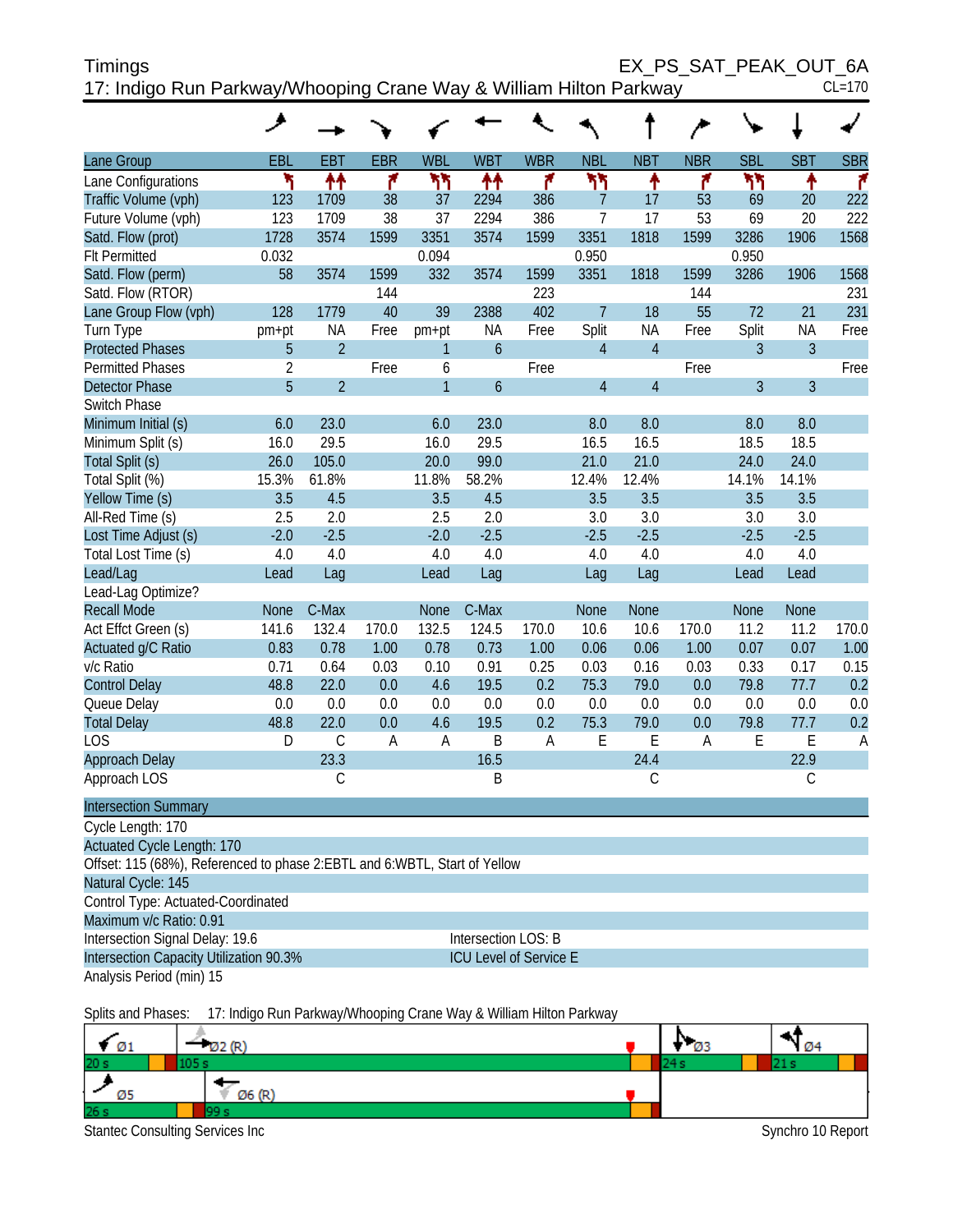# Timings

## 17: Indigo Run Parkway/Whooping Crane Way & William Hilton Parkway

EX_PS_SAT_PEAK_OUT_6A
CL=170

| Lane Group | EBL | EBT | EBR | WBL | WBT | WBR | NBL | NBT | NBR | SBL | SBT | SBR |
|---|---|---|---|---|---|---|---|---|---|---|---|---|
| Lane Configurations | | | | | | | | | | | | |
| Traffic Volume (vph) | 123 | 1709 | 38 | 37 | 2294 | 386 | 7 | 17 | 53 | 69 | 20 | 222 |
| Future Volume (vph) | 123 | 1709 | 38 | 37 | 2294 | 386 | 7 | 17 | 53 | 69 | 20 | 222 |
| Satd. Flow (prot) | 1728 | 3574 | 1599 | 3351 | 3574 | 1599 | 3351 | 1818 | 1599 | 3286 | 1906 | 1568 |
| Flt Permitted | 0.032 | | | 0.094 | | | 0.950 | | | 0.950 | | |
| Satd. Flow (perm) | 58 | 3574 | 1599 | 332 | 3574 | 1599 | 3351 | 1818 | 1599 | 3286 | 1906 | 1568 |
| Satd. Flow (RTOR) | | | 144 | | | 223 | | | 144 | | | 231 |
| Lane Group Flow (vph) | 128 | 1779 | 40 | 39 | 2388 | 402 | 7 | 18 | 55 | 72 | 21 | 231 |
| Turn Type | pm+pt | NA | Free | pm+pt | NA | Free | Split | NA | Free | Split | NA | Free |
| Protected Phases | 5 | 2 | | 1 | 6 | | 4 | 4 | | 3 | 3 | |
| Permitted Phases | 2 | | Free | 6 | | Free | | | Free | | | Free |
| Detector Phase | 5 | 2 | | 1 | 6 | | 4 | 4 | | 3 | 3 | |
| Switch Phase | | | | | | | | | | | | |
| Minimum Initial (s) | 6.0 | 23.0 | | 6.0 | 23.0 | | 8.0 | 8.0 | | 8.0 | 8.0 | |
| Minimum Split (s) | 16.0 | 29.5 | | 16.0 | 29.5 | | 16.5 | 16.5 | | 18.5 | 18.5 | |
| Total Split (s) | 26.0 | 105.0 | | 20.0 | 99.0 | | 21.0 | 21.0 | | 24.0 | 24.0 | |
| Total Split (%) | 15.3% | 61.8% | | 11.8% | 58.2% | | 12.4% | 12.4% | | 14.1% | 14.1% | |
| Yellow Time (s) | 3.5 | 4.5 | | 3.5 | 4.5 | | 3.5 | 3.5 | | 3.5 | 3.5 | |
| All-Red Time (s) | 2.5 | 2.0 | | 2.5 | 2.0 | | 3.0 | 3.0 | | 3.0 | 3.0 | |
| Lost Time Adjust (s) | -2.0 | -2.5 | | -2.0 | -2.5 | | -2.5 | -2.5 | | -2.5 | -2.5 | |
| Total Lost Time (s) | 4.0 | 4.0 | | 4.0 | 4.0 | | 4.0 | 4.0 | | 4.0 | 4.0 | |
| Lead/Lag | Lead | Lag | | Lead | Lag | | Lag | Lag | | Lead | Lead | |
| Lead-Lag Optimize? | | | | | | | | | | | | |
| Recall Mode | None | C-Max | | None | C-Max | | None | None | | None | None | |
| Act Effct Green (s) | 141.6 | 132.4 | 170.0 | 132.5 | 124.5 | 170.0 | 10.6 | 10.6 | 170.0 | 11.2 | 11.2 | 170.0 |
| Actuated g/C Ratio | 0.83 | 0.78 | 1.00 | 0.78 | 0.73 | 1.00 | 0.06 | 0.06 | 1.00 | 0.07 | 0.07 | 1.00 |
| v/c Ratio | 0.71 | 0.64 | 0.03 | 0.10 | 0.91 | 0.25 | 0.03 | 0.16 | 0.03 | 0.33 | 0.17 | 0.15 |
| Control Delay | 48.8 | 22.0 | 0.0 | 4.6 | 19.5 | 0.2 | 75.3 | 79.0 | 0.0 | 79.8 | 77.7 | 0.2 |
| Queue Delay | 0.0 | 0.0 | 0.0 | 0.0 | 0.0 | 0.0 | 0.0 | 0.0 | 0.0 | 0.0 | 0.0 | 0.0 |
| Total Delay | 48.8 | 22.0 | 0.0 | 4.6 | 19.5 | 0.2 | 75.3 | 79.0 | 0.0 | 79.8 | 77.7 | 0.2 |
| LOS | D | C | A | A | B | A | E | E | A | E | E | A |
| Approach Delay | | 23.3 | | | 16.5 | | | 24.4 | | | 22.9 | |
| Approach LOS | | C | | | B | | | C | | | C | |

**Intersection Summary**

Cycle Length: 170
Actuated Cycle Length: 170
Offset: 115 (68%), Referenced to phase 2:EBTL and 6:WBTL, Start of Yellow
Natural Cycle: 145
Control Type: Actuated-Coordinated
Maximum v/c Ratio: 0.91
Intersection Signal Delay: 19.6 — Intersection LOS: B
Intersection Capacity Utilization 90.3% — ICU Level of Service E
Analysis Period (min) 15

Splits and Phases: 17: Indigo Run Parkway/Whooping Crane Way & William Hilton Parkway

| Ø1 | Ø2 (R) | Ø3 | Ø4 |
|---|---|---|---|
| 20 s | 105 s | 24 s | 21 s |

| Ø5 | Ø6 (R) |
|---|---|
| 26 s | 99 s |

Stantec Consulting Services Inc — Synchro 10 Report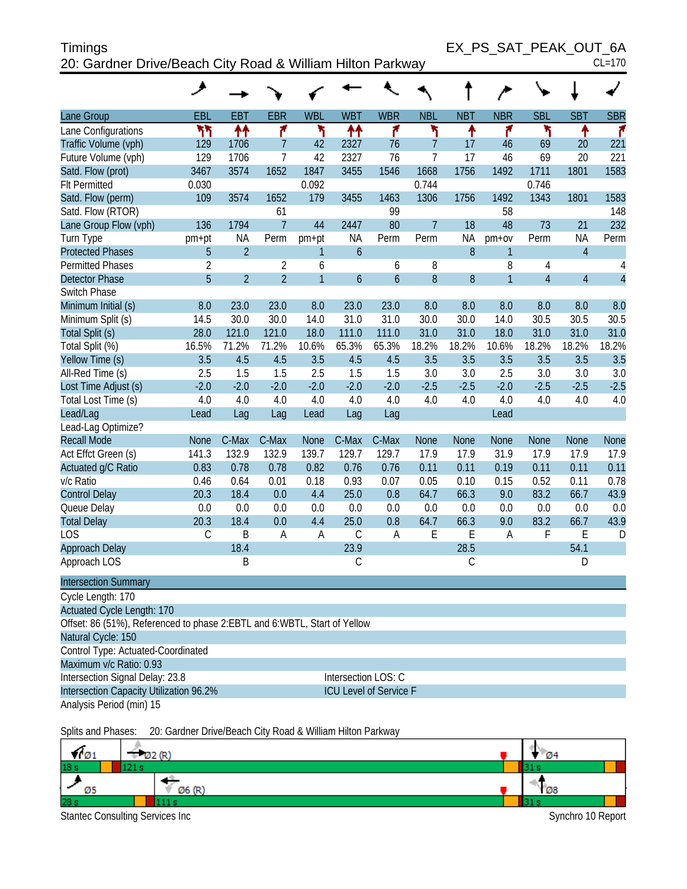Timings
20: Gardner Drive/Beach City Road & William Hilton Parkway

EX_PS_SAT_PEAK_OUT_6A
CL=170

| Lane Group | EBL | EBT | EBR | WBL | WBT | WBR | NBL | NBT | NBR | SBL | SBT | SBR |
|---|---|---|---|---|---|---|---|---|---|---|---|---|
| Lane Configurations | | | | | | | | | | | | |
| Traffic Volume (vph) | 129 | 1706 | 7 | 42 | 2327 | 76 | 7 | 17 | 46 | 69 | 20 | 221 |
| Future Volume (vph) | 129 | 1706 | 7 | 42 | 2327 | 76 | 7 | 17 | 46 | 69 | 20 | 221 |
| Satd. Flow (prot) | 3467 | 3574 | 1652 | 1847 | 3455 | 1546 | 1668 | 1756 | 1492 | 1711 | 1801 | 1583 |
| Flt Permitted | 0.030 | | | 0.092 | | | 0.744 | | | 0.746 | | |
| Satd. Flow (perm) | 109 | 3574 | 1652 | 179 | 3455 | 1463 | 1306 | 1756 | 1492 | 1343 | 1801 | 1583 |
| Satd. Flow (RTOR) | | | 61 | | | 99 | | | 58 | | | 148 |
| Lane Group Flow (vph) | 136 | 1794 | 7 | 44 | 2447 | 80 | 7 | 18 | 48 | 73 | 21 | 232 |
| Turn Type | pm+pt | NA | Perm | pm+pt | NA | Perm | Perm | NA | pm+ov | Perm | NA | Perm |
| Protected Phases | 5 | 2 | | 1 | 6 | | | 8 | 1 | | 4 | |
| Permitted Phases | 2 | | 2 | 6 | | 6 | 8 | | 8 | 4 | | 4 |
| Detector Phase | 5 | 2 | 2 | 1 | 6 | 6 | 8 | 8 | 1 | 4 | 4 | 4 |
| Switch Phase | | | | | | | | | | | | |
| Minimum Initial (s) | 8.0 | 23.0 | 23.0 | 8.0 | 23.0 | 23.0 | 8.0 | 8.0 | 8.0 | 8.0 | 8.0 | 8.0 |
| Minimum Split (s) | 14.5 | 30.0 | 30.0 | 14.0 | 31.0 | 31.0 | 30.0 | 30.0 | 14.0 | 30.5 | 30.5 | 30.5 |
| Total Split (s) | 28.0 | 121.0 | 121.0 | 18.0 | 111.0 | 111.0 | 31.0 | 31.0 | 18.0 | 31.0 | 31.0 | 31.0 |
| Total Split (%) | 16.5% | 71.2% | 71.2% | 10.6% | 65.3% | 65.3% | 18.2% | 18.2% | 10.6% | 18.2% | 18.2% | 18.2% |
| Yellow Time (s) | 3.5 | 4.5 | 4.5 | 3.5 | 4.5 | 4.5 | 3.5 | 3.5 | 3.5 | 3.5 | 3.5 | 3.5 |
| All-Red Time (s) | 2.5 | 1.5 | 1.5 | 2.5 | 1.5 | 1.5 | 3.0 | 3.0 | 2.5 | 3.0 | 3.0 | 3.0 |
| Lost Time Adjust (s) | -2.0 | -2.0 | -2.0 | -2.0 | -2.0 | -2.0 | -2.5 | -2.5 | -2.0 | -2.5 | -2.5 | -2.5 |
| Total Lost Time (s) | 4.0 | 4.0 | 4.0 | 4.0 | 4.0 | 4.0 | 4.0 | 4.0 | 4.0 | 4.0 | 4.0 | 4.0 |
| Lead/Lag | Lead | Lag | Lag | Lead | Lag | Lag | | | Lead | | | |
| Lead-Lag Optimize? | | | | | | | | | | | | |
| Recall Mode | None | C-Max | C-Max | None | C-Max | C-Max | None | None | None | None | None | None |
| Act Effct Green (s) | 141.3 | 132.9 | 132.9 | 139.7 | 129.7 | 129.7 | 17.9 | 17.9 | 31.9 | 17.9 | 17.9 | 17.9 |
| Actuated g/C Ratio | 0.83 | 0.78 | 0.78 | 0.82 | 0.76 | 0.76 | 0.11 | 0.11 | 0.19 | 0.11 | 0.11 | 0.11 |
| v/c Ratio | 0.46 | 0.64 | 0.01 | 0.18 | 0.93 | 0.07 | 0.05 | 0.10 | 0.15 | 0.52 | 0.11 | 0.78 |
| Control Delay | 20.3 | 18.4 | 0.0 | 4.4 | 25.0 | 0.8 | 64.7 | 66.3 | 9.0 | 83.2 | 66.7 | 43.9 |
| Queue Delay | 0.0 | 0.0 | 0.0 | 0.0 | 0.0 | 0.0 | 0.0 | 0.0 | 0.0 | 0.0 | 0.0 | 0.0 |
| Total Delay | 20.3 | 18.4 | 0.0 | 4.4 | 25.0 | 0.8 | 64.7 | 66.3 | 9.0 | 83.2 | 66.7 | 43.9 |
| LOS | C | B | A | A | C | A | E | E | A | F | E | D |
| Approach Delay | | 18.4 | | | 23.9 | | | 28.5 | | | 54.1 | |
| Approach LOS | | B | | | C | | | C | | | D | |

**Intersection Summary**

Cycle Length: 170
Actuated Cycle Length: 170
Offset: 86 (51%), Referenced to phase 2:EBTL and 6:WBTL, Start of Yellow
Natural Cycle: 150
Control Type: Actuated-Coordinated
Maximum v/c Ratio: 0.93
Intersection Signal Delay: 23.8 — Intersection LOS: C
Intersection Capacity Utilization 96.2% — ICU Level of Service F
Analysis Period (min) 15

Splits and Phases: 20: Gardner Drive/Beach City Road & William Hilton Parkway

| Ø1 | Ø2 (R) | Ø4 |
|---|---|---|
| 18 s | 121 s | 31 s |

| Ø5 | Ø6 (R) | Ø8 |
|---|---|---|
| 28 s | 111 s | 31 s |

Stantec Consulting Services Inc — Synchro 10 Report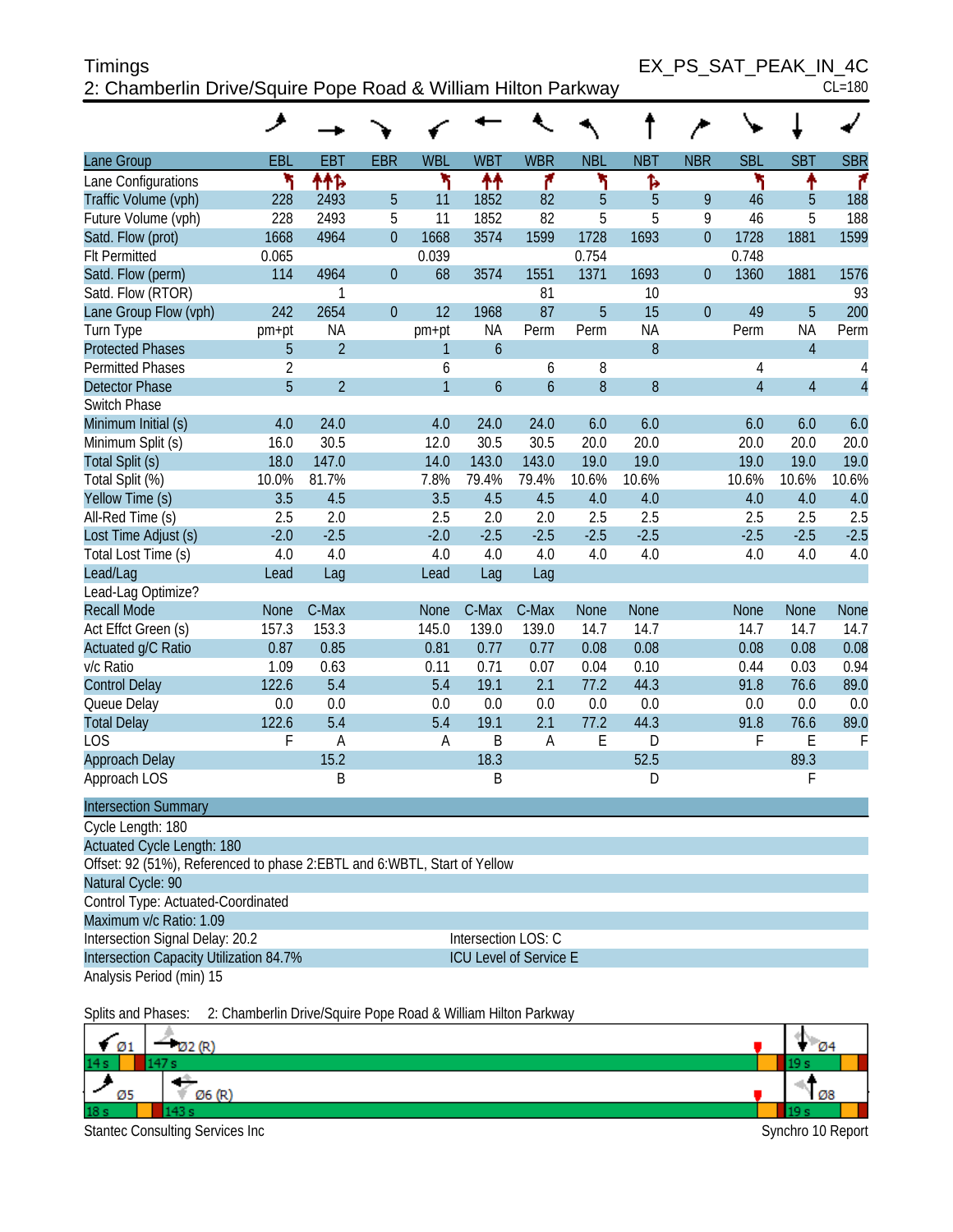Timings
2: Chamberlin Drive/Squire Pope Road & William Hilton Parkway

EX_PS_SAT_PEAK_IN_4C
CL=180

| Lane Group | EBL | EBT | EBR | WBL | WBT | WBR | NBL | NBT | NBR | SBL | SBT | SBR |
|---|---|---|---|---|---|---|---|---|---|---|---|---|
| Lane Configurations | | | | | | | | | | | | |
| Traffic Volume (vph) | 228 | 2493 | 5 | 11 | 1852 | 82 | 5 | 5 | 9 | 46 | 5 | 188 |
| Future Volume (vph) | 228 | 2493 | 5 | 11 | 1852 | 82 | 5 | 5 | 9 | 46 | 5 | 188 |
| Satd. Flow (prot) | 1668 | 4964 | 0 | 1668 | 3574 | 1599 | 1728 | 1693 | 0 | 1728 | 1881 | 1599 |
| Flt Permitted | 0.065 | | | 0.039 | | | 0.754 | | | 0.748 | | |
| Satd. Flow (perm) | 114 | 4964 | 0 | 68 | 3574 | 1551 | 1371 | 1693 | 0 | 1360 | 1881 | 1576 |
| Satd. Flow (RTOR) | | 1 | | | | 81 | | 10 | | | | 93 |
| Lane Group Flow (vph) | 242 | 2654 | 0 | 12 | 1968 | 87 | 5 | 15 | 0 | 49 | 5 | 200 |
| Turn Type | pm+pt | NA | | pm+pt | NA | Perm | Perm | NA | | Perm | NA | Perm |
| Protected Phases | 5 | 2 | | 1 | 6 | | | 8 | | | 4 | |
| Permitted Phases | 2 | | | 6 | | 6 | 8 | | | 4 | | 4 |
| Detector Phase | 5 | 2 | | 1 | 6 | 6 | 8 | 8 | | 4 | 4 | 4 |
| Switch Phase | | | | | | | | | | | | |
| Minimum Initial (s) | 4.0 | 24.0 | | 4.0 | 24.0 | 24.0 | 6.0 | 6.0 | | 6.0 | 6.0 | 6.0 |
| Minimum Split (s) | 16.0 | 30.5 | | 12.0 | 30.5 | 30.5 | 20.0 | 20.0 | | 20.0 | 20.0 | 20.0 |
| Total Split (s) | 18.0 | 147.0 | | 14.0 | 143.0 | 143.0 | 19.0 | 19.0 | | 19.0 | 19.0 | 19.0 |
| Total Split (%) | 10.0% | 81.7% | | 7.8% | 79.4% | 79.4% | 10.6% | 10.6% | | 10.6% | 10.6% | 10.6% |
| Yellow Time (s) | 3.5 | 4.5 | | 3.5 | 4.5 | 4.5 | 4.0 | 4.0 | | 4.0 | 4.0 | 4.0 |
| All-Red Time (s) | 2.5 | 2.0 | | 2.5 | 2.0 | 2.0 | 2.5 | 2.5 | | 2.5 | 2.5 | 2.5 |
| Lost Time Adjust (s) | -2.0 | -2.5 | | -2.0 | -2.5 | -2.5 | -2.5 | -2.5 | | -2.5 | -2.5 | -2.5 |
| Total Lost Time (s) | 4.0 | 4.0 | | 4.0 | 4.0 | 4.0 | 4.0 | 4.0 | | 4.0 | 4.0 | 4.0 |
| Lead/Lag | Lead | Lag | | Lead | Lag | Lag | | | | | | |
| Lead-Lag Optimize? | | | | | | | | | | | | |
| Recall Mode | None | C-Max | | None | C-Max | C-Max | None | None | | None | None | None |
| Act Effct Green (s) | 157.3 | 153.3 | | 145.0 | 139.0 | 139.0 | 14.7 | 14.7 | | 14.7 | 14.7 | 14.7 |
| Actuated g/C Ratio | 0.87 | 0.85 | | 0.81 | 0.77 | 0.77 | 0.08 | 0.08 | | 0.08 | 0.08 | 0.08 |
| v/c Ratio | 1.09 | 0.63 | | 0.11 | 0.71 | 0.07 | 0.04 | 0.10 | | 0.44 | 0.03 | 0.94 |
| Control Delay | 122.6 | 5.4 | | 5.4 | 19.1 | 2.1 | 77.2 | 44.3 | | 91.8 | 76.6 | 89.0 |
| Queue Delay | 0.0 | 0.0 | | 0.0 | 0.0 | 0.0 | 0.0 | 0.0 | | 0.0 | 0.0 | 0.0 |
| Total Delay | 122.6 | 5.4 | | 5.4 | 19.1 | 2.1 | 77.2 | 44.3 | | 91.8 | 76.6 | 89.0 |
| LOS | F | A | | A | B | A | E | D | | F | E | F |
| Approach Delay | | 15.2 | | | 18.3 | | | 52.5 | | | 89.3 | |
| Approach LOS | | B | | | B | | | D | | | F | |

**Intersection Summary**

Cycle Length: 180
Actuated Cycle Length: 180
Offset: 92 (51%), Referenced to phase 2:EBTL and 6:WBTL, Start of Yellow
Natural Cycle: 90
Control Type: Actuated-Coordinated
Maximum v/c Ratio: 1.09
Intersection Signal Delay: 20.2 — Intersection LOS: C
Intersection Capacity Utilization 84.7% — ICU Level of Service E
Analysis Period (min) 15

Splits and Phases: 2: Chamberlin Drive/Squire Pope Road & William Hilton Parkway

| Ø1 | Ø2 (R) | Ø4 |
|---|---|---|
| 14 s | 147 s | 19 s |

| Ø5 | Ø6 (R) | Ø8 |
|---|---|---|
| 18 s | 143 s | 19 s |

Stantec Consulting Services Inc — Synchro 10 Report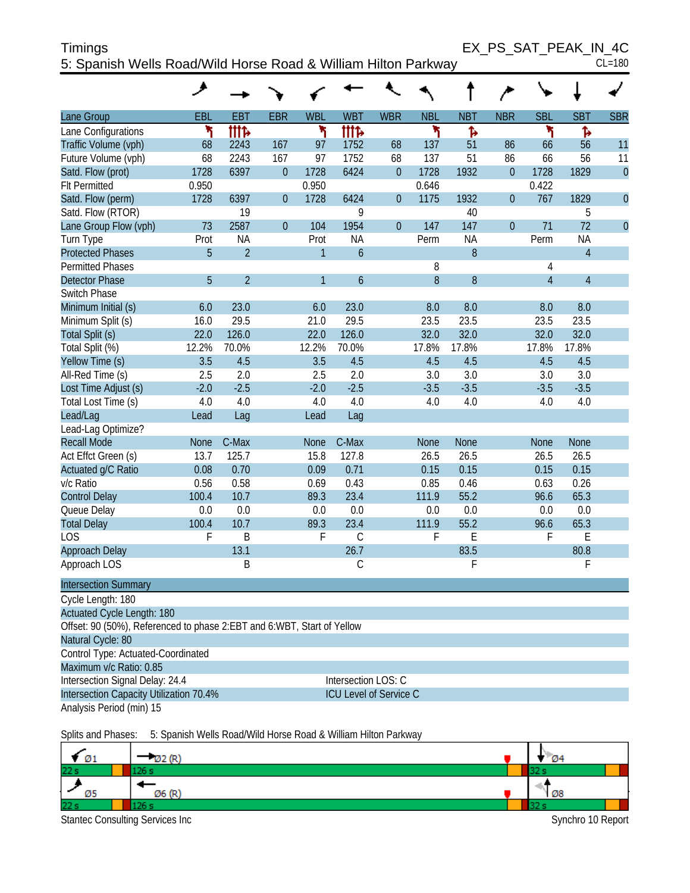# Timings

## 5: Spanish Wells Road/Wild Horse Road & William Hilton Parkway

EX_PS_SAT_PEAK_IN_4C

CL=180

| Lane Group | EBL | EBT | EBR | WBL | WBT | WBR | NBL | NBT | NBR | SBL | SBT | SBR |
|---|---|---|---|---|---|---|---|---|---|---|---|---|
| Lane Configurations | | | | | | | | | | | | |
| Traffic Volume (vph) | 68 | 2243 | 167 | 97 | 1752 | 68 | 137 | 51 | 86 | 66 | 56 | 11 |
| Future Volume (vph) | 68 | 2243 | 167 | 97 | 1752 | 68 | 137 | 51 | 86 | 66 | 56 | 11 |
| Satd. Flow (prot) | 1728 | 6397 | 0 | 1728 | 6424 | 0 | 1728 | 1932 | 0 | 1728 | 1829 | 0 |
| Flt Permitted | 0.950 | | | 0.950 | | | 0.646 | | | 0.422 | | |
| Satd. Flow (perm) | 1728 | 6397 | 0 | 1728 | 6424 | 0 | 1175 | 1932 | 0 | 767 | 1829 | 0 |
| Satd. Flow (RTOR) | | 19 | | | 9 | | | 40 | | | 5 | |
| Lane Group Flow (vph) | 73 | 2587 | 0 | 104 | 1954 | 0 | 147 | 147 | 0 | 71 | 72 | 0 |
| Turn Type | Prot | NA | | Prot | NA | | Perm | NA | | Perm | NA | |
| Protected Phases | 5 | 2 | | 1 | 6 | | | 8 | | | 4 | |
| Permitted Phases | | | | | | | 8 | | | 4 | | |
| Detector Phase | 5 | 2 | | 1 | 6 | | 8 | 8 | | 4 | 4 | |
| Switch Phase | | | | | | | | | | | | |
| Minimum Initial (s) | 6.0 | 23.0 | | 6.0 | 23.0 | | 8.0 | 8.0 | | 8.0 | 8.0 | |
| Minimum Split (s) | 16.0 | 29.5 | | 21.0 | 29.5 | | 23.5 | 23.5 | | 23.5 | 23.5 | |
| Total Split (s) | 22.0 | 126.0 | | 22.0 | 126.0 | | 32.0 | 32.0 | | 32.0 | 32.0 | |
| Total Split (%) | 12.2% | 70.0% | | 12.2% | 70.0% | | 17.8% | 17.8% | | 17.8% | 17.8% | |
| Yellow Time (s) | 3.5 | 4.5 | | 3.5 | 4.5 | | 4.5 | 4.5 | | 4.5 | 4.5 | |
| All-Red Time (s) | 2.5 | 2.0 | | 2.5 | 2.0 | | 3.0 | 3.0 | | 3.0 | 3.0 | |
| Lost Time Adjust (s) | -2.0 | -2.5 | | -2.0 | -2.5 | | -3.5 | -3.5 | | -3.5 | -3.5 | |
| Total Lost Time (s) | 4.0 | 4.0 | | 4.0 | 4.0 | | 4.0 | 4.0 | | 4.0 | 4.0 | |
| Lead/Lag | Lead | Lag | | Lead | Lag | | | | | | | |
| Lead-Lag Optimize? | | | | | | | | | | | | |
| Recall Mode | None | C-Max | | None | C-Max | | None | None | | None | None | |
| Act Effct Green (s) | 13.7 | 125.7 | | 15.8 | 127.8 | | 26.5 | 26.5 | | 26.5 | 26.5 | |
| Actuated g/C Ratio | 0.08 | 0.70 | | 0.09 | 0.71 | | 0.15 | 0.15 | | 0.15 | 0.15 | |
| v/c Ratio | 0.56 | 0.58 | | 0.69 | 0.43 | | 0.85 | 0.46 | | 0.63 | 0.26 | |
| Control Delay | 100.4 | 10.7 | | 89.3 | 23.4 | | 111.9 | 55.2 | | 96.6 | 65.3 | |
| Queue Delay | 0.0 | 0.0 | | 0.0 | 0.0 | | 0.0 | 0.0 | | 0.0 | 0.0 | |
| Total Delay | 100.4 | 10.7 | | 89.3 | 23.4 | | 111.9 | 55.2 | | 96.6 | 65.3 | |
| LOS | F | B | | F | C | | F | E | | F | E | |
| Approach Delay | | 13.1 | | | 26.7 | | | 83.5 | | | 80.8 | |
| Approach LOS | | B | | | C | | | F | | | F | |

**Intersection Summary**

Cycle Length: 180

Actuated Cycle Length: 180

Offset: 90 (50%), Referenced to phase 2:EBT and 6:WBT, Start of Yellow

Natural Cycle: 80

Control Type: Actuated-Coordinated

Maximum v/c Ratio: 0.85

Intersection Signal Delay: 24.4 — Intersection LOS: C

Intersection Capacity Utilization 70.4% — ICU Level of Service C

Analysis Period (min) 15

Splits and Phases: 5: Spanish Wells Road/Wild Horse Road & William Hilton Parkway

| Ø1 | Ø2 (R) | Ø4 |
|---|---|---|
| 22 s | 126 s | 32 s |

| Ø5 | Ø6 (R) | Ø8 |
|---|---|---|
| 22 s | 126 s | 32 s |

Stantec Consulting Services Inc — Synchro 10 Report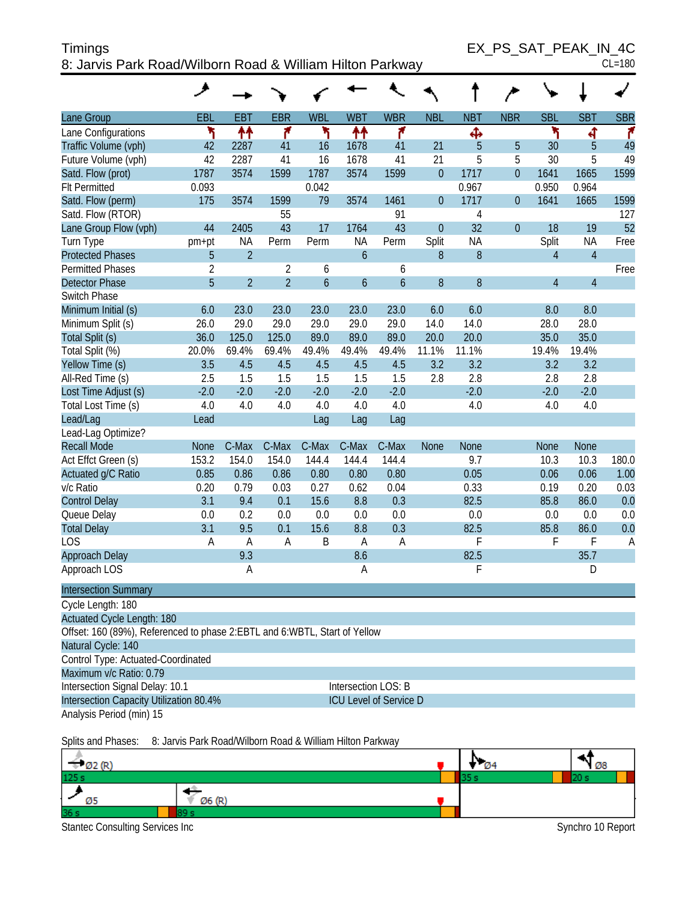# Timings
## 8: Jarvis Park Road/Wilborn Road & William Hilton Parkway

EX_PS_SAT_PEAK_IN_4C
CL=180

| Lane Group | EBL | EBT | EBR | WBL | WBT | WBR | NBL | NBT | NBR | SBL | SBT | SBR |
|---|---|---|---|---|---|---|---|---|---|---|---|---|
| Lane Configurations | | | | | | | | | | | | |
| Traffic Volume (vph) | 42 | 2287 | 41 | 16 | 1678 | 41 | 21 | 5 | 5 | 30 | 5 | 49 |
| Future Volume (vph) | 42 | 2287 | 41 | 16 | 1678 | 41 | 21 | 5 | 5 | 30 | 5 | 49 |
| Satd. Flow (prot) | 1787 | 3574 | 1599 | 1787 | 3574 | 1599 | 0 | 1717 | 0 | 1641 | 1665 | 1599 |
| Flt Permitted | 0.093 | | | 0.042 | | | | 0.967 | | 0.950 | 0.964 | |
| Satd. Flow (perm) | 175 | 3574 | 1599 | 79 | 3574 | 1461 | 0 | 1717 | 0 | 1641 | 1665 | 1599 |
| Satd. Flow (RTOR) | | | 55 | | | 91 | | 4 | | | | 127 |
| Lane Group Flow (vph) | 44 | 2405 | 43 | 17 | 1764 | 43 | 0 | 32 | 0 | 18 | 19 | 52 |
| Turn Type | pm+pt | NA | Perm | Perm | NA | Perm | Split | NA | | Split | NA | Free |
| Protected Phases | 5 | 2 | | | 6 | | 8 | 8 | | 4 | 4 | |
| Permitted Phases | 2 | | 2 | 6 | | 6 | | | | | | Free |
| Detector Phase | 5 | 2 | 2 | 6 | 6 | 6 | 8 | 8 | | 4 | 4 | |
| Switch Phase | | | | | | | | | | | | |
| Minimum Initial (s) | 6.0 | 23.0 | 23.0 | 23.0 | 23.0 | 23.0 | 6.0 | 6.0 | | 8.0 | 8.0 | |
| Minimum Split (s) | 26.0 | 29.0 | 29.0 | 29.0 | 29.0 | 29.0 | 14.0 | 14.0 | | 28.0 | 28.0 | |
| Total Split (s) | 36.0 | 125.0 | 125.0 | 89.0 | 89.0 | 89.0 | 20.0 | 20.0 | | 35.0 | 35.0 | |
| Total Split (%) | 20.0% | 69.4% | 69.4% | 49.4% | 49.4% | 49.4% | 11.1% | 11.1% | | 19.4% | 19.4% | |
| Yellow Time (s) | 3.5 | 4.5 | 4.5 | 4.5 | 4.5 | 4.5 | 3.2 | 3.2 | | 3.2 | 3.2 | |
| All-Red Time (s) | 2.5 | 1.5 | 1.5 | 1.5 | 1.5 | 1.5 | 2.8 | 2.8 | | 2.8 | 2.8 | |
| Lost Time Adjust (s) | -2.0 | -2.0 | -2.0 | -2.0 | -2.0 | -2.0 | | -2.0 | | -2.0 | -2.0 | |
| Total Lost Time (s) | 4.0 | 4.0 | 4.0 | 4.0 | 4.0 | 4.0 | | 4.0 | | 4.0 | 4.0 | |
| Lead/Lag | Lead | | | Lag | Lag | Lag | | | | | | |
| Lead-Lag Optimize? | | | | | | | | | | | | |
| Recall Mode | None | C-Max | C-Max | C-Max | C-Max | C-Max | None | None | | None | None | |
| Act Effct Green (s) | 153.2 | 154.0 | 154.0 | 144.4 | 144.4 | 144.4 | | 9.7 | | 10.3 | 10.3 | 180.0 |
| Actuated g/C Ratio | 0.85 | 0.86 | 0.86 | 0.80 | 0.80 | 0.80 | | 0.05 | | 0.06 | 0.06 | 1.00 |
| v/c Ratio | 0.20 | 0.79 | 0.03 | 0.27 | 0.62 | 0.04 | | 0.33 | | 0.19 | 0.20 | 0.03 |
| Control Delay | 3.1 | 9.4 | 0.1 | 15.6 | 8.8 | 0.3 | | 82.5 | | 85.8 | 86.0 | 0.0 |
| Queue Delay | 0.0 | 0.2 | 0.0 | 0.0 | 0.0 | 0.0 | | 0.0 | | 0.0 | 0.0 | 0.0 |
| Total Delay | 3.1 | 9.5 | 0.1 | 15.6 | 8.8 | 0.3 | | 82.5 | | 85.8 | 86.0 | 0.0 |
| LOS | A | A | A | B | A | A | | F | | F | F | A |
| Approach Delay | | 9.3 | | | 8.6 | | | 82.5 | | | 35.7 | |
| Approach LOS | | A | | | A | | | F | | | D | |

**Intersection Summary**

Cycle Length: 180
Actuated Cycle Length: 180
Offset: 160 (89%), Referenced to phase 2:EBTL and 6:WBTL, Start of Yellow
Natural Cycle: 140
Control Type: Actuated-Coordinated
Maximum v/c Ratio: 0.79
Intersection Signal Delay: 10.1 — Intersection LOS: B
Intersection Capacity Utilization 80.4% — ICU Level of Service D
Analysis Period (min) 15

Splits and Phases: 8: Jarvis Park Road/Wilborn Road & William Hilton Parkway

| Ø2 (R) 125 s | Ø4 35 s | Ø8 20 s |
|---|---|---|
| Ø5 36 s / Ø6 (R) 89 s | | |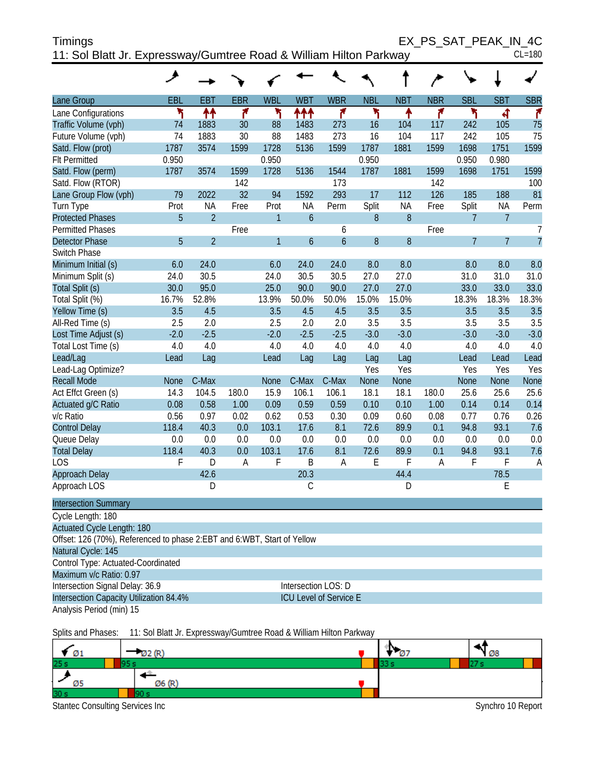Timings | EX_PS_SAT_PEAK_IN_4C

11: Sol Blatt Jr. Expressway/Gumtree Road & William Hilton Parkway | CL=180

| Lane Group | EBL | EBT | EBR | WBL | WBT | WBR | NBL | NBT | NBR | SBL | SBT | SBR |
|---|---|---|---|---|---|---|---|---|---|---|---|---|
| Lane Configurations | | | | | | | | | | | | |
| Traffic Volume (vph) | 74 | 1883 | 30 | 88 | 1483 | 273 | 16 | 104 | 117 | 242 | 105 | 75 |
| Future Volume (vph) | 74 | 1883 | 30 | 88 | 1483 | 273 | 16 | 104 | 117 | 242 | 105 | 75 |
| Satd. Flow (prot) | 1787 | 3574 | 1599 | 1728 | 5136 | 1599 | 1787 | 1881 | 1599 | 1698 | 1751 | 1599 |
| Flt Permitted | 0.950 | | | 0.950 | | | 0.950 | | | 0.950 | 0.980 | |
| Satd. Flow (perm) | 1787 | 3574 | 1599 | 1728 | 5136 | 1544 | 1787 | 1881 | 1599 | 1698 | 1751 | 1599 |
| Satd. Flow (RTOR) | | | 142 | | | 173 | | | 142 | | | 100 |
| Lane Group Flow (vph) | 79 | 2022 | 32 | 94 | 1592 | 293 | 17 | 112 | 126 | 185 | 188 | 81 |
| Turn Type | Prot | NA | Free | Prot | NA | Perm | Split | NA | Free | Split | NA | Perm |
| Protected Phases | 5 | 2 | | 1 | 6 | | 8 | 8 | | 7 | 7 | |
| Permitted Phases | | | Free | | | 6 | | | Free | | | 7 |
| Detector Phase | 5 | 2 | | 1 | 6 | 6 | 8 | 8 | | 7 | 7 | 7 |
| Switch Phase | | | | | | | | | | | | |
| Minimum Initial (s) | 6.0 | 24.0 | | 6.0 | 24.0 | 24.0 | 8.0 | 8.0 | | 8.0 | 8.0 | 8.0 |
| Minimum Split (s) | 24.0 | 30.5 | | 24.0 | 30.5 | 30.5 | 27.0 | 27.0 | | 31.0 | 31.0 | 31.0 |
| Total Split (s) | 30.0 | 95.0 | | 25.0 | 90.0 | 90.0 | 27.0 | 27.0 | | 33.0 | 33.0 | 33.0 |
| Total Split (%) | 16.7% | 52.8% | | 13.9% | 50.0% | 50.0% | 15.0% | 15.0% | | 18.3% | 18.3% | 18.3% |
| Yellow Time (s) | 3.5 | 4.5 | | 3.5 | 4.5 | 4.5 | 3.5 | 3.5 | | 3.5 | 3.5 | 3.5 |
| All-Red Time (s) | 2.5 | 2.0 | | 2.5 | 2.0 | 2.0 | 3.5 | 3.5 | | 3.5 | 3.5 | 3.5 |
| Lost Time Adjust (s) | -2.0 | -2.5 | | -2.0 | -2.5 | -2.5 | -3.0 | -3.0 | | -3.0 | -3.0 | -3.0 |
| Total Lost Time (s) | 4.0 | 4.0 | | 4.0 | 4.0 | 4.0 | 4.0 | 4.0 | | 4.0 | 4.0 | 4.0 |
| Lead/Lag | Lead | Lag | | Lead | Lag | Lag | Lag | Lag | | Lead | Lead | Lead |
| Lead-Lag Optimize? | | | | | | | Yes | Yes | | Yes | Yes | Yes |
| Recall Mode | None | C-Max | | None | C-Max | C-Max | None | None | | None | None | None |
| Act Effct Green (s) | 14.3 | 104.5 | 180.0 | 15.9 | 106.1 | 106.1 | 18.1 | 18.1 | 180.0 | 25.6 | 25.6 | 25.6 |
| Actuated g/C Ratio | 0.08 | 0.58 | 1.00 | 0.09 | 0.59 | 0.59 | 0.10 | 0.10 | 1.00 | 0.14 | 0.14 | 0.14 |
| v/c Ratio | 0.56 | 0.97 | 0.02 | 0.62 | 0.53 | 0.30 | 0.09 | 0.60 | 0.08 | 0.77 | 0.76 | 0.26 |
| Control Delay | 118.4 | 40.3 | 0.0 | 103.1 | 17.6 | 8.1 | 72.6 | 89.9 | 0.1 | 94.8 | 93.1 | 7.6 |
| Queue Delay | 0.0 | 0.0 | 0.0 | 0.0 | 0.0 | 0.0 | 0.0 | 0.0 | 0.0 | 0.0 | 0.0 | 0.0 |
| Total Delay | 118.4 | 40.3 | 0.0 | 103.1 | 17.6 | 8.1 | 72.6 | 89.9 | 0.1 | 94.8 | 93.1 | 7.6 |
| LOS | F | D | A | F | B | A | E | F | A | F | F | A |
| Approach Delay | | 42.6 | | | 20.3 | | | 44.4 | | | 78.5 | |
| Approach LOS | | D | | | C | | | D | | | E | |

**Intersection Summary**

Cycle Length: 180

Actuated Cycle Length: 180

Offset: 126 (70%), Referenced to phase 2:EBT and 6:WBT, Start of Yellow

Natural Cycle: 145

Control Type: Actuated-Coordinated

Maximum v/c Ratio: 0.97

Intersection Signal Delay: 36.9 | Intersection LOS: D

Intersection Capacity Utilization 84.4% | ICU Level of Service E

Analysis Period (min) 15

Splits and Phases: 11: Sol Blatt Jr. Expressway/Gumtree Road & William Hilton Parkway

| Ø1 | Ø2 (R) | Ø7 | Ø8 |
|---|---|---|---|
| 25 s | 95 s | 33 s | 27 s |

| Ø5 | Ø6 (R) |
|---|---|
| 30 s | 90 s |

Stantec Consulting Services Inc | Synchro 10 Report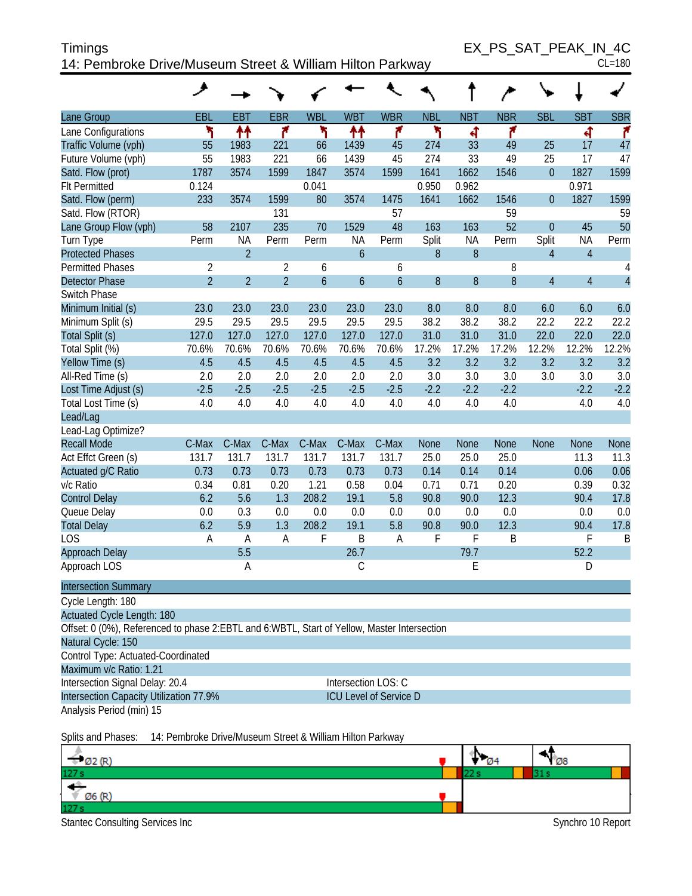# Timings

## 14: Pembroke Drive/Museum Street & William Hilton Parkway

EX_PS_SAT_PEAK_IN_4C

CL=180

| Lane Group | EBL | EBT | EBR | WBL | WBT | WBR | NBL | NBT | NBR | SBL | SBT | SBR |
|---|---|---|---|---|---|---|---|---|---|---|---|---|
| Lane Configurations | | | | | | | | | | | | |
| Traffic Volume (vph) | 55 | 1983 | 221 | 66 | 1439 | 45 | 274 | 33 | 49 | 25 | 17 | 47 |
| Future Volume (vph) | 55 | 1983 | 221 | 66 | 1439 | 45 | 274 | 33 | 49 | 25 | 17 | 47 |
| Satd. Flow (prot) | 1787 | 3574 | 1599 | 1847 | 3574 | 1599 | 1641 | 1662 | 1546 | 0 | 1827 | 1599 |
| Flt Permitted | 0.124 | | | 0.041 | | | 0.950 | 0.962 | | | 0.971 | |
| Satd. Flow (perm) | 233 | 3574 | 1599 | 80 | 3574 | 1475 | 1641 | 1662 | 1546 | 0 | 1827 | 1599 |
| Satd. Flow (RTOR) | | | 131 | | | 57 | | | 59 | | | 59 |
| Lane Group Flow (vph) | 58 | 2107 | 235 | 70 | 1529 | 48 | 163 | 163 | 52 | 0 | 45 | 50 |
| Turn Type | Perm | NA | Perm | Perm | NA | Perm | Split | NA | Perm | Split | NA | Perm |
| Protected Phases | | 2 | | | 6 | | 8 | 8 | | 4 | 4 | |
| Permitted Phases | 2 | | 2 | 6 | | 6 | | | 8 | | | 4 |
| Detector Phase | 2 | 2 | 2 | 6 | 6 | 6 | 8 | 8 | 8 | 4 | 4 | 4 |
| Switch Phase | | | | | | | | | | | | |
| Minimum Initial (s) | 23.0 | 23.0 | 23.0 | 23.0 | 23.0 | 23.0 | 8.0 | 8.0 | 8.0 | 6.0 | 6.0 | 6.0 |
| Minimum Split (s) | 29.5 | 29.5 | 29.5 | 29.5 | 29.5 | 29.5 | 38.2 | 38.2 | 38.2 | 22.2 | 22.2 | 22.2 |
| Total Split (s) | 127.0 | 127.0 | 127.0 | 127.0 | 127.0 | 127.0 | 31.0 | 31.0 | 31.0 | 22.0 | 22.0 | 22.0 |
| Total Split (%) | 70.6% | 70.6% | 70.6% | 70.6% | 70.6% | 70.6% | 17.2% | 17.2% | 17.2% | 12.2% | 12.2% | 12.2% |
| Yellow Time (s) | 4.5 | 4.5 | 4.5 | 4.5 | 4.5 | 4.5 | 3.2 | 3.2 | 3.2 | 3.2 | 3.2 | 3.2 |
| All-Red Time (s) | 2.0 | 2.0 | 2.0 | 2.0 | 2.0 | 2.0 | 3.0 | 3.0 | 3.0 | 3.0 | 3.0 | 3.0 |
| Lost Time Adjust (s) | -2.5 | -2.5 | -2.5 | -2.5 | -2.5 | -2.5 | -2.2 | -2.2 | -2.2 | | -2.2 | -2.2 |
| Total Lost Time (s) | 4.0 | 4.0 | 4.0 | 4.0 | 4.0 | 4.0 | 4.0 | 4.0 | 4.0 | | 4.0 | 4.0 |
| Lead/Lag | | | | | | | | | | | | |
| Lead-Lag Optimize? | | | | | | | | | | | | |
| Recall Mode | C-Max | C-Max | C-Max | C-Max | C-Max | C-Max | None | None | None | None | None | None |
| Act Effct Green (s) | 131.7 | 131.7 | 131.7 | 131.7 | 131.7 | 131.7 | 25.0 | 25.0 | 25.0 | | 11.3 | 11.3 |
| Actuated g/C Ratio | 0.73 | 0.73 | 0.73 | 0.73 | 0.73 | 0.73 | 0.14 | 0.14 | 0.14 | | 0.06 | 0.06 |
| v/c Ratio | 0.34 | 0.81 | 0.20 | 1.21 | 0.58 | 0.04 | 0.71 | 0.71 | 0.20 | | 0.39 | 0.32 |
| Control Delay | 6.2 | 5.6 | 1.3 | 208.2 | 19.1 | 5.8 | 90.8 | 90.0 | 12.3 | | 90.4 | 17.8 |
| Queue Delay | 0.0 | 0.3 | 0.0 | 0.0 | 0.0 | 0.0 | 0.0 | 0.0 | 0.0 | | 0.0 | 0.0 |
| Total Delay | 6.2 | 5.9 | 1.3 | 208.2 | 19.1 | 5.8 | 90.8 | 90.0 | 12.3 | | 90.4 | 17.8 |
| LOS | A | A | A | F | B | A | F | F | B | | F | B |
| Approach Delay | | 5.5 | | | 26.7 | | | 79.7 | | | 52.2 | |
| Approach LOS | | A | | | C | | | E | | | D | |

| Intersection Summary | |
|---|---|
| Cycle Length: 180 | |
| Actuated Cycle Length: 180 | |
| Offset: 0 (0%), Referenced to phase 2:EBTL and 6:WBTL, Start of Yellow, Master Intersection | |
| Natural Cycle: 150 | |
| Control Type: Actuated-Coordinated | |
| Maximum v/c Ratio: 1.21 | |
| Intersection Signal Delay: 20.4 | Intersection LOS: C |
| Intersection Capacity Utilization 77.9% | ICU Level of Service D |
| Analysis Period (min) 15 | |

Splits and Phases: 14: Pembroke Drive/Museum Street & William Hilton Parkway

Ø2 (R) 127 s | Ø4 22 s | Ø8 31 s

Ø6 (R) 127 s

Stantec Consulting Services Inc — Synchro 10 Report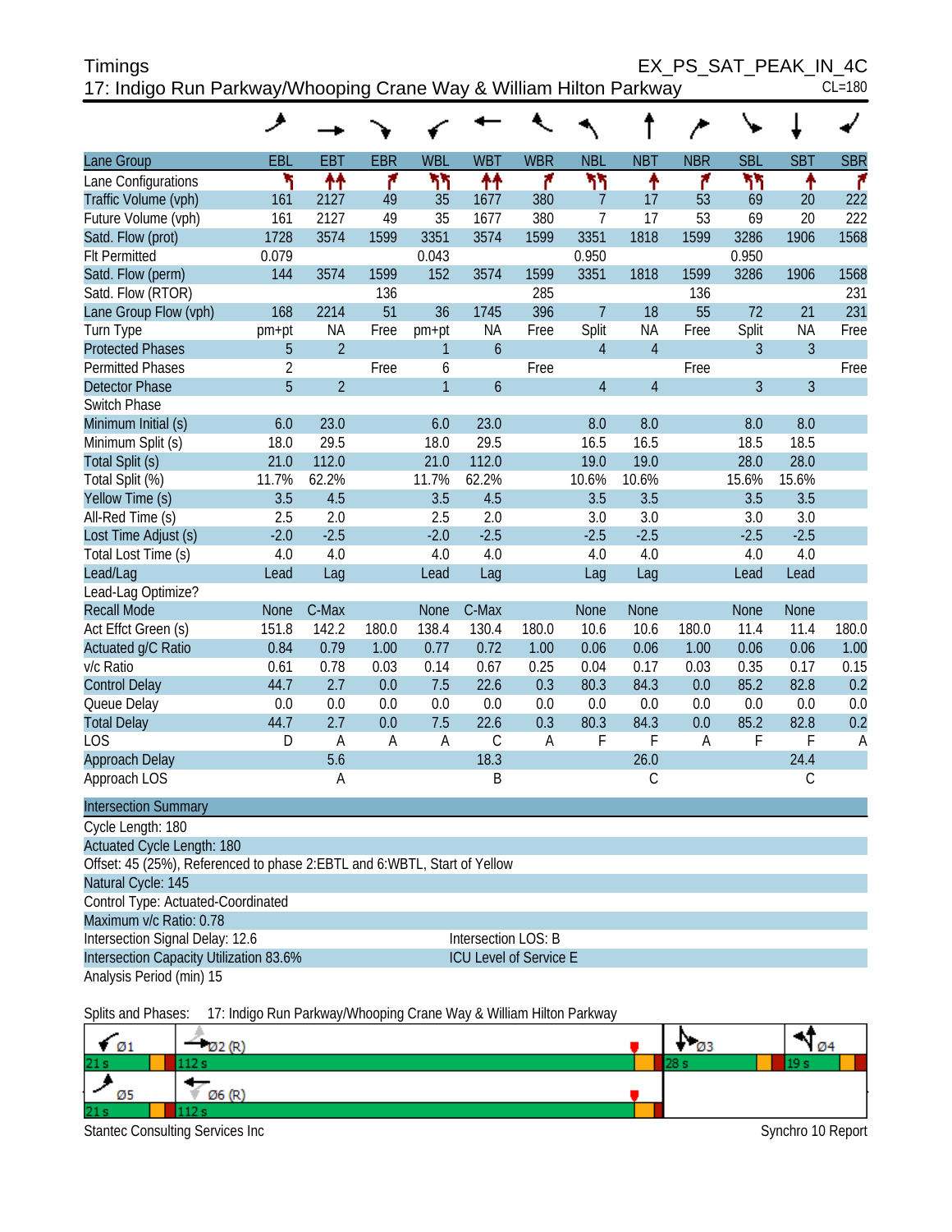Timings
EX_PS_SAT_PEAK_IN_4C

17: Indigo Run Parkway/Whooping Crane Way & William Hilton Parkway
CL=180

| Lane Group | EBL | EBT | EBR | WBL | WBT | WBR | NBL | NBT | NBR | SBL | SBT | SBR |
|---|---|---|---|---|---|---|---|---|---|---|---|---|
| Lane Configurations | | | | | | | | | | | | |
| Traffic Volume (vph) | 161 | 2127 | 49 | 35 | 1677 | 380 | 7 | 17 | 53 | 69 | 20 | 222 |
| Future Volume (vph) | 161 | 2127 | 49 | 35 | 1677 | 380 | 7 | 17 | 53 | 69 | 20 | 222 |
| Satd. Flow (prot) | 1728 | 3574 | 1599 | 3351 | 3574 | 1599 | 3351 | 1818 | 1599 | 3286 | 1906 | 1568 |
| Flt Permitted | 0.079 | | | 0.043 | | | 0.950 | | | 0.950 | | |
| Satd. Flow (perm) | 144 | 3574 | 1599 | 152 | 3574 | 1599 | 3351 | 1818 | 1599 | 3286 | 1906 | 1568 |
| Satd. Flow (RTOR) | | | 136 | | | 285 | | | 136 | | | 231 |
| Lane Group Flow (vph) | 168 | 2214 | 51 | 36 | 1745 | 396 | 7 | 18 | 55 | 72 | 21 | 231 |
| Turn Type | pm+pt | NA | Free | pm+pt | NA | Free | Split | NA | Free | Split | NA | Free |
| Protected Phases | 5 | 2 | | 1 | 6 | | 4 | 4 | | 3 | 3 | |
| Permitted Phases | 2 | | Free | 6 | | Free | | | Free | | | Free |
| Detector Phase | 5 | 2 | | 1 | 6 | | 4 | 4 | | 3 | 3 | |
| Switch Phase | | | | | | | | | | | | |
| Minimum Initial (s) | 6.0 | 23.0 | | 6.0 | 23.0 | | 8.0 | 8.0 | | 8.0 | 8.0 | |
| Minimum Split (s) | 18.0 | 29.5 | | 18.0 | 29.5 | | 16.5 | 16.5 | | 18.5 | 18.5 | |
| Total Split (s) | 21.0 | 112.0 | | 21.0 | 112.0 | | 19.0 | 19.0 | | 28.0 | 28.0 | |
| Total Split (%) | 11.7% | 62.2% | | 11.7% | 62.2% | | 10.6% | 10.6% | | 15.6% | 15.6% | |
| Yellow Time (s) | 3.5 | 4.5 | | 3.5 | 4.5 | | 3.5 | 3.5 | | 3.5 | 3.5 | |
| All-Red Time (s) | 2.5 | 2.0 | | 2.5 | 2.0 | | 3.0 | 3.0 | | 3.0 | 3.0 | |
| Lost Time Adjust (s) | -2.0 | -2.5 | | -2.0 | -2.5 | | -2.5 | -2.5 | | -2.5 | -2.5 | |
| Total Lost Time (s) | 4.0 | 4.0 | | 4.0 | 4.0 | | 4.0 | 4.0 | | 4.0 | 4.0 | |
| Lead/Lag | Lead | Lag | | Lead | Lag | | Lag | Lag | | Lead | Lead | |
| Lead-Lag Optimize? | | | | | | | | | | | | |
| Recall Mode | None | C-Max | | None | C-Max | | None | None | | None | None | |
| Act Effct Green (s) | 151.8 | 142.2 | 180.0 | 138.4 | 130.4 | 180.0 | 10.6 | 10.6 | 180.0 | 11.4 | 11.4 | 180.0 |
| Actuated g/C Ratio | 0.84 | 0.79 | 1.00 | 0.77 | 0.72 | 1.00 | 0.06 | 0.06 | 1.00 | 0.06 | 0.06 | 1.00 |
| v/c Ratio | 0.61 | 0.78 | 0.03 | 0.14 | 0.67 | 0.25 | 0.04 | 0.17 | 0.03 | 0.35 | 0.17 | 0.15 |
| Control Delay | 44.7 | 2.7 | 0.0 | 7.5 | 22.6 | 0.3 | 80.3 | 84.3 | 0.0 | 85.2 | 82.8 | 0.2 |
| Queue Delay | 0.0 | 0.0 | 0.0 | 0.0 | 0.0 | 0.0 | 0.0 | 0.0 | 0.0 | 0.0 | 0.0 | 0.0 |
| Total Delay | 44.7 | 2.7 | 0.0 | 7.5 | 22.6 | 0.3 | 80.3 | 84.3 | 0.0 | 85.2 | 82.8 | 0.2 |
| LOS | D | A | A | A | C | A | F | F | A | F | F | A |
| Approach Delay | | 5.6 | | | 18.3 | | | 26.0 | | | 24.4 | |
| Approach LOS | | A | | | B | | | C | | | C | |

**Intersection Summary**

Cycle Length: 180
Actuated Cycle Length: 180
Offset: 45 (25%), Referenced to phase 2:EBTL and 6:WBTL, Start of Yellow
Natural Cycle: 145
Control Type: Actuated-Coordinated
Maximum v/c Ratio: 0.78
Intersection Signal Delay: 12.6 — Intersection LOS: B
Intersection Capacity Utilization 83.6% — ICU Level of Service E
Analysis Period (min) 15

Splits and Phases: 17: Indigo Run Parkway/Whooping Crane Way & William Hilton Parkway

| Ø1 21 s | Ø2 (R) 112 s | Ø3 28 s | Ø4 19 s |
|---|---|---|---|
| Ø5 21 s | Ø6 (R) 112 s | | |

Stantec Consulting Services Inc
Synchro 10 Report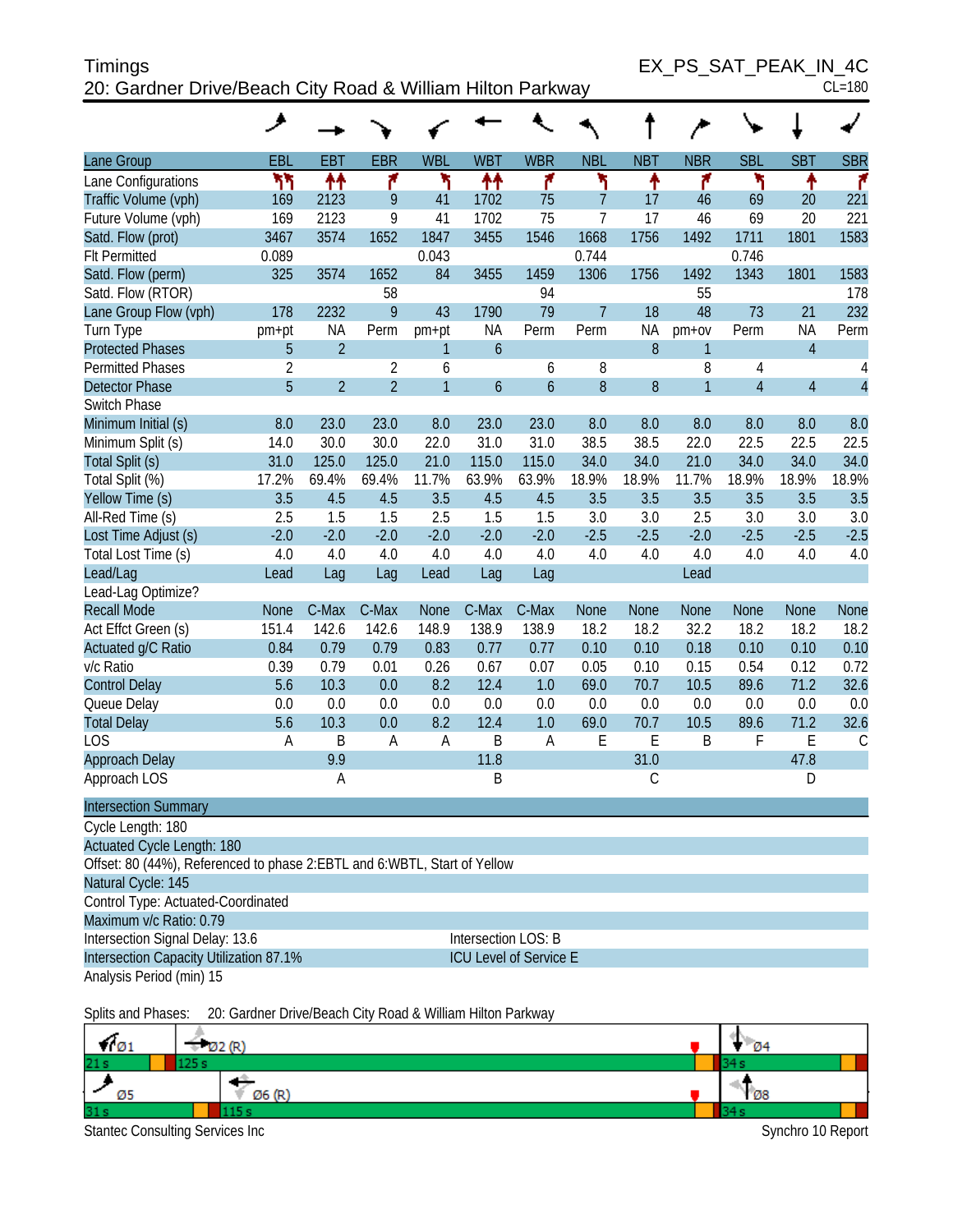# Timings

## 20: Gardner Drive/Beach City Road & William Hilton Parkway

EX_PS_SAT_PEAK_IN_4C

CL=180

| Lane Group | EBL | EBT | EBR | WBL | WBT | WBR | NBL | NBT | NBR | SBL | SBT | SBR |
|---|---|---|---|---|---|---|---|---|---|---|---|---|
| Lane Configurations | | | | | | | | | | | | |
| Traffic Volume (vph) | 169 | 2123 | 9 | 41 | 1702 | 75 | 7 | 17 | 46 | 69 | 20 | 221 |
| Future Volume (vph) | 169 | 2123 | 9 | 41 | 1702 | 75 | 7 | 17 | 46 | 69 | 20 | 221 |
| Satd. Flow (prot) | 3467 | 3574 | 1652 | 1847 | 3455 | 1546 | 1668 | 1756 | 1492 | 1711 | 1801 | 1583 |
| Flt Permitted | 0.089 | | | 0.043 | | | 0.744 | | | 0.746 | | |
| Satd. Flow (perm) | 325 | 3574 | 1652 | 84 | 3455 | 1459 | 1306 | 1756 | 1492 | 1343 | 1801 | 1583 |
| Satd. Flow (RTOR) | | | 58 | | | 94 | | | 55 | | | 178 |
| Lane Group Flow (vph) | 178 | 2232 | 9 | 43 | 1790 | 79 | 7 | 18 | 48 | 73 | 21 | 232 |
| Turn Type | pm+pt | NA | Perm | pm+pt | NA | Perm | Perm | NA | pm+ov | Perm | NA | Perm |
| Protected Phases | 5 | 2 | | 1 | 6 | | | 8 | 1 | | 4 | |
| Permitted Phases | 2 | | 2 | 6 | | 6 | 8 | | 8 | 4 | | 4 |
| Detector Phase | 5 | 2 | 2 | 1 | 6 | 6 | 8 | 8 | 1 | 4 | 4 | 4 |
| Switch Phase | | | | | | | | | | | | |
| Minimum Initial (s) | 8.0 | 23.0 | 23.0 | 8.0 | 23.0 | 23.0 | 8.0 | 8.0 | 8.0 | 8.0 | 8.0 | 8.0 |
| Minimum Split (s) | 14.0 | 30.0 | 30.0 | 22.0 | 31.0 | 31.0 | 38.5 | 38.5 | 22.0 | 22.5 | 22.5 | 22.5 |
| Total Split (s) | 31.0 | 125.0 | 125.0 | 21.0 | 115.0 | 115.0 | 34.0 | 34.0 | 21.0 | 34.0 | 34.0 | 34.0 |
| Total Split (%) | 17.2% | 69.4% | 69.4% | 11.7% | 63.9% | 63.9% | 18.9% | 18.9% | 11.7% | 18.9% | 18.9% | 18.9% |
| Yellow Time (s) | 3.5 | 4.5 | 4.5 | 3.5 | 4.5 | 4.5 | 3.5 | 3.5 | 3.5 | 3.5 | 3.5 | 3.5 |
| All-Red Time (s) | 2.5 | 1.5 | 1.5 | 2.5 | 1.5 | 1.5 | 3.0 | 3.0 | 2.5 | 3.0 | 3.0 | 3.0 |
| Lost Time Adjust (s) | -2.0 | -2.0 | -2.0 | -2.0 | -2.0 | -2.0 | -2.5 | -2.5 | -2.0 | -2.5 | -2.5 | -2.5 |
| Total Lost Time (s) | 4.0 | 4.0 | 4.0 | 4.0 | 4.0 | 4.0 | 4.0 | 4.0 | 4.0 | 4.0 | 4.0 | 4.0 |
| Lead/Lag | Lead | Lag | Lag | Lead | Lag | Lag | | | Lead | | | |
| Lead-Lag Optimize? | | | | | | | | | | | | |
| Recall Mode | None | C-Max | C-Max | None | C-Max | C-Max | None | None | None | None | None | None |
| Act Effct Green (s) | 151.4 | 142.6 | 142.6 | 148.9 | 138.9 | 138.9 | 18.2 | 18.2 | 32.2 | 18.2 | 18.2 | 18.2 |
| Actuated g/C Ratio | 0.84 | 0.79 | 0.79 | 0.83 | 0.77 | 0.77 | 0.10 | 0.10 | 0.18 | 0.10 | 0.10 | 0.10 |
| v/c Ratio | 0.39 | 0.79 | 0.01 | 0.26 | 0.67 | 0.07 | 0.05 | 0.10 | 0.15 | 0.54 | 0.12 | 0.72 |
| Control Delay | 5.6 | 10.3 | 0.0 | 8.2 | 12.4 | 1.0 | 69.0 | 70.7 | 10.5 | 89.6 | 71.2 | 32.6 |
| Queue Delay | 0.0 | 0.0 | 0.0 | 0.0 | 0.0 | 0.0 | 0.0 | 0.0 | 0.0 | 0.0 | 0.0 | 0.0 |
| Total Delay | 5.6 | 10.3 | 0.0 | 8.2 | 12.4 | 1.0 | 69.0 | 70.7 | 10.5 | 89.6 | 71.2 | 32.6 |
| LOS | A | B | A | A | B | A | E | E | B | F | E | C |
| Approach Delay | | 9.9 | | | 11.8 | | | 31.0 | | | 47.8 | |
| Approach LOS | | A | | | B | | | C | | | D | |

### Intersection Summary

Cycle Length: 180

Actuated Cycle Length: 180

Offset: 80 (44%), Referenced to phase 2:EBTL and 6:WBTL, Start of Yellow

Natural Cycle: 145

Control Type: Actuated-Coordinated

Maximum v/c Ratio: 0.79

Intersection Signal Delay: 13.6 — Intersection LOS: B

Intersection Capacity Utilization 87.1% — ICU Level of Service E

Analysis Period (min) 15

Splits and Phases: 20: Gardner Drive/Beach City Road & William Hilton Parkway

| Phase | Split |
|---|---|
| Ø1 | 21 s |
| Ø2 (R) | 125 s |
| Ø4 | 34 s |
| Ø5 | 31 s |
| Ø6 (R) | 115 s |
| Ø8 | 34 s |

Stantec Consulting Services Inc — Synchro 10 Report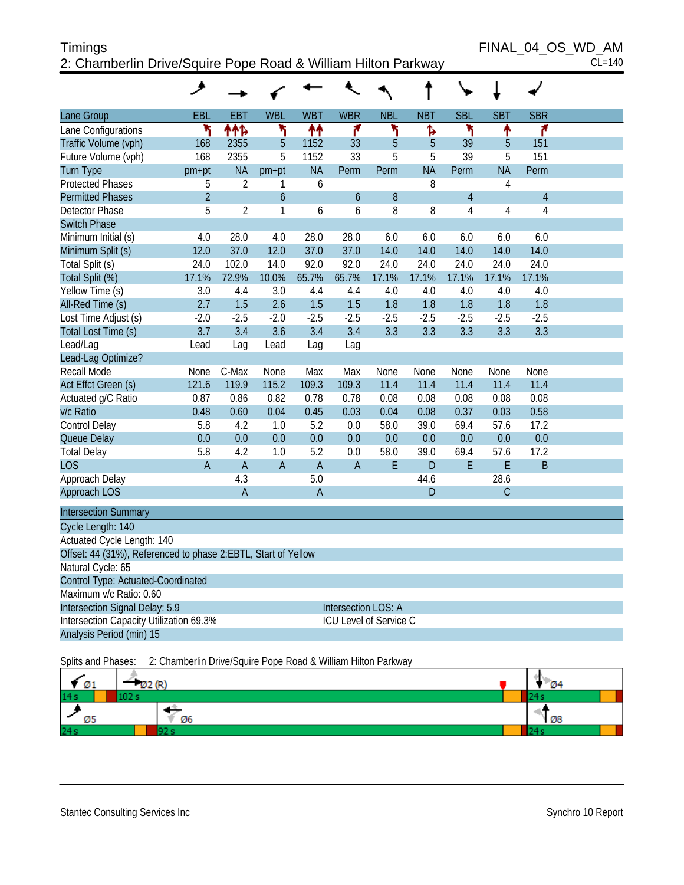# Timings

## 2: Chamberlin Drive/Squire Pope Road & William Hilton Parkway

FINAL_04_OS_WD_AM

CL=140

| Lane Group | EBL | EBT | WBL | WBT | WBR | NBL | NBT | SBL | SBT | SBR |
|---|---|---|---|---|---|---|---|---|---|---|
| Lane Configurations | | | | | | | | | | |
| Traffic Volume (vph) | 168 | 2355 | 5 | 1152 | 33 | 5 | 5 | 39 | 5 | 151 |
| Future Volume (vph) | 168 | 2355 | 5 | 1152 | 33 | 5 | 5 | 39 | 5 | 151 |
| Turn Type | pm+pt | NA | pm+pt | NA | Perm | Perm | NA | Perm | NA | Perm |
| Protected Phases | 5 | 2 | 1 | 6 | | | 8 | | 4 | |
| Permitted Phases | 2 | | 6 | | 6 | 8 | | 4 | | 4 |
| Detector Phase | 5 | 2 | 1 | 6 | 6 | 8 | 8 | 4 | 4 | 4 |
| Switch Phase | | | | | | | | | | |
| Minimum Initial (s) | 4.0 | 28.0 | 4.0 | 28.0 | 28.0 | 6.0 | 6.0 | 6.0 | 6.0 | 6.0 |
| Minimum Split (s) | 12.0 | 37.0 | 12.0 | 37.0 | 37.0 | 14.0 | 14.0 | 14.0 | 14.0 | 14.0 |
| Total Split (s) | 24.0 | 102.0 | 14.0 | 92.0 | 92.0 | 24.0 | 24.0 | 24.0 | 24.0 | 24.0 |
| Total Split (%) | 17.1% | 72.9% | 10.0% | 65.7% | 65.7% | 17.1% | 17.1% | 17.1% | 17.1% | 17.1% |
| Yellow Time (s) | 3.0 | 4.4 | 3.0 | 4.4 | 4.4 | 4.0 | 4.0 | 4.0 | 4.0 | 4.0 |
| All-Red Time (s) | 2.7 | 1.5 | 2.6 | 1.5 | 1.5 | 1.8 | 1.8 | 1.8 | 1.8 | 1.8 |
| Lost Time Adjust (s) | -2.0 | -2.5 | -2.0 | -2.5 | -2.5 | -2.5 | -2.5 | -2.5 | -2.5 | -2.5 |
| Total Lost Time (s) | 3.7 | 3.4 | 3.6 | 3.4 | 3.4 | 3.3 | 3.3 | 3.3 | 3.3 | 3.3 |
| Lead/Lag | Lead | Lag | Lead | Lag | Lag | | | | | |
| Lead-Lag Optimize? | | | | | | | | | | |
| Recall Mode | None | C-Max | None | Max | Max | None | None | None | None | None |
| Act Effct Green (s) | 121.6 | 119.9 | 115.2 | 109.3 | 109.3 | 11.4 | 11.4 | 11.4 | 11.4 | 11.4 |
| Actuated g/C Ratio | 0.87 | 0.86 | 0.82 | 0.78 | 0.78 | 0.08 | 0.08 | 0.08 | 0.08 | 0.08 |
| v/c Ratio | 0.48 | 0.60 | 0.04 | 0.45 | 0.03 | 0.04 | 0.08 | 0.37 | 0.03 | 0.58 |
| Control Delay | 5.8 | 4.2 | 1.0 | 5.2 | 0.0 | 58.0 | 39.0 | 69.4 | 57.6 | 17.2 |
| Queue Delay | 0.0 | 0.0 | 0.0 | 0.0 | 0.0 | 0.0 | 0.0 | 0.0 | 0.0 | 0.0 |
| Total Delay | 5.8 | 4.2 | 1.0 | 5.2 | 0.0 | 58.0 | 39.0 | 69.4 | 57.6 | 17.2 |
| LOS | A | A | A | A | A | E | D | E | E | B |
| Approach Delay | | 4.3 | | 5.0 | | | 44.6 | | 28.6 | |
| Approach LOS | | A | | A | | | D | | C | |

**Intersection Summary**

Cycle Length: 140

Actuated Cycle Length: 140

Offset: 44 (31%), Referenced to phase 2:EBTL, Start of Yellow

Natural Cycle: 65

Control Type: Actuated-Coordinated

Maximum v/c Ratio: 0.60

Intersection Signal Delay: 5.9 — Intersection LOS: A

Intersection Capacity Utilization 69.3% — ICU Level of Service C

Analysis Period (min) 15

Splits and Phases: 2: Chamberlin Drive/Squire Pope Road & William Hilton Parkway

| Phase | Split |
|---|---|
| Ø1 | 14 s |
| Ø2 (R) | 102 s |
| Ø4 | 24 s |
| Ø5 | 24 s |
| Ø6 | 92 s |
| Ø8 | 24 s |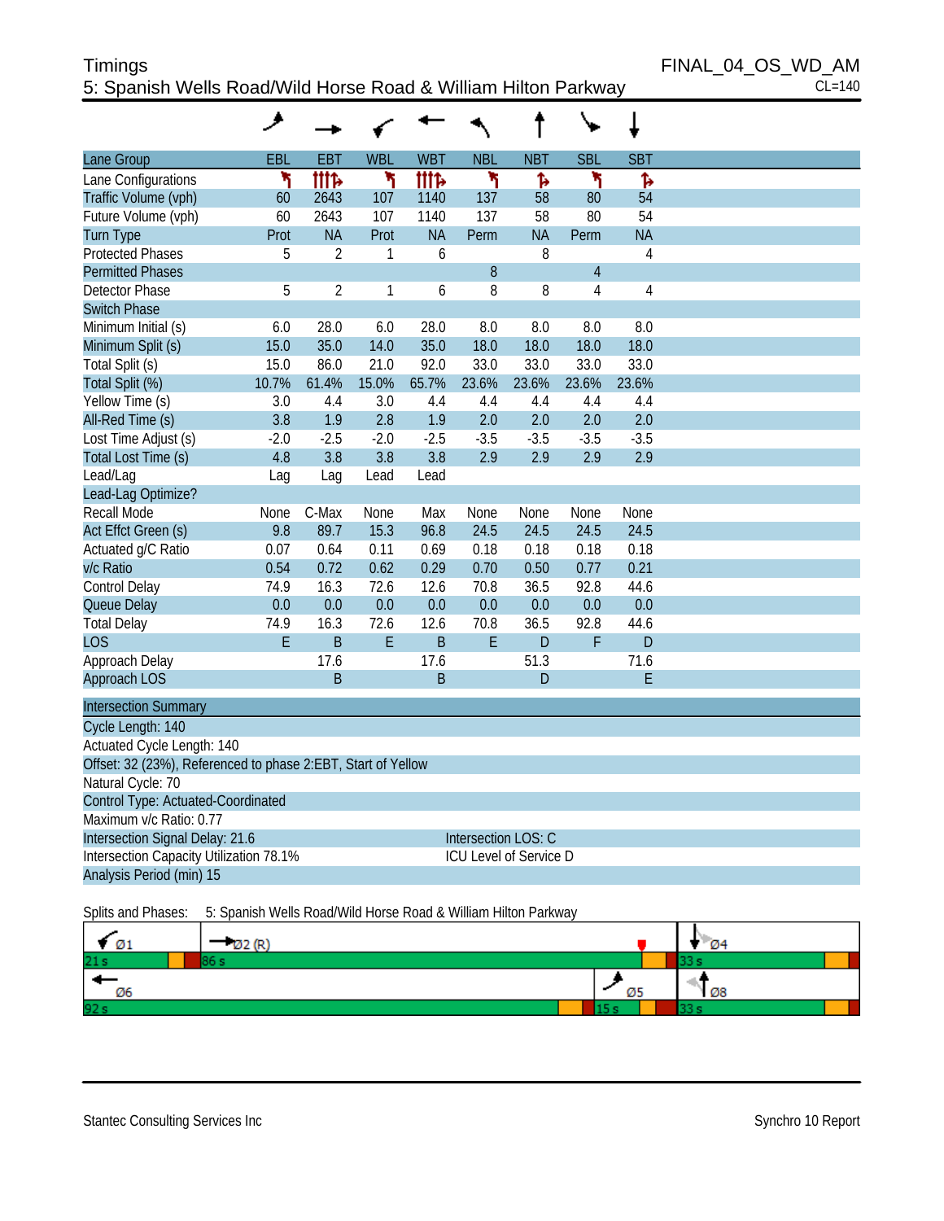# Timings

## 5: Spanish Wells Road/Wild Horse Road & William Hilton Parkway

FINAL_04_OS_WD_AM
CL=140

| Lane Group | EBL | EBT | WBL | WBT | NBL | NBT | SBL | SBT |
|---|---|---|---|---|---|---|---|---|
| Lane Configurations | | | | | | | | |
| Traffic Volume (vph) | 60 | 2643 | 107 | 1140 | 137 | 58 | 80 | 54 |
| Future Volume (vph) | 60 | 2643 | 107 | 1140 | 137 | 58 | 80 | 54 |
| Turn Type | Prot | NA | Prot | NA | Perm | NA | Perm | NA |
| Protected Phases | 5 | 2 | 1 | 6 | | 8 | | 4 |
| Permitted Phases | | | | | 8 | | 4 | |
| Detector Phase | 5 | 2 | 1 | 6 | 8 | 8 | 4 | 4 |
| Switch Phase | | | | | | | | |
| Minimum Initial (s) | 6.0 | 28.0 | 6.0 | 28.0 | 8.0 | 8.0 | 8.0 | 8.0 |
| Minimum Split (s) | 15.0 | 35.0 | 14.0 | 35.0 | 18.0 | 18.0 | 18.0 | 18.0 |
| Total Split (s) | 15.0 | 86.0 | 21.0 | 92.0 | 33.0 | 33.0 | 33.0 | 33.0 |
| Total Split (%) | 10.7% | 61.4% | 15.0% | 65.7% | 23.6% | 23.6% | 23.6% | 23.6% |
| Yellow Time (s) | 3.0 | 4.4 | 3.0 | 4.4 | 4.4 | 4.4 | 4.4 | 4.4 |
| All-Red Time (s) | 3.8 | 1.9 | 2.8 | 1.9 | 2.0 | 2.0 | 2.0 | 2.0 |
| Lost Time Adjust (s) | -2.0 | -2.5 | -2.0 | -2.5 | -3.5 | -3.5 | -3.5 | -3.5 |
| Total Lost Time (s) | 4.8 | 3.8 | 3.8 | 3.8 | 2.9 | 2.9 | 2.9 | 2.9 |
| Lead/Lag | Lag | Lag | Lead | Lead | | | | |
| Lead-Lag Optimize? | | | | | | | | |
| Recall Mode | None | C-Max | None | Max | None | None | None | None |
| Act Effct Green (s) | 9.8 | 89.7 | 15.3 | 96.8 | 24.5 | 24.5 | 24.5 | 24.5 |
| Actuated g/C Ratio | 0.07 | 0.64 | 0.11 | 0.69 | 0.18 | 0.18 | 0.18 | 0.18 |
| v/c Ratio | 0.54 | 0.72 | 0.62 | 0.29 | 0.70 | 0.50 | 0.77 | 0.21 |
| Control Delay | 74.9 | 16.3 | 72.6 | 12.6 | 70.8 | 36.5 | 92.8 | 44.6 |
| Queue Delay | 0.0 | 0.0 | 0.0 | 0.0 | 0.0 | 0.0 | 0.0 | 0.0 |
| Total Delay | 74.9 | 16.3 | 72.6 | 12.6 | 70.8 | 36.5 | 92.8 | 44.6 |
| LOS | E | B | E | B | E | D | F | D |
| Approach Delay | | 17.6 | | 17.6 | | 51.3 | | 71.6 |
| Approach LOS | | B | | B | | D | | E |

**Intersection Summary**

Cycle Length: 140
Actuated Cycle Length: 140
Offset: 32 (23%), Referenced to phase 2:EBT, Start of Yellow
Natural Cycle: 70
Control Type: Actuated-Coordinated
Maximum v/c Ratio: 0.77
Intersection Signal Delay: 21.6 — Intersection LOS: C
Intersection Capacity Utilization 78.1% — ICU Level of Service D
Analysis Period (min) 15

Splits and Phases: 5: Spanish Wells Road/Wild Horse Road & William Hilton Parkway

| Ø1 21 s | Ø2 (R) 86 s | Ø4 33 s |
|---|---|---|
| **Ø6 92 s** | **Ø5 15 s** | **Ø8 33 s** |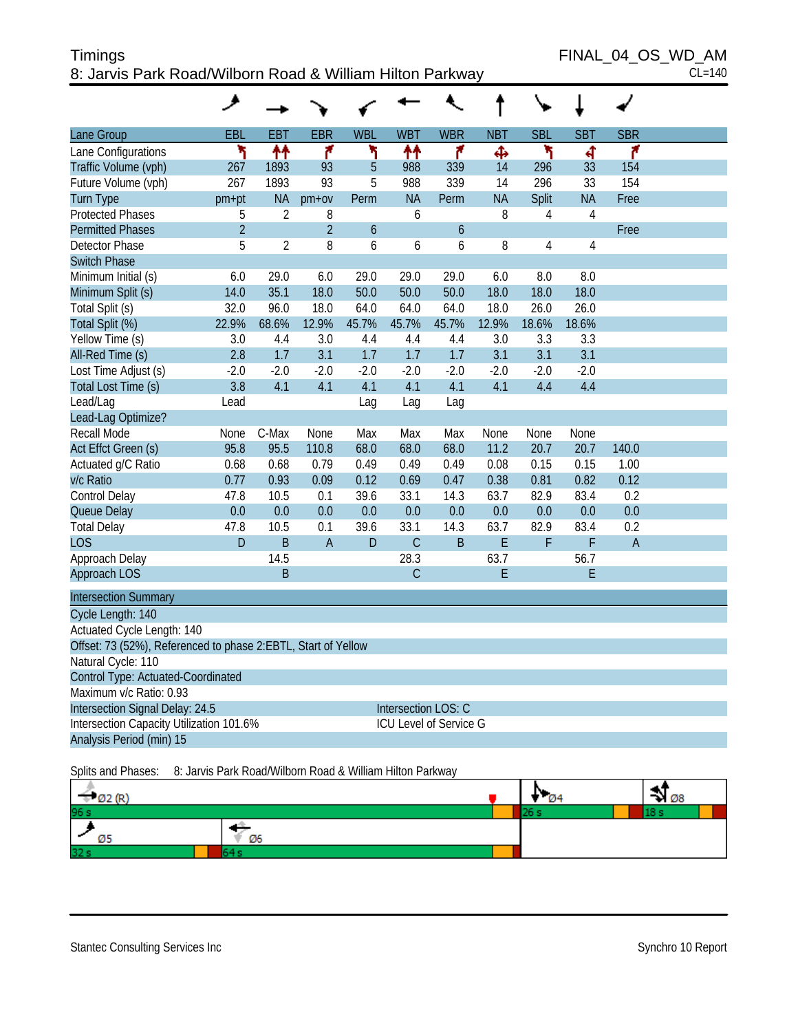# Timings

## 8: Jarvis Park Road/Wilborn Road & William Hilton Parkway

FINAL_04_OS_WD_AM
CL=140

| Lane Group | EBL | EBT | EBR | WBL | WBT | WBR | NBT | SBL | SBT | SBR |
|---|---|---|---|---|---|---|---|---|---|---|
| Lane Configurations | | | | | | | | | | |
| Traffic Volume (vph) | 267 | 1893 | 93 | 5 | 988 | 339 | 14 | 296 | 33 | 154 |
| Future Volume (vph) | 267 | 1893 | 93 | 5 | 988 | 339 | 14 | 296 | 33 | 154 |
| Turn Type | pm+pt | NA | pm+ov | Perm | NA | Perm | NA | Split | NA | Free |
| Protected Phases | 5 | 2 | 8 | | 6 | | 8 | 4 | 4 | |
| Permitted Phases | 2 | | 2 | 6 | | 6 | | | | Free |
| Detector Phase | 5 | 2 | 8 | 6 | 6 | 6 | 8 | 4 | 4 | |
| Switch Phase | | | | | | | | | | |
| Minimum Initial (s) | 6.0 | 29.0 | 6.0 | 29.0 | 29.0 | 29.0 | 6.0 | 8.0 | 8.0 | |
| Minimum Split (s) | 14.0 | 35.1 | 18.0 | 50.0 | 50.0 | 50.0 | 18.0 | 18.0 | 18.0 | |
| Total Split (s) | 32.0 | 96.0 | 18.0 | 64.0 | 64.0 | 64.0 | 18.0 | 26.0 | 26.0 | |
| Total Split (%) | 22.9% | 68.6% | 12.9% | 45.7% | 45.7% | 45.7% | 12.9% | 18.6% | 18.6% | |
| Yellow Time (s) | 3.0 | 4.4 | 3.0 | 4.4 | 4.4 | 4.4 | 3.0 | 3.3 | 3.3 | |
| All-Red Time (s) | 2.8 | 1.7 | 3.1 | 1.7 | 1.7 | 1.7 | 3.1 | 3.1 | 3.1 | |
| Lost Time Adjust (s) | -2.0 | -2.0 | -2.0 | -2.0 | -2.0 | -2.0 | -2.0 | -2.0 | -2.0 | |
| Total Lost Time (s) | 3.8 | 4.1 | 4.1 | 4.1 | 4.1 | 4.1 | 4.1 | 4.4 | 4.4 | |
| Lead/Lag | Lead | | | Lag | Lag | Lag | | | | |
| Lead-Lag Optimize? | | | | | | | | | | |
| Recall Mode | None | C-Max | None | Max | Max | Max | None | None | None | |
| Act Effct Green (s) | 95.8 | 95.5 | 110.8 | 68.0 | 68.0 | 68.0 | 11.2 | 20.7 | 20.7 | 140.0 |
| Actuated g/C Ratio | 0.68 | 0.68 | 0.79 | 0.49 | 0.49 | 0.49 | 0.08 | 0.15 | 0.15 | 1.00 |
| v/c Ratio | 0.77 | 0.93 | 0.09 | 0.12 | 0.69 | 0.47 | 0.38 | 0.81 | 0.82 | 0.12 |
| Control Delay | 47.8 | 10.5 | 0.1 | 39.6 | 33.1 | 14.3 | 63.7 | 82.9 | 83.4 | 0.2 |
| Queue Delay | 0.0 | 0.0 | 0.0 | 0.0 | 0.0 | 0.0 | 0.0 | 0.0 | 0.0 | 0.0 |
| Total Delay | 47.8 | 10.5 | 0.1 | 39.6 | 33.1 | 14.3 | 63.7 | 82.9 | 83.4 | 0.2 |
| LOS | D | B | A | D | C | B | E | F | F | A |
| Approach Delay | | 14.5 | | | 28.3 | | 63.7 | | 56.7 | |
| Approach LOS | | B | | | C | | E | | E | |

| Intersection Summary | |
|---|---|
| Cycle Length: 140 | |
| Actuated Cycle Length: 140 | |
| Offset: 73 (52%), Referenced to phase 2:EBTL, Start of Yellow | |
| Natural Cycle: 110 | |
| Control Type: Actuated-Coordinated | |
| Maximum v/c Ratio: 0.93 | |
| Intersection Signal Delay: 24.5 | Intersection LOS: C |
| Intersection Capacity Utilization 101.6% | ICU Level of Service G |
| Analysis Period (min) 15 | |

Splits and Phases: 8: Jarvis Park Road/Wilborn Road & William Hilton Parkway

| Ø2 (R) 96 s | Ø4 26 s | Ø8 18 s |
|---|---|---|
| Ø5 32 s / Ø6 64 s | | |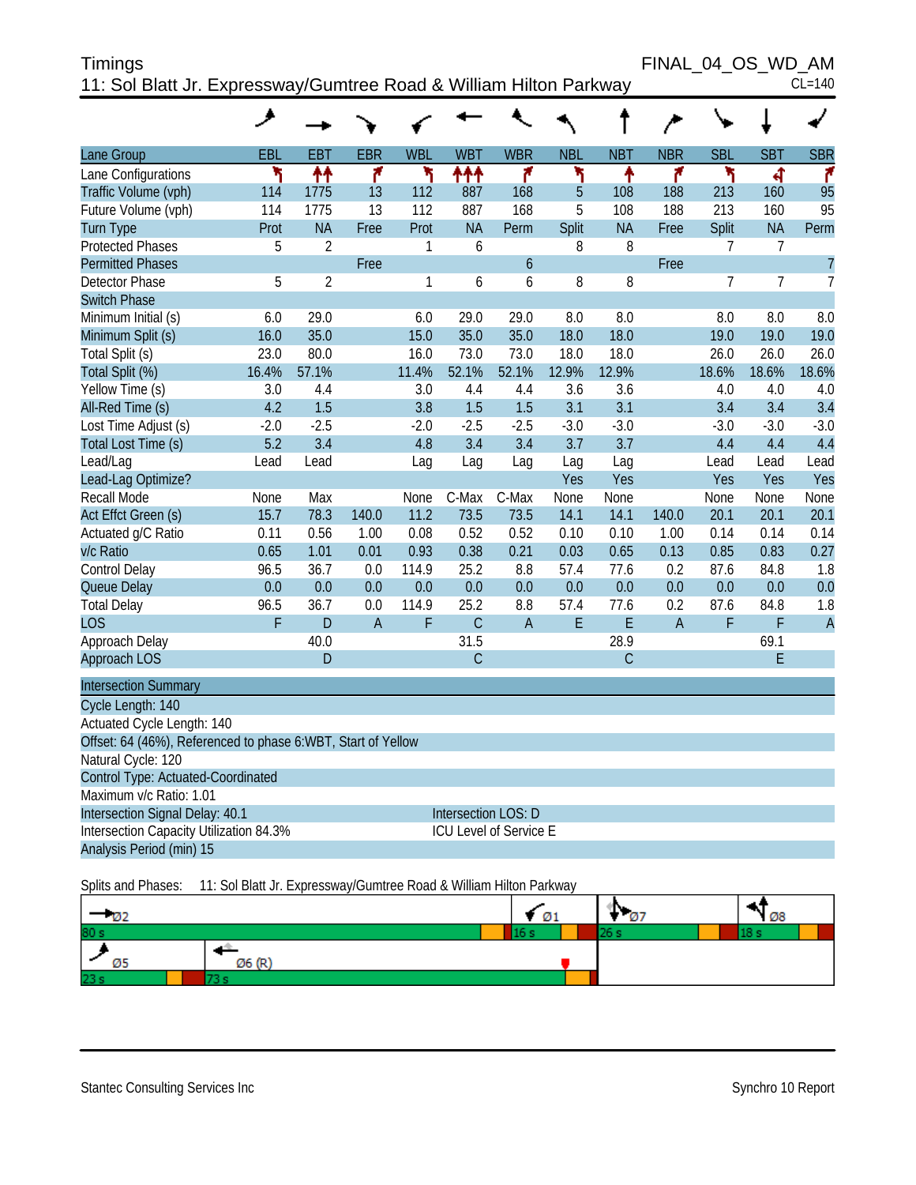# Timings

## 11: Sol Blatt Jr. Expressway/Gumtree Road & William Hilton Parkway

FINAL_04_OS_WD_AM

CL=140

| Lane Group | EBL | EBT | EBR | WBL | WBT | WBR | NBL | NBT | NBR | SBL | SBT | SBR |
|---|---|---|---|---|---|---|---|---|---|---|---|---|
| Lane Configurations | | | | | | | | | | | | |
| Traffic Volume (vph) | 114 | 1775 | 13 | 112 | 887 | 168 | 5 | 108 | 188 | 213 | 160 | 95 |
| Future Volume (vph) | 114 | 1775 | 13 | 112 | 887 | 168 | 5 | 108 | 188 | 213 | 160 | 95 |
| Turn Type | Prot | NA | Free | Prot | NA | Perm | Split | NA | Free | Split | NA | Perm |
| Protected Phases | 5 | 2 | | 1 | 6 | | 8 | 8 | | 7 | 7 | |
| Permitted Phases | | | Free | | | 6 | | | Free | | | 7 |
| Detector Phase | 5 | 2 | | 1 | 6 | 6 | 8 | 8 | | 7 | 7 | 7 |
| Switch Phase | | | | | | | | | | | | |
| Minimum Initial (s) | 6.0 | 29.0 | | 6.0 | 29.0 | 29.0 | 8.0 | 8.0 | | 8.0 | 8.0 | 8.0 |
| Minimum Split (s) | 16.0 | 35.0 | | 15.0 | 35.0 | 35.0 | 18.0 | 18.0 | | 19.0 | 19.0 | 19.0 |
| Total Split (s) | 23.0 | 80.0 | | 16.0 | 73.0 | 73.0 | 18.0 | 18.0 | | 26.0 | 26.0 | 26.0 |
| Total Split (%) | 16.4% | 57.1% | | 11.4% | 52.1% | 52.1% | 12.9% | 12.9% | | 18.6% | 18.6% | 18.6% |
| Yellow Time (s) | 3.0 | 4.4 | | 3.0 | 4.4 | 4.4 | 3.6 | 3.6 | | 4.0 | 4.0 | 4.0 |
| All-Red Time (s) | 4.2 | 1.5 | | 3.8 | 1.5 | 1.5 | 3.1 | 3.1 | | 3.4 | 3.4 | 3.4 |
| Lost Time Adjust (s) | -2.0 | -2.5 | | -2.0 | -2.5 | -2.5 | -3.0 | -3.0 | | -3.0 | -3.0 | -3.0 |
| Total Lost Time (s) | 5.2 | 3.4 | | 4.8 | 3.4 | 3.4 | 3.7 | 3.7 | | 4.4 | 4.4 | 4.4 |
| Lead/Lag | Lead | Lead | | Lag | Lag | Lag | Lag | Lag | | Lead | Lead | Lead |
| Lead-Lag Optimize? | | | | | | | Yes | Yes | | Yes | Yes | Yes |
| Recall Mode | None | Max | | None | C-Max | C-Max | None | None | | None | None | None |
| Act Effct Green (s) | 15.7 | 78.3 | 140.0 | 11.2 | 73.5 | 73.5 | 14.1 | 14.1 | 140.0 | 20.1 | 20.1 | 20.1 |
| Actuated g/C Ratio | 0.11 | 0.56 | 1.00 | 0.08 | 0.52 | 0.52 | 0.10 | 0.10 | 1.00 | 0.14 | 0.14 | 0.14 |
| v/c Ratio | 0.65 | 1.01 | 0.01 | 0.93 | 0.38 | 0.21 | 0.03 | 0.65 | 0.13 | 0.85 | 0.83 | 0.27 |
| Control Delay | 96.5 | 36.7 | 0.0 | 114.9 | 25.2 | 8.8 | 57.4 | 77.6 | 0.2 | 87.6 | 84.8 | 1.8 |
| Queue Delay | 0.0 | 0.0 | 0.0 | 0.0 | 0.0 | 0.0 | 0.0 | 0.0 | 0.0 | 0.0 | 0.0 | 0.0 |
| Total Delay | 96.5 | 36.7 | 0.0 | 114.9 | 25.2 | 8.8 | 57.4 | 77.6 | 0.2 | 87.6 | 84.8 | 1.8 |
| LOS | F | D | A | F | C | A | E | E | A | F | F | A |
| Approach Delay | | 40.0 | | | 31.5 | | | 28.9 | | | 69.1 | |
| Approach LOS | | D | | | C | | | C | | | E | |

## Intersection Summary

Cycle Length: 140

Actuated Cycle Length: 140

Offset: 64 (46%), Referenced to phase 6:WBT, Start of Yellow

Natural Cycle: 120

Control Type: Actuated-Coordinated

Maximum v/c Ratio: 1.01

Intersection Signal Delay: 40.1 — Intersection LOS: D

Intersection Capacity Utilization 84.3% — ICU Level of Service E

Analysis Period (min) 15

Splits and Phases: 11: Sol Blatt Jr. Expressway/Gumtree Road & William Hilton Parkway

| Ø2 80 s | Ø1 16 s | Ø7 26 s | Ø8 18 s |
|---|---|---|---|
| Ø5 23 s | Ø6 (R) 73 s | | |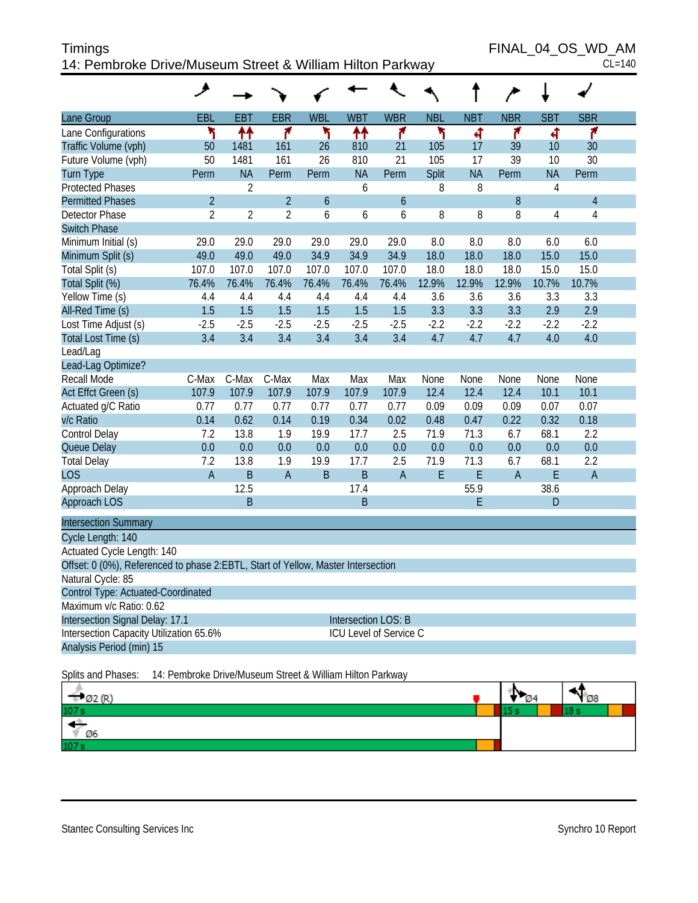Timings
14: Pembroke Drive/Museum Street & William Hilton Parkway

FINAL_04_OS_WD_AM
CL=140

| Lane Group | EBL | EBT | EBR | WBL | WBT | WBR | NBL | NBT | NBR | SBT | SBR |
|---|---|---|---|---|---|---|---|---|---|---|---|
| Lane Configurations | | | | | | | | | | | |
| Traffic Volume (vph) | 50 | 1481 | 161 | 26 | 810 | 21 | 105 | 17 | 39 | 10 | 30 |
| Future Volume (vph) | 50 | 1481 | 161 | 26 | 810 | 21 | 105 | 17 | 39 | 10 | 30 |
| Turn Type | Perm | NA | Perm | Perm | NA | Perm | Split | NA | Perm | NA | Perm |
| Protected Phases | | 2 | | | 6 | | 8 | 8 | | 4 | |
| Permitted Phases | 2 | | 2 | 6 | | 6 | | | 8 | | 4 |
| Detector Phase | 2 | 2 | 2 | 6 | 6 | 6 | 8 | 8 | 8 | 4 | 4 |
| Switch Phase | | | | | | | | | | | |
| Minimum Initial (s) | 29.0 | 29.0 | 29.0 | 29.0 | 29.0 | 29.0 | 8.0 | 8.0 | 8.0 | 6.0 | 6.0 |
| Minimum Split (s) | 49.0 | 49.0 | 49.0 | 34.9 | 34.9 | 34.9 | 18.0 | 18.0 | 18.0 | 15.0 | 15.0 |
| Total Split (s) | 107.0 | 107.0 | 107.0 | 107.0 | 107.0 | 107.0 | 18.0 | 18.0 | 18.0 | 15.0 | 15.0 |
| Total Split (%) | 76.4% | 76.4% | 76.4% | 76.4% | 76.4% | 76.4% | 12.9% | 12.9% | 12.9% | 10.7% | 10.7% |
| Yellow Time (s) | 4.4 | 4.4 | 4.4 | 4.4 | 4.4 | 4.4 | 3.6 | 3.6 | 3.6 | 3.3 | 3.3 |
| All-Red Time (s) | 1.5 | 1.5 | 1.5 | 1.5 | 1.5 | 1.5 | 3.3 | 3.3 | 3.3 | 2.9 | 2.9 |
| Lost Time Adjust (s) | -2.5 | -2.5 | -2.5 | -2.5 | -2.5 | -2.5 | -2.2 | -2.2 | -2.2 | -2.2 | -2.2 |
| Total Lost Time (s) | 3.4 | 3.4 | 3.4 | 3.4 | 3.4 | 3.4 | 4.7 | 4.7 | 4.7 | 4.0 | 4.0 |
| Lead/Lag | | | | | | | | | | | |
| Lead-Lag Optimize? | | | | | | | | | | | |
| Recall Mode | C-Max | C-Max | C-Max | Max | Max | Max | None | None | None | None | None |
| Act Effct Green (s) | 107.9 | 107.9 | 107.9 | 107.9 | 107.9 | 107.9 | 12.4 | 12.4 | 12.4 | 10.1 | 10.1 |
| Actuated g/C Ratio | 0.77 | 0.77 | 0.77 | 0.77 | 0.77 | 0.77 | 0.09 | 0.09 | 0.09 | 0.07 | 0.07 |
| v/c Ratio | 0.14 | 0.62 | 0.14 | 0.19 | 0.34 | 0.02 | 0.48 | 0.47 | 0.22 | 0.32 | 0.18 |
| Control Delay | 7.2 | 13.8 | 1.9 | 19.9 | 17.7 | 2.5 | 71.9 | 71.3 | 6.7 | 68.1 | 2.2 |
| Queue Delay | 0.0 | 0.0 | 0.0 | 0.0 | 0.0 | 0.0 | 0.0 | 0.0 | 0.0 | 0.0 | 0.0 |
| Total Delay | 7.2 | 13.8 | 1.9 | 19.9 | 17.7 | 2.5 | 71.9 | 71.3 | 6.7 | 68.1 | 2.2 |
| LOS | A | B | A | B | B | A | E | E | A | E | A |
| Approach Delay | | 12.5 | | | 17.4 | | | 55.9 | | 38.6 | |
| Approach LOS | | B | | | B | | | E | | D | |

| Intersection Summary | |
|---|---|
| Cycle Length: 140 | |
| Actuated Cycle Length: 140 | |
| Offset: 0 (0%), Referenced to phase 2:EBTL, Start of Yellow, Master Intersection | |
| Natural Cycle: 85 | |
| Control Type: Actuated-Coordinated | |
| Maximum v/c Ratio: 0.62 | |
| Intersection Signal Delay: 17.1 | Intersection LOS: B |
| Intersection Capacity Utilization 65.6% | ICU Level of Service C |
| Analysis Period (min) 15 | |

Splits and Phases: 14: Pembroke Drive/Museum Street & William Hilton Parkway

Ø2 (R) 107 s | Ø4 15 s | Ø8 18 s

Ø6 107 s

Stantec Consulting Services Inc — Synchro 10 Report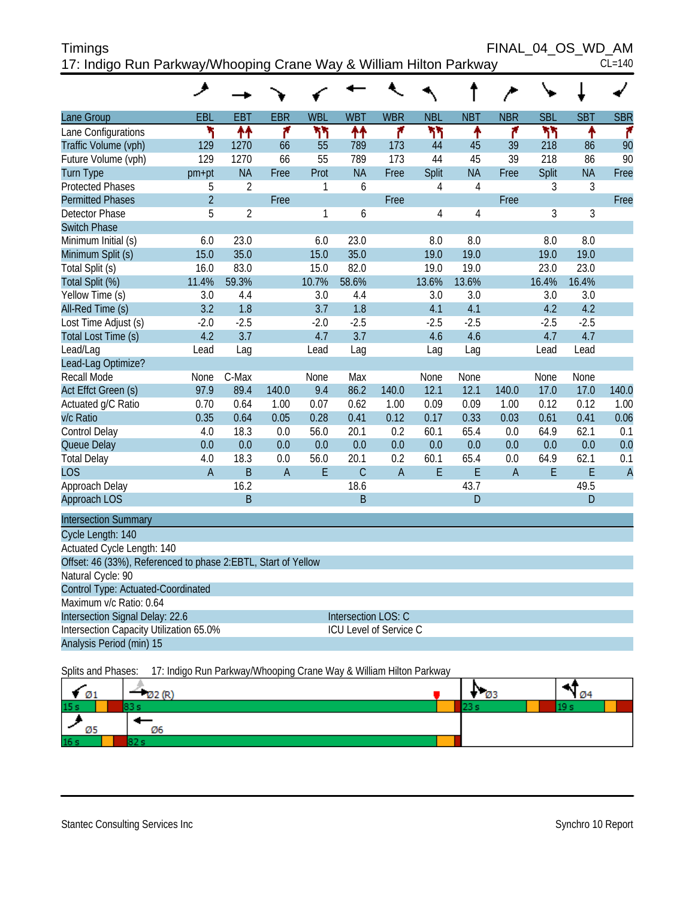Timings
FINAL_04_OS_WD_AM

17: Indigo Run Parkway/Whooping Crane Way & William Hilton Parkway
CL=140

| Lane Group | EBL | EBT | EBR | WBL | WBT | WBR | NBL | NBT | NBR | SBL | SBT | SBR |
|---|---|---|---|---|---|---|---|---|---|---|---|---|
| Lane Configurations | | | | | | | | | | | | |
| Traffic Volume (vph) | 129 | 1270 | 66 | 55 | 789 | 173 | 44 | 45 | 39 | 218 | 86 | 90 |
| Future Volume (vph) | 129 | 1270 | 66 | 55 | 789 | 173 | 44 | 45 | 39 | 218 | 86 | 90 |
| Turn Type | pm+pt | NA | Free | Prot | NA | Free | Split | NA | Free | Split | NA | Free |
| Protected Phases | 5 | 2 | | 1 | 6 | | 4 | 4 | | 3 | 3 | |
| Permitted Phases | 2 | | Free | | | Free | | | Free | | | Free |
| Detector Phase | 5 | 2 | | 1 | 6 | | 4 | 4 | | 3 | 3 | |
| Switch Phase | | | | | | | | | | | | |
| Minimum Initial (s) | 6.0 | 23.0 | | 6.0 | 23.0 | | 8.0 | 8.0 | | 8.0 | 8.0 | |
| Minimum Split (s) | 15.0 | 35.0 | | 15.0 | 35.0 | | 19.0 | 19.0 | | 19.0 | 19.0 | |
| Total Split (s) | 16.0 | 83.0 | | 15.0 | 82.0 | | 19.0 | 19.0 | | 23.0 | 23.0 | |
| Total Split (%) | 11.4% | 59.3% | | 10.7% | 58.6% | | 13.6% | 13.6% | | 16.4% | 16.4% | |
| Yellow Time (s) | 3.0 | 4.4 | | 3.0 | 4.4 | | 3.0 | 3.0 | | 3.0 | 3.0 | |
| All-Red Time (s) | 3.2 | 1.8 | | 3.7 | 1.8 | | 4.1 | 4.1 | | 4.2 | 4.2 | |
| Lost Time Adjust (s) | -2.0 | -2.5 | | -2.0 | -2.5 | | -2.5 | -2.5 | | -2.5 | -2.5 | |
| Total Lost Time (s) | 4.2 | 3.7 | | 4.7 | 3.7 | | 4.6 | 4.6 | | 4.7 | 4.7 | |
| Lead/Lag | Lead | Lag | | Lead | Lag | | Lag | Lag | | Lead | Lead | |
| Lead-Lag Optimize? | | | | | | | | | | | | |
| Recall Mode | None | C-Max | | None | Max | | None | None | | None | None | |
| Act Effct Green (s) | 97.9 | 89.4 | 140.0 | 9.4 | 86.2 | 140.0 | 12.1 | 12.1 | 140.0 | 17.0 | 17.0 | 140.0 |
| Actuated g/C Ratio | 0.70 | 0.64 | 1.00 | 0.07 | 0.62 | 1.00 | 0.09 | 0.09 | 1.00 | 0.12 | 0.12 | 1.00 |
| v/c Ratio | 0.35 | 0.64 | 0.05 | 0.28 | 0.41 | 0.12 | 0.17 | 0.33 | 0.03 | 0.61 | 0.41 | 0.06 |
| Control Delay | 4.0 | 18.3 | 0.0 | 56.0 | 20.1 | 0.2 | 60.1 | 65.4 | 0.0 | 64.9 | 62.1 | 0.1 |
| Queue Delay | 0.0 | 0.0 | 0.0 | 0.0 | 0.0 | 0.0 | 0.0 | 0.0 | 0.0 | 0.0 | 0.0 | 0.0 |
| Total Delay | 4.0 | 18.3 | 0.0 | 56.0 | 20.1 | 0.2 | 60.1 | 65.4 | 0.0 | 64.9 | 62.1 | 0.1 |
| LOS | A | B | A | E | C | A | E | E | A | E | E | A |
| Approach Delay | | 16.2 | | | 18.6 | | | 43.7 | | | 49.5 | |
| Approach LOS | | B | | | B | | | D | | | D | |

**Intersection Summary**

Cycle Length: 140
Actuated Cycle Length: 140
Offset: 46 (33%), Referenced to phase 2:EBTL, Start of Yellow
Natural Cycle: 90
Control Type: Actuated-Coordinated
Maximum v/c Ratio: 0.64
Intersection Signal Delay: 22.6 — Intersection LOS: C
Intersection Capacity Utilization 65.0% — ICU Level of Service C
Analysis Period (min) 15

Splits and Phases: 17: Indigo Run Parkway/Whooping Crane Way & William Hilton Parkway

| Ø1 | Ø2 (R) | Ø3 | Ø4 |
|---|---|---|---|
| 15 s | 83 s | 23 s | 19 s |

| Ø5 | Ø6 |
|---|---|
| 16 s | 82 s |

Stantec Consulting Services Inc — Synchro 10 Report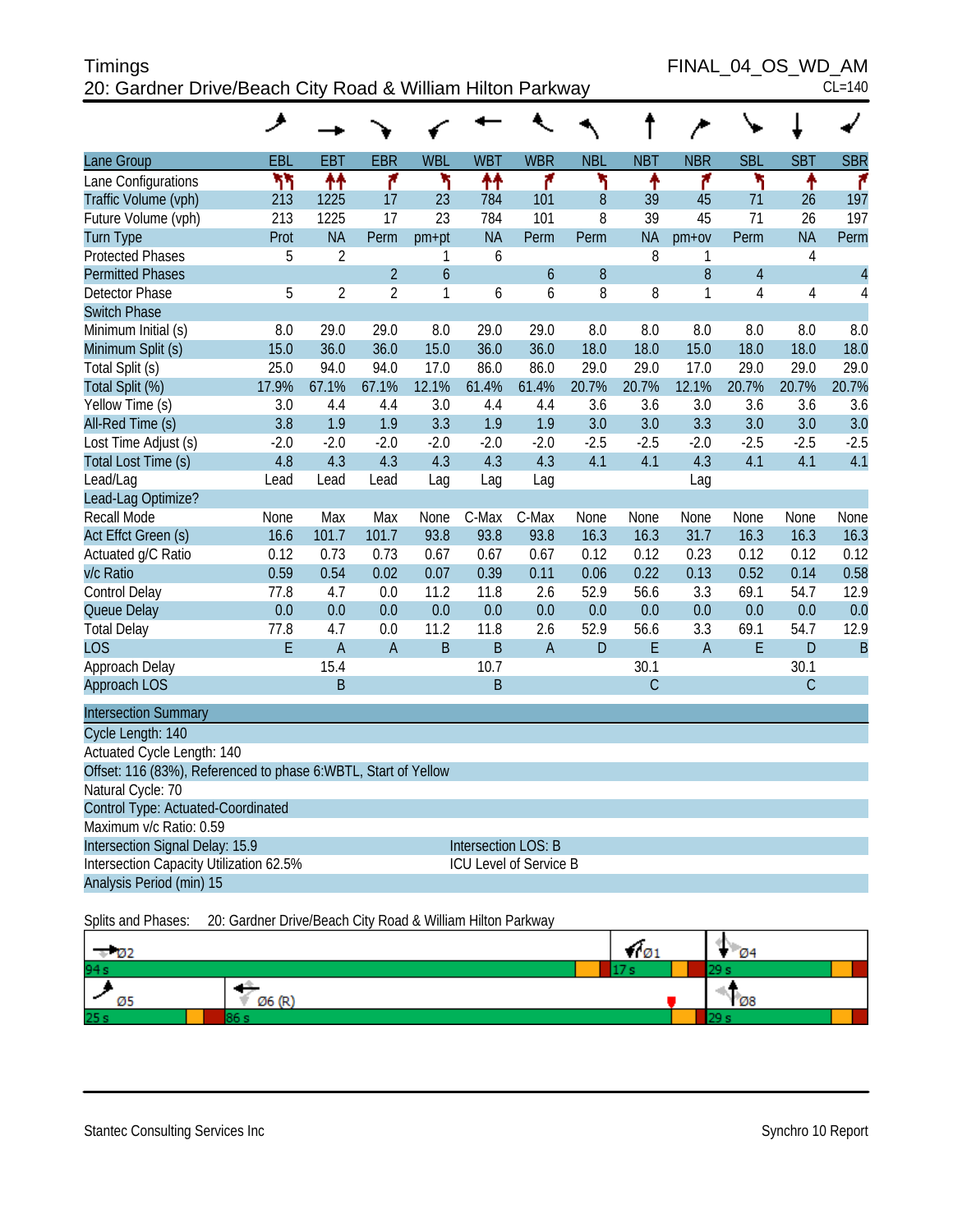# Timings

## 20: Gardner Drive/Beach City Road & William Hilton Parkway

FINAL_04_OS_WD_AM

CL=140

| Lane Group | EBL | EBT | EBR | WBL | WBT | WBR | NBL | NBT | NBR | SBL | SBT | SBR |
|---|---|---|---|---|---|---|---|---|---|---|---|---|
| Lane Configurations | | | | | | | | | | | | |
| Traffic Volume (vph) | 213 | 1225 | 17 | 23 | 784 | 101 | 8 | 39 | 45 | 71 | 26 | 197 |
| Future Volume (vph) | 213 | 1225 | 17 | 23 | 784 | 101 | 8 | 39 | 45 | 71 | 26 | 197 |
| Turn Type | Prot | NA | Perm | pm+pt | NA | Perm | Perm | NA | pm+ov | Perm | NA | Perm |
| Protected Phases | 5 | 2 | | 1 | 6 | | | 8 | 1 | | 4 | |
| Permitted Phases | | | 2 | 6 | | 6 | 8 | | 8 | 4 | | 4 |
| Detector Phase | 5 | 2 | 2 | 1 | 6 | 6 | 8 | 8 | 1 | 4 | 4 | 4 |
| Switch Phase | | | | | | | | | | | | |
| Minimum Initial (s) | 8.0 | 29.0 | 29.0 | 8.0 | 29.0 | 29.0 | 8.0 | 8.0 | 8.0 | 8.0 | 8.0 | 8.0 |
| Minimum Split (s) | 15.0 | 36.0 | 36.0 | 15.0 | 36.0 | 36.0 | 18.0 | 18.0 | 15.0 | 18.0 | 18.0 | 18.0 |
| Total Split (s) | 25.0 | 94.0 | 94.0 | 17.0 | 86.0 | 86.0 | 29.0 | 29.0 | 17.0 | 29.0 | 29.0 | 29.0 |
| Total Split (%) | 17.9% | 67.1% | 67.1% | 12.1% | 61.4% | 61.4% | 20.7% | 20.7% | 12.1% | 20.7% | 20.7% | 20.7% |
| Yellow Time (s) | 3.0 | 4.4 | 4.4 | 3.0 | 4.4 | 4.4 | 3.6 | 3.6 | 3.0 | 3.6 | 3.6 | 3.6 |
| All-Red Time (s) | 3.8 | 1.9 | 1.9 | 3.3 | 1.9 | 1.9 | 3.0 | 3.0 | 3.3 | 3.0 | 3.0 | 3.0 |
| Lost Time Adjust (s) | -2.0 | -2.0 | -2.0 | -2.0 | -2.0 | -2.0 | -2.5 | -2.5 | -2.0 | -2.5 | -2.5 | -2.5 |
| Total Lost Time (s) | 4.8 | 4.3 | 4.3 | 4.3 | 4.3 | 4.3 | 4.1 | 4.1 | 4.3 | 4.1 | 4.1 | 4.1 |
| Lead/Lag | Lead | Lead | Lead | Lag | Lag | Lag | | | Lag | | | |
| Lead-Lag Optimize? | | | | | | | | | | | | |
| Recall Mode | None | Max | Max | None | C-Max | C-Max | None | None | None | None | None | None |
| Act Effct Green (s) | 16.6 | 101.7 | 101.7 | 93.8 | 93.8 | 93.8 | 16.3 | 16.3 | 31.7 | 16.3 | 16.3 | 16.3 |
| Actuated g/C Ratio | 0.12 | 0.73 | 0.73 | 0.67 | 0.67 | 0.67 | 0.12 | 0.12 | 0.23 | 0.12 | 0.12 | 0.12 |
| v/c Ratio | 0.59 | 0.54 | 0.02 | 0.07 | 0.39 | 0.11 | 0.06 | 0.22 | 0.13 | 0.52 | 0.14 | 0.58 |
| Control Delay | 77.8 | 4.7 | 0.0 | 11.2 | 11.8 | 2.6 | 52.9 | 56.6 | 3.3 | 69.1 | 54.7 | 12.9 |
| Queue Delay | 0.0 | 0.0 | 0.0 | 0.0 | 0.0 | 0.0 | 0.0 | 0.0 | 0.0 | 0.0 | 0.0 | 0.0 |
| Total Delay | 77.8 | 4.7 | 0.0 | 11.2 | 11.8 | 2.6 | 52.9 | 56.6 | 3.3 | 69.1 | 54.7 | 12.9 |
| LOS | E | A | A | B | B | A | D | E | A | E | D | B |
| Approach Delay | | 15.4 | | | 10.7 | | | 30.1 | | | 30.1 | |
| Approach LOS | | B | | | B | | | C | | | C | |

| Intersection Summary | |
|---|---|
| Cycle Length: 140 | |
| Actuated Cycle Length: 140 | |
| Offset: 116 (83%), Referenced to phase 6:WBTL, Start of Yellow | |
| Natural Cycle: 70 | |
| Control Type: Actuated-Coordinated | |
| Maximum v/c Ratio: 0.59 | |
| Intersection Signal Delay: 15.9 | Intersection LOS: B |
| Intersection Capacity Utilization 62.5% | ICU Level of Service B |
| Analysis Period (min) 15 | |

Splits and Phases: 20: Gardner Drive/Beach City Road & William Hilton Parkway

Ø2 94 s | Ø1 17 s | Ø4 29 s

Ø5 25 s | Ø6 (R) 86 s | Ø8 29 s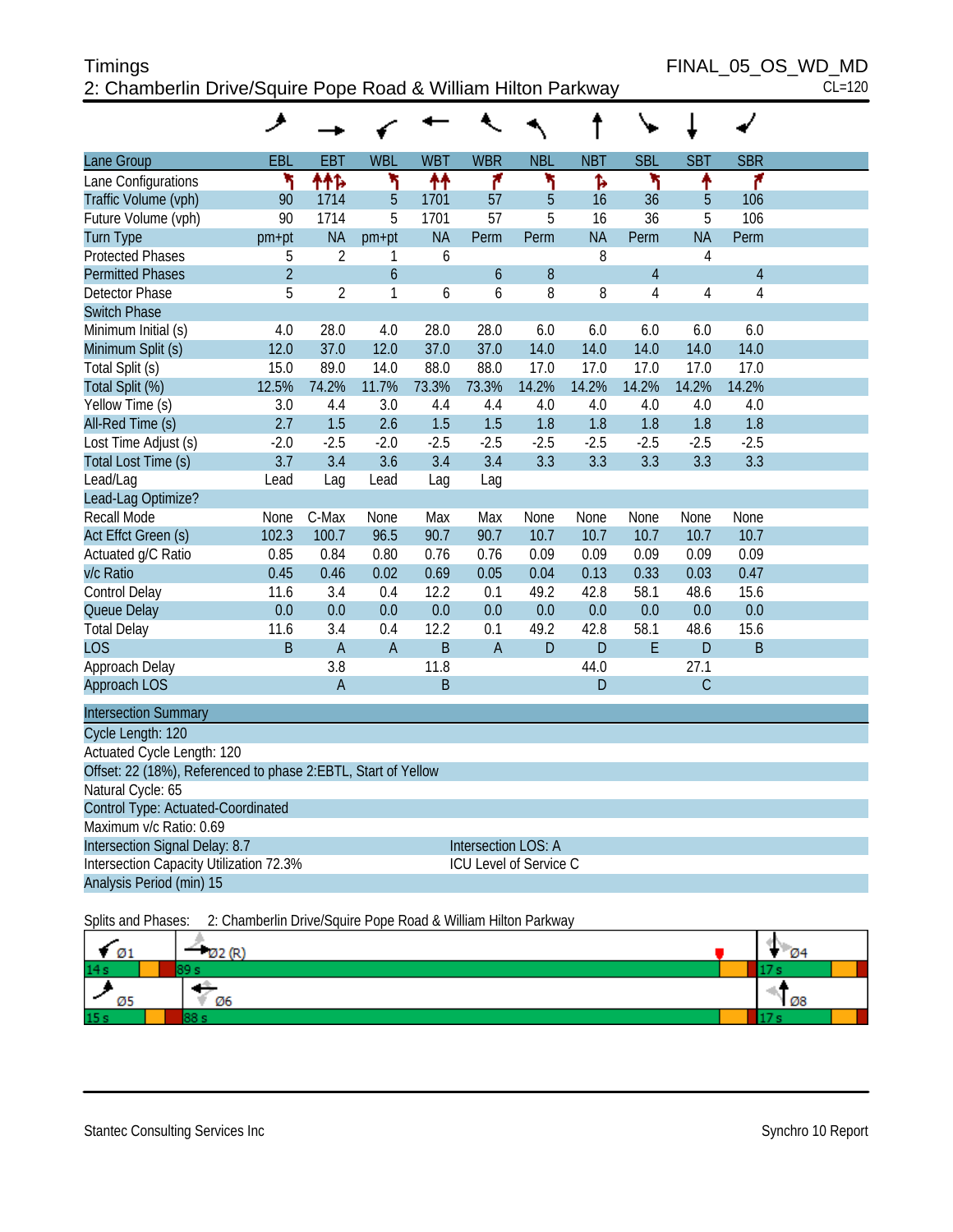# Timings

## 2: Chamberlin Drive/Squire Pope Road & William Hilton Parkway

FINAL_05_OS_WD_MD
CL=120

| Lane Group | EBL | EBT | WBL | WBT | WBR | NBL | NBT | SBL | SBT | SBR |
|---|---|---|---|---|---|---|---|---|---|---|
| Lane Configurations | | | | | | | | | | |
| Traffic Volume (vph) | 90 | 1714 | 5 | 1701 | 57 | 5 | 16 | 36 | 5 | 106 |
| Future Volume (vph) | 90 | 1714 | 5 | 1701 | 57 | 5 | 16 | 36 | 5 | 106 |
| Turn Type | pm+pt | NA | pm+pt | NA | Perm | Perm | NA | Perm | NA | Perm |
| Protected Phases | 5 | 2 | 1 | 6 | | | 8 | | 4 | |
| Permitted Phases | 2 | | 6 | | 6 | 8 | | 4 | | 4 |
| Detector Phase | 5 | 2 | 1 | 6 | 6 | 8 | 8 | 4 | 4 | 4 |
| Switch Phase | | | | | | | | | | |
| Minimum Initial (s) | 4.0 | 28.0 | 4.0 | 28.0 | 28.0 | 6.0 | 6.0 | 6.0 | 6.0 | 6.0 |
| Minimum Split (s) | 12.0 | 37.0 | 12.0 | 37.0 | 37.0 | 14.0 | 14.0 | 14.0 | 14.0 | 14.0 |
| Total Split (s) | 15.0 | 89.0 | 14.0 | 88.0 | 88.0 | 17.0 | 17.0 | 17.0 | 17.0 | 17.0 |
| Total Split (%) | 12.5% | 74.2% | 11.7% | 73.3% | 73.3% | 14.2% | 14.2% | 14.2% | 14.2% | 14.2% |
| Yellow Time (s) | 3.0 | 4.4 | 3.0 | 4.4 | 4.4 | 4.0 | 4.0 | 4.0 | 4.0 | 4.0 |
| All-Red Time (s) | 2.7 | 1.5 | 2.6 | 1.5 | 1.5 | 1.8 | 1.8 | 1.8 | 1.8 | 1.8 |
| Lost Time Adjust (s) | -2.0 | -2.5 | -2.0 | -2.5 | -2.5 | -2.5 | -2.5 | -2.5 | -2.5 | -2.5 |
| Total Lost Time (s) | 3.7 | 3.4 | 3.6 | 3.4 | 3.4 | 3.3 | 3.3 | 3.3 | 3.3 | 3.3 |
| Lead/Lag | Lead | Lag | Lead | Lag | Lag | | | | | |
| Lead-Lag Optimize? | | | | | | | | | | |
| Recall Mode | None | C-Max | None | Max | Max | None | None | None | None | None |
| Act Effct Green (s) | 102.3 | 100.7 | 96.5 | 90.7 | 90.7 | 10.7 | 10.7 | 10.7 | 10.7 | 10.7 |
| Actuated g/C Ratio | 0.85 | 0.84 | 0.80 | 0.76 | 0.76 | 0.09 | 0.09 | 0.09 | 0.09 | 0.09 |
| v/c Ratio | 0.45 | 0.46 | 0.02 | 0.69 | 0.05 | 0.04 | 0.13 | 0.33 | 0.03 | 0.47 |
| Control Delay | 11.6 | 3.4 | 0.4 | 12.2 | 0.1 | 49.2 | 42.8 | 58.1 | 48.6 | 15.6 |
| Queue Delay | 0.0 | 0.0 | 0.0 | 0.0 | 0.0 | 0.0 | 0.0 | 0.0 | 0.0 | 0.0 |
| Total Delay | 11.6 | 3.4 | 0.4 | 12.2 | 0.1 | 49.2 | 42.8 | 58.1 | 48.6 | 15.6 |
| LOS | B | A | A | B | A | D | D | E | D | B |
| Approach Delay | | 3.8 | | 11.8 | | | 44.0 | | 27.1 | |
| Approach LOS | | A | | B | | | D | | C | |

**Intersection Summary**

Cycle Length: 120
Actuated Cycle Length: 120
Offset: 22 (18%), Referenced to phase 2:EBTL, Start of Yellow
Natural Cycle: 65
Control Type: Actuated-Coordinated
Maximum v/c Ratio: 0.69
Intersection Signal Delay: 8.7 — Intersection LOS: A
Intersection Capacity Utilization 72.3% — ICU Level of Service C
Analysis Period (min) 15

Splits and Phases: 2: Chamberlin Drive/Squire Pope Road & William Hilton Parkway

| Ø1 | Ø2 (R) | Ø4 |
|---|---|---|
| 14 s | 89 s | 17 s |

| Ø5 | Ø6 | Ø8 |
|---|---|---|
| 15 s | 88 s | 17 s |

Stantec Consulting Services Inc — Synchro 10 Report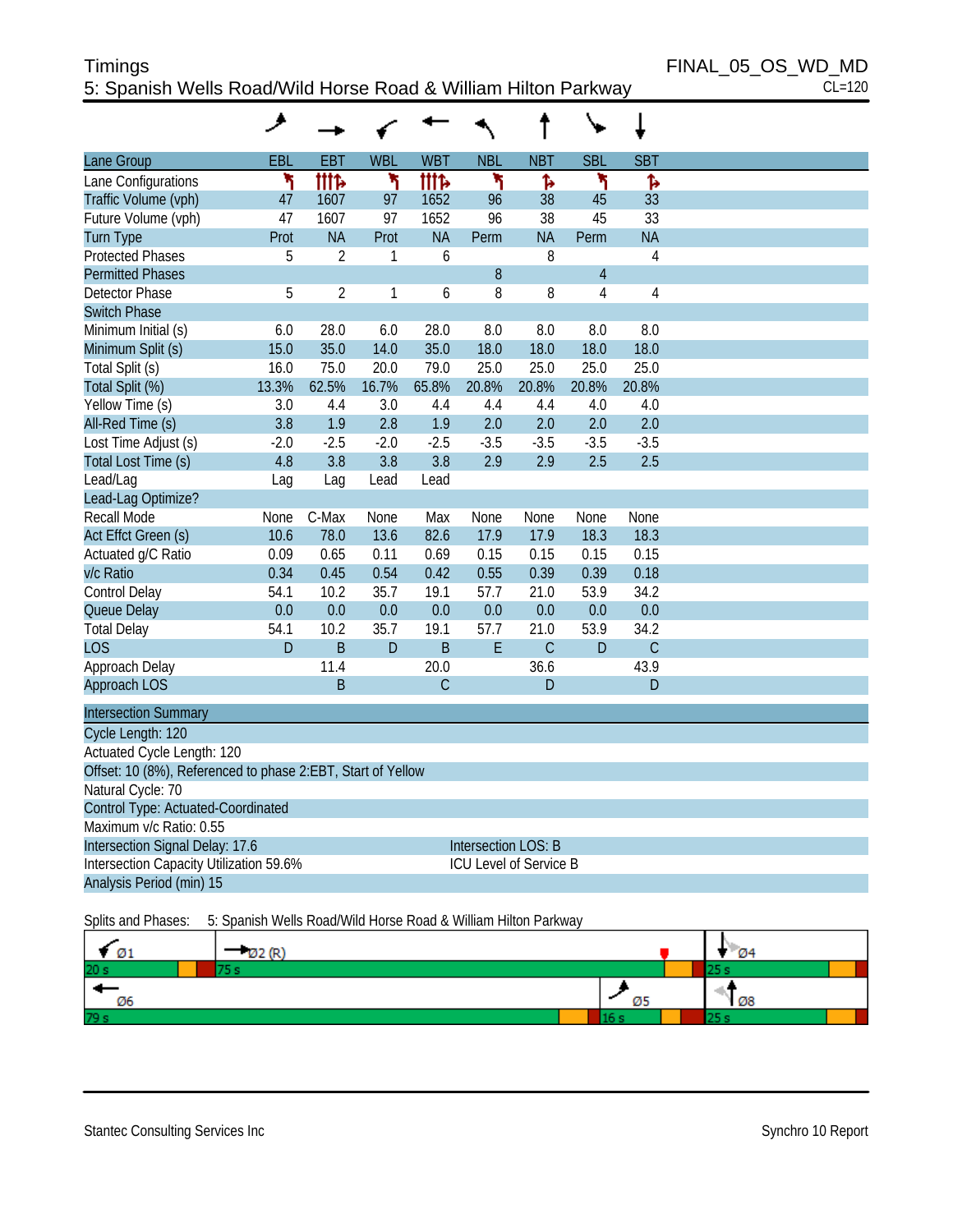# Timings

## 5: Spanish Wells Road/Wild Horse Road & William Hilton Parkway

FINAL_05_OS_WD_MD
CL=120

| Lane Group | EBL | EBT | WBL | WBT | NBL | NBT | SBL | SBT |
|---|---|---|---|---|---|---|---|---|
| Lane Configurations | | | | | | | | |
| Traffic Volume (vph) | 47 | 1607 | 97 | 1652 | 96 | 38 | 45 | 33 |
| Future Volume (vph) | 47 | 1607 | 97 | 1652 | 96 | 38 | 45 | 33 |
| Turn Type | Prot | NA | Prot | NA | Perm | NA | Perm | NA |
| Protected Phases | 5 | 2 | 1 | 6 | | 8 | | 4 |
| Permitted Phases | | | | | 8 | | 4 | |
| Detector Phase | 5 | 2 | 1 | 6 | 8 | 8 | 4 | 4 |
| Switch Phase | | | | | | | | |
| Minimum Initial (s) | 6.0 | 28.0 | 6.0 | 28.0 | 8.0 | 8.0 | 8.0 | 8.0 |
| Minimum Split (s) | 15.0 | 35.0 | 14.0 | 35.0 | 18.0 | 18.0 | 18.0 | 18.0 |
| Total Split (s) | 16.0 | 75.0 | 20.0 | 79.0 | 25.0 | 25.0 | 25.0 | 25.0 |
| Total Split (%) | 13.3% | 62.5% | 16.7% | 65.8% | 20.8% | 20.8% | 20.8% | 20.8% |
| Yellow Time (s) | 3.0 | 4.4 | 3.0 | 4.4 | 4.4 | 4.4 | 4.0 | 4.0 |
| All-Red Time (s) | 3.8 | 1.9 | 2.8 | 1.9 | 2.0 | 2.0 | 2.0 | 2.0 |
| Lost Time Adjust (s) | -2.0 | -2.5 | -2.0 | -2.5 | -3.5 | -3.5 | -3.5 | -3.5 |
| Total Lost Time (s) | 4.8 | 3.8 | 3.8 | 3.8 | 2.9 | 2.9 | 2.5 | 2.5 |
| Lead/Lag | Lag | Lag | Lead | Lead | | | | |
| Lead-Lag Optimize? | | | | | | | | |
| Recall Mode | None | C-Max | None | Max | None | None | None | None |
| Act Effct Green (s) | 10.6 | 78.0 | 13.6 | 82.6 | 17.9 | 17.9 | 18.3 | 18.3 |
| Actuated g/C Ratio | 0.09 | 0.65 | 0.11 | 0.69 | 0.15 | 0.15 | 0.15 | 0.15 |
| v/c Ratio | 0.34 | 0.45 | 0.54 | 0.42 | 0.55 | 0.39 | 0.39 | 0.18 |
| Control Delay | 54.1 | 10.2 | 35.7 | 19.1 | 57.7 | 21.0 | 53.9 | 34.2 |
| Queue Delay | 0.0 | 0.0 | 0.0 | 0.0 | 0.0 | 0.0 | 0.0 | 0.0 |
| Total Delay | 54.1 | 10.2 | 35.7 | 19.1 | 57.7 | 21.0 | 53.9 | 34.2 |
| LOS | D | B | D | B | E | C | D | C |
| Approach Delay | | 11.4 | | 20.0 | | 36.6 | | 43.9 |
| Approach LOS | | B | | C | | D | | D |

**Intersection Summary**

Cycle Length: 120
Actuated Cycle Length: 120
Offset: 10 (8%), Referenced to phase 2:EBT, Start of Yellow
Natural Cycle: 70
Control Type: Actuated-Coordinated
Maximum v/c Ratio: 0.55
Intersection Signal Delay: 17.6 — Intersection LOS: B
Intersection Capacity Utilization 59.6% — ICU Level of Service B
Analysis Period (min) 15

Splits and Phases: 5: Spanish Wells Road/Wild Horse Road & William Hilton Parkway

| Ø1 | Ø2 (R) | Ø4 |
|---|---|---|
| 20 s | 75 s | 25 s |

| Ø6 | Ø5 | Ø8 |
|---|---|---|
| 79 s | 16 s | 25 s |

Stantec Consulting Services Inc — Synchro 10 Report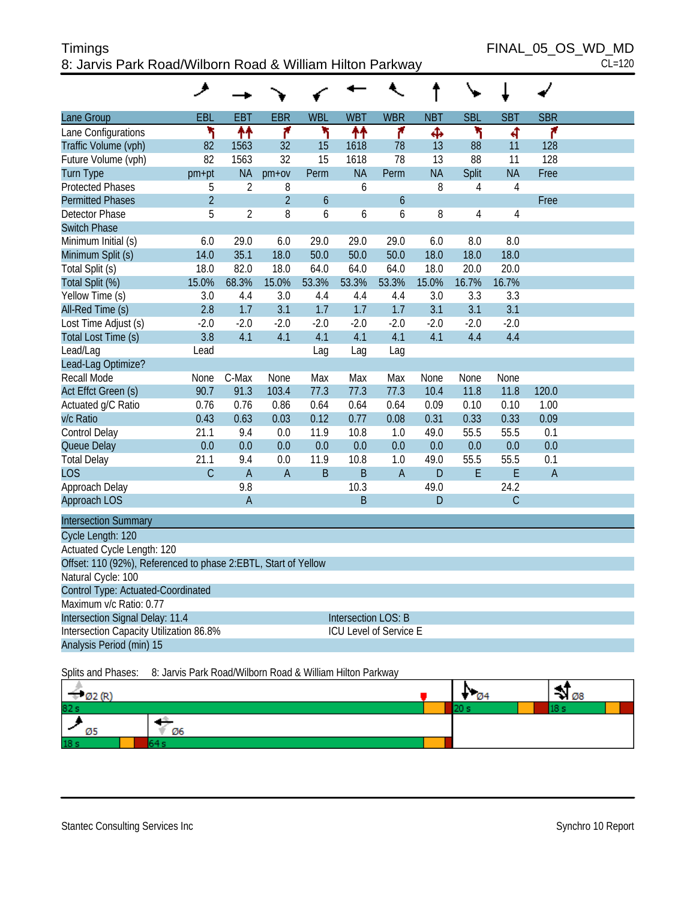Timings
8: Jarvis Park Road/Wilborn Road & William Hilton Parkway

FINAL_05_OS_WD_MD
CL=120

| Lane Group | EBL | EBT | EBR | WBL | WBT | WBR | NBT | SBL | SBT | SBR |
|---|---|---|---|---|---|---|---|---|---|---|
| Lane Configurations | | | | | | | | | | |
| Traffic Volume (vph) | 82 | 1563 | 32 | 15 | 1618 | 78 | 13 | 88 | 11 | 128 |
| Future Volume (vph) | 82 | 1563 | 32 | 15 | 1618 | 78 | 13 | 88 | 11 | 128 |
| Turn Type | pm+pt | NA | pm+ov | Perm | NA | Perm | NA | Split | NA | Free |
| Protected Phases | 5 | 2 | 8 | | 6 | | 8 | 4 | 4 | |
| Permitted Phases | 2 | | 2 | 6 | | 6 | | | | Free |
| Detector Phase | 5 | 2 | 8 | 6 | 6 | 6 | 8 | 4 | 4 | |
| Switch Phase | | | | | | | | | | |
| Minimum Initial (s) | 6.0 | 29.0 | 6.0 | 29.0 | 29.0 | 29.0 | 6.0 | 8.0 | 8.0 | |
| Minimum Split (s) | 14.0 | 35.1 | 18.0 | 50.0 | 50.0 | 50.0 | 18.0 | 18.0 | 18.0 | |
| Total Split (s) | 18.0 | 82.0 | 18.0 | 64.0 | 64.0 | 64.0 | 18.0 | 20.0 | 20.0 | |
| Total Split (%) | 15.0% | 68.3% | 15.0% | 53.3% | 53.3% | 53.3% | 15.0% | 16.7% | 16.7% | |
| Yellow Time (s) | 3.0 | 4.4 | 3.0 | 4.4 | 4.4 | 4.4 | 3.0 | 3.3 | 3.3 | |
| All-Red Time (s) | 2.8 | 1.7 | 3.1 | 1.7 | 1.7 | 1.7 | 3.1 | 3.1 | 3.1 | |
| Lost Time Adjust (s) | -2.0 | -2.0 | -2.0 | -2.0 | -2.0 | -2.0 | -2.0 | -2.0 | -2.0 | |
| Total Lost Time (s) | 3.8 | 4.1 | 4.1 | 4.1 | 4.1 | 4.1 | 4.1 | 4.4 | 4.4 | |
| Lead/Lag | Lead | | | Lag | Lag | Lag | | | | |
| Lead-Lag Optimize? | | | | | | | | | | |
| Recall Mode | None | C-Max | None | Max | Max | Max | None | None | None | |
| Act Effct Green (s) | 90.7 | 91.3 | 103.4 | 77.3 | 77.3 | 77.3 | 10.4 | 11.8 | 11.8 | 120.0 |
| Actuated g/C Ratio | 0.76 | 0.76 | 0.86 | 0.64 | 0.64 | 0.64 | 0.09 | 0.10 | 0.10 | 1.00 |
| v/c Ratio | 0.43 | 0.63 | 0.03 | 0.12 | 0.77 | 0.08 | 0.31 | 0.33 | 0.33 | 0.09 |
| Control Delay | 21.1 | 9.4 | 0.0 | 11.9 | 10.8 | 1.0 | 49.0 | 55.5 | 55.5 | 0.1 |
| Queue Delay | 0.0 | 0.0 | 0.0 | 0.0 | 0.0 | 0.0 | 0.0 | 0.0 | 0.0 | 0.0 |
| Total Delay | 21.1 | 9.4 | 0.0 | 11.9 | 10.8 | 1.0 | 49.0 | 55.5 | 55.5 | 0.1 |
| LOS | C | A | A | B | B | A | D | E | E | A |
| Approach Delay | | 9.8 | | | 10.3 | | 49.0 | | 24.2 | |
| Approach LOS | | A | | | B | | D | | C | |

Intersection Summary

Cycle Length: 120
Actuated Cycle Length: 120
Offset: 110 (92%), Referenced to phase 2:EBTL, Start of Yellow
Natural Cycle: 100
Control Type: Actuated-Coordinated
Maximum v/c Ratio: 0.77
Intersection Signal Delay: 11.4 — Intersection LOS: B
Intersection Capacity Utilization 86.8% — ICU Level of Service E
Analysis Period (min) 15

Splits and Phases: 8: Jarvis Park Road/Wilborn Road & William Hilton Parkway

| Phase | Split |
|---|---|
| Ø2 (R) | 82 s |
| Ø4 | 20 s |
| Ø8 | 18 s |
| Ø5 | 18 s |
| Ø6 | 64 s |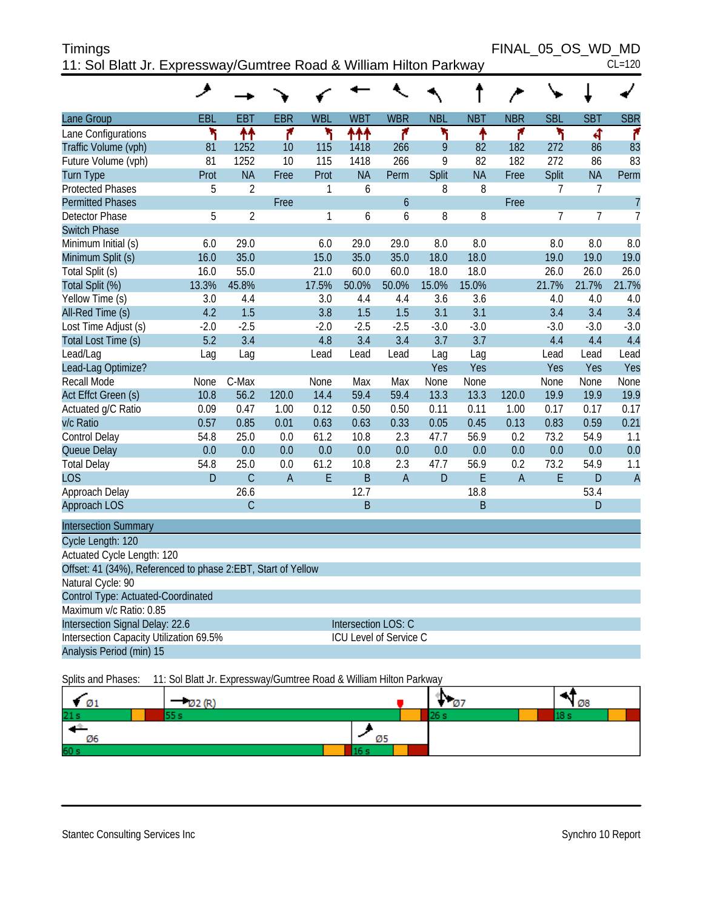# Timings

## 11: Sol Blatt Jr. Expressway/Gumtree Road & William Hilton Parkway

FINAL_05_OS_WD_MD

CL=120

| Lane Group | EBL | EBT | EBR | WBL | WBT | WBR | NBL | NBT | NBR | SBL | SBT | SBR |
|---|---|---|---|---|---|---|---|---|---|---|---|---|
| Lane Configurations | | | | | | | | | | | | |
| Traffic Volume (vph) | 81 | 1252 | 10 | 115 | 1418 | 266 | 9 | 82 | 182 | 272 | 86 | 83 |
| Future Volume (vph) | 81 | 1252 | 10 | 115 | 1418 | 266 | 9 | 82 | 182 | 272 | 86 | 83 |
| Turn Type | Prot | NA | Free | Prot | NA | Perm | Split | NA | Free | Split | NA | Perm |
| Protected Phases | 5 | 2 | | 1 | 6 | | 8 | 8 | | 7 | 7 | |
| Permitted Phases | | | Free | | | 6 | | | Free | | | 7 |
| Detector Phase | 5 | 2 | | 1 | 6 | 6 | 8 | 8 | | 7 | 7 | 7 |
| Switch Phase | | | | | | | | | | | | |
| Minimum Initial (s) | 6.0 | 29.0 | | 6.0 | 29.0 | 29.0 | 8.0 | 8.0 | | 8.0 | 8.0 | 8.0 |
| Minimum Split (s) | 16.0 | 35.0 | | 15.0 | 35.0 | 35.0 | 18.0 | 18.0 | | 19.0 | 19.0 | 19.0 |
| Total Split (s) | 16.0 | 55.0 | | 21.0 | 60.0 | 60.0 | 18.0 | 18.0 | | 26.0 | 26.0 | 26.0 |
| Total Split (%) | 13.3% | 45.8% | | 17.5% | 50.0% | 50.0% | 15.0% | 15.0% | | 21.7% | 21.7% | 21.7% |
| Yellow Time (s) | 3.0 | 4.4 | | 3.0 | 4.4 | 4.4 | 3.6 | 3.6 | | 4.0 | 4.0 | 4.0 |
| All-Red Time (s) | 4.2 | 1.5 | | 3.8 | 1.5 | 1.5 | 3.1 | 3.1 | | 3.4 | 3.4 | 3.4 |
| Lost Time Adjust (s) | -2.0 | -2.5 | | -2.0 | -2.5 | -2.5 | -3.0 | -3.0 | | -3.0 | -3.0 | -3.0 |
| Total Lost Time (s) | 5.2 | 3.4 | | 4.8 | 3.4 | 3.4 | 3.7 | 3.7 | | 4.4 | 4.4 | 4.4 |
| Lead/Lag | Lag | Lag | | Lead | Lead | Lead | Lag | Lag | | Lead | Lead | Lead |
| Lead-Lag Optimize? | | | | | | | Yes | Yes | | Yes | Yes | Yes |
| Recall Mode | None | C-Max | | None | Max | Max | None | None | | None | None | None |
| Act Effct Green (s) | 10.8 | 56.2 | 120.0 | 14.4 | 59.4 | 59.4 | 13.3 | 13.3 | 120.0 | 19.9 | 19.9 | 19.9 |
| Actuated g/C Ratio | 0.09 | 0.47 | 1.00 | 0.12 | 0.50 | 0.50 | 0.11 | 0.11 | 1.00 | 0.17 | 0.17 | 0.17 |
| v/c Ratio | 0.57 | 0.85 | 0.01 | 0.63 | 0.63 | 0.33 | 0.05 | 0.45 | 0.13 | 0.83 | 0.59 | 0.21 |
| Control Delay | 54.8 | 25.0 | 0.0 | 61.2 | 10.8 | 2.3 | 47.7 | 56.9 | 0.2 | 73.2 | 54.9 | 1.1 |
| Queue Delay | 0.0 | 0.0 | 0.0 | 0.0 | 0.0 | 0.0 | 0.0 | 0.0 | 0.0 | 0.0 | 0.0 | 0.0 |
| Total Delay | 54.8 | 25.0 | 0.0 | 61.2 | 10.8 | 2.3 | 47.7 | 56.9 | 0.2 | 73.2 | 54.9 | 1.1 |
| LOS | D | C | A | E | B | A | D | E | A | E | D | A |
| Approach Delay | | 26.6 | | | 12.7 | | | 18.8 | | | 53.4 | |
| Approach LOS | | C | | | B | | | B | | | D | |

**Intersection Summary**

Cycle Length: 120
Actuated Cycle Length: 120
Offset: 41 (34%), Referenced to phase 2:EBT, Start of Yellow
Natural Cycle: 90
Control Type: Actuated-Coordinated
Maximum v/c Ratio: 0.85
Intersection Signal Delay: 22.6 — Intersection LOS: C
Intersection Capacity Utilization 69.5% — ICU Level of Service C
Analysis Period (min) 15

Splits and Phases: 11: Sol Blatt Jr. Expressway/Gumtree Road & William Hilton Parkway

| Ø1 | Ø2 (R) | Ø7 | Ø8 |
|---|---|---|---|
| 21 s | 55 s | 26 s | 18 s |

| Ø6 | Ø5 |
|---|---|
| 60 s | 16 s |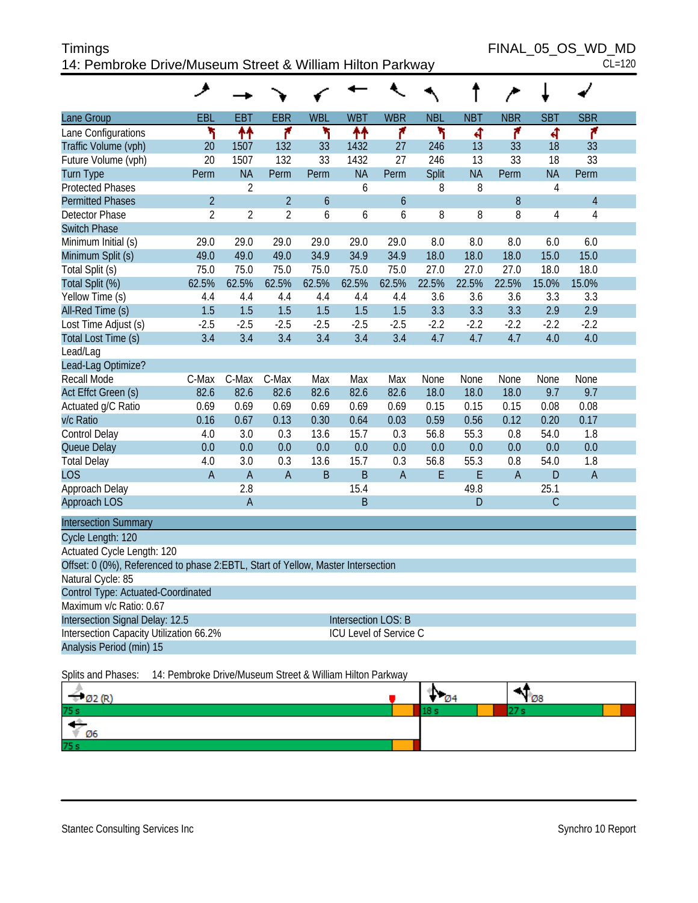# Timings

## 14: Pembroke Drive/Museum Street & William Hilton Parkway

FINAL_05_OS_WD_MD
CL=120

| Lane Group | EBL | EBT | EBR | WBL | WBT | WBR | NBL | NBT | NBR | SBT | SBR |
|---|---|---|---|---|---|---|---|---|---|---|---|
| Lane Configurations | | | | | | | | | | | |
| Traffic Volume (vph) | 20 | 1507 | 132 | 33 | 1432 | 27 | 246 | 13 | 33 | 18 | 33 |
| Future Volume (vph) | 20 | 1507 | 132 | 33 | 1432 | 27 | 246 | 13 | 33 | 18 | 33 |
| Turn Type | Perm | NA | Perm | Perm | NA | Perm | Split | NA | Perm | NA | Perm |
| Protected Phases | | 2 | | | 6 | | 8 | 8 | | 4 | |
| Permitted Phases | 2 | | 2 | 6 | | 6 | | | 8 | | 4 |
| Detector Phase | 2 | 2 | 2 | 6 | 6 | 6 | 8 | 8 | 8 | 4 | 4 |
| Switch Phase | | | | | | | | | | | |
| Minimum Initial (s) | 29.0 | 29.0 | 29.0 | 29.0 | 29.0 | 29.0 | 8.0 | 8.0 | 8.0 | 6.0 | 6.0 |
| Minimum Split (s) | 49.0 | 49.0 | 49.0 | 34.9 | 34.9 | 34.9 | 18.0 | 18.0 | 18.0 | 15.0 | 15.0 |
| Total Split (s) | 75.0 | 75.0 | 75.0 | 75.0 | 75.0 | 75.0 | 27.0 | 27.0 | 27.0 | 18.0 | 18.0 |
| Total Split (%) | 62.5% | 62.5% | 62.5% | 62.5% | 62.5% | 62.5% | 22.5% | 22.5% | 22.5% | 15.0% | 15.0% |
| Yellow Time (s) | 4.4 | 4.4 | 4.4 | 4.4 | 4.4 | 4.4 | 3.6 | 3.6 | 3.6 | 3.3 | 3.3 |
| All-Red Time (s) | 1.5 | 1.5 | 1.5 | 1.5 | 1.5 | 1.5 | 3.3 | 3.3 | 3.3 | 2.9 | 2.9 |
| Lost Time Adjust (s) | -2.5 | -2.5 | -2.5 | -2.5 | -2.5 | -2.5 | -2.2 | -2.2 | -2.2 | -2.2 | -2.2 |
| Total Lost Time (s) | 3.4 | 3.4 | 3.4 | 3.4 | 3.4 | 3.4 | 4.7 | 4.7 | 4.7 | 4.0 | 4.0 |
| Lead/Lag | | | | | | | | | | | |
| Lead-Lag Optimize? | | | | | | | | | | | |
| Recall Mode | C-Max | C-Max | C-Max | Max | Max | Max | None | None | None | None | None |
| Act Effct Green (s) | 82.6 | 82.6 | 82.6 | 82.6 | 82.6 | 82.6 | 18.0 | 18.0 | 18.0 | 9.7 | 9.7 |
| Actuated g/C Ratio | 0.69 | 0.69 | 0.69 | 0.69 | 0.69 | 0.69 | 0.15 | 0.15 | 0.15 | 0.08 | 0.08 |
| v/c Ratio | 0.16 | 0.67 | 0.13 | 0.30 | 0.64 | 0.03 | 0.59 | 0.56 | 0.12 | 0.20 | 0.17 |
| Control Delay | 4.0 | 3.0 | 0.3 | 13.6 | 15.7 | 0.3 | 56.8 | 55.3 | 0.8 | 54.0 | 1.8 |
| Queue Delay | 0.0 | 0.0 | 0.0 | 0.0 | 0.0 | 0.0 | 0.0 | 0.0 | 0.0 | 0.0 | 0.0 |
| Total Delay | 4.0 | 3.0 | 0.3 | 13.6 | 15.7 | 0.3 | 56.8 | 55.3 | 0.8 | 54.0 | 1.8 |
| LOS | A | A | A | B | B | A | E | E | A | D | A |
| Approach Delay | | 2.8 | | | 15.4 | | | 49.8 | | 25.1 | |
| Approach LOS | | A | | | B | | | D | | C | |

**Intersection Summary**

Cycle Length: 120
Actuated Cycle Length: 120
Offset: 0 (0%), Referenced to phase 2:EBTL, Start of Yellow, Master Intersection
Natural Cycle: 85
Control Type: Actuated-Coordinated
Maximum v/c Ratio: 0.67
Intersection Signal Delay: 12.5 — Intersection LOS: B
Intersection Capacity Utilization 66.2% — ICU Level of Service C
Analysis Period (min) 15

Splits and Phases: 14: Pembroke Drive/Museum Street & William Hilton Parkway

Ø2 (R) 75 s | Ø4 18 s | Ø8 27 s
Ø6 75 s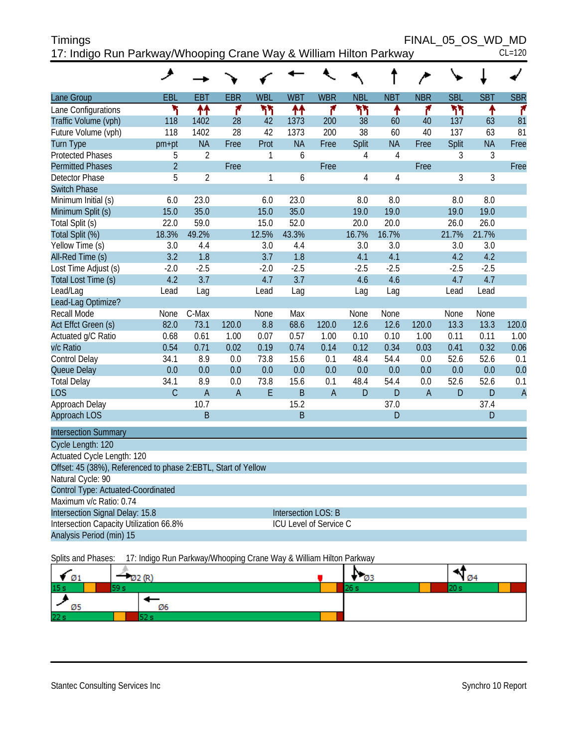# Timings

FINAL_05_OS_WD_MD

## 17: Indigo Run Parkway/Whooping Crane Way & William Hilton Parkway

CL=120

| Lane Group | EBL | EBT | EBR | WBL | WBT | WBR | NBL | NBT | NBR | SBL | SBT | SBR |
|---|---|---|---|---|---|---|---|---|---|---|---|---|
| Lane Configurations | | | | | | | | | | | | |
| Traffic Volume (vph) | 118 | 1402 | 28 | 42 | 1373 | 200 | 38 | 60 | 40 | 137 | 63 | 81 |
| Future Volume (vph) | 118 | 1402 | 28 | 42 | 1373 | 200 | 38 | 60 | 40 | 137 | 63 | 81 |
| Turn Type | pm+pt | NA | Free | Prot | NA | Free | Split | NA | Free | Split | NA | Free |
| Protected Phases | 5 | 2 | | 1 | 6 | | 4 | 4 | | 3 | 3 | |
| Permitted Phases | 2 | | Free | | | Free | | | Free | | | Free |
| Detector Phase | 5 | 2 | | 1 | 6 | | 4 | 4 | | 3 | 3 | |
| Switch Phase | | | | | | | | | | | | |
| Minimum Initial (s) | 6.0 | 23.0 | | 6.0 | 23.0 | | 8.0 | 8.0 | | 8.0 | 8.0 | |
| Minimum Split (s) | 15.0 | 35.0 | | 15.0 | 35.0 | | 19.0 | 19.0 | | 19.0 | 19.0 | |
| Total Split (s) | 22.0 | 59.0 | | 15.0 | 52.0 | | 20.0 | 20.0 | | 26.0 | 26.0 | |
| Total Split (%) | 18.3% | 49.2% | | 12.5% | 43.3% | | 16.7% | 16.7% | | 21.7% | 21.7% | |
| Yellow Time (s) | 3.0 | 4.4 | | 3.0 | 4.4 | | 3.0 | 3.0 | | 3.0 | 3.0 | |
| All-Red Time (s) | 3.2 | 1.8 | | 3.7 | 1.8 | | 4.1 | 4.1 | | 4.2 | 4.2 | |
| Lost Time Adjust (s) | -2.0 | -2.5 | | -2.0 | -2.5 | | -2.5 | -2.5 | | -2.5 | -2.5 | |
| Total Lost Time (s) | 4.2 | 3.7 | | 4.7 | 3.7 | | 4.6 | 4.6 | | 4.7 | 4.7 | |
| Lead/Lag | Lead | Lag | | Lead | Lag | | Lag | Lag | | Lead | Lead | |
| Lead-Lag Optimize? | | | | | | | | | | | | |
| Recall Mode | None | C-Max | | None | Max | | None | None | | None | None | |
| Act Effct Green (s) | 82.0 | 73.1 | 120.0 | 8.8 | 68.6 | 120.0 | 12.6 | 12.6 | 120.0 | 13.3 | 13.3 | 120.0 |
| Actuated g/C Ratio | 0.68 | 0.61 | 1.00 | 0.07 | 0.57 | 1.00 | 0.10 | 0.10 | 1.00 | 0.11 | 0.11 | 1.00 |
| v/c Ratio | 0.54 | 0.71 | 0.02 | 0.19 | 0.74 | 0.14 | 0.12 | 0.34 | 0.03 | 0.41 | 0.32 | 0.06 |
| Control Delay | 34.1 | 8.9 | 0.0 | 73.8 | 15.6 | 0.1 | 48.4 | 54.4 | 0.0 | 52.6 | 52.6 | 0.1 |
| Queue Delay | 0.0 | 0.0 | 0.0 | 0.0 | 0.0 | 0.0 | 0.0 | 0.0 | 0.0 | 0.0 | 0.0 | 0.0 |
| Total Delay | 34.1 | 8.9 | 0.0 | 73.8 | 15.6 | 0.1 | 48.4 | 54.4 | 0.0 | 52.6 | 52.6 | 0.1 |
| LOS | C | A | A | E | B | A | D | D | A | D | D | A |
| Approach Delay | | 10.7 | | | 15.2 | | | 37.0 | | | 37.4 | |
| Approach LOS | | B | | | B | | | D | | | D | |

## Intersection Summary

Cycle Length: 120

Actuated Cycle Length: 120

Offset: 45 (38%), Referenced to phase 2:EBTL, Start of Yellow

Natural Cycle: 90

Control Type: Actuated-Coordinated

Maximum v/c Ratio: 0.74

Intersection Signal Delay: 15.8 — Intersection LOS: B

Intersection Capacity Utilization 66.8% — ICU Level of Service C

Analysis Period (min) 15

Splits and Phases: 17: Indigo Run Parkway/Whooping Crane Way & William Hilton Parkway

| Phase | Split |
|---|---|
| Ø1 | 15 s |
| Ø2 (R) | 59 s |
| Ø3 | 26 s |
| Ø4 | 20 s |
| Ø5 | 22 s |
| Ø6 | 52 s |

Stantec Consulting Services Inc — Synchro 10 Report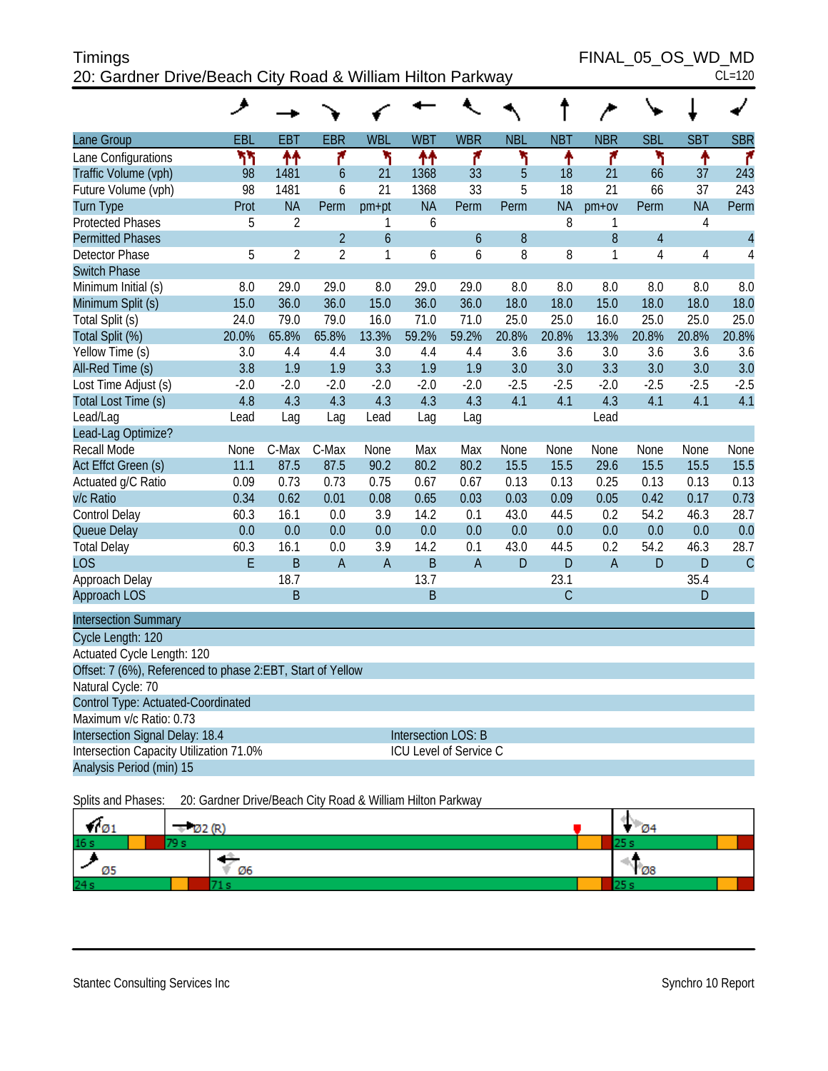Timings
20: Gardner Drive/Beach City Road & William Hilton Parkway

FINAL_05_OS_WD_MD
CL=120

| Lane Group | EBL | EBT | EBR | WBL | WBT | WBR | NBL | NBT | NBR | SBL | SBT | SBR |
|---|---|---|---|---|---|---|---|---|---|---|---|---|
| Lane Configurations | | | | | | | | | | | | |
| Traffic Volume (vph) | 98 | 1481 | 6 | 21 | 1368 | 33 | 5 | 18 | 21 | 66 | 37 | 243 |
| Future Volume (vph) | 98 | 1481 | 6 | 21 | 1368 | 33 | 5 | 18 | 21 | 66 | 37 | 243 |
| Turn Type | Prot | NA | Perm | pm+pt | NA | Perm | Perm | NA | pm+ov | Perm | NA | Perm |
| Protected Phases | 5 | 2 | | 1 | 6 | | | 8 | 1 | | 4 | |
| Permitted Phases | | | 2 | 6 | | 6 | 8 | | 8 | 4 | | 4 |
| Detector Phase | 5 | 2 | 2 | 1 | 6 | 6 | 8 | 8 | 1 | 4 | 4 | 4 |
| Switch Phase | | | | | | | | | | | | |
| Minimum Initial (s) | 8.0 | 29.0 | 29.0 | 8.0 | 29.0 | 29.0 | 8.0 | 8.0 | 8.0 | 8.0 | 8.0 | 8.0 |
| Minimum Split (s) | 15.0 | 36.0 | 36.0 | 15.0 | 36.0 | 36.0 | 18.0 | 18.0 | 15.0 | 18.0 | 18.0 | 18.0 |
| Total Split (s) | 24.0 | 79.0 | 79.0 | 16.0 | 71.0 | 71.0 | 25.0 | 25.0 | 16.0 | 25.0 | 25.0 | 25.0 |
| Total Split (%) | 20.0% | 65.8% | 65.8% | 13.3% | 59.2% | 59.2% | 20.8% | 20.8% | 13.3% | 20.8% | 20.8% | 20.8% |
| Yellow Time (s) | 3.0 | 4.4 | 4.4 | 3.0 | 4.4 | 4.4 | 3.6 | 3.6 | 3.0 | 3.6 | 3.6 | 3.6 |
| All-Red Time (s) | 3.8 | 1.9 | 1.9 | 3.3 | 1.9 | 1.9 | 3.0 | 3.0 | 3.3 | 3.0 | 3.0 | 3.0 |
| Lost Time Adjust (s) | -2.0 | -2.0 | -2.0 | -2.0 | -2.0 | -2.0 | -2.5 | -2.5 | -2.0 | -2.5 | -2.5 | -2.5 |
| Total Lost Time (s) | 4.8 | 4.3 | 4.3 | 4.3 | 4.3 | 4.3 | 4.1 | 4.1 | 4.3 | 4.1 | 4.1 | 4.1 |
| Lead/Lag | Lead | Lag | Lag | Lead | Lag | Lag | | | Lead | | | |
| Lead-Lag Optimize? | | | | | | | | | | | | |
| Recall Mode | None | C-Max | C-Max | None | Max | Max | None | None | None | None | None | None |
| Act Effct Green (s) | 11.1 | 87.5 | 87.5 | 90.2 | 80.2 | 80.2 | 15.5 | 15.5 | 29.6 | 15.5 | 15.5 | 15.5 |
| Actuated g/C Ratio | 0.09 | 0.73 | 0.73 | 0.75 | 0.67 | 0.67 | 0.13 | 0.13 | 0.25 | 0.13 | 0.13 | 0.13 |
| v/c Ratio | 0.34 | 0.62 | 0.01 | 0.08 | 0.65 | 0.03 | 0.03 | 0.09 | 0.05 | 0.42 | 0.17 | 0.73 |
| Control Delay | 60.3 | 16.1 | 0.0 | 3.9 | 14.2 | 0.1 | 43.0 | 44.5 | 0.2 | 54.2 | 46.3 | 28.7 |
| Queue Delay | 0.0 | 0.0 | 0.0 | 0.0 | 0.0 | 0.0 | 0.0 | 0.0 | 0.0 | 0.0 | 0.0 | 0.0 |
| Total Delay | 60.3 | 16.1 | 0.0 | 3.9 | 14.2 | 0.1 | 43.0 | 44.5 | 0.2 | 54.2 | 46.3 | 28.7 |
| LOS | E | B | A | A | B | A | D | D | A | D | D | C |
| Approach Delay | | 18.7 | | | 13.7 | | | 23.1 | | | 35.4 | |
| Approach LOS | | B | | | B | | | C | | | D | |

**Intersection Summary**

Cycle Length: 120
Actuated Cycle Length: 120
Offset: 7 (6%), Referenced to phase 2:EBT, Start of Yellow
Natural Cycle: 70
Control Type: Actuated-Coordinated
Maximum v/c Ratio: 0.73
Intersection Signal Delay: 18.4 — Intersection LOS: B
Intersection Capacity Utilization 71.0% — ICU Level of Service C
Analysis Period (min) 15

Splits and Phases: 20: Gardner Drive/Beach City Road & William Hilton Parkway

| Ø1 | Ø2 (R) | Ø4 |
|---|---|---|
| 16 s | 79 s | 25 s |

| Ø5 | Ø6 | Ø8 |
|---|---|---|
| 24 s | 71 s | 25 s |

Stantec Consulting Services Inc — Synchro 10 Report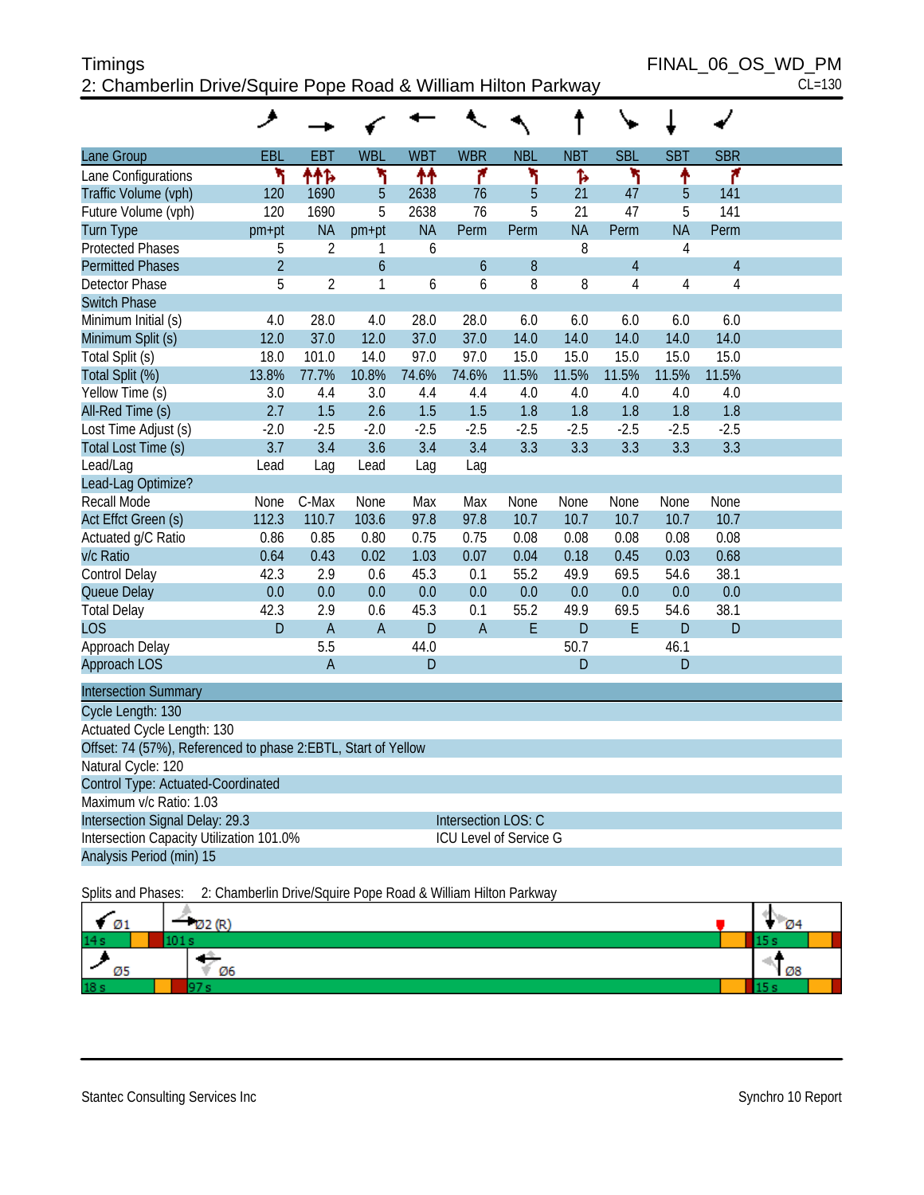# Timings
## 2: Chamberlin Drive/Squire Pope Road & William Hilton Parkway

FINAL_06_OS_WD_PM
CL=130

| Lane Group | EBL | EBT | WBL | WBT | WBR | NBL | NBT | SBL | SBT | SBR |
|---|---|---|---|---|---|---|---|---|---|---|
| Lane Configurations | | | | | | | | | | |
| Traffic Volume (vph) | 120 | 1690 | 5 | 2638 | 76 | 5 | 21 | 47 | 5 | 141 |
| Future Volume (vph) | 120 | 1690 | 5 | 2638 | 76 | 5 | 21 | 47 | 5 | 141 |
| Turn Type | pm+pt | NA | pm+pt | NA | Perm | Perm | NA | Perm | NA | Perm |
| Protected Phases | 5 | 2 | 1 | 6 | | | 8 | | 4 | |
| Permitted Phases | 2 | | 6 | | 6 | 8 | | 4 | | 4 |
| Detector Phase | 5 | 2 | 1 | 6 | 6 | 8 | 8 | 4 | 4 | 4 |
| Switch Phase | | | | | | | | | | |
| Minimum Initial (s) | 4.0 | 28.0 | 4.0 | 28.0 | 28.0 | 6.0 | 6.0 | 6.0 | 6.0 | 6.0 |
| Minimum Split (s) | 12.0 | 37.0 | 12.0 | 37.0 | 37.0 | 14.0 | 14.0 | 14.0 | 14.0 | 14.0 |
| Total Split (s) | 18.0 | 101.0 | 14.0 | 97.0 | 97.0 | 15.0 | 15.0 | 15.0 | 15.0 | 15.0 |
| Total Split (%) | 13.8% | 77.7% | 10.8% | 74.6% | 74.6% | 11.5% | 11.5% | 11.5% | 11.5% | 11.5% |
| Yellow Time (s) | 3.0 | 4.4 | 3.0 | 4.4 | 4.4 | 4.0 | 4.0 | 4.0 | 4.0 | 4.0 |
| All-Red Time (s) | 2.7 | 1.5 | 2.6 | 1.5 | 1.5 | 1.8 | 1.8 | 1.8 | 1.8 | 1.8 |
| Lost Time Adjust (s) | -2.0 | -2.5 | -2.0 | -2.5 | -2.5 | -2.5 | -2.5 | -2.5 | -2.5 | -2.5 |
| Total Lost Time (s) | 3.7 | 3.4 | 3.6 | 3.4 | 3.4 | 3.3 | 3.3 | 3.3 | 3.3 | 3.3 |
| Lead/Lag | Lead | Lag | Lead | Lag | Lag | | | | | |
| Lead-Lag Optimize? | | | | | | | | | | |
| Recall Mode | None | C-Max | None | Max | Max | None | None | None | None | None |
| Act Effct Green (s) | 112.3 | 110.7 | 103.6 | 97.8 | 97.8 | 10.7 | 10.7 | 10.7 | 10.7 | 10.7 |
| Actuated g/C Ratio | 0.86 | 0.85 | 0.80 | 0.75 | 0.75 | 0.08 | 0.08 | 0.08 | 0.08 | 0.08 |
| v/c Ratio | 0.64 | 0.43 | 0.02 | 1.03 | 0.07 | 0.04 | 0.18 | 0.45 | 0.03 | 0.68 |
| Control Delay | 42.3 | 2.9 | 0.6 | 45.3 | 0.1 | 55.2 | 49.9 | 69.5 | 54.6 | 38.1 |
| Queue Delay | 0.0 | 0.0 | 0.0 | 0.0 | 0.0 | 0.0 | 0.0 | 0.0 | 0.0 | 0.0 |
| Total Delay | 42.3 | 2.9 | 0.6 | 45.3 | 0.1 | 55.2 | 49.9 | 69.5 | 54.6 | 38.1 |
| LOS | D | A | A | D | A | E | D | E | D | D |
| Approach Delay | | 5.5 | | 44.0 | | | 50.7 | | 46.1 | |
| Approach LOS | | A | | D | | | D | | D | |

**Intersection Summary**

Cycle Length: 130
Actuated Cycle Length: 130
Offset: 74 (57%), Referenced to phase 2:EBTL, Start of Yellow
Natural Cycle: 120
Control Type: Actuated-Coordinated
Maximum v/c Ratio: 1.03
Intersection Signal Delay: 29.3 — Intersection LOS: C
Intersection Capacity Utilization 101.0% — ICU Level of Service G
Analysis Period (min) 15

Splits and Phases: 2: Chamberlin Drive/Squire Pope Road & William Hilton Parkway

| Ø1 14 s | Ø2 (R) 101 s | Ø4 15 s |
|---|---|---|
| Ø5 18 s | Ø6 97 s | Ø8 15 s |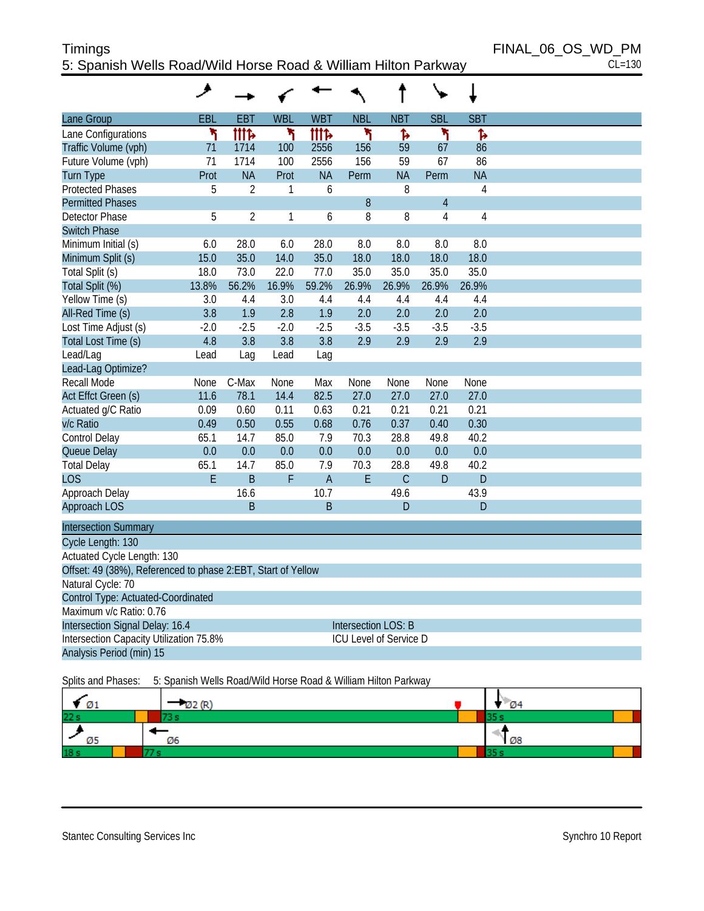Timings
5: Spanish Wells Road/Wild Horse Road & William Hilton Parkway

FINAL_06_OS_WD_PM
CL=130

| Lane Group | EBL | EBT | WBL | WBT | NBL | NBT | SBL | SBT |
|---|---|---|---|---|---|---|---|---|
| Lane Configurations | | | | | | | | |
| Traffic Volume (vph) | 71 | 1714 | 100 | 2556 | 156 | 59 | 67 | 86 |
| Future Volume (vph) | 71 | 1714 | 100 | 2556 | 156 | 59 | 67 | 86 |
| Turn Type | Prot | NA | Prot | NA | Perm | NA | Perm | NA |
| Protected Phases | 5 | 2 | 1 | 6 | | 8 | | 4 |
| Permitted Phases | | | | | 8 | | 4 | |
| Detector Phase | 5 | 2 | 1 | 6 | 8 | 8 | 4 | 4 |
| Switch Phase | | | | | | | | |
| Minimum Initial (s) | 6.0 | 28.0 | 6.0 | 28.0 | 8.0 | 8.0 | 8.0 | 8.0 |
| Minimum Split (s) | 15.0 | 35.0 | 14.0 | 35.0 | 18.0 | 18.0 | 18.0 | 18.0 |
| Total Split (s) | 18.0 | 73.0 | 22.0 | 77.0 | 35.0 | 35.0 | 35.0 | 35.0 |
| Total Split (%) | 13.8% | 56.2% | 16.9% | 59.2% | 26.9% | 26.9% | 26.9% | 26.9% |
| Yellow Time (s) | 3.0 | 4.4 | 3.0 | 4.4 | 4.4 | 4.4 | 4.4 | 4.4 |
| All-Red Time (s) | 3.8 | 1.9 | 2.8 | 1.9 | 2.0 | 2.0 | 2.0 | 2.0 |
| Lost Time Adjust (s) | -2.0 | -2.5 | -2.0 | -2.5 | -3.5 | -3.5 | -3.5 | -3.5 |
| Total Lost Time (s) | 4.8 | 3.8 | 3.8 | 3.8 | 2.9 | 2.9 | 2.9 | 2.9 |
| Lead/Lag | Lead | Lag | Lead | Lag | | | | |
| Lead-Lag Optimize? | | | | | | | | |
| Recall Mode | None | C-Max | None | Max | None | None | None | None |
| Act Effct Green (s) | 11.6 | 78.1 | 14.4 | 82.5 | 27.0 | 27.0 | 27.0 | 27.0 |
| Actuated g/C Ratio | 0.09 | 0.60 | 0.11 | 0.63 | 0.21 | 0.21 | 0.21 | 0.21 |
| v/c Ratio | 0.49 | 0.50 | 0.55 | 0.68 | 0.76 | 0.37 | 0.40 | 0.30 |
| Control Delay | 65.1 | 14.7 | 85.0 | 7.9 | 70.3 | 28.8 | 49.8 | 40.2 |
| Queue Delay | 0.0 | 0.0 | 0.0 | 0.0 | 0.0 | 0.0 | 0.0 | 0.0 |
| Total Delay | 65.1 | 14.7 | 85.0 | 7.9 | 70.3 | 28.8 | 49.8 | 40.2 |
| LOS | E | B | F | A | E | C | D | D |
| Approach Delay | | 16.6 | | 10.7 | | 49.6 | | 43.9 |
| Approach LOS | | B | | B | | D | | D |

| Intersection Summary | |
|---|---|
| Cycle Length: 130 | |
| Actuated Cycle Length: 130 | |
| Offset: 49 (38%), Referenced to phase 2:EBT, Start of Yellow | |
| Natural Cycle: 70 | |
| Control Type: Actuated-Coordinated | |
| Maximum v/c Ratio: 0.76 | |
| Intersection Signal Delay: 16.4 | Intersection LOS: B |
| Intersection Capacity Utilization 75.8% | ICU Level of Service D |
| Analysis Period (min) 15 | |

Splits and Phases: 5: Spanish Wells Road/Wild Horse Road & William Hilton Parkway

| Ø1 | Ø2 (R) | Ø4 |
|---|---|---|
| 22 s | 73 s | 35 s |

| Ø5 | Ø6 | Ø8 |
|---|---|---|
| 18 s | 77 s | 35 s |

Stantec Consulting Services Inc — Synchro 10 Report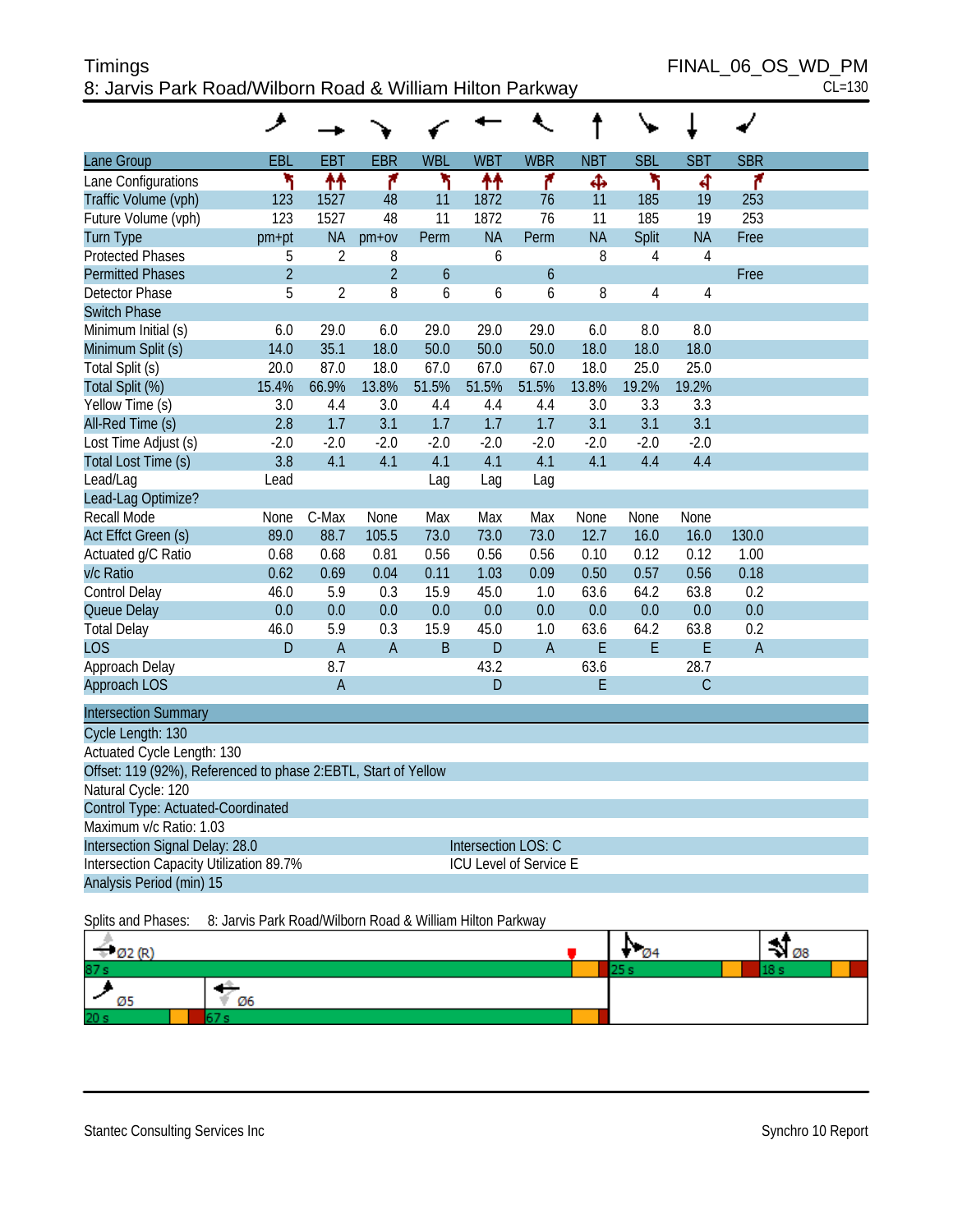Timings
8: Jarvis Park Road/Wilborn Road & William Hilton Parkway

FINAL_06_OS_WD_PM
CL=130

| Lane Group | EBL | EBT | EBR | WBL | WBT | WBR | NBT | SBL | SBT | SBR |
|---|---|---|---|---|---|---|---|---|---|---|
| Lane Configurations | | | | | | | | | | |
| Traffic Volume (vph) | 123 | 1527 | 48 | 11 | 1872 | 76 | 11 | 185 | 19 | 253 |
| Future Volume (vph) | 123 | 1527 | 48 | 11 | 1872 | 76 | 11 | 185 | 19 | 253 |
| Turn Type | pm+pt | NA | pm+ov | Perm | NA | Perm | NA | Split | NA | Free |
| Protected Phases | 5 | 2 | 8 | | 6 | | 8 | 4 | 4 | |
| Permitted Phases | 2 | | 2 | 6 | | 6 | | | | Free |
| Detector Phase | 5 | 2 | 8 | 6 | 6 | 6 | 8 | 4 | 4 | |
| Switch Phase | | | | | | | | | | |
| Minimum Initial (s) | 6.0 | 29.0 | 6.0 | 29.0 | 29.0 | 29.0 | 6.0 | 8.0 | 8.0 | |
| Minimum Split (s) | 14.0 | 35.1 | 18.0 | 50.0 | 50.0 | 50.0 | 18.0 | 18.0 | 18.0 | |
| Total Split (s) | 20.0 | 87.0 | 18.0 | 67.0 | 67.0 | 67.0 | 18.0 | 25.0 | 25.0 | |
| Total Split (%) | 15.4% | 66.9% | 13.8% | 51.5% | 51.5% | 51.5% | 13.8% | 19.2% | 19.2% | |
| Yellow Time (s) | 3.0 | 4.4 | 3.0 | 4.4 | 4.4 | 4.4 | 3.0 | 3.3 | 3.3 | |
| All-Red Time (s) | 2.8 | 1.7 | 3.1 | 1.7 | 1.7 | 1.7 | 3.1 | 3.1 | 3.1 | |
| Lost Time Adjust (s) | -2.0 | -2.0 | -2.0 | -2.0 | -2.0 | -2.0 | -2.0 | -2.0 | -2.0 | |
| Total Lost Time (s) | 3.8 | 4.1 | 4.1 | 4.1 | 4.1 | 4.1 | 4.1 | 4.4 | 4.4 | |
| Lead/Lag | Lead | | | Lag | Lag | Lag | | | | |
| Lead-Lag Optimize? | | | | | | | | | | |
| Recall Mode | None | C-Max | None | Max | Max | Max | None | None | None | |
| Act Effct Green (s) | 89.0 | 88.7 | 105.5 | 73.0 | 73.0 | 73.0 | 12.7 | 16.0 | 16.0 | 130.0 |
| Actuated g/C Ratio | 0.68 | 0.68 | 0.81 | 0.56 | 0.56 | 0.56 | 0.10 | 0.12 | 0.12 | 1.00 |
| v/c Ratio | 0.62 | 0.69 | 0.04 | 0.11 | 1.03 | 0.09 | 0.50 | 0.57 | 0.56 | 0.18 |
| Control Delay | 46.0 | 5.9 | 0.3 | 15.9 | 45.0 | 1.0 | 63.6 | 64.2 | 63.8 | 0.2 |
| Queue Delay | 0.0 | 0.0 | 0.0 | 0.0 | 0.0 | 0.0 | 0.0 | 0.0 | 0.0 | 0.0 |
| Total Delay | 46.0 | 5.9 | 0.3 | 15.9 | 45.0 | 1.0 | 63.6 | 64.2 | 63.8 | 0.2 |
| LOS | D | A | A | B | D | A | E | E | E | A |
| Approach Delay | | 8.7 | | | 43.2 | | 63.6 | | 28.7 | |
| Approach LOS | | A | | | D | | E | | C | |

**Intersection Summary**

Cycle Length: 130
Actuated Cycle Length: 130
Offset: 119 (92%), Referenced to phase 2:EBTL, Start of Yellow
Natural Cycle: 120
Control Type: Actuated-Coordinated
Maximum v/c Ratio: 1.03
Intersection Signal Delay: 28.0 — Intersection LOS: C
Intersection Capacity Utilization 89.7% — ICU Level of Service E
Analysis Period (min) 15

Splits and Phases: 8: Jarvis Park Road/Wilborn Road & William Hilton Parkway

Ø2 (R) 87 s | Ø4 25 s | Ø8 18 s
Ø5 20 s | Ø6 67 s

Stantec Consulting Services Inc — Synchro 10 Report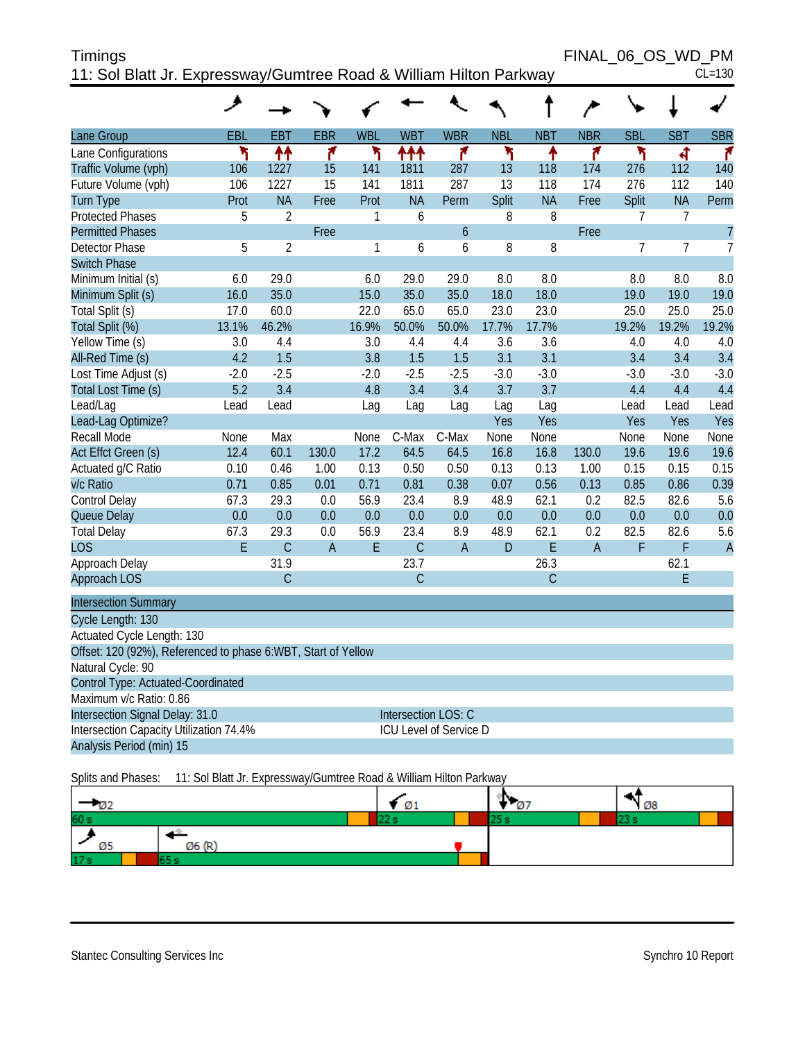# Timings

## 11: Sol Blatt Jr. Expressway/Gumtree Road & William Hilton Parkway

FINAL_06_OS_WD_PM

CL=130

| Lane Group | EBL | EBT | EBR | WBL | WBT | WBR | NBL | NBT | NBR | SBL | SBT | SBR |
|---|---|---|---|---|---|---|---|---|---|---|---|---|
| Lane Configurations | | | | | | | | | | | | |
| Traffic Volume (vph) | 106 | 1227 | 15 | 141 | 1811 | 287 | 13 | 118 | 174 | 276 | 112 | 140 |
| Future Volume (vph) | 106 | 1227 | 15 | 141 | 1811 | 287 | 13 | 118 | 174 | 276 | 112 | 140 |
| Turn Type | Prot | NA | Free | Prot | NA | Perm | Split | NA | Free | Split | NA | Perm |
| Protected Phases | 5 | 2 | | 1 | 6 | | 8 | 8 | | 7 | 7 | |
| Permitted Phases | | | Free | | | 6 | | | Free | | | 7 |
| Detector Phase | 5 | 2 | | 1 | 6 | 6 | 8 | 8 | | 7 | 7 | 7 |
| Switch Phase | | | | | | | | | | | | |
| Minimum Initial (s) | 6.0 | 29.0 | | 6.0 | 29.0 | 29.0 | 8.0 | 8.0 | | 8.0 | 8.0 | 8.0 |
| Minimum Split (s) | 16.0 | 35.0 | | 15.0 | 35.0 | 35.0 | 18.0 | 18.0 | | 19.0 | 19.0 | 19.0 |
| Total Split (s) | 17.0 | 60.0 | | 22.0 | 65.0 | 65.0 | 23.0 | 23.0 | | 25.0 | 25.0 | 25.0 |
| Total Split (%) | 13.1% | 46.2% | | 16.9% | 50.0% | 50.0% | 17.7% | 17.7% | | 19.2% | 19.2% | 19.2% |
| Yellow Time (s) | 3.0 | 4.4 | | 3.0 | 4.4 | 4.4 | 3.6 | 3.6 | | 4.0 | 4.0 | 4.0 |
| All-Red Time (s) | 4.2 | 1.5 | | 3.8 | 1.5 | 1.5 | 3.1 | 3.1 | | 3.4 | 3.4 | 3.4 |
| Lost Time Adjust (s) | -2.0 | -2.5 | | -2.0 | -2.5 | -2.5 | -3.0 | -3.0 | | -3.0 | -3.0 | -3.0 |
| Total Lost Time (s) | 5.2 | 3.4 | | 4.8 | 3.4 | 3.4 | 3.7 | 3.7 | | 4.4 | 4.4 | 4.4 |
| Lead/Lag | Lead | Lead | | Lag | Lag | Lag | Lag | Lag | | Lead | Lead | Lead |
| Lead-Lag Optimize? | | | | | | | Yes | Yes | | Yes | Yes | Yes |
| Recall Mode | None | Max | | None | C-Max | C-Max | None | None | | None | None | None |
| Act Effct Green (s) | 12.4 | 60.1 | 130.0 | 17.2 | 64.5 | 64.5 | 16.8 | 16.8 | 130.0 | 19.6 | 19.6 | 19.6 |
| Actuated g/C Ratio | 0.10 | 0.46 | 1.00 | 0.13 | 0.50 | 0.50 | 0.13 | 0.13 | 1.00 | 0.15 | 0.15 | 0.15 |
| v/c Ratio | 0.71 | 0.85 | 0.01 | 0.71 | 0.81 | 0.38 | 0.07 | 0.56 | 0.13 | 0.85 | 0.86 | 0.39 |
| Control Delay | 67.3 | 29.3 | 0.0 | 56.9 | 23.4 | 8.9 | 48.9 | 62.1 | 0.2 | 82.5 | 82.6 | 5.6 |
| Queue Delay | 0.0 | 0.0 | 0.0 | 0.0 | 0.0 | 0.0 | 0.0 | 0.0 | 0.0 | 0.0 | 0.0 | 0.0 |
| Total Delay | 67.3 | 29.3 | 0.0 | 56.9 | 23.4 | 8.9 | 48.9 | 62.1 | 0.2 | 82.5 | 82.6 | 5.6 |
| LOS | E | C | A | E | C | A | D | E | A | F | F | A |
| Approach Delay | | 31.9 | | | 23.7 | | | 26.3 | | | 62.1 | |
| Approach LOS | | C | | | C | | | C | | | E | |

| Intersection Summary | |
|---|---|
| Cycle Length: 130 | |
| Actuated Cycle Length: 130 | |
| Offset: 120 (92%), Referenced to phase 6:WBT, Start of Yellow | |
| Natural Cycle: 90 | |
| Control Type: Actuated-Coordinated | |
| Maximum v/c Ratio: 0.86 | |
| Intersection Signal Delay: 31.0 | Intersection LOS: C |
| Intersection Capacity Utilization 74.4% | ICU Level of Service D |
| Analysis Period (min) 15 | |

Splits and Phases: 11: Sol Blatt Jr. Expressway/Gumtree Road & William Hilton Parkway

| Ø2 | Ø1 | Ø7 | Ø8 |
|---|---|---|---|
| 60 s | 22 s | 25 s | 23 s |

| Ø5 | Ø6 (R) |
|---|---|
| 17 s | 65 s |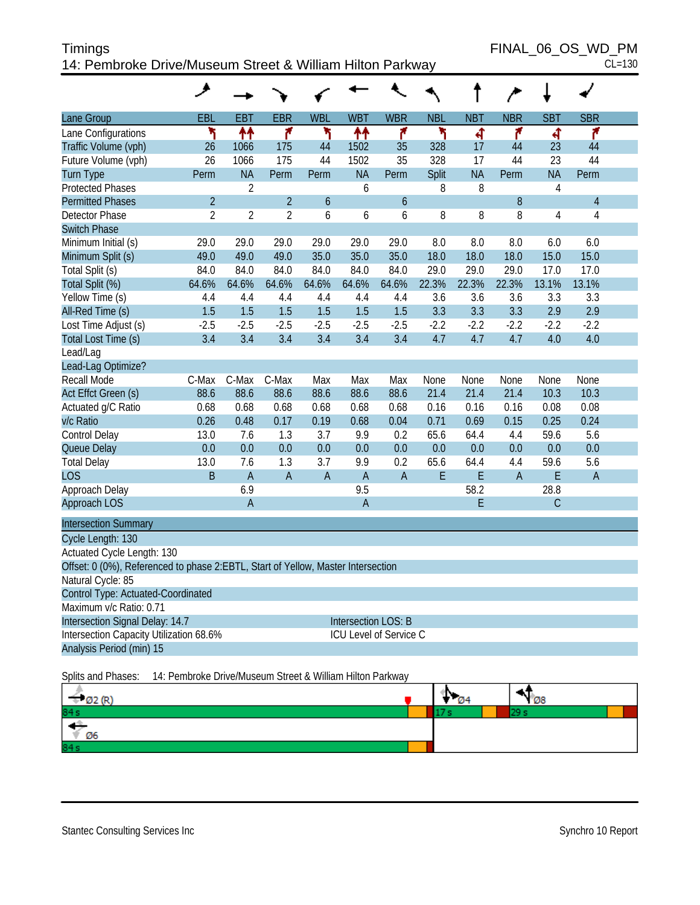Timings
14: Pembroke Drive/Museum Street & William Hilton Parkway

FINAL_06_OS_WD_PM
CL=130

| Lane Group | EBL | EBT | EBR | WBL | WBT | WBR | NBL | NBT | NBR | SBT | SBR |
|---|---|---|---|---|---|---|---|---|---|---|---|
| Lane Configurations | | | | | | | | | | | |
| Traffic Volume (vph) | 26 | 1066 | 175 | 44 | 1502 | 35 | 328 | 17 | 44 | 23 | 44 |
| Future Volume (vph) | 26 | 1066 | 175 | 44 | 1502 | 35 | 328 | 17 | 44 | 23 | 44 |
| Turn Type | Perm | NA | Perm | Perm | NA | Perm | Split | NA | Perm | NA | Perm |
| Protected Phases | | 2 | | | 6 | | 8 | 8 | | 4 | |
| Permitted Phases | 2 | | 2 | 6 | | 6 | | | 8 | | 4 |
| Detector Phase | 2 | 2 | 2 | 6 | 6 | 6 | 8 | 8 | 8 | 4 | 4 |
| Switch Phase | | | | | | | | | | | |
| Minimum Initial (s) | 29.0 | 29.0 | 29.0 | 29.0 | 29.0 | 29.0 | 8.0 | 8.0 | 8.0 | 6.0 | 6.0 |
| Minimum Split (s) | 49.0 | 49.0 | 49.0 | 35.0 | 35.0 | 35.0 | 18.0 | 18.0 | 18.0 | 15.0 | 15.0 |
| Total Split (s) | 84.0 | 84.0 | 84.0 | 84.0 | 84.0 | 84.0 | 29.0 | 29.0 | 29.0 | 17.0 | 17.0 |
| Total Split (%) | 64.6% | 64.6% | 64.6% | 64.6% | 64.6% | 64.6% | 22.3% | 22.3% | 22.3% | 13.1% | 13.1% |
| Yellow Time (s) | 4.4 | 4.4 | 4.4 | 4.4 | 4.4 | 4.4 | 3.6 | 3.6 | 3.6 | 3.3 | 3.3 |
| All-Red Time (s) | 1.5 | 1.5 | 1.5 | 1.5 | 1.5 | 1.5 | 3.3 | 3.3 | 3.3 | 2.9 | 2.9 |
| Lost Time Adjust (s) | -2.5 | -2.5 | -2.5 | -2.5 | -2.5 | -2.5 | -2.2 | -2.2 | -2.2 | -2.2 | -2.2 |
| Total Lost Time (s) | 3.4 | 3.4 | 3.4 | 3.4 | 3.4 | 3.4 | 4.7 | 4.7 | 4.7 | 4.0 | 4.0 |
| Lead/Lag | | | | | | | | | | | |
| Lead-Lag Optimize? | | | | | | | | | | | |
| Recall Mode | C-Max | C-Max | C-Max | Max | Max | Max | None | None | None | None | None |
| Act Effct Green (s) | 88.6 | 88.6 | 88.6 | 88.6 | 88.6 | 88.6 | 21.4 | 21.4 | 21.4 | 10.3 | 10.3 |
| Actuated g/C Ratio | 0.68 | 0.68 | 0.68 | 0.68 | 0.68 | 0.68 | 0.16 | 0.16 | 0.16 | 0.08 | 0.08 |
| v/c Ratio | 0.26 | 0.48 | 0.17 | 0.19 | 0.68 | 0.04 | 0.71 | 0.69 | 0.15 | 0.25 | 0.24 |
| Control Delay | 13.0 | 7.6 | 1.3 | 3.7 | 9.9 | 0.2 | 65.6 | 64.4 | 4.4 | 59.6 | 5.6 |
| Queue Delay | 0.0 | 0.0 | 0.0 | 0.0 | 0.0 | 0.0 | 0.0 | 0.0 | 0.0 | 0.0 | 0.0 |
| Total Delay | 13.0 | 7.6 | 1.3 | 3.7 | 9.9 | 0.2 | 65.6 | 64.4 | 4.4 | 59.6 | 5.6 |
| LOS | B | A | A | A | A | A | E | E | A | E | A |
| Approach Delay | | 6.9 | | | 9.5 | | | 58.2 | | 28.8 | |
| Approach LOS | | A | | | A | | | E | | C | |

**Intersection Summary**

Cycle Length: 130
Actuated Cycle Length: 130
Offset: 0 (0%), Referenced to phase 2:EBTL, Start of Yellow, Master Intersection
Natural Cycle: 85
Control Type: Actuated-Coordinated
Maximum v/c Ratio: 0.71
Intersection Signal Delay: 14.7 — Intersection LOS: B
Intersection Capacity Utilization 68.6% — ICU Level of Service C
Analysis Period (min) 15

Splits and Phases: 14: Pembroke Drive/Museum Street & William Hilton Parkway

| Phase | Split |
|---|---|
| Ø2 (R) | 84 s |
| Ø4 | 17 s |
| Ø8 | 29 s |
| Ø6 | 84 s |

Stantec Consulting Services Inc — Synchro 10 Report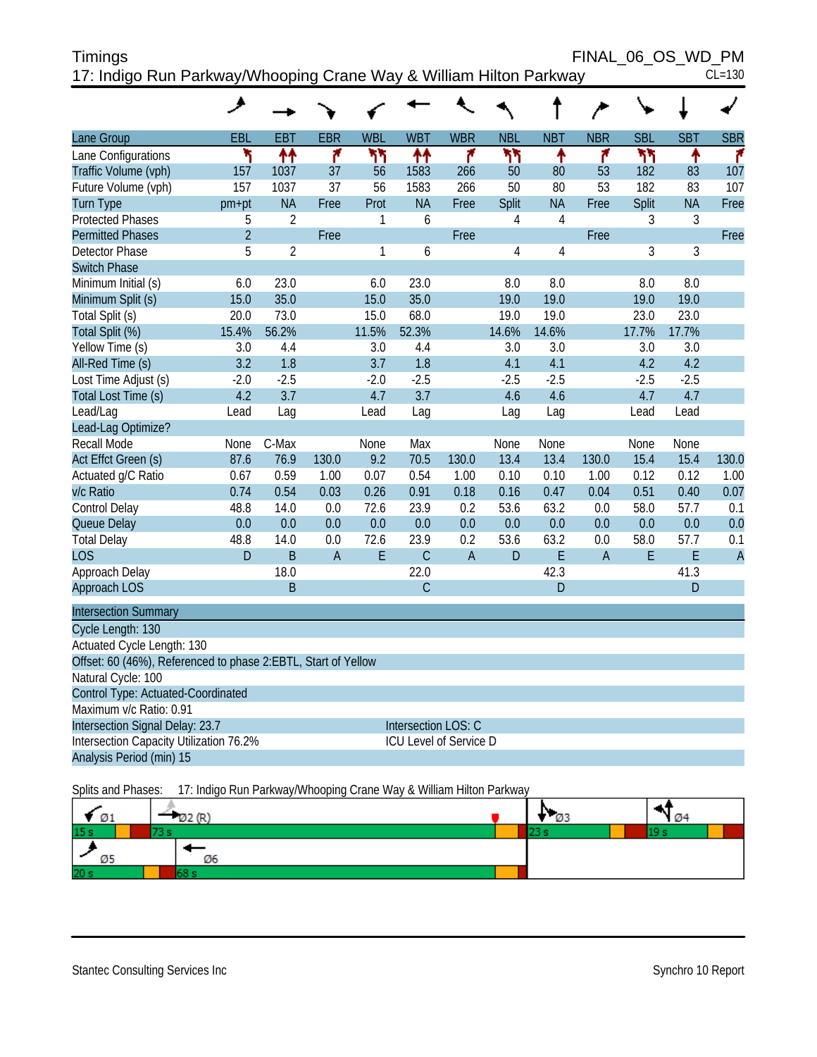# Timings

FINAL_06_OS_WD_PM

## 17: Indigo Run Parkway/Whooping Crane Way & William Hilton Parkway

CL=130

| Lane Group | EBL | EBT | EBR | WBL | WBT | WBR | NBL | NBT | NBR | SBL | SBT | SBR |
|---|---|---|---|---|---|---|---|---|---|---|---|---|
| Lane Configurations | | | | | | | | | | | | |
| Traffic Volume (vph) | 157 | 1037 | 37 | 56 | 1583 | 266 | 50 | 80 | 53 | 182 | 83 | 107 |
| Future Volume (vph) | 157 | 1037 | 37 | 56 | 1583 | 266 | 50 | 80 | 53 | 182 | 83 | 107 |
| Turn Type | pm+pt | NA | Free | Prot | NA | Free | Split | NA | Free | Split | NA | Free |
| Protected Phases | 5 | 2 | | 1 | 6 | | 4 | 4 | | 3 | 3 | |
| Permitted Phases | 2 | | Free | | | Free | | | Free | | | Free |
| Detector Phase | 5 | 2 | | 1 | 6 | | 4 | 4 | | 3 | 3 | |
| Switch Phase | | | | | | | | | | | | |
| Minimum Initial (s) | 6.0 | 23.0 | | 6.0 | 23.0 | | 8.0 | 8.0 | | 8.0 | 8.0 | |
| Minimum Split (s) | 15.0 | 35.0 | | 15.0 | 35.0 | | 19.0 | 19.0 | | 19.0 | 19.0 | |
| Total Split (s) | 20.0 | 73.0 | | 15.0 | 68.0 | | 19.0 | 19.0 | | 23.0 | 23.0 | |
| Total Split (%) | 15.4% | 56.2% | | 11.5% | 52.3% | | 14.6% | 14.6% | | 17.7% | 17.7% | |
| Yellow Time (s) | 3.0 | 4.4 | | 3.0 | 4.4 | | 3.0 | 3.0 | | 3.0 | 3.0 | |
| All-Red Time (s) | 3.2 | 1.8 | | 3.7 | 1.8 | | 4.1 | 4.1 | | 4.2 | 4.2 | |
| Lost Time Adjust (s) | -2.0 | -2.5 | | -2.0 | -2.5 | | -2.5 | -2.5 | | -2.5 | -2.5 | |
| Total Lost Time (s) | 4.2 | 3.7 | | 4.7 | 3.7 | | 4.6 | 4.6 | | 4.7 | 4.7 | |
| Lead/Lag | Lead | Lag | | Lead | Lag | | Lag | Lag | | Lead | Lead | |
| Lead-Lag Optimize? | | | | | | | | | | | | |
| Recall Mode | None | C-Max | | None | Max | | None | None | | None | None | |
| Act Effct Green (s) | 87.6 | 76.9 | 130.0 | 9.2 | 70.5 | 130.0 | 13.4 | 13.4 | 130.0 | 15.4 | 15.4 | 130.0 |
| Actuated g/C Ratio | 0.67 | 0.59 | 1.00 | 0.07 | 0.54 | 1.00 | 0.10 | 0.10 | 1.00 | 0.12 | 0.12 | 1.00 |
| v/c Ratio | 0.74 | 0.54 | 0.03 | 0.26 | 0.91 | 0.18 | 0.16 | 0.47 | 0.04 | 0.51 | 0.40 | 0.07 |
| Control Delay | 48.8 | 14.0 | 0.0 | 72.6 | 23.9 | 0.2 | 53.6 | 63.2 | 0.0 | 58.0 | 57.7 | 0.1 |
| Queue Delay | 0.0 | 0.0 | 0.0 | 0.0 | 0.0 | 0.0 | 0.0 | 0.0 | 0.0 | 0.0 | 0.0 | 0.0 |
| Total Delay | 48.8 | 14.0 | 0.0 | 72.6 | 23.9 | 0.2 | 53.6 | 63.2 | 0.0 | 58.0 | 57.7 | 0.1 |
| LOS | D | B | A | E | C | A | D | E | A | E | E | A |
| Approach Delay | | 18.0 | | | 22.0 | | | 42.3 | | | 41.3 | |
| Approach LOS | | B | | | C | | | D | | | D | |

**Intersection Summary**

Cycle Length: 130

Actuated Cycle Length: 130

Offset: 60 (46%), Referenced to phase 2:EBTL, Start of Yellow

Natural Cycle: 100

Control Type: Actuated-Coordinated

Maximum v/c Ratio: 0.91

Intersection Signal Delay: 23.7 — Intersection LOS: C

Intersection Capacity Utilization 76.2% — ICU Level of Service D

Analysis Period (min) 15

Splits and Phases: 17: Indigo Run Parkway/Whooping Crane Way & William Hilton Parkway

| Phase | Split |
|---|---|
| Ø1 | 15 s |
| Ø2 (R) | 73 s |
| Ø3 | 23 s |
| Ø4 | 19 s |
| Ø5 | 20 s |
| Ø6 | 68 s |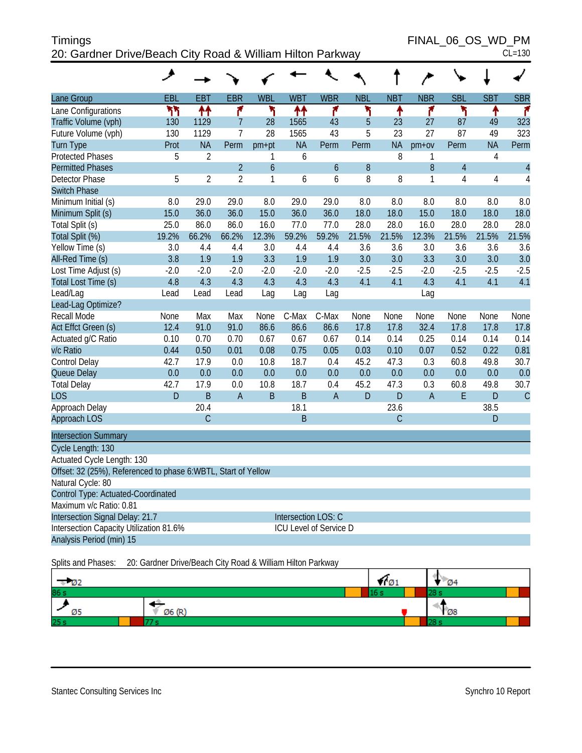# Timings

## 20: Gardner Drive/Beach City Road & William Hilton Parkway

FINAL_06_OS_WD_PM
CL=130

| Lane Group | EBL | EBT | EBR | WBL | WBT | WBR | NBL | NBT | NBR | SBL | SBT | SBR |
|---|---|---|---|---|---|---|---|---|---|---|---|---|
| Lane Configurations | | | | | | | | | | | | |
| Traffic Volume (vph) | 130 | 1129 | 7 | 28 | 1565 | 43 | 5 | 23 | 27 | 87 | 49 | 323 |
| Future Volume (vph) | 130 | 1129 | 7 | 28 | 1565 | 43 | 5 | 23 | 27 | 87 | 49 | 323 |
| Turn Type | Prot | NA | Perm | pm+pt | NA | Perm | Perm | NA | pm+ov | Perm | NA | Perm |
| Protected Phases | 5 | 2 | | 1 | 6 | | | 8 | 1 | | 4 | |
| Permitted Phases | | | 2 | 6 | | 6 | 8 | | 8 | 4 | | 4 |
| Detector Phase | 5 | 2 | 2 | 1 | 6 | 6 | 8 | 8 | 1 | 4 | 4 | 4 |
| Switch Phase | | | | | | | | | | | | |
| Minimum Initial (s) | 8.0 | 29.0 | 29.0 | 8.0 | 29.0 | 29.0 | 8.0 | 8.0 | 8.0 | 8.0 | 8.0 | 8.0 |
| Minimum Split (s) | 15.0 | 36.0 | 36.0 | 15.0 | 36.0 | 36.0 | 18.0 | 18.0 | 15.0 | 18.0 | 18.0 | 18.0 |
| Total Split (s) | 25.0 | 86.0 | 86.0 | 16.0 | 77.0 | 77.0 | 28.0 | 28.0 | 16.0 | 28.0 | 28.0 | 28.0 |
| Total Split (%) | 19.2% | 66.2% | 66.2% | 12.3% | 59.2% | 59.2% | 21.5% | 21.5% | 12.3% | 21.5% | 21.5% | 21.5% |
| Yellow Time (s) | 3.0 | 4.4 | 4.4 | 3.0 | 4.4 | 4.4 | 3.6 | 3.6 | 3.0 | 3.6 | 3.6 | 3.6 |
| All-Red Time (s) | 3.8 | 1.9 | 1.9 | 3.3 | 1.9 | 1.9 | 3.0 | 3.0 | 3.3 | 3.0 | 3.0 | 3.0 |
| Lost Time Adjust (s) | -2.0 | -2.0 | -2.0 | -2.0 | -2.0 | -2.0 | -2.5 | -2.5 | -2.0 | -2.5 | -2.5 | -2.5 |
| Total Lost Time (s) | 4.8 | 4.3 | 4.3 | 4.3 | 4.3 | 4.3 | 4.1 | 4.1 | 4.3 | 4.1 | 4.1 | 4.1 |
| Lead/Lag | Lead | Lead | Lead | Lag | Lag | Lag | | | Lag | | | |
| Lead-Lag Optimize? | | | | | | | | | | | | |
| Recall Mode | None | Max | Max | None | C-Max | C-Max | None | None | None | None | None | None |
| Act Effct Green (s) | 12.4 | 91.0 | 91.0 | 86.6 | 86.6 | 86.6 | 17.8 | 17.8 | 32.4 | 17.8 | 17.8 | 17.8 |
| Actuated g/C Ratio | 0.10 | 0.70 | 0.70 | 0.67 | 0.67 | 0.67 | 0.14 | 0.14 | 0.25 | 0.14 | 0.14 | 0.14 |
| v/c Ratio | 0.44 | 0.50 | 0.01 | 0.08 | 0.75 | 0.05 | 0.03 | 0.10 | 0.07 | 0.52 | 0.22 | 0.81 |
| Control Delay | 42.7 | 17.9 | 0.0 | 10.8 | 18.7 | 0.4 | 45.2 | 47.3 | 0.3 | 60.8 | 49.8 | 30.7 |
| Queue Delay | 0.0 | 0.0 | 0.0 | 0.0 | 0.0 | 0.0 | 0.0 | 0.0 | 0.0 | 0.0 | 0.0 | 0.0 |
| Total Delay | 42.7 | 17.9 | 0.0 | 10.8 | 18.7 | 0.4 | 45.2 | 47.3 | 0.3 | 60.8 | 49.8 | 30.7 |
| LOS | D | B | A | B | B | A | D | D | A | E | D | C |
| Approach Delay | | 20.4 | | | 18.1 | | | 23.6 | | | 38.5 | |
| Approach LOS | | C | | | B | | | C | | | D | |

**Intersection Summary**

Cycle Length: 130
Actuated Cycle Length: 130
Offset: 32 (25%), Referenced to phase 6:WBTL, Start of Yellow
Natural Cycle: 80
Control Type: Actuated-Coordinated
Maximum v/c Ratio: 0.81
Intersection Signal Delay: 21.7 — Intersection LOS: C
Intersection Capacity Utilization 81.6% — ICU Level of Service D
Analysis Period (min) 15

Splits and Phases: 20: Gardner Drive/Beach City Road & William Hilton Parkway

Ø2: 86 s | Ø1: 16 s | Ø4: 28 s
Ø5: 25 s | Ø6 (R): 77 s | Ø8: 28 s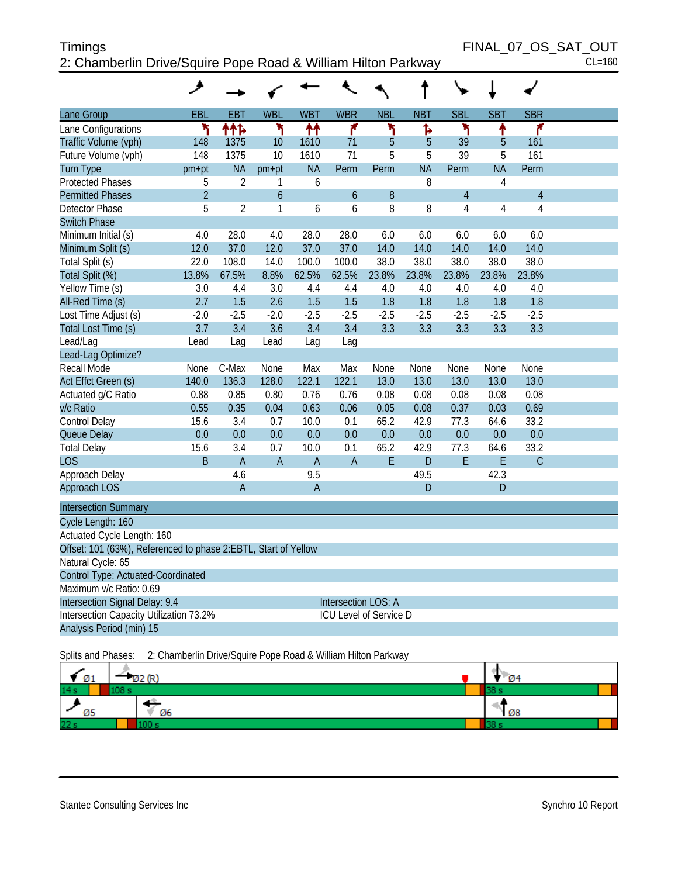# Timings

## 2: Chamberlin Drive/Squire Pope Road & William Hilton Parkway

FINAL_07_OS_SAT_OUT
CL=160

| Lane Group | EBL | EBT | WBL | WBT | WBR | NBL | NBT | SBL | SBT | SBR |
|---|---|---|---|---|---|---|---|---|---|---|
| Lane Configurations | | | | | | | | | | |
| Traffic Volume (vph) | 148 | 1375 | 10 | 1610 | 71 | 5 | 5 | 39 | 5 | 161 |
| Future Volume (vph) | 148 | 1375 | 10 | 1610 | 71 | 5 | 5 | 39 | 5 | 161 |
| Turn Type | pm+pt | NA | pm+pt | NA | Perm | Perm | NA | Perm | NA | Perm |
| Protected Phases | 5 | 2 | 1 | 6 | | | 8 | | 4 | |
| Permitted Phases | 2 | | 6 | | 6 | 8 | | 4 | | 4 |
| Detector Phase | 5 | 2 | 1 | 6 | 6 | 8 | 8 | 4 | 4 | 4 |
| Switch Phase | | | | | | | | | | |
| Minimum Initial (s) | 4.0 | 28.0 | 4.0 | 28.0 | 28.0 | 6.0 | 6.0 | 6.0 | 6.0 | 6.0 |
| Minimum Split (s) | 12.0 | 37.0 | 12.0 | 37.0 | 37.0 | 14.0 | 14.0 | 14.0 | 14.0 | 14.0 |
| Total Split (s) | 22.0 | 108.0 | 14.0 | 100.0 | 100.0 | 38.0 | 38.0 | 38.0 | 38.0 | 38.0 |
| Total Split (%) | 13.8% | 67.5% | 8.8% | 62.5% | 62.5% | 23.8% | 23.8% | 23.8% | 23.8% | 23.8% |
| Yellow Time (s) | 3.0 | 4.4 | 3.0 | 4.4 | 4.4 | 4.0 | 4.0 | 4.0 | 4.0 | 4.0 |
| All-Red Time (s) | 2.7 | 1.5 | 2.6 | 1.5 | 1.5 | 1.8 | 1.8 | 1.8 | 1.8 | 1.8 |
| Lost Time Adjust (s) | -2.0 | -2.5 | -2.0 | -2.5 | -2.5 | -2.5 | -2.5 | -2.5 | -2.5 | -2.5 |
| Total Lost Time (s) | 3.7 | 3.4 | 3.6 | 3.4 | 3.4 | 3.3 | 3.3 | 3.3 | 3.3 | 3.3 |
| Lead/Lag | Lead | Lag | Lead | Lag | Lag | | | | | |
| Lead-Lag Optimize? | | | | | | | | | | |
| Recall Mode | None | C-Max | None | Max | Max | None | None | None | None | None |
| Act Effct Green (s) | 140.0 | 136.3 | 128.0 | 122.1 | 122.1 | 13.0 | 13.0 | 13.0 | 13.0 | 13.0 |
| Actuated g/C Ratio | 0.88 | 0.85 | 0.80 | 0.76 | 0.76 | 0.08 | 0.08 | 0.08 | 0.08 | 0.08 |
| v/c Ratio | 0.55 | 0.35 | 0.04 | 0.63 | 0.06 | 0.05 | 0.08 | 0.37 | 0.03 | 0.69 |
| Control Delay | 15.6 | 3.4 | 0.7 | 10.0 | 0.1 | 65.2 | 42.9 | 77.3 | 64.6 | 33.2 |
| Queue Delay | 0.0 | 0.0 | 0.0 | 0.0 | 0.0 | 0.0 | 0.0 | 0.0 | 0.0 | 0.0 |
| Total Delay | 15.6 | 3.4 | 0.7 | 10.0 | 0.1 | 65.2 | 42.9 | 77.3 | 64.6 | 33.2 |
| LOS | B | A | A | A | A | E | D | E | E | C |
| Approach Delay | | 4.6 | | 9.5 | | | 49.5 | | 42.3 | |
| Approach LOS | | A | | A | | | D | | D | |

### Intersection Summary

Cycle Length: 160
Actuated Cycle Length: 160
Offset: 101 (63%), Referenced to phase 2:EBTL, Start of Yellow
Natural Cycle: 65
Control Type: Actuated-Coordinated
Maximum v/c Ratio: 0.69
Intersection Signal Delay: 9.4 — Intersection LOS: A
Intersection Capacity Utilization 73.2% — ICU Level of Service D
Analysis Period (min) 15

Splits and Phases: 2: Chamberlin Drive/Squire Pope Road & William Hilton Parkway

Ø1: 14 s | Ø2 (R): 108 s | Ø4: 38 s
Ø5: 22 s | Ø6: 100 s | Ø8: 38 s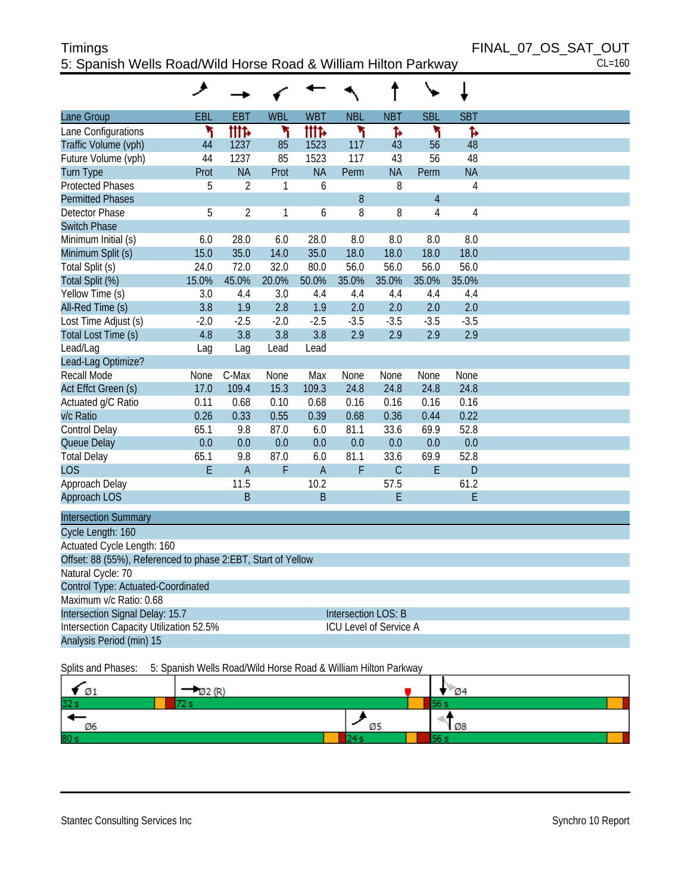# Timings

## 5: Spanish Wells Road/Wild Horse Road & William Hilton Parkway

FINAL_07_OS_SAT_OUT

CL=160

| Lane Group | EBL | EBT | WBL | WBT | NBL | NBT | SBL | SBT |
|---|---|---|---|---|---|---|---|---|
| Lane Configurations | | | | | | | | |
| Traffic Volume (vph) | 44 | 1237 | 85 | 1523 | 117 | 43 | 56 | 48 |
| Future Volume (vph) | 44 | 1237 | 85 | 1523 | 117 | 43 | 56 | 48 |
| Turn Type | Prot | NA | Prot | NA | Perm | NA | Perm | NA |
| Protected Phases | 5 | 2 | 1 | 6 | | 8 | | 4 |
| Permitted Phases | | | | | 8 | | 4 | |
| Detector Phase | 5 | 2 | 1 | 6 | 8 | 8 | 4 | 4 |
| Switch Phase | | | | | | | | |
| Minimum Initial (s) | 6.0 | 28.0 | 6.0 | 28.0 | 8.0 | 8.0 | 8.0 | 8.0 |
| Minimum Split (s) | 15.0 | 35.0 | 14.0 | 35.0 | 18.0 | 18.0 | 18.0 | 18.0 |
| Total Split (s) | 24.0 | 72.0 | 32.0 | 80.0 | 56.0 | 56.0 | 56.0 | 56.0 |
| Total Split (%) | 15.0% | 45.0% | 20.0% | 50.0% | 35.0% | 35.0% | 35.0% | 35.0% |
| Yellow Time (s) | 3.0 | 4.4 | 3.0 | 4.4 | 4.4 | 4.4 | 4.4 | 4.4 |
| All-Red Time (s) | 3.8 | 1.9 | 2.8 | 1.9 | 2.0 | 2.0 | 2.0 | 2.0 |
| Lost Time Adjust (s) | -2.0 | -2.5 | -2.0 | -2.5 | -3.5 | -3.5 | -3.5 | -3.5 |
| Total Lost Time (s) | 4.8 | 3.8 | 3.8 | 3.8 | 2.9 | 2.9 | 2.9 | 2.9 |
| Lead/Lag | Lag | Lag | Lead | Lead | | | | |
| Lead-Lag Optimize? | | | | | | | | |
| Recall Mode | None | C-Max | None | Max | None | None | None | None |
| Act Effct Green (s) | 17.0 | 109.4 | 15.3 | 109.3 | 24.8 | 24.8 | 24.8 | 24.8 |
| Actuated g/C Ratio | 0.11 | 0.68 | 0.10 | 0.68 | 0.16 | 0.16 | 0.16 | 0.16 |
| v/c Ratio | 0.26 | 0.33 | 0.55 | 0.39 | 0.68 | 0.36 | 0.44 | 0.22 |
| Control Delay | 65.1 | 9.8 | 87.0 | 6.0 | 81.1 | 33.6 | 69.9 | 52.8 |
| Queue Delay | 0.0 | 0.0 | 0.0 | 0.0 | 0.0 | 0.0 | 0.0 | 0.0 |
| Total Delay | 65.1 | 9.8 | 87.0 | 6.0 | 81.1 | 33.6 | 69.9 | 52.8 |
| LOS | E | A | F | A | F | C | E | D |
| Approach Delay | | 11.5 | | 10.2 | | 57.5 | | 61.2 |
| Approach LOS | | B | | B | | E | | E |

**Intersection Summary**

Cycle Length: 160

Actuated Cycle Length: 160

Offset: 88 (55%), Referenced to phase 2:EBT, Start of Yellow

Natural Cycle: 70

Control Type: Actuated-Coordinated

Maximum v/c Ratio: 0.68

Intersection Signal Delay: 15.7 — Intersection LOS: B

Intersection Capacity Utilization 52.5% — ICU Level of Service A

Analysis Period (min) 15

Splits and Phases: 5: Spanish Wells Road/Wild Horse Road & William Hilton Parkway

| Ø1 | Ø2 (R) | Ø4 |
|---|---|---|
| 32 s | 72 s | 56 s |

| Ø6 | Ø5 | Ø8 |
|---|---|---|
| 80 s | 24 s | 56 s |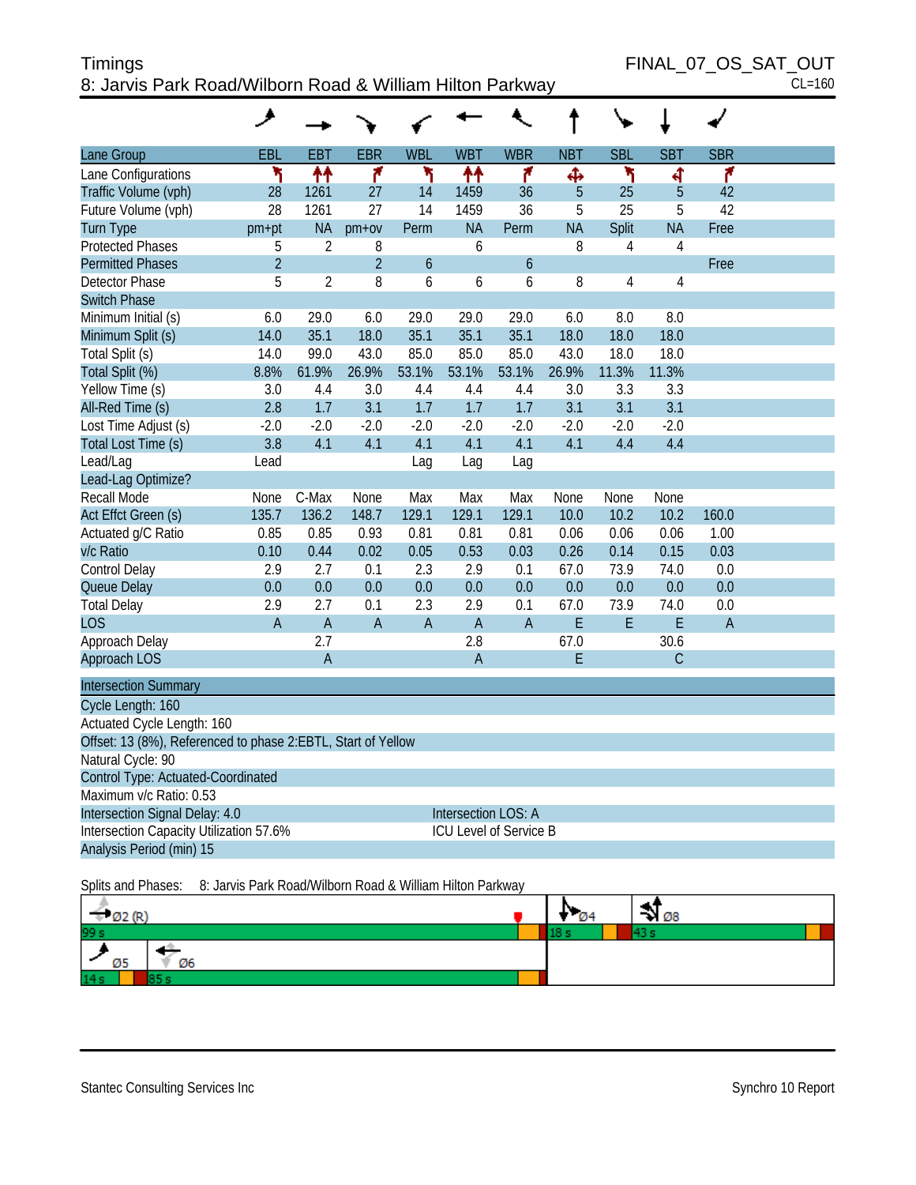Timings
8: Jarvis Park Road/Wilborn Road & William Hilton Parkway

FINAL_07_OS_SAT_OUT
CL=160

| Lane Group | EBL | EBT | EBR | WBL | WBT | WBR | NBT | SBL | SBT | SBR |
|---|---|---|---|---|---|---|---|---|---|---|
| Lane Configurations | | | | | | | | | | |
| Traffic Volume (vph) | 28 | 1261 | 27 | 14 | 1459 | 36 | 5 | 25 | 5 | 42 |
| Future Volume (vph) | 28 | 1261 | 27 | 14 | 1459 | 36 | 5 | 25 | 5 | 42 |
| Turn Type | pm+pt | NA | pm+ov | Perm | NA | Perm | NA | Split | NA | Free |
| Protected Phases | 5 | 2 | 8 | | 6 | | 8 | 4 | 4 | |
| Permitted Phases | 2 | | 2 | 6 | | 6 | | | | Free |
| Detector Phase | 5 | 2 | 8 | 6 | 6 | 6 | 8 | 4 | 4 | |
| Switch Phase | | | | | | | | | | |
| Minimum Initial (s) | 6.0 | 29.0 | 6.0 | 29.0 | 29.0 | 29.0 | 6.0 | 8.0 | 8.0 | |
| Minimum Split (s) | 14.0 | 35.1 | 18.0 | 35.1 | 35.1 | 35.1 | 18.0 | 18.0 | 18.0 | |
| Total Split (s) | 14.0 | 99.0 | 43.0 | 85.0 | 85.0 | 85.0 | 43.0 | 18.0 | 18.0 | |
| Total Split (%) | 8.8% | 61.9% | 26.9% | 53.1% | 53.1% | 53.1% | 26.9% | 11.3% | 11.3% | |
| Yellow Time (s) | 3.0 | 4.4 | 3.0 | 4.4 | 4.4 | 4.4 | 3.0 | 3.3 | 3.3 | |
| All-Red Time (s) | 2.8 | 1.7 | 3.1 | 1.7 | 1.7 | 1.7 | 3.1 | 3.1 | 3.1 | |
| Lost Time Adjust (s) | -2.0 | -2.0 | -2.0 | -2.0 | -2.0 | -2.0 | -2.0 | -2.0 | -2.0 | |
| Total Lost Time (s) | 3.8 | 4.1 | 4.1 | 4.1 | 4.1 | 4.1 | 4.1 | 4.4 | 4.4 | |
| Lead/Lag | Lead | | | Lag | Lag | Lag | | | | |
| Lead-Lag Optimize? | | | | | | | | | | |
| Recall Mode | None | C-Max | None | Max | Max | Max | None | None | None | |
| Act Effct Green (s) | 135.7 | 136.2 | 148.7 | 129.1 | 129.1 | 129.1 | 10.0 | 10.2 | 10.2 | 160.0 |
| Actuated g/C Ratio | 0.85 | 0.85 | 0.93 | 0.81 | 0.81 | 0.81 | 0.06 | 0.06 | 0.06 | 1.00 |
| v/c Ratio | 0.10 | 0.44 | 0.02 | 0.05 | 0.53 | 0.03 | 0.26 | 0.14 | 0.15 | 0.03 |
| Control Delay | 2.9 | 2.7 | 0.1 | 2.3 | 2.9 | 0.1 | 67.0 | 73.9 | 74.0 | 0.0 |
| Queue Delay | 0.0 | 0.0 | 0.0 | 0.0 | 0.0 | 0.0 | 0.0 | 0.0 | 0.0 | 0.0 |
| Total Delay | 2.9 | 2.7 | 0.1 | 2.3 | 2.9 | 0.1 | 67.0 | 73.9 | 74.0 | 0.0 |
| LOS | A | A | A | A | A | A | E | E | E | A |
| Approach Delay | | 2.7 | | | 2.8 | | 67.0 | | 30.6 | |
| Approach LOS | | A | | | A | | E | | C | |

**Intersection Summary**

Cycle Length: 160
Actuated Cycle Length: 160
Offset: 13 (8%), Referenced to phase 2:EBTL, Start of Yellow
Natural Cycle: 90
Control Type: Actuated-Coordinated
Maximum v/c Ratio: 0.53
Intersection Signal Delay: 4.0 — Intersection LOS: A
Intersection Capacity Utilization 57.6% — ICU Level of Service B
Analysis Period (min) 15

Splits and Phases: 8: Jarvis Park Road/Wilborn Road & William Hilton Parkway

Ø2 (R) 99 s | Ø4 18 s | Ø8 43 s
Ø5 14 s | Ø6 85 s

Stantec Consulting Services Inc — Synchro 10 Report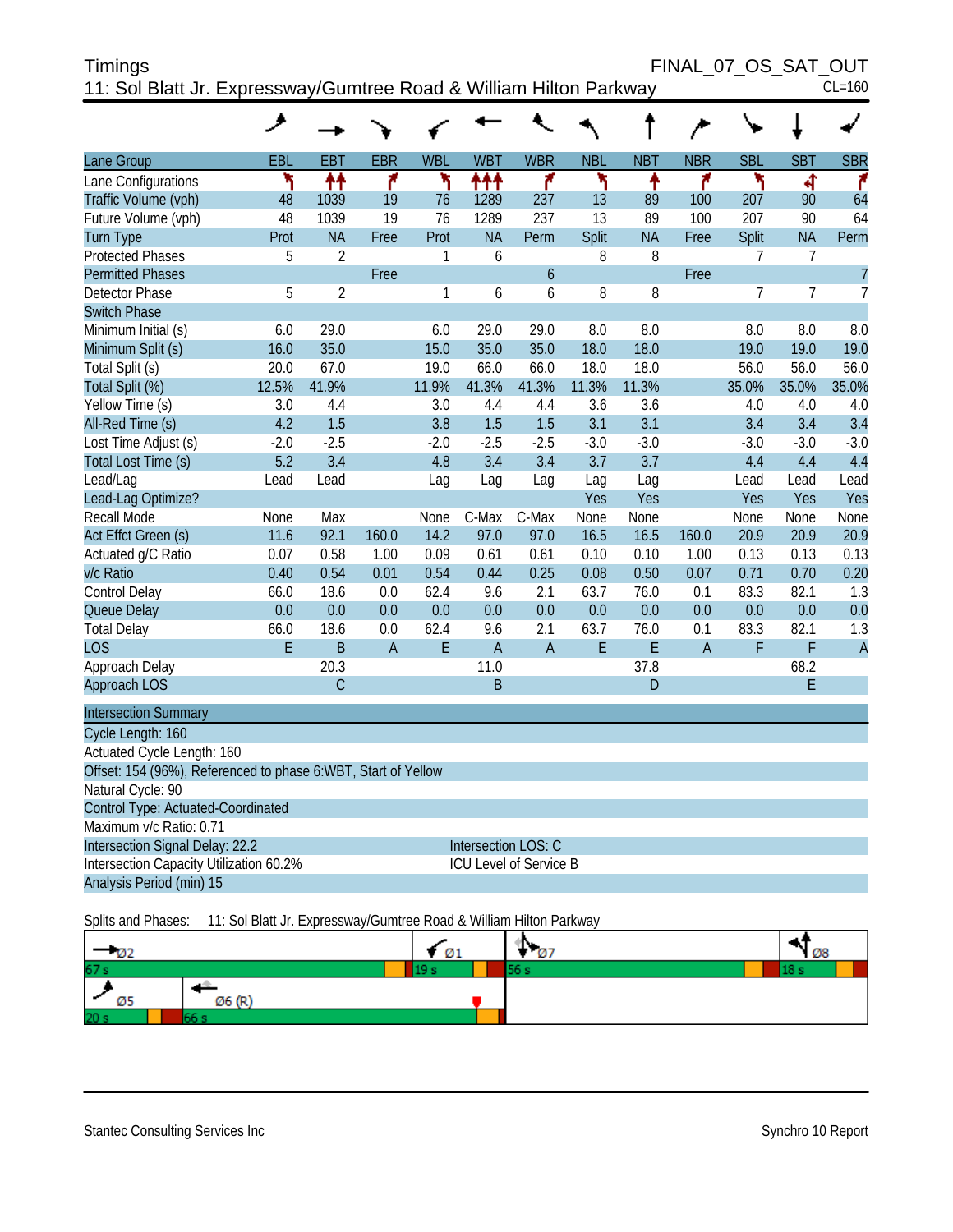Timings | FINAL_07_OS_SAT_OUT
11: Sol Blatt Jr. Expressway/Gumtree Road & William Hilton Parkway | CL=160

| Lane Group | EBL | EBT | EBR | WBL | WBT | WBR | NBL | NBT | NBR | SBL | SBT | SBR |
|---|---|---|---|---|---|---|---|---|---|---|---|---|
| Lane Configurations | | | | | | | | | | | | |
| Traffic Volume (vph) | 48 | 1039 | 19 | 76 | 1289 | 237 | 13 | 89 | 100 | 207 | 90 | 64 |
| Future Volume (vph) | 48 | 1039 | 19 | 76 | 1289 | 237 | 13 | 89 | 100 | 207 | 90 | 64 |
| Turn Type | Prot | NA | Free | Prot | NA | Perm | Split | NA | Free | Split | NA | Perm |
| Protected Phases | 5 | 2 | | 1 | 6 | | 8 | 8 | | 7 | 7 | |
| Permitted Phases | | | Free | | | 6 | | | Free | | | 7 |
| Detector Phase | 5 | 2 | | 1 | 6 | 6 | 8 | 8 | | 7 | 7 | 7 |
| Switch Phase | | | | | | | | | | | | |
| Minimum Initial (s) | 6.0 | 29.0 | | 6.0 | 29.0 | 29.0 | 8.0 | 8.0 | | 8.0 | 8.0 | 8.0 |
| Minimum Split (s) | 16.0 | 35.0 | | 15.0 | 35.0 | 35.0 | 18.0 | 18.0 | | 19.0 | 19.0 | 19.0 |
| Total Split (s) | 20.0 | 67.0 | | 19.0 | 66.0 | 66.0 | 18.0 | 18.0 | | 56.0 | 56.0 | 56.0 |
| Total Split (%) | 12.5% | 41.9% | | 11.9% | 41.3% | 41.3% | 11.3% | 11.3% | | 35.0% | 35.0% | 35.0% |
| Yellow Time (s) | 3.0 | 4.4 | | 3.0 | 4.4 | 4.4 | 3.6 | 3.6 | | 4.0 | 4.0 | 4.0 |
| All-Red Time (s) | 4.2 | 1.5 | | 3.8 | 1.5 | 1.5 | 3.1 | 3.1 | | 3.4 | 3.4 | 3.4 |
| Lost Time Adjust (s) | -2.0 | -2.5 | | -2.0 | -2.5 | -2.5 | -3.0 | -3.0 | | -3.0 | -3.0 | -3.0 |
| Total Lost Time (s) | 5.2 | 3.4 | | 4.8 | 3.4 | 3.4 | 3.7 | 3.7 | | 4.4 | 4.4 | 4.4 |
| Lead/Lag | Lead | Lead | | Lag | Lag | Lag | Lag | Lag | | Lead | Lead | Lead |
| Lead-Lag Optimize? | | | | | | | Yes | Yes | | Yes | Yes | Yes |
| Recall Mode | None | Max | | None | C-Max | C-Max | None | None | | None | None | None |
| Act Effct Green (s) | 11.6 | 92.1 | 160.0 | 14.2 | 97.0 | 97.0 | 16.5 | 16.5 | 160.0 | 20.9 | 20.9 | 20.9 |
| Actuated g/C Ratio | 0.07 | 0.58 | 1.00 | 0.09 | 0.61 | 0.61 | 0.10 | 0.10 | 1.00 | 0.13 | 0.13 | 0.13 |
| v/c Ratio | 0.40 | 0.54 | 0.01 | 0.54 | 0.44 | 0.25 | 0.08 | 0.50 | 0.07 | 0.71 | 0.70 | 0.20 |
| Control Delay | 66.0 | 18.6 | 0.0 | 62.4 | 9.6 | 2.1 | 63.7 | 76.0 | 0.1 | 83.3 | 82.1 | 1.3 |
| Queue Delay | 0.0 | 0.0 | 0.0 | 0.0 | 0.0 | 0.0 | 0.0 | 0.0 | 0.0 | 0.0 | 0.0 | 0.0 |
| Total Delay | 66.0 | 18.6 | 0.0 | 62.4 | 9.6 | 2.1 | 63.7 | 76.0 | 0.1 | 83.3 | 82.1 | 1.3 |
| LOS | E | B | A | E | A | A | E | E | A | F | F | A |
| Approach Delay | | 20.3 | | | 11.0 | | | 37.8 | | | 68.2 | |
| Approach LOS | | C | | | B | | | D | | | E | |

**Intersection Summary**

Cycle Length: 160
Actuated Cycle Length: 160
Offset: 154 (96%), Referenced to phase 6:WBT, Start of Yellow
Natural Cycle: 90
Control Type: Actuated-Coordinated
Maximum v/c Ratio: 0.71
Intersection Signal Delay: 22.2 — Intersection LOS: C
Intersection Capacity Utilization 60.2% — ICU Level of Service B
Analysis Period (min) 15

Splits and Phases: 11: Sol Blatt Jr. Expressway/Gumtree Road & William Hilton Parkway

| Ø2 | Ø1 | Ø7 | Ø8 |
|---|---|---|---|
| 67 s | 19 s | 56 s | 18 s |

| Ø5 | Ø6 (R) |
|---|---|
| 20 s | 66 s |

Stantec Consulting Services Inc | Synchro 10 Report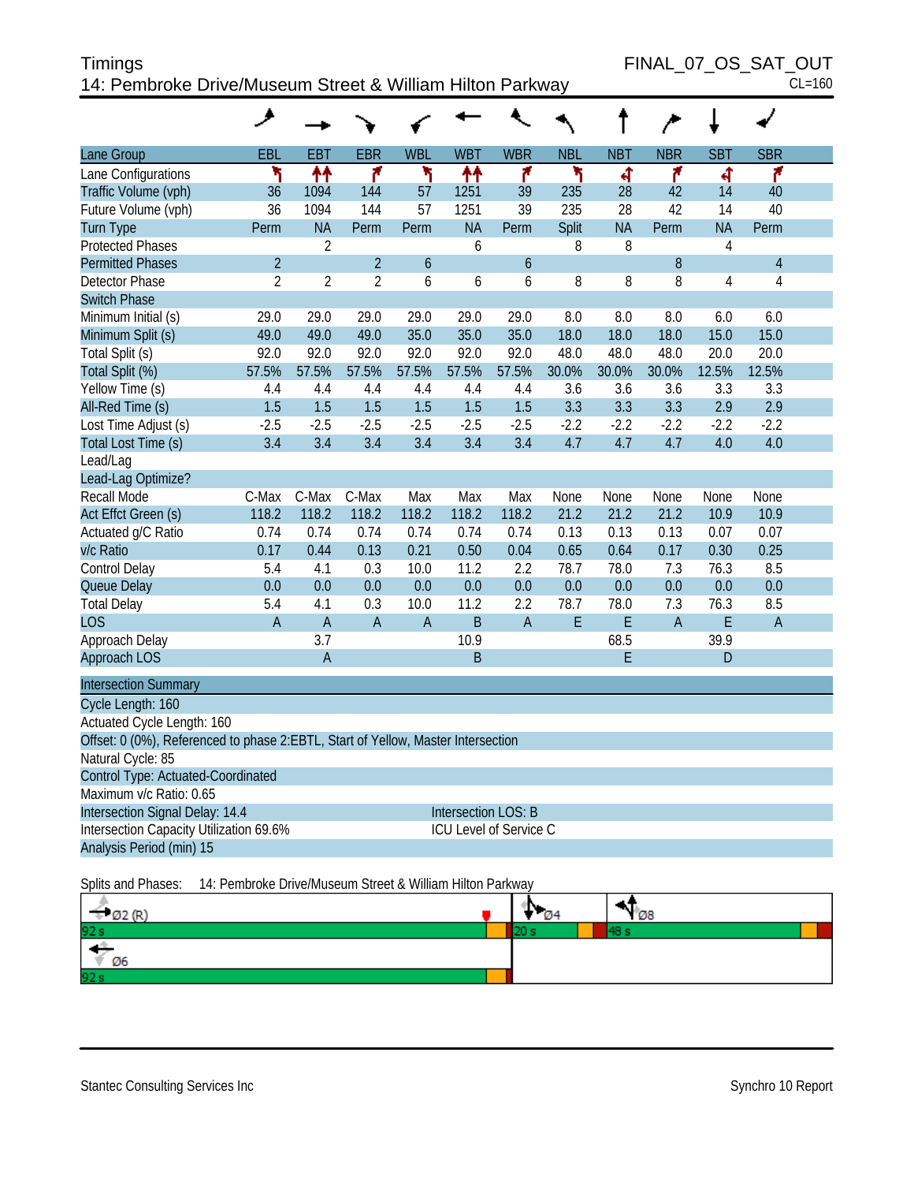# Timings
## 14: Pembroke Drive/Museum Street & William Hilton Parkway

FINAL_07_OS_SAT_OUT
CL=160

| Lane Group | EBL | EBT | EBR | WBL | WBT | WBR | NBL | NBT | NBR | SBT | SBR |
|---|---|---|---|---|---|---|---|---|---|---|---|
| Lane Configurations | | | | | | | | | | | |
| Traffic Volume (vph) | 36 | 1094 | 144 | 57 | 1251 | 39 | 235 | 28 | 42 | 14 | 40 |
| Future Volume (vph) | 36 | 1094 | 144 | 57 | 1251 | 39 | 235 | 28 | 42 | 14 | 40 |
| Turn Type | Perm | NA | Perm | Perm | NA | Perm | Split | NA | Perm | NA | Perm |
| Protected Phases | | 2 | | | 6 | | 8 | 8 | | 4 | |
| Permitted Phases | 2 | | 2 | 6 | | 6 | | | 8 | | 4 |
| Detector Phase | 2 | 2 | 2 | 6 | 6 | 6 | 8 | 8 | 8 | 4 | 4 |
| Switch Phase | | | | | | | | | | | |
| Minimum Initial (s) | 29.0 | 29.0 | 29.0 | 29.0 | 29.0 | 29.0 | 8.0 | 8.0 | 8.0 | 6.0 | 6.0 |
| Minimum Split (s) | 49.0 | 49.0 | 49.0 | 35.0 | 35.0 | 35.0 | 18.0 | 18.0 | 18.0 | 15.0 | 15.0 |
| Total Split (s) | 92.0 | 92.0 | 92.0 | 92.0 | 92.0 | 92.0 | 48.0 | 48.0 | 48.0 | 20.0 | 20.0 |
| Total Split (%) | 57.5% | 57.5% | 57.5% | 57.5% | 57.5% | 57.5% | 30.0% | 30.0% | 30.0% | 12.5% | 12.5% |
| Yellow Time (s) | 4.4 | 4.4 | 4.4 | 4.4 | 4.4 | 4.4 | 3.6 | 3.6 | 3.6 | 3.3 | 3.3 |
| All-Red Time (s) | 1.5 | 1.5 | 1.5 | 1.5 | 1.5 | 1.5 | 3.3 | 3.3 | 3.3 | 2.9 | 2.9 |
| Lost Time Adjust (s) | -2.5 | -2.5 | -2.5 | -2.5 | -2.5 | -2.5 | -2.2 | -2.2 | -2.2 | -2.2 | -2.2 |
| Total Lost Time (s) | 3.4 | 3.4 | 3.4 | 3.4 | 3.4 | 3.4 | 4.7 | 4.7 | 4.7 | 4.0 | 4.0 |
| Lead/Lag | | | | | | | | | | | |
| Lead-Lag Optimize? | | | | | | | | | | | |
| Recall Mode | C-Max | C-Max | C-Max | Max | Max | Max | None | None | None | None | None |
| Act Effct Green (s) | 118.2 | 118.2 | 118.2 | 118.2 | 118.2 | 118.2 | 21.2 | 21.2 | 21.2 | 10.9 | 10.9 |
| Actuated g/C Ratio | 0.74 | 0.74 | 0.74 | 0.74 | 0.74 | 0.74 | 0.13 | 0.13 | 0.13 | 0.07 | 0.07 |
| v/c Ratio | 0.17 | 0.44 | 0.13 | 0.21 | 0.50 | 0.04 | 0.65 | 0.64 | 0.17 | 0.30 | 0.25 |
| Control Delay | 5.4 | 4.1 | 0.3 | 10.0 | 11.2 | 2.2 | 78.7 | 78.0 | 7.3 | 76.3 | 8.5 |
| Queue Delay | 0.0 | 0.0 | 0.0 | 0.0 | 0.0 | 0.0 | 0.0 | 0.0 | 0.0 | 0.0 | 0.0 |
| Total Delay | 5.4 | 4.1 | 0.3 | 10.0 | 11.2 | 2.2 | 78.7 | 78.0 | 7.3 | 76.3 | 8.5 |
| LOS | A | A | A | A | B | A | E | E | A | E | A |
| Approach Delay | | 3.7 | | | 10.9 | | | 68.5 | | 39.9 | |
| Approach LOS | | A | | | B | | | E | | D | |

**Intersection Summary**

Cycle Length: 160
Actuated Cycle Length: 160
Offset: 0 (0%), Referenced to phase 2:EBTL, Start of Yellow, Master Intersection
Natural Cycle: 85
Control Type: Actuated-Coordinated
Maximum v/c Ratio: 0.65
Intersection Signal Delay: 14.4 — Intersection LOS: B
Intersection Capacity Utilization 69.6% — ICU Level of Service C
Analysis Period (min) 15

Splits and Phases: 14: Pembroke Drive/Museum Street & William Hilton Parkway

Ø2 (R) 92 s | Ø4 20 s | Ø8 48 s
Ø6 92 s

Stantec Consulting Services Inc — Synchro 10 Report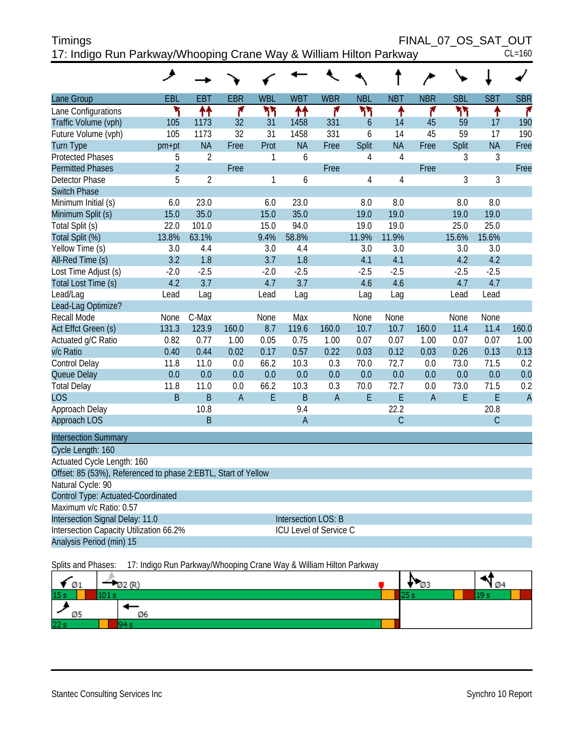# Timings

## 17: Indigo Run Parkway/Whooping Crane Way & William Hilton Parkway

FINAL_07_OS_SAT_OUT

CL=160

| Lane Group | EBL | EBT | EBR | WBL | WBT | WBR | NBL | NBT | NBR | SBL | SBT | SBR |
|---|---|---|---|---|---|---|---|---|---|---|---|---|
| Lane Configurations | | | | | | | | | | | | |
| Traffic Volume (vph) | 105 | 1173 | 32 | 31 | 1458 | 331 | 6 | 14 | 45 | 59 | 17 | 190 |
| Future Volume (vph) | 105 | 1173 | 32 | 31 | 1458 | 331 | 6 | 14 | 45 | 59 | 17 | 190 |
| Turn Type | pm+pt | NA | Free | Prot | NA | Free | Split | NA | Free | Split | NA | Free |
| Protected Phases | 5 | 2 | | 1 | 6 | | 4 | 4 | | 3 | 3 | |
| Permitted Phases | 2 | | Free | | | Free | | | Free | | | Free |
| Detector Phase | 5 | 2 | | 1 | 6 | | 4 | 4 | | 3 | 3 | |
| Switch Phase | | | | | | | | | | | | |
| Minimum Initial (s) | 6.0 | 23.0 | | 6.0 | 23.0 | | 8.0 | 8.0 | | 8.0 | 8.0 | |
| Minimum Split (s) | 15.0 | 35.0 | | 15.0 | 35.0 | | 19.0 | 19.0 | | 19.0 | 19.0 | |
| Total Split (s) | 22.0 | 101.0 | | 15.0 | 94.0 | | 19.0 | 19.0 | | 25.0 | 25.0 | |
| Total Split (%) | 13.8% | 63.1% | | 9.4% | 58.8% | | 11.9% | 11.9% | | 15.6% | 15.6% | |
| Yellow Time (s) | 3.0 | 4.4 | | 3.0 | 4.4 | | 3.0 | 3.0 | | 3.0 | 3.0 | |
| All-Red Time (s) | 3.2 | 1.8 | | 3.7 | 1.8 | | 4.1 | 4.1 | | 4.2 | 4.2 | |
| Lost Time Adjust (s) | -2.0 | -2.5 | | -2.0 | -2.5 | | -2.5 | -2.5 | | -2.5 | -2.5 | |
| Total Lost Time (s) | 4.2 | 3.7 | | 4.7 | 3.7 | | 4.6 | 4.6 | | 4.7 | 4.7 | |
| Lead/Lag | Lead | Lag | | Lead | Lag | | Lag | Lag | | Lead | Lead | |
| Lead-Lag Optimize? | | | | | | | | | | | | |
| Recall Mode | None | C-Max | | None | Max | | None | None | | None | None | |
| Act Effct Green (s) | 131.3 | 123.9 | 160.0 | 8.7 | 119.6 | 160.0 | 10.7 | 10.7 | 160.0 | 11.4 | 11.4 | 160.0 |
| Actuated g/C Ratio | 0.82 | 0.77 | 1.00 | 0.05 | 0.75 | 1.00 | 0.07 | 0.07 | 1.00 | 0.07 | 0.07 | 1.00 |
| v/c Ratio | 0.40 | 0.44 | 0.02 | 0.17 | 0.57 | 0.22 | 0.03 | 0.12 | 0.03 | 0.26 | 0.13 | 0.13 |
| Control Delay | 11.8 | 11.0 | 0.0 | 66.2 | 10.3 | 0.3 | 70.0 | 72.7 | 0.0 | 73.0 | 71.5 | 0.2 |
| Queue Delay | 0.0 | 0.0 | 0.0 | 0.0 | 0.0 | 0.0 | 0.0 | 0.0 | 0.0 | 0.0 | 0.0 | 0.0 |
| Total Delay | 11.8 | 11.0 | 0.0 | 66.2 | 10.3 | 0.3 | 70.0 | 72.7 | 0.0 | 73.0 | 71.5 | 0.2 |
| LOS | B | B | A | E | B | A | E | E | A | E | E | A |
| Approach Delay | | 10.8 | | | 9.4 | | | 22.2 | | | 20.8 | |
| Approach LOS | | B | | | A | | | C | | | C | |

| Intersection Summary | |
|---|---|
| Cycle Length: 160 | |
| Actuated Cycle Length: 160 | |
| Offset: 85 (53%), Referenced to phase 2:EBTL, Start of Yellow | |
| Natural Cycle: 90 | |
| Control Type: Actuated-Coordinated | |
| Maximum v/c Ratio: 0.57 | |
| Intersection Signal Delay: 11.0 | Intersection LOS: B |
| Intersection Capacity Utilization 66.2% | ICU Level of Service C |
| Analysis Period (min) 15 | |

Splits and Phases: 17: Indigo Run Parkway/Whooping Crane Way & William Hilton Parkway

Ø1 15 s | Ø2 (R) 101 s | Ø3 25 s | Ø4 19 s

Ø5 22 s | Ø6 94 s

Stantec Consulting Services Inc

Synchro 10 Report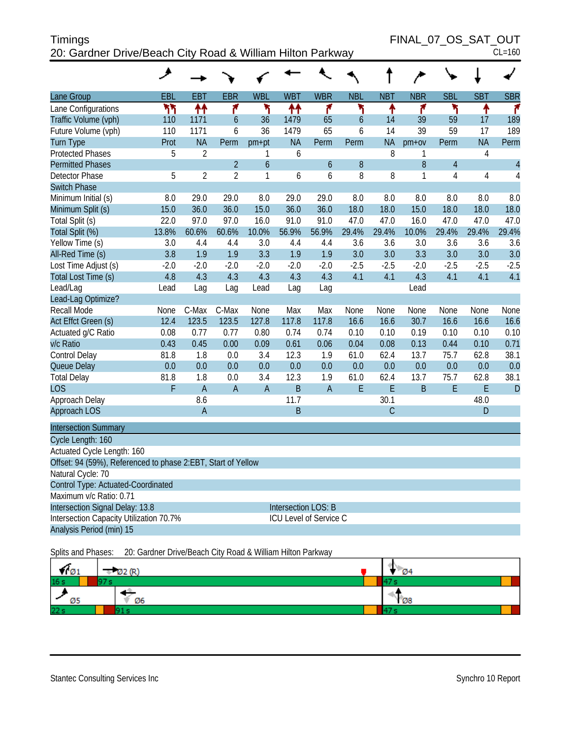Timings
FINAL_07_OS_SAT_OUT
20: Gardner Drive/Beach City Road & William Hilton Parkway
CL=160

| Lane Group | EBL | EBT | EBR | WBL | WBT | WBR | NBL | NBT | NBR | SBL | SBT | SBR |
|---|---|---|---|---|---|---|---|---|---|---|---|---|
| Lane Configurations | | | | | | | | | | | | |
| Traffic Volume (vph) | 110 | 1171 | 6 | 36 | 1479 | 65 | 6 | 14 | 39 | 59 | 17 | 189 |
| Future Volume (vph) | 110 | 1171 | 6 | 36 | 1479 | 65 | 6 | 14 | 39 | 59 | 17 | 189 |
| Turn Type | Prot | NA | Perm | pm+pt | NA | Perm | Perm | NA | pm+ov | Perm | NA | Perm |
| Protected Phases | 5 | 2 | | 1 | 6 | | | 8 | 1 | | 4 | |
| Permitted Phases | | | 2 | 6 | | 6 | 8 | | 8 | 4 | | 4 |
| Detector Phase | 5 | 2 | 2 | 1 | 6 | 6 | 8 | 8 | 1 | 4 | 4 | 4 |
| Switch Phase | | | | | | | | | | | | |
| Minimum Initial (s) | 8.0 | 29.0 | 29.0 | 8.0 | 29.0 | 29.0 | 8.0 | 8.0 | 8.0 | 8.0 | 8.0 | 8.0 |
| Minimum Split (s) | 15.0 | 36.0 | 36.0 | 15.0 | 36.0 | 36.0 | 18.0 | 18.0 | 15.0 | 18.0 | 18.0 | 18.0 |
| Total Split (s) | 22.0 | 97.0 | 97.0 | 16.0 | 91.0 | 91.0 | 47.0 | 47.0 | 16.0 | 47.0 | 47.0 | 47.0 |
| Total Split (%) | 13.8% | 60.6% | 60.6% | 10.0% | 56.9% | 56.9% | 29.4% | 29.4% | 10.0% | 29.4% | 29.4% | 29.4% |
| Yellow Time (s) | 3.0 | 4.4 | 4.4 | 3.0 | 4.4 | 4.4 | 3.6 | 3.6 | 3.0 | 3.6 | 3.6 | 3.6 |
| All-Red Time (s) | 3.8 | 1.9 | 1.9 | 3.3 | 1.9 | 1.9 | 3.0 | 3.0 | 3.3 | 3.0 | 3.0 | 3.0 |
| Lost Time Adjust (s) | -2.0 | -2.0 | -2.0 | -2.0 | -2.0 | -2.0 | -2.5 | -2.5 | -2.0 | -2.5 | -2.5 | -2.5 |
| Total Lost Time (s) | 4.8 | 4.3 | 4.3 | 4.3 | 4.3 | 4.3 | 4.1 | 4.1 | 4.3 | 4.1 | 4.1 | 4.1 |
| Lead/Lag | Lead | Lag | Lag | Lead | Lag | Lag | | | Lead | | | |
| Lead-Lag Optimize? | | | | | | | | | | | | |
| Recall Mode | None | C-Max | C-Max | None | Max | Max | None | None | None | None | None | None |
| Act Effct Green (s) | 12.4 | 123.5 | 123.5 | 127.8 | 117.8 | 117.8 | 16.6 | 16.6 | 30.7 | 16.6 | 16.6 | 16.6 |
| Actuated g/C Ratio | 0.08 | 0.77 | 0.77 | 0.80 | 0.74 | 0.74 | 0.10 | 0.10 | 0.19 | 0.10 | 0.10 | 0.10 |
| v/c Ratio | 0.43 | 0.45 | 0.00 | 0.09 | 0.61 | 0.06 | 0.04 | 0.08 | 0.13 | 0.44 | 0.10 | 0.71 |
| Control Delay | 81.8 | 1.8 | 0.0 | 3.4 | 12.3 | 1.9 | 61.0 | 62.4 | 13.7 | 75.7 | 62.8 | 38.1 |
| Queue Delay | 0.0 | 0.0 | 0.0 | 0.0 | 0.0 | 0.0 | 0.0 | 0.0 | 0.0 | 0.0 | 0.0 | 0.0 |
| Total Delay | 81.8 | 1.8 | 0.0 | 3.4 | 12.3 | 1.9 | 61.0 | 62.4 | 13.7 | 75.7 | 62.8 | 38.1 |
| LOS | F | A | A | A | B | A | E | E | B | E | E | D |
| Approach Delay | | 8.6 | | | 11.7 | | | 30.1 | | | 48.0 | |
| Approach LOS | | A | | | B | | | C | | | D | |

**Intersection Summary**

Cycle Length: 160
Actuated Cycle Length: 160
Offset: 94 (59%), Referenced to phase 2:EBT, Start of Yellow
Natural Cycle: 70
Control Type: Actuated-Coordinated
Maximum v/c Ratio: 0.71
Intersection Signal Delay: 13.8 — Intersection LOS: B
Intersection Capacity Utilization 70.7% — ICU Level of Service C
Analysis Period (min) 15

Splits and Phases: 20: Gardner Drive/Beach City Road & William Hilton Parkway

| Ø1 | Ø2 (R) | Ø4 |
|---|---|---|
| 16 s | 97 s | 47 s |

| Ø5 | Ø6 | Ø8 |
|---|---|---|
| 22 s | 91 s | 47 s |

Stantec Consulting Services Inc — Synchro 10 Report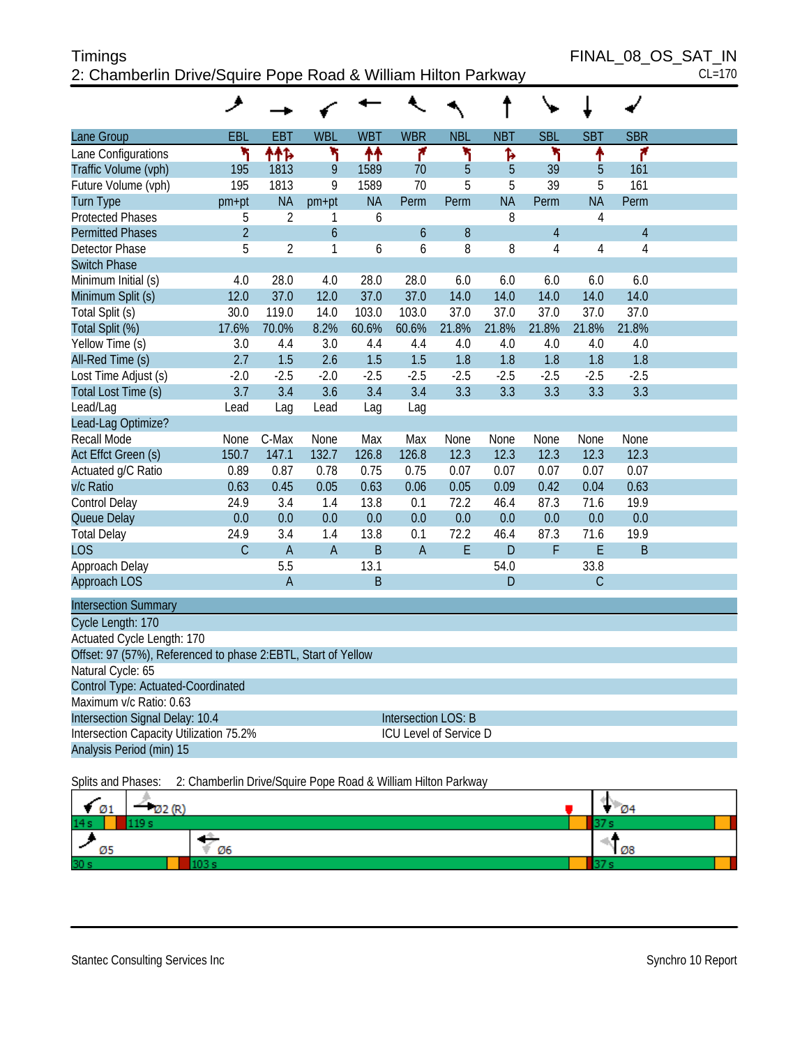Timings
FINAL_08_OS_SAT_IN

## 2: Chamberlin Drive/Squire Pope Road & William Hilton Parkway

CL=170

| Lane Group | EBL | EBT | WBL | WBT | WBR | NBL | NBT | SBL | SBT | SBR |
|---|---|---|---|---|---|---|---|---|---|---|
| Lane Configurations | | | | | | | | | | |
| Traffic Volume (vph) | 195 | 1813 | 9 | 1589 | 70 | 5 | 5 | 39 | 5 | 161 |
| Future Volume (vph) | 195 | 1813 | 9 | 1589 | 70 | 5 | 5 | 39 | 5 | 161 |
| Turn Type | pm+pt | NA | pm+pt | NA | Perm | Perm | NA | Perm | NA | Perm |
| Protected Phases | 5 | 2 | 1 | 6 | | | 8 | | 4 | |
| Permitted Phases | 2 | | 6 | | 6 | 8 | | 4 | | 4 |
| Detector Phase | 5 | 2 | 1 | 6 | 6 | 8 | 8 | 4 | 4 | 4 |
| Switch Phase | | | | | | | | | | |
| Minimum Initial (s) | 4.0 | 28.0 | 4.0 | 28.0 | 28.0 | 6.0 | 6.0 | 6.0 | 6.0 | 6.0 |
| Minimum Split (s) | 12.0 | 37.0 | 12.0 | 37.0 | 37.0 | 14.0 | 14.0 | 14.0 | 14.0 | 14.0 |
| Total Split (s) | 30.0 | 119.0 | 14.0 | 103.0 | 103.0 | 37.0 | 37.0 | 37.0 | 37.0 | 37.0 |
| Total Split (%) | 17.6% | 70.0% | 8.2% | 60.6% | 60.6% | 21.8% | 21.8% | 21.8% | 21.8% | 21.8% |
| Yellow Time (s) | 3.0 | 4.4 | 3.0 | 4.4 | 4.4 | 4.0 | 4.0 | 4.0 | 4.0 | 4.0 |
| All-Red Time (s) | 2.7 | 1.5 | 2.6 | 1.5 | 1.5 | 1.8 | 1.8 | 1.8 | 1.8 | 1.8 |
| Lost Time Adjust (s) | -2.0 | -2.5 | -2.0 | -2.5 | -2.5 | -2.5 | -2.5 | -2.5 | -2.5 | -2.5 |
| Total Lost Time (s) | 3.7 | 3.4 | 3.6 | 3.4 | 3.4 | 3.3 | 3.3 | 3.3 | 3.3 | 3.3 |
| Lead/Lag | Lead | Lag | Lead | Lag | Lag | | | | | |
| Lead-Lag Optimize? | | | | | | | | | | |
| Recall Mode | None | C-Max | None | Max | Max | None | None | None | None | None |
| Act Effct Green (s) | 150.7 | 147.1 | 132.7 | 126.8 | 126.8 | 12.3 | 12.3 | 12.3 | 12.3 | 12.3 |
| Actuated g/C Ratio | 0.89 | 0.87 | 0.78 | 0.75 | 0.75 | 0.07 | 0.07 | 0.07 | 0.07 | 0.07 |
| v/c Ratio | 0.63 | 0.45 | 0.05 | 0.63 | 0.06 | 0.05 | 0.09 | 0.42 | 0.04 | 0.63 |
| Control Delay | 24.9 | 3.4 | 1.4 | 13.8 | 0.1 | 72.2 | 46.4 | 87.3 | 71.6 | 19.9 |
| Queue Delay | 0.0 | 0.0 | 0.0 | 0.0 | 0.0 | 0.0 | 0.0 | 0.0 | 0.0 | 0.0 |
| Total Delay | 24.9 | 3.4 | 1.4 | 13.8 | 0.1 | 72.2 | 46.4 | 87.3 | 71.6 | 19.9 |
| LOS | C | A | A | B | A | E | D | F | E | B |
| Approach Delay | | 5.5 | | 13.1 | | | 54.0 | | 33.8 | |
| Approach LOS | | A | | B | | | D | | C | |

**Intersection Summary**

Cycle Length: 170
Actuated Cycle Length: 170
Offset: 97 (57%), Referenced to phase 2:EBTL, Start of Yellow
Natural Cycle: 65
Control Type: Actuated-Coordinated
Maximum v/c Ratio: 0.63
Intersection Signal Delay: 10.4 — Intersection LOS: B
Intersection Capacity Utilization 75.2% — ICU Level of Service D
Analysis Period (min) 15

Splits and Phases: 2: Chamberlin Drive/Squire Pope Road & William Hilton Parkway

Ø1 14 s | Ø2 (R) 119 s | Ø4 37 s
Ø5 30 s | Ø6 103 s | Ø8 37 s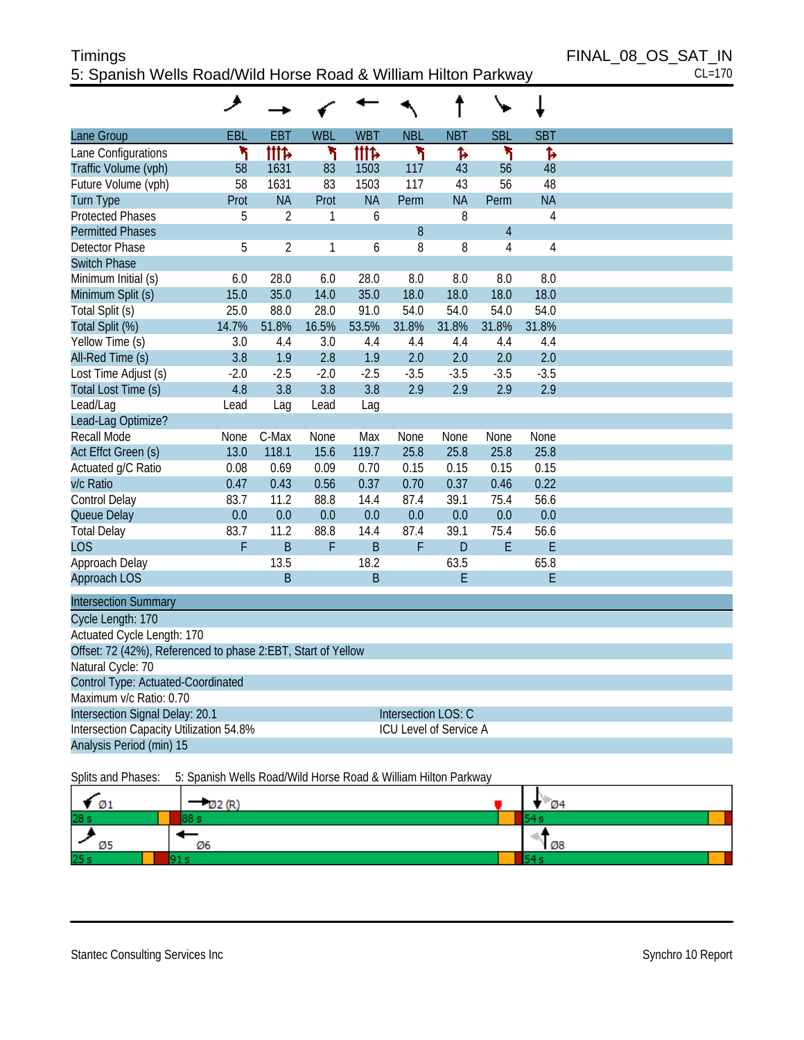# Timings

## 5: Spanish Wells Road/Wild Horse Road & William Hilton Parkway

FINAL_08_OS_SAT_IN
CL=170

| Lane Group | EBL | EBT | WBL | WBT | NBL | NBT | SBL | SBT |
|---|---|---|---|---|---|---|---|---|
| Lane Configurations | | | | | | | | |
| Traffic Volume (vph) | 58 | 1631 | 83 | 1503 | 117 | 43 | 56 | 48 |
| Future Volume (vph) | 58 | 1631 | 83 | 1503 | 117 | 43 | 56 | 48 |
| Turn Type | Prot | NA | Prot | NA | Perm | NA | Perm | NA |
| Protected Phases | 5 | 2 | 1 | 6 | | 8 | | 4 |
| Permitted Phases | | | | | 8 | | 4 | |
| Detector Phase | 5 | 2 | 1 | 6 | 8 | 8 | 4 | 4 |
| Switch Phase | | | | | | | | |
| Minimum Initial (s) | 6.0 | 28.0 | 6.0 | 28.0 | 8.0 | 8.0 | 8.0 | 8.0 |
| Minimum Split (s) | 15.0 | 35.0 | 14.0 | 35.0 | 18.0 | 18.0 | 18.0 | 18.0 |
| Total Split (s) | 25.0 | 88.0 | 28.0 | 91.0 | 54.0 | 54.0 | 54.0 | 54.0 |
| Total Split (%) | 14.7% | 51.8% | 16.5% | 53.5% | 31.8% | 31.8% | 31.8% | 31.8% |
| Yellow Time (s) | 3.0 | 4.4 | 3.0 | 4.4 | 4.4 | 4.4 | 4.4 | 4.4 |
| All-Red Time (s) | 3.8 | 1.9 | 2.8 | 1.9 | 2.0 | 2.0 | 2.0 | 2.0 |
| Lost Time Adjust (s) | -2.0 | -2.5 | -2.0 | -2.5 | -3.5 | -3.5 | -3.5 | -3.5 |
| Total Lost Time (s) | 4.8 | 3.8 | 3.8 | 3.8 | 2.9 | 2.9 | 2.9 | 2.9 |
| Lead/Lag | Lead | Lag | Lead | Lag | | | | |
| Lead-Lag Optimize? | | | | | | | | |
| Recall Mode | None | C-Max | None | Max | None | None | None | None |
| Act Effct Green (s) | 13.0 | 118.1 | 15.6 | 119.7 | 25.8 | 25.8 | 25.8 | 25.8 |
| Actuated g/C Ratio | 0.08 | 0.69 | 0.09 | 0.70 | 0.15 | 0.15 | 0.15 | 0.15 |
| v/c Ratio | 0.47 | 0.43 | 0.56 | 0.37 | 0.70 | 0.37 | 0.46 | 0.22 |
| Control Delay | 83.7 | 11.2 | 88.8 | 14.4 | 87.4 | 39.1 | 75.4 | 56.6 |
| Queue Delay | 0.0 | 0.0 | 0.0 | 0.0 | 0.0 | 0.0 | 0.0 | 0.0 |
| Total Delay | 83.7 | 11.2 | 88.8 | 14.4 | 87.4 | 39.1 | 75.4 | 56.6 |
| LOS | F | B | F | B | F | D | E | E |
| Approach Delay | | 13.5 | | 18.2 | | 63.5 | | 65.8 |
| Approach LOS | | B | | B | | E | | E |

**Intersection Summary**

Cycle Length: 170
Actuated Cycle Length: 170
Offset: 72 (42%), Referenced to phase 2:EBT, Start of Yellow
Natural Cycle: 70
Control Type: Actuated-Coordinated
Maximum v/c Ratio: 0.70
Intersection Signal Delay: 20.1 — Intersection LOS: C
Intersection Capacity Utilization 54.8% — ICU Level of Service A
Analysis Period (min) 15

Splits and Phases: 5: Spanish Wells Road/Wild Horse Road & William Hilton Parkway

| Ø1 | Ø2 (R) | Ø4 |
|---|---|---|
| 28 s | 88 s | 54 s |

| Ø5 | Ø6 | Ø8 |
|---|---|---|
| 25 s | 91 s | 54 s |

Stantec Consulting Services Inc — Synchro 10 Report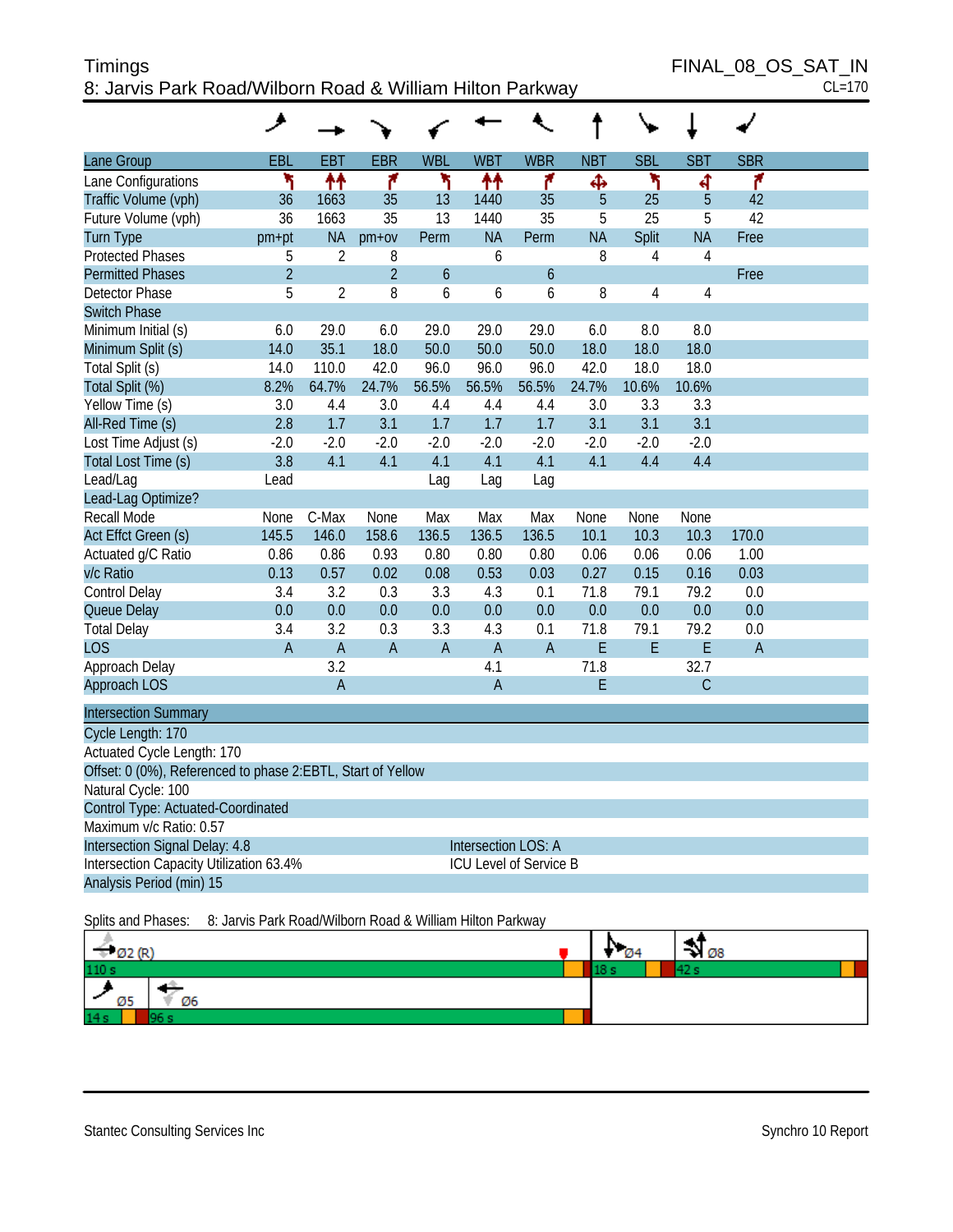# Timings

## 8: Jarvis Park Road/Wilborn Road & William Hilton Parkway

FINAL_08_OS_SAT_IN
CL=170

| Lane Group | EBL | EBT | EBR | WBL | WBT | WBR | NBT | SBL | SBT | SBR |
|---|---|---|---|---|---|---|---|---|---|---|
| Lane Configurations | | | | | | | | | | |
| Traffic Volume (vph) | 36 | 1663 | 35 | 13 | 1440 | 35 | 5 | 25 | 5 | 42 |
| Future Volume (vph) | 36 | 1663 | 35 | 13 | 1440 | 35 | 5 | 25 | 5 | 42 |
| Turn Type | pm+pt | NA | pm+ov | Perm | NA | Perm | NA | Split | NA | Free |
| Protected Phases | 5 | 2 | 8 | | 6 | | 8 | 4 | 4 | |
| Permitted Phases | 2 | | 2 | 6 | | 6 | | | | Free |
| Detector Phase | 5 | 2 | 8 | 6 | 6 | 6 | 8 | 4 | 4 | |
| Switch Phase | | | | | | | | | | |
| Minimum Initial (s) | 6.0 | 29.0 | 6.0 | 29.0 | 29.0 | 29.0 | 6.0 | 8.0 | 8.0 | |
| Minimum Split (s) | 14.0 | 35.1 | 18.0 | 50.0 | 50.0 | 50.0 | 18.0 | 18.0 | 18.0 | |
| Total Split (s) | 14.0 | 110.0 | 42.0 | 96.0 | 96.0 | 96.0 | 42.0 | 18.0 | 18.0 | |
| Total Split (%) | 8.2% | 64.7% | 24.7% | 56.5% | 56.5% | 56.5% | 24.7% | 10.6% | 10.6% | |
| Yellow Time (s) | 3.0 | 4.4 | 3.0 | 4.4 | 4.4 | 4.4 | 3.0 | 3.3 | 3.3 | |
| All-Red Time (s) | 2.8 | 1.7 | 3.1 | 1.7 | 1.7 | 1.7 | 3.1 | 3.1 | 3.1 | |
| Lost Time Adjust (s) | -2.0 | -2.0 | -2.0 | -2.0 | -2.0 | -2.0 | -2.0 | -2.0 | -2.0 | |
| Total Lost Time (s) | 3.8 | 4.1 | 4.1 | 4.1 | 4.1 | 4.1 | 4.1 | 4.4 | 4.4 | |
| Lead/Lag | Lead | | | Lag | Lag | Lag | | | | |
| Lead-Lag Optimize? | | | | | | | | | | |
| Recall Mode | None | C-Max | None | Max | Max | Max | None | None | None | |
| Act Effct Green (s) | 145.5 | 146.0 | 158.6 | 136.5 | 136.5 | 136.5 | 10.1 | 10.3 | 10.3 | 170.0 |
| Actuated g/C Ratio | 0.86 | 0.86 | 0.93 | 0.80 | 0.80 | 0.80 | 0.06 | 0.06 | 0.06 | 1.00 |
| v/c Ratio | 0.13 | 0.57 | 0.02 | 0.08 | 0.53 | 0.03 | 0.27 | 0.15 | 0.16 | 0.03 |
| Control Delay | 3.4 | 3.2 | 0.3 | 3.3 | 4.3 | 0.1 | 71.8 | 79.1 | 79.2 | 0.0 |
| Queue Delay | 0.0 | 0.0 | 0.0 | 0.0 | 0.0 | 0.0 | 0.0 | 0.0 | 0.0 | 0.0 |
| Total Delay | 3.4 | 3.2 | 0.3 | 3.3 | 4.3 | 0.1 | 71.8 | 79.1 | 79.2 | 0.0 |
| LOS | A | A | A | A | A | A | E | E | E | A |
| Approach Delay | | 3.2 | | | 4.1 | | 71.8 | | 32.7 | |
| Approach LOS | | A | | | A | | E | | C | |

**Intersection Summary**

Cycle Length: 170
Actuated Cycle Length: 170
Offset: 0 (0%), Referenced to phase 2:EBTL, Start of Yellow
Natural Cycle: 100
Control Type: Actuated-Coordinated
Maximum v/c Ratio: 0.57
Intersection Signal Delay: 4.8 — Intersection LOS: A
Intersection Capacity Utilization 63.4% — ICU Level of Service B
Analysis Period (min) 15

Splits and Phases: 8: Jarvis Park Road/Wilborn Road & William Hilton Parkway

| Phase | Split |
|---|---|
| Ø2 (R) | 110 s |
| Ø4 | 18 s |
| Ø8 | 42 s |
| Ø5 | 14 s |
| Ø6 | 96 s |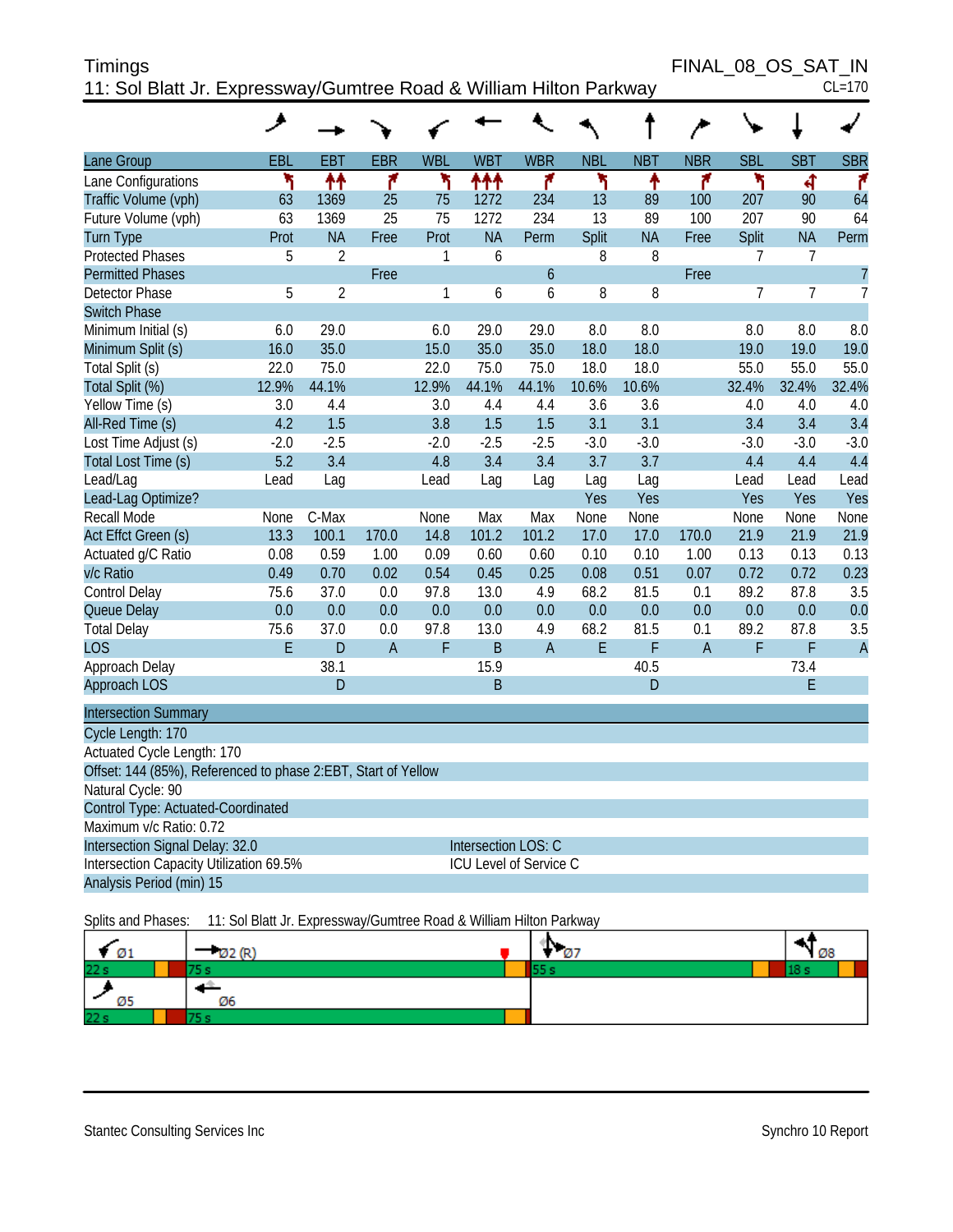Timings

11: Sol Blatt Jr. Expressway/Gumtree Road & William Hilton Parkway

FINAL_08_OS_SAT_IN

CL=170

| Lane Group | EBL | EBT | EBR | WBL | WBT | WBR | NBL | NBT | NBR | SBL | SBT | SBR |
|---|---|---|---|---|---|---|---|---|---|---|---|---|
| Lane Configurations | | | | | | | | | | | | |
| Traffic Volume (vph) | 63 | 1369 | 25 | 75 | 1272 | 234 | 13 | 89 | 100 | 207 | 90 | 64 |
| Future Volume (vph) | 63 | 1369 | 25 | 75 | 1272 | 234 | 13 | 89 | 100 | 207 | 90 | 64 |
| Turn Type | Prot | NA | Free | Prot | NA | Perm | Split | NA | Free | Split | NA | Perm |
| Protected Phases | 5 | 2 | | 1 | 6 | | 8 | 8 | | 7 | 7 | |
| Permitted Phases | | | Free | | | 6 | | | Free | | | 7 |
| Detector Phase | 5 | 2 | | 1 | 6 | 6 | 8 | 8 | | 7 | 7 | 7 |
| Switch Phase | | | | | | | | | | | | |
| Minimum Initial (s) | 6.0 | 29.0 | | 6.0 | 29.0 | 29.0 | 8.0 | 8.0 | | 8.0 | 8.0 | 8.0 |
| Minimum Split (s) | 16.0 | 35.0 | | 15.0 | 35.0 | 35.0 | 18.0 | 18.0 | | 19.0 | 19.0 | 19.0 |
| Total Split (s) | 22.0 | 75.0 | | 22.0 | 75.0 | 75.0 | 18.0 | 18.0 | | 55.0 | 55.0 | 55.0 |
| Total Split (%) | 12.9% | 44.1% | | 12.9% | 44.1% | 44.1% | 10.6% | 10.6% | | 32.4% | 32.4% | 32.4% |
| Yellow Time (s) | 3.0 | 4.4 | | 3.0 | 4.4 | 4.4 | 3.6 | 3.6 | | 4.0 | 4.0 | 4.0 |
| All-Red Time (s) | 4.2 | 1.5 | | 3.8 | 1.5 | 1.5 | 3.1 | 3.1 | | 3.4 | 3.4 | 3.4 |
| Lost Time Adjust (s) | -2.0 | -2.5 | | -2.0 | -2.5 | -2.5 | -3.0 | -3.0 | | -3.0 | -3.0 | -3.0 |
| Total Lost Time (s) | 5.2 | 3.4 | | 4.8 | 3.4 | 3.4 | 3.7 | 3.7 | | 4.4 | 4.4 | 4.4 |
| Lead/Lag | Lead | Lag | | Lead | Lag | Lag | Lag | Lag | | Lead | Lead | Lead |
| Lead-Lag Optimize? | | | | | | | Yes | Yes | | Yes | Yes | Yes |
| Recall Mode | None | C-Max | | None | Max | Max | None | None | | None | None | None |
| Act Effct Green (s) | 13.3 | 100.1 | 170.0 | 14.8 | 101.2 | 101.2 | 17.0 | 17.0 | 170.0 | 21.9 | 21.9 | 21.9 |
| Actuated g/C Ratio | 0.08 | 0.59 | 1.00 | 0.09 | 0.60 | 0.60 | 0.10 | 0.10 | 1.00 | 0.13 | 0.13 | 0.13 |
| v/c Ratio | 0.49 | 0.70 | 0.02 | 0.54 | 0.45 | 0.25 | 0.08 | 0.51 | 0.07 | 0.72 | 0.72 | 0.23 |
| Control Delay | 75.6 | 37.0 | 0.0 | 97.8 | 13.0 | 4.9 | 68.2 | 81.5 | 0.1 | 89.2 | 87.8 | 3.5 |
| Queue Delay | 0.0 | 0.0 | 0.0 | 0.0 | 0.0 | 0.0 | 0.0 | 0.0 | 0.0 | 0.0 | 0.0 | 0.0 |
| Total Delay | 75.6 | 37.0 | 0.0 | 97.8 | 13.0 | 4.9 | 68.2 | 81.5 | 0.1 | 89.2 | 87.8 | 3.5 |
| LOS | E | D | A | F | B | A | E | F | A | F | F | A |
| Approach Delay | | 38.1 | | | 15.9 | | | 40.5 | | | 73.4 | |
| Approach LOS | | D | | | B | | | D | | | E | |

**Intersection Summary**

Cycle Length: 170
Actuated Cycle Length: 170
Offset: 144 (85%), Referenced to phase 2:EBT, Start of Yellow
Natural Cycle: 90
Control Type: Actuated-Coordinated
Maximum v/c Ratio: 0.72
Intersection Signal Delay: 32.0 — Intersection LOS: C
Intersection Capacity Utilization 69.5% — ICU Level of Service C
Analysis Period (min) 15

Splits and Phases: 11: Sol Blatt Jr. Expressway/Gumtree Road & William Hilton Parkway

| Ø1 | Ø2 (R) | Ø7 | Ø8 |
|---|---|---|---|
| 22 s | 75 s | 55 s | 18 s |
| Ø5 | Ø6 | | |
| 22 s | 75 s | | |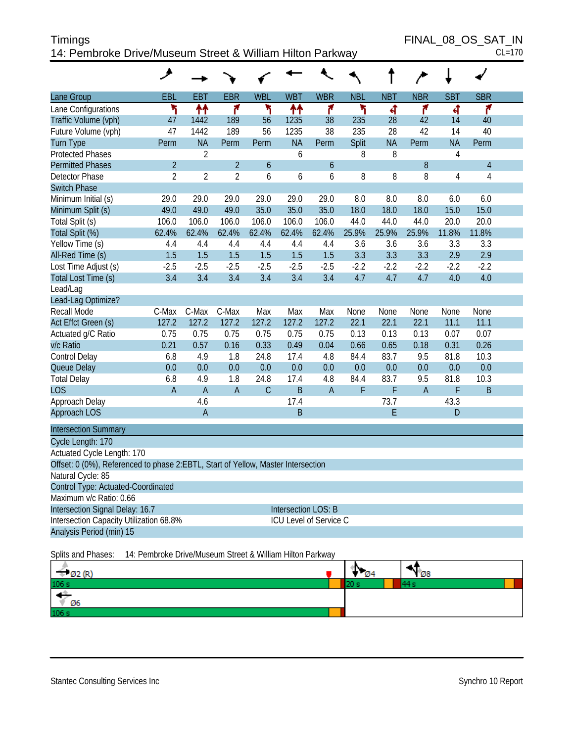# Timings

## 14: Pembroke Drive/Museum Street & William Hilton Parkway

FINAL_08_OS_SAT_IN
CL=170

| Lane Group | EBL | EBT | EBR | WBL | WBT | WBR | NBL | NBT | NBR | SBT | SBR |
|---|---|---|---|---|---|---|---|---|---|---|---|
| Lane Configurations | | | | | | | | | | | |
| Traffic Volume (vph) | 47 | 1442 | 189 | 56 | 1235 | 38 | 235 | 28 | 42 | 14 | 40 |
| Future Volume (vph) | 47 | 1442 | 189 | 56 | 1235 | 38 | 235 | 28 | 42 | 14 | 40 |
| Turn Type | Perm | NA | Perm | Perm | NA | Perm | Split | NA | Perm | NA | Perm |
| Protected Phases | | 2 | | | 6 | | 8 | 8 | | 4 | |
| Permitted Phases | 2 | | 2 | 6 | | 6 | | | 8 | | 4 |
| Detector Phase | 2 | 2 | 2 | 6 | 6 | 6 | 8 | 8 | 8 | 4 | 4 |
| Switch Phase | | | | | | | | | | | |
| Minimum Initial (s) | 29.0 | 29.0 | 29.0 | 29.0 | 29.0 | 29.0 | 8.0 | 8.0 | 8.0 | 6.0 | 6.0 |
| Minimum Split (s) | 49.0 | 49.0 | 49.0 | 35.0 | 35.0 | 35.0 | 18.0 | 18.0 | 18.0 | 15.0 | 15.0 |
| Total Split (s) | 106.0 | 106.0 | 106.0 | 106.0 | 106.0 | 106.0 | 44.0 | 44.0 | 44.0 | 20.0 | 20.0 |
| Total Split (%) | 62.4% | 62.4% | 62.4% | 62.4% | 62.4% | 62.4% | 25.9% | 25.9% | 25.9% | 11.8% | 11.8% |
| Yellow Time (s) | 4.4 | 4.4 | 4.4 | 4.4 | 4.4 | 4.4 | 3.6 | 3.6 | 3.6 | 3.3 | 3.3 |
| All-Red Time (s) | 1.5 | 1.5 | 1.5 | 1.5 | 1.5 | 1.5 | 3.3 | 3.3 | 3.3 | 2.9 | 2.9 |
| Lost Time Adjust (s) | -2.5 | -2.5 | -2.5 | -2.5 | -2.5 | -2.5 | -2.2 | -2.2 | -2.2 | -2.2 | -2.2 |
| Total Lost Time (s) | 3.4 | 3.4 | 3.4 | 3.4 | 3.4 | 3.4 | 4.7 | 4.7 | 4.7 | 4.0 | 4.0 |
| Lead/Lag | | | | | | | | | | | |
| Lead-Lag Optimize? | | | | | | | | | | | |
| Recall Mode | C-Max | C-Max | C-Max | Max | Max | Max | None | None | None | None | None |
| Act Effct Green (s) | 127.2 | 127.2 | 127.2 | 127.2 | 127.2 | 127.2 | 22.1 | 22.1 | 22.1 | 11.1 | 11.1 |
| Actuated g/C Ratio | 0.75 | 0.75 | 0.75 | 0.75 | 0.75 | 0.75 | 0.13 | 0.13 | 0.13 | 0.07 | 0.07 |
| v/c Ratio | 0.21 | 0.57 | 0.16 | 0.33 | 0.49 | 0.04 | 0.66 | 0.65 | 0.18 | 0.31 | 0.26 |
| Control Delay | 6.8 | 4.9 | 1.8 | 24.8 | 17.4 | 4.8 | 84.4 | 83.7 | 9.5 | 81.8 | 10.3 |
| Queue Delay | 0.0 | 0.0 | 0.0 | 0.0 | 0.0 | 0.0 | 0.0 | 0.0 | 0.0 | 0.0 | 0.0 |
| Total Delay | 6.8 | 4.9 | 1.8 | 24.8 | 17.4 | 4.8 | 84.4 | 83.7 | 9.5 | 81.8 | 10.3 |
| LOS | A | A | A | C | B | A | F | F | A | F | B |
| Approach Delay | | 4.6 | | | 17.4 | | | 73.7 | | 43.3 | |
| Approach LOS | | A | | | B | | | E | | D | |

**Intersection Summary**

Cycle Length: 170
Actuated Cycle Length: 170
Offset: 0 (0%), Referenced to phase 2:EBTL, Start of Yellow, Master Intersection
Natural Cycle: 85
Control Type: Actuated-Coordinated
Maximum v/c Ratio: 0.66
Intersection Signal Delay: 16.7 — Intersection LOS: B
Intersection Capacity Utilization 68.8% — ICU Level of Service C
Analysis Period (min) 15

Splits and Phases: 14: Pembroke Drive/Museum Street & William Hilton Parkway

| Ø2 (R) | Ø4 | Ø8 |
|---|---|---|
| 106 s | 20 s | 44 s |

| Ø6 |
|---|
| 106 s |

Stantec Consulting Services Inc — Synchro 10 Report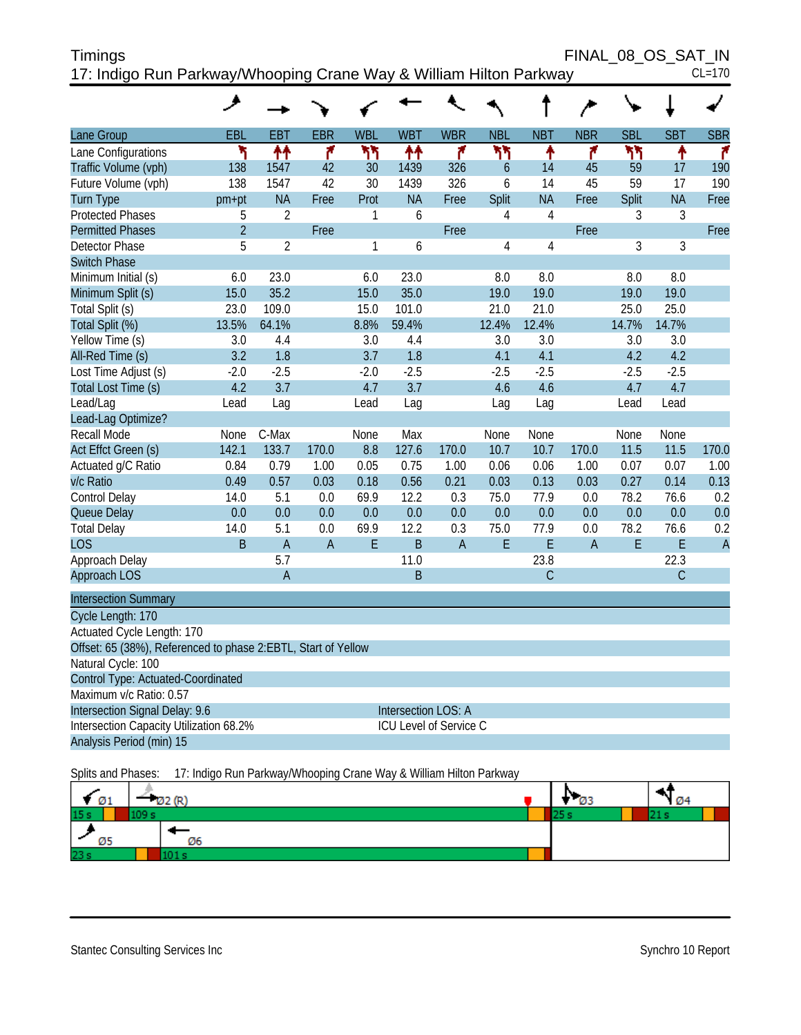# Timings

FINAL_08_OS_SAT_IN

## 17: Indigo Run Parkway/Whooping Crane Way & William Hilton Parkway

CL=170

| Lane Group | EBL | EBT | EBR | WBL | WBT | WBR | NBL | NBT | NBR | SBL | SBT | SBR |
|---|---|---|---|---|---|---|---|---|---|---|---|---|
| Lane Configurations | | | | | | | | | | | | |
| Traffic Volume (vph) | 138 | 1547 | 42 | 30 | 1439 | 326 | 6 | 14 | 45 | 59 | 17 | 190 |
| Future Volume (vph) | 138 | 1547 | 42 | 30 | 1439 | 326 | 6 | 14 | 45 | 59 | 17 | 190 |
| Turn Type | pm+pt | NA | Free | Prot | NA | Free | Split | NA | Free | Split | NA | Free |
| Protected Phases | 5 | 2 | | 1 | 6 | | 4 | 4 | | 3 | 3 | |
| Permitted Phases | 2 | | Free | | | Free | | | Free | | | Free |
| Detector Phase | 5 | 2 | | 1 | 6 | | 4 | 4 | | 3 | 3 | |
| Switch Phase | | | | | | | | | | | | |
| Minimum Initial (s) | 6.0 | 23.0 | | 6.0 | 23.0 | | 8.0 | 8.0 | | 8.0 | 8.0 | |
| Minimum Split (s) | 15.0 | 35.2 | | 15.0 | 35.0 | | 19.0 | 19.0 | | 19.0 | 19.0 | |
| Total Split (s) | 23.0 | 109.0 | | 15.0 | 101.0 | | 21.0 | 21.0 | | 25.0 | 25.0 | |
| Total Split (%) | 13.5% | 64.1% | | 8.8% | 59.4% | | 12.4% | 12.4% | | 14.7% | 14.7% | |
| Yellow Time (s) | 3.0 | 4.4 | | 3.0 | 4.4 | | 3.0 | 3.0 | | 3.0 | 3.0 | |
| All-Red Time (s) | 3.2 | 1.8 | | 3.7 | 1.8 | | 4.1 | 4.1 | | 4.2 | 4.2 | |
| Lost Time Adjust (s) | -2.0 | -2.5 | | -2.0 | -2.5 | | -2.5 | -2.5 | | -2.5 | -2.5 | |
| Total Lost Time (s) | 4.2 | 3.7 | | 4.7 | 3.7 | | 4.6 | 4.6 | | 4.7 | 4.7 | |
| Lead/Lag | Lead | Lag | | Lead | Lag | | Lag | Lag | | Lead | Lead | |
| Lead-Lag Optimize? | | | | | | | | | | | | |
| Recall Mode | None | C-Max | | None | Max | | None | None | | None | None | |
| Act Effct Green (s) | 142.1 | 133.7 | 170.0 | 8.8 | 127.6 | 170.0 | 10.7 | 10.7 | 170.0 | 11.5 | 11.5 | 170.0 |
| Actuated g/C Ratio | 0.84 | 0.79 | 1.00 | 0.05 | 0.75 | 1.00 | 0.06 | 0.06 | 1.00 | 0.07 | 0.07 | 1.00 |
| v/c Ratio | 0.49 | 0.57 | 0.03 | 0.18 | 0.56 | 0.21 | 0.03 | 0.13 | 0.03 | 0.27 | 0.14 | 0.13 |
| Control Delay | 14.0 | 5.1 | 0.0 | 69.9 | 12.2 | 0.3 | 75.0 | 77.9 | 0.0 | 78.2 | 76.6 | 0.2 |
| Queue Delay | 0.0 | 0.0 | 0.0 | 0.0 | 0.0 | 0.0 | 0.0 | 0.0 | 0.0 | 0.0 | 0.0 | 0.0 |
| Total Delay | 14.0 | 5.1 | 0.0 | 69.9 | 12.2 | 0.3 | 75.0 | 77.9 | 0.0 | 78.2 | 76.6 | 0.2 |
| LOS | B | A | A | E | B | A | E | E | A | E | E | A |
| Approach Delay | | 5.7 | | | 11.0 | | | 23.8 | | | 22.3 | |
| Approach LOS | | A | | | B | | | C | | | C | |

**Intersection Summary**

Cycle Length: 170

Actuated Cycle Length: 170

Offset: 65 (38%), Referenced to phase 2:EBTL, Start of Yellow

Natural Cycle: 100

Control Type: Actuated-Coordinated

Maximum v/c Ratio: 0.57

Intersection Signal Delay: 9.6 | Intersection LOS: A

Intersection Capacity Utilization 68.2% | ICU Level of Service C

Analysis Period (min) 15

Splits and Phases: 17: Indigo Run Parkway/Whooping Crane Way & William Hilton Parkway

Ø1 15 s | Ø2 (R) 109 s | Ø3 25 s | Ø4 21 s

Ø5 23 s | Ø6 101 s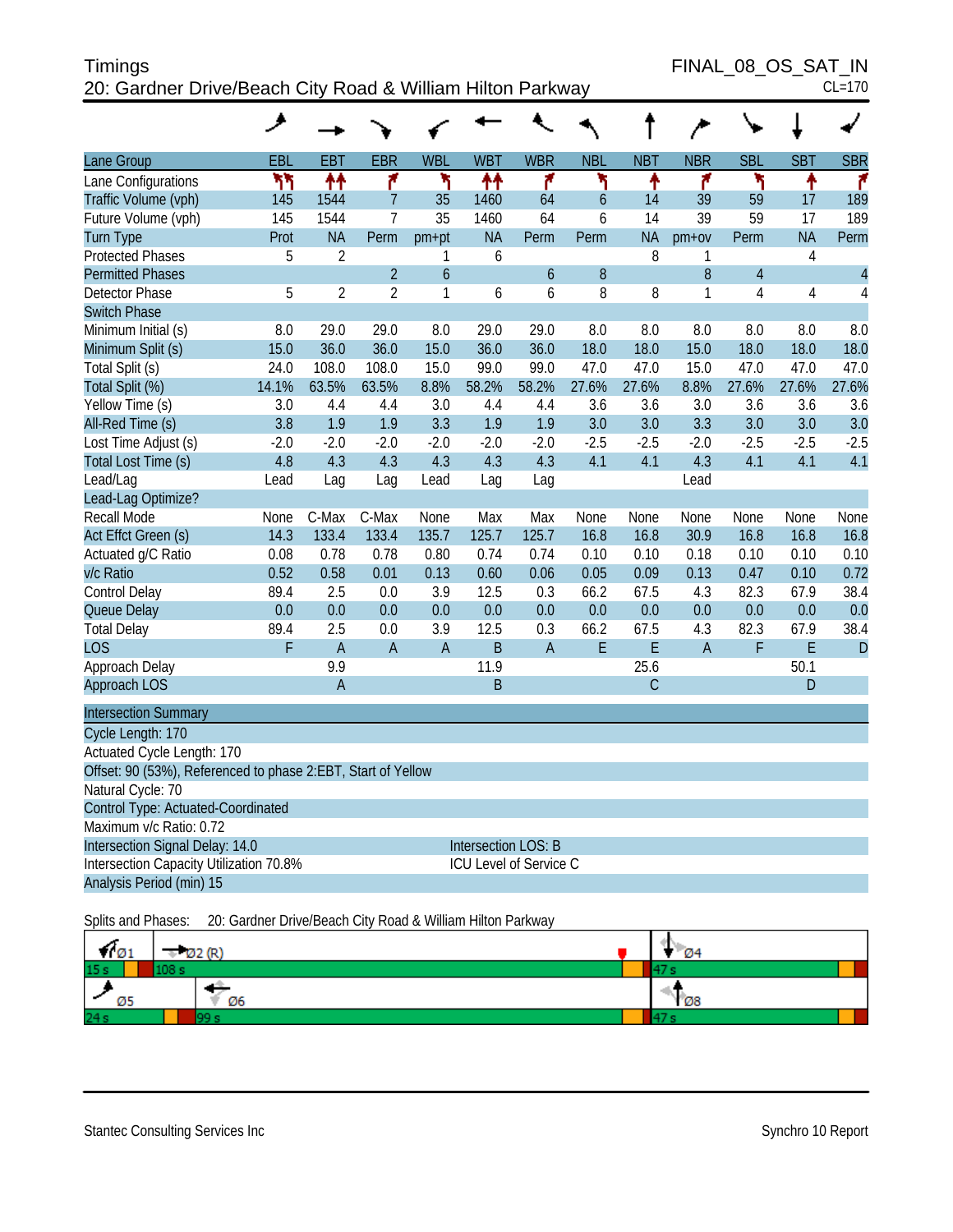# Timings

## 20: Gardner Drive/Beach City Road & William Hilton Parkway

FINAL_08_OS_SAT_IN
CL=170

| Lane Group | EBL | EBT | EBR | WBL | WBT | WBR | NBL | NBT | NBR | SBL | SBT | SBR |
|---|---|---|---|---|---|---|---|---|---|---|---|---|
| Lane Configurations | | | | | | | | | | | | |
| Traffic Volume (vph) | 145 | 1544 | 7 | 35 | 1460 | 64 | 6 | 14 | 39 | 59 | 17 | 189 |
| Future Volume (vph) | 145 | 1544 | 7 | 35 | 1460 | 64 | 6 | 14 | 39 | 59 | 17 | 189 |
| Turn Type | Prot | NA | Perm | pm+pt | NA | Perm | Perm | NA | pm+ov | Perm | NA | Perm |
| Protected Phases | 5 | 2 | | 1 | 6 | | | 8 | 1 | | 4 | |
| Permitted Phases | | | 2 | 6 | | 6 | 8 | | 8 | 4 | | 4 |
| Detector Phase | 5 | 2 | 2 | 1 | 6 | 6 | 8 | 8 | 1 | 4 | 4 | 4 |
| Switch Phase | | | | | | | | | | | | |
| Minimum Initial (s) | 8.0 | 29.0 | 29.0 | 8.0 | 29.0 | 29.0 | 8.0 | 8.0 | 8.0 | 8.0 | 8.0 | 8.0 |
| Minimum Split (s) | 15.0 | 36.0 | 36.0 | 15.0 | 36.0 | 36.0 | 18.0 | 18.0 | 15.0 | 18.0 | 18.0 | 18.0 |
| Total Split (s) | 24.0 | 108.0 | 108.0 | 15.0 | 99.0 | 99.0 | 47.0 | 47.0 | 15.0 | 47.0 | 47.0 | 47.0 |
| Total Split (%) | 14.1% | 63.5% | 63.5% | 8.8% | 58.2% | 58.2% | 27.6% | 27.6% | 8.8% | 27.6% | 27.6% | 27.6% |
| Yellow Time (s) | 3.0 | 4.4 | 4.4 | 3.0 | 4.4 | 4.4 | 3.6 | 3.6 | 3.0 | 3.6 | 3.6 | 3.6 |
| All-Red Time (s) | 3.8 | 1.9 | 1.9 | 3.3 | 1.9 | 1.9 | 3.0 | 3.0 | 3.3 | 3.0 | 3.0 | 3.0 |
| Lost Time Adjust (s) | -2.0 | -2.0 | -2.0 | -2.0 | -2.0 | -2.0 | -2.5 | -2.5 | -2.0 | -2.5 | -2.5 | -2.5 |
| Total Lost Time (s) | 4.8 | 4.3 | 4.3 | 4.3 | 4.3 | 4.3 | 4.1 | 4.1 | 4.3 | 4.1 | 4.1 | 4.1 |
| Lead/Lag | Lead | Lag | Lag | Lead | Lag | Lag | | | Lead | | | |
| Lead-Lag Optimize? | | | | | | | | | | | | |
| Recall Mode | None | C-Max | C-Max | None | Max | Max | None | None | None | None | None | None |
| Act Effct Green (s) | 14.3 | 133.4 | 133.4 | 135.7 | 125.7 | 125.7 | 16.8 | 16.8 | 30.9 | 16.8 | 16.8 | 16.8 |
| Actuated g/C Ratio | 0.08 | 0.78 | 0.78 | 0.80 | 0.74 | 0.74 | 0.10 | 0.10 | 0.18 | 0.10 | 0.10 | 0.10 |
| v/c Ratio | 0.52 | 0.58 | 0.01 | 0.13 | 0.60 | 0.06 | 0.05 | 0.09 | 0.13 | 0.47 | 0.10 | 0.72 |
| Control Delay | 89.4 | 2.5 | 0.0 | 3.9 | 12.5 | 0.3 | 66.2 | 67.5 | 4.3 | 82.3 | 67.9 | 38.4 |
| Queue Delay | 0.0 | 0.0 | 0.0 | 0.0 | 0.0 | 0.0 | 0.0 | 0.0 | 0.0 | 0.0 | 0.0 | 0.0 |
| Total Delay | 89.4 | 2.5 | 0.0 | 3.9 | 12.5 | 0.3 | 66.2 | 67.5 | 4.3 | 82.3 | 67.9 | 38.4 |
| LOS | F | A | A | A | B | A | E | E | A | F | E | D |
| Approach Delay | | 9.9 | | | 11.9 | | | 25.6 | | | 50.1 | |
| Approach LOS | | A | | | B | | | C | | | D | |

**Intersection Summary**

Cycle Length: 170
Actuated Cycle Length: 170
Offset: 90 (53%), Referenced to phase 2:EBT, Start of Yellow
Natural Cycle: 70
Control Type: Actuated-Coordinated
Maximum v/c Ratio: 0.72
Intersection Signal Delay: 14.0 — Intersection LOS: B
Intersection Capacity Utilization 70.8% — ICU Level of Service C
Analysis Period (min) 15

Splits and Phases: 20: Gardner Drive/Beach City Road & William Hilton Parkway

| Ø1 | Ø2 (R) | Ø4 |
|---|---|---|
| 15 s | 108 s | 47 s |

| Ø5 | Ø6 | Ø8 |
|---|---|---|
| 24 s | 99 s | 47 s |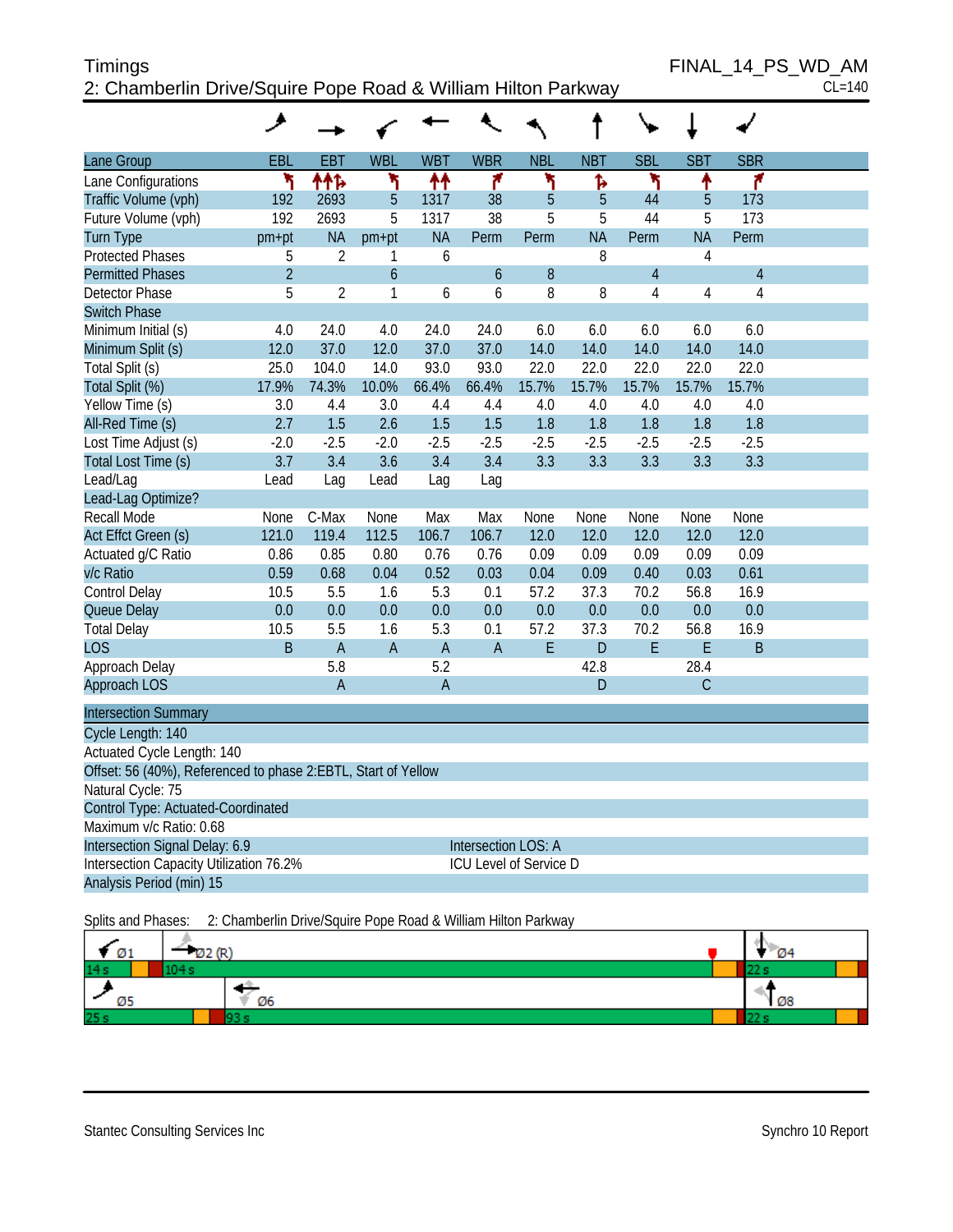# Timings

## 2: Chamberlin Drive/Squire Pope Road & William Hilton Parkway

FINAL_14_PS_WD_AM
CL=140

| Lane Group | EBL | EBT | WBL | WBT | WBR | NBL | NBT | SBL | SBT | SBR |
|---|---|---|---|---|---|---|---|---|---|---|
| Lane Configurations | | | | | | | | | | |
| Traffic Volume (vph) | 192 | 2693 | 5 | 1317 | 38 | 5 | 5 | 44 | 5 | 173 |
| Future Volume (vph) | 192 | 2693 | 5 | 1317 | 38 | 5 | 5 | 44 | 5 | 173 |
| Turn Type | pm+pt | NA | pm+pt | NA | Perm | Perm | NA | Perm | NA | Perm |
| Protected Phases | 5 | 2 | 1 | 6 | | | 8 | | 4 | |
| Permitted Phases | 2 | | 6 | | 6 | 8 | | 4 | | 4 |
| Detector Phase | 5 | 2 | 1 | 6 | 6 | 8 | 8 | 4 | 4 | 4 |
| Switch Phase | | | | | | | | | | |
| Minimum Initial (s) | 4.0 | 24.0 | 4.0 | 24.0 | 24.0 | 6.0 | 6.0 | 6.0 | 6.0 | 6.0 |
| Minimum Split (s) | 12.0 | 37.0 | 12.0 | 37.0 | 37.0 | 14.0 | 14.0 | 14.0 | 14.0 | 14.0 |
| Total Split (s) | 25.0 | 104.0 | 14.0 | 93.0 | 93.0 | 22.0 | 22.0 | 22.0 | 22.0 | 22.0 |
| Total Split (%) | 17.9% | 74.3% | 10.0% | 66.4% | 66.4% | 15.7% | 15.7% | 15.7% | 15.7% | 15.7% |
| Yellow Time (s) | 3.0 | 4.4 | 3.0 | 4.4 | 4.4 | 4.0 | 4.0 | 4.0 | 4.0 | 4.0 |
| All-Red Time (s) | 2.7 | 1.5 | 2.6 | 1.5 | 1.5 | 1.8 | 1.8 | 1.8 | 1.8 | 1.8 |
| Lost Time Adjust (s) | -2.0 | -2.5 | -2.0 | -2.5 | -2.5 | -2.5 | -2.5 | -2.5 | -2.5 | -2.5 |
| Total Lost Time (s) | 3.7 | 3.4 | 3.6 | 3.4 | 3.4 | 3.3 | 3.3 | 3.3 | 3.3 | 3.3 |
| Lead/Lag | Lead | Lag | Lead | Lag | Lag | | | | | |
| Lead-Lag Optimize? | | | | | | | | | | |
| Recall Mode | None | C-Max | None | Max | Max | None | None | None | None | None |
| Act Effct Green (s) | 121.0 | 119.4 | 112.5 | 106.7 | 106.7 | 12.0 | 12.0 | 12.0 | 12.0 | 12.0 |
| Actuated g/C Ratio | 0.86 | 0.85 | 0.80 | 0.76 | 0.76 | 0.09 | 0.09 | 0.09 | 0.09 | 0.09 |
| v/c Ratio | 0.59 | 0.68 | 0.04 | 0.52 | 0.03 | 0.04 | 0.09 | 0.40 | 0.03 | 0.61 |
| Control Delay | 10.5 | 5.5 | 1.6 | 5.3 | 0.1 | 57.2 | 37.3 | 70.2 | 56.8 | 16.9 |
| Queue Delay | 0.0 | 0.0 | 0.0 | 0.0 | 0.0 | 0.0 | 0.0 | 0.0 | 0.0 | 0.0 |
| Total Delay | 10.5 | 5.5 | 1.6 | 5.3 | 0.1 | 57.2 | 37.3 | 70.2 | 56.8 | 16.9 |
| LOS | B | A | A | A | A | E | D | E | E | B |
| Approach Delay | | 5.8 | | 5.2 | | | 42.8 | | 28.4 | |
| Approach LOS | | A | | A | | | D | | C | |

**Intersection Summary**

Cycle Length: 140
Actuated Cycle Length: 140
Offset: 56 (40%), Referenced to phase 2:EBTL, Start of Yellow
Natural Cycle: 75
Control Type: Actuated-Coordinated
Maximum v/c Ratio: 0.68
Intersection Signal Delay: 6.9 — Intersection LOS: A
Intersection Capacity Utilization 76.2% — ICU Level of Service D
Analysis Period (min) 15

Splits and Phases: 2: Chamberlin Drive/Squire Pope Road & William Hilton Parkway

| Phase | Split |
|---|---|
| Ø1 | 14 s |
| Ø2 (R) | 104 s |
| Ø4 | 22 s |
| Ø5 | 25 s |
| Ø6 | 93 s |
| Ø8 | 22 s |

Stantec Consulting Services Inc — Synchro 10 Report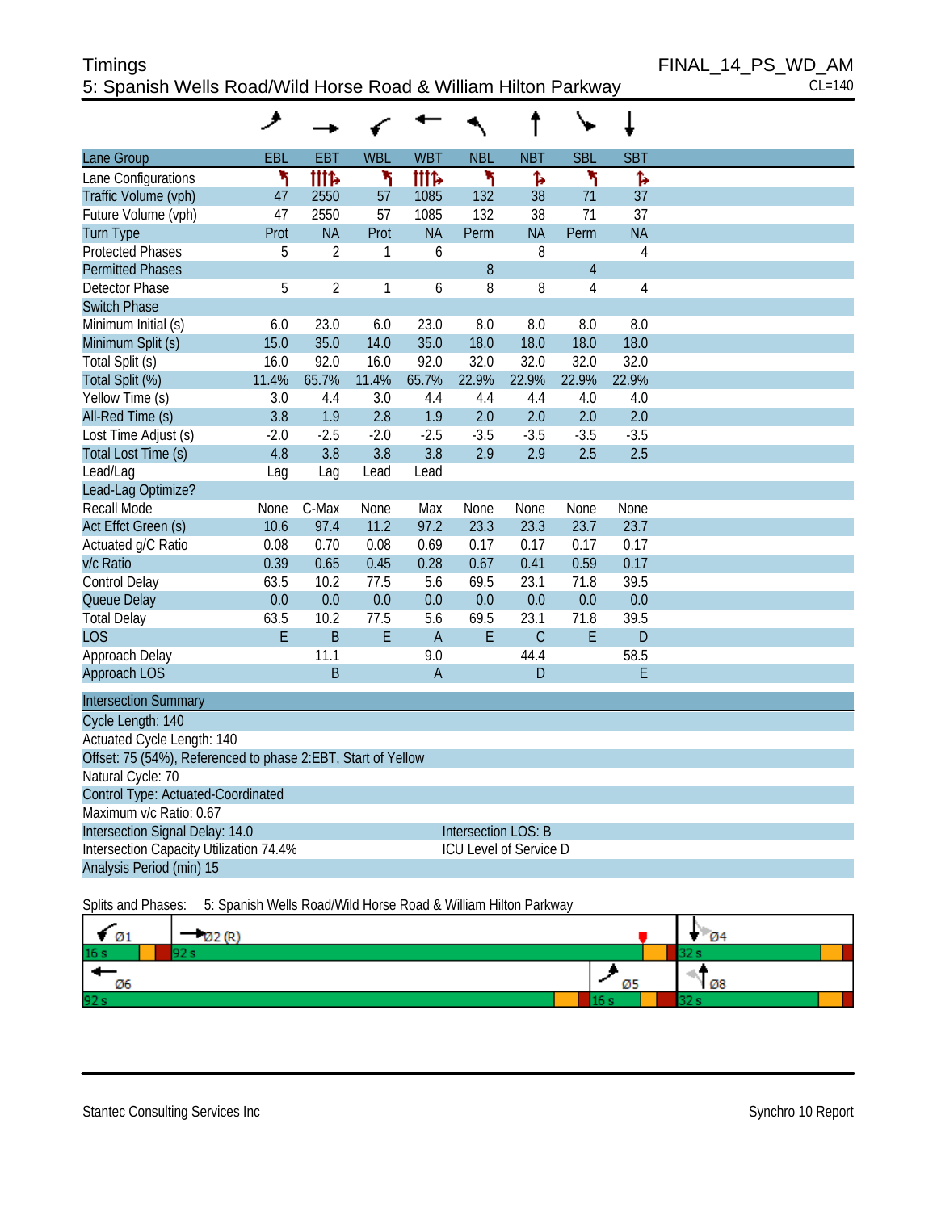# Timings

## 5: Spanish Wells Road/Wild Horse Road & William Hilton Parkway

FINAL_14_PS_WD_AM
CL=140

| Lane Group | EBL | EBT | WBL | WBT | NBL | NBT | SBL | SBT |
|---|---|---|---|---|---|---|---|---|
| Lane Configurations | | | | | | | | |
| Traffic Volume (vph) | 47 | 2550 | 57 | 1085 | 132 | 38 | 71 | 37 |
| Future Volume (vph) | 47 | 2550 | 57 | 1085 | 132 | 38 | 71 | 37 |
| Turn Type | Prot | NA | Prot | NA | Perm | NA | Perm | NA |
| Protected Phases | 5 | 2 | 1 | 6 | | 8 | | 4 |
| Permitted Phases | | | | | 8 | | 4 | |
| Detector Phase | 5 | 2 | 1 | 6 | 8 | 8 | 4 | 4 |
| Switch Phase | | | | | | | | |
| Minimum Initial (s) | 6.0 | 23.0 | 6.0 | 23.0 | 8.0 | 8.0 | 8.0 | 8.0 |
| Minimum Split (s) | 15.0 | 35.0 | 14.0 | 35.0 | 18.0 | 18.0 | 18.0 | 18.0 |
| Total Split (s) | 16.0 | 92.0 | 16.0 | 92.0 | 32.0 | 32.0 | 32.0 | 32.0 |
| Total Split (%) | 11.4% | 65.7% | 11.4% | 65.7% | 22.9% | 22.9% | 22.9% | 22.9% |
| Yellow Time (s) | 3.0 | 4.4 | 3.0 | 4.4 | 4.4 | 4.4 | 4.0 | 4.0 |
| All-Red Time (s) | 3.8 | 1.9 | 2.8 | 1.9 | 2.0 | 2.0 | 2.0 | 2.0 |
| Lost Time Adjust (s) | -2.0 | -2.5 | -2.0 | -2.5 | -3.5 | -3.5 | -3.5 | -3.5 |
| Total Lost Time (s) | 4.8 | 3.8 | 3.8 | 3.8 | 2.9 | 2.9 | 2.5 | 2.5 |
| Lead/Lag | Lag | Lag | Lead | Lead | | | | |
| Lead-Lag Optimize? | | | | | | | | |
| Recall Mode | None | C-Max | None | Max | None | None | None | None |
| Act Effct Green (s) | 10.6 | 97.4 | 11.2 | 97.2 | 23.3 | 23.3 | 23.7 | 23.7 |
| Actuated g/C Ratio | 0.08 | 0.70 | 0.08 | 0.69 | 0.17 | 0.17 | 0.17 | 0.17 |
| v/c Ratio | 0.39 | 0.65 | 0.45 | 0.28 | 0.67 | 0.41 | 0.59 | 0.17 |
| Control Delay | 63.5 | 10.2 | 77.5 | 5.6 | 69.5 | 23.1 | 71.8 | 39.5 |
| Queue Delay | 0.0 | 0.0 | 0.0 | 0.0 | 0.0 | 0.0 | 0.0 | 0.0 |
| Total Delay | 63.5 | 10.2 | 77.5 | 5.6 | 69.5 | 23.1 | 71.8 | 39.5 |
| LOS | E | B | E | A | E | C | E | D |
| Approach Delay | | 11.1 | | 9.0 | | 44.4 | | 58.5 |
| Approach LOS | | B | | A | | D | | E |

**Intersection Summary**

Cycle Length: 140
Actuated Cycle Length: 140
Offset: 75 (54%), Referenced to phase 2:EBT, Start of Yellow
Natural Cycle: 70
Control Type: Actuated-Coordinated
Maximum v/c Ratio: 0.67
Intersection Signal Delay: 14.0 — Intersection LOS: B
Intersection Capacity Utilization 74.4% — ICU Level of Service D
Analysis Period (min) 15

Splits and Phases: 5: Spanish Wells Road/Wild Horse Road & William Hilton Parkway

| Ø1 | Ø2 (R) | Ø4 |
|---|---|---|
| 16 s | 92 s | 32 s |

| Ø6 | Ø5 | Ø8 |
|---|---|---|
| 92 s | 16 s | 32 s |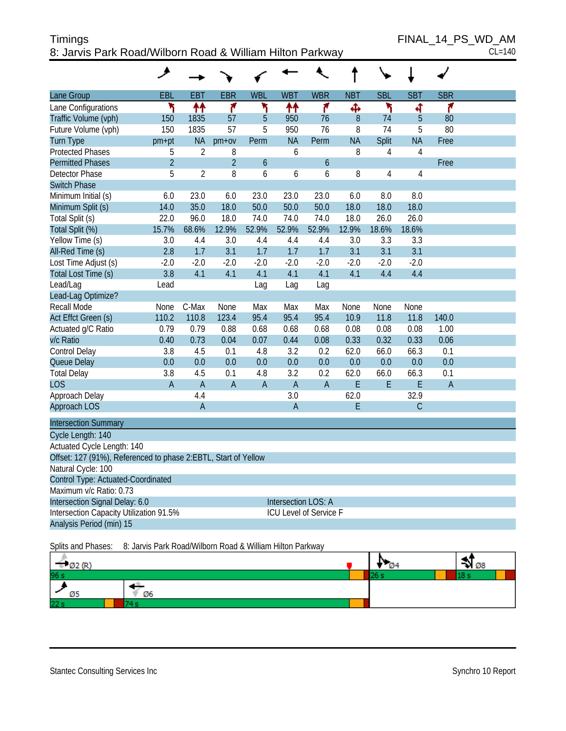# Timings
## 8: Jarvis Park Road/Wilborn Road & William Hilton Parkway

FINAL_14_PS_WD_AM
CL=140

| Lane Group | EBL | EBT | EBR | WBL | WBT | WBR | NBT | SBL | SBT | SBR |
|---|---|---|---|---|---|---|---|---|---|---|
| Lane Configurations | | | | | | | | | | |
| Traffic Volume (vph) | 150 | 1835 | 57 | 5 | 950 | 76 | 8 | 74 | 5 | 80 |
| Future Volume (vph) | 150 | 1835 | 57 | 5 | 950 | 76 | 8 | 74 | 5 | 80 |
| Turn Type | pm+pt | NA | pm+ov | Perm | NA | Perm | NA | Split | NA | Free |
| Protected Phases | 5 | 2 | 8 | | 6 | | 8 | 4 | 4 | |
| Permitted Phases | 2 | | 2 | 6 | | 6 | | | | Free |
| Detector Phase | 5 | 2 | 8 | 6 | 6 | 6 | 8 | 4 | 4 | |
| Switch Phase | | | | | | | | | | |
| Minimum Initial (s) | 6.0 | 23.0 | 6.0 | 23.0 | 23.0 | 23.0 | 6.0 | 8.0 | 8.0 | |
| Minimum Split (s) | 14.0 | 35.0 | 18.0 | 50.0 | 50.0 | 50.0 | 18.0 | 18.0 | 18.0 | |
| Total Split (s) | 22.0 | 96.0 | 18.0 | 74.0 | 74.0 | 74.0 | 18.0 | 26.0 | 26.0 | |
| Total Split (%) | 15.7% | 68.6% | 12.9% | 52.9% | 52.9% | 52.9% | 12.9% | 18.6% | 18.6% | |
| Yellow Time (s) | 3.0 | 4.4 | 3.0 | 4.4 | 4.4 | 4.4 | 3.0 | 3.3 | 3.3 | |
| All-Red Time (s) | 2.8 | 1.7 | 3.1 | 1.7 | 1.7 | 1.7 | 3.1 | 3.1 | 3.1 | |
| Lost Time Adjust (s) | -2.0 | -2.0 | -2.0 | -2.0 | -2.0 | -2.0 | -2.0 | -2.0 | -2.0 | |
| Total Lost Time (s) | 3.8 | 4.1 | 4.1 | 4.1 | 4.1 | 4.1 | 4.1 | 4.4 | 4.4 | |
| Lead/Lag | Lead | | | Lag | Lag | Lag | | | | |
| Lead-Lag Optimize? | | | | | | | | | | |
| Recall Mode | None | C-Max | None | Max | Max | Max | None | None | None | |
| Act Effct Green (s) | 110.2 | 110.8 | 123.4 | 95.4 | 95.4 | 95.4 | 10.9 | 11.8 | 11.8 | 140.0 |
| Actuated g/C Ratio | 0.79 | 0.79 | 0.88 | 0.68 | 0.68 | 0.68 | 0.08 | 0.08 | 0.08 | 1.00 |
| v/c Ratio | 0.40 | 0.73 | 0.04 | 0.07 | 0.44 | 0.08 | 0.33 | 0.32 | 0.33 | 0.06 |
| Control Delay | 3.8 | 4.5 | 0.1 | 4.8 | 3.2 | 0.2 | 62.0 | 66.0 | 66.3 | 0.1 |
| Queue Delay | 0.0 | 0.0 | 0.0 | 0.0 | 0.0 | 0.0 | 0.0 | 0.0 | 0.0 | 0.0 |
| Total Delay | 3.8 | 4.5 | 0.1 | 4.8 | 3.2 | 0.2 | 62.0 | 66.0 | 66.3 | 0.1 |
| LOS | A | A | A | A | A | A | E | E | E | A |
| Approach Delay | | 4.4 | | | 3.0 | | 62.0 | | 32.9 | |
| Approach LOS | | A | | | A | | E | | C | |

| Intersection Summary | |
|---|---|
| Cycle Length: 140 | |
| Actuated Cycle Length: 140 | |
| Offset: 127 (91%), Referenced to phase 2:EBTL, Start of Yellow | |
| Natural Cycle: 100 | |
| Control Type: Actuated-Coordinated | |
| Maximum v/c Ratio: 0.73 | |
| Intersection Signal Delay: 6.0 | Intersection LOS: A |
| Intersection Capacity Utilization 91.5% | ICU Level of Service F |
| Analysis Period (min) 15 | |

Splits and Phases: 8: Jarvis Park Road/Wilborn Road & William Hilton Parkway

Ø2 (R) 96 s | Ø4 26 s | Ø8 18 s
Ø5 22 s | Ø6 74 s

Stantec Consulting Services Inc — Synchro 10 Report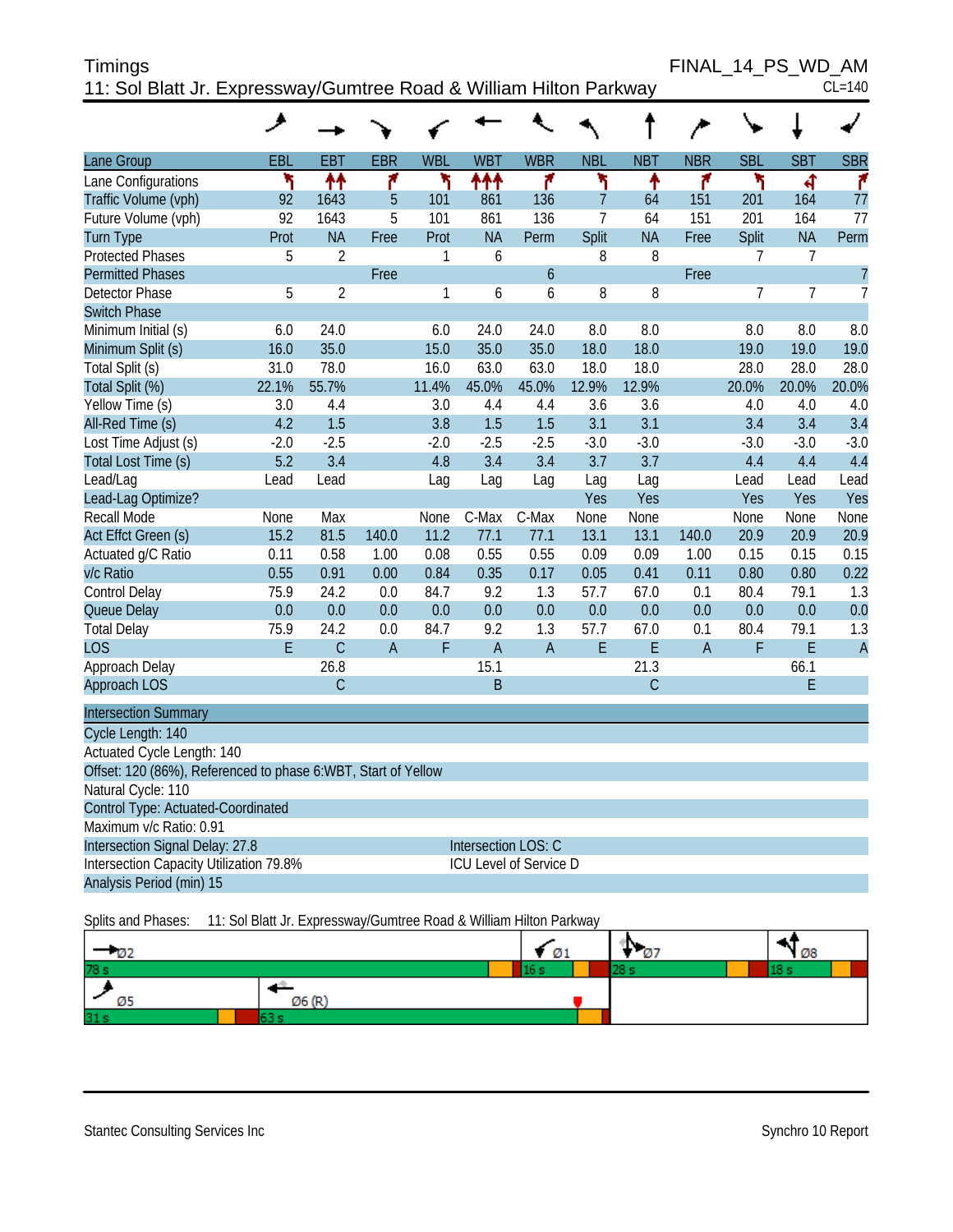Timings

11: Sol Blatt Jr. Expressway/Gumtree Road & William Hilton Parkway

FINAL_14_PS_WD_AM

CL=140

| Lane Group | EBL | EBT | EBR | WBL | WBT | WBR | NBL | NBT | NBR | SBL | SBT | SBR |
|---|---|---|---|---|---|---|---|---|---|---|---|---|
| Lane Configurations | | | | | | | | | | | | |
| Traffic Volume (vph) | 92 | 1643 | 5 | 101 | 861 | 136 | 7 | 64 | 151 | 201 | 164 | 77 |
| Future Volume (vph) | 92 | 1643 | 5 | 101 | 861 | 136 | 7 | 64 | 151 | 201 | 164 | 77 |
| Turn Type | Prot | NA | Free | Prot | NA | Perm | Split | NA | Free | Split | NA | Perm |
| Protected Phases | 5 | 2 | | 1 | 6 | | 8 | 8 | | 7 | 7 | |
| Permitted Phases | | | Free | | | 6 | | | Free | | | 7 |
| Detector Phase | 5 | 2 | | 1 | 6 | 6 | 8 | 8 | | 7 | 7 | 7 |
| Switch Phase | | | | | | | | | | | | |
| Minimum Initial (s) | 6.0 | 24.0 | | 6.0 | 24.0 | 24.0 | 8.0 | 8.0 | | 8.0 | 8.0 | 8.0 |
| Minimum Split (s) | 16.0 | 35.0 | | 15.0 | 35.0 | 35.0 | 18.0 | 18.0 | | 19.0 | 19.0 | 19.0 |
| Total Split (s) | 31.0 | 78.0 | | 16.0 | 63.0 | 63.0 | 18.0 | 18.0 | | 28.0 | 28.0 | 28.0 |
| Total Split (%) | 22.1% | 55.7% | | 11.4% | 45.0% | 45.0% | 12.9% | 12.9% | | 20.0% | 20.0% | 20.0% |
| Yellow Time (s) | 3.0 | 4.4 | | 3.0 | 4.4 | 4.4 | 3.6 | 3.6 | | 4.0 | 4.0 | 4.0 |
| All-Red Time (s) | 4.2 | 1.5 | | 3.8 | 1.5 | 1.5 | 3.1 | 3.1 | | 3.4 | 3.4 | 3.4 |
| Lost Time Adjust (s) | -2.0 | -2.5 | | -2.0 | -2.5 | -2.5 | -3.0 | -3.0 | | -3.0 | -3.0 | -3.0 |
| Total Lost Time (s) | 5.2 | 3.4 | | 4.8 | 3.4 | 3.4 | 3.7 | 3.7 | | 4.4 | 4.4 | 4.4 |
| Lead/Lag | Lead | Lead | | Lag | Lag | Lag | Lag | Lag | | Lead | Lead | Lead |
| Lead-Lag Optimize? | | | | | | | Yes | Yes | | Yes | Yes | Yes |
| Recall Mode | None | Max | | None | C-Max | C-Max | None | None | | None | None | None |
| Act Effct Green (s) | 15.2 | 81.5 | 140.0 | 11.2 | 77.1 | 77.1 | 13.1 | 13.1 | 140.0 | 20.9 | 20.9 | 20.9 |
| Actuated g/C Ratio | 0.11 | 0.58 | 1.00 | 0.08 | 0.55 | 0.55 | 0.09 | 0.09 | 1.00 | 0.15 | 0.15 | 0.15 |
| v/c Ratio | 0.55 | 0.91 | 0.00 | 0.84 | 0.35 | 0.17 | 0.05 | 0.41 | 0.11 | 0.80 | 0.80 | 0.22 |
| Control Delay | 75.9 | 24.2 | 0.0 | 84.7 | 9.2 | 1.3 | 57.7 | 67.0 | 0.1 | 80.4 | 79.1 | 1.3 |
| Queue Delay | 0.0 | 0.0 | 0.0 | 0.0 | 0.0 | 0.0 | 0.0 | 0.0 | 0.0 | 0.0 | 0.0 | 0.0 |
| Total Delay | 75.9 | 24.2 | 0.0 | 84.7 | 9.2 | 1.3 | 57.7 | 67.0 | 0.1 | 80.4 | 79.1 | 1.3 |
| LOS | E | C | A | F | A | A | E | E | A | F | E | A |
| Approach Delay | | 26.8 | | | 15.1 | | | 21.3 | | | 66.1 | |
| Approach LOS | | C | | | B | | | C | | | E | |

**Intersection Summary**

Cycle Length: 140

Actuated Cycle Length: 140

Offset: 120 (86%), Referenced to phase 6:WBT, Start of Yellow

Natural Cycle: 110

Control Type: Actuated-Coordinated

Maximum v/c Ratio: 0.91

Intersection Signal Delay: 27.8 — Intersection LOS: C

Intersection Capacity Utilization 79.8% — ICU Level of Service D

Analysis Period (min) 15

Splits and Phases: 11: Sol Blatt Jr. Expressway/Gumtree Road & William Hilton Parkway

| Ø2 | Ø1 | Ø7 | Ø8 |
|---|---|---|---|
| 78 s | 16 s | 28 s | 18 s |
| **Ø5** | **Ø6 (R)** | | |
| 31 s | 63 s | | |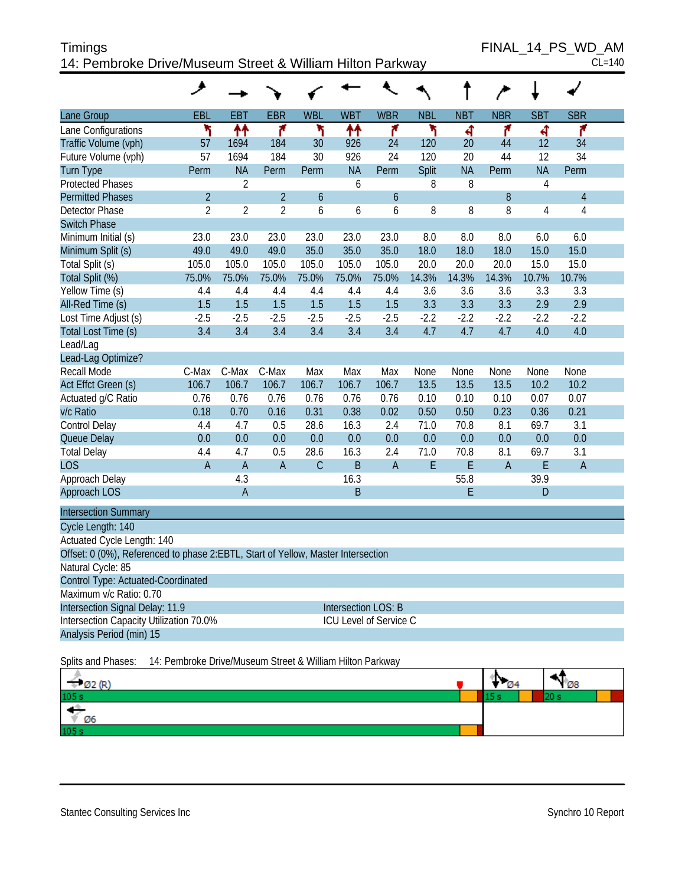Timings
14: Pembroke Drive/Museum Street & William Hilton Parkway

FINAL_14_PS_WD_AM
CL=140

| Lane Group | EBL | EBT | EBR | WBL | WBT | WBR | NBL | NBT | NBR | SBT | SBR |
|---|---|---|---|---|---|---|---|---|---|---|---|
| Lane Configurations | | | | | | | | | | | |
| Traffic Volume (vph) | 57 | 1694 | 184 | 30 | 926 | 24 | 120 | 20 | 44 | 12 | 34 |
| Future Volume (vph) | 57 | 1694 | 184 | 30 | 926 | 24 | 120 | 20 | 44 | 12 | 34 |
| Turn Type | Perm | NA | Perm | Perm | NA | Perm | Split | NA | Perm | NA | Perm |
| Protected Phases | | 2 | | | 6 | | 8 | 8 | | 4 | |
| Permitted Phases | 2 | | 2 | 6 | | 6 | | | 8 | | 4 |
| Detector Phase | 2 | 2 | 2 | 6 | 6 | 6 | 8 | 8 | 8 | 4 | 4 |
| Switch Phase | | | | | | | | | | | |
| Minimum Initial (s) | 23.0 | 23.0 | 23.0 | 23.0 | 23.0 | 23.0 | 8.0 | 8.0 | 8.0 | 6.0 | 6.0 |
| Minimum Split (s) | 49.0 | 49.0 | 49.0 | 35.0 | 35.0 | 35.0 | 18.0 | 18.0 | 18.0 | 15.0 | 15.0 |
| Total Split (s) | 105.0 | 105.0 | 105.0 | 105.0 | 105.0 | 105.0 | 20.0 | 20.0 | 20.0 | 15.0 | 15.0 |
| Total Split (%) | 75.0% | 75.0% | 75.0% | 75.0% | 75.0% | 75.0% | 14.3% | 14.3% | 14.3% | 10.7% | 10.7% |
| Yellow Time (s) | 4.4 | 4.4 | 4.4 | 4.4 | 4.4 | 4.4 | 3.6 | 3.6 | 3.6 | 3.3 | 3.3 |
| All-Red Time (s) | 1.5 | 1.5 | 1.5 | 1.5 | 1.5 | 1.5 | 3.3 | 3.3 | 3.3 | 2.9 | 2.9 |
| Lost Time Adjust (s) | -2.5 | -2.5 | -2.5 | -2.5 | -2.5 | -2.5 | -2.2 | -2.2 | -2.2 | -2.2 | -2.2 |
| Total Lost Time (s) | 3.4 | 3.4 | 3.4 | 3.4 | 3.4 | 3.4 | 4.7 | 4.7 | 4.7 | 4.0 | 4.0 |
| Lead/Lag | | | | | | | | | | | |
| Lead-Lag Optimize? | | | | | | | | | | | |
| Recall Mode | C-Max | C-Max | C-Max | Max | Max | Max | None | None | None | None | None |
| Act Effct Green (s) | 106.7 | 106.7 | 106.7 | 106.7 | 106.7 | 106.7 | 13.5 | 13.5 | 13.5 | 10.2 | 10.2 |
| Actuated g/C Ratio | 0.76 | 0.76 | 0.76 | 0.76 | 0.76 | 0.76 | 0.10 | 0.10 | 0.10 | 0.07 | 0.07 |
| v/c Ratio | 0.18 | 0.70 | 0.16 | 0.31 | 0.38 | 0.02 | 0.50 | 0.50 | 0.23 | 0.36 | 0.21 |
| Control Delay | 4.4 | 4.7 | 0.5 | 28.6 | 16.3 | 2.4 | 71.0 | 70.8 | 8.1 | 69.7 | 3.1 |
| Queue Delay | 0.0 | 0.0 | 0.0 | 0.0 | 0.0 | 0.0 | 0.0 | 0.0 | 0.0 | 0.0 | 0.0 |
| Total Delay | 4.4 | 4.7 | 0.5 | 28.6 | 16.3 | 2.4 | 71.0 | 70.8 | 8.1 | 69.7 | 3.1 |
| LOS | A | A | A | C | B | A | E | E | A | E | A |
| Approach Delay | | 4.3 | | | 16.3 | | | 55.8 | | 39.9 | |
| Approach LOS | | A | | | B | | | E | | D | |

**Intersection Summary**

Cycle Length: 140
Actuated Cycle Length: 140
Offset: 0 (0%), Referenced to phase 2:EBTL, Start of Yellow, Master Intersection
Natural Cycle: 85
Control Type: Actuated-Coordinated
Maximum v/c Ratio: 0.70
Intersection Signal Delay: 11.9 — Intersection LOS: B
Intersection Capacity Utilization 70.0% — ICU Level of Service C
Analysis Period (min) 15

Splits and Phases: 14: Pembroke Drive/Museum Street & William Hilton Parkway

| Phase | Split |
|---|---|
| Ø2 (R) | 105 s |
| Ø4 | 15 s |
| Ø8 | 20 s |
| Ø6 | 105 s |

Stantec Consulting Services Inc — Synchro 10 Report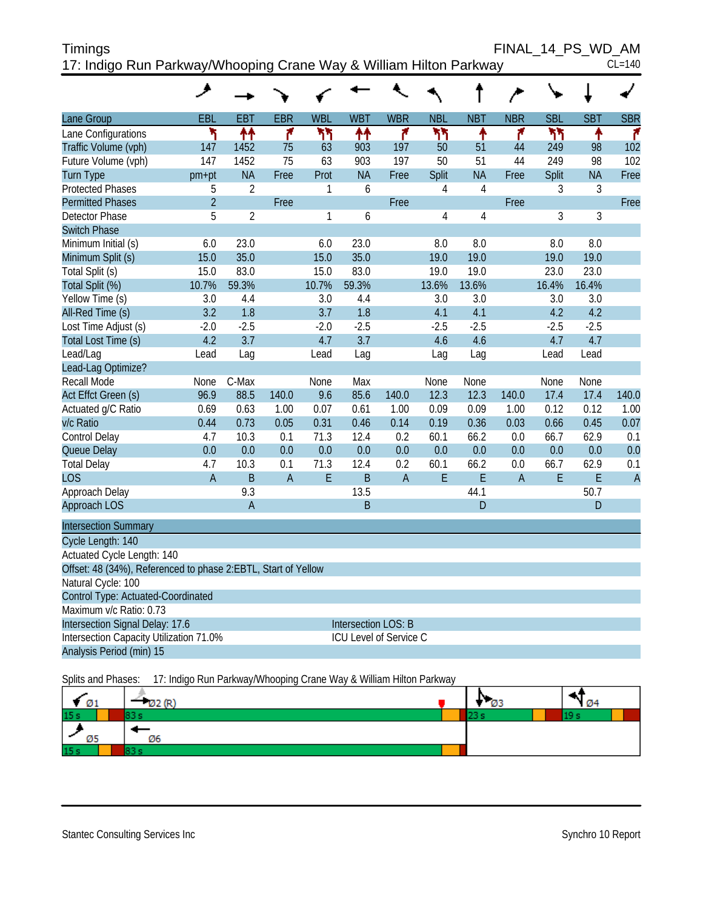Timings
17: Indigo Run Parkway/Whooping Crane Way & William Hilton Parkway

FINAL_14_PS_WD_AM
CL=140

| Lane Group | EBL | EBT | EBR | WBL | WBT | WBR | NBL | NBT | NBR | SBL | SBT | SBR |
|---|---|---|---|---|---|---|---|---|---|---|---|---|
| Lane Configurations | | | | | | | | | | | | |
| Traffic Volume (vph) | 147 | 1452 | 75 | 63 | 903 | 197 | 50 | 51 | 44 | 249 | 98 | 102 |
| Future Volume (vph) | 147 | 1452 | 75 | 63 | 903 | 197 | 50 | 51 | 44 | 249 | 98 | 102 |
| Turn Type | pm+pt | NA | Free | Prot | NA | Free | Split | NA | Free | Split | NA | Free |
| Protected Phases | 5 | 2 | | 1 | 6 | | 4 | 4 | | 3 | 3 | |
| Permitted Phases | 2 | | Free | | | Free | | | Free | | | Free |
| Detector Phase | 5 | 2 | | 1 | 6 | | 4 | 4 | | 3 | 3 | |
| Switch Phase | | | | | | | | | | | | |
| Minimum Initial (s) | 6.0 | 23.0 | | 6.0 | 23.0 | | 8.0 | 8.0 | | 8.0 | 8.0 | |
| Minimum Split (s) | 15.0 | 35.0 | | 15.0 | 35.0 | | 19.0 | 19.0 | | 19.0 | 19.0 | |
| Total Split (s) | 15.0 | 83.0 | | 15.0 | 83.0 | | 19.0 | 19.0 | | 23.0 | 23.0 | |
| Total Split (%) | 10.7% | 59.3% | | 10.7% | 59.3% | | 13.6% | 13.6% | | 16.4% | 16.4% | |
| Yellow Time (s) | 3.0 | 4.4 | | 3.0 | 4.4 | | 3.0 | 3.0 | | 3.0 | 3.0 | |
| All-Red Time (s) | 3.2 | 1.8 | | 3.7 | 1.8 | | 4.1 | 4.1 | | 4.2 | 4.2 | |
| Lost Time Adjust (s) | -2.0 | -2.5 | | -2.0 | -2.5 | | -2.5 | -2.5 | | -2.5 | -2.5 | |
| Total Lost Time (s) | 4.2 | 3.7 | | 4.7 | 3.7 | | 4.6 | 4.6 | | 4.7 | 4.7 | |
| Lead/Lag | Lead | Lag | | Lead | Lag | | Lag | Lag | | Lead | Lead | |
| Lead-Lag Optimize? | | | | | | | | | | | | |
| Recall Mode | None | C-Max | | None | Max | | None | None | | None | None | |
| Act Effct Green (s) | 96.9 | 88.5 | 140.0 | 9.6 | 85.6 | 140.0 | 12.3 | 12.3 | 140.0 | 17.4 | 17.4 | 140.0 |
| Actuated g/C Ratio | 0.69 | 0.63 | 1.00 | 0.07 | 0.61 | 1.00 | 0.09 | 0.09 | 1.00 | 0.12 | 0.12 | 1.00 |
| v/c Ratio | 0.44 | 0.73 | 0.05 | 0.31 | 0.46 | 0.14 | 0.19 | 0.36 | 0.03 | 0.66 | 0.45 | 0.07 |
| Control Delay | 4.7 | 10.3 | 0.1 | 71.3 | 12.4 | 0.2 | 60.1 | 66.2 | 0.0 | 66.7 | 62.9 | 0.1 |
| Queue Delay | 0.0 | 0.0 | 0.0 | 0.0 | 0.0 | 0.0 | 0.0 | 0.0 | 0.0 | 0.0 | 0.0 | 0.0 |
| Total Delay | 4.7 | 10.3 | 0.1 | 71.3 | 12.4 | 0.2 | 60.1 | 66.2 | 0.0 | 66.7 | 62.9 | 0.1 |
| LOS | A | B | A | E | B | A | E | E | A | E | E | A |
| Approach Delay | | 9.3 | | | 13.5 | | | 44.1 | | | 50.7 | |
| Approach LOS | | A | | | B | | | D | | | D | |

| Intersection Summary | |
|---|---|
| Cycle Length: 140 | |
| Actuated Cycle Length: 140 | |
| Offset: 48 (34%), Referenced to phase 2:EBTL, Start of Yellow | |
| Natural Cycle: 100 | |
| Control Type: Actuated-Coordinated | |
| Maximum v/c Ratio: 0.73 | |
| Intersection Signal Delay: 17.6 | Intersection LOS: B |
| Intersection Capacity Utilization 71.0% | ICU Level of Service C |
| Analysis Period (min) 15 | |

Splits and Phases: 17: Indigo Run Parkway/Whooping Crane Way & William Hilton Parkway

| Ø1 | Ø2 (R) | Ø3 | Ø4 |
|---|---|---|---|
| 15 s | 83 s | 23 s | 19 s |

| Ø5 | Ø6 |
|---|---|
| 15 s | 83 s |

Stantec Consulting Services Inc — Synchro 10 Report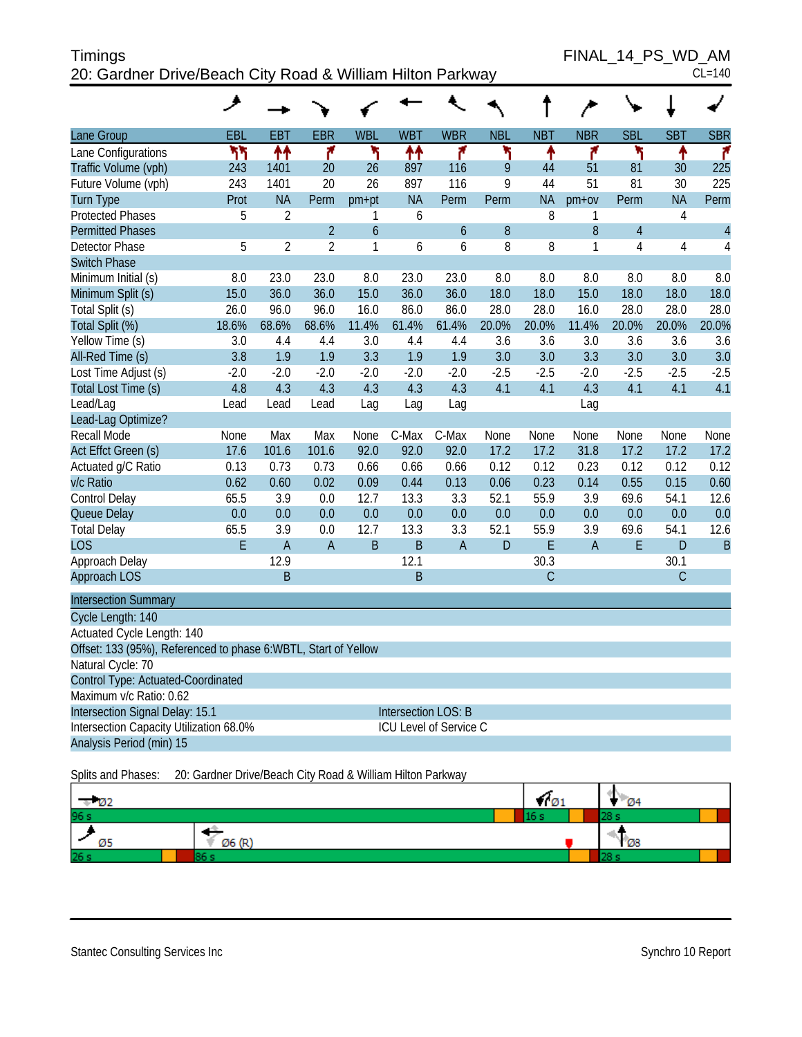Timings
20: Gardner Drive/Beach City Road & William Hilton Parkway

FINAL_14_PS_WD_AM
CL=140

| Lane Group | EBL | EBT | EBR | WBL | WBT | WBR | NBL | NBT | NBR | SBL | SBT | SBR |
|---|---|---|---|---|---|---|---|---|---|---|---|---|
| Lane Configurations | | | | | | | | | | | | |
| Traffic Volume (vph) | 243 | 1401 | 20 | 26 | 897 | 116 | 9 | 44 | 51 | 81 | 30 | 225 |
| Future Volume (vph) | 243 | 1401 | 20 | 26 | 897 | 116 | 9 | 44 | 51 | 81 | 30 | 225 |
| Turn Type | Prot | NA | Perm | pm+pt | NA | Perm | Perm | NA | pm+ov | Perm | NA | Perm |
| Protected Phases | 5 | 2 | | 1 | 6 | | | 8 | 1 | | 4 | |
| Permitted Phases | | | 2 | 6 | | 6 | 8 | | 8 | 4 | | 4 |
| Detector Phase | 5 | 2 | 2 | 1 | 6 | 6 | 8 | 8 | 1 | 4 | 4 | 4 |
| Switch Phase | | | | | | | | | | | | |
| Minimum Initial (s) | 8.0 | 23.0 | 23.0 | 8.0 | 23.0 | 23.0 | 8.0 | 8.0 | 8.0 | 8.0 | 8.0 | 8.0 |
| Minimum Split (s) | 15.0 | 36.0 | 36.0 | 15.0 | 36.0 | 36.0 | 18.0 | 18.0 | 15.0 | 18.0 | 18.0 | 18.0 |
| Total Split (s) | 26.0 | 96.0 | 96.0 | 16.0 | 86.0 | 86.0 | 28.0 | 28.0 | 16.0 | 28.0 | 28.0 | 28.0 |
| Total Split (%) | 18.6% | 68.6% | 68.6% | 11.4% | 61.4% | 61.4% | 20.0% | 20.0% | 11.4% | 20.0% | 20.0% | 20.0% |
| Yellow Time (s) | 3.0 | 4.4 | 4.4 | 3.0 | 4.4 | 4.4 | 3.6 | 3.6 | 3.0 | 3.6 | 3.6 | 3.6 |
| All-Red Time (s) | 3.8 | 1.9 | 1.9 | 3.3 | 1.9 | 1.9 | 3.0 | 3.0 | 3.3 | 3.0 | 3.0 | 3.0 |
| Lost Time Adjust (s) | -2.0 | -2.0 | -2.0 | -2.0 | -2.0 | -2.0 | -2.5 | -2.5 | -2.0 | -2.5 | -2.5 | -2.5 |
| Total Lost Time (s) | 4.8 | 4.3 | 4.3 | 4.3 | 4.3 | 4.3 | 4.1 | 4.1 | 4.3 | 4.1 | 4.1 | 4.1 |
| Lead/Lag | Lead | Lead | Lead | Lag | Lag | Lag | | | Lag | | | |
| Lead-Lag Optimize? | | | | | | | | | | | | |
| Recall Mode | None | Max | Max | None | C-Max | C-Max | None | None | None | None | None | None |
| Act Effct Green (s) | 17.6 | 101.6 | 101.6 | 92.0 | 92.0 | 92.0 | 17.2 | 17.2 | 31.8 | 17.2 | 17.2 | 17.2 |
| Actuated g/C Ratio | 0.13 | 0.73 | 0.73 | 0.66 | 0.66 | 0.66 | 0.12 | 0.12 | 0.23 | 0.12 | 0.12 | 0.12 |
| v/c Ratio | 0.62 | 0.60 | 0.02 | 0.09 | 0.44 | 0.13 | 0.06 | 0.23 | 0.14 | 0.55 | 0.15 | 0.60 |
| Control Delay | 65.5 | 3.9 | 0.0 | 12.7 | 13.3 | 3.3 | 52.1 | 55.9 | 3.9 | 69.6 | 54.1 | 12.6 |
| Queue Delay | 0.0 | 0.0 | 0.0 | 0.0 | 0.0 | 0.0 | 0.0 | 0.0 | 0.0 | 0.0 | 0.0 | 0.0 |
| Total Delay | 65.5 | 3.9 | 0.0 | 12.7 | 13.3 | 3.3 | 52.1 | 55.9 | 3.9 | 69.6 | 54.1 | 12.6 |
| LOS | E | A | A | B | B | A | D | E | A | E | D | B |
| Approach Delay | | 12.9 | | | 12.1 | | | 30.3 | | | 30.1 | |
| Approach LOS | | B | | | B | | | C | | | C | |

**Intersection Summary**

Cycle Length: 140
Actuated Cycle Length: 140
Offset: 133 (95%), Referenced to phase 6:WBTL, Start of Yellow
Natural Cycle: 70
Control Type: Actuated-Coordinated
Maximum v/c Ratio: 0.62
Intersection Signal Delay: 15.1 | Intersection LOS: B
Intersection Capacity Utilization 68.0% | ICU Level of Service C
Analysis Period (min) 15

Splits and Phases: 20: Gardner Drive/Beach City Road & William Hilton Parkway

| Ø2 | Ø1 | Ø4 |
|---|---|---|
| 96 s | 16 s | 28 s |

| Ø5 | Ø6 (R) | Ø8 |
|---|---|---|
| 26 s | 86 s | 28 s |

Stantec Consulting Services Inc
Synchro 10 Report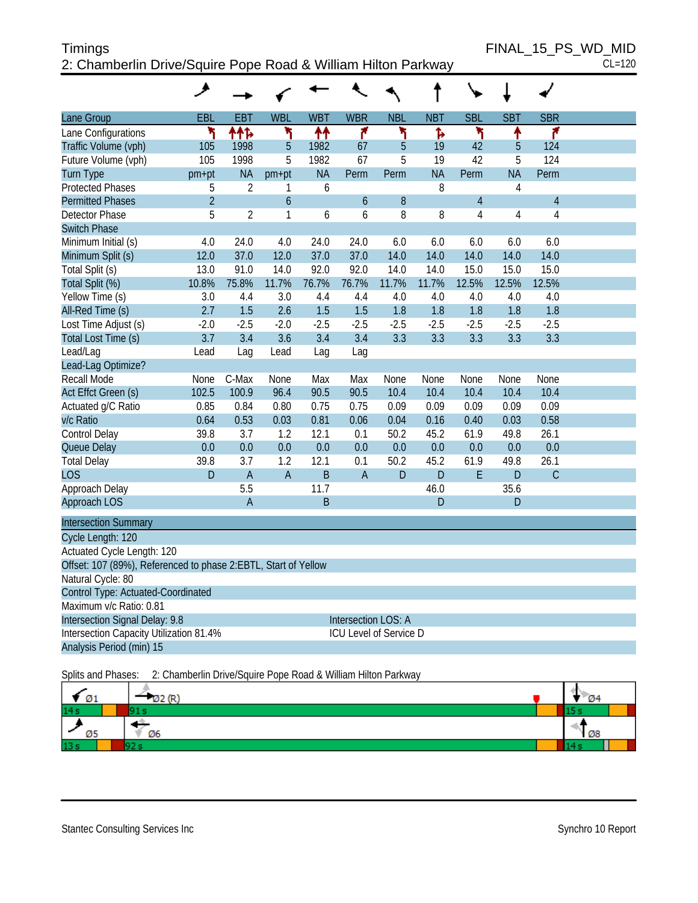Timings
2: Chamberlin Drive/Squire Pope Road & William Hilton Parkway

FINAL_15_PS_WD_MID
CL=120

| Lane Group | EBL | EBT | WBL | WBT | WBR | NBL | NBT | SBL | SBT | SBR |
|---|---|---|---|---|---|---|---|---|---|---|
| Lane Configurations | | | | | | | | | | |
| Traffic Volume (vph) | 105 | 1998 | 5 | 1982 | 67 | 5 | 19 | 42 | 5 | 124 |
| Future Volume (vph) | 105 | 1998 | 5 | 1982 | 67 | 5 | 19 | 42 | 5 | 124 |
| Turn Type | pm+pt | NA | pm+pt | NA | Perm | Perm | NA | Perm | NA | Perm |
| Protected Phases | 5 | 2 | 1 | 6 | | | 8 | | 4 | |
| Permitted Phases | 2 | | 6 | | 6 | 8 | | 4 | | 4 |
| Detector Phase | 5 | 2 | 1 | 6 | 6 | 8 | 8 | 4 | 4 | 4 |
| Switch Phase | | | | | | | | | | |
| Minimum Initial (s) | 4.0 | 24.0 | 4.0 | 24.0 | 24.0 | 6.0 | 6.0 | 6.0 | 6.0 | 6.0 |
| Minimum Split (s) | 12.0 | 37.0 | 12.0 | 37.0 | 37.0 | 14.0 | 14.0 | 14.0 | 14.0 | 14.0 |
| Total Split (s) | 13.0 | 91.0 | 14.0 | 92.0 | 92.0 | 14.0 | 14.0 | 15.0 | 15.0 | 15.0 |
| Total Split (%) | 10.8% | 75.8% | 11.7% | 76.7% | 76.7% | 11.7% | 11.7% | 12.5% | 12.5% | 12.5% |
| Yellow Time (s) | 3.0 | 4.4 | 3.0 | 4.4 | 4.4 | 4.0 | 4.0 | 4.0 | 4.0 | 4.0 |
| All-Red Time (s) | 2.7 | 1.5 | 2.6 | 1.5 | 1.5 | 1.8 | 1.8 | 1.8 | 1.8 | 1.8 |
| Lost Time Adjust (s) | -2.0 | -2.5 | -2.0 | -2.5 | -2.5 | -2.5 | -2.5 | -2.5 | -2.5 | -2.5 |
| Total Lost Time (s) | 3.7 | 3.4 | 3.6 | 3.4 | 3.4 | 3.3 | 3.3 | 3.3 | 3.3 | 3.3 |
| Lead/Lag | Lead | Lag | Lead | Lag | Lag | | | | | |
| Lead-Lag Optimize? | | | | | | | | | | |
| Recall Mode | None | C-Max | None | Max | Max | None | None | None | None | None |
| Act Effct Green (s) | 102.5 | 100.9 | 96.4 | 90.5 | 90.5 | 10.4 | 10.4 | 10.4 | 10.4 | 10.4 |
| Actuated g/C Ratio | 0.85 | 0.84 | 0.80 | 0.75 | 0.75 | 0.09 | 0.09 | 0.09 | 0.09 | 0.09 |
| v/c Ratio | 0.64 | 0.53 | 0.03 | 0.81 | 0.06 | 0.04 | 0.16 | 0.40 | 0.03 | 0.58 |
| Control Delay | 39.8 | 3.7 | 1.2 | 12.1 | 0.1 | 50.2 | 45.2 | 61.9 | 49.8 | 26.1 |
| Queue Delay | 0.0 | 0.0 | 0.0 | 0.0 | 0.0 | 0.0 | 0.0 | 0.0 | 0.0 | 0.0 |
| Total Delay | 39.8 | 3.7 | 1.2 | 12.1 | 0.1 | 50.2 | 45.2 | 61.9 | 49.8 | 26.1 |
| LOS | D | A | A | B | A | D | D | E | D | C |
| Approach Delay | | 5.5 | | 11.7 | | | 46.0 | | 35.6 | |
| Approach LOS | | A | | B | | | D | | D | |

Intersection Summary

Cycle Length: 120
Actuated Cycle Length: 120
Offset: 107 (89%), Referenced to phase 2:EBTL, Start of Yellow
Natural Cycle: 80
Control Type: Actuated-Coordinated
Maximum v/c Ratio: 0.81
Intersection Signal Delay: 9.8 — Intersection LOS: A
Intersection Capacity Utilization 81.4% — ICU Level of Service D
Analysis Period (min) 15

Splits and Phases: 2: Chamberlin Drive/Squire Pope Road & William Hilton Parkway

| Ø1 14 s | Ø2 (R) 91 s | Ø4 15 s |
|---|---|---|
| **Ø5 13 s** | **Ø6 92 s** | **Ø8 14 s** |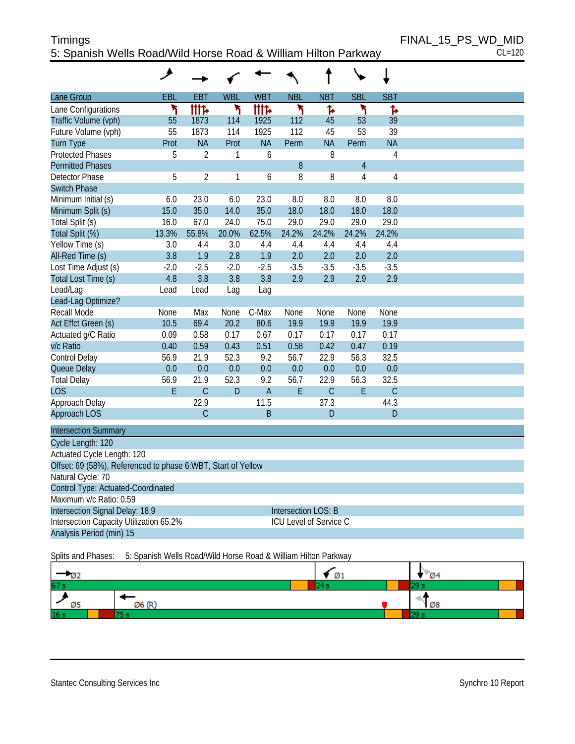# Timings

## 5: Spanish Wells Road/Wild Horse Road & William Hilton Parkway

FINAL_15_PS_WD_MID
CL=120

| Lane Group | EBL | EBT | WBL | WBT | NBL | NBT | SBL | SBT |
|---|---|---|---|---|---|---|---|---|
| Lane Configurations | ↰ | ↑↑↑↱ | ↰ | ↑↑↑↱ | ↰ | ↱ | ↰ | ↱ |
| Traffic Volume (vph) | 55 | 1873 | 114 | 1925 | 112 | 45 | 53 | 39 |
| Future Volume (vph) | 55 | 1873 | 114 | 1925 | 112 | 45 | 53 | 39 |
| Turn Type | Prot | NA | Prot | NA | Perm | NA | Perm | NA |
| Protected Phases | 5 | 2 | 1 | 6 | | 8 | | 4 |
| Permitted Phases | | | | | 8 | | 4 | |
| Detector Phase | 5 | 2 | 1 | 6 | 8 | 8 | 4 | 4 |
| Switch Phase | | | | | | | | |
| Minimum Initial (s) | 6.0 | 23.0 | 6.0 | 23.0 | 8.0 | 8.0 | 8.0 | 8.0 |
| Minimum Split (s) | 15.0 | 35.0 | 14.0 | 35.0 | 18.0 | 18.0 | 18.0 | 18.0 |
| Total Split (s) | 16.0 | 67.0 | 24.0 | 75.0 | 29.0 | 29.0 | 29.0 | 29.0 |
| Total Split (%) | 13.3% | 55.8% | 20.0% | 62.5% | 24.2% | 24.2% | 24.2% | 24.2% |
| Yellow Time (s) | 3.0 | 4.4 | 3.0 | 4.4 | 4.4 | 4.4 | 4.4 | 4.4 |
| All-Red Time (s) | 3.8 | 1.9 | 2.8 | 1.9 | 2.0 | 2.0 | 2.0 | 2.0 |
| Lost Time Adjust (s) | -2.0 | -2.5 | -2.0 | -2.5 | -3.5 | -3.5 | -3.5 | -3.5 |
| Total Lost Time (s) | 4.8 | 3.8 | 3.8 | 3.8 | 2.9 | 2.9 | 2.9 | 2.9 |
| Lead/Lag | Lead | Lead | Lag | Lag | | | | |
| Lead-Lag Optimize? | | | | | | | | |
| Recall Mode | None | Max | None | C-Max | None | None | None | None |
| Act Effct Green (s) | 10.5 | 69.4 | 20.2 | 80.6 | 19.9 | 19.9 | 19.9 | 19.9 |
| Actuated g/C Ratio | 0.09 | 0.58 | 0.17 | 0.67 | 0.17 | 0.17 | 0.17 | 0.17 |
| v/c Ratio | 0.40 | 0.59 | 0.43 | 0.51 | 0.58 | 0.42 | 0.47 | 0.19 |
| Control Delay | 56.9 | 21.9 | 52.3 | 9.2 | 56.7 | 22.9 | 56.3 | 32.5 |
| Queue Delay | 0.0 | 0.0 | 0.0 | 0.0 | 0.0 | 0.0 | 0.0 | 0.0 |
| Total Delay | 56.9 | 21.9 | 52.3 | 9.2 | 56.7 | 22.9 | 56.3 | 32.5 |
| LOS | E | C | D | A | E | C | E | C |
| Approach Delay | | 22.9 | | 11.5 | | 37.3 | | 44.3 |
| Approach LOS | | C | | B | | D | | D |

**Intersection Summary**

Cycle Length: 120
Actuated Cycle Length: 120
Offset: 69 (58%), Referenced to phase 6:WBT, Start of Yellow
Natural Cycle: 70
Control Type: Actuated-Coordinated
Maximum v/c Ratio: 0.59
Intersection Signal Delay: 18.9 — Intersection LOS: B
Intersection Capacity Utilization 65.2% — ICU Level of Service C
Analysis Period (min) 15

Splits and Phases: 5: Spanish Wells Road/Wild Horse Road & William Hilton Parkway

| Ø2 | Ø1 | Ø4 |
|---|---|---|
| 67 s | 24 s | 29 s |

| Ø5 | Ø6 (R) | Ø8 |
|---|---|---|
| 16 s | 75 s | 29 s |

Stantec Consulting Services Inc — Synchro 10 Report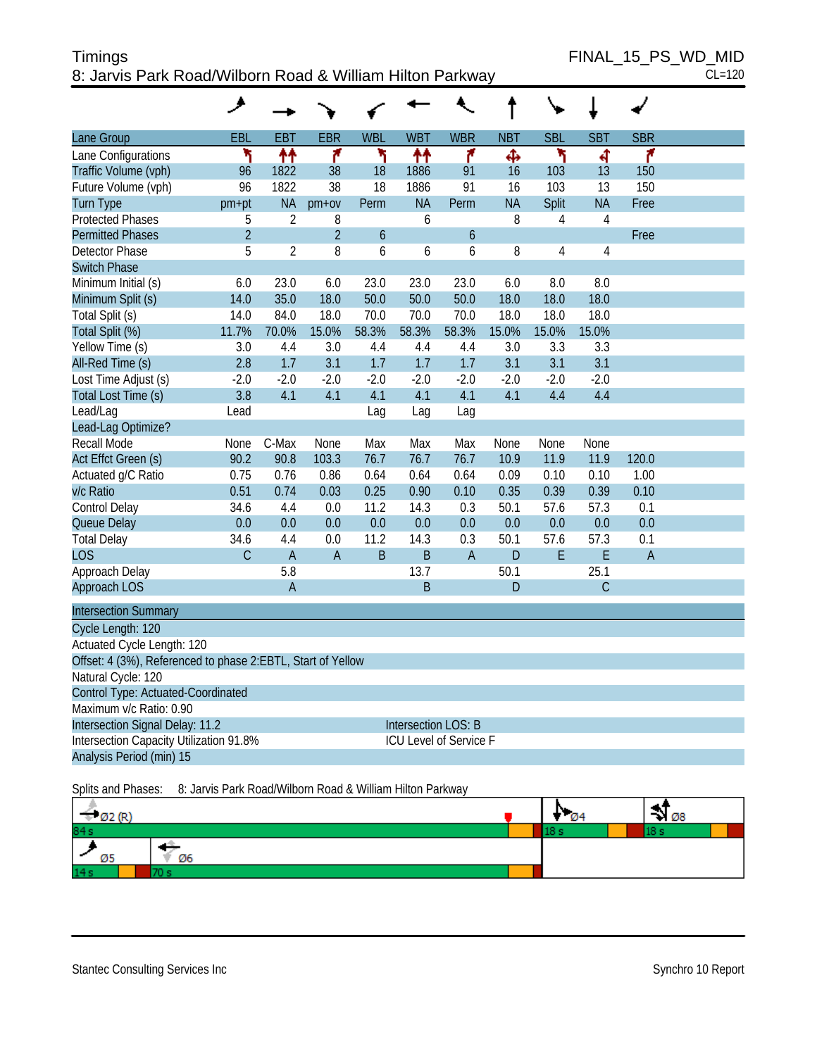# Timings

## 8: Jarvis Park Road/Wilborn Road & William Hilton Parkway

FINAL_15_PS_WD_MID
CL=120

| Lane Group | EBL | EBT | EBR | WBL | WBT | WBR | NBT | SBL | SBT | SBR |
|---|---|---|---|---|---|---|---|---|---|---|
| Lane Configurations | | | | | | | | | | |
| Traffic Volume (vph) | 96 | 1822 | 38 | 18 | 1886 | 91 | 16 | 103 | 13 | 150 |
| Future Volume (vph) | 96 | 1822 | 38 | 18 | 1886 | 91 | 16 | 103 | 13 | 150 |
| Turn Type | pm+pt | NA | pm+ov | Perm | NA | Perm | NA | Split | NA | Free |
| Protected Phases | 5 | 2 | 8 | | 6 | | 8 | 4 | 4 | |
| Permitted Phases | 2 | | 2 | 6 | | 6 | | | | Free |
| Detector Phase | 5 | 2 | 8 | 6 | 6 | 6 | 8 | 4 | 4 | |
| Switch Phase | | | | | | | | | | |
| Minimum Initial (s) | 6.0 | 23.0 | 6.0 | 23.0 | 23.0 | 23.0 | 6.0 | 8.0 | 8.0 | |
| Minimum Split (s) | 14.0 | 35.0 | 18.0 | 50.0 | 50.0 | 50.0 | 18.0 | 18.0 | 18.0 | |
| Total Split (s) | 14.0 | 84.0 | 18.0 | 70.0 | 70.0 | 70.0 | 18.0 | 18.0 | 18.0 | |
| Total Split (%) | 11.7% | 70.0% | 15.0% | 58.3% | 58.3% | 58.3% | 15.0% | 15.0% | 15.0% | |
| Yellow Time (s) | 3.0 | 4.4 | 3.0 | 4.4 | 4.4 | 4.4 | 3.0 | 3.3 | 3.3 | |
| All-Red Time (s) | 2.8 | 1.7 | 3.1 | 1.7 | 1.7 | 1.7 | 3.1 | 3.1 | 3.1 | |
| Lost Time Adjust (s) | -2.0 | -2.0 | -2.0 | -2.0 | -2.0 | -2.0 | -2.0 | -2.0 | -2.0 | |
| Total Lost Time (s) | 3.8 | 4.1 | 4.1 | 4.1 | 4.1 | 4.1 | 4.1 | 4.4 | 4.4 | |
| Lead/Lag | Lead | | | Lag | Lag | Lag | | | | |
| Lead-Lag Optimize? | | | | | | | | | | |
| Recall Mode | None | C-Max | None | Max | Max | Max | None | None | None | |
| Act Effct Green (s) | 90.2 | 90.8 | 103.3 | 76.7 | 76.7 | 76.7 | 10.9 | 11.9 | 11.9 | 120.0 |
| Actuated g/C Ratio | 0.75 | 0.76 | 0.86 | 0.64 | 0.64 | 0.64 | 0.09 | 0.10 | 0.10 | 1.00 |
| v/c Ratio | 0.51 | 0.74 | 0.03 | 0.25 | 0.90 | 0.10 | 0.35 | 0.39 | 0.39 | 0.10 |
| Control Delay | 34.6 | 4.4 | 0.0 | 11.2 | 14.3 | 0.3 | 50.1 | 57.6 | 57.3 | 0.1 |
| Queue Delay | 0.0 | 0.0 | 0.0 | 0.0 | 0.0 | 0.0 | 0.0 | 0.0 | 0.0 | 0.0 |
| Total Delay | 34.6 | 4.4 | 0.0 | 11.2 | 14.3 | 0.3 | 50.1 | 57.6 | 57.3 | 0.1 |
| LOS | C | A | A | B | B | A | D | E | E | A |
| Approach Delay | | 5.8 | | | 13.7 | | 50.1 | | 25.1 | |
| Approach LOS | | A | | | B | | D | | C | |

**Intersection Summary**

Cycle Length: 120
Actuated Cycle Length: 120
Offset: 4 (3%), Referenced to phase 2:EBTL, Start of Yellow
Natural Cycle: 120
Control Type: Actuated-Coordinated
Maximum v/c Ratio: 0.90
Intersection Signal Delay: 11.2 — Intersection LOS: B
Intersection Capacity Utilization 91.8% — ICU Level of Service F
Analysis Period (min) 15

Splits and Phases: 8: Jarvis Park Road/Wilborn Road & William Hilton Parkway

| Ø2 (R) | Ø4 | Ø8 |
|---|---|---|
| 84 s | 18 s | 18 s |

| Ø5 | Ø6 |
|---|---|
| 14 s | 70 s |

Stantec Consulting Services Inc — Synchro 10 Report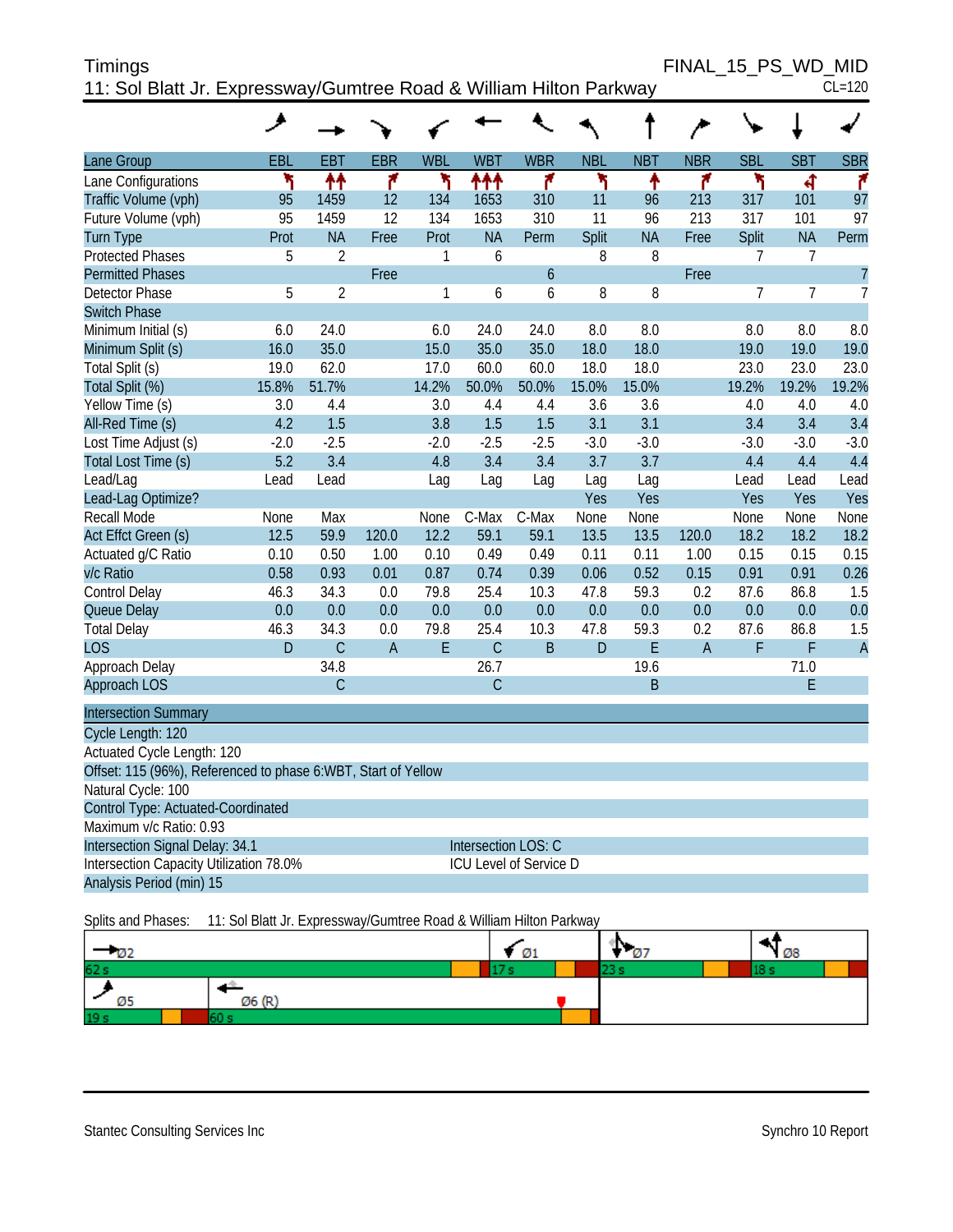# Timings

## 11: Sol Blatt Jr. Expressway/Gumtree Road & William Hilton Parkway

FINAL_15_PS_WD_MID

CL=120

| Lane Group | EBL | EBT | EBR | WBL | WBT | WBR | NBL | NBT | NBR | SBL | SBT | SBR |
|---|---|---|---|---|---|---|---|---|---|---|---|---|
| Lane Configurations | | | | | | | | | | | | |
| Traffic Volume (vph) | 95 | 1459 | 12 | 134 | 1653 | 310 | 11 | 96 | 213 | 317 | 101 | 97 |
| Future Volume (vph) | 95 | 1459 | 12 | 134 | 1653 | 310 | 11 | 96 | 213 | 317 | 101 | 97 |
| Turn Type | Prot | NA | Free | Prot | NA | Perm | Split | NA | Free | Split | NA | Perm |
| Protected Phases | 5 | 2 | | 1 | 6 | | 8 | 8 | | 7 | 7 | |
| Permitted Phases | | | Free | | | 6 | | | Free | | | 7 |
| Detector Phase | 5 | 2 | | 1 | 6 | 6 | 8 | 8 | | 7 | 7 | 7 |
| Switch Phase | | | | | | | | | | | | |
| Minimum Initial (s) | 6.0 | 24.0 | | 6.0 | 24.0 | 24.0 | 8.0 | 8.0 | | 8.0 | 8.0 | 8.0 |
| Minimum Split (s) | 16.0 | 35.0 | | 15.0 | 35.0 | 35.0 | 18.0 | 18.0 | | 19.0 | 19.0 | 19.0 |
| Total Split (s) | 19.0 | 62.0 | | 17.0 | 60.0 | 60.0 | 18.0 | 18.0 | | 23.0 | 23.0 | 23.0 |
| Total Split (%) | 15.8% | 51.7% | | 14.2% | 50.0% | 50.0% | 15.0% | 15.0% | | 19.2% | 19.2% | 19.2% |
| Yellow Time (s) | 3.0 | 4.4 | | 3.0 | 4.4 | 4.4 | 3.6 | 3.6 | | 4.0 | 4.0 | 4.0 |
| All-Red Time (s) | 4.2 | 1.5 | | 3.8 | 1.5 | 1.5 | 3.1 | 3.1 | | 3.4 | 3.4 | 3.4 |
| Lost Time Adjust (s) | -2.0 | -2.5 | | -2.0 | -2.5 | -2.5 | -3.0 | -3.0 | | -3.0 | -3.0 | -3.0 |
| Total Lost Time (s) | 5.2 | 3.4 | | 4.8 | 3.4 | 3.4 | 3.7 | 3.7 | | 4.4 | 4.4 | 4.4 |
| Lead/Lag | Lead | Lead | | Lag | Lag | Lag | Lag | Lag | | Lead | Lead | Lead |
| Lead-Lag Optimize? | | | | | | | Yes | Yes | | Yes | Yes | Yes |
| Recall Mode | None | Max | | None | C-Max | C-Max | None | None | | None | None | None |
| Act Effct Green (s) | 12.5 | 59.9 | 120.0 | 12.2 | 59.1 | 59.1 | 13.5 | 13.5 | 120.0 | 18.2 | 18.2 | 18.2 |
| Actuated g/C Ratio | 0.10 | 0.50 | 1.00 | 0.10 | 0.49 | 0.49 | 0.11 | 0.11 | 1.00 | 0.15 | 0.15 | 0.15 |
| v/c Ratio | 0.58 | 0.93 | 0.01 | 0.87 | 0.74 | 0.39 | 0.06 | 0.52 | 0.15 | 0.91 | 0.91 | 0.26 |
| Control Delay | 46.3 | 34.3 | 0.0 | 79.8 | 25.4 | 10.3 | 47.8 | 59.3 | 0.2 | 87.6 | 86.8 | 1.5 |
| Queue Delay | 0.0 | 0.0 | 0.0 | 0.0 | 0.0 | 0.0 | 0.0 | 0.0 | 0.0 | 0.0 | 0.0 | 0.0 |
| Total Delay | 46.3 | 34.3 | 0.0 | 79.8 | 25.4 | 10.3 | 47.8 | 59.3 | 0.2 | 87.6 | 86.8 | 1.5 |
| LOS | D | C | A | E | C | B | D | E | A | F | F | A |
| Approach Delay | | 34.8 | | | 26.7 | | | 19.6 | | | 71.0 | |
| Approach LOS | | C | | | C | | | B | | | E | |

**Intersection Summary**

Cycle Length: 120

Actuated Cycle Length: 120

Offset: 115 (96%), Referenced to phase 6:WBT, Start of Yellow

Natural Cycle: 100

Control Type: Actuated-Coordinated

Maximum v/c Ratio: 0.93

Intersection Signal Delay: 34.1 — Intersection LOS: C

Intersection Capacity Utilization 78.0% — ICU Level of Service D

Analysis Period (min) 15

Splits and Phases: 11: Sol Blatt Jr. Expressway/Gumtree Road & William Hilton Parkway

| Ø2 | Ø1 | Ø7 | Ø8 |
|---|---|---|---|
| 62 s | 17 s | 23 s | 18 s |

| Ø5 | Ø6 (R) |
|---|---|
| 19 s | 60 s |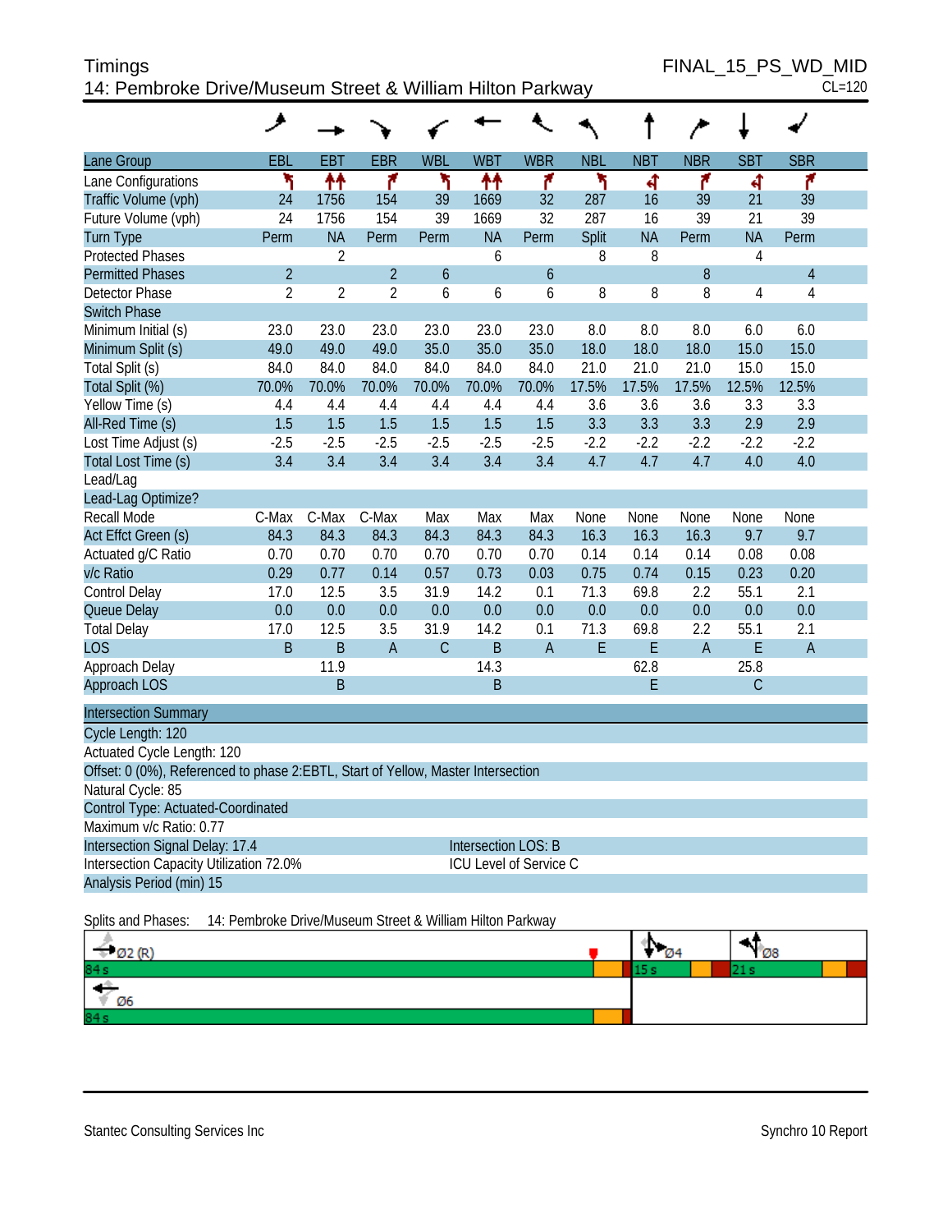Timings

14: Pembroke Drive/Museum Street & William Hilton Parkway

FINAL_15_PS_WD_MID

CL=120

| Lane Group | EBL | EBT | EBR | WBL | WBT | WBR | NBL | NBT | NBR | SBT | SBR |
|---|---|---|---|---|---|---|---|---|---|---|---|
| Lane Configurations | | | | | | | | | | | |
| Traffic Volume (vph) | 24 | 1756 | 154 | 39 | 1669 | 32 | 287 | 16 | 39 | 21 | 39 |
| Future Volume (vph) | 24 | 1756 | 154 | 39 | 1669 | 32 | 287 | 16 | 39 | 21 | 39 |
| Turn Type | Perm | NA | Perm | Perm | NA | Perm | Split | NA | Perm | NA | Perm |
| Protected Phases | | 2 | | | 6 | | 8 | 8 | | 4 | |
| Permitted Phases | 2 | | 2 | 6 | | 6 | | | 8 | | 4 |
| Detector Phase | 2 | 2 | 2 | 6 | 6 | 6 | 8 | 8 | 8 | 4 | 4 |
| Switch Phase | | | | | | | | | | | |
| Minimum Initial (s) | 23.0 | 23.0 | 23.0 | 23.0 | 23.0 | 23.0 | 8.0 | 8.0 | 8.0 | 6.0 | 6.0 |
| Minimum Split (s) | 49.0 | 49.0 | 49.0 | 35.0 | 35.0 | 35.0 | 18.0 | 18.0 | 18.0 | 15.0 | 15.0 |
| Total Split (s) | 84.0 | 84.0 | 84.0 | 84.0 | 84.0 | 84.0 | 21.0 | 21.0 | 21.0 | 15.0 | 15.0 |
| Total Split (%) | 70.0% | 70.0% | 70.0% | 70.0% | 70.0% | 70.0% | 17.5% | 17.5% | 17.5% | 12.5% | 12.5% |
| Yellow Time (s) | 4.4 | 4.4 | 4.4 | 4.4 | 4.4 | 4.4 | 3.6 | 3.6 | 3.6 | 3.3 | 3.3 |
| All-Red Time (s) | 1.5 | 1.5 | 1.5 | 1.5 | 1.5 | 1.5 | 3.3 | 3.3 | 3.3 | 2.9 | 2.9 |
| Lost Time Adjust (s) | -2.5 | -2.5 | -2.5 | -2.5 | -2.5 | -2.5 | -2.2 | -2.2 | -2.2 | -2.2 | -2.2 |
| Total Lost Time (s) | 3.4 | 3.4 | 3.4 | 3.4 | 3.4 | 3.4 | 4.7 | 4.7 | 4.7 | 4.0 | 4.0 |
| Lead/Lag | | | | | | | | | | | |
| Lead-Lag Optimize? | | | | | | | | | | | |
| Recall Mode | C-Max | C-Max | C-Max | Max | Max | Max | None | None | None | None | None |
| Act Effct Green (s) | 84.3 | 84.3 | 84.3 | 84.3 | 84.3 | 84.3 | 16.3 | 16.3 | 16.3 | 9.7 | 9.7 |
| Actuated g/C Ratio | 0.70 | 0.70 | 0.70 | 0.70 | 0.70 | 0.70 | 0.14 | 0.14 | 0.14 | 0.08 | 0.08 |
| v/c Ratio | 0.29 | 0.77 | 0.14 | 0.57 | 0.73 | 0.03 | 0.75 | 0.74 | 0.15 | 0.23 | 0.20 |
| Control Delay | 17.0 | 12.5 | 3.5 | 31.9 | 14.2 | 0.1 | 71.3 | 69.8 | 2.2 | 55.1 | 2.1 |
| Queue Delay | 0.0 | 0.0 | 0.0 | 0.0 | 0.0 | 0.0 | 0.0 | 0.0 | 0.0 | 0.0 | 0.0 |
| Total Delay | 17.0 | 12.5 | 3.5 | 31.9 | 14.2 | 0.1 | 71.3 | 69.8 | 2.2 | 55.1 | 2.1 |
| LOS | B | B | A | C | B | A | E | E | A | E | A |
| Approach Delay | | 11.9 | | | 14.3 | | | 62.8 | | 25.8 | |
| Approach LOS | | B | | | B | | | E | | C | |

**Intersection Summary**

Cycle Length: 120

Actuated Cycle Length: 120

Offset: 0 (0%), Referenced to phase 2:EBTL, Start of Yellow, Master Intersection

Natural Cycle: 85

Control Type: Actuated-Coordinated

Maximum v/c Ratio: 0.77

Intersection Signal Delay: 17.4 — Intersection LOS: B

Intersection Capacity Utilization 72.0% — ICU Level of Service C

Analysis Period (min) 15

Splits and Phases: 14: Pembroke Drive/Museum Street & William Hilton Parkway

Ø2 (R) 84 s | Ø4 15 s | Ø8 21 s

Ø6 84 s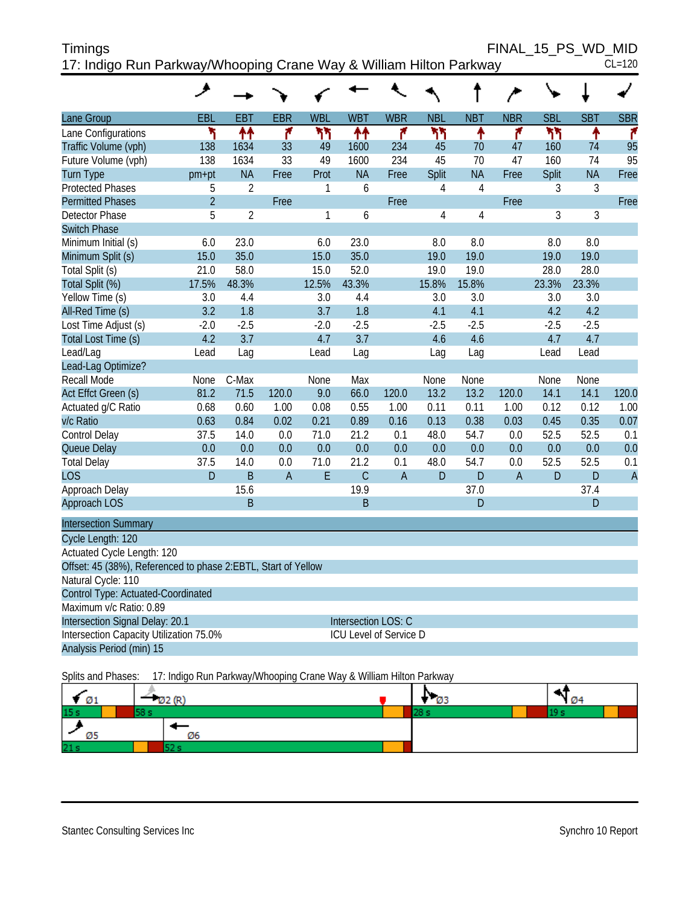Timings — FINAL_15_PS_WD_MID

17: Indigo Run Parkway/Whooping Crane Way & William Hilton Parkway — CL=120

| Lane Group | EBL | EBT | EBR | WBL | WBT | WBR | NBL | NBT | NBR | SBL | SBT | SBR |
|---|---|---|---|---|---|---|---|---|---|---|---|---|
| Lane Configurations | | | | | | | | | | | | |
| Traffic Volume (vph) | 138 | 1634 | 33 | 49 | 1600 | 234 | 45 | 70 | 47 | 160 | 74 | 95 |
| Future Volume (vph) | 138 | 1634 | 33 | 49 | 1600 | 234 | 45 | 70 | 47 | 160 | 74 | 95 |
| Turn Type | pm+pt | NA | Free | Prot | NA | Free | Split | NA | Free | Split | NA | Free |
| Protected Phases | 5 | 2 | | 1 | 6 | | 4 | 4 | | 3 | 3 | |
| Permitted Phases | 2 | | Free | | | Free | | | Free | | | Free |
| Detector Phase | 5 | 2 | | 1 | 6 | | 4 | 4 | | 3 | 3 | |
| Switch Phase | | | | | | | | | | | | |
| Minimum Initial (s) | 6.0 | 23.0 | | 6.0 | 23.0 | | 8.0 | 8.0 | | 8.0 | 8.0 | |
| Minimum Split (s) | 15.0 | 35.0 | | 15.0 | 35.0 | | 19.0 | 19.0 | | 19.0 | 19.0 | |
| Total Split (s) | 21.0 | 58.0 | | 15.0 | 52.0 | | 19.0 | 19.0 | | 28.0 | 28.0 | |
| Total Split (%) | 17.5% | 48.3% | | 12.5% | 43.3% | | 15.8% | 15.8% | | 23.3% | 23.3% | |
| Yellow Time (s) | 3.0 | 4.4 | | 3.0 | 4.4 | | 3.0 | 3.0 | | 3.0 | 3.0 | |
| All-Red Time (s) | 3.2 | 1.8 | | 3.7 | 1.8 | | 4.1 | 4.1 | | 4.2 | 4.2 | |
| Lost Time Adjust (s) | -2.0 | -2.5 | | -2.0 | -2.5 | | -2.5 | -2.5 | | -2.5 | -2.5 | |
| Total Lost Time (s) | 4.2 | 3.7 | | 4.7 | 3.7 | | 4.6 | 4.6 | | 4.7 | 4.7 | |
| Lead/Lag | Lead | Lag | | Lead | Lag | | Lag | Lag | | Lead | Lead | |
| Lead-Lag Optimize? | | | | | | | | | | | | |
| Recall Mode | None | C-Max | | None | Max | | None | None | | None | None | |
| Act Effct Green (s) | 81.2 | 71.5 | 120.0 | 9.0 | 66.0 | 120.0 | 13.2 | 13.2 | 120.0 | 14.1 | 14.1 | 120.0 |
| Actuated g/C Ratio | 0.68 | 0.60 | 1.00 | 0.08 | 0.55 | 1.00 | 0.11 | 0.11 | 1.00 | 0.12 | 0.12 | 1.00 |
| v/c Ratio | 0.63 | 0.84 | 0.02 | 0.21 | 0.89 | 0.16 | 0.13 | 0.38 | 0.03 | 0.45 | 0.35 | 0.07 |
| Control Delay | 37.5 | 14.0 | 0.0 | 71.0 | 21.2 | 0.1 | 48.0 | 54.7 | 0.0 | 52.5 | 52.5 | 0.1 |
| Queue Delay | 0.0 | 0.0 | 0.0 | 0.0 | 0.0 | 0.0 | 0.0 | 0.0 | 0.0 | 0.0 | 0.0 | 0.0 |
| Total Delay | 37.5 | 14.0 | 0.0 | 71.0 | 21.2 | 0.1 | 48.0 | 54.7 | 0.0 | 52.5 | 52.5 | 0.1 |
| LOS | D | B | A | E | C | A | D | D | A | D | D | A |
| Approach Delay | | 15.6 | | | 19.9 | | | 37.0 | | | 37.4 | |
| Approach LOS | | B | | | B | | | D | | | D | |

**Intersection Summary**

Cycle Length: 120

Actuated Cycle Length: 120

Offset: 45 (38%), Referenced to phase 2:EBTL, Start of Yellow

Natural Cycle: 110

Control Type: Actuated-Coordinated

Maximum v/c Ratio: 0.89

Intersection Signal Delay: 20.1 — Intersection LOS: C

Intersection Capacity Utilization 75.0% — ICU Level of Service D

Analysis Period (min) 15

Splits and Phases: 17: Indigo Run Parkway/Whooping Crane Way & William Hilton Parkway

Ø1 15 s | Ø2 (R) 58 s | Ø3 28 s | Ø4 19 s

Ø5 21 s | Ø6 52 s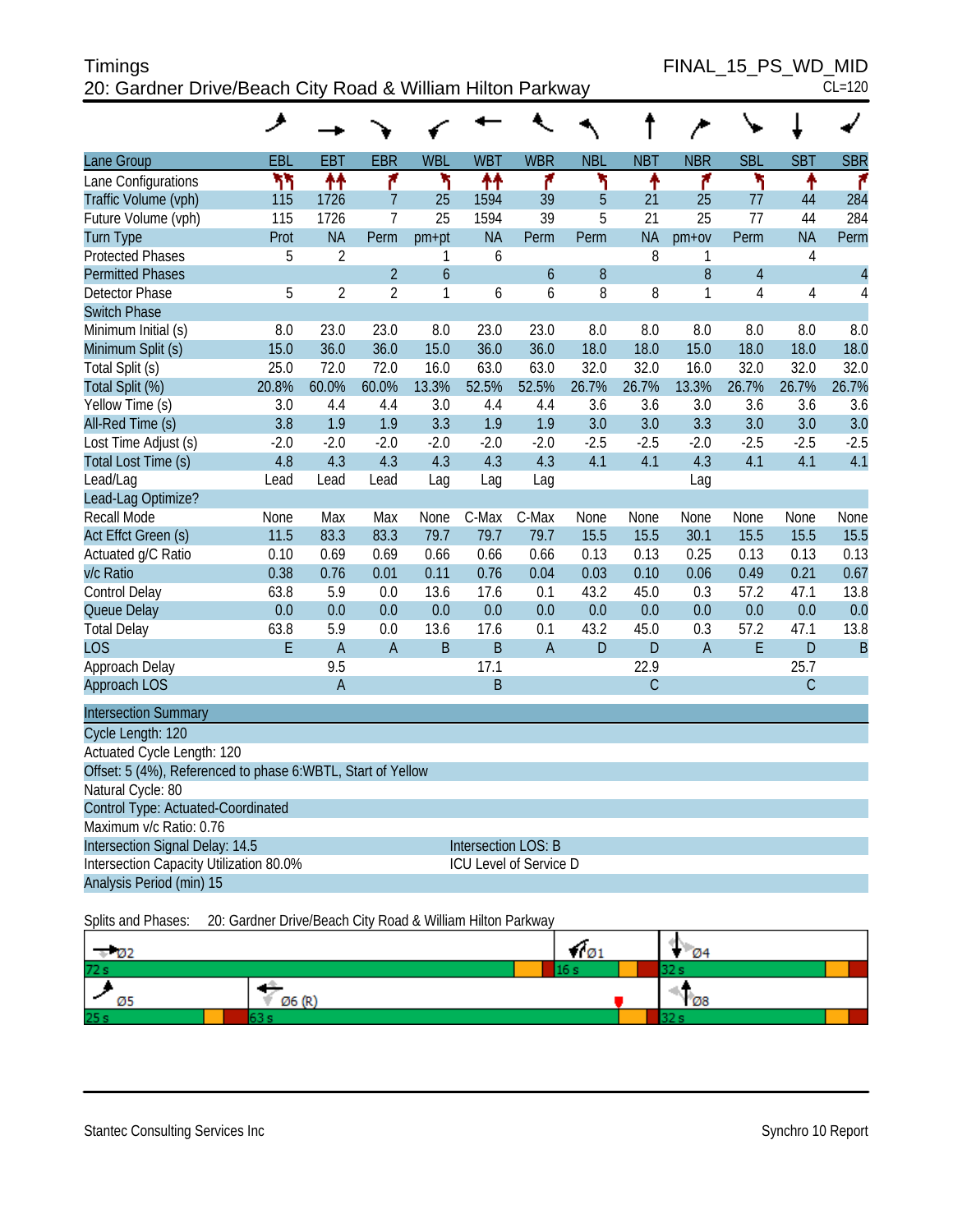# Timings

## 20: Gardner Drive/Beach City Road & William Hilton Parkway

FINAL_15_PS_WD_MID
CL=120

| Lane Group | EBL | EBT | EBR | WBL | WBT | WBR | NBL | NBT | NBR | SBL | SBT | SBR |
|---|---|---|---|---|---|---|---|---|---|---|---|---|
| Lane Configurations | | | | | | | | | | | | |
| Traffic Volume (vph) | 115 | 1726 | 7 | 25 | 1594 | 39 | 5 | 21 | 25 | 77 | 44 | 284 |
| Future Volume (vph) | 115 | 1726 | 7 | 25 | 1594 | 39 | 5 | 21 | 25 | 77 | 44 | 284 |
| Turn Type | Prot | NA | Perm | pm+pt | NA | Perm | Perm | NA | pm+ov | Perm | NA | Perm |
| Protected Phases | 5 | 2 | | 1 | 6 | | | 8 | 1 | | 4 | |
| Permitted Phases | | | 2 | 6 | | 6 | 8 | | 8 | 4 | | 4 |
| Detector Phase | 5 | 2 | 2 | 1 | 6 | 6 | 8 | 8 | 1 | 4 | 4 | 4 |
| Switch Phase | | | | | | | | | | | | |
| Minimum Initial (s) | 8.0 | 23.0 | 23.0 | 8.0 | 23.0 | 23.0 | 8.0 | 8.0 | 8.0 | 8.0 | 8.0 | 8.0 |
| Minimum Split (s) | 15.0 | 36.0 | 36.0 | 15.0 | 36.0 | 36.0 | 18.0 | 18.0 | 15.0 | 18.0 | 18.0 | 18.0 |
| Total Split (s) | 25.0 | 72.0 | 72.0 | 16.0 | 63.0 | 63.0 | 32.0 | 32.0 | 16.0 | 32.0 | 32.0 | 32.0 |
| Total Split (%) | 20.8% | 60.0% | 60.0% | 13.3% | 52.5% | 52.5% | 26.7% | 26.7% | 13.3% | 26.7% | 26.7% | 26.7% |
| Yellow Time (s) | 3.0 | 4.4 | 4.4 | 3.0 | 4.4 | 4.4 | 3.6 | 3.6 | 3.0 | 3.6 | 3.6 | 3.6 |
| All-Red Time (s) | 3.8 | 1.9 | 1.9 | 3.3 | 1.9 | 1.9 | 3.0 | 3.0 | 3.3 | 3.0 | 3.0 | 3.0 |
| Lost Time Adjust (s) | -2.0 | -2.0 | -2.0 | -2.0 | -2.0 | -2.0 | -2.5 | -2.5 | -2.0 | -2.5 | -2.5 | -2.5 |
| Total Lost Time (s) | 4.8 | 4.3 | 4.3 | 4.3 | 4.3 | 4.3 | 4.1 | 4.1 | 4.3 | 4.1 | 4.1 | 4.1 |
| Lead/Lag | Lead | Lead | Lead | Lag | Lag | Lag | | | Lag | | | |
| Lead-Lag Optimize? | | | | | | | | | | | | |
| Recall Mode | None | Max | Max | None | C-Max | C-Max | None | None | None | None | None | None |
| Act Effct Green (s) | 11.5 | 83.3 | 83.3 | 79.7 | 79.7 | 79.7 | 15.5 | 15.5 | 30.1 | 15.5 | 15.5 | 15.5 |
| Actuated g/C Ratio | 0.10 | 0.69 | 0.69 | 0.66 | 0.66 | 0.66 | 0.13 | 0.13 | 0.25 | 0.13 | 0.13 | 0.13 |
| v/c Ratio | 0.38 | 0.76 | 0.01 | 0.11 | 0.76 | 0.04 | 0.03 | 0.10 | 0.06 | 0.49 | 0.21 | 0.67 |
| Control Delay | 63.8 | 5.9 | 0.0 | 13.6 | 17.6 | 0.1 | 43.2 | 45.0 | 0.3 | 57.2 | 47.1 | 13.8 |
| Queue Delay | 0.0 | 0.0 | 0.0 | 0.0 | 0.0 | 0.0 | 0.0 | 0.0 | 0.0 | 0.0 | 0.0 | 0.0 |
| Total Delay | 63.8 | 5.9 | 0.0 | 13.6 | 17.6 | 0.1 | 43.2 | 45.0 | 0.3 | 57.2 | 47.1 | 13.8 |
| LOS | E | A | A | B | B | A | D | D | A | E | D | B |
| Approach Delay | | 9.5 | | | 17.1 | | | 22.9 | | | 25.7 | |
| Approach LOS | | A | | | B | | | C | | | C | |

**Intersection Summary**

Cycle Length: 120
Actuated Cycle Length: 120
Offset: 5 (4%), Referenced to phase 6:WBTL, Start of Yellow
Natural Cycle: 80
Control Type: Actuated-Coordinated
Maximum v/c Ratio: 0.76
Intersection Signal Delay: 14.5 — Intersection LOS: B
Intersection Capacity Utilization 80.0% — ICU Level of Service D
Analysis Period (min) 15

Splits and Phases: 20: Gardner Drive/Beach City Road & William Hilton Parkway

| Phase | Split |
|---|---|
| Ø2 | 72 s |
| Ø1 | 16 s |
| Ø4 | 32 s |
| Ø5 | 25 s |
| Ø6 (R) | 63 s |
| Ø8 | 32 s |

Stantec Consulting Services Inc — Synchro 10 Report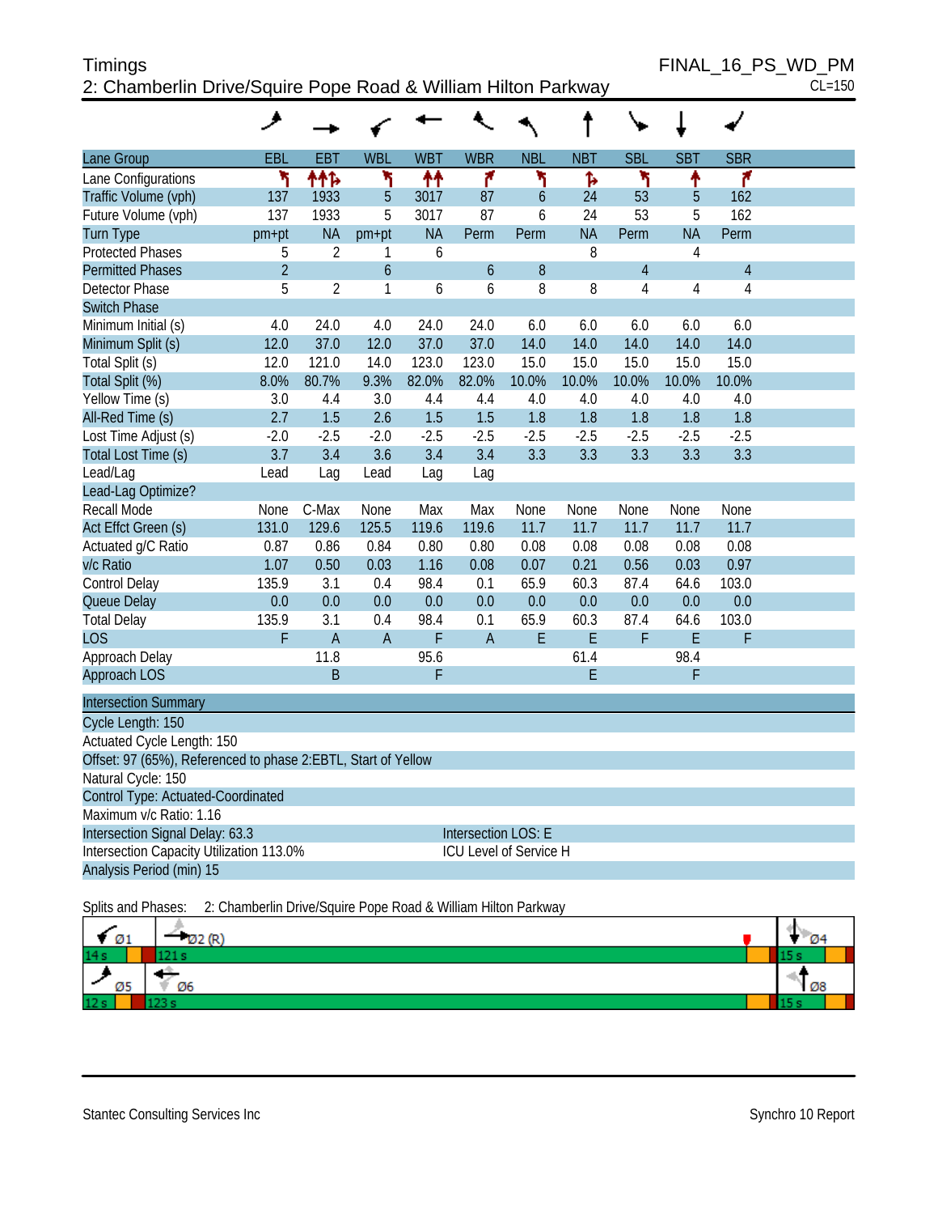Timings
2: Chamberlin Drive/Squire Pope Road & William Hilton Parkway

FINAL_16_PS_WD_PM
CL=150

| Lane Group | EBL | EBT | WBL | WBT | WBR | NBL | NBT | SBL | SBT | SBR |
|---|---|---|---|---|---|---|---|---|---|---|
| Lane Configurations | ↰ | ↑↑↱ | ↰ | ↑↑ | ↱ | ↰ | ↱ | ↰ | ↑ | ↱ |
| Traffic Volume (vph) | 137 | 1933 | 5 | 3017 | 87 | 6 | 24 | 53 | 5 | 162 |
| Future Volume (vph) | 137 | 1933 | 5 | 3017 | 87 | 6 | 24 | 53 | 5 | 162 |
| Turn Type | pm+pt | NA | pm+pt | NA | Perm | Perm | NA | Perm | NA | Perm |
| Protected Phases | 5 | 2 | 1 | 6 | | | 8 | | 4 | |
| Permitted Phases | 2 | | 6 | | 6 | 8 | | 4 | | 4 |
| Detector Phase | 5 | 2 | 1 | 6 | 6 | 8 | 8 | 4 | 4 | 4 |
| Switch Phase | | | | | | | | | | |
| Minimum Initial (s) | 4.0 | 24.0 | 4.0 | 24.0 | 24.0 | 6.0 | 6.0 | 6.0 | 6.0 | 6.0 |
| Minimum Split (s) | 12.0 | 37.0 | 12.0 | 37.0 | 37.0 | 14.0 | 14.0 | 14.0 | 14.0 | 14.0 |
| Total Split (s) | 12.0 | 121.0 | 14.0 | 123.0 | 123.0 | 15.0 | 15.0 | 15.0 | 15.0 | 15.0 |
| Total Split (%) | 8.0% | 80.7% | 9.3% | 82.0% | 82.0% | 10.0% | 10.0% | 10.0% | 10.0% | 10.0% |
| Yellow Time (s) | 3.0 | 4.4 | 3.0 | 4.4 | 4.4 | 4.0 | 4.0 | 4.0 | 4.0 | 4.0 |
| All-Red Time (s) | 2.7 | 1.5 | 2.6 | 1.5 | 1.5 | 1.8 | 1.8 | 1.8 | 1.8 | 1.8 |
| Lost Time Adjust (s) | -2.0 | -2.5 | -2.0 | -2.5 | -2.5 | -2.5 | -2.5 | -2.5 | -2.5 | -2.5 |
| Total Lost Time (s) | 3.7 | 3.4 | 3.6 | 3.4 | 3.4 | 3.3 | 3.3 | 3.3 | 3.3 | 3.3 |
| Lead/Lag | Lead | Lag | Lead | Lag | Lag | | | | | |
| Lead-Lag Optimize? | | | | | | | | | | |
| Recall Mode | None | C-Max | None | Max | Max | None | None | None | None | None |
| Act Effct Green (s) | 131.0 | 129.6 | 125.5 | 119.6 | 119.6 | 11.7 | 11.7 | 11.7 | 11.7 | 11.7 |
| Actuated g/C Ratio | 0.87 | 0.86 | 0.84 | 0.80 | 0.80 | 0.08 | 0.08 | 0.08 | 0.08 | 0.08 |
| v/c Ratio | 1.07 | 0.50 | 0.03 | 1.16 | 0.08 | 0.07 | 0.21 | 0.56 | 0.03 | 0.97 |
| Control Delay | 135.9 | 3.1 | 0.4 | 98.4 | 0.1 | 65.9 | 60.3 | 87.4 | 64.6 | 103.0 |
| Queue Delay | 0.0 | 0.0 | 0.0 | 0.0 | 0.0 | 0.0 | 0.0 | 0.0 | 0.0 | 0.0 |
| Total Delay | 135.9 | 3.1 | 0.4 | 98.4 | 0.1 | 65.9 | 60.3 | 87.4 | 64.6 | 103.0 |
| LOS | F | A | A | F | A | E | E | F | E | F |
| Approach Delay | | 11.8 | | 95.6 | | | 61.4 | | 98.4 | |
| Approach LOS | | B | | F | | | E | | F | |

**Intersection Summary**

Cycle Length: 150
Actuated Cycle Length: 150
Offset: 97 (65%), Referenced to phase 2:EBTL, Start of Yellow
Natural Cycle: 150
Control Type: Actuated-Coordinated
Maximum v/c Ratio: 1.16
Intersection Signal Delay: 63.3 — Intersection LOS: E
Intersection Capacity Utilization 113.0% — ICU Level of Service H
Analysis Period (min) 15

Splits and Phases: 2: Chamberlin Drive/Squire Pope Road & William Hilton Parkway

| Ø1 | Ø2 (R) | Ø4 |
|---|---|---|
| 14 s | 121 s | 15 s |

| Ø5 | Ø6 | Ø8 |
|---|---|---|
| 12 s | 123 s | 15 s |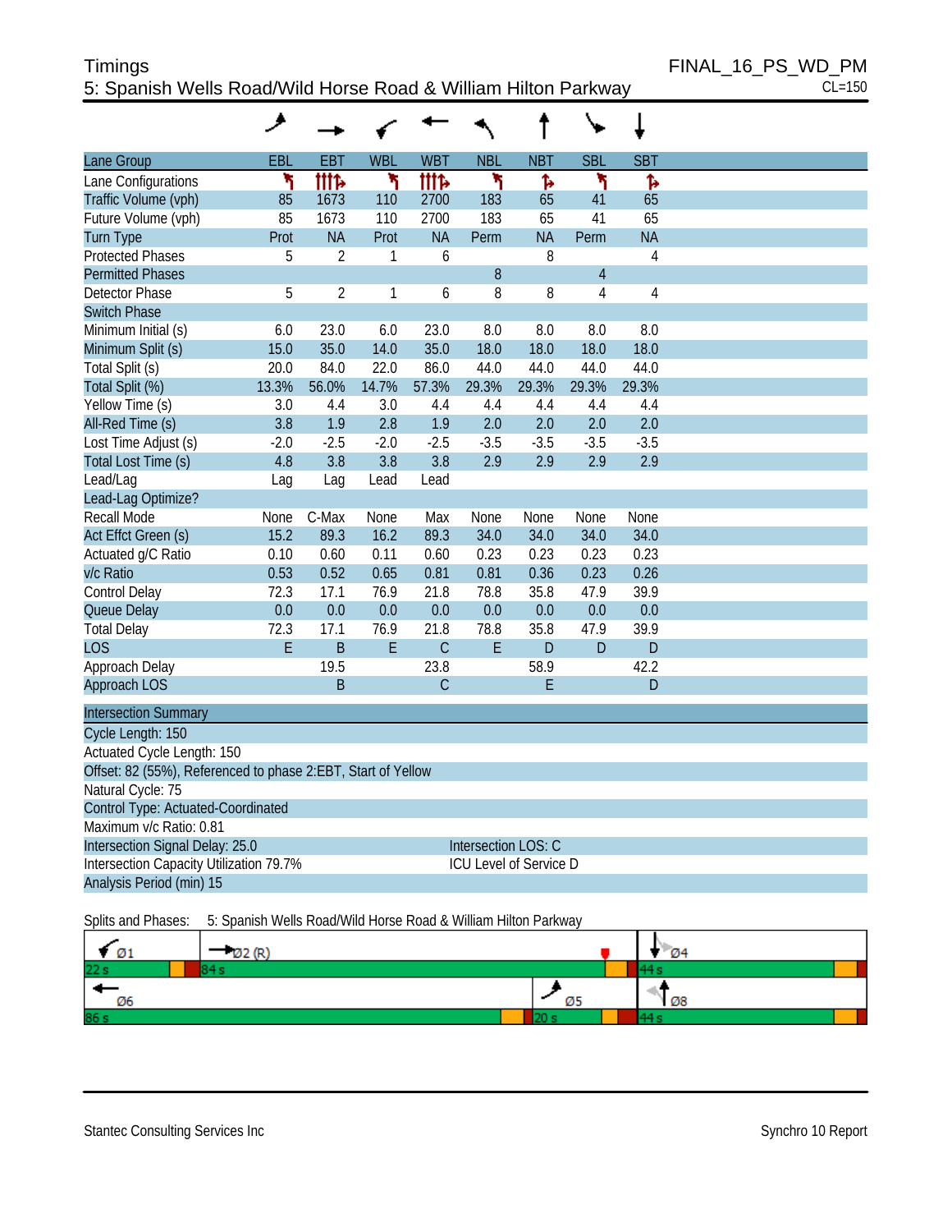# Timings

## 5: Spanish Wells Road/Wild Horse Road & William Hilton Parkway

FINAL_16_PS_WD_PM
CL=150

| Lane Group | EBL | EBT | WBL | WBT | NBL | NBT | SBL | SBT |
|---|---|---|---|---|---|---|---|---|
| Lane Configurations | | | | | | | | |
| Traffic Volume (vph) | 85 | 1673 | 110 | 2700 | 183 | 65 | 41 | 65 |
| Future Volume (vph) | 85 | 1673 | 110 | 2700 | 183 | 65 | 41 | 65 |
| Turn Type | Prot | NA | Prot | NA | Perm | NA | Perm | NA |
| Protected Phases | 5 | 2 | 1 | 6 | | 8 | | 4 |
| Permitted Phases | | | | | 8 | | 4 | |
| Detector Phase | 5 | 2 | 1 | 6 | 8 | 8 | 4 | 4 |
| Switch Phase | | | | | | | | |
| Minimum Initial (s) | 6.0 | 23.0 | 6.0 | 23.0 | 8.0 | 8.0 | 8.0 | 8.0 |
| Minimum Split (s) | 15.0 | 35.0 | 14.0 | 35.0 | 18.0 | 18.0 | 18.0 | 18.0 |
| Total Split (s) | 20.0 | 84.0 | 22.0 | 86.0 | 44.0 | 44.0 | 44.0 | 44.0 |
| Total Split (%) | 13.3% | 56.0% | 14.7% | 57.3% | 29.3% | 29.3% | 29.3% | 29.3% |
| Yellow Time (s) | 3.0 | 4.4 | 3.0 | 4.4 | 4.4 | 4.4 | 4.4 | 4.4 |
| All-Red Time (s) | 3.8 | 1.9 | 2.8 | 1.9 | 2.0 | 2.0 | 2.0 | 2.0 |
| Lost Time Adjust (s) | -2.0 | -2.5 | -2.0 | -2.5 | -3.5 | -3.5 | -3.5 | -3.5 |
| Total Lost Time (s) | 4.8 | 3.8 | 3.8 | 3.8 | 2.9 | 2.9 | 2.9 | 2.9 |
| Lead/Lag | Lag | Lag | Lead | Lead | | | | |
| Lead-Lag Optimize? | | | | | | | | |
| Recall Mode | None | C-Max | None | Max | None | None | None | None |
| Act Effct Green (s) | 15.2 | 89.3 | 16.2 | 89.3 | 34.0 | 34.0 | 34.0 | 34.0 |
| Actuated g/C Ratio | 0.10 | 0.60 | 0.11 | 0.60 | 0.23 | 0.23 | 0.23 | 0.23 |
| v/c Ratio | 0.53 | 0.52 | 0.65 | 0.81 | 0.81 | 0.36 | 0.23 | 0.26 |
| Control Delay | 72.3 | 17.1 | 76.9 | 21.8 | 78.8 | 35.8 | 47.9 | 39.9 |
| Queue Delay | 0.0 | 0.0 | 0.0 | 0.0 | 0.0 | 0.0 | 0.0 | 0.0 |
| Total Delay | 72.3 | 17.1 | 76.9 | 21.8 | 78.8 | 35.8 | 47.9 | 39.9 |
| LOS | E | B | E | C | E | D | D | D |
| Approach Delay | | 19.5 | | 23.8 | | 58.9 | | 42.2 |
| Approach LOS | | B | | C | | E | | D |

**Intersection Summary**

Cycle Length: 150
Actuated Cycle Length: 150
Offset: 82 (55%), Referenced to phase 2:EBT, Start of Yellow
Natural Cycle: 75
Control Type: Actuated-Coordinated
Maximum v/c Ratio: 0.81
Intersection Signal Delay: 25.0 — Intersection LOS: C
Intersection Capacity Utilization 79.7% — ICU Level of Service D
Analysis Period (min) 15

Splits and Phases: 5: Spanish Wells Road/Wild Horse Road & William Hilton Parkway

| Ø1 | Ø2 (R) | Ø4 |
|---|---|---|
| 22 s | 84 s | 44 s |

| Ø6 | Ø5 | Ø8 |
|---|---|---|
| 86 s | 20 s | 44 s |

Stantec Consulting Services Inc — Synchro 10 Report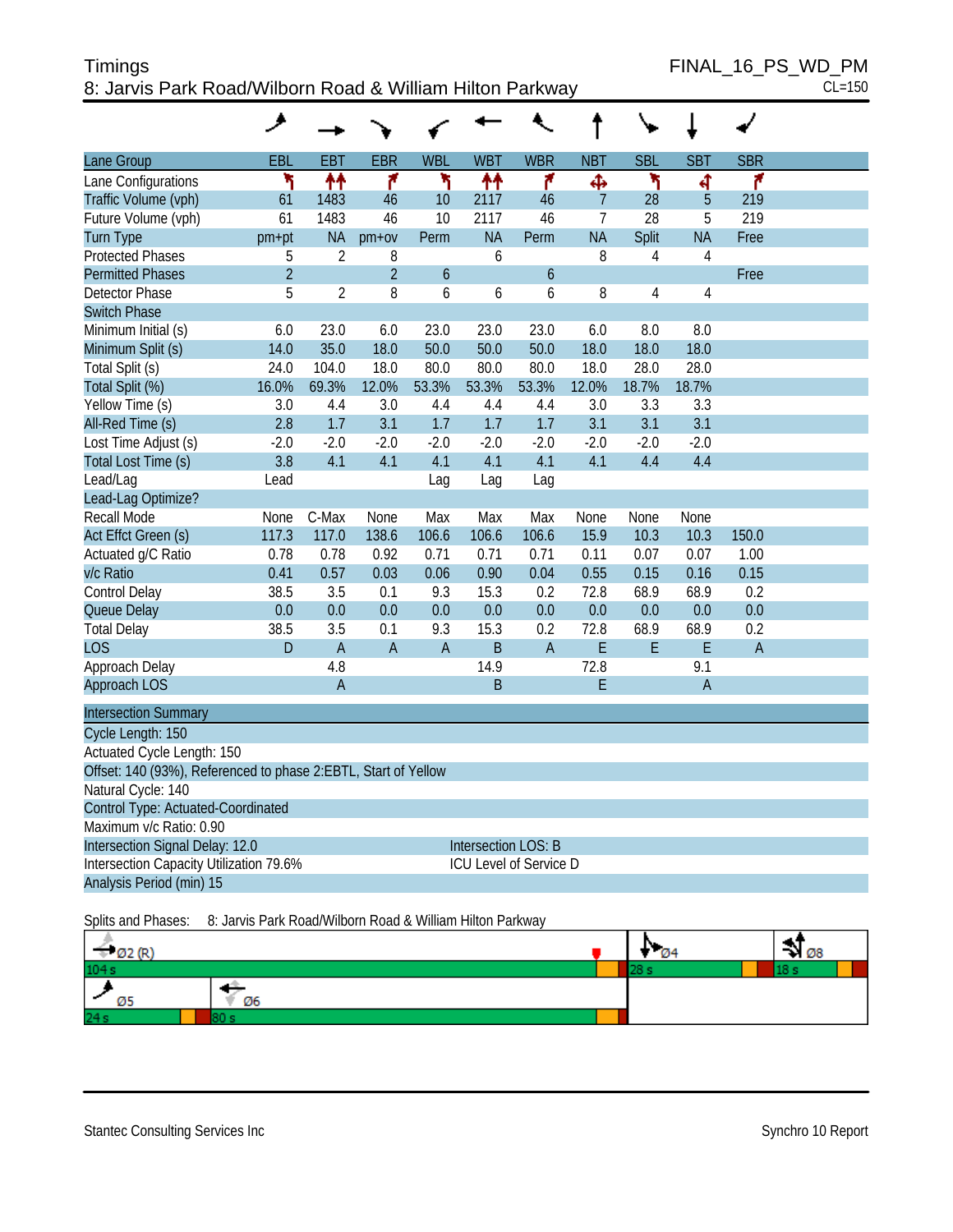Timings
8: Jarvis Park Road/Wilborn Road & William Hilton Parkway

FINAL_16_PS_WD_PM
CL=150

| Lane Group | EBL | EBT | EBR | WBL | WBT | WBR | NBT | SBL | SBT | SBR |
|---|---|---|---|---|---|---|---|---|---|---|
| Lane Configurations | | | | | | | | | | |
| Traffic Volume (vph) | 61 | 1483 | 46 | 10 | 2117 | 46 | 7 | 28 | 5 | 219 |
| Future Volume (vph) | 61 | 1483 | 46 | 10 | 2117 | 46 | 7 | 28 | 5 | 219 |
| Turn Type | pm+pt | NA | pm+ov | Perm | NA | Perm | NA | Split | NA | Free |
| Protected Phases | 5 | 2 | 8 | | 6 | | 8 | 4 | 4 | |
| Permitted Phases | 2 | | 2 | 6 | | 6 | | | | Free |
| Detector Phase | 5 | 2 | 8 | 6 | 6 | 6 | 8 | 4 | 4 | |
| Switch Phase | | | | | | | | | | |
| Minimum Initial (s) | 6.0 | 23.0 | 6.0 | 23.0 | 23.0 | 23.0 | 6.0 | 8.0 | 8.0 | |
| Minimum Split (s) | 14.0 | 35.0 | 18.0 | 50.0 | 50.0 | 50.0 | 18.0 | 18.0 | 18.0 | |
| Total Split (s) | 24.0 | 104.0 | 18.0 | 80.0 | 80.0 | 80.0 | 18.0 | 28.0 | 28.0 | |
| Total Split (%) | 16.0% | 69.3% | 12.0% | 53.3% | 53.3% | 53.3% | 12.0% | 18.7% | 18.7% | |
| Yellow Time (s) | 3.0 | 4.4 | 3.0 | 4.4 | 4.4 | 4.4 | 3.0 | 3.3 | 3.3 | |
| All-Red Time (s) | 2.8 | 1.7 | 3.1 | 1.7 | 1.7 | 1.7 | 3.1 | 3.1 | 3.1 | |
| Lost Time Adjust (s) | -2.0 | -2.0 | -2.0 | -2.0 | -2.0 | -2.0 | -2.0 | -2.0 | -2.0 | |
| Total Lost Time (s) | 3.8 | 4.1 | 4.1 | 4.1 | 4.1 | 4.1 | 4.1 | 4.4 | 4.4 | |
| Lead/Lag | Lead | | | Lag | Lag | Lag | | | | |
| Lead-Lag Optimize? | | | | | | | | | | |
| Recall Mode | None | C-Max | None | Max | Max | Max | None | None | None | |
| Act Effct Green (s) | 117.3 | 117.0 | 138.6 | 106.6 | 106.6 | 106.6 | 15.9 | 10.3 | 10.3 | 150.0 |
| Actuated g/C Ratio | 0.78 | 0.78 | 0.92 | 0.71 | 0.71 | 0.71 | 0.11 | 0.07 | 0.07 | 1.00 |
| v/c Ratio | 0.41 | 0.57 | 0.03 | 0.06 | 0.90 | 0.04 | 0.55 | 0.15 | 0.16 | 0.15 |
| Control Delay | 38.5 | 3.5 | 0.1 | 9.3 | 15.3 | 0.2 | 72.8 | 68.9 | 68.9 | 0.2 |
| Queue Delay | 0.0 | 0.0 | 0.0 | 0.0 | 0.0 | 0.0 | 0.0 | 0.0 | 0.0 | 0.0 |
| Total Delay | 38.5 | 3.5 | 0.1 | 9.3 | 15.3 | 0.2 | 72.8 | 68.9 | 68.9 | 0.2 |
| LOS | D | A | A | A | B | A | E | E | E | A |
| Approach Delay | | 4.8 | | | 14.9 | | 72.8 | | 9.1 | |
| Approach LOS | | A | | | B | | E | | A | |

**Intersection Summary**

Cycle Length: 150
Actuated Cycle Length: 150
Offset: 140 (93%), Referenced to phase 2:EBTL, Start of Yellow
Natural Cycle: 140
Control Type: Actuated-Coordinated
Maximum v/c Ratio: 0.90
Intersection Signal Delay: 12.0 — Intersection LOS: B
Intersection Capacity Utilization 79.6% — ICU Level of Service D
Analysis Period (min) 15

Splits and Phases: 8: Jarvis Park Road/Wilborn Road & William Hilton Parkway

Ø2 (R) 104 s | Ø4 28 s | Ø8 18 s
Ø5 24 s | Ø6 80 s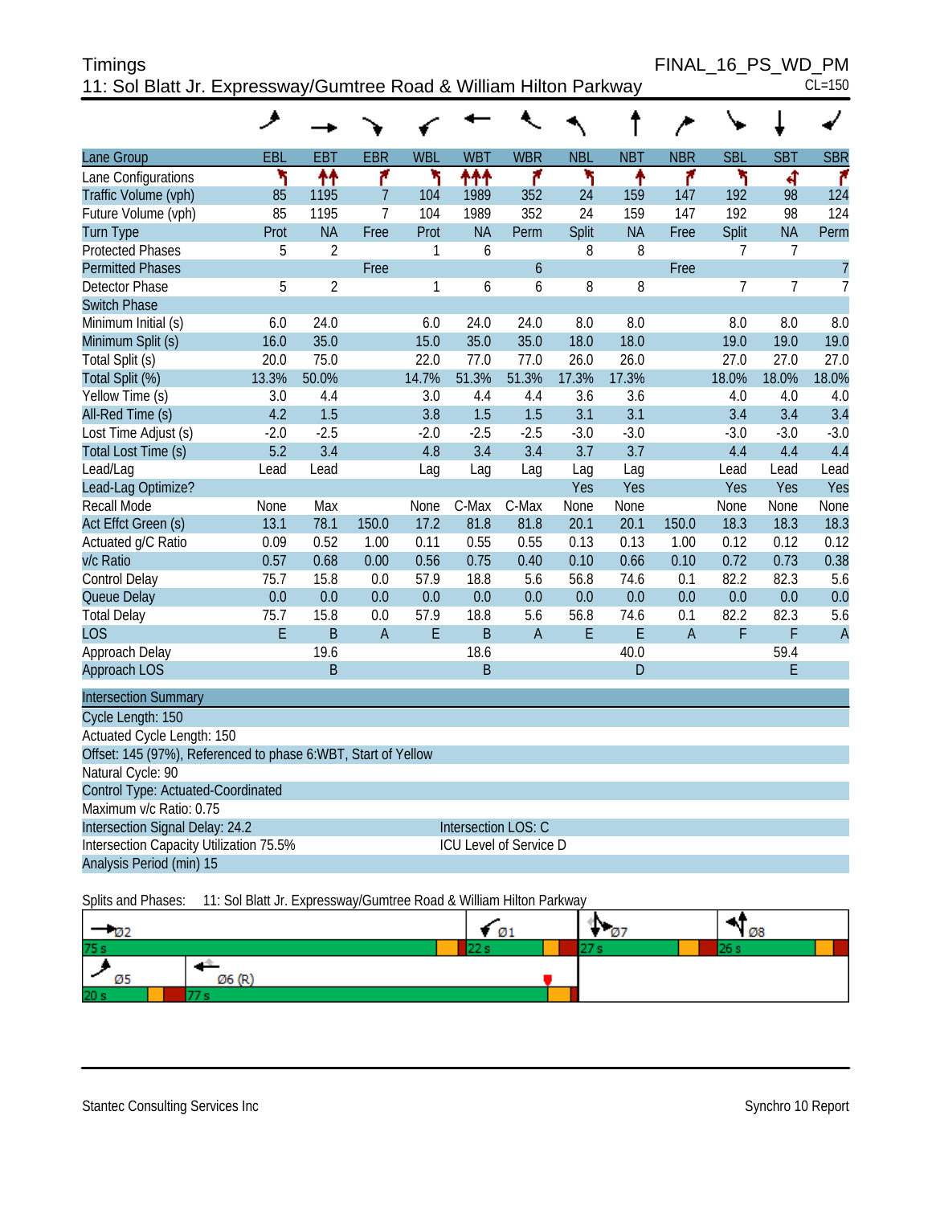Timings

11: Sol Blatt Jr. Expressway/Gumtree Road & William Hilton Parkway

FINAL_16_PS_WD_PM

CL=150

| Lane Group | EBL | EBT | EBR | WBL | WBT | WBR | NBL | NBT | NBR | SBL | SBT | SBR |
|---|---|---|---|---|---|---|---|---|---|---|---|---|
| Lane Configurations | | | | | | | | | | | | |
| Traffic Volume (vph) | 85 | 1195 | 7 | 104 | 1989 | 352 | 24 | 159 | 147 | 192 | 98 | 124 |
| Future Volume (vph) | 85 | 1195 | 7 | 104 | 1989 | 352 | 24 | 159 | 147 | 192 | 98 | 124 |
| Turn Type | Prot | NA | Free | Prot | NA | Perm | Split | NA | Free | Split | NA | Perm |
| Protected Phases | 5 | 2 | | 1 | 6 | | 8 | 8 | | 7 | 7 | |
| Permitted Phases | | | Free | | | 6 | | | Free | | | 7 |
| Detector Phase | 5 | 2 | | 1 | 6 | 6 | 8 | 8 | | 7 | 7 | 7 |
| Switch Phase | | | | | | | | | | | | |
| Minimum Initial (s) | 6.0 | 24.0 | | 6.0 | 24.0 | 24.0 | 8.0 | 8.0 | | 8.0 | 8.0 | 8.0 |
| Minimum Split (s) | 16.0 | 35.0 | | 15.0 | 35.0 | 35.0 | 18.0 | 18.0 | | 19.0 | 19.0 | 19.0 |
| Total Split (s) | 20.0 | 75.0 | | 22.0 | 77.0 | 77.0 | 26.0 | 26.0 | | 27.0 | 27.0 | 27.0 |
| Total Split (%) | 13.3% | 50.0% | | 14.7% | 51.3% | 51.3% | 17.3% | 17.3% | | 18.0% | 18.0% | 18.0% |
| Yellow Time (s) | 3.0 | 4.4 | | 3.0 | 4.4 | 4.4 | 3.6 | 3.6 | | 4.0 | 4.0 | 4.0 |
| All-Red Time (s) | 4.2 | 1.5 | | 3.8 | 1.5 | 1.5 | 3.1 | 3.1 | | 3.4 | 3.4 | 3.4 |
| Lost Time Adjust (s) | -2.0 | -2.5 | | -2.0 | -2.5 | -2.5 | -3.0 | -3.0 | | -3.0 | -3.0 | -3.0 |
| Total Lost Time (s) | 5.2 | 3.4 | | 4.8 | 3.4 | 3.4 | 3.7 | 3.7 | | 4.4 | 4.4 | 4.4 |
| Lead/Lag | Lead | Lead | | Lag | Lag | Lag | Lag | Lag | | Lead | Lead | Lead |
| Lead-Lag Optimize? | | | | | | | Yes | Yes | | Yes | Yes | Yes |
| Recall Mode | None | Max | | None | C-Max | C-Max | None | None | | None | None | None |
| Act Effct Green (s) | 13.1 | 78.1 | 150.0 | 17.2 | 81.8 | 81.8 | 20.1 | 20.1 | 150.0 | 18.3 | 18.3 | 18.3 |
| Actuated g/C Ratio | 0.09 | 0.52 | 1.00 | 0.11 | 0.55 | 0.55 | 0.13 | 0.13 | 1.00 | 0.12 | 0.12 | 0.12 |
| v/c Ratio | 0.57 | 0.68 | 0.00 | 0.56 | 0.75 | 0.40 | 0.10 | 0.66 | 0.10 | 0.72 | 0.73 | 0.38 |
| Control Delay | 75.7 | 15.8 | 0.0 | 57.9 | 18.8 | 5.6 | 56.8 | 74.6 | 0.1 | 82.2 | 82.3 | 5.6 |
| Queue Delay | 0.0 | 0.0 | 0.0 | 0.0 | 0.0 | 0.0 | 0.0 | 0.0 | 0.0 | 0.0 | 0.0 | 0.0 |
| Total Delay | 75.7 | 15.8 | 0.0 | 57.9 | 18.8 | 5.6 | 56.8 | 74.6 | 0.1 | 82.2 | 82.3 | 5.6 |
| LOS | E | B | A | E | B | A | E | E | A | F | F | A |
| Approach Delay | | 19.6 | | | 18.6 | | | 40.0 | | | 59.4 | |
| Approach LOS | | B | | | B | | | D | | | E | |

**Intersection Summary**

Cycle Length: 150

Actuated Cycle Length: 150

Offset: 145 (97%), Referenced to phase 6:WBT, Start of Yellow

Natural Cycle: 90

Control Type: Actuated-Coordinated

Maximum v/c Ratio: 0.75

Intersection Signal Delay: 24.2 — Intersection LOS: C

Intersection Capacity Utilization 75.5% — ICU Level of Service D

Analysis Period (min) 15

Splits and Phases: 11: Sol Blatt Jr. Expressway/Gumtree Road & William Hilton Parkway

| Ø2 | Ø1 | Ø7 | Ø8 |
|---|---|---|---|
| 75 s | 22 s | 27 s | 26 s |

| Ø5 | Ø6 (R) |
|---|---|
| 20 s | 77 s |

Stantec Consulting Services Inc

Synchro 10 Report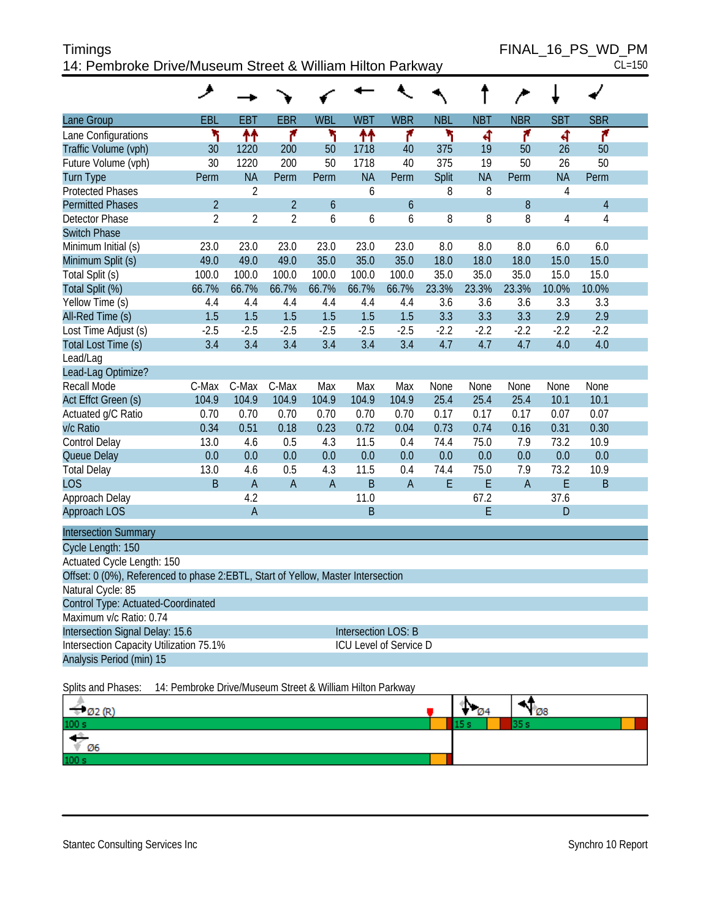Timings
14: Pembroke Drive/Museum Street & William Hilton Parkway

FINAL_16_PS_WD_PM
CL=150

| Lane Group | EBL | EBT | EBR | WBL | WBT | WBR | NBL | NBT | NBR | SBT | SBR |
|---|---|---|---|---|---|---|---|---|---|---|---|
| Lane Configurations | | | | | | | | | | | |
| Traffic Volume (vph) | 30 | 1220 | 200 | 50 | 1718 | 40 | 375 | 19 | 50 | 26 | 50 |
| Future Volume (vph) | 30 | 1220 | 200 | 50 | 1718 | 40 | 375 | 19 | 50 | 26 | 50 |
| Turn Type | Perm | NA | Perm | Perm | NA | Perm | Split | NA | Perm | NA | Perm |
| Protected Phases | | 2 | | | 6 | | 8 | 8 | | 4 | |
| Permitted Phases | 2 | | 2 | 6 | | 6 | | | 8 | | 4 |
| Detector Phase | 2 | 2 | 2 | 6 | 6 | 6 | 8 | 8 | 8 | 4 | 4 |
| Switch Phase | | | | | | | | | | | |
| Minimum Initial (s) | 23.0 | 23.0 | 23.0 | 23.0 | 23.0 | 23.0 | 8.0 | 8.0 | 8.0 | 6.0 | 6.0 |
| Minimum Split (s) | 49.0 | 49.0 | 49.0 | 35.0 | 35.0 | 35.0 | 18.0 | 18.0 | 18.0 | 15.0 | 15.0 |
| Total Split (s) | 100.0 | 100.0 | 100.0 | 100.0 | 100.0 | 100.0 | 35.0 | 35.0 | 35.0 | 15.0 | 15.0 |
| Total Split (%) | 66.7% | 66.7% | 66.7% | 66.7% | 66.7% | 66.7% | 23.3% | 23.3% | 23.3% | 10.0% | 10.0% |
| Yellow Time (s) | 4.4 | 4.4 | 4.4 | 4.4 | 4.4 | 4.4 | 3.6 | 3.6 | 3.6 | 3.3 | 3.3 |
| All-Red Time (s) | 1.5 | 1.5 | 1.5 | 1.5 | 1.5 | 1.5 | 3.3 | 3.3 | 3.3 | 2.9 | 2.9 |
| Lost Time Adjust (s) | -2.5 | -2.5 | -2.5 | -2.5 | -2.5 | -2.5 | -2.2 | -2.2 | -2.2 | -2.2 | -2.2 |
| Total Lost Time (s) | 3.4 | 3.4 | 3.4 | 3.4 | 3.4 | 3.4 | 4.7 | 4.7 | 4.7 | 4.0 | 4.0 |
| Lead/Lag | | | | | | | | | | | |
| Lead-Lag Optimize? | | | | | | | | | | | |
| Recall Mode | C-Max | C-Max | C-Max | Max | Max | Max | None | None | None | None | None |
| Act Effct Green (s) | 104.9 | 104.9 | 104.9 | 104.9 | 104.9 | 104.9 | 25.4 | 25.4 | 25.4 | 10.1 | 10.1 |
| Actuated g/C Ratio | 0.70 | 0.70 | 0.70 | 0.70 | 0.70 | 0.70 | 0.17 | 0.17 | 0.17 | 0.07 | 0.07 |
| v/c Ratio | 0.34 | 0.51 | 0.18 | 0.23 | 0.72 | 0.04 | 0.73 | 0.74 | 0.16 | 0.31 | 0.30 |
| Control Delay | 13.0 | 4.6 | 0.5 | 4.3 | 11.5 | 0.4 | 74.4 | 75.0 | 7.9 | 73.2 | 10.9 |
| Queue Delay | 0.0 | 0.0 | 0.0 | 0.0 | 0.0 | 0.0 | 0.0 | 0.0 | 0.0 | 0.0 | 0.0 |
| Total Delay | 13.0 | 4.6 | 0.5 | 4.3 | 11.5 | 0.4 | 74.4 | 75.0 | 7.9 | 73.2 | 10.9 |
| LOS | B | A | A | A | B | A | E | E | A | E | B |
| Approach Delay | | 4.2 | | | 11.0 | | | 67.2 | | 37.6 | |
| Approach LOS | | A | | | B | | | E | | D | |

**Intersection Summary**

Cycle Length: 150
Actuated Cycle Length: 150
Offset: 0 (0%), Referenced to phase 2:EBTL, Start of Yellow, Master Intersection
Natural Cycle: 85
Control Type: Actuated-Coordinated
Maximum v/c Ratio: 0.74
Intersection Signal Delay: 15.6 — Intersection LOS: B
Intersection Capacity Utilization 75.1% — ICU Level of Service D
Analysis Period (min) 15

Splits and Phases: 14: Pembroke Drive/Museum Street & William Hilton Parkway

Ø2 (R) 100 s | Ø4 15 s | Ø8 35 s
Ø6 100 s

Stantec Consulting Services Inc — Synchro 10 Report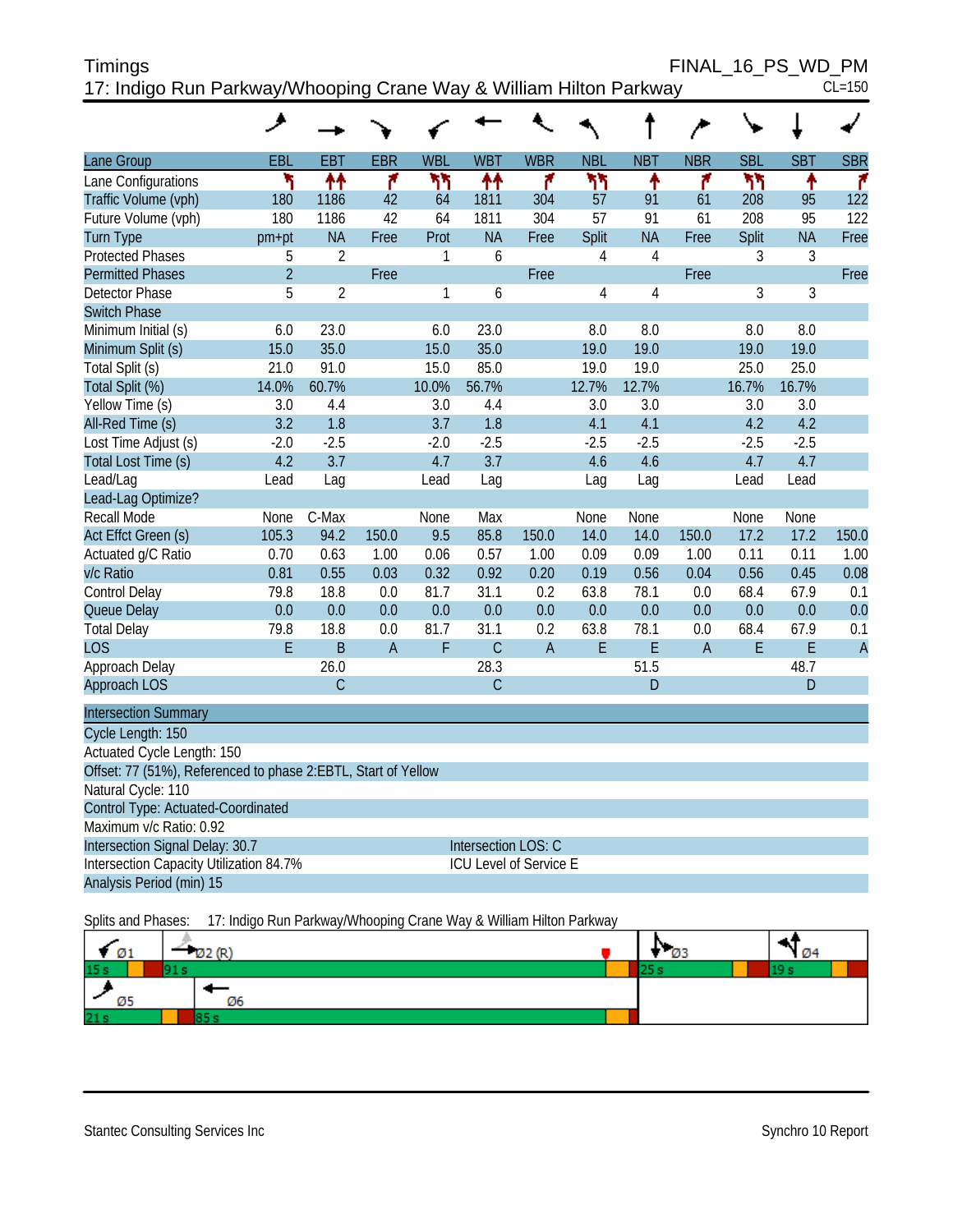# Timings

**FINAL_16_PS_WD_PM**

## 17: Indigo Run Parkway/Whooping Crane Way & William Hilton Parkway

CL=150

| Lane Group | EBL | EBT | EBR | WBL | WBT | WBR | NBL | NBT | NBR | SBL | SBT | SBR |
|---|---|---|---|---|---|---|---|---|---|---|---|---|
| Lane Configurations | | | | | | | | | | | | |
| Traffic Volume (vph) | 180 | 1186 | 42 | 64 | 1811 | 304 | 57 | 91 | 61 | 208 | 95 | 122 |
| Future Volume (vph) | 180 | 1186 | 42 | 64 | 1811 | 304 | 57 | 91 | 61 | 208 | 95 | 122 |
| Turn Type | pm+pt | NA | Free | Prot | NA | Free | Split | NA | Free | Split | NA | Free |
| Protected Phases | 5 | 2 | | 1 | 6 | | 4 | 4 | | 3 | 3 | |
| Permitted Phases | 2 | | Free | | | Free | | | Free | | | Free |
| Detector Phase | 5 | 2 | | 1 | 6 | | 4 | 4 | | 3 | 3 | |
| Switch Phase | | | | | | | | | | | | |
| Minimum Initial (s) | 6.0 | 23.0 | | 6.0 | 23.0 | | 8.0 | 8.0 | | 8.0 | 8.0 | |
| Minimum Split (s) | 15.0 | 35.0 | | 15.0 | 35.0 | | 19.0 | 19.0 | | 19.0 | 19.0 | |
| Total Split (s) | 21.0 | 91.0 | | 15.0 | 85.0 | | 19.0 | 19.0 | | 25.0 | 25.0 | |
| Total Split (%) | 14.0% | 60.7% | | 10.0% | 56.7% | | 12.7% | 12.7% | | 16.7% | 16.7% | |
| Yellow Time (s) | 3.0 | 4.4 | | 3.0 | 4.4 | | 3.0 | 3.0 | | 3.0 | 3.0 | |
| All-Red Time (s) | 3.2 | 1.8 | | 3.7 | 1.8 | | 4.1 | 4.1 | | 4.2 | 4.2 | |
| Lost Time Adjust (s) | -2.0 | -2.5 | | -2.0 | -2.5 | | -2.5 | -2.5 | | -2.5 | -2.5 | |
| Total Lost Time (s) | 4.2 | 3.7 | | 4.7 | 3.7 | | 4.6 | 4.6 | | 4.7 | 4.7 | |
| Lead/Lag | Lead | Lag | | Lead | Lag | | Lag | Lag | | Lead | Lead | |
| Lead-Lag Optimize? | | | | | | | | | | | | |
| Recall Mode | None | C-Max | | None | Max | | None | None | | None | None | |
| Act Effct Green (s) | 105.3 | 94.2 | 150.0 | 9.5 | 85.8 | 150.0 | 14.0 | 14.0 | 150.0 | 17.2 | 17.2 | 150.0 |
| Actuated g/C Ratio | 0.70 | 0.63 | 1.00 | 0.06 | 0.57 | 1.00 | 0.09 | 0.09 | 1.00 | 0.11 | 0.11 | 1.00 |
| v/c Ratio | 0.81 | 0.55 | 0.03 | 0.32 | 0.92 | 0.20 | 0.19 | 0.56 | 0.04 | 0.56 | 0.45 | 0.08 |
| Control Delay | 79.8 | 18.8 | 0.0 | 81.7 | 31.1 | 0.2 | 63.8 | 78.1 | 0.0 | 68.4 | 67.9 | 0.1 |
| Queue Delay | 0.0 | 0.0 | 0.0 | 0.0 | 0.0 | 0.0 | 0.0 | 0.0 | 0.0 | 0.0 | 0.0 | 0.0 |
| Total Delay | 79.8 | 18.8 | 0.0 | 81.7 | 31.1 | 0.2 | 63.8 | 78.1 | 0.0 | 68.4 | 67.9 | 0.1 |
| LOS | E | B | A | F | C | A | E | E | A | E | E | A |
| Approach Delay | | 26.0 | | | 28.3 | | | 51.5 | | | 48.7 | |
| Approach LOS | | C | | | C | | | D | | | D | |

### Intersection Summary

Cycle Length: 150
Actuated Cycle Length: 150
Offset: 77 (51%), Referenced to phase 2:EBTL, Start of Yellow
Natural Cycle: 110
Control Type: Actuated-Coordinated
Maximum v/c Ratio: 0.92
Intersection Signal Delay: 30.7 — Intersection LOS: C
Intersection Capacity Utilization 84.7% — ICU Level of Service E
Analysis Period (min) 15

Splits and Phases: 17: Indigo Run Parkway/Whooping Crane Way & William Hilton Parkway

| Ø1 | Ø2 (R) | Ø3 | Ø4 |
|---|---|---|---|
| 15 s | 91 s | 25 s | 19 s |

| Ø5 | Ø6 |
|---|---|
| 21 s | 85 s |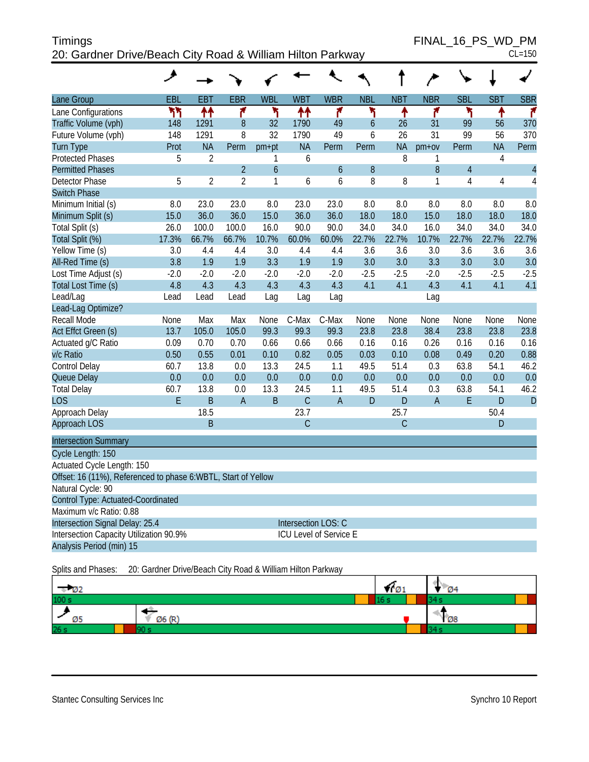Timings
20: Gardner Drive/Beach City Road & William Hilton Parkway

FINAL_16_PS_WD_PM
CL=150

| Lane Group | EBL | EBT | EBR | WBL | WBT | WBR | NBL | NBT | NBR | SBL | SBT | SBR |
|---|---|---|---|---|---|---|---|---|---|---|---|---|
| Lane Configurations | | | | | | | | | | | | |
| Traffic Volume (vph) | 148 | 1291 | 8 | 32 | 1790 | 49 | 6 | 26 | 31 | 99 | 56 | 370 |
| Future Volume (vph) | 148 | 1291 | 8 | 32 | 1790 | 49 | 6 | 26 | 31 | 99 | 56 | 370 |
| Turn Type | Prot | NA | Perm | pm+pt | NA | Perm | Perm | NA | pm+ov | Perm | NA | Perm |
| Protected Phases | 5 | 2 | | 1 | 6 | | | 8 | 1 | | 4 | |
| Permitted Phases | | | 2 | 6 | | 6 | 8 | | 8 | 4 | | 4 |
| Detector Phase | 5 | 2 | 2 | 1 | 6 | 6 | 8 | 8 | 1 | 4 | 4 | 4 |
| Switch Phase | | | | | | | | | | | | |
| Minimum Initial (s) | 8.0 | 23.0 | 23.0 | 8.0 | 23.0 | 23.0 | 8.0 | 8.0 | 8.0 | 8.0 | 8.0 | 8.0 |
| Minimum Split (s) | 15.0 | 36.0 | 36.0 | 15.0 | 36.0 | 36.0 | 18.0 | 18.0 | 15.0 | 18.0 | 18.0 | 18.0 |
| Total Split (s) | 26.0 | 100.0 | 100.0 | 16.0 | 90.0 | 90.0 | 34.0 | 34.0 | 16.0 | 34.0 | 34.0 | 34.0 |
| Total Split (%) | 17.3% | 66.7% | 66.7% | 10.7% | 60.0% | 60.0% | 22.7% | 22.7% | 10.7% | 22.7% | 22.7% | 22.7% |
| Yellow Time (s) | 3.0 | 4.4 | 4.4 | 3.0 | 4.4 | 4.4 | 3.6 | 3.6 | 3.0 | 3.6 | 3.6 | 3.6 |
| All-Red Time (s) | 3.8 | 1.9 | 1.9 | 3.3 | 1.9 | 1.9 | 3.0 | 3.0 | 3.3 | 3.0 | 3.0 | 3.0 |
| Lost Time Adjust (s) | -2.0 | -2.0 | -2.0 | -2.0 | -2.0 | -2.0 | -2.5 | -2.5 | -2.0 | -2.5 | -2.5 | -2.5 |
| Total Lost Time (s) | 4.8 | 4.3 | 4.3 | 4.3 | 4.3 | 4.3 | 4.1 | 4.1 | 4.3 | 4.1 | 4.1 | 4.1 |
| Lead/Lag | Lead | Lead | Lead | Lag | Lag | Lag | | | Lag | | | |
| Lead-Lag Optimize? | | | | | | | | | | | | |
| Recall Mode | None | Max | Max | None | C-Max | C-Max | None | None | None | None | None | None |
| Act Effct Green (s) | 13.7 | 105.0 | 105.0 | 99.3 | 99.3 | 99.3 | 23.8 | 23.8 | 38.4 | 23.8 | 23.8 | 23.8 |
| Actuated g/C Ratio | 0.09 | 0.70 | 0.70 | 0.66 | 0.66 | 0.66 | 0.16 | 0.16 | 0.26 | 0.16 | 0.16 | 0.16 |
| v/c Ratio | 0.50 | 0.55 | 0.01 | 0.10 | 0.82 | 0.05 | 0.03 | 0.10 | 0.08 | 0.49 | 0.20 | 0.88 |
| Control Delay | 60.7 | 13.8 | 0.0 | 13.3 | 24.5 | 1.1 | 49.5 | 51.4 | 0.3 | 63.8 | 54.1 | 46.2 |
| Queue Delay | 0.0 | 0.0 | 0.0 | 0.0 | 0.0 | 0.0 | 0.0 | 0.0 | 0.0 | 0.0 | 0.0 | 0.0 |
| Total Delay | 60.7 | 13.8 | 0.0 | 13.3 | 24.5 | 1.1 | 49.5 | 51.4 | 0.3 | 63.8 | 54.1 | 46.2 |
| LOS | E | B | A | B | C | A | D | D | A | E | D | D |
| Approach Delay | | 18.5 | | | 23.7 | | | 25.7 | | | 50.4 | |
| Approach LOS | | B | | | C | | | C | | | D | |

**Intersection Summary**

Cycle Length: 150
Actuated Cycle Length: 150
Offset: 16 (11%), Referenced to phase 6:WBTL, Start of Yellow
Natural Cycle: 90
Control Type: Actuated-Coordinated
Maximum v/c Ratio: 0.88
Intersection Signal Delay: 25.4 — Intersection LOS: C
Intersection Capacity Utilization 90.9% — ICU Level of Service E
Analysis Period (min) 15

Splits and Phases: 20: Gardner Drive/Beach City Road & William Hilton Parkway

Ø2 100 s | Ø1 16 s | Ø4 34 s
Ø5 26 s | Ø6 (R) 90 s | Ø8 34 s

Stantec Consulting Services Inc — Synchro 10 Report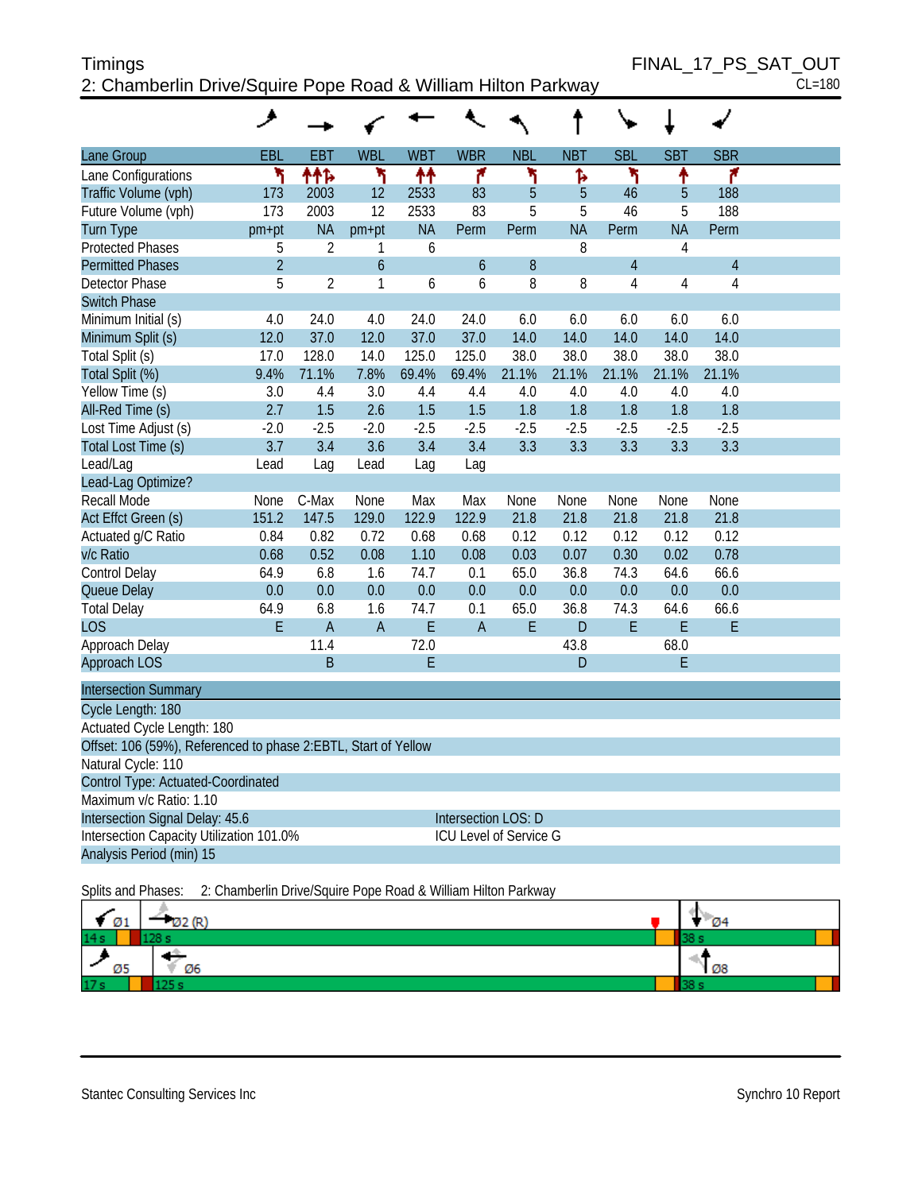# Timings

## 2: Chamberlin Drive/Squire Pope Road & William Hilton Parkway

FINAL_17_PS_SAT_OUT
CL=180

| Lane Group | EBL | EBT | WBL | WBT | WBR | NBL | NBT | SBL | SBT | SBR |
|---|---|---|---|---|---|---|---|---|---|---|
| Lane Configurations | | | | | | | | | | |
| Traffic Volume (vph) | 173 | 2003 | 12 | 2533 | 83 | 5 | 5 | 46 | 5 | 188 |
| Future Volume (vph) | 173 | 2003 | 12 | 2533 | 83 | 5 | 5 | 46 | 5 | 188 |
| Turn Type | pm+pt | NA | pm+pt | NA | Perm | Perm | NA | Perm | NA | Perm |
| Protected Phases | 5 | 2 | 1 | 6 | | | 8 | | 4 | |
| Permitted Phases | 2 | | 6 | | 6 | 8 | | 4 | | 4 |
| Detector Phase | 5 | 2 | 1 | 6 | 6 | 8 | 8 | 4 | 4 | 4 |
| Switch Phase | | | | | | | | | | |
| Minimum Initial (s) | 4.0 | 24.0 | 4.0 | 24.0 | 24.0 | 6.0 | 6.0 | 6.0 | 6.0 | 6.0 |
| Minimum Split (s) | 12.0 | 37.0 | 12.0 | 37.0 | 37.0 | 14.0 | 14.0 | 14.0 | 14.0 | 14.0 |
| Total Split (s) | 17.0 | 128.0 | 14.0 | 125.0 | 125.0 | 38.0 | 38.0 | 38.0 | 38.0 | 38.0 |
| Total Split (%) | 9.4% | 71.1% | 7.8% | 69.4% | 69.4% | 21.1% | 21.1% | 21.1% | 21.1% | 21.1% |
| Yellow Time (s) | 3.0 | 4.4 | 3.0 | 4.4 | 4.4 | 4.0 | 4.0 | 4.0 | 4.0 | 4.0 |
| All-Red Time (s) | 2.7 | 1.5 | 2.6 | 1.5 | 1.5 | 1.8 | 1.8 | 1.8 | 1.8 | 1.8 |
| Lost Time Adjust (s) | -2.0 | -2.5 | -2.0 | -2.5 | -2.5 | -2.5 | -2.5 | -2.5 | -2.5 | -2.5 |
| Total Lost Time (s) | 3.7 | 3.4 | 3.6 | 3.4 | 3.4 | 3.3 | 3.3 | 3.3 | 3.3 | 3.3 |
| Lead/Lag | Lead | Lag | Lead | Lag | Lag | | | | | |
| Lead-Lag Optimize? | | | | | | | | | | |
| Recall Mode | None | C-Max | None | Max | Max | None | None | None | None | None |
| Act Effct Green (s) | 151.2 | 147.5 | 129.0 | 122.9 | 122.9 | 21.8 | 21.8 | 21.8 | 21.8 | 21.8 |
| Actuated g/C Ratio | 0.84 | 0.82 | 0.72 | 0.68 | 0.68 | 0.12 | 0.12 | 0.12 | 0.12 | 0.12 |
| v/c Ratio | 0.68 | 0.52 | 0.08 | 1.10 | 0.08 | 0.03 | 0.07 | 0.30 | 0.02 | 0.78 |
| Control Delay | 64.9 | 6.8 | 1.6 | 74.7 | 0.1 | 65.0 | 36.8 | 74.3 | 64.6 | 66.6 |
| Queue Delay | 0.0 | 0.0 | 0.0 | 0.0 | 0.0 | 0.0 | 0.0 | 0.0 | 0.0 | 0.0 |
| Total Delay | 64.9 | 6.8 | 1.6 | 74.7 | 0.1 | 65.0 | 36.8 | 74.3 | 64.6 | 66.6 |
| LOS | E | A | A | E | A | E | D | E | E | E |
| Approach Delay | | 11.4 | | 72.0 | | | 43.8 | | 68.0 | |
| Approach LOS | | B | | E | | | D | | E | |

**Intersection Summary**

Cycle Length: 180
Actuated Cycle Length: 180
Offset: 106 (59%), Referenced to phase 2:EBTL, Start of Yellow
Natural Cycle: 110
Control Type: Actuated-Coordinated
Maximum v/c Ratio: 1.10
Intersection Signal Delay: 45.6 — Intersection LOS: D
Intersection Capacity Utilization 101.0% — ICU Level of Service G
Analysis Period (min) 15

Splits and Phases: 2: Chamberlin Drive/Squire Pope Road & William Hilton Parkway

| Ø1 | Ø2 (R) | Ø4 |
|---|---|---|
| 14 s | 128 s | 38 s |
| **Ø5** | **Ø6** | **Ø8** |
| 17 s | 125 s | 38 s |

Stantec Consulting Services Inc — Synchro 10 Report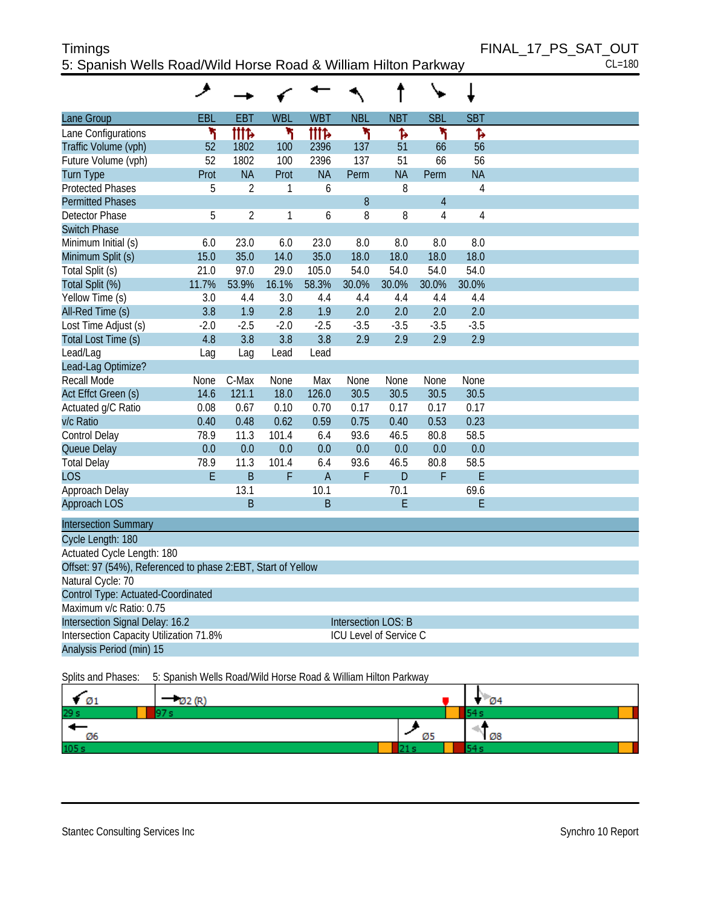Timings  FINAL_17_PS_SAT_OUT
5: Spanish Wells Road/Wild Horse Road & William Hilton Parkway  CL=180

| Lane Group | EBL | EBT | WBL | WBT | NBL | NBT | SBL | SBT |
|---|---|---|---|---|---|---|---|---|
| Lane Configurations | ↰ | ↑↑↑↱ | ↰ | ↑↑↑↱ | ↰ | ↱ | ↰ | ↱ |
| Traffic Volume (vph) | 52 | 1802 | 100 | 2396 | 137 | 51 | 66 | 56 |
| Future Volume (vph) | 52 | 1802 | 100 | 2396 | 137 | 51 | 66 | 56 |
| Turn Type | Prot | NA | Prot | NA | Perm | NA | Perm | NA |
| Protected Phases | 5 | 2 | 1 | 6 |  | 8 |  | 4 |
| Permitted Phases |  |  |  |  | 8 |  | 4 |  |
| Detector Phase | 5 | 2 | 1 | 6 | 8 | 8 | 4 | 4 |
| Switch Phase |  |  |  |  |  |  |  |  |
| Minimum Initial (s) | 6.0 | 23.0 | 6.0 | 23.0 | 8.0 | 8.0 | 8.0 | 8.0 |
| Minimum Split (s) | 15.0 | 35.0 | 14.0 | 35.0 | 18.0 | 18.0 | 18.0 | 18.0 |
| Total Split (s) | 21.0 | 97.0 | 29.0 | 105.0 | 54.0 | 54.0 | 54.0 | 54.0 |
| Total Split (%) | 11.7% | 53.9% | 16.1% | 58.3% | 30.0% | 30.0% | 30.0% | 30.0% |
| Yellow Time (s) | 3.0 | 4.4 | 3.0 | 4.4 | 4.4 | 4.4 | 4.4 | 4.4 |
| All-Red Time (s) | 3.8 | 1.9 | 2.8 | 1.9 | 2.0 | 2.0 | 2.0 | 2.0 |
| Lost Time Adjust (s) | -2.0 | -2.5 | -2.0 | -2.5 | -3.5 | -3.5 | -3.5 | -3.5 |
| Total Lost Time (s) | 4.8 | 3.8 | 3.8 | 3.8 | 2.9 | 2.9 | 2.9 | 2.9 |
| Lead/Lag | Lag | Lag | Lead | Lead |  |  |  |  |
| Lead-Lag Optimize? |  |  |  |  |  |  |  |  |
| Recall Mode | None | C-Max | None | Max | None | None | None | None |
| Act Effct Green (s) | 14.6 | 121.1 | 18.0 | 126.0 | 30.5 | 30.5 | 30.5 | 30.5 |
| Actuated g/C Ratio | 0.08 | 0.67 | 0.10 | 0.70 | 0.17 | 0.17 | 0.17 | 0.17 |
| v/c Ratio | 0.40 | 0.48 | 0.62 | 0.59 | 0.75 | 0.40 | 0.53 | 0.23 |
| Control Delay | 78.9 | 11.3 | 101.4 | 6.4 | 93.6 | 46.5 | 80.8 | 58.5 |
| Queue Delay | 0.0 | 0.0 | 0.0 | 0.0 | 0.0 | 0.0 | 0.0 | 0.0 |
| Total Delay | 78.9 | 11.3 | 101.4 | 6.4 | 93.6 | 46.5 | 80.8 | 58.5 |
| LOS | E | B | F | A | F | D | F | E |
| Approach Delay |  | 13.1 |  | 10.1 |  | 70.1 |  | 69.6 |
| Approach LOS |  | B |  | B |  | E |  | E |

**Intersection Summary**

Cycle Length: 180
Actuated Cycle Length: 180
Offset: 97 (54%), Referenced to phase 2:EBT, Start of Yellow
Natural Cycle: 70
Control Type: Actuated-Coordinated
Maximum v/c Ratio: 0.75
Intersection Signal Delay: 16.2  Intersection LOS: B
Intersection Capacity Utilization 71.8%  ICU Level of Service C
Analysis Period (min) 15

Splits and Phases: 5: Spanish Wells Road/Wild Horse Road & William Hilton Parkway

| Ø1 | Ø2 (R) | Ø4 |
|---|---|---|
| 29 s | 97 s | 54 s |

| Ø6 | Ø5 | Ø8 |
|---|---|---|
| 105 s | 21 s | 54 s |

Stantec Consulting Services Inc  Synchro 10 Report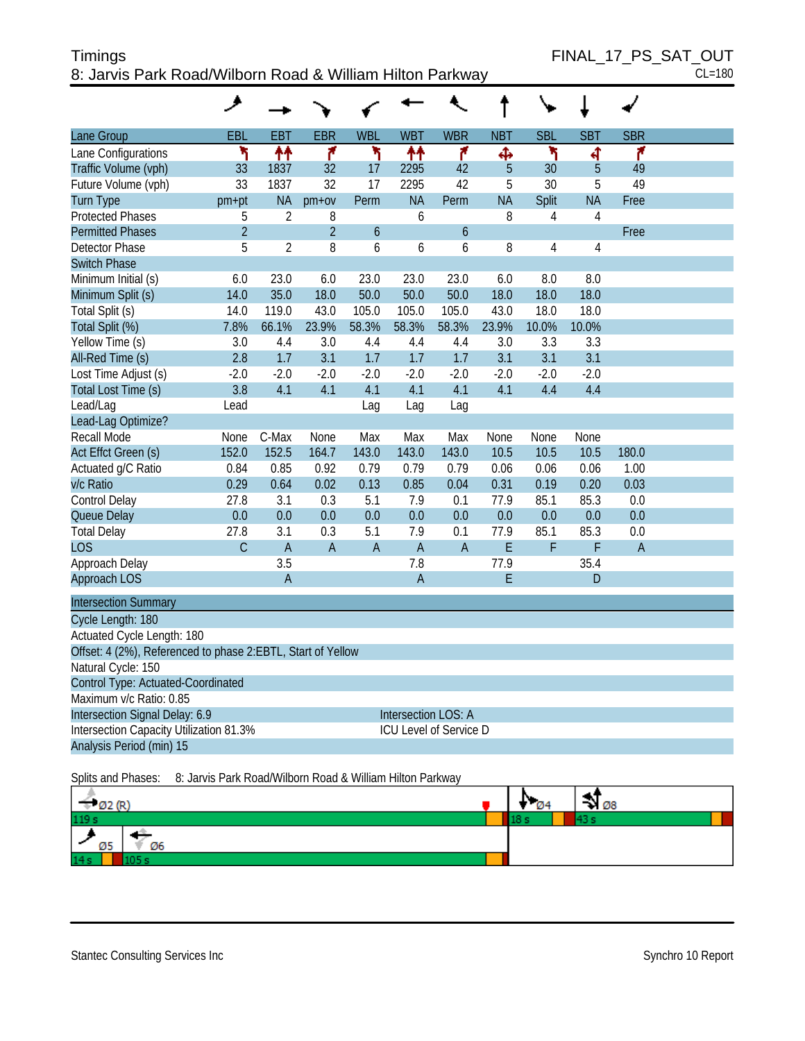# Timings

## 8: Jarvis Park Road/Wilborn Road & William Hilton Parkway

FINAL_17_PS_SAT_OUT
CL=180

| Lane Group | EBL | EBT | EBR | WBL | WBT | WBR | NBT | SBL | SBT | SBR |
|---|---|---|---|---|---|---|---|---|---|---|
| Lane Configurations | | | | | | | | | | |
| Traffic Volume (vph) | 33 | 1837 | 32 | 17 | 2295 | 42 | 5 | 30 | 5 | 49 |
| Future Volume (vph) | 33 | 1837 | 32 | 17 | 2295 | 42 | 5 | 30 | 5 | 49 |
| Turn Type | pm+pt | NA | pm+ov | Perm | NA | Perm | NA | Split | NA | Free |
| Protected Phases | 5 | 2 | 8 | | 6 | | 8 | 4 | 4 | |
| Permitted Phases | 2 | | 2 | 6 | | 6 | | | | Free |
| Detector Phase | 5 | 2 | 8 | 6 | 6 | 6 | 8 | 4 | 4 | |
| Switch Phase | | | | | | | | | | |
| Minimum Initial (s) | 6.0 | 23.0 | 6.0 | 23.0 | 23.0 | 23.0 | 6.0 | 8.0 | 8.0 | |
| Minimum Split (s) | 14.0 | 35.0 | 18.0 | 50.0 | 50.0 | 50.0 | 18.0 | 18.0 | 18.0 | |
| Total Split (s) | 14.0 | 119.0 | 43.0 | 105.0 | 105.0 | 105.0 | 43.0 | 18.0 | 18.0 | |
| Total Split (%) | 7.8% | 66.1% | 23.9% | 58.3% | 58.3% | 58.3% | 23.9% | 10.0% | 10.0% | |
| Yellow Time (s) | 3.0 | 4.4 | 3.0 | 4.4 | 4.4 | 4.4 | 3.0 | 3.3 | 3.3 | |
| All-Red Time (s) | 2.8 | 1.7 | 3.1 | 1.7 | 1.7 | 1.7 | 3.1 | 3.1 | 3.1 | |
| Lost Time Adjust (s) | -2.0 | -2.0 | -2.0 | -2.0 | -2.0 | -2.0 | -2.0 | -2.0 | -2.0 | |
| Total Lost Time (s) | 3.8 | 4.1 | 4.1 | 4.1 | 4.1 | 4.1 | 4.1 | 4.4 | 4.4 | |
| Lead/Lag | Lead | | | Lag | Lag | Lag | | | | |
| Lead-Lag Optimize? | | | | | | | | | | |
| Recall Mode | None | C-Max | None | Max | Max | Max | None | None | None | |
| Act Effct Green (s) | 152.0 | 152.5 | 164.7 | 143.0 | 143.0 | 143.0 | 10.5 | 10.5 | 10.5 | 180.0 |
| Actuated g/C Ratio | 0.84 | 0.85 | 0.92 | 0.79 | 0.79 | 0.79 | 0.06 | 0.06 | 0.06 | 1.00 |
| v/c Ratio | 0.29 | 0.64 | 0.02 | 0.13 | 0.85 | 0.04 | 0.31 | 0.19 | 0.20 | 0.03 |
| Control Delay | 27.8 | 3.1 | 0.3 | 5.1 | 7.9 | 0.1 | 77.9 | 85.1 | 85.3 | 0.0 |
| Queue Delay | 0.0 | 0.0 | 0.0 | 0.0 | 0.0 | 0.0 | 0.0 | 0.0 | 0.0 | 0.0 |
| Total Delay | 27.8 | 3.1 | 0.3 | 5.1 | 7.9 | 0.1 | 77.9 | 85.1 | 85.3 | 0.0 |
| LOS | C | A | A | A | A | A | E | F | F | A |
| Approach Delay | | 3.5 | | | 7.8 | | 77.9 | | 35.4 | |
| Approach LOS | | A | | | A | | E | | D | |

**Intersection Summary**

Cycle Length: 180
Actuated Cycle Length: 180
Offset: 4 (2%), Referenced to phase 2:EBTL, Start of Yellow
Natural Cycle: 150
Control Type: Actuated-Coordinated
Maximum v/c Ratio: 0.85
Intersection Signal Delay: 6.9 — Intersection LOS: A
Intersection Capacity Utilization 81.3% — ICU Level of Service D
Analysis Period (min) 15

Splits and Phases: 8: Jarvis Park Road/Wilborn Road & William Hilton Parkway

Ø2 (R) 119 s | Ø4 18 s | Ø8 43 s
Ø5 14 s | Ø6 105 s

Stantec Consulting Services Inc — Synchro 10 Report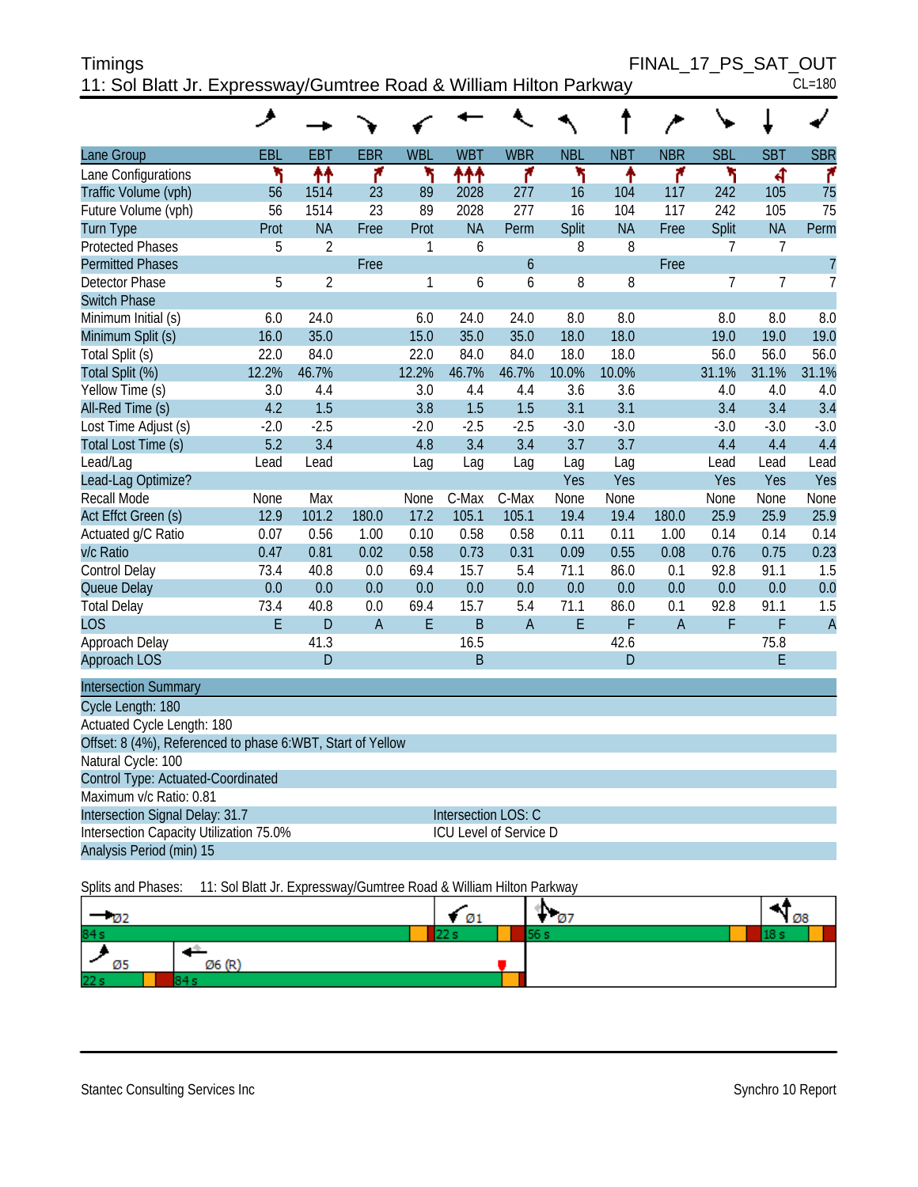Timings
11: Sol Blatt Jr. Expressway/Gumtree Road & William Hilton Parkway

FINAL_17_PS_SAT_OUT
CL=180

| Lane Group | EBL | EBT | EBR | WBL | WBT | WBR | NBL | NBT | NBR | SBL | SBT | SBR |
|---|---|---|---|---|---|---|---|---|---|---|---|---|
| Lane Configurations | | | | | | | | | | | | |
| Traffic Volume (vph) | 56 | 1514 | 23 | 89 | 2028 | 277 | 16 | 104 | 117 | 242 | 105 | 75 |
| Future Volume (vph) | 56 | 1514 | 23 | 89 | 2028 | 277 | 16 | 104 | 117 | 242 | 105 | 75 |
| Turn Type | Prot | NA | Free | Prot | NA | Perm | Split | NA | Free | Split | NA | Perm |
| Protected Phases | 5 | 2 | | 1 | 6 | | 8 | 8 | | 7 | 7 | |
| Permitted Phases | | | Free | | | 6 | | | Free | | | 7 |
| Detector Phase | 5 | 2 | | 1 | 6 | 6 | 8 | 8 | | 7 | 7 | 7 |
| Switch Phase | | | | | | | | | | | | |
| Minimum Initial (s) | 6.0 | 24.0 | | 6.0 | 24.0 | 24.0 | 8.0 | 8.0 | | 8.0 | 8.0 | 8.0 |
| Minimum Split (s) | 16.0 | 35.0 | | 15.0 | 35.0 | 35.0 | 18.0 | 18.0 | | 19.0 | 19.0 | 19.0 |
| Total Split (s) | 22.0 | 84.0 | | 22.0 | 84.0 | 84.0 | 18.0 | 18.0 | | 56.0 | 56.0 | 56.0 |
| Total Split (%) | 12.2% | 46.7% | | 12.2% | 46.7% | 46.7% | 10.0% | 10.0% | | 31.1% | 31.1% | 31.1% |
| Yellow Time (s) | 3.0 | 4.4 | | 3.0 | 4.4 | 4.4 | 3.6 | 3.6 | | 4.0 | 4.0 | 4.0 |
| All-Red Time (s) | 4.2 | 1.5 | | 3.8 | 1.5 | 1.5 | 3.1 | 3.1 | | 3.4 | 3.4 | 3.4 |
| Lost Time Adjust (s) | -2.0 | -2.5 | | -2.0 | -2.5 | -2.5 | -3.0 | -3.0 | | -3.0 | -3.0 | -3.0 |
| Total Lost Time (s) | 5.2 | 3.4 | | 4.8 | 3.4 | 3.4 | 3.7 | 3.7 | | 4.4 | 4.4 | 4.4 |
| Lead/Lag | Lead | Lead | | Lag | Lag | Lag | Lag | Lag | | Lead | Lead | Lead |
| Lead-Lag Optimize? | | | | | | | Yes | Yes | | Yes | Yes | Yes |
| Recall Mode | None | Max | | None | C-Max | C-Max | None | None | | None | None | None |
| Act Effct Green (s) | 12.9 | 101.2 | 180.0 | 17.2 | 105.1 | 105.1 | 19.4 | 19.4 | 180.0 | 25.9 | 25.9 | 25.9 |
| Actuated g/C Ratio | 0.07 | 0.56 | 1.00 | 0.10 | 0.58 | 0.58 | 0.11 | 0.11 | 1.00 | 0.14 | 0.14 | 0.14 |
| v/c Ratio | 0.47 | 0.81 | 0.02 | 0.58 | 0.73 | 0.31 | 0.09 | 0.55 | 0.08 | 0.76 | 0.75 | 0.23 |
| Control Delay | 73.4 | 40.8 | 0.0 | 69.4 | 15.7 | 5.4 | 71.1 | 86.0 | 0.1 | 92.8 | 91.1 | 1.5 |
| Queue Delay | 0.0 | 0.0 | 0.0 | 0.0 | 0.0 | 0.0 | 0.0 | 0.0 | 0.0 | 0.0 | 0.0 | 0.0 |
| Total Delay | 73.4 | 40.8 | 0.0 | 69.4 | 15.7 | 5.4 | 71.1 | 86.0 | 0.1 | 92.8 | 91.1 | 1.5 |
| LOS | E | D | A | E | B | A | E | F | A | F | F | A |
| Approach Delay | | 41.3 | | | 16.5 | | | 42.6 | | | 75.8 | |
| Approach LOS | | D | | | B | | | D | | | E | |

**Intersection Summary**

Cycle Length: 180
Actuated Cycle Length: 180
Offset: 8 (4%), Referenced to phase 6:WBT, Start of Yellow
Natural Cycle: 100
Control Type: Actuated-Coordinated
Maximum v/c Ratio: 0.81
Intersection Signal Delay: 31.7 — Intersection LOS: C
Intersection Capacity Utilization 75.0% — ICU Level of Service D
Analysis Period (min) 15

Splits and Phases: 11: Sol Blatt Jr. Expressway/Gumtree Road & William Hilton Parkway

Ø2 84 s | Ø1 22 s | Ø7 56 s | Ø8 18 s
Ø5 22 s | Ø6 (R) 84 s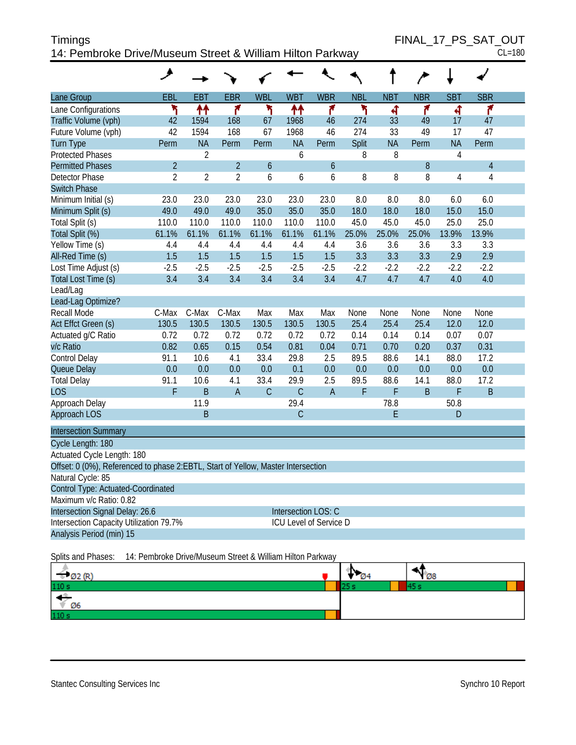Timings  FINAL_17_PS_SAT_OUT
14: Pembroke Drive/Museum Street & William Hilton Parkway  CL=180

| Lane Group | EBL | EBT | EBR | WBL | WBT | WBR | NBL | NBT | NBR | SBT | SBR |
|---|---|---|---|---|---|---|---|---|---|---|---|
| Lane Configurations | | | | | | | | | | | |
| Traffic Volume (vph) | 42 | 1594 | 168 | 67 | 1968 | 46 | 274 | 33 | 49 | 17 | 47 |
| Future Volume (vph) | 42 | 1594 | 168 | 67 | 1968 | 46 | 274 | 33 | 49 | 17 | 47 |
| Turn Type | Perm | NA | Perm | Perm | NA | Perm | Split | NA | Perm | NA | Perm |
| Protected Phases | | 2 | | | 6 | | 8 | 8 | | 4 | |
| Permitted Phases | 2 | | 2 | 6 | | 6 | | | 8 | | 4 |
| Detector Phase | 2 | 2 | 2 | 6 | 6 | 6 | 8 | 8 | 8 | 4 | 4 |
| Switch Phase | | | | | | | | | | | |
| Minimum Initial (s) | 23.0 | 23.0 | 23.0 | 23.0 | 23.0 | 23.0 | 8.0 | 8.0 | 8.0 | 6.0 | 6.0 |
| Minimum Split (s) | 49.0 | 49.0 | 49.0 | 35.0 | 35.0 | 35.0 | 18.0 | 18.0 | 18.0 | 15.0 | 15.0 |
| Total Split (s) | 110.0 | 110.0 | 110.0 | 110.0 | 110.0 | 110.0 | 45.0 | 45.0 | 45.0 | 25.0 | 25.0 |
| Total Split (%) | 61.1% | 61.1% | 61.1% | 61.1% | 61.1% | 61.1% | 25.0% | 25.0% | 25.0% | 13.9% | 13.9% |
| Yellow Time (s) | 4.4 | 4.4 | 4.4 | 4.4 | 4.4 | 4.4 | 3.6 | 3.6 | 3.6 | 3.3 | 3.3 |
| All-Red Time (s) | 1.5 | 1.5 | 1.5 | 1.5 | 1.5 | 1.5 | 3.3 | 3.3 | 3.3 | 2.9 | 2.9 |
| Lost Time Adjust (s) | -2.5 | -2.5 | -2.5 | -2.5 | -2.5 | -2.5 | -2.2 | -2.2 | -2.2 | -2.2 | -2.2 |
| Total Lost Time (s) | 3.4 | 3.4 | 3.4 | 3.4 | 3.4 | 3.4 | 4.7 | 4.7 | 4.7 | 4.0 | 4.0 |
| Lead/Lag | | | | | | | | | | | |
| Lead-Lag Optimize? | | | | | | | | | | | |
| Recall Mode | C-Max | C-Max | C-Max | Max | Max | Max | None | None | None | None | None |
| Act Effct Green (s) | 130.5 | 130.5 | 130.5 | 130.5 | 130.5 | 130.5 | 25.4 | 25.4 | 25.4 | 12.0 | 12.0 |
| Actuated g/C Ratio | 0.72 | 0.72 | 0.72 | 0.72 | 0.72 | 0.72 | 0.14 | 0.14 | 0.14 | 0.07 | 0.07 |
| v/c Ratio | 0.82 | 0.65 | 0.15 | 0.54 | 0.81 | 0.04 | 0.71 | 0.70 | 0.20 | 0.37 | 0.31 |
| Control Delay | 91.1 | 10.6 | 4.1 | 33.4 | 29.8 | 2.5 | 89.5 | 88.6 | 14.1 | 88.0 | 17.2 |
| Queue Delay | 0.0 | 0.0 | 0.0 | 0.0 | 0.1 | 0.0 | 0.0 | 0.0 | 0.0 | 0.0 | 0.0 |
| Total Delay | 91.1 | 10.6 | 4.1 | 33.4 | 29.9 | 2.5 | 89.5 | 88.6 | 14.1 | 88.0 | 17.2 |
| LOS | F | B | A | C | C | A | F | F | B | F | B |
| Approach Delay | | 11.9 | | | 29.4 | | | 78.8 | | 50.8 | |
| Approach LOS | | B | | | C | | | E | | D | |

| Intersection Summary | |
|---|---|
| Cycle Length: 180 | |
| Actuated Cycle Length: 180 | |
| Offset: 0 (0%), Referenced to phase 2:EBTL, Start of Yellow, Master Intersection | |
| Natural Cycle: 85 | |
| Control Type: Actuated-Coordinated | |
| Maximum v/c Ratio: 0.82 | |
| Intersection Signal Delay: 26.6 | Intersection LOS: C |
| Intersection Capacity Utilization 79.7% | ICU Level of Service D |
| Analysis Period (min) 15 | |

Splits and Phases: 14: Pembroke Drive/Museum Street & William Hilton Parkway

| Ø2 (R) | Ø4 | Ø8 |
|---|---|---|
| 110 s | 25 s | 45 s |
| Ø6 | | |
| 110 s | | |

Stantec Consulting Services Inc  Synchro 10 Report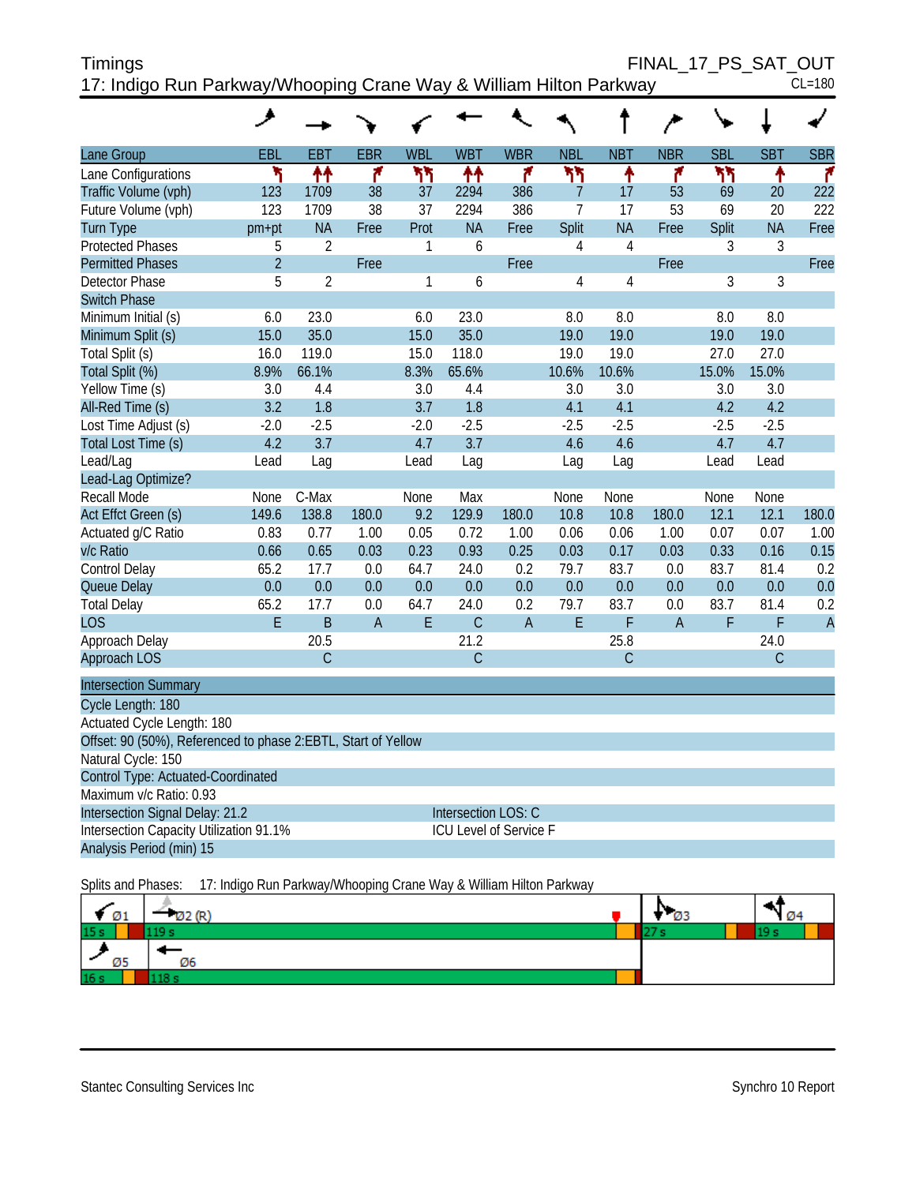Timings FINAL_17_PS_SAT_OUT

17: Indigo Run Parkway/Whooping Crane Way & William Hilton Parkway CL=180

| Lane Group | EBL | EBT | EBR | WBL | WBT | WBR | NBL | NBT | NBR | SBL | SBT | SBR |
|---|---|---|---|---|---|---|---|---|---|---|---|---|
| Lane Configurations | | | | | | | | | | | | |
| Traffic Volume (vph) | 123 | 1709 | 38 | 37 | 2294 | 386 | 7 | 17 | 53 | 69 | 20 | 222 |
| Future Volume (vph) | 123 | 1709 | 38 | 37 | 2294 | 386 | 7 | 17 | 53 | 69 | 20 | 222 |
| Turn Type | pm+pt | NA | Free | Prot | NA | Free | Split | NA | Free | Split | NA | Free |
| Protected Phases | 5 | 2 | | 1 | 6 | | 4 | 4 | | 3 | 3 | |
| Permitted Phases | 2 | | Free | | | Free | | | Free | | | Free |
| Detector Phase | 5 | 2 | | 1 | 6 | | 4 | 4 | | 3 | 3 | |
| Switch Phase | | | | | | | | | | | | |
| Minimum Initial (s) | 6.0 | 23.0 | | 6.0 | 23.0 | | 8.0 | 8.0 | | 8.0 | 8.0 | |
| Minimum Split (s) | 15.0 | 35.0 | | 15.0 | 35.0 | | 19.0 | 19.0 | | 19.0 | 19.0 | |
| Total Split (s) | 16.0 | 119.0 | | 15.0 | 118.0 | | 19.0 | 19.0 | | 27.0 | 27.0 | |
| Total Split (%) | 8.9% | 66.1% | | 8.3% | 65.6% | | 10.6% | 10.6% | | 15.0% | 15.0% | |
| Yellow Time (s) | 3.0 | 4.4 | | 3.0 | 4.4 | | 3.0 | 3.0 | | 3.0 | 3.0 | |
| All-Red Time (s) | 3.2 | 1.8 | | 3.7 | 1.8 | | 4.1 | 4.1 | | 4.2 | 4.2 | |
| Lost Time Adjust (s) | -2.0 | -2.5 | | -2.0 | -2.5 | | -2.5 | -2.5 | | -2.5 | -2.5 | |
| Total Lost Time (s) | 4.2 | 3.7 | | 4.7 | 3.7 | | 4.6 | 4.6 | | 4.7 | 4.7 | |
| Lead/Lag | Lead | Lag | | Lead | Lag | | Lag | Lag | | Lead | Lead | |
| Lead-Lag Optimize? | | | | | | | | | | | | |
| Recall Mode | None | C-Max | | None | Max | | None | None | | None | None | |
| Act Effct Green (s) | 149.6 | 138.8 | 180.0 | 9.2 | 129.9 | 180.0 | 10.8 | 10.8 | 180.0 | 12.1 | 12.1 | 180.0 |
| Actuated g/C Ratio | 0.83 | 0.77 | 1.00 | 0.05 | 0.72 | 1.00 | 0.06 | 0.06 | 1.00 | 0.07 | 0.07 | 1.00 |
| v/c Ratio | 0.66 | 0.65 | 0.03 | 0.23 | 0.93 | 0.25 | 0.03 | 0.17 | 0.03 | 0.33 | 0.16 | 0.15 |
| Control Delay | 65.2 | 17.7 | 0.0 | 64.7 | 24.0 | 0.2 | 79.7 | 83.7 | 0.0 | 83.7 | 81.4 | 0.2 |
| Queue Delay | 0.0 | 0.0 | 0.0 | 0.0 | 0.0 | 0.0 | 0.0 | 0.0 | 0.0 | 0.0 | 0.0 | 0.0 |
| Total Delay | 65.2 | 17.7 | 0.0 | 64.7 | 24.0 | 0.2 | 79.7 | 83.7 | 0.0 | 83.7 | 81.4 | 0.2 |
| LOS | E | B | A | E | C | A | E | F | A | F | F | A |
| Approach Delay | | 20.5 | | | 21.2 | | | 25.8 | | | 24.0 | |
| Approach LOS | | C | | | C | | | C | | | C | |

**Intersection Summary**

Cycle Length: 180
Actuated Cycle Length: 180
Offset: 90 (50%), Referenced to phase 2:EBTL, Start of Yellow
Natural Cycle: 150
Control Type: Actuated-Coordinated
Maximum v/c Ratio: 0.93
Intersection Signal Delay: 21.2 Intersection LOS: C
Intersection Capacity Utilization 91.1% ICU Level of Service F
Analysis Period (min) 15

Splits and Phases: 17: Indigo Run Parkway/Whooping Crane Way & William Hilton Parkway

| Ø1 15 s | Ø2 (R) 119 s | Ø3 27 s | Ø4 19 s |
|---|---|---|---|
| Ø5 16 s | Ø6 118 s | | |

Stantec Consulting Services Inc Synchro 10 Report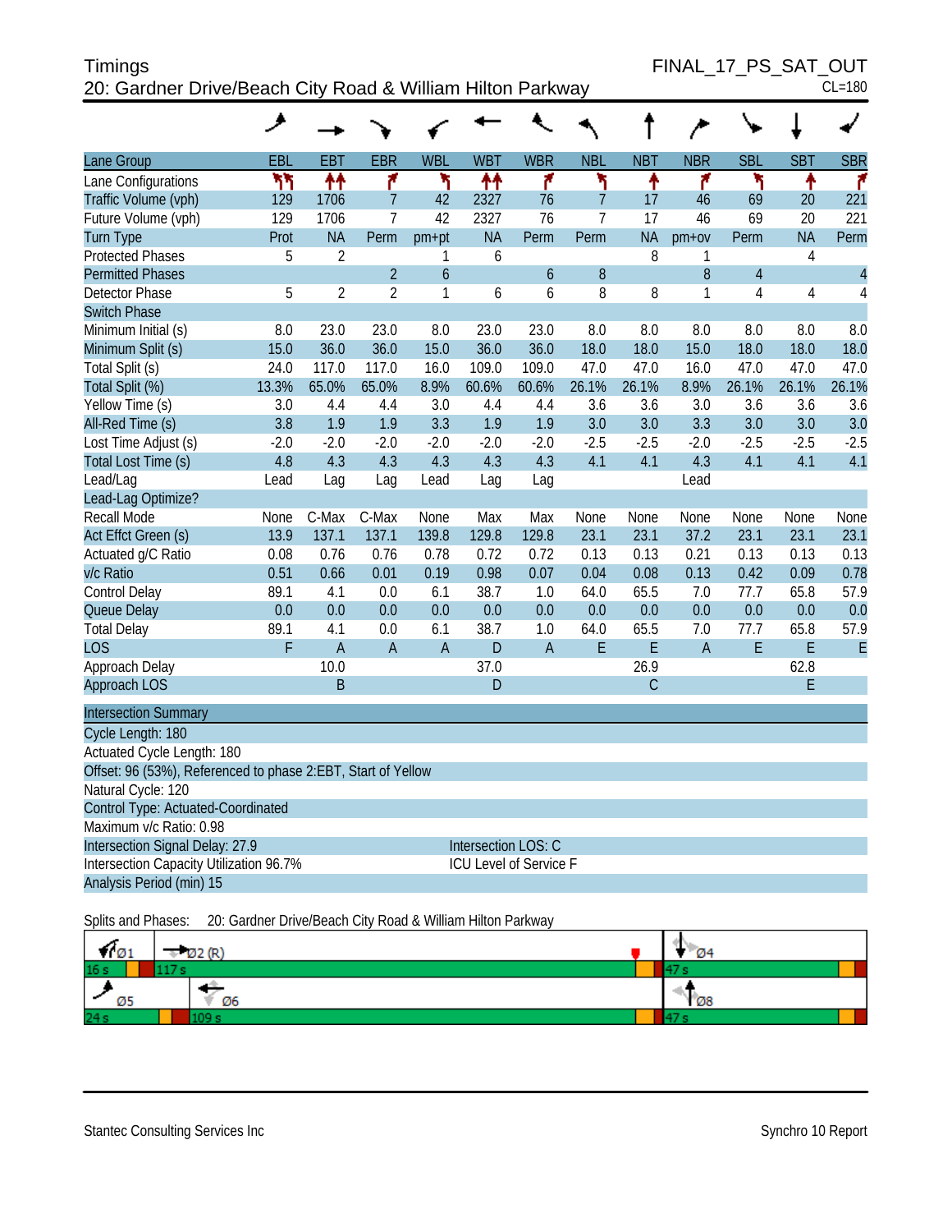Timings
20: Gardner Drive/Beach City Road & William Hilton Parkway

FINAL_17_PS_SAT_OUT
CL=180

| Lane Group | EBL | EBT | EBR | WBL | WBT | WBR | NBL | NBT | NBR | SBL | SBT | SBR |
|---|---|---|---|---|---|---|---|---|---|---|---|---|
| Lane Configurations | | | | | | | | | | | | |
| Traffic Volume (vph) | 129 | 1706 | 7 | 42 | 2327 | 76 | 7 | 17 | 46 | 69 | 20 | 221 |
| Future Volume (vph) | 129 | 1706 | 7 | 42 | 2327 | 76 | 7 | 17 | 46 | 69 | 20 | 221 |
| Turn Type | Prot | NA | Perm | pm+pt | NA | Perm | Perm | NA | pm+ov | Perm | NA | Perm |
| Protected Phases | 5 | 2 | | 1 | 6 | | | 8 | 1 | | 4 | |
| Permitted Phases | | | 2 | 6 | | 6 | 8 | | 8 | 4 | | 4 |
| Detector Phase | 5 | 2 | 2 | 1 | 6 | 6 | 8 | 8 | 1 | 4 | 4 | 4 |
| Switch Phase | | | | | | | | | | | | |
| Minimum Initial (s) | 8.0 | 23.0 | 23.0 | 8.0 | 23.0 | 23.0 | 8.0 | 8.0 | 8.0 | 8.0 | 8.0 | 8.0 |
| Minimum Split (s) | 15.0 | 36.0 | 36.0 | 15.0 | 36.0 | 36.0 | 18.0 | 18.0 | 15.0 | 18.0 | 18.0 | 18.0 |
| Total Split (s) | 24.0 | 117.0 | 117.0 | 16.0 | 109.0 | 109.0 | 47.0 | 47.0 | 16.0 | 47.0 | 47.0 | 47.0 |
| Total Split (%) | 13.3% | 65.0% | 65.0% | 8.9% | 60.6% | 60.6% | 26.1% | 26.1% | 8.9% | 26.1% | 26.1% | 26.1% |
| Yellow Time (s) | 3.0 | 4.4 | 4.4 | 3.0 | 4.4 | 4.4 | 3.6 | 3.6 | 3.0 | 3.6 | 3.6 | 3.6 |
| All-Red Time (s) | 3.8 | 1.9 | 1.9 | 3.3 | 1.9 | 1.9 | 3.0 | 3.0 | 3.3 | 3.0 | 3.0 | 3.0 |
| Lost Time Adjust (s) | -2.0 | -2.0 | -2.0 | -2.0 | -2.0 | -2.0 | -2.5 | -2.5 | -2.0 | -2.5 | -2.5 | -2.5 |
| Total Lost Time (s) | 4.8 | 4.3 | 4.3 | 4.3 | 4.3 | 4.3 | 4.1 | 4.1 | 4.3 | 4.1 | 4.1 | 4.1 |
| Lead/Lag | Lead | Lag | Lag | Lead | Lag | Lag | | | Lead | | | |
| Lead-Lag Optimize? | | | | | | | | | | | | |
| Recall Mode | None | C-Max | C-Max | None | Max | Max | None | None | None | None | None | None |
| Act Effct Green (s) | 13.9 | 137.1 | 137.1 | 139.8 | 129.8 | 129.8 | 23.1 | 23.1 | 37.2 | 23.1 | 23.1 | 23.1 |
| Actuated g/C Ratio | 0.08 | 0.76 | 0.76 | 0.78 | 0.72 | 0.72 | 0.13 | 0.13 | 0.21 | 0.13 | 0.13 | 0.13 |
| v/c Ratio | 0.51 | 0.66 | 0.01 | 0.19 | 0.98 | 0.07 | 0.04 | 0.08 | 0.13 | 0.42 | 0.09 | 0.78 |
| Control Delay | 89.1 | 4.1 | 0.0 | 6.1 | 38.7 | 1.0 | 64.0 | 65.5 | 7.0 | 77.7 | 65.8 | 57.9 |
| Queue Delay | 0.0 | 0.0 | 0.0 | 0.0 | 0.0 | 0.0 | 0.0 | 0.0 | 0.0 | 0.0 | 0.0 | 0.0 |
| Total Delay | 89.1 | 4.1 | 0.0 | 6.1 | 38.7 | 1.0 | 64.0 | 65.5 | 7.0 | 77.7 | 65.8 | 57.9 |
| LOS | F | A | A | A | D | A | E | E | A | E | E | E |
| Approach Delay | | 10.0 | | | 37.0 | | | 26.9 | | | 62.8 | |
| Approach LOS | | B | | | D | | | C | | | E | |

**Intersection Summary**

Cycle Length: 180
Actuated Cycle Length: 180
Offset: 96 (53%), Referenced to phase 2:EBT, Start of Yellow
Natural Cycle: 120
Control Type: Actuated-Coordinated
Maximum v/c Ratio: 0.98
Intersection Signal Delay: 27.9 — Intersection LOS: C
Intersection Capacity Utilization 96.7% — ICU Level of Service F
Analysis Period (min) 15

Splits and Phases: 20: Gardner Drive/Beach City Road & William Hilton Parkway

| Ø1 | Ø2 (R) | Ø4 |
|---|---|---|
| 16 s | 117 s | 47 s |

| Ø5 | Ø6 | Ø8 |
|---|---|---|
| 24 s | 109 s | 47 s |

Stantec Consulting Services Inc — Synchro 10 Report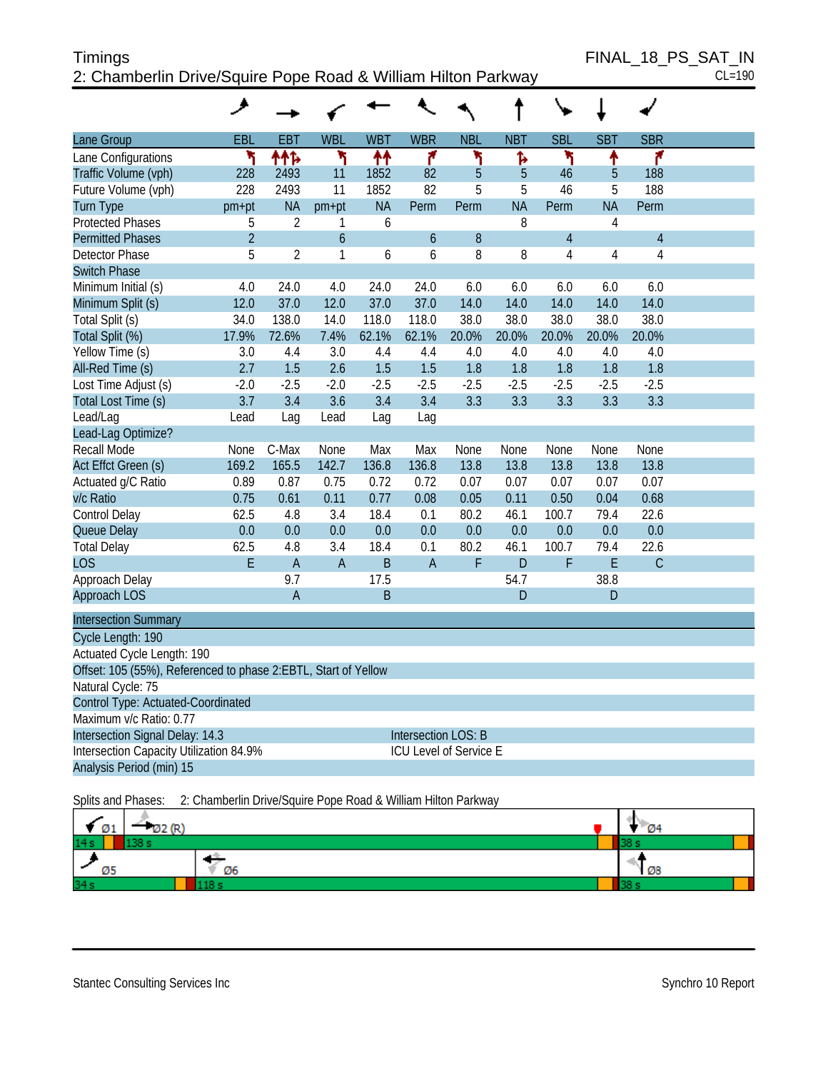Timings
2: Chamberlin Drive/Squire Pope Road & William Hilton Parkway

FINAL_18_PS_SAT_IN
CL=190

| Lane Group | EBL | EBT | WBL | WBT | WBR | NBL | NBT | SBL | SBT | SBR |
|---|---|---|---|---|---|---|---|---|---|---|
| Lane Configurations | | | | | | | | | | |
| Traffic Volume (vph) | 228 | 2493 | 11 | 1852 | 82 | 5 | 5 | 46 | 5 | 188 |
| Future Volume (vph) | 228 | 2493 | 11 | 1852 | 82 | 5 | 5 | 46 | 5 | 188 |
| Turn Type | pm+pt | NA | pm+pt | NA | Perm | Perm | NA | Perm | NA | Perm |
| Protected Phases | 5 | 2 | 1 | 6 | | | 8 | | 4 | |
| Permitted Phases | 2 | | 6 | | 6 | 8 | | 4 | | 4 |
| Detector Phase | 5 | 2 | 1 | 6 | 6 | 8 | 8 | 4 | 4 | 4 |
| Switch Phase | | | | | | | | | | |
| Minimum Initial (s) | 4.0 | 24.0 | 4.0 | 24.0 | 24.0 | 6.0 | 6.0 | 6.0 | 6.0 | 6.0 |
| Minimum Split (s) | 12.0 | 37.0 | 12.0 | 37.0 | 37.0 | 14.0 | 14.0 | 14.0 | 14.0 | 14.0 |
| Total Split (s) | 34.0 | 138.0 | 14.0 | 118.0 | 118.0 | 38.0 | 38.0 | 38.0 | 38.0 | 38.0 |
| Total Split (%) | 17.9% | 72.6% | 7.4% | 62.1% | 62.1% | 20.0% | 20.0% | 20.0% | 20.0% | 20.0% |
| Yellow Time (s) | 3.0 | 4.4 | 3.0 | 4.4 | 4.4 | 4.0 | 4.0 | 4.0 | 4.0 | 4.0 |
| All-Red Time (s) | 2.7 | 1.5 | 2.6 | 1.5 | 1.5 | 1.8 | 1.8 | 1.8 | 1.8 | 1.8 |
| Lost Time Adjust (s) | -2.0 | -2.5 | -2.0 | -2.5 | -2.5 | -2.5 | -2.5 | -2.5 | -2.5 | -2.5 |
| Total Lost Time (s) | 3.7 | 3.4 | 3.6 | 3.4 | 3.4 | 3.3 | 3.3 | 3.3 | 3.3 | 3.3 |
| Lead/Lag | Lead | Lag | Lead | Lag | Lag | | | | | |
| Lead-Lag Optimize? | | | | | | | | | | |
| Recall Mode | None | C-Max | None | Max | Max | None | None | None | None | None |
| Act Effct Green (s) | 169.2 | 165.5 | 142.7 | 136.8 | 136.8 | 13.8 | 13.8 | 13.8 | 13.8 | 13.8 |
| Actuated g/C Ratio | 0.89 | 0.87 | 0.75 | 0.72 | 0.72 | 0.07 | 0.07 | 0.07 | 0.07 | 0.07 |
| v/c Ratio | 0.75 | 0.61 | 0.11 | 0.77 | 0.08 | 0.05 | 0.11 | 0.50 | 0.04 | 0.68 |
| Control Delay | 62.5 | 4.8 | 3.4 | 18.4 | 0.1 | 80.2 | 46.1 | 100.7 | 79.4 | 22.6 |
| Queue Delay | 0.0 | 0.0 | 0.0 | 0.0 | 0.0 | 0.0 | 0.0 | 0.0 | 0.0 | 0.0 |
| Total Delay | 62.5 | 4.8 | 3.4 | 18.4 | 0.1 | 80.2 | 46.1 | 100.7 | 79.4 | 22.6 |
| LOS | E | A | A | B | A | F | D | F | E | C |
| Approach Delay | | 9.7 | | 17.5 | | | 54.7 | | 38.8 | |
| Approach LOS | | A | | B | | | D | | D | |

**Intersection Summary**

Cycle Length: 190
Actuated Cycle Length: 190
Offset: 105 (55%), Referenced to phase 2:EBTL, Start of Yellow
Natural Cycle: 75
Control Type: Actuated-Coordinated
Maximum v/c Ratio: 0.77
Intersection Signal Delay: 14.3 — Intersection LOS: B
Intersection Capacity Utilization 84.9% — ICU Level of Service E
Analysis Period (min) 15

Splits and Phases: 2: Chamberlin Drive/Squire Pope Road & William Hilton Parkway

Ø1 14 s | Ø2 (R) 138 s | Ø4 38 s
Ø5 34 s | Ø6 118 s | Ø8 38 s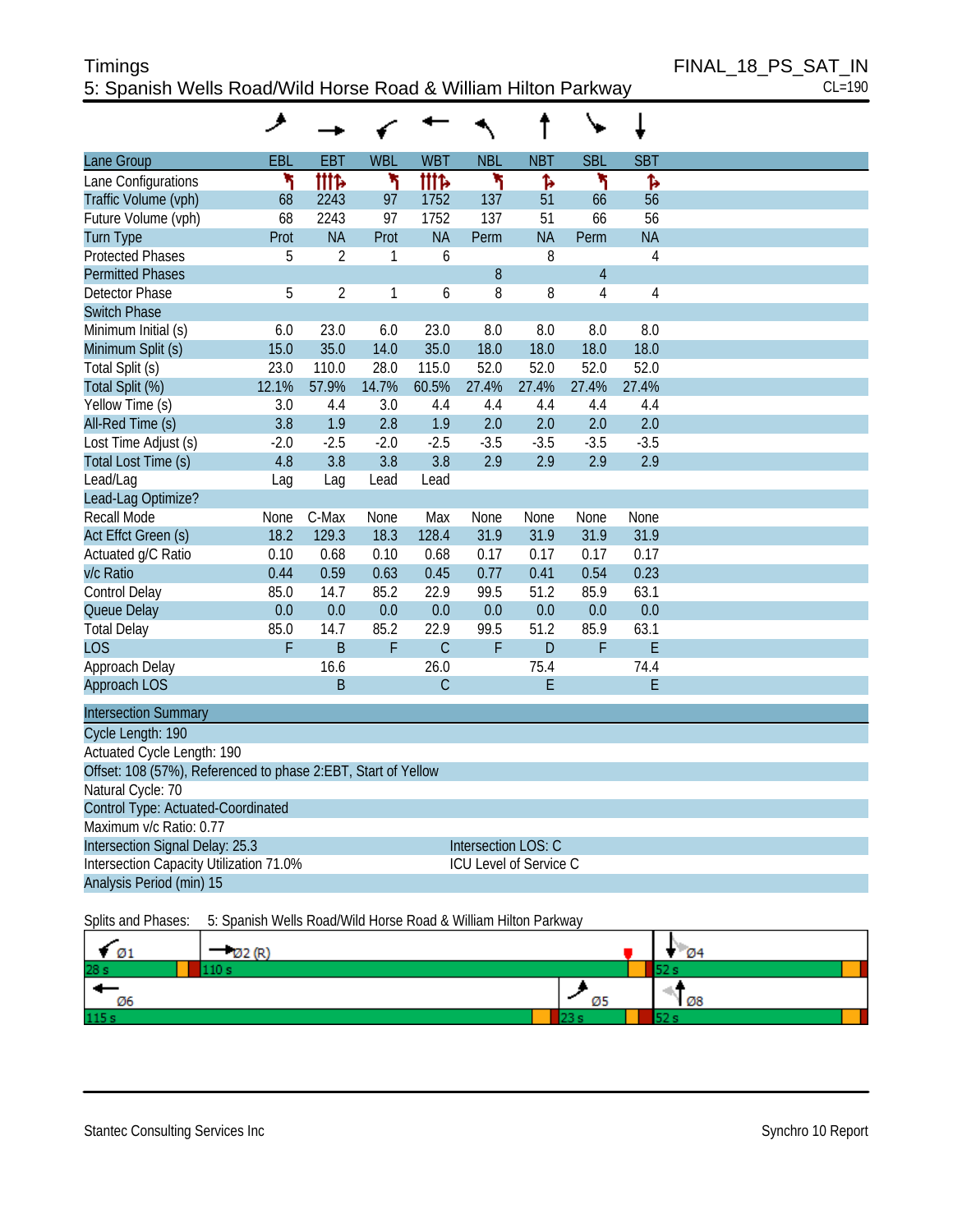Timings
5: Spanish Wells Road/Wild Horse Road & William Hilton Parkway

FINAL_18_PS_SAT_IN
CL=190

| Lane Group | EBL | EBT | WBL | WBT | NBL | NBT | SBL | SBT |
|---|---|---|---|---|---|---|---|---|
| Lane Configurations | | | | | | | | |
| Traffic Volume (vph) | 68 | 2243 | 97 | 1752 | 137 | 51 | 66 | 56 |
| Future Volume (vph) | 68 | 2243 | 97 | 1752 | 137 | 51 | 66 | 56 |
| Turn Type | Prot | NA | Prot | NA | Perm | NA | Perm | NA |
| Protected Phases | 5 | 2 | 1 | 6 | | 8 | | 4 |
| Permitted Phases | | | | | 8 | | 4 | |
| Detector Phase | 5 | 2 | 1 | 6 | 8 | 8 | 4 | 4 |
| Switch Phase | | | | | | | | |
| Minimum Initial (s) | 6.0 | 23.0 | 6.0 | 23.0 | 8.0 | 8.0 | 8.0 | 8.0 |
| Minimum Split (s) | 15.0 | 35.0 | 14.0 | 35.0 | 18.0 | 18.0 | 18.0 | 18.0 |
| Total Split (s) | 23.0 | 110.0 | 28.0 | 115.0 | 52.0 | 52.0 | 52.0 | 52.0 |
| Total Split (%) | 12.1% | 57.9% | 14.7% | 60.5% | 27.4% | 27.4% | 27.4% | 27.4% |
| Yellow Time (s) | 3.0 | 4.4 | 3.0 | 4.4 | 4.4 | 4.4 | 4.4 | 4.4 |
| All-Red Time (s) | 3.8 | 1.9 | 2.8 | 1.9 | 2.0 | 2.0 | 2.0 | 2.0 |
| Lost Time Adjust (s) | -2.0 | -2.5 | -2.0 | -2.5 | -3.5 | -3.5 | -3.5 | -3.5 |
| Total Lost Time (s) | 4.8 | 3.8 | 3.8 | 3.8 | 2.9 | 2.9 | 2.9 | 2.9 |
| Lead/Lag | Lag | Lag | Lead | Lead | | | | |
| Lead-Lag Optimize? | | | | | | | | |
| Recall Mode | None | C-Max | None | Max | None | None | None | None |
| Act Effct Green (s) | 18.2 | 129.3 | 18.3 | 128.4 | 31.9 | 31.9 | 31.9 | 31.9 |
| Actuated g/C Ratio | 0.10 | 0.68 | 0.10 | 0.68 | 0.17 | 0.17 | 0.17 | 0.17 |
| v/c Ratio | 0.44 | 0.59 | 0.63 | 0.45 | 0.77 | 0.41 | 0.54 | 0.23 |
| Control Delay | 85.0 | 14.7 | 85.2 | 22.9 | 99.5 | 51.2 | 85.9 | 63.1 |
| Queue Delay | 0.0 | 0.0 | 0.0 | 0.0 | 0.0 | 0.0 | 0.0 | 0.0 |
| Total Delay | 85.0 | 14.7 | 85.2 | 22.9 | 99.5 | 51.2 | 85.9 | 63.1 |
| LOS | F | B | F | C | F | D | F | E |
| Approach Delay | | 16.6 | | 26.0 | | 75.4 | | 74.4 |
| Approach LOS | | B | | C | | E | | E |

| Intersection Summary | |
|---|---|
| Cycle Length: 190 | |
| Actuated Cycle Length: 190 | |
| Offset: 108 (57%), Referenced to phase 2:EBT, Start of Yellow | |
| Natural Cycle: 70 | |
| Control Type: Actuated-Coordinated | |
| Maximum v/c Ratio: 0.77 | |
| Intersection Signal Delay: 25.3 | Intersection LOS: C |
| Intersection Capacity Utilization 71.0% | ICU Level of Service C |
| Analysis Period (min) 15 | |

Splits and Phases: 5: Spanish Wells Road/Wild Horse Road & William Hilton Parkway

| Ø1 | Ø2 (R) | Ø4 |
|---|---|---|
| 28 s | 110 s | 52 s |

| Ø6 | Ø5 | Ø8 |
|---|---|---|
| 115 s | 23 s | 52 s |

Stantec Consulting Services Inc — Synchro 10 Report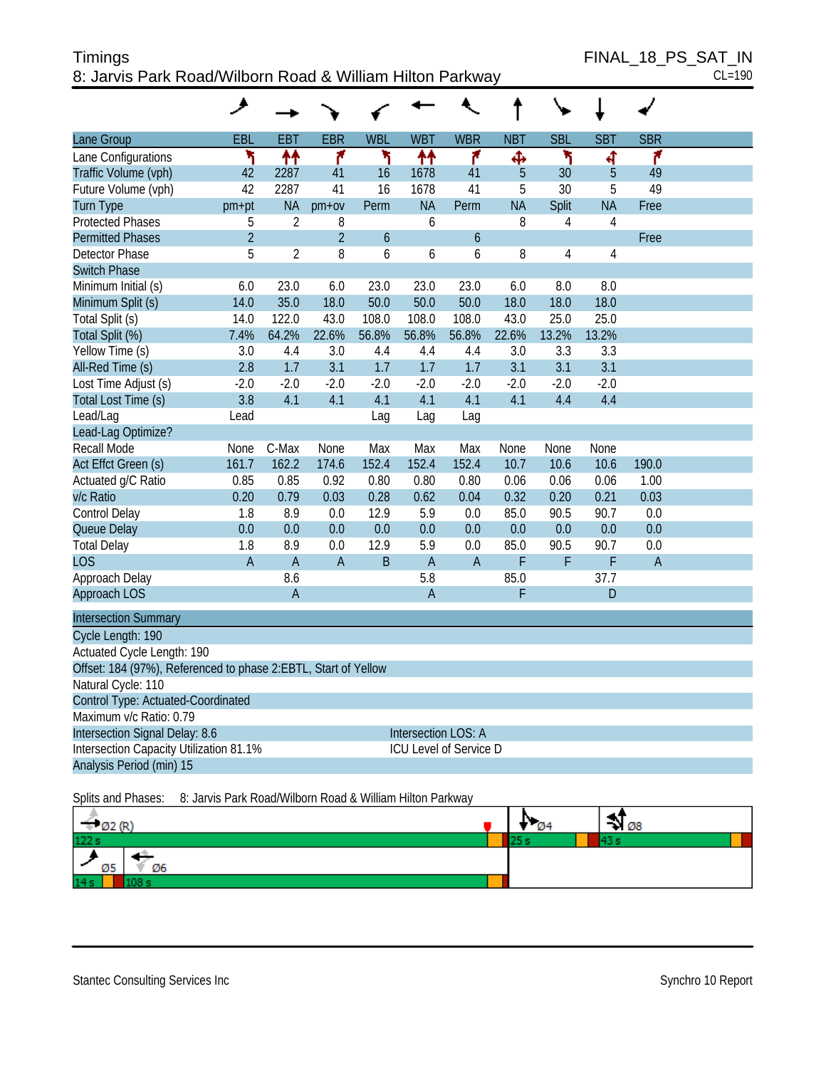Timings

FINAL_18_PS_SAT_IN

8: Jarvis Park Road/Wilborn Road & William Hilton Parkway

CL=190

| Lane Group | EBL | EBT | EBR | WBL | WBT | WBR | NBT | SBL | SBT | SBR |
|---|---|---|---|---|---|---|---|---|---|---|
| Lane Configurations | | | | | | | | | | |
| Traffic Volume (vph) | 42 | 2287 | 41 | 16 | 1678 | 41 | 5 | 30 | 5 | 49 |
| Future Volume (vph) | 42 | 2287 | 41 | 16 | 1678 | 41 | 5 | 30 | 5 | 49 |
| Turn Type | pm+pt | NA | pm+ov | Perm | NA | Perm | NA | Split | NA | Free |
| Protected Phases | 5 | 2 | 8 | | 6 | | 8 | 4 | 4 | |
| Permitted Phases | 2 | | 2 | 6 | | 6 | | | | Free |
| Detector Phase | 5 | 2 | 8 | 6 | 6 | 6 | 8 | 4 | 4 | |
| Switch Phase | | | | | | | | | | |
| Minimum Initial (s) | 6.0 | 23.0 | 6.0 | 23.0 | 23.0 | 23.0 | 6.0 | 8.0 | 8.0 | |
| Minimum Split (s) | 14.0 | 35.0 | 18.0 | 50.0 | 50.0 | 50.0 | 18.0 | 18.0 | 18.0 | |
| Total Split (s) | 14.0 | 122.0 | 43.0 | 108.0 | 108.0 | 108.0 | 43.0 | 25.0 | 25.0 | |
| Total Split (%) | 7.4% | 64.2% | 22.6% | 56.8% | 56.8% | 56.8% | 22.6% | 13.2% | 13.2% | |
| Yellow Time (s) | 3.0 | 4.4 | 3.0 | 4.4 | 4.4 | 4.4 | 3.0 | 3.3 | 3.3 | |
| All-Red Time (s) | 2.8 | 1.7 | 3.1 | 1.7 | 1.7 | 1.7 | 3.1 | 3.1 | 3.1 | |
| Lost Time Adjust (s) | -2.0 | -2.0 | -2.0 | -2.0 | -2.0 | -2.0 | -2.0 | -2.0 | -2.0 | |
| Total Lost Time (s) | 3.8 | 4.1 | 4.1 | 4.1 | 4.1 | 4.1 | 4.1 | 4.4 | 4.4 | |
| Lead/Lag | Lead | | | Lag | Lag | Lag | | | | |
| Lead-Lag Optimize? | | | | | | | | | | |
| Recall Mode | None | C-Max | None | Max | Max | Max | None | None | None | |
| Act Effct Green (s) | 161.7 | 162.2 | 174.6 | 152.4 | 152.4 | 152.4 | 10.7 | 10.6 | 10.6 | 190.0 |
| Actuated g/C Ratio | 0.85 | 0.85 | 0.92 | 0.80 | 0.80 | 0.80 | 0.06 | 0.06 | 0.06 | 1.00 |
| v/c Ratio | 0.20 | 0.79 | 0.03 | 0.28 | 0.62 | 0.04 | 0.32 | 0.20 | 0.21 | 0.03 |
| Control Delay | 1.8 | 8.9 | 0.0 | 12.9 | 5.9 | 0.0 | 85.0 | 90.5 | 90.7 | 0.0 |
| Queue Delay | 0.0 | 0.0 | 0.0 | 0.0 | 0.0 | 0.0 | 0.0 | 0.0 | 0.0 | 0.0 |
| Total Delay | 1.8 | 8.9 | 0.0 | 12.9 | 5.9 | 0.0 | 85.0 | 90.5 | 90.7 | 0.0 |
| LOS | A | A | A | B | A | A | F | F | F | A |
| Approach Delay | | 8.6 | | | 5.8 | | 85.0 | | 37.7 | |
| Approach LOS | | A | | | A | | F | | D | |

**Intersection Summary**

Cycle Length: 190
Actuated Cycle Length: 190
Offset: 184 (97%), Referenced to phase 2:EBTL, Start of Yellow
Natural Cycle: 110
Control Type: Actuated-Coordinated
Maximum v/c Ratio: 0.79
Intersection Signal Delay: 8.6 — Intersection LOS: A
Intersection Capacity Utilization 81.1% — ICU Level of Service D
Analysis Period (min) 15

Splits and Phases: 8: Jarvis Park Road/Wilborn Road & William Hilton Parkway

Ø2 (R) 122 s | Ø4 25 s | Ø8 43 s
Ø5 14 s | Ø6 108 s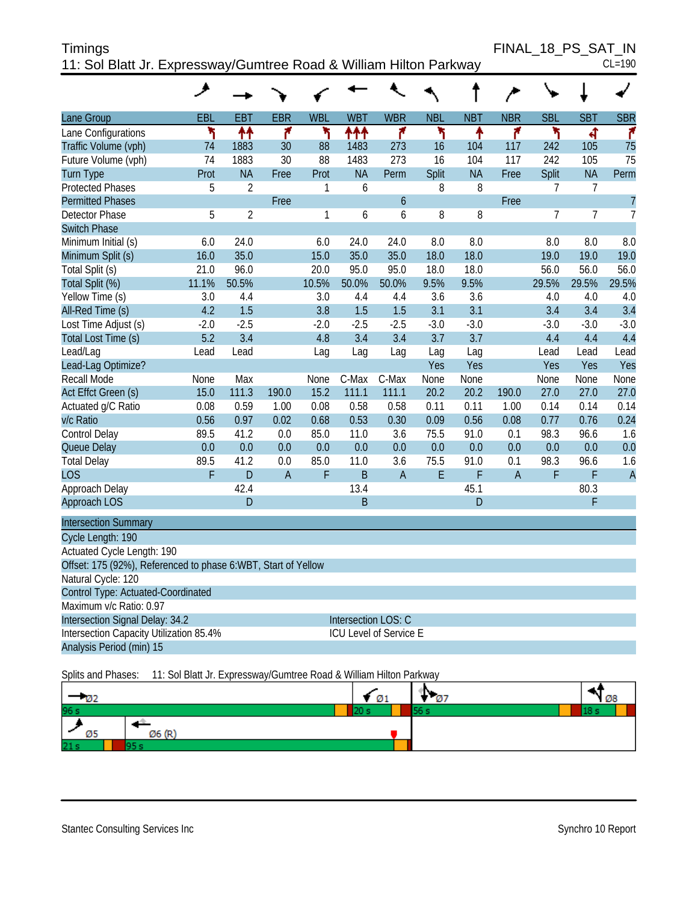Timings
11: Sol Blatt Jr. Expressway/Gumtree Road & William Hilton Parkway

FINAL_18_PS_SAT_IN
CL=190

| Lane Group | EBL | EBT | EBR | WBL | WBT | WBR | NBL | NBT | NBR | SBL | SBT | SBR |
|---|---|---|---|---|---|---|---|---|---|---|---|---|
| Lane Configurations | | | | | | | | | | | | |
| Traffic Volume (vph) | 74 | 1883 | 30 | 88 | 1483 | 273 | 16 | 104 | 117 | 242 | 105 | 75 |
| Future Volume (vph) | 74 | 1883 | 30 | 88 | 1483 | 273 | 16 | 104 | 117 | 242 | 105 | 75 |
| Turn Type | Prot | NA | Free | Prot | NA | Perm | Split | NA | Free | Split | NA | Perm |
| Protected Phases | 5 | 2 | | 1 | 6 | | 8 | 8 | | 7 | 7 | |
| Permitted Phases | | | Free | | | 6 | | | Free | | | 7 |
| Detector Phase | 5 | 2 | | 1 | 6 | 6 | 8 | 8 | | 7 | 7 | 7 |
| Switch Phase | | | | | | | | | | | | |
| Minimum Initial (s) | 6.0 | 24.0 | | 6.0 | 24.0 | 24.0 | 8.0 | 8.0 | | 8.0 | 8.0 | 8.0 |
| Minimum Split (s) | 16.0 | 35.0 | | 15.0 | 35.0 | 35.0 | 18.0 | 18.0 | | 19.0 | 19.0 | 19.0 |
| Total Split (s) | 21.0 | 96.0 | | 20.0 | 95.0 | 95.0 | 18.0 | 18.0 | | 56.0 | 56.0 | 56.0 |
| Total Split (%) | 11.1% | 50.5% | | 10.5% | 50.0% | 50.0% | 9.5% | 9.5% | | 29.5% | 29.5% | 29.5% |
| Yellow Time (s) | 3.0 | 4.4 | | 3.0 | 4.4 | 4.4 | 3.6 | 3.6 | | 4.0 | 4.0 | 4.0 |
| All-Red Time (s) | 4.2 | 1.5 | | 3.8 | 1.5 | 1.5 | 3.1 | 3.1 | | 3.4 | 3.4 | 3.4 |
| Lost Time Adjust (s) | -2.0 | -2.5 | | -2.0 | -2.5 | -2.5 | -3.0 | -3.0 | | -3.0 | -3.0 | -3.0 |
| Total Lost Time (s) | 5.2 | 3.4 | | 4.8 | 3.4 | 3.4 | 3.7 | 3.7 | | 4.4 | 4.4 | 4.4 |
| Lead/Lag | Lead | Lead | | Lag | Lag | Lag | Lag | Lag | | Lead | Lead | Lead |
| Lead-Lag Optimize? | | | | | | | Yes | Yes | | Yes | Yes | Yes |
| Recall Mode | None | Max | | None | C-Max | C-Max | None | None | | None | None | None |
| Act Effct Green (s) | 15.0 | 111.3 | 190.0 | 15.2 | 111.1 | 111.1 | 20.2 | 20.2 | 190.0 | 27.0 | 27.0 | 27.0 |
| Actuated g/C Ratio | 0.08 | 0.59 | 1.00 | 0.08 | 0.58 | 0.58 | 0.11 | 0.11 | 1.00 | 0.14 | 0.14 | 0.14 |
| v/c Ratio | 0.56 | 0.97 | 0.02 | 0.68 | 0.53 | 0.30 | 0.09 | 0.56 | 0.08 | 0.77 | 0.76 | 0.24 |
| Control Delay | 89.5 | 41.2 | 0.0 | 85.0 | 11.0 | 3.6 | 75.5 | 91.0 | 0.1 | 98.3 | 96.6 | 1.6 |
| Queue Delay | 0.0 | 0.0 | 0.0 | 0.0 | 0.0 | 0.0 | 0.0 | 0.0 | 0.0 | 0.0 | 0.0 | 0.0 |
| Total Delay | 89.5 | 41.2 | 0.0 | 85.0 | 11.0 | 3.6 | 75.5 | 91.0 | 0.1 | 98.3 | 96.6 | 1.6 |
| LOS | F | D | A | F | B | A | E | F | A | F | F | A |
| Approach Delay | | 42.4 | | | 13.4 | | | 45.1 | | | 80.3 | |
| Approach LOS | | D | | | B | | | D | | | F | |

| Intersection Summary | |
|---|---|
| Cycle Length: 190 | |
| Actuated Cycle Length: 190 | |
| Offset: 175 (92%), Referenced to phase 6:WBT, Start of Yellow | |
| Natural Cycle: 120 | |
| Control Type: Actuated-Coordinated | |
| Maximum v/c Ratio: 0.97 | |
| Intersection Signal Delay: 34.2 | Intersection LOS: C |
| Intersection Capacity Utilization 85.4% | ICU Level of Service E |
| Analysis Period (min) 15 | |

Splits and Phases: 11: Sol Blatt Jr. Expressway/Gumtree Road & William Hilton Parkway

Ø2 96 s | Ø1 20 s | Ø7 56 s | Ø8 18 s

Ø5 21 s | Ø6 (R) 95 s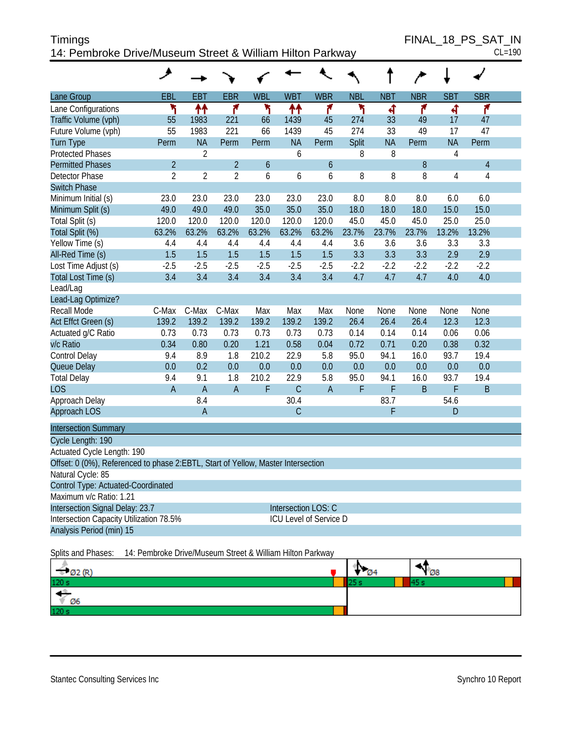Timings
14: Pembroke Drive/Museum Street & William Hilton Parkway

FINAL_18_PS_SAT_IN
CL=190

| Lane Group | EBL | EBT | EBR | WBL | WBT | WBR | NBL | NBT | NBR | SBT | SBR |
|---|---|---|---|---|---|---|---|---|---|---|---|
| Lane Configurations | | | | | | | | | | | |
| Traffic Volume (vph) | 55 | 1983 | 221 | 66 | 1439 | 45 | 274 | 33 | 49 | 17 | 47 |
| Future Volume (vph) | 55 | 1983 | 221 | 66 | 1439 | 45 | 274 | 33 | 49 | 17 | 47 |
| Turn Type | Perm | NA | Perm | Perm | NA | Perm | Split | NA | Perm | NA | Perm |
| Protected Phases | | 2 | | | 6 | | 8 | 8 | | 4 | |
| Permitted Phases | 2 | | 2 | 6 | | 6 | | | 8 | | 4 |
| Detector Phase | 2 | 2 | 2 | 6 | 6 | 6 | 8 | 8 | 8 | 4 | 4 |
| Switch Phase | | | | | | | | | | | |
| Minimum Initial (s) | 23.0 | 23.0 | 23.0 | 23.0 | 23.0 | 23.0 | 8.0 | 8.0 | 8.0 | 6.0 | 6.0 |
| Minimum Split (s) | 49.0 | 49.0 | 49.0 | 35.0 | 35.0 | 35.0 | 18.0 | 18.0 | 18.0 | 15.0 | 15.0 |
| Total Split (s) | 120.0 | 120.0 | 120.0 | 120.0 | 120.0 | 120.0 | 45.0 | 45.0 | 45.0 | 25.0 | 25.0 |
| Total Split (%) | 63.2% | 63.2% | 63.2% | 63.2% | 63.2% | 63.2% | 23.7% | 23.7% | 23.7% | 13.2% | 13.2% |
| Yellow Time (s) | 4.4 | 4.4 | 4.4 | 4.4 | 4.4 | 4.4 | 3.6 | 3.6 | 3.6 | 3.3 | 3.3 |
| All-Red Time (s) | 1.5 | 1.5 | 1.5 | 1.5 | 1.5 | 1.5 | 3.3 | 3.3 | 3.3 | 2.9 | 2.9 |
| Lost Time Adjust (s) | -2.5 | -2.5 | -2.5 | -2.5 | -2.5 | -2.5 | -2.2 | -2.2 | -2.2 | -2.2 | -2.2 |
| Total Lost Time (s) | 3.4 | 3.4 | 3.4 | 3.4 | 3.4 | 3.4 | 4.7 | 4.7 | 4.7 | 4.0 | 4.0 |
| Lead/Lag | | | | | | | | | | | |
| Lead-Lag Optimize? | | | | | | | | | | | |
| Recall Mode | C-Max | C-Max | C-Max | Max | Max | Max | None | None | None | None | None |
| Act Effct Green (s) | 139.2 | 139.2 | 139.2 | 139.2 | 139.2 | 139.2 | 26.4 | 26.4 | 26.4 | 12.3 | 12.3 |
| Actuated g/C Ratio | 0.73 | 0.73 | 0.73 | 0.73 | 0.73 | 0.73 | 0.14 | 0.14 | 0.14 | 0.06 | 0.06 |
| v/c Ratio | 0.34 | 0.80 | 0.20 | 1.21 | 0.58 | 0.04 | 0.72 | 0.71 | 0.20 | 0.38 | 0.32 |
| Control Delay | 9.4 | 8.9 | 1.8 | 210.2 | 22.9 | 5.8 | 95.0 | 94.1 | 16.0 | 93.7 | 19.4 |
| Queue Delay | 0.0 | 0.2 | 0.0 | 0.0 | 0.0 | 0.0 | 0.0 | 0.0 | 0.0 | 0.0 | 0.0 |
| Total Delay | 9.4 | 9.1 | 1.8 | 210.2 | 22.9 | 5.8 | 95.0 | 94.1 | 16.0 | 93.7 | 19.4 |
| LOS | A | A | A | F | C | A | F | F | B | F | B |
| Approach Delay | | 8.4 | | | 30.4 | | | 83.7 | | 54.6 | |
| Approach LOS | | A | | | C | | | F | | D | |

**Intersection Summary**

Cycle Length: 190
Actuated Cycle Length: 190
Offset: 0 (0%), Referenced to phase 2:EBTL, Start of Yellow, Master Intersection
Natural Cycle: 85
Control Type: Actuated-Coordinated
Maximum v/c Ratio: 1.21
Intersection Signal Delay: 23.7 — Intersection LOS: C
Intersection Capacity Utilization 78.5% — ICU Level of Service D
Analysis Period (min) 15

Splits and Phases: 14: Pembroke Drive/Museum Street & William Hilton Parkway

| Ø2 (R) | Ø4 | Ø8 |
|---|---|---|
| 120 s | 25 s | 45 s |
| Ø6 | | |
| 120 s | | |

Stantec Consulting Services Inc — Synchro 10 Report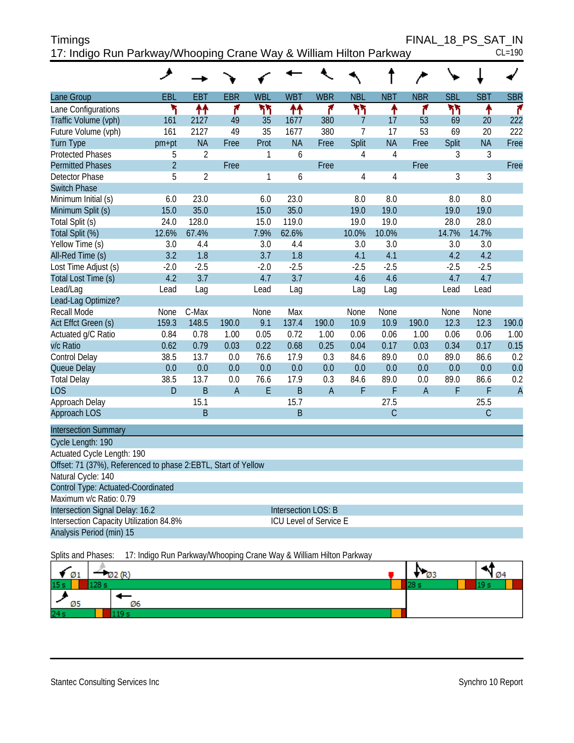Timings

FINAL_18_PS_SAT_IN

17: Indigo Run Parkway/Whooping Crane Way & William Hilton Parkway

CL=190

| Lane Group | EBL | EBT | EBR | WBL | WBT | WBR | NBL | NBT | NBR | SBL | SBT | SBR |
|---|---|---|---|---|---|---|---|---|---|---|---|---|
| Lane Configurations | | | | | | | | | | | | |
| Traffic Volume (vph) | 161 | 2127 | 49 | 35 | 1677 | 380 | 7 | 17 | 53 | 69 | 20 | 222 |
| Future Volume (vph) | 161 | 2127 | 49 | 35 | 1677 | 380 | 7 | 17 | 53 | 69 | 20 | 222 |
| Turn Type | pm+pt | NA | Free | Prot | NA | Free | Split | NA | Free | Split | NA | Free |
| Protected Phases | 5 | 2 | | 1 | 6 | | 4 | 4 | | 3 | 3 | |
| Permitted Phases | 2 | | Free | | | Free | | | Free | | | Free |
| Detector Phase | 5 | 2 | | 1 | 6 | | 4 | 4 | | 3 | 3 | |
| Switch Phase | | | | | | | | | | | | |
| Minimum Initial (s) | 6.0 | 23.0 | | 6.0 | 23.0 | | 8.0 | 8.0 | | 8.0 | 8.0 | |
| Minimum Split (s) | 15.0 | 35.0 | | 15.0 | 35.0 | | 19.0 | 19.0 | | 19.0 | 19.0 | |
| Total Split (s) | 24.0 | 128.0 | | 15.0 | 119.0 | | 19.0 | 19.0 | | 28.0 | 28.0 | |
| Total Split (%) | 12.6% | 67.4% | | 7.9% | 62.6% | | 10.0% | 10.0% | | 14.7% | 14.7% | |
| Yellow Time (s) | 3.0 | 4.4 | | 3.0 | 4.4 | | 3.0 | 3.0 | | 3.0 | 3.0 | |
| All-Red Time (s) | 3.2 | 1.8 | | 3.7 | 1.8 | | 4.1 | 4.1 | | 4.2 | 4.2 | |
| Lost Time Adjust (s) | -2.0 | -2.5 | | -2.0 | -2.5 | | -2.5 | -2.5 | | -2.5 | -2.5 | |
| Total Lost Time (s) | 4.2 | 3.7 | | 4.7 | 3.7 | | 4.6 | 4.6 | | 4.7 | 4.7 | |
| Lead/Lag | Lead | Lag | | Lead | Lag | | Lag | Lag | | Lead | Lead | |
| Lead-Lag Optimize? | | | | | | | | | | | | |
| Recall Mode | None | C-Max | | None | Max | | None | None | | None | None | |
| Act Effct Green (s) | 159.3 | 148.5 | 190.0 | 9.1 | 137.4 | 190.0 | 10.9 | 10.9 | 190.0 | 12.3 | 12.3 | 190.0 |
| Actuated g/C Ratio | 0.84 | 0.78 | 1.00 | 0.05 | 0.72 | 1.00 | 0.06 | 0.06 | 1.00 | 0.06 | 0.06 | 1.00 |
| v/c Ratio | 0.62 | 0.79 | 0.03 | 0.22 | 0.68 | 0.25 | 0.04 | 0.17 | 0.03 | 0.34 | 0.17 | 0.15 |
| Control Delay | 38.5 | 13.7 | 0.0 | 76.6 | 17.9 | 0.3 | 84.6 | 89.0 | 0.0 | 89.0 | 86.6 | 0.2 |
| Queue Delay | 0.0 | 0.0 | 0.0 | 0.0 | 0.0 | 0.0 | 0.0 | 0.0 | 0.0 | 0.0 | 0.0 | 0.0 |
| Total Delay | 38.5 | 13.7 | 0.0 | 76.6 | 17.9 | 0.3 | 84.6 | 89.0 | 0.0 | 89.0 | 86.6 | 0.2 |
| LOS | D | B | A | E | B | A | F | F | A | F | F | A |
| Approach Delay | | 15.1 | | | 15.7 | | | 27.5 | | | 25.5 | |
| Approach LOS | | B | | | B | | | C | | | C | |

**Intersection Summary**

Cycle Length: 190

Actuated Cycle Length: 190

Offset: 71 (37%), Referenced to phase 2:EBTL, Start of Yellow

Natural Cycle: 140

Control Type: Actuated-Coordinated

Maximum v/c Ratio: 0.79

Intersection Signal Delay: 16.2 &nbsp;&nbsp;&nbsp;&nbsp; Intersection LOS: B

Intersection Capacity Utilization 84.8% &nbsp;&nbsp;&nbsp;&nbsp; ICU Level of Service E

Analysis Period (min) 15

Splits and Phases: 17: Indigo Run Parkway/Whooping Crane Way & William Hilton Parkway

| Ø1 | Ø2 (R) | Ø3 | Ø4 |
|---|---|---|---|
| 15 s | 128 s | 28 s | 19 s |

| Ø5 | Ø6 |
|---|---|
| 24 s | 119 s |

Stantec Consulting Services Inc

Synchro 10 Report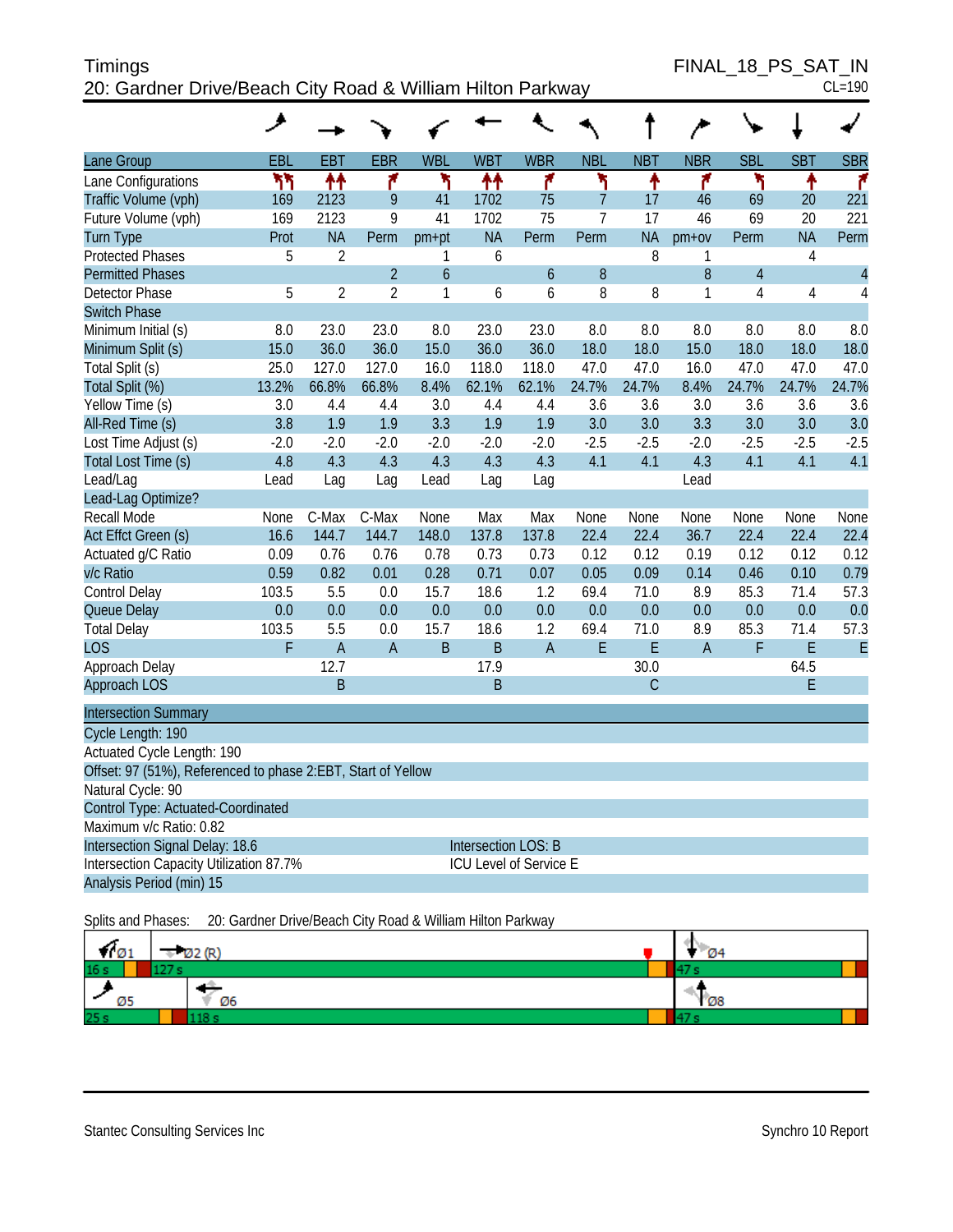Timings
20: Gardner Drive/Beach City Road & William Hilton Parkway

FINAL_18_PS_SAT_IN
CL=190

| Lane Group | EBL | EBT | EBR | WBL | WBT | WBR | NBL | NBT | NBR | SBL | SBT | SBR |
|---|---|---|---|---|---|---|---|---|---|---|---|---|
| Lane Configurations | | | | | | | | | | | | |
| Traffic Volume (vph) | 169 | 2123 | 9 | 41 | 1702 | 75 | 7 | 17 | 46 | 69 | 20 | 221 |
| Future Volume (vph) | 169 | 2123 | 9 | 41 | 1702 | 75 | 7 | 17 | 46 | 69 | 20 | 221 |
| Turn Type | Prot | NA | Perm | pm+pt | NA | Perm | Perm | NA | pm+ov | Perm | NA | Perm |
| Protected Phases | 5 | 2 | | 1 | 6 | | | 8 | 1 | | 4 | |
| Permitted Phases | | | 2 | 6 | | 6 | 8 | | 8 | 4 | | 4 |
| Detector Phase | 5 | 2 | 2 | 1 | 6 | 6 | 8 | 8 | 1 | 4 | 4 | 4 |
| Switch Phase | | | | | | | | | | | | |
| Minimum Initial (s) | 8.0 | 23.0 | 23.0 | 8.0 | 23.0 | 23.0 | 8.0 | 8.0 | 8.0 | 8.0 | 8.0 | 8.0 |
| Minimum Split (s) | 15.0 | 36.0 | 36.0 | 15.0 | 36.0 | 36.0 | 18.0 | 18.0 | 15.0 | 18.0 | 18.0 | 18.0 |
| Total Split (s) | 25.0 | 127.0 | 127.0 | 16.0 | 118.0 | 118.0 | 47.0 | 47.0 | 16.0 | 47.0 | 47.0 | 47.0 |
| Total Split (%) | 13.2% | 66.8% | 66.8% | 8.4% | 62.1% | 62.1% | 24.7% | 24.7% | 8.4% | 24.7% | 24.7% | 24.7% |
| Yellow Time (s) | 3.0 | 4.4 | 4.4 | 3.0 | 4.4 | 4.4 | 3.6 | 3.6 | 3.0 | 3.6 | 3.6 | 3.6 |
| All-Red Time (s) | 3.8 | 1.9 | 1.9 | 3.3 | 1.9 | 1.9 | 3.0 | 3.0 | 3.3 | 3.0 | 3.0 | 3.0 |
| Lost Time Adjust (s) | -2.0 | -2.0 | -2.0 | -2.0 | -2.0 | -2.0 | -2.5 | -2.5 | -2.0 | -2.5 | -2.5 | -2.5 |
| Total Lost Time (s) | 4.8 | 4.3 | 4.3 | 4.3 | 4.3 | 4.3 | 4.1 | 4.1 | 4.3 | 4.1 | 4.1 | 4.1 |
| Lead/Lag | Lead | Lag | Lag | Lead | Lag | Lag | | | Lead | | | |
| Lead-Lag Optimize? | | | | | | | | | | | | |
| Recall Mode | None | C-Max | C-Max | None | Max | Max | None | None | None | None | None | None |
| Act Effct Green (s) | 16.6 | 144.7 | 144.7 | 148.0 | 137.8 | 137.8 | 22.4 | 22.4 | 36.7 | 22.4 | 22.4 | 22.4 |
| Actuated g/C Ratio | 0.09 | 0.76 | 0.76 | 0.78 | 0.73 | 0.73 | 0.12 | 0.12 | 0.19 | 0.12 | 0.12 | 0.12 |
| v/c Ratio | 0.59 | 0.82 | 0.01 | 0.28 | 0.71 | 0.07 | 0.05 | 0.09 | 0.14 | 0.46 | 0.10 | 0.79 |
| Control Delay | 103.5 | 5.5 | 0.0 | 15.7 | 18.6 | 1.2 | 69.4 | 71.0 | 8.9 | 85.3 | 71.4 | 57.3 |
| Queue Delay | 0.0 | 0.0 | 0.0 | 0.0 | 0.0 | 0.0 | 0.0 | 0.0 | 0.0 | 0.0 | 0.0 | 0.0 |
| Total Delay | 103.5 | 5.5 | 0.0 | 15.7 | 18.6 | 1.2 | 69.4 | 71.0 | 8.9 | 85.3 | 71.4 | 57.3 |
| LOS | F | A | A | B | B | A | E | E | A | F | E | E |
| Approach Delay | | 12.7 | | | 17.9 | | | 30.0 | | | 64.5 | |
| Approach LOS | | B | | | B | | | C | | | E | |

**Intersection Summary**

Cycle Length: 190
Actuated Cycle Length: 190
Offset: 97 (51%), Referenced to phase 2:EBT, Start of Yellow
Natural Cycle: 90
Control Type: Actuated-Coordinated
Maximum v/c Ratio: 0.82
Intersection Signal Delay: 18.6 — Intersection LOS: B
Intersection Capacity Utilization 87.7% — ICU Level of Service E
Analysis Period (min) 15

Splits and Phases: 20: Gardner Drive/Beach City Road & William Hilton Parkway

Ø1
16 s
Ø2 (R)
127 s
Ø4
47 s
Ø5
25 s
Ø6
118 s
Ø8
47 s

Stantec Consulting Services Inc — Synchro 10 Report